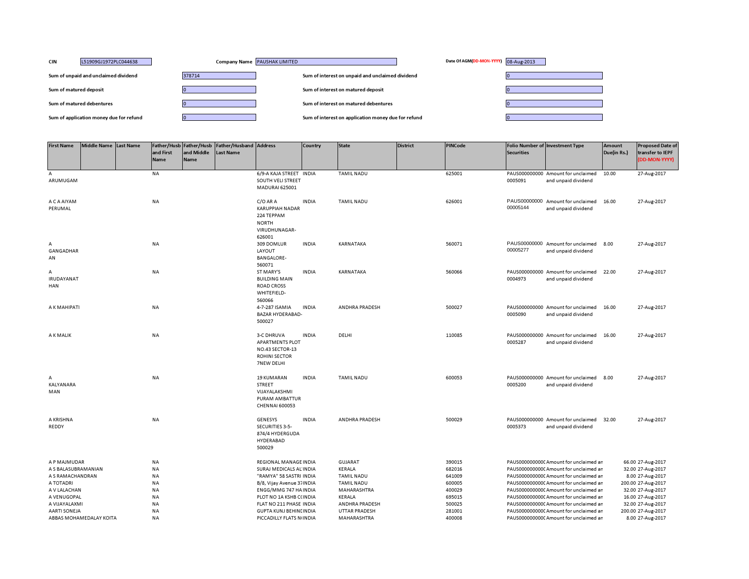CIN: L51909GJ1972PLC044638

Company Name: PAUSHAK LIMITED

Date Of AGM(DD-MON-YYYY): 08-Aug-2013

| | | | |
|---|---|---|---|
| Sum of unpaid and unclaimed dividend | 378714 | Sum of interest on unpaid and unclaimed dividend | 0 |
| Sum of matured deposit | 0 | Sum of interest on matured deposit | 0 |
| Sum of matured debentures | 0 | Sum of interest on matured debentures | 0 |
| Sum of application money due for refund | 0 | Sum of interest on application money due for refund | 0 |

| First Name | Middle Name | Last Name | Father/Husband First Name | Father/Husband Middle Name | Father/Husband Last Name | Address | Country | State | District | PINCode | Folio Number of Securities | Investment Type | Amount Due(in Rs.) | Proposed Date of transfer to IEPF (DD-MON-YYYY) |
|---|---|---|---|---|---|---|---|---|---|---|---|---|---|---|
| A ARUMUGAM | | | NA | | | 6/9-A KAJA STREET SOUTH VELI STREET MADURAI 625001 | INDIA | TAMIL NADU | | 625001 | PAUS0000000000005091 | Amount for unclaimed and unpaid dividend | 10.00 | 27-Aug-2017 |
| A C A AIYAM PERUMAL | | | NA | | | C/O AR A KARUPPIAH NADAR 224 TEPPAM NORTH VIRUDHUNAGAR-626001 | INDIA | TAMIL NADU | | 626001 | PAUS0000000000005144 | Amount for unclaimed and unpaid dividend | 16.00 | 27-Aug-2017 |
| A GANGADHARAN | | | NA | | | 309 DOMLUR LAYOUT BANGALORE-560071 | INDIA | KARNATAKA | | 560071 | PAUS0000000000005277 | Amount for unclaimed and unpaid dividend | 8.00 | 27-Aug-2017 |
| A IRUDAYANATHAN | | | NA | | | ST MARY'S BUILDING MAIN ROAD CROSS WHITEFIELD-560066 | INDIA | KARNATAKA | | 560066 | PAUS0000000000004973 | Amount for unclaimed and unpaid dividend | 22.00 | 27-Aug-2017 |
| A K MAHIPATI | | | NA | | | 4-7-287 ISAMIA BAZAR HYDERABAD-500027 | INDIA | ANDHRA PRADESH | | 500027 | PAUS0000000000005090 | Amount for unclaimed and unpaid dividend | 16.00 | 27-Aug-2017 |
| A K MALIK | | | NA | | | 3-C DHRUVA APARTMENTS PLOT NO.43 SECTOR-13 ROHINI SECTOR 7NEW DELHI | INDIA | DELHI | | 110085 | PAUS0000000000005287 | Amount for unclaimed and unpaid dividend | 16.00 | 27-Aug-2017 |
| A KALYANARAMAN | | | NA | | | 19 KUMARAN STREET VIJAYALAKSHMI PURAM AMBATTUR CHENNAI 600053 | INDIA | TAMIL NADU | | 600053 | PAUS0000000000005200 | Amount for unclaimed and unpaid dividend | 8.00 | 27-Aug-2017 |
| A KRISHNA REDDY | | | NA | | | GENESYS SECURITIES 3-5-874/4 HYDERGUDA HYDERABAD 500029 | INDIA | ANDHRA PRADESH | | 500029 | PAUS0000000000005373 | Amount for unclaimed and unpaid dividend | 32.00 | 27-Aug-2017 |
| A P MAJMUDAR | | | NA | | | REGIONAL MANAGE | INDIA | GUJARAT | | 390015 | PAUS0000000000 | Amount for unclaimed an | 66.00 | 27-Aug-2017 |
| A S BALASUBRAMANIAN | | | NA | | | SURAJ MEDICALS AL | INDIA | KERALA | | 682016 | PAUS0000000000 | Amount for unclaimed an | 32.00 | 27-Aug-2017 |
| A S RAMACHANDRAN | | | NA | | | "RAMYA" 58 SASTRI | INDIA | TAMIL NADU | | 641009 | PAUS0000000000 | Amount for unclaimed an | 8.00 | 27-Aug-2017 |
| A TOTADRI | | | NA | | | B/8, Vijay Avenue 37 | INDIA | TAMIL NADU | | 600005 | PAUS0000000000 | Amount for unclaimed an | 200.00 | 27-Aug-2017 |
| A V LALACHAN | | | NA | | | ENGG/MMG 747 HA | INDIA | MAHARASHTRA | | 400029 | PAUS0000000000 | Amount for unclaimed an | 32.00 | 27-Aug-2017 |
| A VENUGOPAL | | | NA | | | PLOT NO 1A KSHB C | INDIA | KERALA | | 695015 | PAUS0000000000 | Amount for unclaimed an | 16.00 | 27-Aug-2017 |
| A VIJAYALAXMI | | | NA | | | FLAT NO 211 PHASE | INDIA | ANDHRA PRADESH | | 500025 | PAUS0000000000 | Amount for unclaimed an | 32.00 | 27-Aug-2017 |
| AARTI SONEJA | | | NA | | | GUPTA KUNJ BEHIND | INDIA | UTTAR PRADESH | | 281001 | PAUS0000000000 | Amount for unclaimed an | 200.00 | 27-Aug-2017 |
| ABBAS MOHAMEDALAY KOITA | | | NA | | | PICCADILLY FLATS N | INDIA | MAHARASHTRA | | 400008 | PAUS0000000000 | Amount for unclaimed an | 8.00 | 27-Aug-2017 |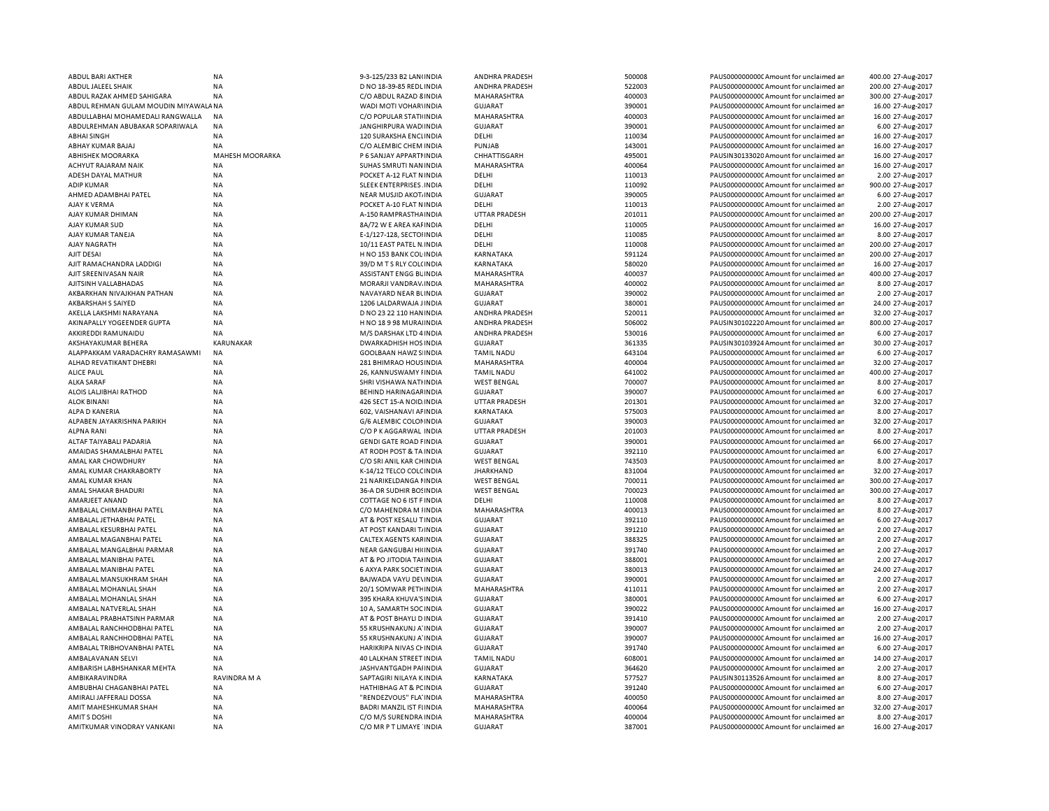| | | | | | | | | | |
|---|---|---|---|---|---|---|---|---|---|
| ABDUL BARI AKTHER | NA | 9-3-125/233 B2 LAN(INDIA | ANDHRA PRADESH | 500008 | PAUS0000000000C Amount for unclaimed an | 400.00 | 27-Aug-2017 |
| ABDUL JALEEL SHAIK | NA | D NO 18-39-85 REDLINDIA | ANDHRA PRADESH | 522003 | PAUS0000000000C Amount for unclaimed an | 200.00 | 27-Aug-2017 |
| ABDUL RAZAK AHMED SAHIGARA | NA | C/O ABDUL RAZAD &INDIA | MAHARASHTRA | 400003 | PAUS0000000000C Amount for unclaimed an | 300.00 | 27-Aug-2017 |
| ABDUL REHMAN GULAM MOUDIN MIYAWALA | NA | WADI MOTI VOHARINDIA | GUJARAT | 390001 | PAUS0000000000C Amount for unclaimed an | 16.00 | 27-Aug-2017 |
| ABDULLABHAI MOHAMEDALI RANGWALLA | NA | C/O POPULAR STATIINDIA | MAHARASHTRA | 400003 | PAUS0000000000C Amount for unclaimed an | 16.00 | 27-Aug-2017 |
| ABDULREHMAN ABUBAKAR SOPARIWALA | NA | JANGHIRPURA WADIINDIA | GUJARAT | 390001 | PAUS0000000000C Amount for unclaimed an | 6.00 | 27-Aug-2017 |
| ABHAI SINGH | NA | 120 SURAKSHA ENCLINDIA | DELHI | 110034 | PAUS0000000000C Amount for unclaimed an | 16.00 | 27-Aug-2017 |
| ABHAY KUMAR BAJAJ | NA | C/O ALEMBIC CHEM INDIA | PUNJAB | 143001 | PAUS0000000000C Amount for unclaimed an | 16.00 | 27-Aug-2017 |
| ABHISHEK MOORARKA | MAHESH MOORARKA | P 6 SANJAY APPARTNINDIA | CHHATTISGARH | 495001 | PAUSIN30133020 Amount for unclaimed an | 16.00 | 27-Aug-2017 |
| ACHYUT RAJARAM NAIK | NA | SUHAS SMRUTI NAN INDIA | MAHARASHTRA | 400064 | PAUS0000000000C Amount for unclaimed an | 16.00 | 27-Aug-2017 |
| ADESH DAYAL MATHUR | NA | POCKET A-12 FLAT N INDIA | DELHI | 110013 | PAUS0000000000C Amount for unclaimed an | 2.00 | 27-Aug-2017 |
| ADIP KUMAR | NA | SLEEK ENTERPRISES .INDIA | DELHI | 110092 | PAUS0000000000C Amount for unclaimed an | 900.00 | 27-Aug-2017 |
| AHMED ADAMBHAI PATEL | NA | NEAR MUSJID AKOT/INDIA | GUJARAT | 390005 | PAUS0000000000C Amount for unclaimed an | 6.00 | 27-Aug-2017 |
| AJAY K VERMA | NA | POCKET A-10 FLAT N INDIA | DELHI | 110013 | PAUS0000000000C Amount for unclaimed an | 2.00 | 27-Aug-2017 |
| AJAY KUMAR DHIMAN | NA | A-150 RAMPRASTHAINDIA | UTTAR PRADESH | 201011 | PAUS0000000000C Amount for unclaimed an | 200.00 | 27-Aug-2017 |
| AJAY KUMAR SUD | NA | 8A/72 W E AREA KAFINDIA | DELHI | 110005 | PAUS0000000000C Amount for unclaimed an | 16.00 | 27-Aug-2017 |
| AJAY KUMAR TANEJA | NA | E-1/127-128, SECTOIINDIA | DELHI | 110085 | PAUS0000000000C Amount for unclaimed an | 8.00 | 27-Aug-2017 |
| AJAY NAGRATH | NA | 10/11 EAST PATEL N.INDIA | DELHI | 110008 | PAUS0000000000C Amount for unclaimed an | 200.00 | 27-Aug-2017 |
| AJIT DESAI | NA | H NO 153 BANK COLINDIA | KARNATAKA | 591124 | PAUS0000000000C Amount for unclaimed an | 200.00 | 27-Aug-2017 |
| AJIT RAMACHANDRA LADDIGI | NA | 39/D M T S RLY COLCINDIA | KARNATAKA | 580020 | PAUS0000000000C Amount for unclaimed an | 16.00 | 27-Aug-2017 |
| AJIT SREENIVASAN NAIR | NA | ASSISTANT ENGG BLINDIA | MAHARASHTRA | 400037 | PAUS0000000000C Amount for unclaimed an | 400.00 | 27-Aug-2017 |
| AJITSINH VALLABHADAS | NA | MORARJI VANDRAVINDIA | MAHARASHTRA | 400002 | PAUS0000000000C Amount for unclaimed an | 8.00 | 27-Aug-2017 |
| AKBARKHAN NIVAJKHAN PATHAN | NA | NAVAYARD NEAR BLINDIA | GUJARAT | 390002 | PAUS0000000000C Amount for unclaimed an | 2.00 | 27-Aug-2017 |
| AKBARSHAH S SAIYED | NA | 1206 LALDARWAJA J INDIA | GUJARAT | 380001 | PAUS0000000000C Amount for unclaimed an | 24.00 | 27-Aug-2017 |
| AKELLA LAKSHMI NARAYANA | NA | D NO 23 22 110 HANINDIA | ANDHRA PRADESH | 520011 | PAUS0000000000C Amount for unclaimed an | 32.00 | 27-Aug-2017 |
| AKINAPALLY YOGEENDER GUPTA | NA | H NO 18 9 98 MURAIINDIA | ANDHRA PRADESH | 506002 | PAUSIN30102220 Amount for unclaimed an | 800.00 | 27-Aug-2017 |
| AKKIREDDI RAMUNAIDU | NA | M/S DARSHAK LTD 4 INDIA | ANDHRA PRADESH | 530016 | PAUS0000000000C Amount for unclaimed an | 6.00 | 27-Aug-2017 |
| AKSHAYAKUMAR BEHERA | KARUNAKAR | DWARKADHISH HOS INDIA | GUJARAT | 361335 | PAUSIN30103924 Amount for unclaimed an | 30.00 | 27-Aug-2017 |
| ALAPPAKKAM VARADACHRY RAMASAWMI | NA | GOOLBAAN HAWZ SIINDIA | TAMIL NADU | 643104 | PAUS0000000000C Amount for unclaimed an | 6.00 | 27-Aug-2017 |
| ALHAD REVATIKANT DHEBRI | NA | 281 BHIMRAO HOUSINDIA | MAHARASHTRA | 400004 | PAUS0000000000C Amount for unclaimed an | 32.00 | 27-Aug-2017 |
| ALICE PAUL | NA | 26, KANNUSWAMY FINDIA | TAMIL NADU | 641002 | PAUS0000000000C Amount for unclaimed an | 400.00 | 27-Aug-2017 |
| ALKA SARAF | NA | SHRI VISHAWA NATHINDIA | WEST BENGAL | 700007 | PAUS0000000000C Amount for unclaimed an | 8.00 | 27-Aug-2017 |
| ALOIS LALJIBHAI RATHOD | NA | BEHIND HARINAGARINDIA | GUJARAT | 390007 | PAUS0000000000C Amount for unclaimed an | 6.00 | 27-Aug-2017 |
| ALOK BINANI | NA | 426 SECT 15-A NOID.INDIA | UTTAR PRADESH | 201301 | PAUS0000000000C Amount for unclaimed an | 32.00 | 27-Aug-2017 |
| ALPA D KANERIA | NA | 602, VAISHANAVI APINDIA | KARNATAKA | 575003 | PAUS0000000000C Amount for unclaimed an | 8.00 | 27-Aug-2017 |
| ALPABEN JAYAKRISHNA PARIKH | NA | G/6 ALEMBIC COLONINDIA | GUJARAT | 390003 | PAUS0000000000C Amount for unclaimed an | 32.00 | 27-Aug-2017 |
| ALPNA RANI | NA | C/O P K AGGARWAL INDIA | UTTAR PRADESH | 201003 | PAUS0000000000C Amount for unclaimed an | 8.00 | 27-Aug-2017 |
| ALTAF TAIYABALI PADARIA | NA | GENDI GATE ROAD FINDIA | GUJARAT | 390001 | PAUS0000000000C Amount for unclaimed an | 66.00 | 27-Aug-2017 |
| AMAIDAS SHAMALBHAI PATEL | NA | AT RODH POST & TA INDIA | GUJARAT | 392110 | PAUS0000000000C Amount for unclaimed an | 6.00 | 27-Aug-2017 |
| AMAL KAR CHOWDHURY | NA | C/O SRI ANIL KAR CHINDIA | WEST BENGAL | 743503 | PAUS0000000000C Amount for unclaimed an | 8.00 | 27-Aug-2017 |
| AMAL KUMAR CHAKRABORTY | NA | K-14/12 TELCO COLCINDIA | JHARKHAND | 831004 | PAUS0000000000C Amount for unclaimed an | 32.00 | 27-Aug-2017 |
| AMAL KUMAR KHAN | NA | 21 NARIKELDANGA NINDIA | WEST BENGAL | 700011 | PAUS0000000000C Amount for unclaimed an | 300.00 | 27-Aug-2017 |
| AMAL SHAKAR BHADURI | NA | 36-A DR SUDHIR BOSINDIA | WEST BENGAL | 700023 | PAUS0000000000C Amount for unclaimed an | 300.00 | 27-Aug-2017 |
| AMARJEET ANAND | NA | COTTAGE NO 6 IST F INDIA | DELHI | 110008 | PAUS0000000000C Amount for unclaimed an | 8.00 | 27-Aug-2017 |
| AMBALAL CHIMANBHAI PATEL | NA | C/O MAHENDRA M IINDIA | MAHARASHTRA | 400013 | PAUS0000000000C Amount for unclaimed an | 8.00 | 27-Aug-2017 |
| AMBALAL JETHABHAI PATEL | NA | AT & POST KESALU TINDIA | GUJARAT | 392110 | PAUS0000000000C Amount for unclaimed an | 6.00 | 27-Aug-2017 |
| AMBALAL KESURBHAI PATEL | NA | AT POST KANDARI T/INDIA | GUJARAT | 391210 | PAUS0000000000C Amount for unclaimed an | 2.00 | 27-Aug-2017 |
| AMBALAL MAGANBHAI PATEL | NA | CALTEX AGENTS KARINDIA | GUJARAT | 388325 | PAUS0000000000C Amount for unclaimed an | 2.00 | 27-Aug-2017 |
| AMBALAL MANGALBHAI PARMAR | NA | NEAR GANGUBAI HIINDIA | GUJARAT | 391740 | PAUS0000000000C Amount for unclaimed an | 2.00 | 27-Aug-2017 |
| AMBALAL MANIBHAI PATEL | NA | AT & PO JITODIA TAIINDIA | GUJARAT | 388001 | PAUS0000000000C Amount for unclaimed an | 2.00 | 27-Aug-2017 |
| AMBALAL MANIBHAI PATEL | NA | 6 AXYA PARK SOCIETINDIA | GUJARAT | 380013 | PAUS0000000000C Amount for unclaimed an | 24.00 | 27-Aug-2017 |
| AMBALAL MANSUKHRAM SHAH | NA | BAJWADA VAYU DEVINDIA | GUJARAT | 390001 | PAUS0000000000C Amount for unclaimed an | 2.00 | 27-Aug-2017 |
| AMBALAL MOHANLAL SHAH | NA | 20/1 SOMWAR PETHINDIA | MAHARASHTRA | 411011 | PAUS0000000000C Amount for unclaimed an | 2.00 | 27-Aug-2017 |
| AMBALAL MOHANLAL SHAH | NA | 395 KHARA KHUVA'SINDIA | GUJARAT | 380001 | PAUS0000000000C Amount for unclaimed an | 6.00 | 27-Aug-2017 |
| AMBALAL NATVERLAL SHAH | NA | 10 A, SAMARTH SOCINDIA | GUJARAT | 390022 | PAUS0000000000C Amount for unclaimed an | 16.00 | 27-Aug-2017 |
| AMBALAL PRABHATSINH PARMAR | NA | AT & POST BHAYLI D INDIA | GUJARAT | 391410 | PAUS0000000000C Amount for unclaimed an | 2.00 | 27-Aug-2017 |
| AMBALAL RANCHHODBHAI PATEL | NA | 55 KRUSHNAKUNJ A'INDIA | GUJARAT | 390007 | PAUS0000000000C Amount for unclaimed an | 2.00 | 27-Aug-2017 |
| AMBALAL RANCHHODBHAI PATEL | NA | 55 KRUSHNAKUNJ A'INDIA | GUJARAT | 390007 | PAUS0000000000C Amount for unclaimed an | 16.00 | 27-Aug-2017 |
| AMBALAL TRIBHOVANBHAI PATEL | NA | HARIKRIPA NIVAS CHINDIA | GUJARAT | 391740 | PAUS0000000000C Amount for unclaimed an | 6.00 | 27-Aug-2017 |
| AMBALAVANAN SELVI | NA | 40 LALKHAN STREET INDIA | TAMIL NADU | 608001 | PAUS0000000000C Amount for unclaimed an | 14.00 | 27-Aug-2017 |
| AMBARISH LABHSHANKAR MEHTA | NA | JASHVANTGADH PAIINDIA | GUJARAT | 364620 | PAUS0000000000C Amount for unclaimed an | 2.00 | 27-Aug-2017 |
| AMBIKARAVINDRA | RAVINDRA M A | SAPTAGIRI NILAYA KINDIA | KARNATAKA | 577527 | PAUSIN30113526 Amount for unclaimed an | 8.00 | 27-Aug-2017 |
| AMBUBHAI CHAGANBHAI PATEL | NA | HATHIBHAG AT & PCINDIA | GUJARAT | 391240 | PAUS0000000000C Amount for unclaimed an | 6.00 | 27-Aug-2017 |
| AMIRALI JAFFERALI DOSSA | NA | "RENDEZVOUS" FLA'INDIA | MAHARASHTRA | 400050 | PAUS0000000000C Amount for unclaimed an | 8.00 | 27-Aug-2017 |
| AMIT MAHESHKUMAR SHAH | NA | BADRI MANZIL IST FIINDIA | MAHARASHTRA | 400064 | PAUS0000000000C Amount for unclaimed an | 32.00 | 27-Aug-2017 |
| AMIT S DOSHI | NA | C/O M/S SURENDRA INDIA | MAHARASHTRA | 400004 | PAUS0000000000C Amount for unclaimed an | 8.00 | 27-Aug-2017 |
| AMITKUMAR VINODRAY VANKANI | NA | C/O MR P T LIMAYE `INDIA | GUJARAT | 387001 | PAUS0000000000C Amount for unclaimed an | 16.00 | 27-Aug-2017 |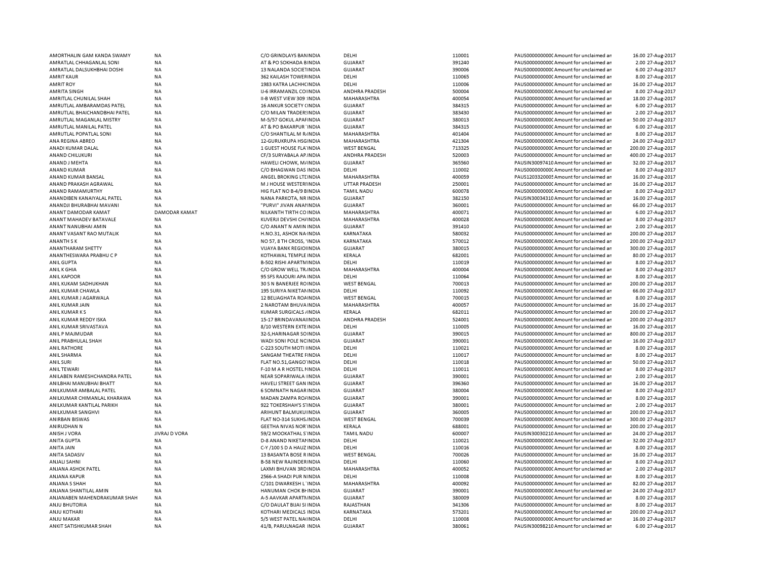| | | | | | | | | |
|---|---|---|---|---|---|---|---|---|
| AMORTHALIN GAM KANDA SWAMY | NA | C/O GRINDLAYS BANINDIA | DELHI | 110001 | PAUS0000000000C | Amount for unclaimed an | 16.00 | 27-Aug-2017 |
| AMRATLAL CHHAGANLAL SONI | NA | AT & PO SOKHADA BINDIA | GUJARAT | 391240 | PAUS0000000000C | Amount for unclaimed an | 2.00 | 27-Aug-2017 |
| AMRATLAL DALSUKHBHAI DOSHI | NA | 13 NALANDA SOCIETINDIA | GUJARAT | 390006 | PAUS0000000000C | Amount for unclaimed an | 6.00 | 27-Aug-2017 |
| AMRIT KAUR | NA | 362 KAILASH TOWERINDIA | DELHI | 110065 | PAUS0000000000C | Amount for unclaimed an | 8.00 | 27-Aug-2017 |
| AMRIT ROY | NA | 1983 KATRA LACHHCINDIA | DELHI | 110006 | PAUS0000000000C | Amount for unclaimed an | 16.00 | 27-Aug-2017 |
| AMRITA SINGH | NA | IJ-6 IRRAMANZIL COIINDIA | ANDHRA PRADESH | 500004 | PAUS0000000000C | Amount for unclaimed an | 8.00 | 27-Aug-2017 |
| AMRITLAL CHUNILAL SHAH | NA | II-B WEST VIEW 309 INDIA | MAHARASHTRA | 400054 | PAUS0000000000C | Amount for unclaimed an | 18.00 | 27-Aug-2017 |
| AMRUTLAL AMBARAMDAS PATEL | NA | 16 ANKUR SOCIETY CINDIA | GUJARAT | 384315 | PAUS0000000000C | Amount for unclaimed an | 6.00 | 27-Aug-2017 |
| AMRUTLAL BHAICHANDBHAI PATEL | NA | C/O MILAN TRADERSINDIA | GUJARAT | 383430 | PAUS0000000000C | Amount for unclaimed an | 2.00 | 27-Aug-2017 |
| AMRUTLAL MAGANLAL MISTRY | NA | M-5/57 GOKUL APAFINDIA | GUJARAT | 380013 | PAUS0000000000C | Amount for unclaimed an | 50.00 | 27-Aug-2017 |
| AMRUTLAL MANILAL PATEL | NA | AT & PO BAKARPUR INDIA | GUJARAT | 384315 | PAUS0000000000C | Amount for unclaimed an | 6.00 | 27-Aug-2017 |
| AMRUTLAL POPATLAL SONI | NA | C/O SHANTILAL M RINDIA | MAHARASHTRA | 401404 | PAUS0000000000C | Amount for unclaimed an | 8.00 | 27-Aug-2017 |
| ANA REGINA ABREO | NA | 12-GURUKRUPA HSGINDIA | MAHARASHTRA | 421304 | PAUS0000000000C | Amount for unclaimed an | 24.00 | 27-Aug-2017 |
| ANADI KUMAR DALAL | NA | 1 GUEST HOUSE FLA INDIA | WEST BENGAL | 713325 | PAUS0000000000C | Amount for unclaimed an | 200.00 | 27-Aug-2017 |
| ANAND CHILUKURI | NA | CF/3 SURYABALA AP.INDIA | ANDHRA PRADESH | 520003 | PAUS0000000000C | Amount for unclaimed an | 400.00 | 27-Aug-2017 |
| ANAND J MEHTA | NA | HAWELI CHOWK, MAINDIA | GUJARAT | 365560 | PAUSIN30097410 | Amount for unclaimed an | 32.00 | 27-Aug-2017 |
| ANAND KUMAR | NA | C/O BHAGWAN DAS INDIA | DELHI | 110002 | PAUS0000000000C | Amount for unclaimed an | 8.00 | 27-Aug-2017 |
| ANAND KUMAR BANSAL | NA | ANGEL BROKING LTEINDIA | MAHARASHTRA | 400059 | PAUS12033200005 | Amount for unclaimed an | 16.00 | 27-Aug-2017 |
| ANAND PRAKASH AGRAWAL | NA | M J HOUSE WESTERIINDIA | UTTAR PRADESH | 250001 | PAUS0000000000C | Amount for unclaimed an | 16.00 | 27-Aug-2017 |
| ANAND RAMAMURTHY | NA | HIG FLAT NO B-4/9 BINDIA | TAMIL NADU | 600078 | PAUS0000000000C | Amount for unclaimed an | 8.00 | 27-Aug-2017 |
| ANANDIBEN KANAIYALAL PATEL | NA | NANA PARKOTA, NR INDIA | GUJARAT | 382150 | PAUSIN30034310 | Amount for unclaimed an | 16.00 | 27-Aug-2017 |
| ANANDJI BHURABHAI MAVANI | NA | "PURVI" JIVAN ANAINDIA | GUJARAT | 360001 | PAUS0000000000C | Amount for unclaimed an | 66.00 | 27-Aug-2017 |
| ANANT DAMODAR KAMAT | DAMODAR KAMAT | NILKANTH TIRTH CO INDIA | MAHARASHTRA | 400071 | PAUS0000000000C | Amount for unclaimed an | 6.00 | 27-Aug-2017 |
| ANANT MAHADEV BATAVALE | NA | KUVERJI DEVSHI CHAINDIA | MAHARASHTRA | 400028 | PAUS0000000000C | Amount for unclaimed an | 8.00 | 27-Aug-2017 |
| ANANT NANUBHAI AMIN | NA | C/O ANANT N AMIN INDIA | GUJARAT | 391410 | PAUS0000000000C | Amount for unclaimed an | 2.00 | 27-Aug-2017 |
| ANANT VASANT RAO MUTALIK | NA | H.NO.31, ASHOK NAINDIA | KARNATAKA | 580032 | PAUS0000000000C | Amount for unclaimed an | 200.00 | 27-Aug-2017 |
| ANANTH S K | NA | NO 57, 8 TH CROSS, INDIA | KARNATAKA | 570012 | PAUS0000000000C | Amount for unclaimed an | 200.00 | 27-Aug-2017 |
| ANANTHARAM SHETTY | NA | VIJAYA BANK REGIOIINDIA | GUJARAT | 380015 | PAUS0000000000C | Amount for unclaimed an | 300.00 | 27-Aug-2017 |
| ANANTHESWARA PRABHU C P | NA | KOTHAWAL TEMPLE INDIA | KERALA | 682001 | PAUS0000000000C | Amount for unclaimed an | 80.00 | 27-Aug-2017 |
| ANIL GUPTA | NA | B-502 RISHI APARTMINDIA | DELHI | 110019 | PAUS0000000000C | Amount for unclaimed an | 8.00 | 27-Aug-2017 |
| ANIL K GHIA | NA | C/O GROW WELL TR.INDIA | MAHARASHTRA | 400004 | PAUS0000000000C | Amount for unclaimed an | 8.00 | 27-Aug-2017 |
| ANIL KAPOOR | NA | 95 SFS RAJOURI APA INDIA | DELHI | 110064 | PAUS0000000000C | Amount for unclaimed an | 8.00 | 27-Aug-2017 |
| ANIL KUKAM SADHUKHAN | NA | 30 S N BANERJEE ROINDIA | WEST BENGAL | 700013 | PAUS0000000000C | Amount for unclaimed an | 200.00 | 27-Aug-2017 |
| ANIL KUMAR CHAWLA | NA | 195 SURIYA NIKETANINDIA | DELHI | 110092 | PAUS0000000000C | Amount for unclaimed an | 66.00 | 27-Aug-2017 |
| ANIL KUMAR J AGARWALA | NA | 12 BELIAGHATA ROAINDIA | WEST BENGAL | 700015 | PAUS0000000000C | Amount for unclaimed an | 8.00 | 27-Aug-2017 |
| ANIL KUMAR JAIN | NA | 2 NAROTAM BHUVAINDIA | MAHARASHTRA | 400057 | PAUS0000000000C | Amount for unclaimed an | 16.00 | 27-Aug-2017 |
| ANIL KUMAR K S | NA | KUMAR SURGICALS AINDIA | KERALA | 682011 | PAUS0000000000C | Amount for unclaimed an | 200.00 | 27-Aug-2017 |
| ANIL KUMAR REDDY ISKA | NA | 15-17 BRINDAVANAIINDIA | ANDHRA PRADESH | 524001 | PAUS0000000000C | Amount for unclaimed an | 200.00 | 27-Aug-2017 |
| ANIL KUMAR SRIVASTAVA | NA | 8/10 WESTERN EXTEINDIA | DELHI | 110005 | PAUS0000000000C | Amount for unclaimed an | 16.00 | 27-Aug-2017 |
| ANIL P MAJMUDAR | NA | 32-S,HARINAGAR SOINDIA | GUJARAT | 390015 | PAUS0000000000C | Amount for unclaimed an | 800.00 | 27-Aug-2017 |
| ANIL PRABHULAL SHAH | NA | WADI SONI POLE NCINDIA | GUJARAT | 390001 | PAUS0000000000C | Amount for unclaimed an | 16.00 | 27-Aug-2017 |
| ANIL RATHORE | NA | C-223 SOUTH MOTI IINDIA | DELHI | 110021 | PAUS0000000000C | Amount for unclaimed an | 8.00 | 27-Aug-2017 |
| ANIL SHARMA | NA | SANGAM THEATRE FINDIA | DELHI | 110017 | PAUS0000000000C | Amount for unclaimed an | 8.00 | 27-Aug-2017 |
| ANIL SURI | NA | FLAT NO.51,GANGO INDIA | DELHI | 110018 | PAUS0000000000C | Amount for unclaimed an | 50.00 | 27-Aug-2017 |
| ANIL TEWARI | NA | F-10 M A R HOSTEL MINDIA | DELHI | 110011 | PAUS0000000000C | Amount for unclaimed an | 8.00 | 27-Aug-2017 |
| ANILABEN RAMESHCHANDRA PATEL | NA | NEAR SOPARIWALA IINDIA | GUJARAT | 390001 | PAUS0000000000C | Amount for unclaimed an | 2.00 | 27-Aug-2017 |
| ANILBHAI MANUBHAI BHATT | NA | HAVELI STREET GAN INDIA | GUJARAT | 396360 | PAUS0000000000C | Amount for unclaimed an | 16.00 | 27-Aug-2017 |
| ANILKUMAR AMBALAL PATEL | NA | 6 SOMNATH NAGARINDIA | GUJARAT | 380004 | PAUS0000000000C | Amount for unclaimed an | 8.00 | 27-Aug-2017 |
| ANILKUMAR CHIMANLAL KHARAWA | NA | MADAN ZAMPA ROAINDIA | GUJARAT | 390001 | PAUS0000000000C | Amount for unclaimed an | 8.00 | 27-Aug-2017 |
| ANILKUMAR KANTILAL PARIKH | NA | 922 TOKERSHAH'S SINDIA | GUJARAT | 380001 | PAUS0000000000C | Amount for unclaimed an | 2.00 | 27-Aug-2017 |
| ANILKUMAR SANGHVI | NA | ARIHUNT BALMUKUIINDIA | GUJARAT | 360005 | PAUS0000000000C | Amount for unclaimed an | 200.00 | 27-Aug-2017 |
| ANIRBAN BISWAS | NA | FLAT NO-314 SUKHS INDIA | WEST BENGAL | 700039 | PAUS0000000000C | Amount for unclaimed an | 300.00 | 27-Aug-2017 |
| ANIRUDHAN N | NA | GEETHA NIVAS NOR INDIA | KERALA | 688001 | PAUS0000000000C | Amount for unclaimed an | 200.00 | 27-Aug-2017 |
| ANISH J VORA | JIVRAJ D VORA | 59/2 MOOKATHAL S INDIA | TAMIL NADU | 600007 | PAUSIN30030210 | Amount for unclaimed an | 24.00 | 27-Aug-2017 |
| ANITA GUPTA | NA | D-8 ANAND NIKETANINDIA | DELHI | 110021 | PAUS0000000000C | Amount for unclaimed an | 32.00 | 27-Aug-2017 |
| ANITA JAIN | NA | C-Y /100 S D A HAUZ INDIA | DELHI | 110016 | PAUS0000000000C | Amount for unclaimed an | 8.00 | 27-Aug-2017 |
| ANITA SADASIV | NA | 13 BASANTA BOSE R INDIA | WEST BENGAL | 700026 | PAUS0000000000C | Amount for unclaimed an | 16.00 | 27-Aug-2017 |
| ANJALI SAHNI | NA | B-58 NEW RAJINDERINDIA | DELHI | 110060 | PAUS0000000000C | Amount for unclaimed an | 8.00 | 27-Aug-2017 |
| ANJANA ASHOK PATEL | NA | LAXMI BHUVAN 3RDINDIA | MAHARASHTRA | 400052 | PAUS0000000000C | Amount for unclaimed an | 2.00 | 27-Aug-2017 |
| ANJANA KAPUR | NA | 2566-A SHADI PUR NINDIA | DELHI | 110008 | PAUS0000000000C | Amount for unclaimed an | 8.00 | 27-Aug-2017 |
| ANJANA S SHAH | NA | C/101 DWARKESH L INDIA | MAHARASHTRA | 400092 | PAUS0000000000C | Amount for unclaimed an | 82.00 | 27-Aug-2017 |
| ANJANA SHANTILAL AMIN | NA | HANUMAN CHOK BHINDIA | GUJARAT | 390001 | PAUS0000000000C | Amount for unclaimed an | 24.00 | 27-Aug-2017 |
| ANJANABEN MAHENDRAKUMAR SHAH | NA | A-5 AAVKAR APARTMINDIA | GUJARAT | 380009 | PAUS0000000000C | Amount for unclaimed an | 8.00 | 27-Aug-2017 |
| ANJU BHUTORIA | NA | C/O DAULAT BIJAI SI INDIA | RAJASTHAN | 341306 | PAUS0000000000C | Amount for unclaimed an | 8.00 | 27-Aug-2017 |
| ANJU KOTHARI | NA | KOTHARI MEDICALS INDIA | KARNATAKA | 573201 | PAUS0000000000C | Amount for unclaimed an | 200.00 | 27-Aug-2017 |
| ANJU MAKAR | NA | 5/5 WEST PATEL NAINDIA | DELHI | 110008 | PAUS0000000000C | Amount for unclaimed an | 16.00 | 27-Aug-2017 |
| ANKIT SATISHKUMAR SHAH | NA | 41/B, PARULNAGAR INDIA | GUJARAT | 380061 | PAUSIN30098210 | Amount for unclaimed an | 6.00 | 27-Aug-2017 |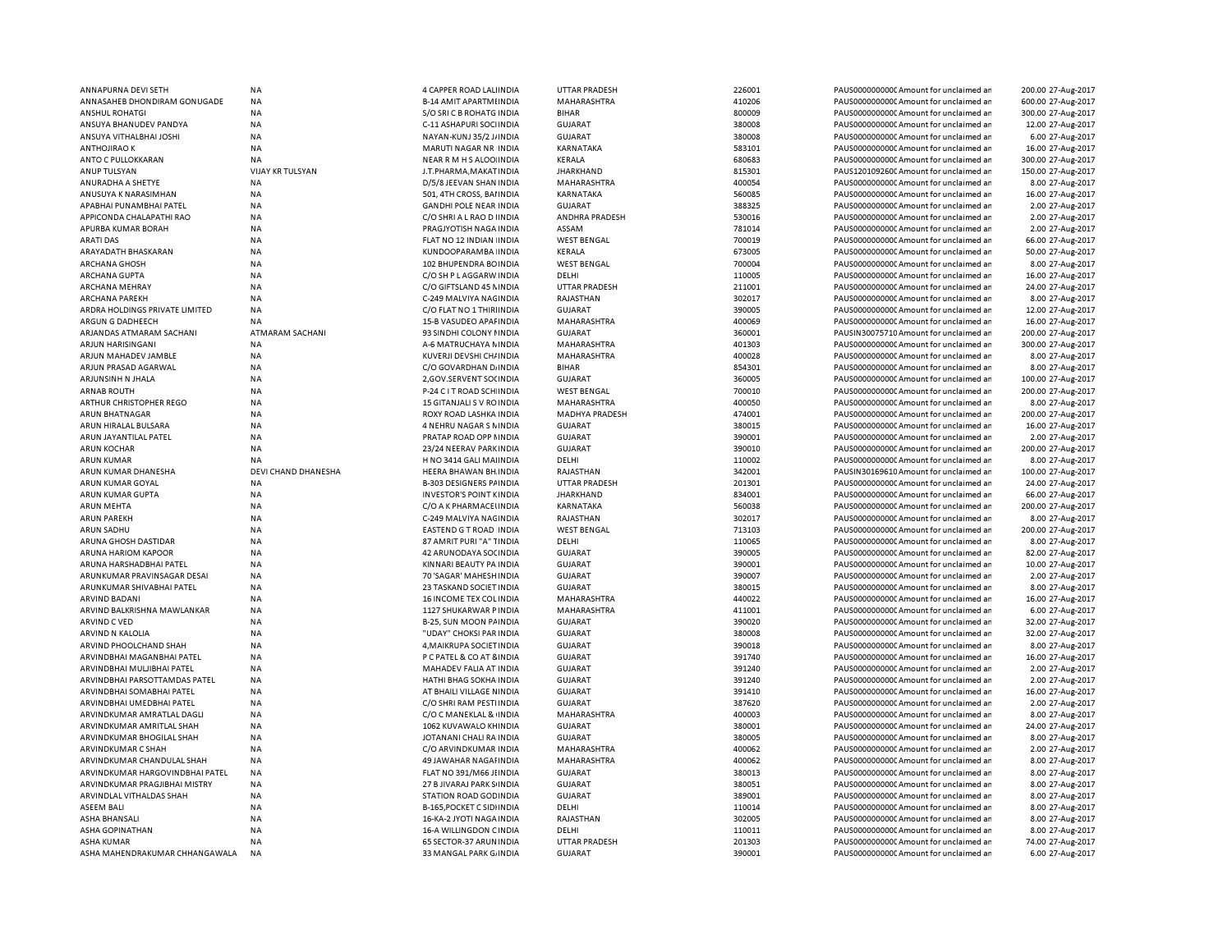| | | | | | | | | |
|---|---|---|---|---|---|---|---|---|
| ANNAPURNA DEVI SETH | NA | 4 CAPPER ROAD LALIINDIA | UTTAR PRADESH | 226001 | PAUS0000000000C | Amount for unclaimed an | 200.00 | 27-Aug-2017 |
| ANNASAHEB DHONDIRAM GONUGADE | NA | B-14 AMIT APARTMEINDIA | MAHARASHTRA | 410206 | PAUS0000000000C | Amount for unclaimed an | 600.00 | 27-Aug-2017 |
| ANSHUL ROHATGI | NA | S/O SRI C B ROHATG INDIA | BIHAR | 800009 | PAUS0000000000C | Amount for unclaimed an | 300.00 | 27-Aug-2017 |
| ANSUYA BHANUDEV PANDYA | NA | C-11 ASHAPURI SOCIINDIA | GUJARAT | 380008 | PAUS0000000000C | Amount for unclaimed an | 12.00 | 27-Aug-2017 |
| ANSUYA VITHALBHAI JOSHI | NA | NAYAN-KUNJ 35/2 JINDIA | GUJARAT | 380008 | PAUS0000000000C | Amount for unclaimed an | 6.00 | 27-Aug-2017 |
| ANTHOJIRAO K | NA | MARUTI NAGAR NR INDIA | KARNATAKA | 583101 | PAUS0000000000C | Amount for unclaimed an | 16.00 | 27-Aug-2017 |
| ANTO C PULLOKKARAN | NA | NEAR R M H S ALOOIINDIA | KERALA | 680683 | PAUS0000000000C | Amount for unclaimed an | 300.00 | 27-Aug-2017 |
| ANUP TULSYAN | VIJAY KR TULSYAN | J.T.PHARMA,MAKATINDIA | JHARKHAND | 815301 | PAUS120109260C | Amount for unclaimed an | 150.00 | 27-Aug-2017 |
| ANURADHA A SHETYE | NA | D/5/8 JEEVAN SHAN INDIA | MAHARASHTRA | 400054 | PAUS0000000000C | Amount for unclaimed an | 8.00 | 27-Aug-2017 |
| ANUSUYA K NARASIMHAN | NA | 501, 4TH CROSS, BAIINDIA | KARNATAKA | 560085 | PAUS0000000000C | Amount for unclaimed an | 16.00 | 27-Aug-2017 |
| APABHAI PUNAMBHAI PATEL | NA | GANDHI POLE NEAR INDIA | GUJARAT | 388325 | PAUS0000000000C | Amount for unclaimed an | 2.00 | 27-Aug-2017 |
| APPICONDA CHALAPATHI RAO | NA | C/O SHRI A L RAO D IINDIA | ANDHRA PRADESH | 530016 | PAUS0000000000C | Amount for unclaimed an | 2.00 | 27-Aug-2017 |
| APURBA KUMAR BORAH | NA | PRAGJYOTISH NAGA INDIA | ASSAM | 781014 | PAUS0000000000C | Amount for unclaimed an | 2.00 | 27-Aug-2017 |
| ARATI DAS | NA | FLAT NO 12 INDIAN IINDIA | WEST BENGAL | 700019 | PAUS0000000000C | Amount for unclaimed an | 66.00 | 27-Aug-2017 |
| ARAYADATH BHASKARAN | NA | KUNDOOPARAMBA IINDIA | KERALA | 673005 | PAUS0000000000C | Amount for unclaimed an | 50.00 | 27-Aug-2017 |
| ARCHANA GHOSH | NA | 102 BHUPENDRA BOINDIA | WEST BENGAL | 700004 | PAUS0000000000C | Amount for unclaimed an | 8.00 | 27-Aug-2017 |
| ARCHANA GUPTA | NA | C/O SH P L AGGARW INDIA | DELHI | 110005 | PAUS0000000000C | Amount for unclaimed an | 16.00 | 27-Aug-2017 |
| ARCHANA MEHRAY | NA | C/O GIFTSLAND 45 NINDIA | UTTAR PRADESH | 211001 | PAUS0000000000C | Amount for unclaimed an | 24.00 | 27-Aug-2017 |
| ARCHANA PAREKH | NA | C-249 MALVIYA NAGINDIA | RAJASTHAN | 302017 | PAUS0000000000C | Amount for unclaimed an | 8.00 | 27-Aug-2017 |
| ARDRA HOLDINGS PRIVATE LIMITED | NA | C/O FLAT NO 1 THIRIINDIA | GUJARAT | 390005 | PAUS0000000000C | Amount for unclaimed an | 12.00 | 27-Aug-2017 |
| ARGUN G DADHEECH | NA | 15-B VASUDEO APAIINDIA | MAHARASHTRA | 400069 | PAUS0000000000C | Amount for unclaimed an | 16.00 | 27-Aug-2017 |
| ARJANDAS ATMARAM SACHANI | ATMARAM SACHANI | 93 SINDHI COLONY PINDIA | GUJARAT | 360001 | PAUSIN30075710 | Amount for unclaimed an | 200.00 | 27-Aug-2017 |
| ARJUN HARISINGANI | NA | A-6 MATRUCHAYA NINDIA | MAHARASHTRA | 401303 | PAUS0000000000C | Amount for unclaimed an | 300.00 | 27-Aug-2017 |
| ARJUN MAHADEV JAMBLE | NA | KUVERJI DEVSHI CHINDIA | MAHARASHTRA | 400028 | PAUS0000000000C | Amount for unclaimed an | 8.00 | 27-Aug-2017 |
| ARJUN PRASAD AGARWAL | NA | C/O GOVARDHAN D/INDIA | BIHAR | 854301 | PAUS0000000000C | Amount for unclaimed an | 8.00 | 27-Aug-2017 |
| ARJUNSINH N JHALA | NA | 2,GOV.SERVENT SOCINDIA | GUJARAT | 360005 | PAUS0000000000C | Amount for unclaimed an | 100.00 | 27-Aug-2017 |
| ARNAB ROUTH | NA | P-24 C I T ROAD SCHIINDIA | WEST BENGAL | 700010 | PAUS0000000000C | Amount for unclaimed an | 200.00 | 27-Aug-2017 |
| ARTHUR CHRISTOPHER REGO | NA | 15 GITANJALI S V ROINDIA | MAHARASHTRA | 400050 | PAUS0000000000C | Amount for unclaimed an | 8.00 | 27-Aug-2017 |
| ARUN BHATNAGAR | NA | ROXY ROAD LASHKA INDIA | MADHYA PRADESH | 474001 | PAUS0000000000C | Amount for unclaimed an | 200.00 | 27-Aug-2017 |
| ARUN HIRALAL BULSARA | NA | 4 NEHRU NAGAR S NINDIA | GUJARAT | 380015 | PAUS0000000000C | Amount for unclaimed an | 16.00 | 27-Aug-2017 |
| ARUN JAYANTILAL PATEL | NA | PRATAP ROAD OPP NINDIA | GUJARAT | 390001 | PAUS0000000000C | Amount for unclaimed an | 2.00 | 27-Aug-2017 |
| ARUN KOCHAR | NA | 23/24 NEERAV PARKINDIA | GUJARAT | 390010 | PAUS0000000000C | Amount for unclaimed an | 200.00 | 27-Aug-2017 |
| ARUN KUMAR | NA | H NO 3414 GALI MAIINDIA | DELHI | 110002 | PAUS0000000000C | Amount for unclaimed an | 8.00 | 27-Aug-2017 |
| ARUN KUMAR DHANESHA | DEVI CHAND DHANESHA | HEERA BHAWAN BH.INDIA | RAJASTHAN | 342001 | PAUSIN30169610 | Amount for unclaimed an | 100.00 | 27-Aug-2017 |
| ARUN KUMAR GOYAL | NA | B-303 DESIGNERS PAINDIA | UTTAR PRADESH | 201301 | PAUS0000000000C | Amount for unclaimed an | 24.00 | 27-Aug-2017 |
| ARUN KUMAR GUPTA | NA | INVESTOR'S POINT KINDIA | JHARKHAND | 834001 | PAUS0000000000C | Amount for unclaimed an | 66.00 | 27-Aug-2017 |
| ARUN MEHTA | NA | C/O A K PHARMACEIINDIA | KARNATAKA | 560038 | PAUS0000000000C | Amount for unclaimed an | 200.00 | 27-Aug-2017 |
| ARUN PAREKH | NA | C-249 MALVIYA NAGINDIA | RAJASTHAN | 302017 | PAUS0000000000C | Amount for unclaimed an | 8.00 | 27-Aug-2017 |
| ARUN SADHU | NA | EASTEND G T ROAD INDIA | WEST BENGAL | 713103 | PAUS0000000000C | Amount for unclaimed an | 200.00 | 27-Aug-2017 |
| ARUNA GHOSH DASTIDAR | NA | 87 AMRIT PURI "A" TINDIA | DELHI | 110065 | PAUS0000000000C | Amount for unclaimed an | 8.00 | 27-Aug-2017 |
| ARUNA HARIOM KAPOOR | NA | 42 ARUNODAYA SOCINDIA | GUJARAT | 390005 | PAUS0000000000C | Amount for unclaimed an | 82.00 | 27-Aug-2017 |
| ARUNA HARSHADBHAI PATEL | NA | KINNARI BEAUTY PA INDIA | GUJARAT | 390001 | PAUS0000000000C | Amount for unclaimed an | 10.00 | 27-Aug-2017 |
| ARUNKUMAR PRAVINSAGAR DESAI | NA | 70 'SAGAR' MAHESH INDIA | GUJARAT | 390007 | PAUS0000000000C | Amount for unclaimed an | 2.00 | 27-Aug-2017 |
| ARUNKUMAR SHIVABHAI PATEL | NA | 23 TASKAND SOCIET INDIA | GUJARAT | 380015 | PAUS0000000000C | Amount for unclaimed an | 8.00 | 27-Aug-2017 |
| ARVIND BADANI | NA | 16 INCOME TEX COL INDIA | MAHARASHTRA | 440022 | PAUS0000000000C | Amount for unclaimed an | 16.00 | 27-Aug-2017 |
| ARVIND BALKRISHNA MAWLANKAR | NA | 1127 SHUKARWAR P INDIA | MAHARASHTRA | 411001 | PAUS0000000000C | Amount for unclaimed an | 6.00 | 27-Aug-2017 |
| ARVIND C VED | NA | B-25, SUN MOON PAINDIA | GUJARAT | 390020 | PAUS0000000000C | Amount for unclaimed an | 32.00 | 27-Aug-2017 |
| ARVIND N KALOLIA | NA | "UDAY" CHOKSI PAR INDIA | GUJARAT | 380008 | PAUS0000000000C | Amount for unclaimed an | 32.00 | 27-Aug-2017 |
| ARVIND PHOOLCHAND SHAH | NA | 4,MAIKRUPA SOCIETINDIA | GUJARAT | 390018 | PAUS0000000000C | Amount for unclaimed an | 8.00 | 27-Aug-2017 |
| ARVINDBHAI MAGANBHAI PATEL | NA | P C PATEL & CO AT &INDIA | GUJARAT | 391740 | PAUS0000000000C | Amount for unclaimed an | 16.00 | 27-Aug-2017 |
| ARVINDBHAI MULJIBHAI PATEL | NA | MAHADEV FALIA AT INDIA | GUJARAT | 391240 | PAUS0000000000C | Amount for unclaimed an | 2.00 | 27-Aug-2017 |
| ARVINDBHAI PARSOTTAMDAS PATEL | NA | HATHI BHAG SOKHA INDIA | GUJARAT | 391240 | PAUS0000000000C | Amount for unclaimed an | 2.00 | 27-Aug-2017 |
| ARVINDBHAI SOMABHAI PATEL | NA | AT BHAILI VILLAGE NINDIA | GUJARAT | 391410 | PAUS0000000000C | Amount for unclaimed an | 16.00 | 27-Aug-2017 |
| ARVINDBHAI UMEDBHAI PATEL | NA | C/O SHRI RAM PESTI INDIA | GUJARAT | 387620 | PAUS0000000000C | Amount for unclaimed an | 2.00 | 27-Aug-2017 |
| ARVINDKUMAR AMRATLAL DAGLI | NA | C/O C MANEKLAL & INDIA | MAHARASHTRA | 400003 | PAUS0000000000C | Amount for unclaimed an | 8.00 | 27-Aug-2017 |
| ARVINDKUMAR AMRITLAL SHAH | NA | 1062 KUVAWALO KHINDIA | GUJARAT | 380001 | PAUS0000000000C | Amount for unclaimed an | 24.00 | 27-Aug-2017 |
| ARVINDKUMAR BHOGILAL SHAH | NA | JOTANANI CHALI RA INDIA | GUJARAT | 380005 | PAUS0000000000C | Amount for unclaimed an | 8.00 | 27-Aug-2017 |
| ARVINDKUMAR C SHAH | NA | C/O ARVINDKUMAR INDIA | MAHARASHTRA | 400062 | PAUS0000000000C | Amount for unclaimed an | 2.00 | 27-Aug-2017 |
| ARVINDKUMAR CHANDULAL SHAH | NA | 49 JAWAHAR NAGAIINDIA | MAHARASHTRA | 400062 | PAUS0000000000C | Amount for unclaimed an | 8.00 | 27-Aug-2017 |
| ARVINDKUMAR HARGOVINDBHAI PATEL | NA | FLAT NO 391/M66 JEINDIA | GUJARAT | 380013 | PAUS0000000000C | Amount for unclaimed an | 8.00 | 27-Aug-2017 |
| ARVINDKUMAR PRAGJIBHAI MISTRY | NA | 27 B JIVARAJ PARK SINDIA | GUJARAT | 380051 | PAUS0000000000C | Amount for unclaimed an | 8.00 | 27-Aug-2017 |
| ARVINDLAL VITHALDAS SHAH | NA | STATION ROAD GODINDIA | GUJARAT | 389001 | PAUS0000000000C | Amount for unclaimed an | 8.00 | 27-Aug-2017 |
| ASEEM BALI | NA | B-165,POCKET C SIDIINDIA | DELHI | 110014 | PAUS0000000000C | Amount for unclaimed an | 8.00 | 27-Aug-2017 |
| ASHA BHANSALI | NA | 16-KA-2 JYOTI NAGAINDIA | RAJASTHAN | 302005 | PAUS0000000000C | Amount for unclaimed an | 8.00 | 27-Aug-2017 |
| ASHA GOPINATHAN | NA | 16-A WILLINGDON CINDIA | DELHI | 110011 | PAUS0000000000C | Amount for unclaimed an | 8.00 | 27-Aug-2017 |
| ASHA KUMAR | NA | 65 SECTOR-37 ARUN INDIA | UTTAR PRADESH | 201303 | PAUS0000000000C | Amount for unclaimed an | 74.00 | 27-Aug-2017 |
| ASHA MAHENDRAKUMAR CHHANGAWALA | NA | 33 MANGAL PARK G/INDIA | GUJARAT | 390001 | PAUS0000000000C | Amount for unclaimed an | 6.00 | 27-Aug-2017 |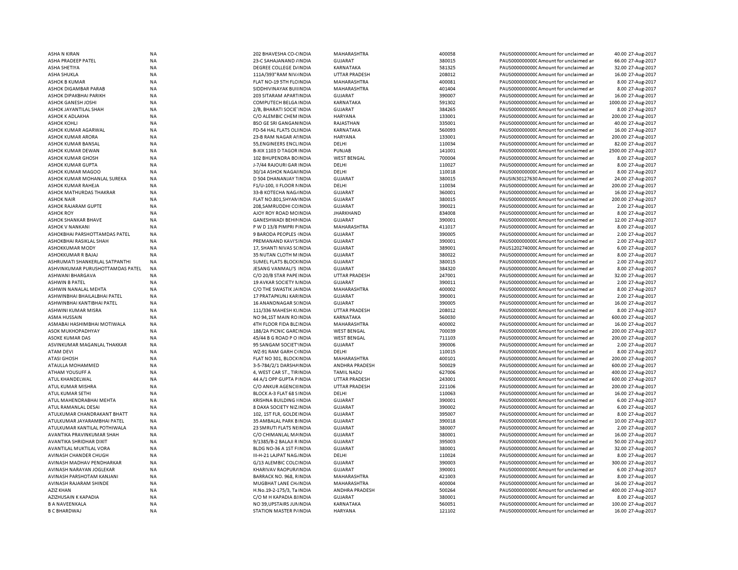| | | | | | | | | |
|---|---|---|---|---|---|---|---|---|
| ASHA N KIRAN | NA | 202 BHAVESHA CO-CINDIA | MAHARASHTRA | 400058 | PAUS0000000000C | Amount for unclaimed an | 40.00 | 27-Aug-2017 |
| ASHA PRADEEP PATEL | NA | 23-C SAHAJANAND ANDIA | GUJARAT | 380015 | PAUS0000000000C | Amount for unclaimed an | 66.00 | 27-Aug-2017 |
| ASHA SHETIYA | NA | DEGREE COLLEGE D/INDIA | KARNATAKA | 581325 | PAUS0000000000C | Amount for unclaimed an | 32.00 | 27-Aug-2017 |
| ASHA SHUKLA | NA | 111A/393"RAM NIV/INDIA | UTTAR PRADESH | 208012 | PAUS0000000000C | Amount for unclaimed an | 16.00 | 27-Aug-2017 |
| ASHOK B KUMAR | NA | FLAT NO-19 5TH FLOINDIA | MAHARASHTRA | 400081 | PAUS0000000000C | Amount for unclaimed an | 8.00 | 27-Aug-2017 |
| ASHOK DIGAMBAR PARAB | NA | SIDDHIVINAYAK BUIIINDIA | MAHARASHTRA | 401404 | PAUS0000000000C | Amount for unclaimed an | 8.00 | 27-Aug-2017 |
| ASHOK DIPAKBHAI PARIKH | NA | 203 SITARAM APARTINDIA | GUJARAT | 390007 | PAUS0000000000C | Amount for unclaimed an | 16.00 | 27-Aug-2017 |
| ASHOK GANESH JOSHI | NA | COMPUTECH BELGA INDIA | KARNATAKA | 591302 | PAUS0000000000C | Amount for unclaimed an | 1000.00 | 27-Aug-2017 |
| ASHOK JAYANTILAL SHAH | NA | 2/B, BHARATI SOCIE INDIA | GUJARAT | 384265 | PAUS0000000000C | Amount for unclaimed an | 8.00 | 27-Aug-2017 |
| ASHOK K ADLAKHA | NA | C/O ALEMBIC CHEM INDIA | HARYANA | 133001 | PAUS0000000000C | Amount for unclaimed an | 200.00 | 27-Aug-2017 |
| ASHOK KOHLI | NA | BSO GE SRI GANGANINDIA | RAJASTHAN | 335001 | PAUS0000000000C | Amount for unclaimed an | 40.00 | 27-Aug-2017 |
| ASHOK KUMAR AGARWAL | NA | FD-54 HAL FLATS OLIINDIA | KARNATAKA | 560093 | PAUS0000000000C | Amount for unclaimed an | 16.00 | 27-Aug-2017 |
| ASHOK KUMAR ARORA | NA | 23-B RAM NAGAR AIINDIA | HARYANA | 133001 | PAUS0000000000C | Amount for unclaimed an | 200.00 | 27-Aug-2017 |
| ASHOK KUMAR BANSAL | NA | 55,ENGINEERS ENCLINDIA | DELHI | 110034 | PAUS0000000000C | Amount for unclaimed an | 82.00 | 27-Aug-2017 |
| ASHOK KUMAR DEWAN | NA | B-XIX 1103 D TAGOR INDIA | PUNJAB | 141001 | PAUS0000000000C | Amount for unclaimed an | 2500.00 | 27-Aug-2017 |
| ASHOK KUMAR GHOSH | NA | 102 BHUPENDRA BOINDIA | WEST BENGAL | 700004 | PAUS0000000000C | Amount for unclaimed an | 8.00 | 27-Aug-2017 |
| ASHOK KUMAR GUPTA | NA | J-7/44 RAJOURI GAR INDIA | DELHI | 110027 | PAUS0000000000C | Amount for unclaimed an | 8.00 | 27-Aug-2017 |
| ASHOK KUMAR MAGOO | NA | 30/14 ASHOK NAGAIINDIA | DELHI | 110018 | PAUS0000000000C | Amount for unclaimed an | 8.00 | 27-Aug-2017 |
| ASHOK KUMAR MOHANLAL SUREKA | NA | D 504 DHANANJAY TINDIA | GUJARAT | 380015 | PAUSIN30127630 | Amount for unclaimed an | 24.00 | 27-Aug-2017 |
| ASHOK KUMAR RAHEJA | NA | F1/U-100, II FLOOR NINDIA | DELHI | 110034 | PAUS0000000000C | Amount for unclaimed an | 200.00 | 27-Aug-2017 |
| ASHOK MATHURDAS THAKRAR | NA | 33-B KOTECHA NAG/INDIA | GUJARAT | 360001 | PAUS0000000000C | Amount for unclaimed an | 16.00 | 27-Aug-2017 |
| ASHOK NAIR | NA | FLAT NO.801,SHYAMINDIA | GUJARAT | 380015 | PAUS0000000000C | Amount for unclaimed an | 200.00 | 27-Aug-2017 |
| ASHOK RAJARAM GUPTE | NA | 208,SAMRUDDHI COINDIA | GUJARAT | 390021 | PAUS0000000000C | Amount for unclaimed an | 2.00 | 27-Aug-2017 |
| ASHOK ROY | NA | AJOY ROY ROAD MOINDIA | JHARKHAND | 834008 | PAUS0000000000C | Amount for unclaimed an | 8.00 | 27-Aug-2017 |
| ASHOK SHANKAR BHAVE | NA | GANESHWADI BEHIIINDIA | GUJARAT | 390001 | PAUS0000000000C | Amount for unclaimed an | 12.00 | 27-Aug-2017 |
| ASHOK V NANKANI | NA | P W D 13/8 PIMPRI PINDIA | MAHARASHTRA | 411017 | PAUS0000000000C | Amount for unclaimed an | 8.00 | 27-Aug-2017 |
| ASHOKBHAI PARSHOTTAMDAS PATEL | NA | 9 BARODA PEOPLES INDIA | GUJARAT | 390005 | PAUS0000000000C | Amount for unclaimed an | 2.00 | 27-Aug-2017 |
| ASHOKBHAI RASIKLAL SHAH | NA | PREMANAND KAVI'SINDIA | GUJARAT | 390001 | PAUS0000000000C | Amount for unclaimed an | 2.00 | 27-Aug-2017 |
| ASHOKKUMAR MODY | NA | 17, SHANTI NIVAS SCINDIA | GUJARAT | 389001 | PAUS1202740000C | Amount for unclaimed an | 6.00 | 27-Aug-2017 |
| ASHOKKUMAR R BAJAJ | NA | 35 NUTAN CLOTH M INDIA | GUJARAT | 380022 | PAUS0000000000C | Amount for unclaimed an | 8.00 | 27-Aug-2017 |
| ASHRUMATI SHANKERLAL SATPANTHI | NA | SUMEL FLATS BLOCKINDIA | GUJARAT | 380015 | PAUS0000000000C | Amount for unclaimed an | 2.00 | 27-Aug-2017 |
| ASHVINKUMAR PURUSHOTTAMDAS PATEL | NA | JESANG VANMALI'S INDIA | GUJARAT | 384320 | PAUS0000000000C | Amount for unclaimed an | 8.00 | 27-Aug-2017 |
| ASHWANI BHARGAVA | NA | C/O 20/B STAR PAPE INDIA | UTTAR PRADESH | 247001 | PAUS0000000000C | Amount for unclaimed an | 32.00 | 27-Aug-2017 |
| ASHWIN B PATEL | NA | 19 AVKAR SOCIETY NINDIA | GUJARAT | 390011 | PAUS0000000000C | Amount for unclaimed an | 2.00 | 27-Aug-2017 |
| ASHWIN NANALAL MEHTA | NA | C/O THE SWASTIK JAINDIA | MAHARASHTRA | 400002 | PAUS0000000000C | Amount for unclaimed an | 8.00 | 27-Aug-2017 |
| ASHWINBHAI BHAILALBHAI PATEL | NA | 17 PRATAPKUNJ KARINDIA | GUJARAT | 390001 | PAUS0000000000C | Amount for unclaimed an | 2.00 | 27-Aug-2017 |
| ASHWINBHAI KANTIBHAI PATEL | NA | 16 ANANDNAGAR SCINDIA | GUJARAT | 390005 | PAUS0000000000C | Amount for unclaimed an | 16.00 | 27-Aug-2017 |
| ASHWINI KUMAR MISRA | NA | 111/336 MAHESH KIINDIA | UTTAR PRADESH | 208012 | PAUS0000000000C | Amount for unclaimed an | 8.00 | 27-Aug-2017 |
| ASMA HUSSAIN | NA | NO 94,1ST MAIN RO INDIA | KARNATAKA | 560030 | PAUS0000000000C | Amount for unclaimed an | 600.00 | 27-Aug-2017 |
| ASMABAI HASHIMBHAI MOTIWALA | NA | 4TH FLOOR FIDA BLEINDIA | MAHARASHTRA | 400002 | PAUS0000000000C | Amount for unclaimed an | 16.00 | 27-Aug-2017 |
| ASOK MUKHOPADHYAY | NA | 188/2A PICNIC GARCINDIA | WEST BENGAL | 700039 | PAUS0000000000C | Amount for unclaimed an | 200.00 | 27-Aug-2017 |
| ASOKE KUMAR DAS | NA | 45/44 B G ROAD P O INDIA | WEST BENGAL | 711103 | PAUS0000000000C | Amount for unclaimed an | 200.00 | 27-Aug-2017 |
| ASVINKUMAR MAGANLAL THAKKAR | NA | 95 SANGAM SOCIET INDIA | GUJARAT | 390006 | PAUS0000000000C | Amount for unclaimed an | 2.00 | 27-Aug-2017 |
| ATAM DEVI | NA | WZ-91 RAM GARH CIINDIA | DELHI | 110015 | PAUS0000000000C | Amount for unclaimed an | 8.00 | 27-Aug-2017 |
| ATASI GHOSH | NA | FLAT NO 301, BLOCKINDIA | MAHARASHTRA | 400101 | PAUS0000000000C | Amount for unclaimed an | 200.00 | 27-Aug-2017 |
| ATAULLA MOHAMMED | NA | 3-5-784/2/1 DARSHAINDIA | ANDHRA PRADESH | 500029 | PAUS0000000000C | Amount for unclaimed an | 600.00 | 27-Aug-2017 |
| ATHAM YOUSUFF A | NA | 4, WEST CAR ST., TIRINDIA | TAMIL NADU | 627006 | PAUS0000000000C | Amount for unclaimed an | 400.00 | 27-Aug-2017 |
| ATUL KHANDELWAL | NA | 44 A/1 OPP GUPTA PINDIA | UTTAR PRADESH | 243001 | PAUS0000000000C | Amount for unclaimed an | 600.00 | 27-Aug-2017 |
| ATUL KUMAR MISHRA | NA | C/O ANKUR AGENCIIINDIA | UTTAR PRADESH | 221106 | PAUS0000000000C | Amount for unclaimed an | 200.00 | 27-Aug-2017 |
| ATUL KUMAR SETHI | NA | BLOCK A-3 FLAT 68 SINDIA | DELHI | 110063 | PAUS0000000000C | Amount for unclaimed an | 16.00 | 27-Aug-2017 |
| ATUL MAHENDRABHAI MEHTA | NA | KRISHNA BUILDING INDIA | GUJARAT | 390001 | PAUS0000000000C | Amount for unclaimed an | 6.00 | 27-Aug-2017 |
| ATUL RAMANLAL DESAI | NA | 8 DAXA SOCIETY NIZINDIA | GUJARAT | 390002 | PAUS0000000000C | Amount for unclaimed an | 6.00 | 27-Aug-2017 |
| ATULKUMAR CHANDRAKANT BHATT | NA | 102, 1ST FLR, GOLDE INDIA | GUJARAT | 395007 | PAUS0000000000C | Amount for unclaimed an | 8.00 | 27-Aug-2017 |
| ATULKUMAR JAYARAMBHAI PATEL | NA | 35 AMBALAL PARK B INDIA | GUJARAT | 390018 | PAUS0000000000C | Amount for unclaimed an | 10.00 | 27-Aug-2017 |
| ATULKUMAR KANTILAL POTHIWALA | NA | 23 SMRUTI FLATS NEINDIA | GUJARAT | 380007 | PAUS0000000000C | Amount for unclaimed an | 2.00 | 27-Aug-2017 |
| AVANTIKA PRAVINKUMAR SHAH | NA | C/O CHIMANLAL MAINDIA | GUJARAT | 380001 | PAUS0000000000C | Amount for unclaimed an | 16.00 | 27-Aug-2017 |
| AVANTIKA SHRIDHAR DIXIT | NA | 9/1385/B-2 BALAJI R INDIA | GUJARAT | 395003 | PAUS0000000000C | Amount for unclaimed an | 50.00 | 27-Aug-2017 |
| AVANTILAL MUKTILAL VORA | NA | BLDG NO-36 A 1ST FIINDIA | GUJARAT | 380001 | PAUS0000000000C | Amount for unclaimed an | 32.00 | 27-Aug-2017 |
| AVINASH CHANDER CHUGH | NA | III-H-21 LAJPAT NAG.INDIA | DELHI | 110024 | PAUS0000000000C | Amount for unclaimed an | 8.00 | 27-Aug-2017 |
| AVINASH MADHAV PENDHARKAR | NA | G/13 ALEMBIC COLCINDIA | GUJARAT | 390003 | PAUS0000000000C | Amount for unclaimed an | 300.00 | 27-Aug-2017 |
| AVINASH NARAYAN JOGLEKAR | NA | KHARIVAV RAOPURAINDIA | GUJARAT | 390001 | PAUS0000000000C | Amount for unclaimed an | 6.00 | 27-Aug-2017 |
| AVINASH PARSHOTAM KANJANI | NA | BARRACK NO. 968, RINDIA | MAHARASHTRA | 421003 | PAUS0000000000C | Amount for unclaimed an | 8.00 | 27-Aug-2017 |
| AVINASH RAJARAM SHINDE | NA | MUGBHAT LANE CH/INDIA | MAHARASHTRA | 400004 | PAUS0000000000C | Amount for unclaimed an | 16.00 | 27-Aug-2017 |
| AZIZ KHAN | NA | H.No.19-2-175/3, Ta INDIA | ANDHRA PRADESH | 500264 | PAUS0000000000C | Amount for unclaimed an | 400.00 | 27-Aug-2017 |
| AZIZHUSAIN K KAPADIA | NA | C/O M H KAPADIA 8IINDIA | GUJARAT | 380001 | PAUS0000000000C | Amount for unclaimed an | 8.00 | 27-Aug-2017 |
| B A NAVEENKALA | NA | NO 39,UPSTAIRS JUNINDIA | KARNATAKA | 560051 | PAUS0000000000C | Amount for unclaimed an | 100.00 | 27-Aug-2017 |
| B C BHARDWAJ | NA | STATION MASTER P/INDIA | HARYANA | 121102 | PAUS0000000000C | Amount for unclaimed an | 16.00 | 27-Aug-2017 |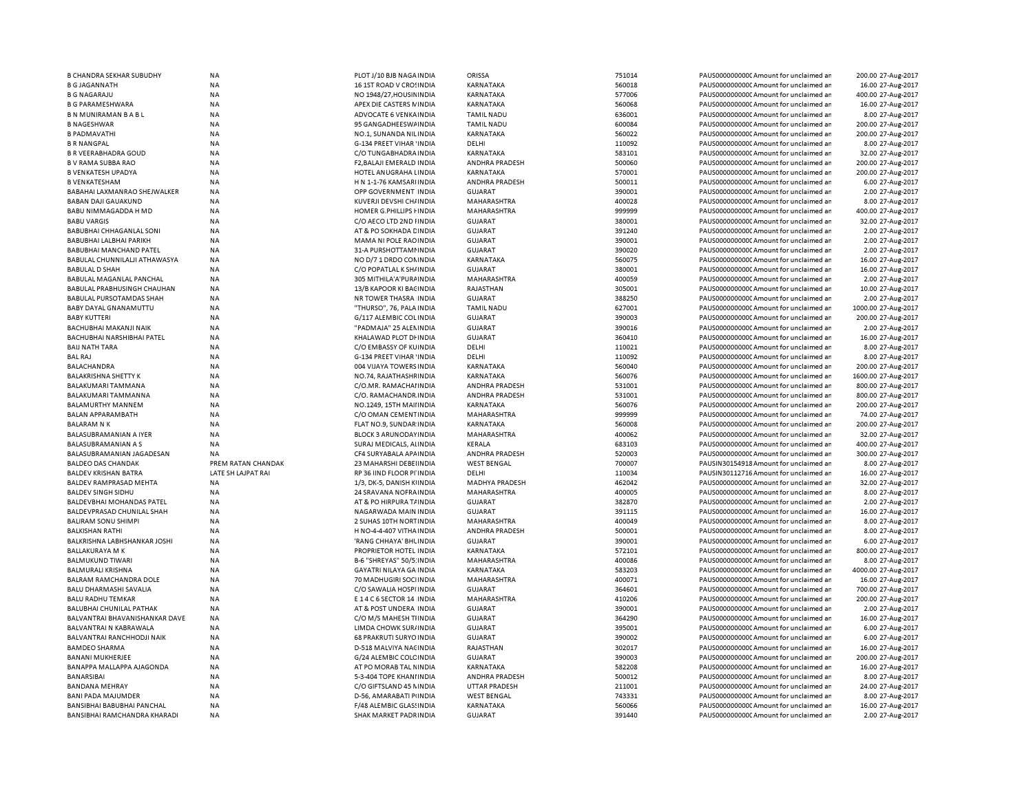| | | | | | | | | | |
|---|---|---|---|---|---|---|---|---|---|
| B CHANDRA SEKHAR SUBUDHY | NA | PLOT J/10 BJB NAGA INDIA | ORISSA | 751014 | PAUS0000000000 Amount for unclaimed ar | 200.00 | 27-Aug-2017 |
| B G JAGANNATH | NA | 16 1ST ROAD V CROS INDIA | KARNATAKA | 560018 | PAUS0000000000 Amount for unclaimed ar | 16.00 | 27-Aug-2017 |
| B G NAGARAJU | NA | NO 1948/27,HOUSIN INDIA | KARNATAKA | 577006 | PAUS0000000000 Amount for unclaimed ar | 400.00 | 27-Aug-2017 |
| B G PARAMESHWARA | NA | APEX DIE CASTERS N INDIA | KARNATAKA | 560068 | PAUS0000000000 Amount for unclaimed ar | 16.00 | 27-Aug-2017 |
| B N MUNIRAMAN B A B L | NA | ADVOCATE 6 VENKA INDIA | TAMIL NADU | 636001 | PAUS0000000000 Amount for unclaimed ar | 8.00 | 27-Aug-2017 |
| B NAGESHWAR | NA | 95 GANGADHEESWA INDIA | TAMIL NADU | 600084 | PAUS0000000000 Amount for unclaimed ar | 200.00 | 27-Aug-2017 |
| B PADMAVATHI | NA | NO.1, SUNANDA NIL INDIA | KARNATAKA | 560022 | PAUS0000000000 Amount for unclaimed ar | 200.00 | 27-Aug-2017 |
| B R NANGPAL | NA | G-134 PREET VIHAR 'INDIA | DELHI | 110092 | PAUS0000000000 Amount for unclaimed ar | 8.00 | 27-Aug-2017 |
| B R VEERABHADRA GOUD | NA | C/O TUNGABHADRA INDIA | KARNATAKA | 583101 | PAUS0000000000 Amount for unclaimed ar | 32.00 | 27-Aug-2017 |
| B V RAMA SUBBA RAO | NA | F2,BALAJI EMERALD INDIA | ANDHRA PRADESH | 500060 | PAUS0000000000 Amount for unclaimed ar | 200.00 | 27-Aug-2017 |
| B VENKATESH UPADYA | NA | HOTEL ANUGRAHA L INDIA | KARNATAKA | 570001 | PAUS0000000000 Amount for unclaimed ar | 200.00 | 27-Aug-2017 |
| B VENKATESHAM | NA | H N 1-1-76 KAMSARI INDIA | ANDHRA PRADESH | 500011 | PAUS0000000000 Amount for unclaimed ar | 6.00 | 27-Aug-2017 |
| BABAHAI LAXMANRAO SHEJWALKER | NA | OPP GOVERNMENT INDIA | GUJARAT | 390001 | PAUS0000000000 Amount for unclaimed ar | 2.00 | 27-Aug-2017 |
| BABAN DAJI GAUAKUND | NA | KUVERJI DEVSHI CHA INDIA | MAHARASHTRA | 400028 | PAUS0000000000 Amount for unclaimed ar | 8.00 | 27-Aug-2017 |
| BABU NIMMAGADDA H MD | NA | HOMER G.PHILLIPS H INDIA | MAHARASHTRA | 999999 | PAUS0000000000 Amount for unclaimed ar | 400.00 | 27-Aug-2017 |
| BABU VARGIS | NA | C/O AECO LTD 2ND FINDIA | GUJARAT | 380001 | PAUS0000000000 Amount for unclaimed ar | 32.00 | 27-Aug-2017 |
| BABUBHAI CHHAGANLAL SONI | NA | AT & PO SOKHADA DINDIA | GUJARAT | 391240 | PAUS0000000000 Amount for unclaimed ar | 2.00 | 27-Aug-2017 |
| BABUBHAI LALBHAI PARIKH | NA | MAMA NI POLE RAO INDIA | GUJARAT | 390001 | PAUS0000000000 Amount for unclaimed ar | 2.00 | 27-Aug-2017 |
| BABUBHAI MANCHAND PATEL | NA | 31-A PURSHOTTAMP INDIA | GUJARAT | 390020 | PAUS0000000000 Amount for unclaimed ar | 2.00 | 27-Aug-2017 |
| BABULAL CHUNNILALJI ATHAWASYA | NA | NO D/7 1 DRDO CO INDIA | KARNATAKA | 560075 | PAUS0000000000 Amount for unclaimed ar | 16.00 | 27-Aug-2017 |
| BABULAL D SHAH | NA | C/O POPATLAL K SH/ INDIA | GUJARAT | 380001 | PAUS0000000000 Amount for unclaimed ar | 16.00 | 27-Aug-2017 |
| BABULAL MAGANLAL PANCHAL | NA | 305 MITHILA'A'PUR INDIA | MAHARASHTRA | 400059 | PAUS0000000000 Amount for unclaimed ar | 2.00 | 27-Aug-2017 |
| BABULAL PRABHUSINGH CHAUHAN | NA | 13/B KAPOOR KI BAC INDIA | RAJASTHAN | 305001 | PAUS0000000000 Amount for unclaimed ar | 10.00 | 27-Aug-2017 |
| BABULAL PURSOTAMDAS SHAH | NA | NR TOWER THASRA INDIA | GUJARAT | 388250 | PAUS0000000000 Amount for unclaimed ar | 2.00 | 27-Aug-2017 |
| BABY DAYAL GNANAMUTTU | NA | "THURSO", 76, PALA INDIA | TAMIL NADU | 627001 | PAUS0000000000 Amount for unclaimed ar | 1000.00 | 27-Aug-2017 |
| BABY KUTTERI | NA | G/117 ALEMBIC COL INDIA | GUJARAT | 390003 | PAUS0000000000 Amount for unclaimed ar | 200.00 | 27-Aug-2017 |
| BACHUBHAI MAKANJI NAIK | NA | "PADMAJA" 25 ALEN INDIA | GUJARAT | 390016 | PAUS0000000000 Amount for unclaimed ar | 2.00 | 27-Aug-2017 |
| BACHUBHAI NARSHIBHAI PATEL | NA | KHALAWAD PLOT DI INDIA | GUJARAT | 360410 | PAUS0000000000 Amount for unclaimed ar | 16.00 | 27-Aug-2017 |
| BAIJ NATH TARA | NA | C/O EMBASSY OF KU INDIA | DELHI | 110021 | PAUS0000000000 Amount for unclaimed ar | 8.00 | 27-Aug-2017 |
| BAL RAJ | NA | G-134 PREET VIHAR 'INDIA | DELHI | 110092 | PAUS0000000000 Amount for unclaimed ar | 8.00 | 27-Aug-2017 |
| BALACHANDRA | NA | 004 VIJAYA TOWERS INDIA | KARNATAKA | 560040 | PAUS0000000000 Amount for unclaimed ar | 200.00 | 27-Aug-2017 |
| BALAKRISHNA SHETTY K | NA | NO.74, RAJATHASHR INDIA | KARNATAKA | 560076 | PAUS0000000000 Amount for unclaimed ar | 1600.00 | 27-Aug-2017 |
| BALAKUMARI TAMMANA | NA | C/O.MR. RAMACHAI INDIA | ANDHRA PRADESH | 531001 | PAUS0000000000 Amount for unclaimed ar | 800.00 | 27-Aug-2017 |
| BALAKUMARI TAMMANNA | NA | C/O. RAMACHANDR INDIA | ANDHRA PRADESH | 531001 | PAUS0000000000 Amount for unclaimed ar | 800.00 | 27-Aug-2017 |
| BALAMURTHY MANNEM | NA | NO.1249, 15TH MAII INDIA | KARNATAKA | 560076 | PAUS0000000000 Amount for unclaimed ar | 200.00 | 27-Aug-2017 |
| BALAN APPARAMBATH | NA | C/O OMAN CEMENT INDIA | MAHARASHTRA | 999999 | PAUS0000000000 Amount for unclaimed ar | 74.00 | 27-Aug-2017 |
| BALARAM N K | NA | FLAT NO.9, SUNDAR INDIA | KARNATAKA | 560008 | PAUS0000000000 Amount for unclaimed ar | 200.00 | 27-Aug-2017 |
| BALASUBRAMANIAN A IYER | NA | BLOCK 3 ARUNODAY INDIA | MAHARASHTRA | 400062 | PAUS0000000000 Amount for unclaimed ar | 32.00 | 27-Aug-2017 |
| BALASUBRAMANIAN A S | NA | SURAJ MEDICALS, AL INDIA | KERALA | 683103 | PAUS0000000000 Amount for unclaimed ar | 400.00 | 27-Aug-2017 |
| BALASUBRAMANIAN JAGADESAN | NA | CF4 SURYABALA APA INDIA | ANDHRA PRADESH | 520003 | PAUS0000000000 Amount for unclaimed ar | 300.00 | 27-Aug-2017 |
| BALDEO DAS CHANDAK | PREM RATAN CHANDAK | 23 MAHARSHI DEBEI INDIA | WEST BENGAL | 700007 | PAUSIN30154918 Amount for unclaimed ar | 8.00 | 27-Aug-2017 |
| BALDEV KRISHAN BATRA | LATE SH LAJPAT RAI | RP 36 IIND FLOOR PI INDIA | DELHI | 110034 | PAUSIN30112716 Amount for unclaimed ar | 16.00 | 27-Aug-2017 |
| BALDEV RAMPRASAD MEHTA | NA | 1/3, DK-5, DANISH K INDIA | MADHYA PRADESH | 462042 | PAUS0000000000 Amount for unclaimed ar | 32.00 | 27-Aug-2017 |
| BALDEV SINGH SIDHU | NA | 24 SRAVANA NOFRA INDIA | MAHARASHTRA | 400005 | PAUS0000000000 Amount for unclaimed ar | 8.00 | 27-Aug-2017 |
| BALDEVBHAI MOHANDAS PATEL | NA | AT & PO HIRPURA T/ INDIA | GUJARAT | 382870 | PAUS0000000000 Amount for unclaimed ar | 2.00 | 27-Aug-2017 |
| BALDEVPRASAD CHUNILAL SHAH | NA | NAGARWADA MAIN INDIA | GUJARAT | 391115 | PAUS0000000000 Amount for unclaimed ar | 16.00 | 27-Aug-2017 |
| BALIRAM SONU SHIMPI | NA | 2 SUHAS 10TH NORT INDIA | MAHARASHTRA | 400049 | PAUS0000000000 Amount for unclaimed ar | 8.00 | 27-Aug-2017 |
| BALKISHAN RATHI | NA | H NO-4-4-407 VITHA INDIA | ANDHRA PRADESH | 500001 | PAUS0000000000 Amount for unclaimed ar | 8.00 | 27-Aug-2017 |
| BALKRISHNA LABHSHANKAR JOSHI | NA | 'RANG CHHAYA' BHL INDIA | GUJARAT | 390001 | PAUS0000000000 Amount for unclaimed ar | 6.00 | 27-Aug-2017 |
| BALLAKURAYA M K | NA | PROPRIETOR HOTEL INDIA | KARNATAKA | 572101 | PAUS0000000000 Amount for unclaimed ar | 800.00 | 27-Aug-2017 |
| BALMUKUND TIWARI | NA | B-6 "SHREYAS" 50/5 INDIA | MAHARASHTRA | 400086 | PAUS0000000000 Amount for unclaimed ar | 8.00 | 27-Aug-2017 |
| BALMURALI KRISHNA | NA | GAYATRI NILAYA GA INDIA | KARNATAKA | 583203 | PAUS0000000000 Amount for unclaimed ar | 4000.00 | 27-Aug-2017 |
| BALRAM RAMCHANDRA DOLE | NA | 70 MADHUGIRI SOCI INDIA | MAHARASHTRA | 400071 | PAUS0000000000 Amount for unclaimed ar | 16.00 | 27-Aug-2017 |
| BALU DHARMASHI SAVALIA | NA | C/O SAWALIA HOSPI INDIA | GUJARAT | 364601 | PAUS0000000000 Amount for unclaimed ar | 700.00 | 27-Aug-2017 |
| BALU RADHU TEMKAR | NA | E 1 4 C 6 SECTOR 14 INDIA | MAHARASHTRA | 410206 | PAUS0000000000 Amount for unclaimed ar | 200.00 | 27-Aug-2017 |
| BALUBHAI CHUNILAL PATHAK | NA | AT & POST UNDERA INDIA | GUJARAT | 390001 | PAUS0000000000 Amount for unclaimed ar | 2.00 | 27-Aug-2017 |
| BALVANTRAI BHAVANISHANKAR DAVE | NA | C/O M/S MAHESH TI INDIA | GUJARAT | 364290 | PAUS0000000000 Amount for unclaimed ar | 16.00 | 27-Aug-2017 |
| BALVANTRAI N KABRAWALA | NA | LIMDA CHOWK SUR/ INDIA | GUJARAT | 395001 | PAUS0000000000 Amount for unclaimed ar | 6.00 | 27-Aug-2017 |
| BALVANTRAI RANCHHODJI NAIK | NA | 68 PRAKRUTI SURYO INDIA | GUJARAT | 390002 | PAUS0000000000 Amount for unclaimed ar | 6.00 | 27-Aug-2017 |
| BAMDEO SHARMA | NA | D-518 MALVIYA NAG INDIA | RAJASTHAN | 302017 | PAUS0000000000 Amount for unclaimed ar | 16.00 | 27-Aug-2017 |
| BANANI MUKHERJEE | NA | G/24 ALEMBIC COLC INDIA | GUJARAT | 390003 | PAUS0000000000 Amount for unclaimed ar | 200.00 | 27-Aug-2017 |
| BANAPPA MALLAPPA AJAGONDA | NA | AT PO MORAB TAL N INDIA | KARNATAKA | 582208 | PAUS0000000000 Amount for unclaimed ar | 16.00 | 27-Aug-2017 |
| BANARSIBAI | NA | 5-3-404 TOPE KHANI INDIA | ANDHRA PRADESH | 500012 | PAUS0000000000 Amount for unclaimed ar | 8.00 | 27-Aug-2017 |
| BANDANA MEHRAY | NA | C/O GIFTSLAND 45 N INDIA | UTTAR PRADESH | 211001 | PAUS0000000000 Amount for unclaimed ar | 24.00 | 27-Aug-2017 |
| BANI PADA MAJUMDER | NA | D-56, AMARABATI P INDIA | WEST BENGAL | 743331 | PAUS0000000000 Amount for unclaimed ar | 8.00 | 27-Aug-2017 |
| BANSIBHAI BABUBHAI PANCHAL | NA | F/48 ALEMBIC GLASS INDIA | KARNATAKA | 560066 | PAUS0000000000 Amount for unclaimed ar | 16.00 | 27-Aug-2017 |
| BANSIBHAI RAMCHANDRA KHARADI | NA | SHAK MARKET PADR INDIA | GUJARAT | 391440 | PAUS0000000000 Amount for unclaimed ar | 2.00 | 27-Aug-2017 |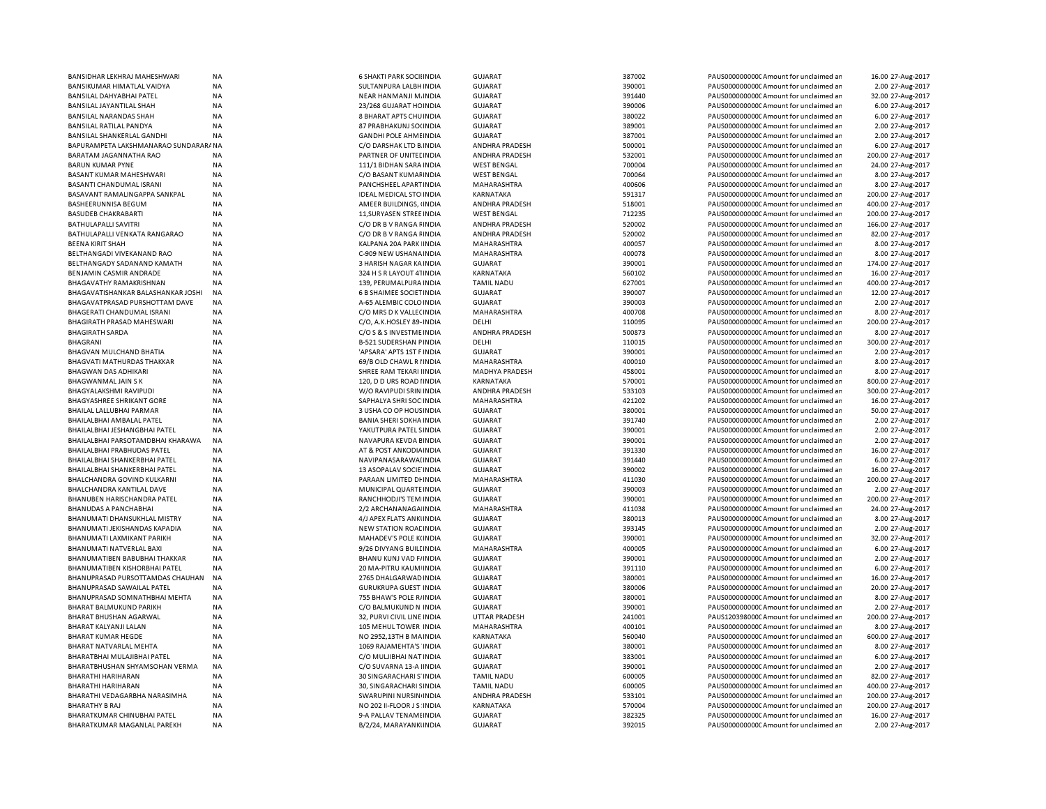| | | | | | | | | |
|---|---|---|---|---|---|---|---|---|
| BANSIDHAR LEKHRAJ MAHESHWARI | NA | 6 SHAKTI PARK SOCIINDIA | GUJARAT | 387002 | PAUS0000000000C Amount for unclaimed an | 16.00 | 27-Aug-2017 |
| BANSIKUMAR HIMATLAL VAIDYA | NA | SULTANPURA LALBHINDIA | GUJARAT | 390001 | PAUS0000000000C Amount for unclaimed an | 2.00 | 27-Aug-2017 |
| BANSILAL DAHYABHAI PATEL | NA | NEAR HANMANJI M.INDIA | GUJARAT | 391440 | PAUS0000000000C Amount for unclaimed an | 32.00 | 27-Aug-2017 |
| BANSILAL JAYANTILAL SHAH | NA | 23/268 GUJARAT HOINDIA | GUJARAT | 390006 | PAUS0000000000C Amount for unclaimed an | 6.00 | 27-Aug-2017 |
| BANSILAL NARANDAS SHAH | NA | 8 BHARAT APTS CHUINDIA | GUJARAT | 380022 | PAUS0000000000C Amount for unclaimed an | 6.00 | 27-Aug-2017 |
| BANSILAL RATILAL PANDYA | NA | 87 PRABHAKUNJ SOINDIA | GUJARAT | 389001 | PAUS0000000000C Amount for unclaimed an | 2.00 | 27-Aug-2017 |
| BANSILAL SHANKERLAL GANDHI | NA | GANDHI POLE AHMEINDIA | GUJARAT | 387001 | PAUS0000000000C Amount for unclaimed an | 2.00 | 27-Aug-2017 |
| BAPURAMPETA LAKSHMANARAO SUNDARARA | NA | C/O DARSHAK LTD B.INDIA | ANDHRA PRADESH | 500001 | PAUS0000000000C Amount for unclaimed an | 6.00 | 27-Aug-2017 |
| BARATAM JAGANNATHA RAO | NA | PARTNER OF UNITECINDIA | ANDHRA PRADESH | 532001 | PAUS0000000000C Amount for unclaimed an | 200.00 | 27-Aug-2017 |
| BARUN KUMAR PYNE | NA | 111/1 BIDHAN SARAINDIA | WEST BENGAL | 700004 | PAUS0000000000C Amount for unclaimed an | 24.00 | 27-Aug-2017 |
| BASANT KUMAR MAHESHWARI | NA | C/O BASANT KUMARINDIA | WEST BENGAL | 700064 | PAUS0000000000C Amount for unclaimed an | 8.00 | 27-Aug-2017 |
| BASANTI CHANDUMAL ISRANI | NA | PANCHSHEEL APARTINDIA | MAHARASHTRA | 400606 | PAUS0000000000C Amount for unclaimed an | 8.00 | 27-Aug-2017 |
| BASAVANT RAMALINGAPPA SANKPAL | NA | IDEAL MEDICAL STO INDIA | KARNATAKA | 591317 | PAUS0000000000C Amount for unclaimed an | 200.00 | 27-Aug-2017 |
| BASHEERUNNISA BEGUM | NA | AMEER BUILDINGS, INDIA | ANDHRA PRADESH | 518001 | PAUS0000000000C Amount for unclaimed an | 400.00 | 27-Aug-2017 |
| BASUDEB CHAKRABARTI | NA | 11,SURYASEN STREE INDIA | WEST BENGAL | 712235 | PAUS0000000000C Amount for unclaimed an | 200.00 | 27-Aug-2017 |
| BATHULAPALLI SAVITRI | NA | C/O DR B V RANGA RINDIA | ANDHRA PRADESH | 520002 | PAUS0000000000C Amount for unclaimed an | 166.00 | 27-Aug-2017 |
| BATHULAPALLI VENKATA RANGARAO | NA | C/O DR B V RANGA RINDIA | ANDHRA PRADESH | 520002 | PAUS0000000000C Amount for unclaimed an | 82.00 | 27-Aug-2017 |
| BEENA KIRIT SHAH | NA | KALPANA 20A PARK INDIA | MAHARASHTRA | 400057 | PAUS0000000000C Amount for unclaimed an | 8.00 | 27-Aug-2017 |
| BELTHANGADI VIVEKANAND RAO | NA | C-909 NEW USHANAINDIA | MAHARASHTRA | 400078 | PAUS0000000000C Amount for unclaimed an | 8.00 | 27-Aug-2017 |
| BELTHANGADY SADANAND KAMATH | NA | 3 HARISH NAGAR KAINDIA | GUJARAT | 390001 | PAUS0000000000C Amount for unclaimed an | 174.00 | 27-Aug-2017 |
| BENJAMIN CASMIR ANDRADE | NA | 324 H S R LAYOUT 4TINDIA | KARNATAKA | 560102 | PAUS0000000000C Amount for unclaimed an | 16.00 | 27-Aug-2017 |
| BHAGAVATHY RAMAKRISHNAN | NA | 139, PERUMALPURA INDIA | TAMIL NADU | 627001 | PAUS0000000000C Amount for unclaimed an | 400.00 | 27-Aug-2017 |
| BHAGAVATISHANKAR BALASHANKAR JOSHI | NA | 6 B SHAIMEE SOCIETINDIA | GUJARAT | 390007 | PAUS0000000000C Amount for unclaimed an | 12.00 | 27-Aug-2017 |
| BHAGAVATPRASAD PURSHOTTAM DAVE | NA | A-65 ALEMBIC COLOINDIA | GUJARAT | 390003 | PAUS0000000000C Amount for unclaimed an | 2.00 | 27-Aug-2017 |
| BHAGERATI CHANDUMAL ISRANI | NA | C/O MRS D K VALLECINDIA | MAHARASHTRA | 400708 | PAUS0000000000C Amount for unclaimed an | 8.00 | 27-Aug-2017 |
| BHAGIRATH PRASAD MAHESWARI | NA | C/O, A.K.HOSLEY 89-INDIA | DELHI | 110095 | PAUS0000000000C Amount for unclaimed an | 200.00 | 27-Aug-2017 |
| BHAGIRATH SARDA | NA | C/O S & S INVESTME INDIA | ANDHRA PRADESH | 500873 | PAUS0000000000C Amount for unclaimed an | 8.00 | 27-Aug-2017 |
| BHAGRANI | NA | B-521 SUDERSHAN P INDIA | DELHI | 110015 | PAUS0000000000C Amount for unclaimed an | 300.00 | 27-Aug-2017 |
| BHAGVAN MULCHAND BHATIA | NA | 'APSARA' APTS 1ST F INDIA | GUJARAT | 390001 | PAUS0000000000C Amount for unclaimed an | 2.00 | 27-Aug-2017 |
| BHAGVATI MATHURDAS THAKKAR | NA | 69/B OLD CHAWL R I INDIA | MAHARASHTRA | 400010 | PAUS0000000000C Amount for unclaimed an | 8.00 | 27-Aug-2017 |
| BHAGWAN DAS ADHIKARI | NA | SHREE RAM TEKARI IINDIA | MADHYA PRADESH | 458001 | PAUS0000000000C Amount for unclaimed an | 8.00 | 27-Aug-2017 |
| BHAGWANMAL JAIN S K | NA | 120, D D URS ROAD IINDIA | KARNATAKA | 570001 | PAUS0000000000C Amount for unclaimed an | 800.00 | 27-Aug-2017 |
| BHAGYALAKSHMI RAVIPUDI | NA | W/O RAVIPUDI SRIN INDIA | ANDHRA PRADESH | 533103 | PAUS0000000000C Amount for unclaimed an | 300.00 | 27-Aug-2017 |
| BHAGYASHREE SHRIKANT GORE | NA | SAPHALYA SHRI SOC INDIA | MAHARASHTRA | 421202 | PAUS0000000000C Amount for unclaimed an | 16.00 | 27-Aug-2017 |
| BHAILAL LALLUBHAI PARMAR | NA | 3 USHA CO OP HOUSINDIA | GUJARAT | 380001 | PAUS0000000000C Amount for unclaimed an | 50.00 | 27-Aug-2017 |
| BHAILALBHAI AMBALAL PATEL | NA | BANIA SHERI SOKHA INDIA | GUJARAT | 391740 | PAUS0000000000C Amount for unclaimed an | 2.00 | 27-Aug-2017 |
| BHAILALBHAI JESHANGBHAI PATEL | NA | YAKUTPURA PATEL SINDIA | GUJARAT | 390001 | PAUS0000000000C Amount for unclaimed an | 2.00 | 27-Aug-2017 |
| BHAILALBHAI PARSOTAMDBHAI KHARAWA | NA | NAVAPURA KEVDA BINDIA | GUJARAT | 390001 | PAUS0000000000C Amount for unclaimed an | 2.00 | 27-Aug-2017 |
| BHAILALBHAI PRABHUDAS PATEL | NA | AT & POST ANKODIA INDIA | GUJARAT | 391330 | PAUS0000000000C Amount for unclaimed an | 16.00 | 27-Aug-2017 |
| BHAILALBHAI SHANKERBHAI PATEL | NA | NAVIPANASARAWAINDIA | GUJARAT | 391440 | PAUS0000000000C Amount for unclaimed an | 6.00 | 27-Aug-2017 |
| BHAILALBHAI SHANKERBHAI PATEL | NA | 13 ASOPALAV SOCIE INDIA | GUJARAT | 390002 | PAUS0000000000C Amount for unclaimed an | 16.00 | 27-Aug-2017 |
| BHALCHANDRA GOVIND KULKARNI | NA | PARAAN LIMITED D INDIA | MAHARASHTRA | 411030 | PAUS0000000000C Amount for unclaimed an | 200.00 | 27-Aug-2017 |
| BHALCHANDRA KANTILAL DAVE | NA | MUNICIPAL QUARTE INDIA | GUJARAT | 390003 | PAUS0000000000C Amount for unclaimed an | 2.00 | 27-Aug-2017 |
| BHANUBEN HARISCHANDRA PATEL | NA | RANCHHODJI'S TEM INDIA | GUJARAT | 390001 | PAUS0000000000C Amount for unclaimed an | 200.00 | 27-Aug-2017 |
| BHANUDAS A PANCHABHAI | NA | 2/2 ARCHANANAGAINDIA | MAHARASHTRA | 411038 | PAUS0000000000C Amount for unclaimed an | 24.00 | 27-Aug-2017 |
| BHANUMATI DHANSUKHLAL MISTRY | NA | 4/J APEX FLATS ANKIINDIA | GUJARAT | 380013 | PAUS0000000000C Amount for unclaimed an | 8.00 | 27-Aug-2017 |
| BHANUMATI JEKISHANDAS KAPADIA | NA | NEW STATION ROACINDIA | GUJARAT | 393145 | PAUS0000000000C Amount for unclaimed an | 2.00 | 27-Aug-2017 |
| BHANUMATI LAXMIKANT PARIKH | NA | MAHADEV'S POLE K INDIA | GUJARAT | 390001 | PAUS0000000000C Amount for unclaimed an | 32.00 | 27-Aug-2017 |
| BHANUMATI NATVERLAL BAXI | NA | 9/26 DIVYANG BUILCINDIA | MAHARASHTRA | 400005 | PAUS0000000000C Amount for unclaimed an | 6.00 | 27-Aug-2017 |
| BHANUMATIBEN BABUBHAI THAKKAR | NA | BHANU KUNJ VAD F/INDIA | GUJARAT | 390001 | PAUS0000000000C Amount for unclaimed an | 2.00 | 27-Aug-2017 |
| BHANUMATIBEN KISHORBHAI PATEL | NA | 20 MA-PITRU KAUMIINDIA | GUJARAT | 391110 | PAUS0000000000C Amount for unclaimed an | 6.00 | 27-Aug-2017 |
| BHANUPRASAD PURSOTTAMDAS CHAUHAN | NA | 2765 DHALGARWAD INDIA | GUJARAT | 380001 | PAUS0000000000C Amount for unclaimed an | 16.00 | 27-Aug-2017 |
| BHANUPRASAD SAWAILAL PATEL | NA | GURUKRUPA GUEST INDIA | GUJARAT | 380006 | PAUS0000000000C Amount for unclaimed an | 20.00 | 27-Aug-2017 |
| BHANUPRASAD SOMNATHBHAI MEHTA | NA | 755 BHAW'S POLE R INDIA | GUJARAT | 380001 | PAUS0000000000C Amount for unclaimed an | 8.00 | 27-Aug-2017 |
| BHARAT BALMUKUND PARIKH | NA | C/O BALMUKUND N INDIA | GUJARAT | 390001 | PAUS0000000000C Amount for unclaimed an | 2.00 | 27-Aug-2017 |
| BHARAT BHUSHAN AGARWAL | NA | 32, PURVI CIVIL LINE INDIA | UTTAR PRADESH | 241001 | PAUS120398000C Amount for unclaimed an | 200.00 | 27-Aug-2017 |
| BHARAT KALYANJI LALAN | NA | 105 MEHUL TOWER INDIA | MAHARASHTRA | 400101 | PAUS0000000000C Amount for unclaimed an | 8.00 | 27-Aug-2017 |
| BHARAT KUMAR HEGDE | NA | NO 2952,13TH B MAINDIA | KARNATAKA | 560040 | PAUS0000000000C Amount for unclaimed an | 600.00 | 27-Aug-2017 |
| BHARAT NATVARLAL MEHTA | NA | 1069 RAJAMEHTA'S INDIA | GUJARAT | 380001 | PAUS0000000000C Amount for unclaimed an | 8.00 | 27-Aug-2017 |
| BHARATBHAI MULAJIBHAI PATEL | NA | C/O MULJIBHAI NAT INDIA | GUJARAT | 383001 | PAUS0000000000C Amount for unclaimed an | 6.00 | 27-Aug-2017 |
| BHARATBHUSHAN SHYAMSOHAN VERMA | NA | C/O SUVARNA 13-A IINDIA | GUJARAT | 390001 | PAUS0000000000C Amount for unclaimed an | 2.00 | 27-Aug-2017 |
| BHARATHI HARIHARAN | NA | 30 SINGARACHARI S INDIA | TAMIL NADU | 600005 | PAUS0000000000C Amount for unclaimed an | 82.00 | 27-Aug-2017 |
| BHARATHI HARIHARAN | NA | 30, SINGARACHARI SINDIA | TAMIL NADU | 600005 | PAUS0000000000C Amount for unclaimed an | 400.00 | 27-Aug-2017 |
| BHARATHI VEDAGARBHA NARASIMHA | NA | SWARUPINI NURSIN INDIA | ANDHRA PRADESH | 533101 | PAUS0000000000C Amount for unclaimed an | 200.00 | 27-Aug-2017 |
| BHARATHY B RAJ | NA | NO 202 II-FLOOR J S INDIA | KARNATAKA | 570004 | PAUS0000000000C Amount for unclaimed an | 200.00 | 27-Aug-2017 |
| BHARATKUMAR CHINUBHAI PATEL | NA | 9-A PALLAV TENAMEINDIA | GUJARAT | 382325 | PAUS0000000000C Amount for unclaimed an | 16.00 | 27-Aug-2017 |
| BHARATKUMAR MAGANLAL PAREKH | NA | B/2/24, MARAYANKIINDIA | GUJARAT | 392015 | PAUS0000000000C Amount for unclaimed an | 2.00 | 27-Aug-2017 |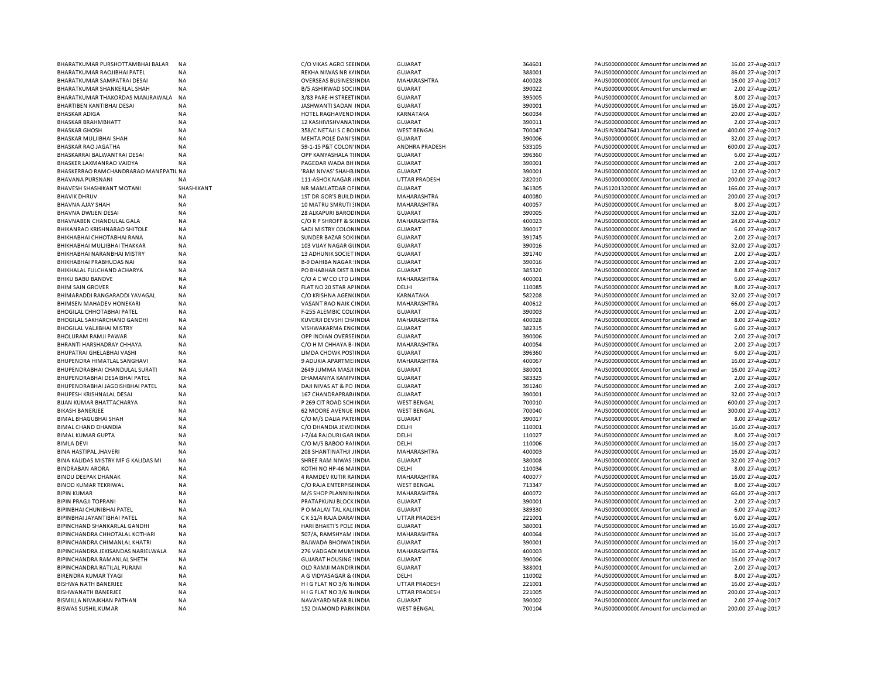| | | | | | | | | |
|---|---|---|---|---|---|---|---|---|
| BHARATKUMAR PURSHOTTAMBHAI BALAR | NA | C/O VIKAS AGRO SEEINDIA | GUJARAT | 364601 | PAUS0000000000 | Amount for unclaimed an | 16.00 | 27-Aug-2017 |
| BHARATKUMAR RAOJIBHAI PATEL | NA | REKHA NIWAS NR KAINDIA | GUJARAT | 388001 | PAUS0000000000 | Amount for unclaimed an | 86.00 | 27-Aug-2017 |
| BHARATKUMAR SAMPATRAI DESAI | NA | OVERSEAS BUSINESSINDIA | MAHARASHTRA | 400028 | PAUS0000000000 | Amount for unclaimed an | 16.00 | 27-Aug-2017 |
| BHARATKUMAR SHANKERLAL SHAH | NA | B/5 ASHIRWAD SOCIINDIA | GUJARAT | 390022 | PAUS0000000000 | Amount for unclaimed an | 2.00 | 27-Aug-2017 |
| BHARATKUMAR THAKORDAS MANJRAWALA | NA | 3/83 PARE-H STREETINDIA | GUJARAT | 395005 | PAUS0000000000 | Amount for unclaimed an | 8.00 | 27-Aug-2017 |
| BHARTIBEN KANTIBHAI DESAI | NA | JASHWANTI SADAN INDIA | GUJARAT | 390001 | PAUS0000000000 | Amount for unclaimed an | 16.00 | 27-Aug-2017 |
| BHASKAR ADIGA | NA | HOTEL RAGHAVEND INDIA | KARNATAKA | 560034 | PAUS0000000000 | Amount for unclaimed an | 20.00 | 27-Aug-2017 |
| BHASKAR BRAHMBHATT | NA | 12 KASHIVISHVANATINDIA | GUJARAT | 390011 | PAUS0000000000 | Amount for unclaimed an | 2.00 | 27-Aug-2017 |
| BHASKAR GHOSH | NA | 358/C NETAJI S C BOINDIA | WEST BENGAL | 700047 | PAUSIN30047641 | Amount for unclaimed an | 400.00 | 27-Aug-2017 |
| BHASKAR MULJIBHAI SHAH | NA | MEHTA POLE DANI'SINDIA | GUJARAT | 390006 | PAUS0000000000 | Amount for unclaimed an | 32.00 | 27-Aug-2017 |
| BHASKAR RAO JAGATHA | NA | 59-1-15 P&T COLON'INDIA | ANDHRA PRADESH | 533105 | PAUS0000000000 | Amount for unclaimed an | 600.00 | 27-Aug-2017 |
| BHASKARRAI BALWANTRAI DESAI | NA | OPP KANYASHALA TIINDIA | GUJARAT | 396360 | PAUS0000000000 | Amount for unclaimed an | 6.00 | 27-Aug-2017 |
| BHASKER LAXMANRAO VAIDYA | NA | PAGEDAR WADA BH INDIA | GUJARAT | 390001 | PAUS0000000000 | Amount for unclaimed an | 2.00 | 27-Aug-2017 |
| BHASKERRAO RAMCHANDRARAO MANEPATIL | NA | 'RAM NIVAS' SHAHB.INDIA | GUJARAT | 390001 | PAUS0000000000 | Amount for unclaimed an | 12.00 | 27-Aug-2017 |
| BHAVANA PURSNANI | NA | 111-ASHOK NAGAR /INDIA | UTTAR PRADESH | 282010 | PAUS0000000000 | Amount for unclaimed an | 200.00 | 27-Aug-2017 |
| BHAVESH SHASHIKANT MOTANI | SHASHIKANT | NR MAMLATDAR OFINDIA | GUJARAT | 361305 | PAUS1201320000 | Amount for unclaimed an | 166.00 | 27-Aug-2017 |
| BHAVIK DHRUV | NA | 1ST DR GOR'S BUILD INDIA | MAHARASHTRA | 400080 | PAUS0000000000 | Amount for unclaimed an | 200.00 | 27-Aug-2017 |
| BHAVNA AJAY SHAH | NA | 10 MATRU SMRUTI :INDIA | MAHARASHTRA | 400057 | PAUS0000000000 | Amount for unclaimed an | 8.00 | 27-Aug-2017 |
| BHAVNA DWIJEN DESAI | NA | 28 ALKAPURI BARODINDIA | GUJARAT | 390005 | PAUS0000000000 | Amount for unclaimed an | 32.00 | 27-Aug-2017 |
| BHAVNABEN CHANDULAL GALA | NA | C/O R P SHROFF & SINDIA | MAHARASHTRA | 400023 | PAUS0000000000 | Amount for unclaimed an | 24.00 | 27-Aug-2017 |
| BHIKANRAO KRISHNARAO SHITOLE | NA | SADI MISTRY COLONINDIA | GUJARAT | 390017 | PAUS0000000000 | Amount for unclaimed an | 6.00 | 27-Aug-2017 |
| BHIKHABHAI CHHOTABHAI RANA | NA | SUNDER BAZAR SOKINDIA | GUJARAT | 391745 | PAUS0000000000 | Amount for unclaimed an | 2.00 | 27-Aug-2017 |
| BHIKHABHAI MULJIBHAI THAKKAR | NA | 103 VIJAY NAGAR GIINDIA | GUJARAT | 390016 | PAUS0000000000 | Amount for unclaimed an | 32.00 | 27-Aug-2017 |
| BHIKHABHAI NARANBHAI MISTRY | NA | 13 ADHUNIK SOCIET INDIA | GUJARAT | 391740 | PAUS0000000000 | Amount for unclaimed an | 2.00 | 27-Aug-2017 |
| BHIKHABHAI PRABHUDAS NAI | NA | B-9 DAHIBA NAGAR !INDIA | GUJARAT | 390016 | PAUS0000000000 | Amount for unclaimed an | 2.00 | 27-Aug-2017 |
| BHIKHALAL FULCHAND ACHARYA | NA | PO BHABHAR DIST B.INDIA | GUJARAT | 385320 | PAUS0000000000 | Amount for unclaimed an | 8.00 | 27-Aug-2017 |
| BHIKU BABU BANDVE | NA | C/O A C W CO LTD L/INDIA | MAHARASHTRA | 400001 | PAUS0000000000 | Amount for unclaimed an | 6.00 | 27-Aug-2017 |
| BHIM SAIN GROVER | NA | FLAT NO 20 STAR APINDIA | DELHI | 110085 | PAUS0000000000 | Amount for unclaimed an | 8.00 | 27-Aug-2017 |
| BHIMARADDI RANGARADDI YAVAGAL | NA | C/O KRISHNA AGENCINDIA | KARNATAKA | 582208 | PAUS0000000000 | Amount for unclaimed an | 32.00 | 27-Aug-2017 |
| BHIMSEN MAHADEV HONEKARI | NA | VASANT RAO NAIK CINDIA | MAHARASHTRA | 400612 | PAUS0000000000 | Amount for unclaimed an | 66.00 | 27-Aug-2017 |
| BHOGILAL CHHOTABHAI PATEL | NA | F-255 ALEMBIC COLCINDIA | GUJARAT | 390003 | PAUS0000000000 | Amount for unclaimed an | 2.00 | 27-Aug-2017 |
| BHOGILAL SAKHARCHAND GANDHI | NA | KUVERJI DEVSHI CH/INDIA | MAHARASHTRA | 400028 | PAUS0000000000 | Amount for unclaimed an | 8.00 | 27-Aug-2017 |
| BHOGILAL VALJIBHAI MISTRY | NA | VISHWAKARMA ENGINDIA | GUJARAT | 382315 | PAUS0000000000 | Amount for unclaimed an | 6.00 | 27-Aug-2017 |
| BHOLURAM RAMJI PAWAR | NA | OPP INDIAN OVERSEINDIA | GUJARAT | 390006 | PAUS0000000000 | Amount for unclaimed an | 2.00 | 27-Aug-2017 |
| BHRANTI HARSHADRAY CHHAYA | NA | C/O H M CHHAYA B- INDIA | MAHARASHTRA | 400054 | PAUS0000000000 | Amount for unclaimed an | 2.00 | 27-Aug-2017 |
| BHUPATRAI GHELABHAI VASHI | NA | LIMDA CHOWK POSTINDIA | GUJARAT | 396360 | PAUS0000000000 | Amount for unclaimed an | 6.00 | 27-Aug-2017 |
| BHUPENDRA HIMATLAL SANGHAVI | NA | 9 ADUKIA APARTMEIINDIA | MAHARASHTRA | 400067 | PAUS0000000000 | Amount for unclaimed an | 16.00 | 27-Aug-2017 |
| BHUPENDRABHAI CHANDULAL SURATI | NA | 2649 JUMMA MASJI INDIA | GUJARAT | 380001 | PAUS0000000000 | Amount for unclaimed an | 16.00 | 27-Aug-2017 |
| BHUPENDRABHAI DESAIBHAI PATEL | NA | DHAMANIYA KAMP/INDIA | GUJARAT | 383325 | PAUS0000000000 | Amount for unclaimed an | 2.00 | 27-Aug-2017 |
| BHUPENDRABHAI JAGDISHBHAI PATEL | NA | DAJI NIVAS AT & PO INDIA | GUJARAT | 391240 | PAUS0000000000 | Amount for unclaimed an | 2.00 | 27-Aug-2017 |
| BHUPESH KRISHNALAL DESAI | NA | 167 CHANDRAPRABIINDIA | GUJARAT | 390001 | PAUS0000000000 | Amount for unclaimed an | 32.00 | 27-Aug-2017 |
| BIJAN KUMAR BHATTACHARYA | NA | P 269 CIT ROAD SCHIINDIA | WEST BENGAL | 700010 | PAUS0000000000 | Amount for unclaimed an | 600.00 | 27-Aug-2017 |
| BIKASH BANERJEE | NA | 62 MOORE AVENUE INDIA | WEST BENGAL | 700040 | PAUS0000000000 | Amount for unclaimed an | 300.00 | 27-Aug-2017 |
| BIMAL BHAGUBHAI SHAH | NA | C/O M/S DALIA PATEINDIA | GUJARAT | 390017 | PAUS0000000000 | Amount for unclaimed an | 8.00 | 27-Aug-2017 |
| BIMAL CHAND DHANDIA | NA | C/O DHANDIA JEWEIINDIA | DELHI | 110001 | PAUS0000000000 | Amount for unclaimed an | 16.00 | 27-Aug-2017 |
| BIMAL KUMAR GUPTA | NA | J-7/44 RAJOURI GAR INDIA | DELHI | 110027 | PAUS0000000000 | Amount for unclaimed an | 8.00 | 27-Aug-2017 |
| BIMLA DEVI | NA | C/O M/S BABOO RAIINDIA | DELHI | 110006 | PAUS0000000000 | Amount for unclaimed an | 16.00 | 27-Aug-2017 |
| BINA HASTIPAL JHAVERI | NA | 208 SHANTINATHJI JINDIA | MAHARASHTRA | 400003 | PAUS0000000000 | Amount for unclaimed an | 16.00 | 27-Aug-2017 |
| BINA KALIDAS MISTRY MF G KALIDAS MI | NA | SHREE RAM NIWAS :INDIA | GUJARAT | 380008 | PAUS0000000000 | Amount for unclaimed an | 32.00 | 27-Aug-2017 |
| BINDRABAN ARORA | NA | KOTHI NO HP-46 MAINDIA | DELHI | 110034 | PAUS0000000000 | Amount for unclaimed an | 8.00 | 27-Aug-2017 |
| BINDU DEEPAK DHANAK | NA | 4 RAMDEV KUTIR RAINDIA | MAHARASHTRA | 400077 | PAUS0000000000 | Amount for unclaimed an | 16.00 | 27-Aug-2017 |
| BINOD KUMAR TEKRIWAL | NA | C/O RAJA ENTERPISEINDIA | WEST BENGAL | 713347 | PAUS0000000000 | Amount for unclaimed an | 8.00 | 27-Aug-2017 |
| BIPIN KUMAR | NA | M/S SHOP PLANNININDIA | MAHARASHTRA | 400072 | PAUS0000000000 | Amount for unclaimed an | 66.00 | 27-Aug-2017 |
| BIPIN PRAGJI TOPRANI | NA | PRATAPKUNJ BLOCK INDIA | GUJARAT | 390001 | PAUS0000000000 | Amount for unclaimed an | 2.00 | 27-Aug-2017 |
| BIPINBHAI CHUNIBHAI PATEL | NA | P O MALAV TAL KALCINDIA | GUJARAT | 389330 | PAUS0000000000 | Amount for unclaimed an | 6.00 | 27-Aug-2017 |
| BIPINBHAI JAYANTIBHAI PATEL | NA | C K 51/4 RAJA DARA'INDIA | UTTAR PRADESH | 221001 | PAUS0000000000 | Amount for unclaimed an | 6.00 | 27-Aug-2017 |
| BIPINCHAND SHANKARLAL GANDHI | NA | HARI BHAKTI'S POLE INDIA | GUJARAT | 380001 | PAUS0000000000 | Amount for unclaimed an | 16.00 | 27-Aug-2017 |
| BIPINCHANDRA CHHOTALAL KOTHARI | NA | 507/A, RAMSHYAM IINDIA | MAHARASHTRA | 400064 | PAUS0000000000 | Amount for unclaimed an | 16.00 | 27-Aug-2017 |
| BIPINCHANDRA CHIMANLAL KHATRI | NA | BAJWADA BHOIWACINDIA | GUJARAT | 390001 | PAUS0000000000 | Amount for unclaimed an | 16.00 | 27-Aug-2017 |
| BIPINCHANDRA JEKISANDAS NARIELWALA | NA | 276 VADGADI MUMIINDIA | MAHARASHTRA | 400003 | PAUS0000000000 | Amount for unclaimed an | 16.00 | 27-Aug-2017 |
| BIPINCHANDRA RAMANLAL SHETH | NA | GUJARAT HOUSING !INDIA | GUJARAT | 390006 | PAUS0000000000 | Amount for unclaimed an | 16.00 | 27-Aug-2017 |
| BIPINCHANDRA RATILAL PURANI | NA | OLD RAMJI MANDIR INDIA | GUJARAT | 388001 | PAUS0000000000 | Amount for unclaimed an | 2.00 | 27-Aug-2017 |
| BIRENDRA KUMAR TYAGI | NA | A G VIDYASAGAR & (INDIA | DELHI | 110002 | PAUS0000000000 | Amount for unclaimed an | 8.00 | 27-Aug-2017 |
| BISHWA NATH BANERJEE | NA | H I G FLAT NO 3/6 N/INDIA | UTTAR PRADESH | 221001 | PAUS0000000000 | Amount for unclaimed an | 16.00 | 27-Aug-2017 |
| BISHWANATH BANERJEE | NA | H I G FLAT NO 3/6 N/INDIA | UTTAR PRADESH | 221005 | PAUS0000000000 | Amount for unclaimed an | 200.00 | 27-Aug-2017 |
| BISMILLA NIVAJKHAN PATHAN | NA | NAVAYARD NEAR BLINDIA | GUJARAT | 390002 | PAUS0000000000 | Amount for unclaimed an | 2.00 | 27-Aug-2017 |
| BISWAS SUSHIL KUMAR | NA | 152 DIAMOND PARKINDIA | WEST BENGAL | 700104 | PAUS0000000000 | Amount for unclaimed an | 200.00 | 27-Aug-2017 |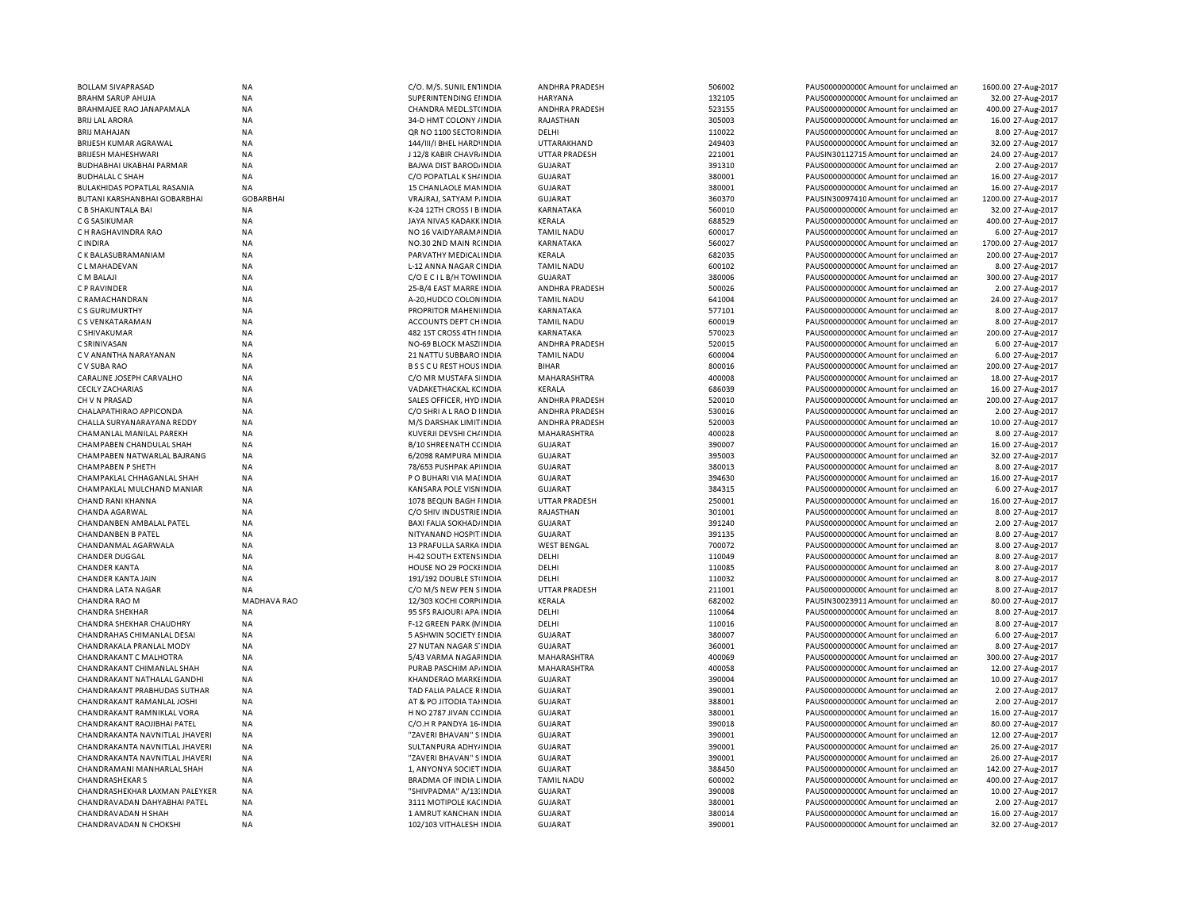| | | | | | | | | | |
|---|---|---|---|---|---|---|---|---|---|
| BOLLAM SIVAPRASAD | NA | C/O. M/S. SUNIL EN'INDIA | ANDHRA PRADESH | 506002 | PAUS0000000000C | Amount for unclaimed an | 1600.00 | 27-Aug-2017 |
| BRAHM SARUP AHUJA | NA | SUPERINTENDING E!INDIA | HARYANA | 132105 | PAUS0000000000C | Amount for unclaimed an | 32.00 | 27-Aug-2017 |
| BRAHMAJEE RAO JANAPAMALA | NA | CHANDRA MEDL.ST(INDIA | ANDHRA PRADESH | 523155 | PAUS0000000000C | Amount for unclaimed an | 400.00 | 27-Aug-2017 |
| BRIJ LAL ARORA | NA | 34-D HMT COLONY /INDIA | RAJASTHAN | 305003 | PAUS0000000000C | Amount for unclaimed an | 16.00 | 27-Aug-2017 |
| BRIJ MAHAJAN | NA | QR NO 1100 SECTORINDIA | DELHI | 110022 | PAUS0000000000C | Amount for unclaimed an | 8.00 | 27-Aug-2017 |
| BRIJESH KUMAR AGRAWAL | NA | 144/III/I BHEL HARD'INDIA | UTTARAKHAND | 249403 | PAUS0000000000C | Amount for unclaimed an | 32.00 | 27-Aug-2017 |
| BRIJESH MAHESHWARI | NA | J 12/8 KABIR CHAVR/INDIA | UTTAR PRADESH | 221001 | PAUSIN30112715 | Amount for unclaimed an | 24.00 | 27-Aug-2017 |
| BUDHABHAI UKABHAI PARMAR | NA | BAJWA DIST BAROD/INDIA | GUJARAT | 391310 | PAUS0000000000C | Amount for unclaimed an | 2.00 | 27-Aug-2017 |
| BUDHALAL C SHAH | NA | C/O POPATLAL K SH/INDIA | GUJARAT | 380001 | PAUS0000000000C | Amount for unclaimed an | 16.00 | 27-Aug-2017 |
| BULAKHIDAS POPATLAL RASANIA | NA | 15 CHANLAOLE MA INDIA | GUJARAT | 380001 | PAUS0000000000C | Amount for unclaimed an | 16.00 | 27-Aug-2017 |
| BUTANI KARSHANBHAI GOBARBHAI | GOBARBHAI | VRAJRAJ, SATYAM P.INDIA | GUJARAT | 360370 | PAUSIN30097410 | Amount for unclaimed an | 1200.00 | 27-Aug-2017 |
| C B SHAKUNTALA BAI | NA | K-24 12TH CROSS I B INDIA | KARNATAKA | 560010 | PAUS0000000000C | Amount for unclaimed an | 32.00 | 27-Aug-2017 |
| C G SASIKUMAR | NA | JAYA NIVAS KADAKK INDIA | KERALA | 688529 | PAUS0000000000C | Amount for unclaimed an | 400.00 | 27-Aug-2017 |
| C H RAGHAVINDRA RAO | NA | NO 16 VAIDYARAMA INDIA | TAMIL NADU | 600017 | PAUS0000000000C | Amount for unclaimed an | 6.00 | 27-Aug-2017 |
| C INDIRA | NA | NO.30 2ND MAIN RCINDIA | KARNATAKA | 560027 | PAUS0000000000C | Amount for unclaimed an | 1700.00 | 27-Aug-2017 |
| C K BALASUBRAMANIAM | NA | PARVATHY MEDICALINDIA | KERALA | 682035 | PAUS0000000000C | Amount for unclaimed an | 200.00 | 27-Aug-2017 |
| C L MAHADEVAN | NA | L-12 ANNA NAGAR CINDIA | TAMIL NADU | 600102 | PAUS0000000000C | Amount for unclaimed an | 8.00 | 27-Aug-2017 |
| C M BALAJI | NA | C/O E C I L B/H TOWIINDIA | GUJARAT | 380006 | PAUS0000000000C | Amount for unclaimed an | 300.00 | 27-Aug-2017 |
| C P RAVINDER | NA | 25-B/4 EAST MARRE INDIA | ANDHRA PRADESH | 500026 | PAUS0000000000C | Amount for unclaimed an | 2.00 | 27-Aug-2017 |
| C RAMACHANDRAN | NA | A-20,HUDCO COLONINDIA | TAMIL NADU | 641004 | PAUS0000000000C | Amount for unclaimed an | 24.00 | 27-Aug-2017 |
| C S GURUMURTHY | NA | PROPRITOR MAHENIINDIA | KARNATAKA | 577101 | PAUS0000000000C | Amount for unclaimed an | 8.00 | 27-Aug-2017 |
| C S VENKATARAMAN | NA | ACCOUNTS DEPT CHINDIA | TAMIL NADU | 600019 | PAUS0000000000C | Amount for unclaimed an | 8.00 | 27-Aug-2017 |
| C SHIVAKUMAR | NA | 482 1ST CROSS 4TH INDIA | KARNATAKA | 570023 | PAUS0000000000C | Amount for unclaimed an | 200.00 | 27-Aug-2017 |
| C SRINIVASAN | NA | NO-69 BLOCK MASZIINDIA | ANDHRA PRADESH | 520015 | PAUS0000000000C | Amount for unclaimed an | 6.00 | 27-Aug-2017 |
| C V ANANTHA NARAYANAN | NA | 21 NATTU SUBBARO INDIA | TAMIL NADU | 600004 | PAUS0000000000C | Amount for unclaimed an | 6.00 | 27-Aug-2017 |
| C V SUBA RAO | NA | B S S C U REST HOUS INDIA | BIHAR | 800016 | PAUS0000000000C | Amount for unclaimed an | 200.00 | 27-Aug-2017 |
| CARALINE JOSEPH CARVALHO | NA | C/O MR MUSTAFA SIINDIA | MAHARASHTRA | 400008 | PAUS0000000000C | Amount for unclaimed an | 18.00 | 27-Aug-2017 |
| CECILY ZACHARIAS | NA | VADAKETHACKAL KINDIA | KERALA | 686039 | PAUS0000000000C | Amount for unclaimed an | 16.00 | 27-Aug-2017 |
| CH V N PRASAD | NA | SALES OFFICER, HYD INDIA | ANDHRA PRADESH | 520010 | PAUS0000000000C | Amount for unclaimed an | 200.00 | 27-Aug-2017 |
| CHALAPATHIRAO APPICONDA | NA | C/O SHRI A L RAO D IINDIA | ANDHRA PRADESH | 530016 | PAUS0000000000C | Amount for unclaimed an | 2.00 | 27-Aug-2017 |
| CHALLA SURYANARAYANA REDDY | NA | M/S DARSHAK LIMITINDIA | ANDHRA PRADESH | 520003 | PAUS0000000000C | Amount for unclaimed an | 10.00 | 27-Aug-2017 |
| CHAMANLAL MANILAL PAREKH | NA | KUVERJI DEVSHI CH/INDIA | MAHARASHTRA | 400028 | PAUS0000000000C | Amount for unclaimed an | 8.00 | 27-Aug-2017 |
| CHAMPABEN CHANDULAL SHAH | NA | B/10 SHREENATH CCINDIA | GUJARAT | 390007 | PAUS0000000000C | Amount for unclaimed an | 16.00 | 27-Aug-2017 |
| CHAMPABEN NATWARLAL BAJRANG | NA | 6/2098 RAMPURA MINDIA | GUJARAT | 395003 | PAUS0000000000C | Amount for unclaimed an | 32.00 | 27-Aug-2017 |
| CHAMPABEN P SHETH | NA | 78/653 PUSHPAK APIINDIA | GUJARAT | 380013 | PAUS0000000000C | Amount for unclaimed an | 8.00 | 27-Aug-2017 |
| CHAMPAKLAL CHHAGANLAL SHAH | NA | P O BUHARI VIA MAIINDIA | GUJARAT | 394630 | PAUS0000000000C | Amount for unclaimed an | 16.00 | 27-Aug-2017 |
| CHAMPAKLAL MULCHAND MANIAR | NA | KANSARA POLE VISNINDIA | GUJARAT | 384315 | PAUS0000000000C | Amount for unclaimed an | 6.00 | 27-Aug-2017 |
| CHAND RANI KHANNA | NA | 1078 BEQUN BAGH FINDIA | UTTAR PRADESH | 250001 | PAUS0000000000C | Amount for unclaimed an | 16.00 | 27-Aug-2017 |
| CHANDA AGARWAL | NA | C/O SHIV INDUSTRIEINDIA | RAJASTHAN | 301001 | PAUS0000000000C | Amount for unclaimed an | 8.00 | 27-Aug-2017 |
| CHANDANBEN AMBALAL PATEL | NA | BAXI FALIA SOKHAD/INDIA | GUJARAT | 391240 | PAUS0000000000C | Amount for unclaimed an | 2.00 | 27-Aug-2017 |
| CHANDANBEN B PATEL | NA | NITYANAND HOSPITINDIA | GUJARAT | 391135 | PAUS0000000000C | Amount for unclaimed an | 8.00 | 27-Aug-2017 |
| CHANDANMAL AGARWALA | NA | 13 PRAFULLA SARKA INDIA | WEST BENGAL | 700072 | PAUS0000000000C | Amount for unclaimed an | 8.00 | 27-Aug-2017 |
| CHANDER DUGGAL | NA | H-42 SOUTH EXTENSINDIA | DELHI | 110049 | PAUS0000000000C | Amount for unclaimed an | 8.00 | 27-Aug-2017 |
| CHANDER KANTA | NA | HOUSE NO 29 POCKEINDIA | DELHI | 110085 | PAUS0000000000C | Amount for unclaimed an | 8.00 | 27-Aug-2017 |
| CHANDER KANTA JAIN | NA | 191/192 DOUBLE STIINDIA | DELHI | 110032 | PAUS0000000000C | Amount for unclaimed an | 8.00 | 27-Aug-2017 |
| CHANDRA LATA NAGAR | NA | C/O M/S NEW PEN S INDIA | UTTAR PRADESH | 211001 | PAUS0000000000C | Amount for unclaimed an | 8.00 | 27-Aug-2017 |
| CHANDRA RAO M | MADHAVA RAO | 12/303 KOCHI CORP INDIA | KERALA | 682002 | PAUSIN30023911 | Amount for unclaimed an | 80.00 | 27-Aug-2017 |
| CHANDRA SHEKHAR | NA | 95 SFS RAJOURI APA INDIA | DELHI | 110064 | PAUS0000000000C | Amount for unclaimed an | 8.00 | 27-Aug-2017 |
| CHANDRA SHEKHAR CHAUDHRY | NA | F-12 GREEN PARK (MINDIA | DELHI | 110016 | PAUS0000000000C | Amount for unclaimed an | 8.00 | 27-Aug-2017 |
| CHANDRAHAS CHIMANLAL DESAI | NA | 5 ASHWIN SOCIETY EINDIA | GUJARAT | 380007 | PAUS0000000000C | Amount for unclaimed an | 6.00 | 27-Aug-2017 |
| CHANDRAKALA PRANLAL MODY | NA | 27 NUTAN NAGAR S'INDIA | GUJARAT | 360001 | PAUS0000000000C | Amount for unclaimed an | 8.00 | 27-Aug-2017 |
| CHANDRAKANT C MALHOTRA | NA | 5/43 VARMA NAGAR INDIA | MAHARASHTRA | 400069 | PAUS0000000000C | Amount for unclaimed an | 300.00 | 27-Aug-2017 |
| CHANDRAKANT CHIMANLAL SHAH | NA | PURAB PASCHIM AP/INDIA | MAHARASHTRA | 400058 | PAUS0000000000C | Amount for unclaimed an | 12.00 | 27-Aug-2017 |
| CHANDRAKANT NATHALAL GANDHI | NA | KHANDERAO MARKEINDIA | GUJARAT | 390004 | PAUS0000000000C | Amount for unclaimed an | 10.00 | 27-Aug-2017 |
| CHANDRAKANT PRABHUDAS SUTHAR | NA | TAD FALIA PALACE R INDIA | GUJARAT | 390001 | PAUS0000000000C | Amount for unclaimed an | 2.00 | 27-Aug-2017 |
| CHANDRAKANT RAMANLAL JOSHI | NA | AT & PO JITODIA TA INDIA | GUJARAT | 388001 | PAUS0000000000C | Amount for unclaimed an | 2.00 | 27-Aug-2017 |
| CHANDRAKANT RAMNIKLAL VORA | NA | H NO 2787 JIVAN CCINDIA | GUJARAT | 380001 | PAUS0000000000C | Amount for unclaimed an | 16.00 | 27-Aug-2017 |
| CHANDRAKANT RAOJIBHAI PATEL | NA | C/O.H R PANDYA 16-INDIA | GUJARAT | 390018 | PAUS0000000000C | Amount for unclaimed an | 80.00 | 27-Aug-2017 |
| CHANDRAKANTA NAVNITLAL JHAVERI | NA | "ZAVERI BHAVAN" S INDIA | GUJARAT | 390001 | PAUS0000000000C | Amount for unclaimed an | 12.00 | 27-Aug-2017 |
| CHANDRAKANTA NAVNITLAL JHAVERI | NA | SULTANPURA ADHY/INDIA | GUJARAT | 390001 | PAUS0000000000C | Amount for unclaimed an | 26.00 | 27-Aug-2017 |
| CHANDRAKANTA NAVNITLAL JHAVERI | NA | "ZAVERI BHAVAN" S INDIA | GUJARAT | 390001 | PAUS0000000000C | Amount for unclaimed an | 26.00 | 27-Aug-2017 |
| CHANDRAMANI MANHARLAL SHAH | NA | 1, ANYONYA SOCIET INDIA | GUJARAT | 388450 | PAUS0000000000C | Amount for unclaimed an | 142.00 | 27-Aug-2017 |
| CHANDRASHEKAR S | NA | BRADMA OF INDIA LINDIA | TAMIL NADU | 600002 | PAUS0000000000C | Amount for unclaimed an | 400.00 | 27-Aug-2017 |
| CHANDRASHEKHAR LAXMAN PALEYKER | NA | "SHIVPADMA" A/13:INDIA | GUJARAT | 390008 | PAUS0000000000C | Amount for unclaimed an | 10.00 | 27-Aug-2017 |
| CHANDRAVADAN DAHYABHAI PATEL | NA | 3111 MOTIPOLE KACINDIA | GUJARAT | 380001 | PAUS0000000000C | Amount for unclaimed an | 2.00 | 27-Aug-2017 |
| CHANDRAVADAN H SHAH | NA | 1 AMRUT KANCHAN INDIA | GUJARAT | 380014 | PAUS0000000000C | Amount for unclaimed an | 16.00 | 27-Aug-2017 |
| CHANDRAVADAN N CHOKSHI | NA | 102/103 VITHALESH INDIA | GUJARAT | 390001 | PAUS0000000000C | Amount for unclaimed an | 32.00 | 27-Aug-2017 |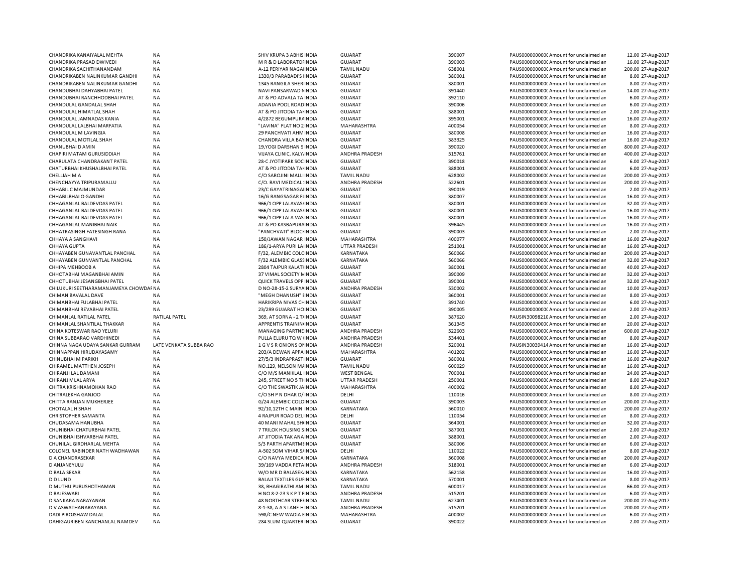| | | | | | | | | |
|---|---|---|---|---|---|---|---|---|
| CHANDRIKA KANAIYALAL MEHTA | NA | SHIV KRUPA 3 ABHIS INDIA | GUJARAT | 390007 | PAUS0000000000C | Amount for unclaimed an | 12.00 | 27-Aug-2017 |
| CHANDRIKA PRASAD DWIVEDI | NA | M R & D LABORATOFINDIA | GUJARAT | 390003 | PAUS0000000000C | Amount for unclaimed an | 16.00 | 27-Aug-2017 |
| CHANDRIKA SACHITHANANDAM | NA | A-12 PERIYAR NAGAIINDIA | TAMIL NADU | 638001 | PAUS0000000000C | Amount for unclaimed an | 200.00 | 27-Aug-2017 |
| CHANDRIKABEN NALINKUMAR GANDHI | NA | 1330/3 PARABADI'S IINDIA | GUJARAT | 380001 | PAUS0000000000C | Amount for unclaimed an | 8.00 | 27-Aug-2017 |
| CHANDRIKABEN NALINKUMAR GANDHI | NA | 1345 RANGILA SHER INDIA | GUJARAT | 380001 | PAUS0000000000C | Amount for unclaimed an | 8.00 | 27-Aug-2017 |
| CHANDUBHAI DAHYABHAI PATEL | NA | NAVI PANSARWAD NINDIA | GUJARAT | 391440 | PAUS0000000000C | Amount for unclaimed an | 14.00 | 27-Aug-2017 |
| CHANDUBHAI RANCHHODBHAI PATEL | NA | AT & PO ADVALA TA INDIA | GUJARAT | 392110 | PAUS0000000000C | Amount for unclaimed an | 6.00 | 27-Aug-2017 |
| CHANDULAL GANDALAL SHAH | NA | ADANIA POOL ROADINDIA | GUJARAT | 390006 | PAUS0000000000C | Amount for unclaimed an | 6.00 | 27-Aug-2017 |
| CHANDULAL HIMATLAL SHAH | NA | AT & PO JITODIA TAIINDIA | GUJARAT | 388001 | PAUS0000000000C | Amount for unclaimed an | 2.00 | 27-Aug-2017 |
| CHANDULAL JAMNADAS KANIA | NA | 4/2872 BEGUMPURAINDIA | GUJARAT | 395001 | PAUS0000000000C | Amount for unclaimed an | 16.00 | 27-Aug-2017 |
| CHANDULAL LALBHAI MARFATIA | NA | "LAVINA" FLAT NO 2INDIA | MAHARASHTRA | 400054 | PAUS0000000000C | Amount for unclaimed an | 8.00 | 27-Aug-2017 |
| CHANDULAL M LAVINGIA | NA | 29 PANCHVATI AHMINDIA | GUJARAT | 380008 | PAUS0000000000C | Amount for unclaimed an | 16.00 | 27-Aug-2017 |
| CHANDULAL MOTILAL SHAH | NA | CHANDRA VILLA BAYINDIA | GUJARAT | 383325 | PAUS0000000000C | Amount for unclaimed an | 16.00 | 27-Aug-2017 |
| CHANUBHAI D AMIN | NA | 19,YOGI DARSHAN SINDIA | GUJARAT | 390020 | PAUS0000000000C | Amount for unclaimed an | 800.00 | 27-Aug-2017 |
| CHAPIRI MATAM GURUSIDDIAH | NA | VIJAYA CLINIC, KALYINDIA | ANDHRA PRADESH | 515761 | PAUS0000000000C | Amount for unclaimed an | 400.00 | 27-Aug-2017 |
| CHARULATA CHANDRAKANT PATEL | NA | 28-C JYOTIPARK SOCINDIA | GUJARAT | 390018 | PAUS0000000000C | Amount for unclaimed an | 6.00 | 27-Aug-2017 |
| CHATURBHAI KHUSHALBHAI PATEL | NA | AT & PO JITODIA TAIINDIA | GUJARAT | 388001 | PAUS0000000000C | Amount for unclaimed an | 6.00 | 27-Aug-2017 |
| CHELLIAH M A | NA | C/O SAROJINI MALLIINDIA | TAMIL NADU | 628002 | PAUS0000000000C | Amount for unclaimed an | 200.00 | 27-Aug-2017 |
| CHENCHAYYA TRIPURAMALLU | NA | C/O. RAVI MEDICAL INDIA | ANDHRA PRADESH | 522601 | PAUS0000000000C | Amount for unclaimed an | 200.00 | 27-Aug-2017 |
| CHHABIL C MAJMUNDAR | NA | 23/C GAYATRINAGAIINDIA | GUJARAT | 390019 | PAUS0000000000C | Amount for unclaimed an | 2.00 | 27-Aug-2017 |
| CHHABILBHAI O GANDHI | NA | 16/G RANGSAGAR FIINDIA | GUJARAT | 380007 | PAUS0000000000C | Amount for unclaimed an | 16.00 | 27-Aug-2017 |
| CHHAGANLAL BALDEVDAS PATEL | NA | 966/1 OPP LALAVASINDIA | GUJARAT | 380001 | PAUS0000000000C | Amount for unclaimed an | 32.00 | 27-Aug-2017 |
| CHHAGANLAL BALDEVDAS PATEL | NA | 966/1 OPP LALAVASINDIA | GUJARAT | 380001 | PAUS0000000000C | Amount for unclaimed an | 16.00 | 27-Aug-2017 |
| CHHAGANLAL BALDEVDAS PATEL | NA | 966/1 OPP LALA VAS INDIA | GUJARAT | 380001 | PAUS0000000000C | Amount for unclaimed an | 16.00 | 27-Aug-2017 |
| CHHAGANLAL MANIBHAI NAIK | NA | AT & PO KASBAPURAINDIA | GUJARAT | 396445 | PAUS0000000000C | Amount for unclaimed an | 16.00 | 27-Aug-2017 |
| CHHATRASINGH FATESINGH RANA | NA | "PANCHVATI" BLOCHINDIA | GUJARAT | 390003 | PAUS0000000000C | Amount for unclaimed an | 2.00 | 27-Aug-2017 |
| CHHAYA A SANGHAVI | NA | 150/JAWAN NAGAR INDIA | MAHARASHTRA | 400077 | PAUS0000000000C | Amount for unclaimed an | 16.00 | 27-Aug-2017 |
| CHHAYA GUPTA | NA | 186/1-ARYA PURI LA INDIA | UTTAR PRADESH | 251001 | PAUS0000000000C | Amount for unclaimed an | 16.00 | 27-Aug-2017 |
| CHHAYABEN GUNAVANTLAL PANCHAL | NA | F/32, ALEMBIC COLCINDIA | KARNATAKA | 560066 | PAUS0000000000C | Amount for unclaimed an | 200.00 | 27-Aug-2017 |
| CHHAYABEN GUNVANTLAL PANCHAL | NA | F/32 ALEMBIC GLASSINDIA | KARNATAKA | 560066 | PAUS0000000000C | Amount for unclaimed an | 32.00 | 27-Aug-2017 |
| CHHIPA MEHBOOB A | NA | 2804 TAJPUR KALATIINDIA | GUJARAT | 380001 | PAUS0000000000C | Amount for unclaimed an | 40.00 | 27-Aug-2017 |
| CHHOTABHAI MAGANBHAI AMIN | NA | 37 VIMAL SOCIETY NINDIA | GUJARAT | 390009 | PAUS0000000000C | Amount for unclaimed an | 32.00 | 27-Aug-2017 |
| CHHOTUBHAI JESANGBHAI PATEL | NA | QUICK TRAVELS OPP INDIA | GUJARAT | 390001 | PAUS0000000000C | Amount for unclaimed an | 32.00 | 27-Aug-2017 |
| CHILUKURI SEETHARAMANJAMEYA CHOWDAFNA | | D NO-28-15-2 SURYAINDIA | ANDHRA PRADESH | 530002 | PAUS0000000000C | Amount for unclaimed an | 10.00 | 27-Aug-2017 |
| CHIMAN BAVALAL DAVE | NA | "MEGH DHANUSH" EINDIA | GUJARAT | 360001 | PAUS0000000000C | Amount for unclaimed an | 8.00 | 27-Aug-2017 |
| CHIMANBHAI FULABHAI PATEL | NA | HARIKRIPA NIVAS CHINDIA | GUJARAT | 391740 | PAUS0000000000C | Amount for unclaimed an | 6.00 | 27-Aug-2017 |
| CHIMANBHAI REVABHAI PATEL | NA | 23/299 GUJARAT HOINDIA | GUJARAT | 390005 | PAUS0000000000C | Amount for unclaimed an | 2.00 | 27-Aug-2017 |
| CHIMANLAL RATILAL PATEL | RATILAL PATEL | 369, AT SORNA - 2 TINDIA | GUJARAT | 387620 | PAUSIN30098210 | Amount for unclaimed an | 2.00 | 27-Aug-2017 |
| CHIMANLAL SHANTILAL THAKKAR | NA | APPRENTIS TRAININ INDIA | GUJARAT | 361345 | PAUS0000000000C | Amount for unclaimed an | 20.00 | 27-Aug-2017 |
| CHINA KOTESWAR RAO YELURI | NA | MANAGING PARTNEINDIA | ANDHRA PRADESH | 522603 | PAUS0000000000C | Amount for unclaimed an | 600.00 | 27-Aug-2017 |
| CHINA SUBBARAO VARDHINEDI | NA | PULLA ELURU TQ W IINDIA | ANDHRA PRADESH | 534401 | PAUS0000000000C | Amount for unclaimed an | 8.00 | 27-Aug-2017 |
| CHINNA NAGA UDAYA SANKAR GURRAM | LATE VENKATA SUBBA RAO | 1 G V S R ONIONS OINDIA | ANDHRA PRADESH | 520001 | PAUSIN30039414 | Amount for unclaimed an | 16.00 | 27-Aug-2017 |
| CHINNAPPAN HIRUDAYASAMY | NA | 203/A DEWAN APPAINDIA | MAHARASHTRA | 401202 | PAUS0000000000C | Amount for unclaimed an | 16.00 | 27-Aug-2017 |
| CHINUBHAI M PARIKH | NA | 27/5/3 INDRAPRAST INDIA | GUJARAT | 380001 | PAUS0000000000C | Amount for unclaimed an | 16.00 | 27-Aug-2017 |
| CHIRAMEL MATTHEN JOSEPH | NA | NO.129, NELSON MAINDIA | TAMIL NADU | 600029 | PAUS0000000000C | Amount for unclaimed an | 16.00 | 27-Aug-2017 |
| CHIRANJI LAL DAMANI | NA | C/O M/S MANIKLAL INDIA | WEST BENGAL | 700001 | PAUS0000000000C | Amount for unclaimed an | 24.00 | 27-Aug-2017 |
| CHIRANJIV LAL ARYA | NA | 245, STREET NO 5 THINDIA | UTTAR PRADESH | 250001 | PAUS0000000000C | Amount for unclaimed an | 8.00 | 27-Aug-2017 |
| CHITRA KRISHNAMOHAN RAO | NA | C/O THE SWASTIK JAINDIA | MAHARASHTRA | 400002 | PAUS0000000000C | Amount for unclaimed an | 8.00 | 27-Aug-2017 |
| CHITRALEKHA GANJOO | NA | C/O SH P N DHAR D/ INDIA | DELHI | 110016 | PAUS0000000000C | Amount for unclaimed an | 8.00 | 27-Aug-2017 |
| CHITTA RANJAN MUKHERJEE | NA | G/24 ALEMBIC COLCINDIA | GUJARAT | 390003 | PAUS0000000000C | Amount for unclaimed an | 200.00 | 27-Aug-2017 |
| CHOTALAL H SHAH | NA | 92/10,12TH C MAIN INDIA | KARNATAKA | 560010 | PAUS0000000000C | Amount for unclaimed an | 200.00 | 27-Aug-2017 |
| CHRISTOPHER SAMANTA | NA | 4 RAJPUR ROAD DEL INDIA | DELHI | 110054 | PAUS0000000000C | Amount for unclaimed an | 8.00 | 27-Aug-2017 |
| CHUDASAMA HANUBHA | NA | 40 MANI MAHAL SHINDIA | GUJARAT | 364001 | PAUS0000000000C | Amount for unclaimed an | 32.00 | 27-Aug-2017 |
| CHUNIBHAI CHATURBHAI PATEL | NA | 7 TRILOK HOUSING SINDIA | GUJARAT | 387001 | PAUS0000000000C | Amount for unclaimed an | 2.00 | 27-Aug-2017 |
| CHUNIBHAI ISHVARBHAI PATEL | NA | AT JITODIA TAK ANAINDIA | GUJARAT | 388001 | PAUS0000000000C | Amount for unclaimed an | 2.00 | 27-Aug-2017 |
| CHUNILAL GIRDHARLAL MEHTA | NA | S/3 PARTH APARTMIINDIA | GUJARAT | 380006 | PAUS0000000000C | Amount for unclaimed an | 6.00 | 27-Aug-2017 |
| COLONEL RABINDER NATH WADHAWAN | NA | A-502 SOM VIHAR SIINDIA | DELHI | 110022 | PAUS0000000000C | Amount for unclaimed an | 8.00 | 27-Aug-2017 |
| D A CHANDRASEKAR | NA | C/O NAVYA MEDICAINDIA | KARNATAKA | 560008 | PAUS0000000000C | Amount for unclaimed an | 200.00 | 27-Aug-2017 |
| D ANJANEYULU | NA | 39/169 VADDA PETAINDIA | ANDHRA PRADESH | 518001 | PAUS0000000000C | Amount for unclaimed an | 6.00 | 27-Aug-2017 |
| D BALA SEKAR | NA | W/O MR D BALASEKINDIA | KARNATAKA | 562158 | PAUS0000000000C | Amount for unclaimed an | 16.00 | 27-Aug-2017 |
| D D LUND | NA | BALAJI TEXTILES GUFINDIA | KARNATAKA | 570001 | PAUS0000000000C | Amount for unclaimed an | 8.00 | 27-Aug-2017 |
| D MUTHU PURUSHOTHAMAN | NA | 38, BHAGIRATHI AM INDIA | TAMIL NADU | 600017 | PAUS0000000000C | Amount for unclaimed an | 66.00 | 27-Aug-2017 |
| D RAJESWARI | NA | H NO 8-2-23 S K P T FINDIA | ANDHRA PRADESH | 515201 | PAUS0000000000C | Amount for unclaimed an | 6.00 | 27-Aug-2017 |
| D SANKARA NARAYANAN | NA | 48 NORTHCAR STREIINDIA | TAMIL NADU | 627401 | PAUS0000000000C | Amount for unclaimed an | 200.00 | 27-Aug-2017 |
| D V ASWATHANARAYANA | NA | 8-1-38, A A S LANE HINDIA | ANDHRA PRADESH | 515201 | PAUS0000000000C | Amount for unclaimed an | 200.00 | 27-Aug-2017 |
| DADI PIROJSHAW DALAL | NA | 598/C NEW WADIA EINDIA | MAHARASHTRA | 400002 | PAUS0000000000C | Amount for unclaimed an | 6.00 | 27-Aug-2017 |
| DAHIGAURIBEN KANCHANLAL NAMDEV | NA | 284 SLUM QUARTER INDIA | GUJARAT | 390022 | PAUS0000000000C | Amount for unclaimed an | 2.00 | 27-Aug-2017 |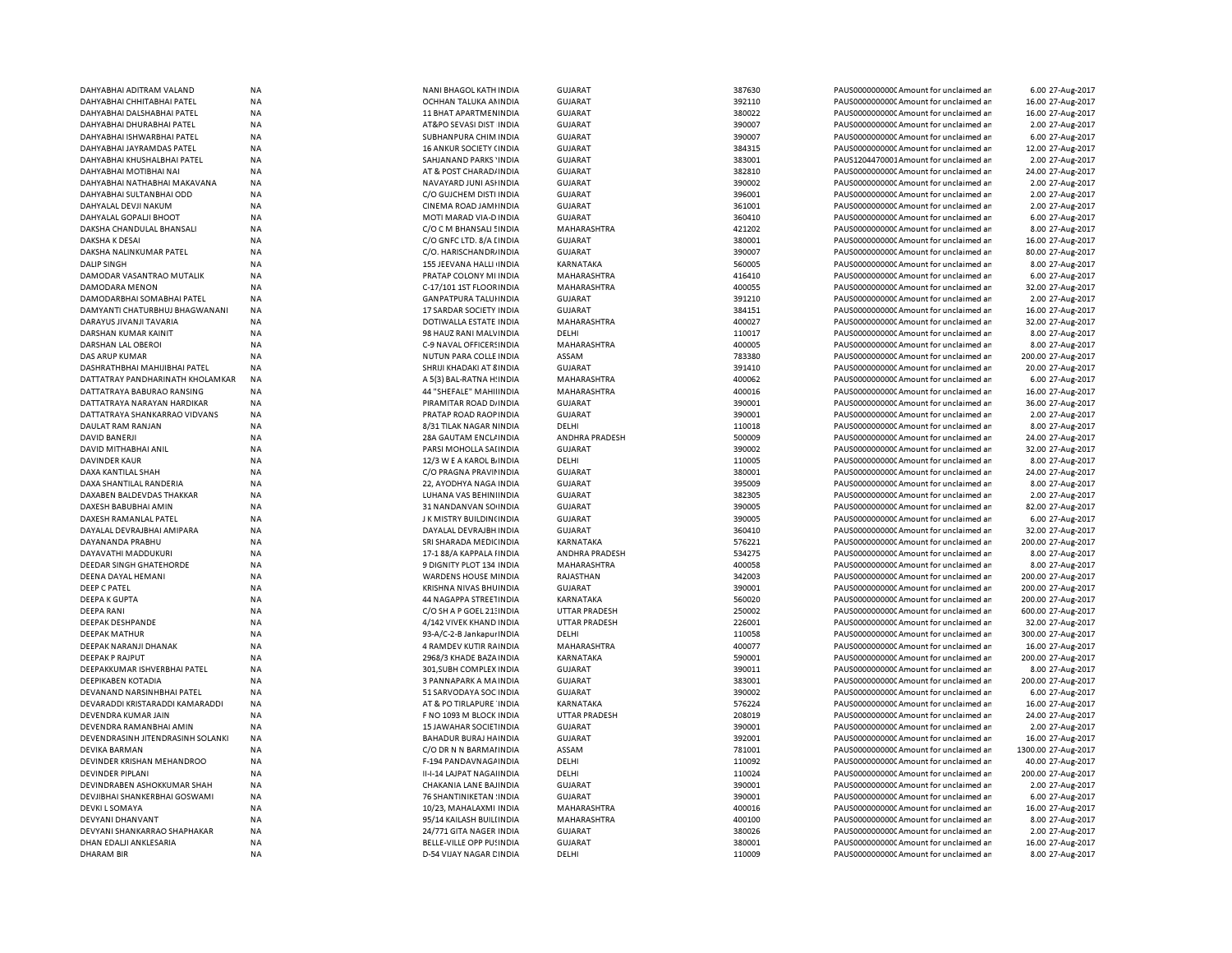| | | | | | | | | |
|---|---|---|---|---|---|---|---|---|
| DAHYABHAI ADITRAM VALAND | NA | NANI BHAGOL KATH INDIA | GUJARAT | 387630 | PAUS0000000000 | Amount for unclaimed an | 6.00 | 27-Aug-2017 |
| DAHYABHAI CHHITABHAI PATEL | NA | OCHHAN TALUKA AMINDIA | GUJARAT | 392110 | PAUS0000000000 | Amount for unclaimed an | 16.00 | 27-Aug-2017 |
| DAHYABHAI DALSHABHAI PATEL | NA | 11 BHAT APARTMENINDIA | GUJARAT | 380022 | PAUS0000000000 | Amount for unclaimed an | 16.00 | 27-Aug-2017 |
| DAHYABHAI DHURABHAI PATEL | NA | AT&PO SEVASI DIST INDIA | GUJARAT | 390007 | PAUS0000000000 | Amount for unclaimed an | 2.00 | 27-Aug-2017 |
| DAHYABHAI ISHWARBHAI PATEL | NA | SUBHANPURA CHIM INDIA | GUJARAT | 390007 | PAUS0000000000 | Amount for unclaimed an | 6.00 | 27-Aug-2017 |
| DAHYABHAI JAYRAMDAS PATEL | NA | 16 ANKUR SOCIETY CINDIA | GUJARAT | 384315 | PAUS0000000000 | Amount for unclaimed an | 12.00 | 27-Aug-2017 |
| DAHYABHAI KHUSHALBHAI PATEL | NA | SAHJANAND PARKS 'INDIA | GUJARAT | 383001 | PAUS1204470001 | Amount for unclaimed an | 2.00 | 27-Aug-2017 |
| DAHYABHAI MOTIBHAI NAI | NA | AT & POST CHARADAINDIA | GUJARAT | 382810 | PAUS0000000000 | Amount for unclaimed an | 24.00 | 27-Aug-2017 |
| DAHYABHAI NATHABHAI MAKAVANA | NA | NAVAYARD JUNI ASHINDIA | GUJARAT | 390002 | PAUS0000000000 | Amount for unclaimed an | 2.00 | 27-Aug-2017 |
| DAHYABHAI SULTANBHAI ODD | NA | C/O GUJCHEM DISTI INDIA | GUJARAT | 396001 | PAUS0000000000 | Amount for unclaimed an | 2.00 | 27-Aug-2017 |
| DAHYALAL DEVJI NAKUM | NA | CINEMA ROAD JAMIINDIA | GUJARAT | 361001 | PAUS0000000000 | Amount for unclaimed an | 2.00 | 27-Aug-2017 |
| DAHYALAL GOPALJI BHOOT | NA | MOTI MARAD VIA-D INDIA | GUJARAT | 360410 | PAUS0000000000 | Amount for unclaimed an | 6.00 | 27-Aug-2017 |
| DAKSHA CHANDULAL BHANSALI | NA | C/O C M BHANSALI SINDIA | MAHARASHTRA | 421202 | PAUS0000000000 | Amount for unclaimed an | 8.00 | 27-Aug-2017 |
| DAKSHA K DESAI | NA | C/O GNFC LTD. 8/A CINDIA | GUJARAT | 380001 | PAUS0000000000 | Amount for unclaimed an | 16.00 | 27-Aug-2017 |
| DAKSHA NALINKUMAR PATEL | NA | C/O. HARISCHANDRAINDIA | GUJARAT | 390007 | PAUS0000000000 | Amount for unclaimed an | 80.00 | 27-Aug-2017 |
| DALIP SINGH | NA | 155 JEEVANA HALLI INDIA | KARNATAKA | 560005 | PAUS0000000000 | Amount for unclaimed an | 8.00 | 27-Aug-2017 |
| DAMODAR VASANTRAO MUTALIK | NA | PRATAP COLONY MIINDIA | MAHARASHTRA | 416410 | PAUS0000000000 | Amount for unclaimed an | 6.00 | 27-Aug-2017 |
| DAMODARA MENON | NA | C-17/101 1ST FLOORINDIA | MAHARASHTRA | 400055 | PAUS0000000000 | Amount for unclaimed an | 32.00 | 27-Aug-2017 |
| DAMODARBHAI SOMABHAI PATEL | NA | GANPATPURA TALUINDIA | GUJARAT | 391210 | PAUS0000000000 | Amount for unclaimed an | 2.00 | 27-Aug-2017 |
| DAMYANTI CHATURBHUJ BHAGWANANI | NA | 17 SARDAR SOCIETY INDIA | GUJARAT | 384151 | PAUS0000000000 | Amount for unclaimed an | 16.00 | 27-Aug-2017 |
| DARAYUS JIVANJI TAVARIA | NA | DOTIWALLA ESTATE INDIA | MAHARASHTRA | 400027 | PAUS0000000000 | Amount for unclaimed an | 32.00 | 27-Aug-2017 |
| DARSHAN KUMAR KAINIT | NA | 98 HAUZ RANI MALVINDIA | DELHI | 110017 | PAUS0000000000 | Amount for unclaimed an | 8.00 | 27-Aug-2017 |
| DARSHAN LAL OBEROI | NA | C-9 NAVAL OFFICERSINDIA | MAHARASHTRA | 400005 | PAUS0000000000 | Amount for unclaimed an | 8.00 | 27-Aug-2017 |
| DAS ARUP KUMAR | NA | NUTUN PARA COLLE INDIA | ASSAM | 783380 | PAUS0000000000 | Amount for unclaimed an | 200.00 | 27-Aug-2017 |
| DASHRATHBHAI MAHIJIBHAI PATEL | NA | SHRIJI KHADAKI AT 8INDIA | GUJARAT | 391410 | PAUS0000000000 | Amount for unclaimed an | 20.00 | 27-Aug-2017 |
| DATTATRAY PANDHARINATH KHOLAMKAR | NA | A 5(3) BAL-RATNA HINDIA | MAHARASHTRA | 400062 | PAUS0000000000 | Amount for unclaimed an | 6.00 | 27-Aug-2017 |
| DATTATRAYA BABURAO RANSING | NA | 44 "SHEFALE" MAHIIINDIA | MAHARASHTRA | 400016 | PAUS0000000000 | Amount for unclaimed an | 16.00 | 27-Aug-2017 |
| DATTATRAYA NARAYAN HARDIKAR | NA | PIRAMITAR ROAD DAINDIA | GUJARAT | 390001 | PAUS0000000000 | Amount for unclaimed an | 36.00 | 27-Aug-2017 |
| DATTATRAYA SHANKARRAO VIDVANS | NA | PRATAP ROAD RAOPINDIA | GUJARAT | 390001 | PAUS0000000000 | Amount for unclaimed an | 2.00 | 27-Aug-2017 |
| DAULAT RAM RANJAN | NA | 8/31 TILAK NAGAR NINDIA | DELHI | 110018 | PAUS0000000000 | Amount for unclaimed an | 8.00 | 27-Aug-2017 |
| DAVID BANERJI | NA | 28A GAUTAM ENCLAINDIA | ANDHRA PRADESH | 500009 | PAUS0000000000 | Amount for unclaimed an | 24.00 | 27-Aug-2017 |
| DAVID MITHABHAI ANIL | NA | PARSI MOHOLLA SAIINDIA | GUJARAT | 390002 | PAUS0000000000 | Amount for unclaimed an | 32.00 | 27-Aug-2017 |
| DAVINDER KAUR | NA | 12/3 W E A KAROL BAINDIA | DELHI | 110005 | PAUS0000000000 | Amount for unclaimed an | 8.00 | 27-Aug-2017 |
| DAXA KANTILAL SHAH | NA | C/O PRAGNA PRAVIIINDIA | GUJARAT | 380001 | PAUS0000000000 | Amount for unclaimed an | 24.00 | 27-Aug-2017 |
| DAXA SHANTILAL RANDERIA | NA | 22, AYODHYA NAGA INDIA | GUJARAT | 395009 | PAUS0000000000 | Amount for unclaimed an | 8.00 | 27-Aug-2017 |
| DAXABEN BALDEVDAS THAKKAR | NA | LUHANA VAS BEHINIINDIA | GUJARAT | 382305 | PAUS0000000000 | Amount for unclaimed an | 2.00 | 27-Aug-2017 |
| DAXESH BABUBHAI AMIN | NA | 31 NANDANVAN SOINDIA | GUJARAT | 390005 | PAUS0000000000 | Amount for unclaimed an | 82.00 | 27-Aug-2017 |
| DAXESH RAMANLAL PATEL | NA | J K MISTRY BUILDINCINDIA | GUJARAT | 390005 | PAUS0000000000 | Amount for unclaimed an | 6.00 | 27-Aug-2017 |
| DAYALAL DEVRAJBHAI AMIPARA | NA | DAYALAL DEVRAJBH INDIA | GUJARAT | 360410 | PAUS0000000000 | Amount for unclaimed an | 32.00 | 27-Aug-2017 |
| DAYANANDA PRABHU | NA | SRI SHARADA MEDICINDIA | KARNATAKA | 576221 | PAUS0000000000 | Amount for unclaimed an | 200.00 | 27-Aug-2017 |
| DAYAVATHI MADDUKURI | NA | 17-1 88/A KAPPALA IINDIA | ANDHRA PRADESH | 534275 | PAUS0000000000 | Amount for unclaimed an | 8.00 | 27-Aug-2017 |
| DEEDAR SINGH GHATEHORDE | NA | 9 DIGNITY PLOT 134 INDIA | MAHARASHTRA | 400058 | PAUS0000000000 | Amount for unclaimed an | 8.00 | 27-Aug-2017 |
| DEENA DAYAL HEMANI | NA | WARDENS HOUSE MINDIA | RAJASTHAN | 342003 | PAUS0000000000 | Amount for unclaimed an | 200.00 | 27-Aug-2017 |
| DEEP C PATEL | NA | KRISHNA NIVAS BHUINDIA | GUJARAT | 390001 | PAUS0000000000 | Amount for unclaimed an | 200.00 | 27-Aug-2017 |
| DEEPA K GUPTA | NA | 44 NAGAPPA STREETINDIA | KARNATAKA | 560020 | PAUS0000000000 | Amount for unclaimed an | 200.00 | 27-Aug-2017 |
| DEEPA RANI | NA | C/O SH A P GOEL 21:INDIA | UTTAR PRADESH | 250002 | PAUS0000000000 | Amount for unclaimed an | 600.00 | 27-Aug-2017 |
| DEEPAK DESHPANDE | NA | 4/142 VIVEK KHAND INDIA | UTTAR PRADESH | 226001 | PAUS0000000000 | Amount for unclaimed an | 32.00 | 27-Aug-2017 |
| DEEPAK MATHUR | NA | 93-A/C-2-B JankapurINDIA | DELHI | 110058 | PAUS0000000000 | Amount for unclaimed an | 300.00 | 27-Aug-2017 |
| DEEPAK NARANJI DHANAK | NA | 4 RAMDEV KUTIR RAINDIA | MAHARASHTRA | 400077 | PAUS0000000000 | Amount for unclaimed an | 16.00 | 27-Aug-2017 |
| DEEPAK P RAJPUT | NA | 2968/3 KHADE BAZAINDIA | KARNATAKA | 590001 | PAUS0000000000 | Amount for unclaimed an | 200.00 | 27-Aug-2017 |
| DEEPAKKUMAR ISHVERBHAI PATEL | NA | 301,SUBH COMPLEX INDIA | GUJARAT | 390011 | PAUS0000000000 | Amount for unclaimed an | 8.00 | 27-Aug-2017 |
| DEEPIKABEN KOTADIA | NA | 3 PANNAPARK A MAINDIA | GUJARAT | 383001 | PAUS0000000000 | Amount for unclaimed an | 200.00 | 27-Aug-2017 |
| DEVANAND NARSINHBHAI PATEL | NA | 51 SARVODAYA SOC INDIA | GUJARAT | 390002 | PAUS0000000000 | Amount for unclaimed an | 6.00 | 27-Aug-2017 |
| DEVARADDI KRISTARADDI KAMARADDI | NA | AT & PO TIRLAPURE INDIA | KARNATAKA | 576224 | PAUS0000000000 | Amount for unclaimed an | 16.00 | 27-Aug-2017 |
| DEVENDRA KUMAR JAIN | NA | F NO 1093 M BLOCK INDIA | UTTAR PRADESH | 208019 | PAUS0000000000 | Amount for unclaimed an | 24.00 | 27-Aug-2017 |
| DEVENDRA RAMANBHAI AMIN | NA | 15 JAWAHAR SOCIETINDIA | GUJARAT | 390001 | PAUS0000000000 | Amount for unclaimed an | 2.00 | 27-Aug-2017 |
| DEVENDRASINH JITENDRASINH SOLANKI | NA | BAHADUR BURAJ HAINDIA | GUJARAT | 392001 | PAUS0000000000 | Amount for unclaimed an | 16.00 | 27-Aug-2017 |
| DEVIKA BARMAN | NA | C/O DR N N BARMAIINDIA | ASSAM | 781001 | PAUS0000000000 | Amount for unclaimed an | 1300.00 | 27-Aug-2017 |
| DEVINDER KRISHAN MEHANDROO | NA | F-194 PANDAVNAGAINDIA | DELHI | 110092 | PAUS0000000000 | Amount for unclaimed an | 40.00 | 27-Aug-2017 |
| DEVINDER PIPLANI | NA | II-I-14 LAJPAT NAGAIINDIA | DELHI | 110024 | PAUS0000000000 | Amount for unclaimed an | 200.00 | 27-Aug-2017 |
| DEVINDRABEN ASHOKKUMAR SHAH | NA | CHAKANIA LANE BAJINDIA | GUJARAT | 390001 | PAUS0000000000 | Amount for unclaimed an | 2.00 | 27-Aug-2017 |
| DEVJIBHAI SHANKERBHAI GOSWAMI | NA | 76 SHANTINIKETAN INDIA | GUJARAT | 390001 | PAUS0000000000 | Amount for unclaimed an | 6.00 | 27-Aug-2017 |
| DEVKI L SOMAYA | NA | 10/23, MAHALAXMI INDIA | MAHARASHTRA | 400016 | PAUS0000000000 | Amount for unclaimed an | 16.00 | 27-Aug-2017 |
| DEVYANI DHANVANT | NA | 95/14 KAILASH BUILIINDIA | MAHARASHTRA | 400100 | PAUS0000000000 | Amount for unclaimed an | 8.00 | 27-Aug-2017 |
| DEVYANI SHANKARRAO SHAPHAKAR | NA | 24/771 GITA NAGER INDIA | GUJARAT | 380026 | PAUS0000000000 | Amount for unclaimed an | 2.00 | 27-Aug-2017 |
| DHAN EDALJI ANKLESARIA | NA | BELLE-VILLE OPP PUSINDIA | GUJARAT | 380001 | PAUS0000000000 | Amount for unclaimed an | 16.00 | 27-Aug-2017 |
| DHARAM BIR | NA | D-54 VIJAY NAGAR DINDIA | DELHI | 110009 | PAUS0000000000 | Amount for unclaimed an | 8.00 | 27-Aug-2017 |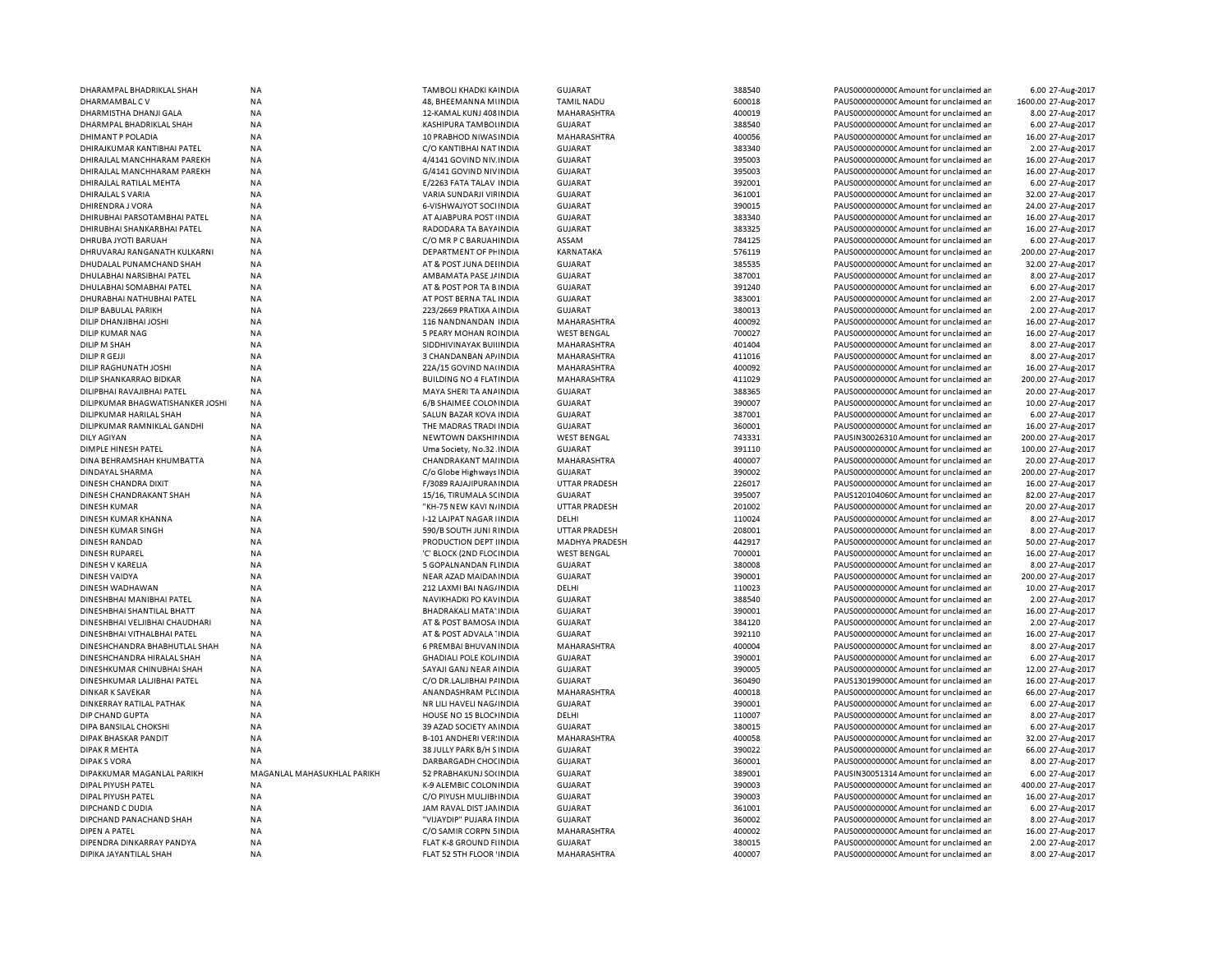| | | | | | | | | | |
|---|---|---|---|---|---|---|---|---|---|
| DHARAMPAL BHADRIKLAL SHAH | NA | TAMBOLI KHADKI KAINDIA | GUJARAT | 388540 | PAUS0000000000C | Amount for unclaimed an | 6.00 | 27-Aug-2017 |
| DHARMAMBAL C V | NA | 48, BHEEMANNA MIINDIA | TAMIL NADU | 600018 | PAUS0000000000C | Amount for unclaimed an | 1600.00 | 27-Aug-2017 |
| DHARMISTHA DHANJI GALA | NA | 12-KAMAL KUNJ 408 INDIA | MAHARASHTRA | 400019 | PAUS0000000000C | Amount for unclaimed an | 8.00 | 27-Aug-2017 |
| DHARMPAL BHADRIKLAL SHAH | NA | KASHIPURA TAMBOLIINDIA | GUJARAT | 388540 | PAUS0000000000C | Amount for unclaimed an | 6.00 | 27-Aug-2017 |
| DHIMANT P POLADIA | NA | 10 PRABHOD NIWASINDIA | MAHARASHTRA | 400056 | PAUS0000000000C | Amount for unclaimed an | 16.00 | 27-Aug-2017 |
| DHIRAJKUMAR KANTIBHAI PATEL | NA | C/O KANTIBHAI NAT INDIA | GUJARAT | 383340 | PAUS0000000000C | Amount for unclaimed an | 2.00 | 27-Aug-2017 |
| DHIRAJLAL MANCHHARAM PAREKH | NA | 4/4141 GOVIND NIV.INDIA | GUJARAT | 395003 | PAUS0000000000C | Amount for unclaimed an | 16.00 | 27-Aug-2017 |
| DHIRAJLAL MANCHHARAM PAREKH | NA | G/4141 GOVIND NIVINDIA | GUJARAT | 395003 | PAUS0000000000C | Amount for unclaimed an | 16.00 | 27-Aug-2017 |
| DHIRAJLAL RATILAL MEHTA | NA | E/2263 FATA TALAV INDIA | GUJARAT | 392001 | PAUS0000000000C | Amount for unclaimed an | 6.00 | 27-Aug-2017 |
| DHIRAJLAL S VARIA | NA | VARIA SUNDARJI VIRINDIA | GUJARAT | 361001 | PAUS0000000000C | Amount for unclaimed an | 32.00 | 27-Aug-2017 |
| DHIRENDRA J VORA | NA | 6-VISHWAJYOT SOCIINDIA | GUJARAT | 390015 | PAUS0000000000C | Amount for unclaimed an | 24.00 | 27-Aug-2017 |
| DHIRUBHAI PARSOTAMBHAI PATEL | NA | AT AJABPURA POST INDIA | GUJARAT | 383340 | PAUS0000000000C | Amount for unclaimed an | 16.00 | 27-Aug-2017 |
| DHIRUBHAI SHANKARBHAI PATEL | NA | RADODARA TA BAYAINDIA | GUJARAT | 383325 | PAUS0000000000C | Amount for unclaimed an | 16.00 | 27-Aug-2017 |
| DHRUBA JYOTI BARUAH | NA | C/O MR P C BARUAHINDIA | ASSAM | 784125 | PAUS0000000000C | Amount for unclaimed an | 6.00 | 27-Aug-2017 |
| DHRUVARAJ RANGANATH KULKARNI | NA | DEPARTMENT OF PHINDIA | KARNATAKA | 576119 | PAUS0000000000C | Amount for unclaimed an | 200.00 | 27-Aug-2017 |
| DHUDALAL PUNAMCHAND SHAH | NA | AT & POST JUNA DEEINDIA | GUJARAT | 385535 | PAUS0000000000C | Amount for unclaimed an | 32.00 | 27-Aug-2017 |
| DHULABHAI NARSIBHAI PATEL | NA | AMBAMATA PASE JAINDIA | GUJARAT | 387001 | PAUS0000000000C | Amount for unclaimed an | 8.00 | 27-Aug-2017 |
| DHULABHAI SOMABHAI PATEL | NA | AT & POST POR TA BINDIA | GUJARAT | 391240 | PAUS0000000000C | Amount for unclaimed an | 6.00 | 27-Aug-2017 |
| DHURABHAI NATHUBHAI PATEL | NA | AT POST BERNA TAL INDIA | GUJARAT | 383001 | PAUS0000000000C | Amount for unclaimed an | 2.00 | 27-Aug-2017 |
| DILIP BABULAL PARIKH | NA | 223/2669 PRATIXA AINDIA | GUJARAT | 380013 | PAUS0000000000C | Amount for unclaimed an | 2.00 | 27-Aug-2017 |
| DILIP DHANJIBHAI JOSHI | NA | 116 NANDNANDAN INDIA | MAHARASHTRA | 400092 | PAUS0000000000C | Amount for unclaimed an | 16.00 | 27-Aug-2017 |
| DILIP KUMAR NAG | NA | 5 PEARY MOHAN ROINDIA | WEST BENGAL | 700027 | PAUS0000000000C | Amount for unclaimed an | 16.00 | 27-Aug-2017 |
| DILIP M SHAH | NA | SIDDHIVINAYAK BUIINDIA | MAHARASHTRA | 401404 | PAUS0000000000C | Amount for unclaimed an | 8.00 | 27-Aug-2017 |
| DILIP R GEJJI | NA | 3 CHANDANBAN APINDIA | MAHARASHTRA | 411016 | PAUS0000000000C | Amount for unclaimed an | 8.00 | 27-Aug-2017 |
| DILIP RAGHUNATH JOSHI | NA | 22A/15 GOVIND NACINDIA | MAHARASHTRA | 400092 | PAUS0000000000C | Amount for unclaimed an | 16.00 | 27-Aug-2017 |
| DILIP SHANKARRAO BIDKAR | NA | BUILDING NO 4 FLATINDIA | MAHARASHTRA | 411029 | PAUS0000000000C | Amount for unclaimed an | 200.00 | 27-Aug-2017 |
| DILIPBHAI RAVAJIBHAI PATEL | NA | MAYA SHERI TA ANAINDIA | GUJARAT | 388365 | PAUS0000000000C | Amount for unclaimed an | 20.00 | 27-Aug-2017 |
| DILIPKUMAR BHAGWATISHANKER JOSHI | NA | 6/B SHAIMEE COLONINDIA | GUJARAT | 390007 | PAUS0000000000C | Amount for unclaimed an | 10.00 | 27-Aug-2017 |
| DILIPKUMAR HARILAL SHAH | NA | SALUN BAZAR KOVA INDIA | GUJARAT | 387001 | PAUS0000000000C | Amount for unclaimed an | 6.00 | 27-Aug-2017 |
| DILIPKUMAR RAMNIKLAL GANDHI | NA | THE MADRAS TRADI INDIA | GUJARAT | 360001 | PAUS0000000000C | Amount for unclaimed an | 16.00 | 27-Aug-2017 |
| DILY AGIYAN | NA | NEWTOWN DAKSHIFINDIA | WEST BENGAL | 743331 | PAUSIN30026310 | Amount for unclaimed an | 200.00 | 27-Aug-2017 |
| DIMPLE HINESH PATEL | NA | Uma Society, No.32 .INDIA | GUJARAT | 391110 | PAUS0000000000C | Amount for unclaimed an | 100.00 | 27-Aug-2017 |
| DINA BEHRAMSHAH KHUMBATTA | NA | CHANDRAKANT MAIINDIA | MAHARASHTRA | 400007 | PAUS0000000000C | Amount for unclaimed an | 20.00 | 27-Aug-2017 |
| DINDAYAL SHARMA | NA | C/o Globe HighwaysINDIA | GUJARAT | 390002 | PAUS0000000000C | Amount for unclaimed an | 200.00 | 27-Aug-2017 |
| DINESH CHANDRA DIXIT | NA | F/3089 RAJAJIPURAINDIA | UTTAR PRADESH | 226017 | PAUS0000000000C | Amount for unclaimed an | 16.00 | 27-Aug-2017 |
| DINESH CHANDRAKANT SHAH | NA | 15/16, TIRUMALA SCINDIA | GUJARAT | 395007 | PAUS1201040600C | Amount for unclaimed an | 82.00 | 27-Aug-2017 |
| DINESH KUMAR | NA | "KH-75 NEW KAVI NAINDIA | UTTAR PRADESH | 201002 | PAUS0000000000C | Amount for unclaimed an | 20.00 | 27-Aug-2017 |
| DINESH KUMAR KHANNA | NA | I-12 LAJPAT NAGAR IINDIA | DELHI | 110024 | PAUS0000000000C | Amount for unclaimed an | 8.00 | 27-Aug-2017 |
| DINESH KUMAR SINGH | NA | 590/B SOUTH JUNI RINDIA | UTTAR PRADESH | 208001 | PAUS0000000000C | Amount for unclaimed an | 8.00 | 27-Aug-2017 |
| DINESH RANDAD | NA | PRODUCTION DEPT IINDIA | MADHYA PRADESH | 442917 | PAUS0000000000C | Amount for unclaimed an | 50.00 | 27-Aug-2017 |
| DINESH RUPAREL | NA | 'C' BLOCK (2ND FLOCINDIA | WEST BENGAL | 700001 | PAUS0000000000C | Amount for unclaimed an | 16.00 | 27-Aug-2017 |
| DINESH V KARELIA | NA | 5 GOPALNANDAN FLINDIA | GUJARAT | 380008 | PAUS0000000000C | Amount for unclaimed an | 8.00 | 27-Aug-2017 |
| DINESH VAIDYA | NA | NEAR AZAD MAIDANINDIA | GUJARAT | 390001 | PAUS0000000000C | Amount for unclaimed an | 200.00 | 27-Aug-2017 |
| DINESH WADHAWAN | NA | 212 LAXMI BAI NAGAINDIA | DELHI | 110023 | PAUS0000000000C | Amount for unclaimed an | 10.00 | 27-Aug-2017 |
| DINESHBHAI MANIBHAI PATEL | NA | NAVIKHADKI PO KAVINDIA | GUJARAT | 388540 | PAUS0000000000C | Amount for unclaimed an | 2.00 | 27-Aug-2017 |
| DINESHBHAI SHANTILAL BHATT | NA | BHADRAKALI MATA' INDIA | GUJARAT | 390001 | PAUS0000000000C | Amount for unclaimed an | 16.00 | 27-Aug-2017 |
| DINESHBHAI VELJIBHAI CHAUDHARI | NA | AT & POST BAMOSA INDIA | GUJARAT | 384120 | PAUS0000000000C | Amount for unclaimed an | 2.00 | 27-Aug-2017 |
| DINESHBHAI VITHALBHAI PATEL | NA | AT & POST ADVALA 'INDIA | GUJARAT | 392110 | PAUS0000000000C | Amount for unclaimed an | 16.00 | 27-Aug-2017 |
| DINESHCHANDRA BHABHUTLAL SHAH | NA | 6 PREMBAI BHUVANINDIA | MAHARASHTRA | 400004 | PAUS0000000000C | Amount for unclaimed an | 8.00 | 27-Aug-2017 |
| DINESHCHANDRA HIRALAL SHAH | NA | GHADIALI POLE KOLINDIA | GUJARAT | 390001 | PAUS0000000000C | Amount for unclaimed an | 6.00 | 27-Aug-2017 |
| DINESHKUMAR CHINUBHAI SHAH | NA | SAYAJI GANJ NEAR AINDIA | GUJARAT | 390005 | PAUS0000000000C | Amount for unclaimed an | 12.00 | 27-Aug-2017 |
| DINESHKUMAR LALJIBHAI PATEL | NA | C/O DR.LALJIBHAI PAINDIA | GUJARAT | 360490 | PAUS1301990000C | Amount for unclaimed an | 16.00 | 27-Aug-2017 |
| DINKAR K SAVEKAR | NA | ANANDASHRAM PLCINDIA | MAHARASHTRA | 400018 | PAUS0000000000C | Amount for unclaimed an | 66.00 | 27-Aug-2017 |
| DINKERRAY RATILAL PATHAK | NA | NR LILI HAVELI NAGAINDIA | GUJARAT | 390001 | PAUS0000000000C | Amount for unclaimed an | 6.00 | 27-Aug-2017 |
| DIP CHAND GUPTA | NA | HOUSE NO 15 BLOCHINDIA | DELHI | 110007 | PAUS0000000000C | Amount for unclaimed an | 8.00 | 27-Aug-2017 |
| DIPA BANSILAL CHOKSHI | NA | 39 AZAD SOCIETY AIINDIA | GUJARAT | 380015 | PAUS0000000000C | Amount for unclaimed an | 6.00 | 27-Aug-2017 |
| DIPAK BHASKAR PANDIT | NA | B-101 ANDHERI VERINDIA | MAHARASHTRA | 400058 | PAUS0000000000C | Amount for unclaimed an | 32.00 | 27-Aug-2017 |
| DIPAK R MEHTA | NA | 38 JULLY PARK B/H SINDIA | GUJARAT | 390022 | PAUS0000000000C | Amount for unclaimed an | 66.00 | 27-Aug-2017 |
| DIPAK S VORA | NA | DARBARGADH CHOCINDIA | GUJARAT | 360001 | PAUS0000000000C | Amount for unclaimed an | 8.00 | 27-Aug-2017 |
| DIPAKKUMAR MAGANLAL PARIKH | MAGANLAL MAHASUKHLAL PARIKH | 52 PRABHAKUNJ SOCINDIA | GUJARAT | 389001 | PAUSIN30051314 | Amount for unclaimed an | 6.00 | 27-Aug-2017 |
| DIPAL PIYUSH PATEL | NA | K-9 ALEMBIC COLONINDIA | GUJARAT | 390003 | PAUS0000000000C | Amount for unclaimed an | 400.00 | 27-Aug-2017 |
| DIPAL PIYUSH PATEL | NA | C/O PIYUSH MULJIBHINDIA | GUJARAT | 390003 | PAUS0000000000C | Amount for unclaimed an | 16.00 | 27-Aug-2017 |
| DIPCHAND C DUDIA | NA | JAM RAVAL DIST JAINDIA | GUJARAT | 361001 | PAUS0000000000C | Amount for unclaimed an | 6.00 | 27-Aug-2017 |
| DIPCHAND PANACHAND SHAH | NA | "VIJAYDIP" PUJARA FINDIA | GUJARAT | 360002 | PAUS0000000000C | Amount for unclaimed an | 8.00 | 27-Aug-2017 |
| DIPEN A PATEL | NA | C/O SAMIR CORPN SINDIA | MAHARASHTRA | 400002 | PAUS0000000000C | Amount for unclaimed an | 16.00 | 27-Aug-2017 |
| DIPENDRA DINKARRAY PANDYA | NA | FLAT K-8 GROUND FIINDIA | GUJARAT | 380015 | PAUS0000000000C | Amount for unclaimed an | 2.00 | 27-Aug-2017 |
| DIPIKA JAYANTILAL SHAH | NA | FLAT 52 5TH FLOOR 'INDIA | MAHARASHTRA | 400007 | PAUS0000000000C | Amount for unclaimed an | 8.00 | 27-Aug-2017 |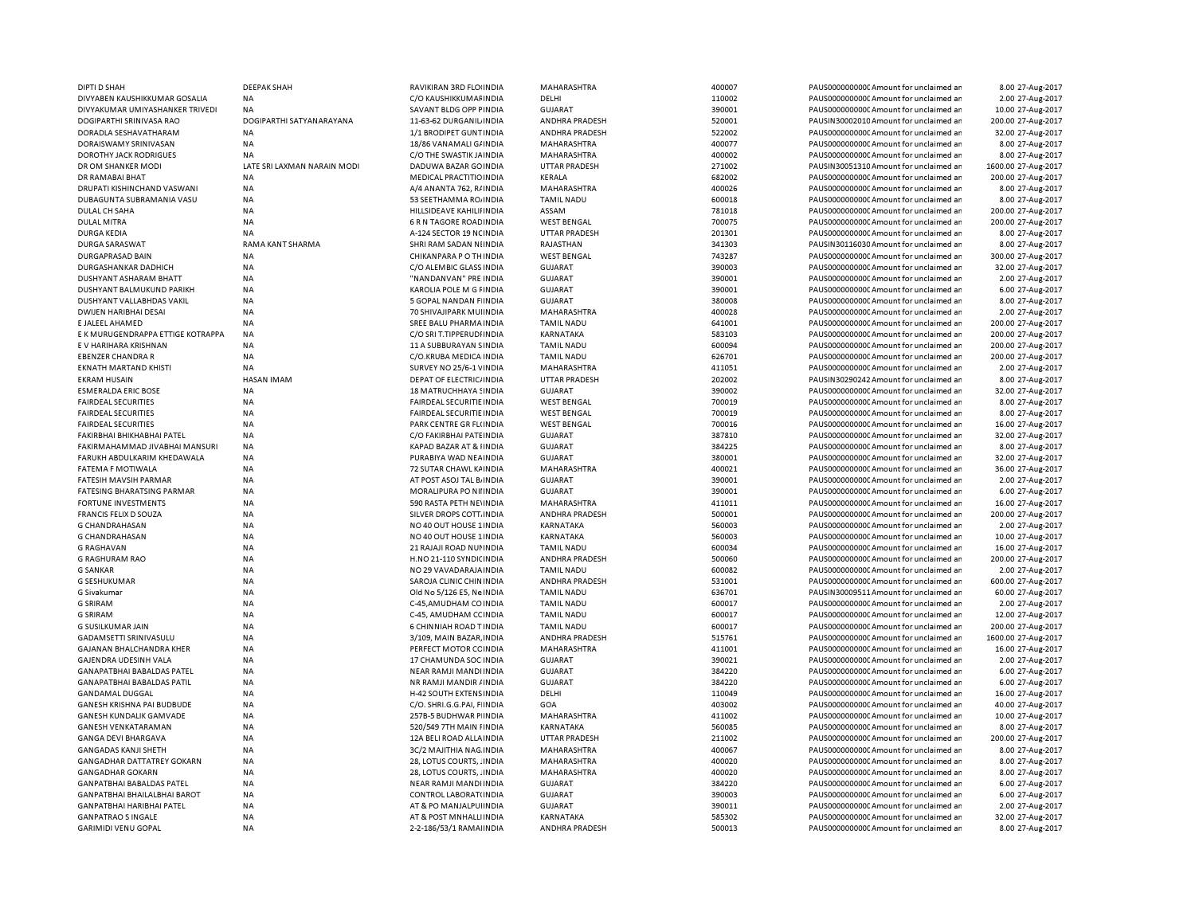| | | | | | | | | |
|---|---|---|---|---|---|---|---|---|
| DIPTI D SHAH | DEEPAK SHAH | RAVIKIRAN 3RD FLOINDIA | MAHARASHTRA | 400007 | PAUS0000000000C | Amount for unclaimed an | 8.00 | 27-Aug-2017 |
| DIVYABEN KAUSHIKKUMAR GOSALIA | NA | C/O KAUSHIKKUMAINDIA | DELHI | 110002 | PAUS0000000000C | Amount for unclaimed an | 2.00 | 27-Aug-2017 |
| DIVYAKUMAR UMIYASHANKER TRIVEDI | NA | SAVANT BLDG OPP INDIA | GUJARAT | 390001 | PAUS0000000000C | Amount for unclaimed an | 10.00 | 27-Aug-2017 |
| DOGIPARTHI SRINIVASA RAO | DOGIPARTHI SATYANARAYANA | 11-63-62 DURGANILINDIA | ANDHRA PRADESH | 520001 | PAUSIN30002010 | Amount for unclaimed an | 200.00 | 27-Aug-2017 |
| DORADLA SESHAVATHARAM | NA | 1/1 BRODIPET GUNTINDIA | ANDHRA PRADESH | 522002 | PAUS0000000000C | Amount for unclaimed an | 32.00 | 27-Aug-2017 |
| DORAISWAMY SRINIVASAN | NA | 18/86 VANAMALI GAINDIA | MAHARASHTRA | 400077 | PAUS0000000000C | Amount for unclaimed an | 8.00 | 27-Aug-2017 |
| DOROTHY JACK RODRIGUES | NA | C/O THE SWASTIK JAINDIA | MAHARASHTRA | 400002 | PAUS0000000000C | Amount for unclaimed an | 8.00 | 27-Aug-2017 |
| DR OM SHANKER MODI | LATE SRI LAXMAN NARAIN MODI | DADUWA BAZAR GOINDIA | UTTAR PRADESH | 271002 | PAUSIN30051310 | Amount for unclaimed an | 1600.00 | 27-Aug-2017 |
| DR RAMABAI BHAT | NA | MEDICAL PRACTITIOINDIA | KERALA | 682002 | PAUS0000000000C | Amount for unclaimed an | 200.00 | 27-Aug-2017 |
| DRUPATI KISHINCHAND VASWANI | NA | A/4 ANANTA 762, RAINDIA | MAHARASHTRA | 400026 | PAUS0000000000C | Amount for unclaimed an | 8.00 | 27-Aug-2017 |
| DUBAGUNTA SUBRAMANIA VASU | NA | 53 SEETHAMMA ROAINDIA | TAMIL NADU | 600018 | PAUS0000000000C | Amount for unclaimed an | 8.00 | 27-Aug-2017 |
| DULAL CH SAHA | NA | HILLSIDEAVE KAHILIINDIA | ASSAM | 781018 | PAUS0000000000C | Amount for unclaimed an | 200.00 | 27-Aug-2017 |
| DULAL MITRA | NA | 6 R N TAGORE ROADINDIA | WEST BENGAL | 700075 | PAUS0000000000C | Amount for unclaimed an | 200.00 | 27-Aug-2017 |
| DURGA KEDIA | NA | A-124 SECTOR 19 NCINDIA | UTTAR PRADESH | 201301 | PAUS0000000000C | Amount for unclaimed an | 8.00 | 27-Aug-2017 |
| DURGA SARASWAT | RAMA KANT SHARMA | SHRI RAM SADAN NIINDIA | RAJASTHAN | 341303 | PAUSIN30116030 | Amount for unclaimed an | 8.00 | 27-Aug-2017 |
| DURGAPRASAD BAIN | NA | CHIKANPARA P O THINDIA | WEST BENGAL | 743287 | PAUS0000000000C | Amount for unclaimed an | 300.00 | 27-Aug-2017 |
| DURGASHANKAR DADHICH | NA | C/O ALEMBIC GLASS INDIA | GUJARAT | 390003 | PAUS0000000000C | Amount for unclaimed an | 32.00 | 27-Aug-2017 |
| DUSHYANT ASHARAM BHATT | NA | "NANDANVAN" PRE INDIA | GUJARAT | 390001 | PAUS0000000000C | Amount for unclaimed an | 2.00 | 27-Aug-2017 |
| DUSHYANT BALMUKUND PARIKH | NA | KAROLIA POLE M G FINDIA | GUJARAT | 390001 | PAUS0000000000C | Amount for unclaimed an | 6.00 | 27-Aug-2017 |
| DUSHYANT VALLABHDAS VAKIL | NA | 5 GOPAL NANDAN FINDIA | GUJARAT | 380008 | PAUS0000000000C | Amount for unclaimed an | 8.00 | 27-Aug-2017 |
| DWIJEN HARIBHAI DESAI | NA | 70 SHIVAJIPARK MUINDIA | MAHARASHTRA | 400028 | PAUS0000000000C | Amount for unclaimed an | 2.00 | 27-Aug-2017 |
| E JALEEL AHAMED | NA | SREE BALU PHARMAINDIA | TAMIL NADU | 641001 | PAUS0000000000C | Amount for unclaimed an | 200.00 | 27-Aug-2017 |
| E K MURUGENDRAPPA ETTIGE KOTRAPPA | NA | C/O SRI T.TIPPERUDINDIA | KARNATAKA | 583103 | PAUS0000000000C | Amount for unclaimed an | 200.00 | 27-Aug-2017 |
| E V HARIHARA KRISHNAN | NA | 11 A SUBBURAYAN SINDIA | TAMIL NADU | 600094 | PAUS0000000000C | Amount for unclaimed an | 200.00 | 27-Aug-2017 |
| EBENZER CHANDRA R | NA | C/O.KRUBA MEDICA INDIA | TAMIL NADU | 626701 | PAUS0000000000C | Amount for unclaimed an | 200.00 | 27-Aug-2017 |
| EKNATH MARTAND KHISTI | NA | SURVEY NO 25/6-1 VINDIA | MAHARASHTRA | 411051 | PAUS0000000000C | Amount for unclaimed an | 2.00 | 27-Aug-2017 |
| EKRAM HUSAIN | HASAN IMAM | DEPAT OF ELECTRICINDIA | UTTAR PRADESH | 202002 | PAUSIN30290242 | Amount for unclaimed an | 8.00 | 27-Aug-2017 |
| ESMERALDA ERIC BOSE | NA | 18 MATRUCHHAYA SINDIA | GUJARAT | 390002 | PAUS0000000000C | Amount for unclaimed an | 32.00 | 27-Aug-2017 |
| FAIRDEAL SECURITIES | NA | FAIRDEAL SECURITIEINDIA | WEST BENGAL | 700019 | PAUS0000000000C | Amount for unclaimed an | 8.00 | 27-Aug-2017 |
| FAIRDEAL SECURITIES | NA | FAIRDEAL SECURITIEINDIA | WEST BENGAL | 700019 | PAUS0000000000C | Amount for unclaimed an | 8.00 | 27-Aug-2017 |
| FAIRDEAL SECURITIES | NA | PARK CENTRE GR FLOINDIA | WEST BENGAL | 700016 | PAUS0000000000C | Amount for unclaimed an | 16.00 | 27-Aug-2017 |
| FAKIRBHAI BHIKHABHAI PATEL | NA | C/O FAKIRBHAI PATEINDIA | GUJARAT | 387810 | PAUS0000000000C | Amount for unclaimed an | 32.00 | 27-Aug-2017 |
| FAKIRMAHAMMAD JIVABHAI MANSURI | NA | KAPAD BAZAR AT & IINDIA | GUJARAT | 384225 | PAUS0000000000C | Amount for unclaimed an | 8.00 | 27-Aug-2017 |
| FARUKH ABDULKARIM KHEDAWALA | NA | PURABIYA WAD NEAINDIA | GUJARAT | 380001 | PAUS0000000000C | Amount for unclaimed an | 32.00 | 27-Aug-2017 |
| FATEMA F MOTIWALA | NA | 72 SUTAR CHAWL KAINDIA | MAHARASHTRA | 400021 | PAUS0000000000C | Amount for unclaimed an | 36.00 | 27-Aug-2017 |
| FATESIH MAVSIH PARMAR | NA | AT POST ASOJ TAL BAINDIA | GUJARAT | 390001 | PAUS0000000000C | Amount for unclaimed an | 2.00 | 27-Aug-2017 |
| FATESING BHARATSING PARMAR | NA | MORALIPURA PO NIINDIA | GUJARAT | 390001 | PAUS0000000000C | Amount for unclaimed an | 6.00 | 27-Aug-2017 |
| FORTUNE INVESTMENTS | NA | 590 RASTA PETH NEINDIA | MAHARASHTRA | 411011 | PAUS0000000000C | Amount for unclaimed an | 16.00 | 27-Aug-2017 |
| FRANCIS FELIX D SOUZA | NA | SILVER DROPS COTT.INDIA | ANDHRA PRADESH | 500001 | PAUS0000000000C | Amount for unclaimed an | 200.00 | 27-Aug-2017 |
| G CHANDRAHASAN | NA | NO 40 OUT HOUSE 1INDIA | KARNATAKA | 560003 | PAUS0000000000C | Amount for unclaimed an | 2.00 | 27-Aug-2017 |
| G CHANDRAHASAN | NA | NO 40 OUT HOUSE 1INDIA | KARNATAKA | 560003 | PAUS0000000000C | Amount for unclaimed an | 10.00 | 27-Aug-2017 |
| G RAGHAVAN | NA | 21 RAJAJI ROAD NUINDIA | TAMIL NADU | 600034 | PAUS0000000000C | Amount for unclaimed an | 16.00 | 27-Aug-2017 |
| G RAGHURAM RAO | NA | H.NO 21-110 SYNDICINDIA | ANDHRA PRADESH | 500060 | PAUS0000000000C | Amount for unclaimed an | 200.00 | 27-Aug-2017 |
| G SANKAR | NA | NO 29 VAVADARAJAINDIA | TAMIL NADU | 600082 | PAUS0000000000C | Amount for unclaimed an | 2.00 | 27-Aug-2017 |
| G SESHUKUMAR | NA | SAROJA CLINIC CHININDIA | ANDHRA PRADESH | 531001 | PAUS0000000000C | Amount for unclaimed an | 600.00 | 27-Aug-2017 |
| G Sivakumar | NA | Old No 5/126 E5, NeINDIA | TAMIL NADU | 636701 | PAUSIN30009511 | Amount for unclaimed an | 60.00 | 27-Aug-2017 |
| G SRIRAM | NA | C-45,AMUDHAM COINDIA | TAMIL NADU | 600017 | PAUS0000000000C | Amount for unclaimed an | 2.00 | 27-Aug-2017 |
| G SRIRAM | NA | C-45, AMUDHAM CINDIA | TAMIL NADU | 600017 | PAUS0000000000C | Amount for unclaimed an | 12.00 | 27-Aug-2017 |
| G SUSILKUMAR JAIN | NA | 6 CHINNIAH ROAD TINDIA | TAMIL NADU | 600017 | PAUS0000000000C | Amount for unclaimed an | 200.00 | 27-Aug-2017 |
| GADAMSETTI SRINIVASULU | NA | 3/109, MAIN BAZAR,INDIA | ANDHRA PRADESH | 515761 | PAUS0000000000C | Amount for unclaimed an | 1600.00 | 27-Aug-2017 |
| GAJANAN BHALCHANDRA KHER | NA | PERFECT MOTOR CCINDIA | MAHARASHTRA | 411001 | PAUS0000000000C | Amount for unclaimed an | 16.00 | 27-Aug-2017 |
| GAJENDRA UDESINH VALA | NA | 17 CHAMUNDA SOC INDIA | GUJARAT | 390021 | PAUS0000000000C | Amount for unclaimed an | 2.00 | 27-Aug-2017 |
| GANAPATBHAI BABALDAS PATEL | NA | NEAR RAMJI MANDIINDIA | GUJARAT | 384220 | PAUS0000000000C | Amount for unclaimed an | 6.00 | 27-Aug-2017 |
| GANAPATBHAI BABALDAS PATIL | NA | NR RAMJI MANDIR AINDIA | GUJARAT | 384220 | PAUS0000000000C | Amount for unclaimed an | 6.00 | 27-Aug-2017 |
| GANDAMAL DUGGAL | NA | H-42 SOUTH EXTENSINDIA | DELHI | 110049 | PAUS0000000000C | Amount for unclaimed an | 16.00 | 27-Aug-2017 |
| GANESH KRISHNA PAI BUDBUDE | NA | C/O. SHRI.G.G.PAI, FINDIA | GOA | 403002 | PAUS0000000000C | Amount for unclaimed an | 40.00 | 27-Aug-2017 |
| GANESH KUNDALIK GAMVADE | NA | 257B-5 BUDHWAR PINDIA | MAHARASHTRA | 411002 | PAUS0000000000C | Amount for unclaimed an | 10.00 | 27-Aug-2017 |
| GANESH VENKATARAMAN | NA | 520/549 7TH MAIN FINDIA | KARNATAKA | 560085 | PAUS0000000000C | Amount for unclaimed an | 8.00 | 27-Aug-2017 |
| GANGA DEVI BHARGAVA | NA | 12A BELI ROAD ALLAINDIA | UTTAR PRADESH | 211002 | PAUS0000000000C | Amount for unclaimed an | 200.00 | 27-Aug-2017 |
| GANGADAS KANJI SHETH | NA | 3C/2 MAJITHIA NAG.INDIA | MAHARASHTRA | 400067 | PAUS0000000000C | Amount for unclaimed an | 8.00 | 27-Aug-2017 |
| GANGADHAR DATTATREY GOKARN | NA | 28, LOTUS COURTS, .INDIA | MAHARASHTRA | 400020 | PAUS0000000000C | Amount for unclaimed an | 8.00 | 27-Aug-2017 |
| GANGADHAR GOKARN | NA | 28, LOTUS COURTS, .INDIA | MAHARASHTRA | 400020 | PAUS0000000000C | Amount for unclaimed an | 8.00 | 27-Aug-2017 |
| GANPATBHAI BABALDAS PATEL | NA | NEAR RAMJI MANDIINDIA | GUJARAT | 384220 | PAUS0000000000C | Amount for unclaimed an | 6.00 | 27-Aug-2017 |
| GANPATBHAI BHAILALBHAI BAROT | NA | CONTROL LABORATCINDIA | GUJARAT | 390003 | PAUS0000000000C | Amount for unclaimed an | 6.00 | 27-Aug-2017 |
| GANPATBHAI HARIBHAI PATEL | NA | AT & PO MANJALPUIINDIA | GUJARAT | 390011 | PAUS0000000000C | Amount for unclaimed an | 2.00 | 27-Aug-2017 |
| GANPATRAO S INGALE | NA | AT & POST MNHALLIINDIA | KARNATAKA | 585302 | PAUS0000000000C | Amount for unclaimed an | 32.00 | 27-Aug-2017 |
| GARIMIDI VENU GOPAL | NA | 2-2-186/53/1 RAMAIINDIA | ANDHRA PRADESH | 500013 | PAUS0000000000C | Amount for unclaimed an | 8.00 | 27-Aug-2017 |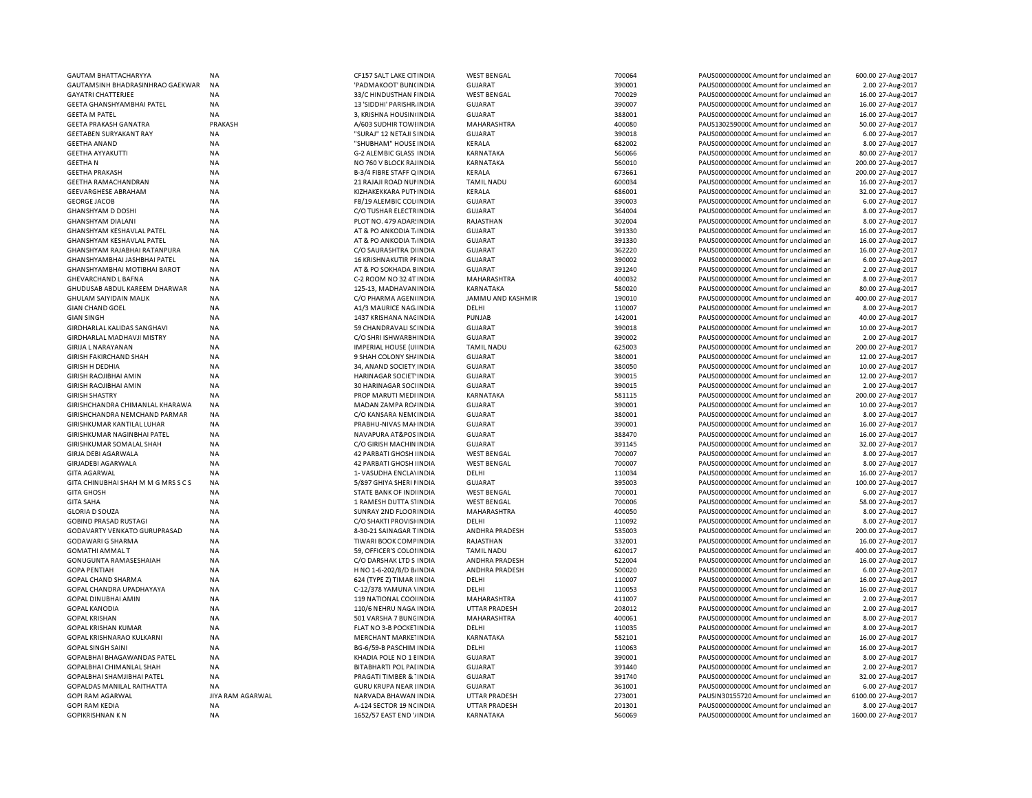| | | | | | | | | |
|---|---|---|---|---|---|---|---|---|
| GAUTAM BHATTACHARYYA | NA | CF157 SALT LAKE CITINDIA | WEST BENGAL | 700064 | PAUS0000000000 | Amount for unclaimed an | 600.00 | 27-Aug-2017 |
| GAUTAMSINH BHADRASINHRAO GAEKWAR | NA | 'PADMAKOOT' BUNGINDIA | GUJARAT | 390001 | PAUS0000000000 | Amount for unclaimed an | 2.00 | 27-Aug-2017 |
| GAYATRI CHATTERJEE | NA | 33/C HINDUSTHAN FINDIA | WEST BENGAL | 700029 | PAUS0000000000 | Amount for unclaimed an | 16.00 | 27-Aug-2017 |
| GEETA GHANSHYAMBHAI PATEL | NA | 13 'SIDDHI' PARISHRINDIA | GUJARAT | 390007 | PAUS0000000000 | Amount for unclaimed an | 16.00 | 27-Aug-2017 |
| GEETA M PATEL | NA | 3, KRISHNA HOUSININDIA | GUJARAT | 388001 | PAUS0000000000 | Amount for unclaimed an | 16.00 | 27-Aug-2017 |
| GEETA PRAKASH GANATRA | PRAKASH | A/603 SUDHIR TOWEINDIA | MAHARASHTRA | 400080 | PAUS1302590000 | Amount for unclaimed an | 50.00 | 27-Aug-2017 |
| GEETABEN SURYAKANT RAY | NA | "SURAJ" 12 NETAJI SINDIA | GUJARAT | 390018 | PAUS0000000000 | Amount for unclaimed an | 6.00 | 27-Aug-2017 |
| GEETHA ANAND | NA | "SHUBHAM" HOUSE INDIA | KERALA | 682002 | PAUS0000000000 | Amount for unclaimed an | 8.00 | 27-Aug-2017 |
| GEETHA AYYAKUTTI | NA | G-2 ALEMBIC GLASS INDIA | KARNATAKA | 560066 | PAUS0000000000 | Amount for unclaimed an | 80.00 | 27-Aug-2017 |
| GEETHA N | NA | NO 760 V BLOCK RAJINDIA | KARNATAKA | 560010 | PAUS0000000000 | Amount for unclaimed an | 200.00 | 27-Aug-2017 |
| GEETHA PRAKASH | NA | B-3/4 FIBRE STAFF QINDIA | KERALA | 673661 | PAUS0000000000 | Amount for unclaimed an | 200.00 | 27-Aug-2017 |
| GEETHA RAMACHANDRAN | NA | 21 RAJAJI ROAD NUNINDIA | TAMIL NADU | 600034 | PAUS0000000000 | Amount for unclaimed an | 16.00 | 27-Aug-2017 |
| GEEVARGHESE ABRAHAM | NA | KIZHAKEKKARA PUTHINDIA | KERALA | 686001 | PAUS0000000000 | Amount for unclaimed an | 32.00 | 27-Aug-2017 |
| GEORGE JACOB | NA | FB/19 ALEMBIC COLINDIA | GUJARAT | 390003 | PAUS0000000000 | Amount for unclaimed an | 6.00 | 27-Aug-2017 |
| GHANSHYAM D DOSHI | NA | C/O TUSHAR ELECTRINDIA | GUJARAT | 364004 | PAUS0000000000 | Amount for unclaimed an | 8.00 | 27-Aug-2017 |
| GHANSHYAM DIALANI | NA | PLOT NO. 479 ADARIINDIA | RAJASTHAN | 302004 | PAUS0000000000 | Amount for unclaimed an | 8.00 | 27-Aug-2017 |
| GHANSHYAM KESHAVLAL PATEL | NA | AT & PO ANKODIA TINDIA | GUJARAT | 391330 | PAUS0000000000 | Amount for unclaimed an | 16.00 | 27-Aug-2017 |
| GHANSHYAM KESHAVLAL PATEL | NA | AT & PO ANKODIA TINDIA | GUJARAT | 391330 | PAUS0000000000 | Amount for unclaimed an | 16.00 | 27-Aug-2017 |
| GHANSHYAM RAJABHAI RATANPURA | NA | C/O SAURASHTRA DINDIA | GUJARAT | 362220 | PAUS0000000000 | Amount for unclaimed an | 16.00 | 27-Aug-2017 |
| GHANSHYAMBHAI JASHBHAI PATEL | NA | 16 KRISHNAKUTIR PINDIA | GUJARAT | 390002 | PAUS0000000000 | Amount for unclaimed an | 6.00 | 27-Aug-2017 |
| GHANSHYAMBHAI MOTIBHAI BAROT | NA | AT & PO SOKHADA BINDIA | GUJARAT | 391240 | PAUS0000000000 | Amount for unclaimed an | 2.00 | 27-Aug-2017 |
| GHEVARCHAND L BAFNA | NA | C-2 ROOM NO 32 4TINDIA | MAHARASHTRA | 400032 | PAUS0000000000 | Amount for unclaimed an | 8.00 | 27-Aug-2017 |
| GHUDUSAB ABDUL KAREEM DHARWAR | NA | 125-13, MADHAVANINDIA | KARNATAKA | 580020 | PAUS0000000000 | Amount for unclaimed an | 80.00 | 27-Aug-2017 |
| GHULAM SAIYIDAIN MALIK | NA | C/O PHARMA AGENCINDIA | JAMMU AND KASHMIR | 190010 | PAUS0000000000 | Amount for unclaimed an | 400.00 | 27-Aug-2017 |
| GIAN CHAND GOEL | NA | A1/3 MAURICE NAGINDIA | DELHI | 110007 | PAUS0000000000 | Amount for unclaimed an | 8.00 | 27-Aug-2017 |
| GIAN SINGH | NA | 1437 KRISHANA NAGINDIA | PUNJAB | 142001 | PAUS0000000000 | Amount for unclaimed an | 40.00 | 27-Aug-2017 |
| GIRDHARLAL KALIDAS SANGHAVI | NA | 59 CHANDRAVALI SCINDIA | GUJARAT | 390018 | PAUS0000000000 | Amount for unclaimed an | 10.00 | 27-Aug-2017 |
| GIRDHARLAL MADHAVJI MISTRY | NA | C/O SHRI ISHWARBHINDIA | GUJARAT | 390002 | PAUS0000000000 | Amount for unclaimed an | 2.00 | 27-Aug-2017 |
| GIRIJA L NARAYANAN | NA | IMPERIAL HOUSE (UIINDIA | TAMIL NADU | 625003 | PAUS0000000000 | Amount for unclaimed an | 200.00 | 27-Aug-2017 |
| GIRISH FAKIRCHAND SHAH | NA | 9 SHAH COLONY SHAINDIA | GUJARAT | 380001 | PAUS0000000000 | Amount for unclaimed an | 12.00 | 27-Aug-2017 |
| GIRISH H DEDHIA | NA | 34, ANAND SOCIETY INDIA | GUJARAT | 380050 | PAUS0000000000 | Amount for unclaimed an | 10.00 | 27-Aug-2017 |
| GIRISH RAOJIBHAI AMIN | NA | HARINAGAR SOCIETYINDIA | GUJARAT | 390015 | PAUS0000000000 | Amount for unclaimed an | 12.00 | 27-Aug-2017 |
| GIRISH RAOJIBHAI AMIN | NA | 30 HARINAGAR SOCIINDIA | GUJARAT | 390015 | PAUS0000000000 | Amount for unclaimed an | 2.00 | 27-Aug-2017 |
| GIRISH SHASTRY | NA | PROP MARUTI MEDIINDIA | KARNATAKA | 581115 | PAUS0000000000 | Amount for unclaimed an | 200.00 | 27-Aug-2017 |
| GIRISHCHANDRA CHIMANLAL KHARAWA | NA | MADAN ZAMPA ROAINDIA | GUJARAT | 390001 | PAUS0000000000 | Amount for unclaimed an | 10.00 | 27-Aug-2017 |
| GIRISHCHANDRA NEMCHAND PARMAR | NA | C/O KANSARA NEMCINDIA | GUJARAT | 380001 | PAUS0000000000 | Amount for unclaimed an | 8.00 | 27-Aug-2017 |
| GIRISHKUMAR KANTILAL LUHAR | NA | PRABHU-NIVAS MAHINDIA | GUJARAT | 390001 | PAUS0000000000 | Amount for unclaimed an | 16.00 | 27-Aug-2017 |
| GIRISHKUMAR NAGINBHAI PATEL | NA | NAVAPURA AT&POSTINDIA | GUJARAT | 388470 | PAUS0000000000 | Amount for unclaimed an | 16.00 | 27-Aug-2017 |
| GIRISHKUMAR SOMALAL SHAH | NA | C/O GIRISH MACHININDIA | GUJARAT | 391145 | PAUS0000000000 | Amount for unclaimed an | 32.00 | 27-Aug-2017 |
| GIRJA DEBI AGARWALA | NA | 42 PARBATI GHOSH IINDIA | WEST BENGAL | 700007 | PAUS0000000000 | Amount for unclaimed an | 8.00 | 27-Aug-2017 |
| GIRJADEBI AGARWALA | NA | 42 PARBATI GHOSH IINDIA | WEST BENGAL | 700007 | PAUS0000000000 | Amount for unclaimed an | 8.00 | 27-Aug-2017 |
| GITA AGARWAL | NA | 1- VASUDHA ENCLAVINDIA | DELHI | 110034 | PAUS0000000000 | Amount for unclaimed an | 16.00 | 27-Aug-2017 |
| GITA CHINUBHAI SHAH M M G MRS S C S | NA | 5/897 GHIYA SHERI PINDIA | GUJARAT | 395003 | PAUS0000000000 | Amount for unclaimed an | 100.00 | 27-Aug-2017 |
| GITA GHOSH | NA | STATE BANK OF INDIINDIA | WEST BENGAL | 700001 | PAUS0000000000 | Amount for unclaimed an | 6.00 | 27-Aug-2017 |
| GITA SAHA | NA | 1 RAMESH DUTTA STINDIA | WEST BENGAL | 700006 | PAUS0000000000 | Amount for unclaimed an | 58.00 | 27-Aug-2017 |
| GLORIA D SOUZA | NA | SUNRAY 2ND FLOORINDIA | MAHARASHTRA | 400050 | PAUS0000000000 | Amount for unclaimed an | 8.00 | 27-Aug-2017 |
| GOBIND PRASAD RUSTAGI | NA | C/O SHAKTI PROVISIINDIA | DELHI | 110092 | PAUS0000000000 | Amount for unclaimed an | 8.00 | 27-Aug-2017 |
| GODAVARTY VENKATO GURUPRASAD | NA | 8-30-21 SAINAGAR TINDIA | ANDHRA PRADESH | 535003 | PAUS0000000000 | Amount for unclaimed an | 200.00 | 27-Aug-2017 |
| GODAWARI G SHARMA | NA | TIWARI BOOK COMPINDIA | RAJASTHAN | 332001 | PAUS0000000000 | Amount for unclaimed an | 16.00 | 27-Aug-2017 |
| GOMATHI AMMAL T | NA | 59, OFFICER'S COLOIINDIA | TAMIL NADU | 620017 | PAUS0000000000 | Amount for unclaimed an | 400.00 | 27-Aug-2017 |
| GONUGUNTA RAMASESHAIAH | NA | C/O DARSHAK LTD SINDIA | ANDHRA PRADESH | 522004 | PAUS0000000000 | Amount for unclaimed an | 16.00 | 27-Aug-2017 |
| GOPA PENTIAH | NA | H NO 1-6-202/8/D BINDIA | ANDHRA PRADESH | 500020 | PAUS0000000000 | Amount for unclaimed an | 6.00 | 27-Aug-2017 |
| GOPAL CHAND SHARMA | NA | 624 (TYPE Z) TIMAR IINDIA | DELHI | 110007 | PAUS0000000000 | Amount for unclaimed an | 16.00 | 27-Aug-2017 |
| GOPAL CHANDRA UPADHAYAYA | NA | C-12/378 YAMUNA VINDIA | DELHI | 110053 | PAUS0000000000 | Amount for unclaimed an | 16.00 | 27-Aug-2017 |
| GOPAL DINUBHAI AMIN | NA | 119 NATIONAL COOIINDIA | MAHARASHTRA | 411007 | PAUS0000000000 | Amount for unclaimed an | 2.00 | 27-Aug-2017 |
| GOPAL KANODIA | NA | 110/6 NEHRU NAGA INDIA | UTTAR PRADESH | 208012 | PAUS0000000000 | Amount for unclaimed an | 2.00 | 27-Aug-2017 |
| GOPAL KRISHAN | NA | 501 VARSHA 7 BUNGINDIA | MAHARASHTRA | 400061 | PAUS0000000000 | Amount for unclaimed an | 8.00 | 27-Aug-2017 |
| GOPAL KRISHAN KUMAR | NA | FLAT NO 3-B POCKETINDIA | DELHI | 110035 | PAUS0000000000 | Amount for unclaimed an | 8.00 | 27-Aug-2017 |
| GOPAL KRISHNARAO KULKARNI | NA | MERCHANT MARKETINDIA | KARNATAKA | 582101 | PAUS0000000000 | Amount for unclaimed an | 16.00 | 27-Aug-2017 |
| GOPAL SINGH SAINI | NA | BG-6/59-B PASCHIM INDIA | DELHI | 110063 | PAUS0000000000 | Amount for unclaimed an | 16.00 | 27-Aug-2017 |
| GOPALBHAI BHAGAWANDAS PATEL | NA | KHADIA POLE NO 1 EINDIA | GUJARAT | 390001 | PAUS0000000000 | Amount for unclaimed an | 8.00 | 27-Aug-2017 |
| GOPALBHAI CHIMANLAL SHAH | NA | BITABHARTI POL PADINDIA | GUJARAT | 391440 | PAUS0000000000 | Amount for unclaimed an | 2.00 | 27-Aug-2017 |
| GOPALBHAI SHAMJIBHAI PATEL | NA | PRAGATI TIMBER & TINDIA | GUJARAT | 391740 | PAUS0000000000 | Amount for unclaimed an | 32.00 | 27-Aug-2017 |
| GOPALDAS MANILAL RAITHATTA | NA | GURU KRUPA NEAR IINDIA | GUJARAT | 361001 | PAUS0000000000 | Amount for unclaimed an | 6.00 | 27-Aug-2017 |
| GOPI RAM AGARWAL | JIYA RAM AGARWAL | NARVADA BHAWAN INDIA | UTTAR PRADESH | 273001 | PAUSIN30155720 | Amount for unclaimed an | 6100.00 | 27-Aug-2017 |
| GOPI RAM KEDIA | NA | A-124 SECTOR 19 NCINDIA | UTTAR PRADESH | 201301 | PAUS0000000000 | Amount for unclaimed an | 8.00 | 27-Aug-2017 |
| GOPIKRISHNAN K N | NA | 1652/57 EAST END 'AINDIA | KARNATAKA | 560069 | PAUS0000000000 | Amount for unclaimed an | 1600.00 | 27-Aug-2017 |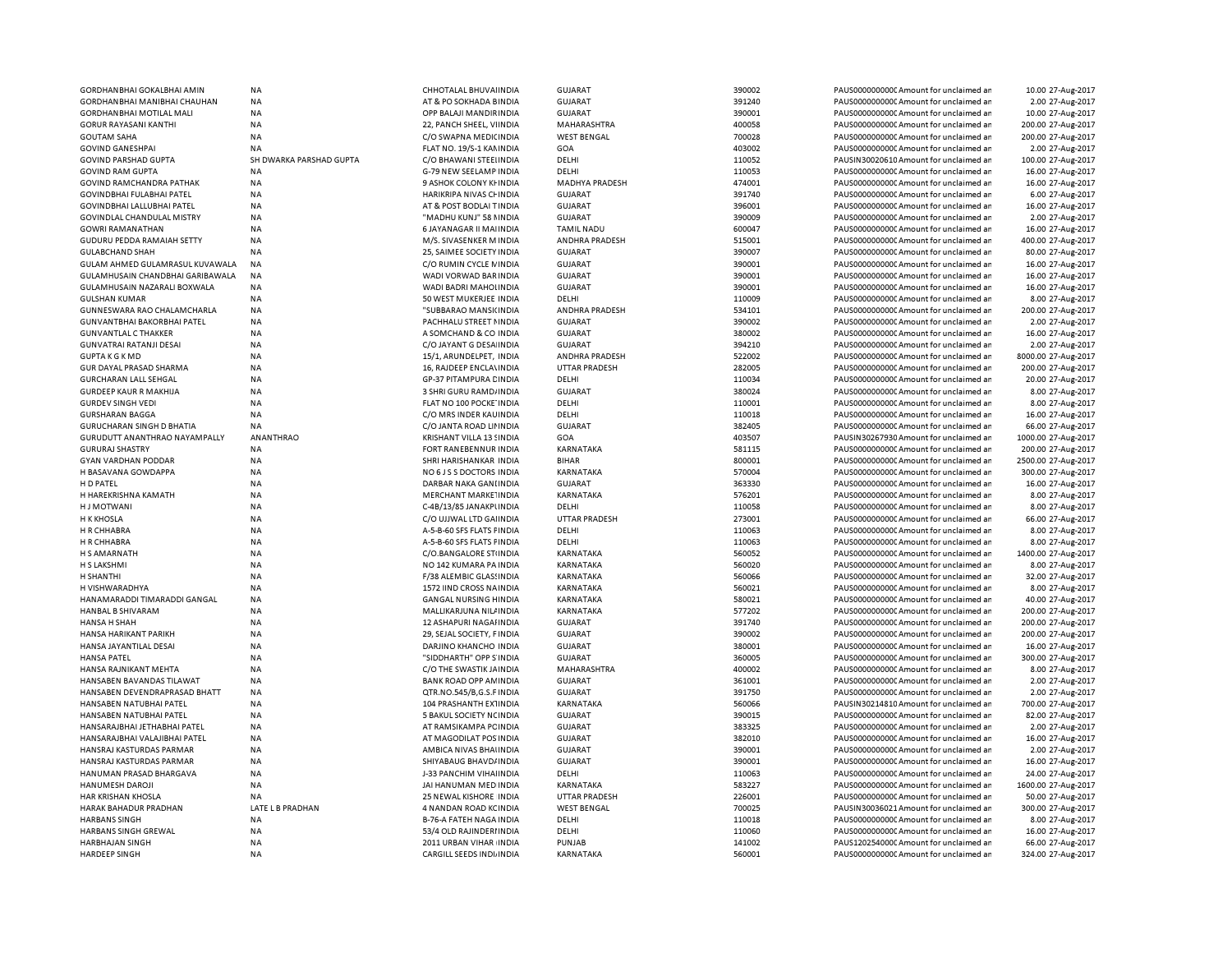| | | | | | | | | |
|---|---|---|---|---|---|---|---|---|
| GORDHANBHAI GOKALBHAI AMIN | NA | CHHOTALAL BHUVAIINDIA | GUJARAT | 390002 | PAUS0000000000C Amount for unclaimed an | 10.00 | 27-Aug-2017 |
| GORDHANBHAI MANIBHAI CHAUHAN | NA | AT & PO SOKHADA BINDIA | GUJARAT | 391240 | PAUS0000000000C Amount for unclaimed an | 2.00 | 27-Aug-2017 |
| GORDHANBHAI MOTILAL MALI | NA | OPP BALAJI MANDIRINDIA | GUJARAT | 390001 | PAUS0000000000C Amount for unclaimed an | 10.00 | 27-Aug-2017 |
| GORUR RAYASANI KANTHI | NA | 22, PANCH SHEEL, VIINDIA | MAHARASHTRA | 400058 | PAUS0000000000C Amount for unclaimed an | 200.00 | 27-Aug-2017 |
| GOUTAM SAHA | NA | C/O SWAPNA MEDICINDIA | WEST BENGAL | 700028 | PAUS0000000000C Amount for unclaimed an | 200.00 | 27-Aug-2017 |
| GOVIND GANESHPAI | NA | FLAT NO. 19/S-1 KAIINDIA | GOA | 403002 | PAUS0000000000C Amount for unclaimed an | 2.00 | 27-Aug-2017 |
| GOVIND PARSHAD GUPTA | SH DWARKA PARSHAD GUPTA | C/O BHAWANI STEELINDIA | DELHI | 110052 | PAUSIN30020610 Amount for unclaimed an | 100.00 | 27-Aug-2017 |
| GOVIND RAM GUPTA | NA | G-79 NEW SEELAMP INDIA | DELHI | 110053 | PAUS0000000000C Amount for unclaimed an | 16.00 | 27-Aug-2017 |
| GOVIND RAMCHANDRA PATHAK | NA | 9 ASHOK COLONY KHINDIA | MADHYA PRADESH | 474001 | PAUS0000000000C Amount for unclaimed an | 16.00 | 27-Aug-2017 |
| GOVINDBHAI FULABHAI PATEL | NA | HARIKRIPA NIVAS CHINDIA | GUJARAT | 391740 | PAUS0000000000C Amount for unclaimed an | 6.00 | 27-Aug-2017 |
| GOVINDBHAI LALLUBHAI PATEL | NA | AT & POST BODLAI TINDIA | GUJARAT | 396001 | PAUS0000000000C Amount for unclaimed an | 16.00 | 27-Aug-2017 |
| GOVINDLAL CHANDULAL MISTRY | NA | "MADHU KUNJ" 58 NINDIA | GUJARAT | 390009 | PAUS0000000000C Amount for unclaimed an | 2.00 | 27-Aug-2017 |
| GOWRI RAMANATHAN | NA | 6 JAYANAGAR II MAIINDIA | TAMIL NADU | 600047 | PAUS0000000000C Amount for unclaimed an | 16.00 | 27-Aug-2017 |
| GUDURU PEDDA RAMAIAH SETTY | NA | M/S. SIVASENKER MINDIA | ANDHRA PRADESH | 515001 | PAUS0000000000C Amount for unclaimed an | 400.00 | 27-Aug-2017 |
| GULABCHAND SHAH | NA | 25, SAIMEE SOCIETY INDIA | GUJARAT | 390007 | PAUS0000000000C Amount for unclaimed an | 80.00 | 27-Aug-2017 |
| GULAM AHMED GULAMRASUL KUVAWALA | NA | C/O RUMIN CYCLE MINDIA | GUJARAT | 390001 | PAUS0000000000C Amount for unclaimed an | 16.00 | 27-Aug-2017 |
| GULAMHUSAIN CHANDBHAI GARIBAWALA | NA | WADI VORWAD BARINDIA | GUJARAT | 390001 | PAUS0000000000C Amount for unclaimed an | 16.00 | 27-Aug-2017 |
| GULAMHUSAIN NAZARALI BOXWALA | NA | WADI BADRI MAHOLINDIA | GUJARAT | 390001 | PAUS0000000000C Amount for unclaimed an | 16.00 | 27-Aug-2017 |
| GULSHAN KUMAR | NA | 50 WEST MUKERJEE INDIA | DELHI | 110009 | PAUS0000000000C Amount for unclaimed an | 8.00 | 27-Aug-2017 |
| GUNNESWARA RAO CHALAMCHARLA | NA | "SUBBARAO MANSICINDIA | ANDHRA PRADESH | 534101 | PAUS0000000000C Amount for unclaimed an | 200.00 | 27-Aug-2017 |
| GUNVANTBHAI BAKORBHAI PATEL | NA | PACHHALU STREET NINDIA | GUJARAT | 390002 | PAUS0000000000C Amount for unclaimed an | 2.00 | 27-Aug-2017 |
| GUNVANTLAL C THAKKER | NA | A SOMCHAND & CO INDIA | GUJARAT | 380002 | PAUS0000000000C Amount for unclaimed an | 16.00 | 27-Aug-2017 |
| GUNVATRAI RATANJI DESAI | NA | C/O JAYANT G DESAIINDIA | GUJARAT | 394210 | PAUS0000000000C Amount for unclaimed an | 2.00 | 27-Aug-2017 |
| GUPTA K G K MD | NA | 15/1, ARUNDELPET, INDIA | ANDHRA PRADESH | 522002 | PAUS0000000000C Amount for unclaimed an | 8000.00 | 27-Aug-2017 |
| GUR DAYAL PRASAD SHARMA | NA | 16, RAJDEEP ENCLAVINDIA | UTTAR PRADESH | 282005 | PAUS0000000000C Amount for unclaimed an | 200.00 | 27-Aug-2017 |
| GURCHARAN LALL SEHGAL | NA | GP-37 PITAMPURA DINDIA | DELHI | 110034 | PAUS0000000000C Amount for unclaimed an | 20.00 | 27-Aug-2017 |
| GURDEEP KAUR R MAKHIJA | NA | 3 SHRI GURU RAMDAINDIA | GUJARAT | 380024 | PAUS0000000000C Amount for unclaimed an | 8.00 | 27-Aug-2017 |
| GURDEV SINGH VEDI | NA | FLAT NO 100 POCKETINDIA | DELHI | 110001 | PAUS0000000000C Amount for unclaimed an | 8.00 | 27-Aug-2017 |
| GURSHARAN BAGGA | NA | C/O MRS INDER KAUINDIA | DELHI | 110018 | PAUS0000000000C Amount for unclaimed an | 16.00 | 27-Aug-2017 |
| GURUCHARAN SINGH D BHATIA | NA | C/O JANTA ROAD LIFINDIA | GUJARAT | 382405 | PAUS0000000000C Amount for unclaimed an | 66.00 | 27-Aug-2017 |
| GURUDUTT ANANTHRAO NAYAMPALLY | ANANTHRAO | KRISHANT VILLA 13 SINDIA | GOA | 403507 | PAUSIN30267930 Amount for unclaimed an | 1000.00 | 27-Aug-2017 |
| GURURAJ SHASTRY | NA | FORT RANEBENNUR INDIA | KARNATAKA | 581115 | PAUS0000000000C Amount for unclaimed an | 200.00 | 27-Aug-2017 |
| GYAN VARDHAN PODDAR | NA | SHRI HARISHANKAR INDIA | BIHAR | 800001 | PAUS0000000000C Amount for unclaimed an | 2500.00 | 27-Aug-2017 |
| H BASAVANA GOWDAPPA | NA | NO 6 J S S DOCTORS INDIA | KARNATAKA | 570004 | PAUS0000000000C Amount for unclaimed an | 300.00 | 27-Aug-2017 |
| H D PATEL | NA | DARBAR NAKA GANIINDIA | GUJARAT | 363330 | PAUS0000000000C Amount for unclaimed an | 16.00 | 27-Aug-2017 |
| H HAREKRISHNA KAMATH | NA | MERCHANT MARKETINDIA | KARNATAKA | 576201 | PAUS0000000000C Amount for unclaimed an | 8.00 | 27-Aug-2017 |
| H J MOTWANI | NA | C-4B/13/85 JANAKPUINDIA | DELHI | 110058 | PAUS0000000000C Amount for unclaimed an | 8.00 | 27-Aug-2017 |
| H K KHOSLA | NA | C/O UJJWAL LTD GAIINDIA | UTTAR PRADESH | 273001 | PAUS0000000000C Amount for unclaimed an | 66.00 | 27-Aug-2017 |
| H R CHHABRA | NA | A-5-B-60 SFS FLATS PINDIA | DELHI | 110063 | PAUS0000000000C Amount for unclaimed an | 8.00 | 27-Aug-2017 |
| H R CHHABRA | NA | A-5-B-60 SFS FLATS PINDIA | DELHI | 110063 | PAUS0000000000C Amount for unclaimed an | 8.00 | 27-Aug-2017 |
| H S AMARNATH | NA | C/O.BANGALORE STIINDIA | KARNATAKA | 560052 | PAUS0000000000C Amount for unclaimed an | 1400.00 | 27-Aug-2017 |
| H S LAKSHMI | NA | NO 142 KUMARA PA INDIA | KARNATAKA | 560020 | PAUS0000000000C Amount for unclaimed an | 8.00 | 27-Aug-2017 |
| H SHANTHI | NA | F/38 ALEMBIC GLASSINDIA | KARNATAKA | 560066 | PAUS0000000000C Amount for unclaimed an | 32.00 | 27-Aug-2017 |
| H VISHWARADHYA | NA | 1572 IIND CROSS NAINDIA | KARNATAKA | 560021 | PAUS0000000000C Amount for unclaimed an | 8.00 | 27-Aug-2017 |
| HANAMARADDI TIMARADDI GANGAL | NA | GANGAL NURSING HINDIA | KARNATAKA | 580021 | PAUS0000000000C Amount for unclaimed an | 40.00 | 27-Aug-2017 |
| HANBAL B SHIVARAM | NA | MALLIKARJUNA NILAINDIA | KARNATAKA | 577202 | PAUS0000000000C Amount for unclaimed an | 200.00 | 27-Aug-2017 |
| HANSA H SHAH | NA | 12 ASHAPURI NAGARINDIA | GUJARAT | 391740 | PAUS0000000000C Amount for unclaimed an | 200.00 | 27-Aug-2017 |
| HANSA HARIKANT PARIKH | NA | 29, SEJAL SOCIETY, FINDIA | GUJARAT | 390002 | PAUS0000000000C Amount for unclaimed an | 200.00 | 27-Aug-2017 |
| HANSA JAYANTILAL DESAI | NA | DARJINO KHANCHO INDIA | GUJARAT | 380001 | PAUS0000000000C Amount for unclaimed an | 16.00 | 27-Aug-2017 |
| HANSA PATEL | NA | "SIDDHARTH" OPP SINDIA | GUJARAT | 360005 | PAUS0000000000C Amount for unclaimed an | 300.00 | 27-Aug-2017 |
| HANSA RAJNIKANT MEHTA | NA | C/O THE SWASTIK JAINDIA | MAHARASHTRA | 400002 | PAUS0000000000C Amount for unclaimed an | 8.00 | 27-Aug-2017 |
| HANSABEN BAVANDAS TILAWAT | NA | BANK ROAD OPP AMINDIA | GUJARAT | 361001 | PAUS0000000000C Amount for unclaimed an | 2.00 | 27-Aug-2017 |
| HANSABEN DEVENDRAPRASAD BHATT | NA | QTR.NO.545/B,G.S.FINDIA | GUJARAT | 391750 | PAUS0000000000C Amount for unclaimed an | 2.00 | 27-Aug-2017 |
| HANSABEN NATUBHAI PATEL | NA | 104 PRASHANTH EXINDIA | KARNATAKA | 560066 | PAUSIN30214810 Amount for unclaimed an | 700.00 | 27-Aug-2017 |
| HANSABEN NATUBHAI PATEL | NA | 5 BAKUL SOCIETY NCINDIA | GUJARAT | 390015 | PAUS0000000000C Amount for unclaimed an | 82.00 | 27-Aug-2017 |
| HANSARAJBHAI JETHABHAI PATEL | NA | AT RAMSIKAMPA PCINDIA | GUJARAT | 383325 | PAUS0000000000C Amount for unclaimed an | 2.00 | 27-Aug-2017 |
| HANSARAJBHAI VALAJIBHAI PATEL | NA | AT MAGODILAT POSINDIA | GUJARAT | 382010 | PAUS0000000000C Amount for unclaimed an | 16.00 | 27-Aug-2017 |
| HANSRAJ KASTURDAS PARMAR | NA | AMBICA NIVAS BHAIINDIA | GUJARAT | 390001 | PAUS0000000000C Amount for unclaimed an | 2.00 | 27-Aug-2017 |
| HANSRAJ KASTURDAS PARMAR | NA | SHIYABAUG BHAVDAINDIA | GUJARAT | 390001 | PAUS0000000000C Amount for unclaimed an | 16.00 | 27-Aug-2017 |
| HANUMAN PRASAD BHARGAVA | NA | J-33 PANCHIM VIHAIINDIA | DELHI | 110063 | PAUS0000000000C Amount for unclaimed an | 24.00 | 27-Aug-2017 |
| HANUMESH DAROJI | NA | JAI HANUMAN MED INDIA | KARNATAKA | 583227 | PAUS0000000000C Amount for unclaimed an | 1600.00 | 27-Aug-2017 |
| HAR KRISHAN KHOSLA | NA | 25 NEWAL KISHORE INDIA | UTTAR PRADESH | 226001 | PAUS0000000000C Amount for unclaimed an | 50.00 | 27-Aug-2017 |
| HARAK BAHADUR PRADHAN | LATE L B PRADHAN | 4 NANDAN ROAD KCINDIA | WEST BENGAL | 700025 | PAUSIN30036021 Amount for unclaimed an | 300.00 | 27-Aug-2017 |
| HARBANS SINGH | NA | B-76-A FATEH NAGA INDIA | DELHI | 110018 | PAUS0000000000C Amount for unclaimed an | 8.00 | 27-Aug-2017 |
| HARBANS SINGH GREWAL | NA | 53/4 OLD RAJINDERIINDIA | DELHI | 110060 | PAUS0000000000C Amount for unclaimed an | 16.00 | 27-Aug-2017 |
| HARBHAJAN SINGH | NA | 2011 URBAN VIHAR IINDIA | PUNJAB | 141002 | PAUS1202540000C Amount for unclaimed an | 66.00 | 27-Aug-2017 |
| HARDEEP SINGH | NA | CARGILL SEEDS INDIAINDIA | KARNATAKA | 560001 | PAUS0000000000C Amount for unclaimed an | 324.00 | 27-Aug-2017 |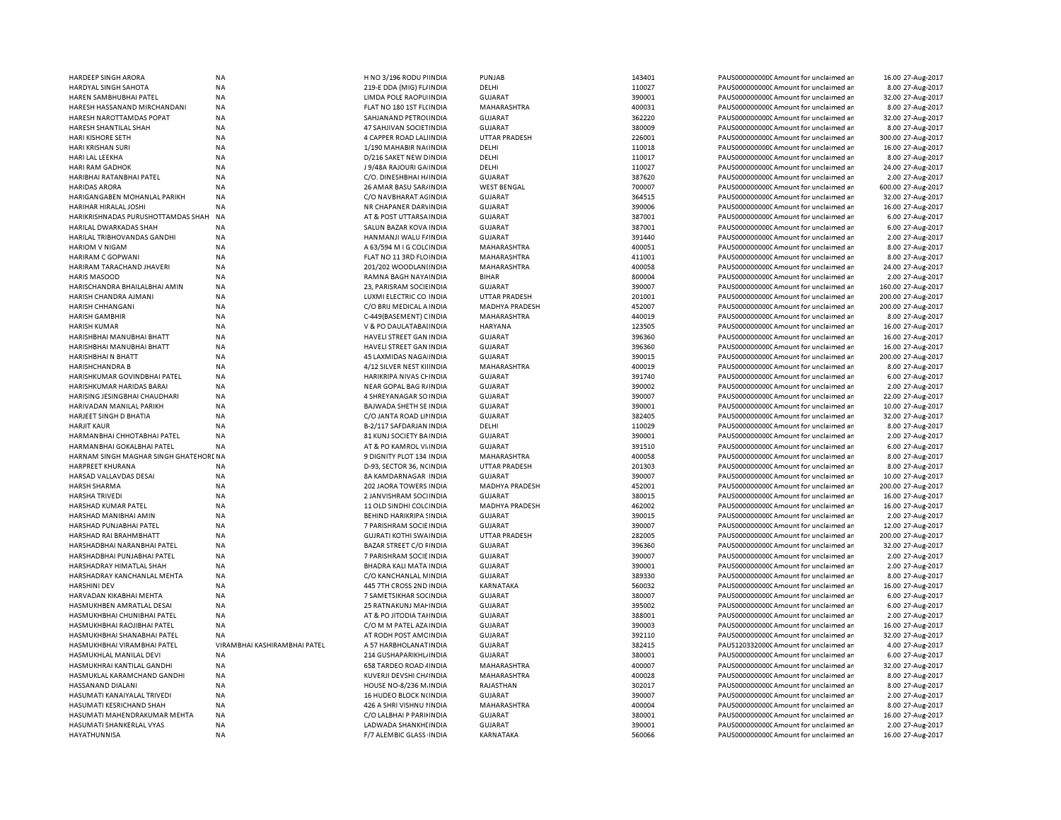| | | | | | | | | |
|---|---|---|---|---|---|---|---|---|
| HARDEEP SINGH ARORA | NA | H NO 3/196 RODU PIINDIA | PUNJAB | 143401 | PAUS0000000000 | Amount for unclaimed an | 16.00 | 27-Aug-2017 |
| HARDYAL SINGH SAHOTA | NA | 219-E DDA (MIG) FLAINDIA | DELHI | 110027 | PAUS0000000000 | Amount for unclaimed an | 8.00 | 27-Aug-2017 |
| HAREN SAMBHUBHAI PATEL | NA | LIMDA POLE RAOPUIINDIA | GUJARAT | 390001 | PAUS0000000000 | Amount for unclaimed an | 32.00 | 27-Aug-2017 |
| HARESH HASSANAND MIRCHANDANI | NA | FLAT NO 180 1ST FLOINDIA | MAHARASHTRA | 400031 | PAUS0000000000 | Amount for unclaimed an | 8.00 | 27-Aug-2017 |
| HARESH NAROTTAMDAS POPAT | NA | SAHJANAND PETROLINDIA | GUJARAT | 362220 | PAUS0000000000 | Amount for unclaimed an | 32.00 | 27-Aug-2017 |
| HARESH SHANTILAL SHAH | NA | 47 SAHJIVAN SOCIETINDIA | GUJARAT | 380009 | PAUS0000000000 | Amount for unclaimed an | 8.00 | 27-Aug-2017 |
| HARI KISHORE SETH | NA | 4 CAPPER ROAD LALIINDIA | UTTAR PRADESH | 226001 | PAUS0000000000 | Amount for unclaimed an | 300.00 | 27-Aug-2017 |
| HARI KRISHAN SURI | NA | 1/190 MAHABIR NACINDIA | DELHI | 110018 | PAUS0000000000 | Amount for unclaimed an | 16.00 | 27-Aug-2017 |
| HARI LAL LEEKHA | NA | D/216 SAKET NEW DINDIA | DELHI | 110017 | PAUS0000000000 | Amount for unclaimed an | 8.00 | 27-Aug-2017 |
| HARI RAM GADHOK | NA | J 9/48A RAJOURI GAIINDIA | DELHI | 110027 | PAUS0000000000 | Amount for unclaimed an | 24.00 | 27-Aug-2017 |
| HARIBHAI RATANBHAI PATEL | NA | C/O. DINESHBHAI HAINDIA | GUJARAT | 387620 | PAUS0000000000 | Amount for unclaimed an | 2.00 | 27-Aug-2017 |
| HARIDAS ARORA | NA | 26 AMAR BASU SARAINDIA | WEST BENGAL | 700007 | PAUS0000000000 | Amount for unclaimed an | 600.00 | 27-Aug-2017 |
| HARIGANGABEN MOHANLAL PARIKH | NA | C/O NAVBHARAT AGINDIA | GUJARAT | 364515 | PAUS0000000000 | Amount for unclaimed an | 32.00 | 27-Aug-2017 |
| HARIHAR HIRALAL JOSHI | NA | NR CHAPANER DARVINDIA | GUJARAT | 390006 | PAUS0000000000 | Amount for unclaimed an | 16.00 | 27-Aug-2017 |
| HARIKRISHNADAS PURUSHOTTAMDAS SHAH | NA | AT & POST UTTARSAINDIA | GUJARAT | 387001 | PAUS0000000000 | Amount for unclaimed an | 6.00 | 27-Aug-2017 |
| HARILAL DWARKADAS SHAH | NA | SALUN BAZAR KOVA INDIA | GUJARAT | 387001 | PAUS0000000000 | Amount for unclaimed an | 6.00 | 27-Aug-2017 |
| HARILAL TRIBHOVANDAS GANDHI | NA | HANMANJI WALU FAINDIA | GUJARAT | 391440 | PAUS0000000000 | Amount for unclaimed an | 2.00 | 27-Aug-2017 |
| HARIOM V NIGAM | NA | A 63/594 M I G COLCINDIA | MAHARASHTRA | 400051 | PAUS0000000000 | Amount for unclaimed an | 8.00 | 27-Aug-2017 |
| HARIRAM C GOPWANI | NA | FLAT NO 11 3RD FLOINDIA | MAHARASHTRA | 411001 | PAUS0000000000 | Amount for unclaimed an | 8.00 | 27-Aug-2017 |
| HARIRAM TARACHAND JHAVERI | NA | 201/202 WOODLANIINDIA | MAHARASHTRA | 400058 | PAUS0000000000 | Amount for unclaimed an | 24.00 | 27-Aug-2017 |
| HARIS MASOOD | NA | RAMNA BAGH NAYAINDIA | BIHAR | 800004 | PAUS0000000000 | Amount for unclaimed an | 2.00 | 27-Aug-2017 |
| HARISCHANDRA BHAILALBHAI AMIN | NA | 23, PARISRAM SOCIEINDIA | GUJARAT | 390007 | PAUS0000000000 | Amount for unclaimed an | 160.00 | 27-Aug-2017 |
| HARISH CHANDRA AJMANI | NA | LUXMI ELECTRIC CO INDIA | UTTAR PRADESH | 201001 | PAUS0000000000 | Amount for unclaimed an | 200.00 | 27-Aug-2017 |
| HARISH CHHANGANI | NA | C/O BRIJ MEDICAL A INDIA | MADHYA PRADESH | 452007 | PAUS0000000000 | Amount for unclaimed an | 200.00 | 27-Aug-2017 |
| HARISH GAMBHIR | NA | C-449(BASEMENT) CINDIA | MAHARASHTRA | 440019 | PAUS0000000000 | Amount for unclaimed an | 8.00 | 27-Aug-2017 |
| HARISH KUMAR | NA | V & PO DAULATABAIINDIA | HARYANA | 123505 | PAUS0000000000 | Amount for unclaimed an | 16.00 | 27-Aug-2017 |
| HARISHBHAI MANUBHAI BHATT | NA | HAVELI STREET GAN INDIA | GUJARAT | 396360 | PAUS0000000000 | Amount for unclaimed an | 16.00 | 27-Aug-2017 |
| HARISHBHAI MANUBHAI BHATT | NA | HAVELI STREET GAN INDIA | GUJARAT | 396360 | PAUS0000000000 | Amount for unclaimed an | 16.00 | 27-Aug-2017 |
| HARISHBHAI N BHATT | NA | 45 LAXMIDAS NAGAIINDIA | GUJARAT | 390015 | PAUS0000000000 | Amount for unclaimed an | 200.00 | 27-Aug-2017 |
| HARISHCHANDRA B | NA | 4/12 SILVER NEST KIINDIA | MAHARASHTRA | 400019 | PAUS0000000000 | Amount for unclaimed an | 8.00 | 27-Aug-2017 |
| HARISHKUMAR GOVINDBHAI PATEL | NA | HARIKRIPA NIVAS CHINDIA | GUJARAT | 391740 | PAUS0000000000 | Amount for unclaimed an | 6.00 | 27-Aug-2017 |
| HARISHKUMAR HARIDAS BARAI | NA | NEAR GOPAL BAG RAINDIA | GUJARAT | 390002 | PAUS0000000000 | Amount for unclaimed an | 2.00 | 27-Aug-2017 |
| HARISING JESINGBHAI CHAUDHARI | NA | 4 SHREYANAGAR SO INDIA | GUJARAT | 390007 | PAUS0000000000 | Amount for unclaimed an | 22.00 | 27-Aug-2017 |
| HARIVADAN MANILAL PARIKH | NA | BAJWADA SHETH SE INDIA | GUJARAT | 390001 | PAUS0000000000 | Amount for unclaimed an | 10.00 | 27-Aug-2017 |
| HARJEET SINGH D BHATIA | NA | C/O JANTA ROAD LININDIA | GUJARAT | 382405 | PAUS0000000000 | Amount for unclaimed an | 32.00 | 27-Aug-2017 |
| HARJIT KAUR | NA | B-2/117 SAFDARJAN INDIA | DELHI | 110029 | PAUS0000000000 | Amount for unclaimed an | 8.00 | 27-Aug-2017 |
| HARMANBHAI CHHOTABHAI PATEL | NA | 81 KUNJ SOCIETY BAINDIA | GUJARAT | 390001 | PAUS0000000000 | Amount for unclaimed an | 2.00 | 27-Aug-2017 |
| HARMANBHAI GOKALBHAI PATEL | NA | AT & PO KAMROL VIINDIA | GUJARAT | 391510 | PAUS0000000000 | Amount for unclaimed an | 6.00 | 27-Aug-2017 |
| HARNAM SINGH MAGHAR SINGH GHATEHORI | NA | 9 DIGNITY PLOT 134 INDIA | MAHARASHTRA | 400058 | PAUS0000000000 | Amount for unclaimed an | 8.00 | 27-Aug-2017 |
| HARPREET KHURANA | NA | D-93, SECTOR 36, NCINDIA | UTTAR PRADESH | 201303 | PAUS0000000000 | Amount for unclaimed an | 8.00 | 27-Aug-2017 |
| HARSAD VALLAVDAS DESAI | NA | 8A KAMDARNAGAR INDIA | GUJARAT | 390007 | PAUS0000000000 | Amount for unclaimed an | 10.00 | 27-Aug-2017 |
| HARSH SHARMA | NA | 202 JAORA TOWERS INDIA | MADHYA PRADESH | 452001 | PAUS0000000000 | Amount for unclaimed an | 200.00 | 27-Aug-2017 |
| HARSHA TRIVEDI | NA | 2 JANVISHRAM SOCIINDIA | GUJARAT | 380015 | PAUS0000000000 | Amount for unclaimed an | 16.00 | 27-Aug-2017 |
| HARSHAD KUMAR PATEL | NA | 11 OLD SINDHI COLCINDIA | MADHYA PRADESH | 462002 | PAUS0000000000 | Amount for unclaimed an | 16.00 | 27-Aug-2017 |
| HARSHAD MANIBHAI AMIN | NA | BEHIND HARIKRIPA SINDIA | GUJARAT | 390015 | PAUS0000000000 | Amount for unclaimed an | 2.00 | 27-Aug-2017 |
| HARSHAD PUNJABHAI PATEL | NA | 7 PARISHRAM SOCIE INDIA | GUJARAT | 390007 | PAUS0000000000 | Amount for unclaimed an | 12.00 | 27-Aug-2017 |
| HARSHAD RAI BRAHMBHATT | NA | GUJRATI KOTHI SWAINDIA | UTTAR PRADESH | 282005 | PAUS0000000000 | Amount for unclaimed an | 200.00 | 27-Aug-2017 |
| HARSHADBHAI NARANBHAI PATEL | NA | BAZAR STREET C/O RINDIA | GUJARAT | 396360 | PAUS0000000000 | Amount for unclaimed an | 32.00 | 27-Aug-2017 |
| HARSHADBHAI PUNJABHAI PATEL | NA | 7 PARISHRAM SOCIE INDIA | GUJARAT | 390007 | PAUS0000000000 | Amount for unclaimed an | 2.00 | 27-Aug-2017 |
| HARSHADRAY HIMATLAL SHAH | NA | BHADRA KALI MATA INDIA | GUJARAT | 390001 | PAUS0000000000 | Amount for unclaimed an | 2.00 | 27-Aug-2017 |
| HARSHADRAY KANCHANLAL MEHTA | NA | C/O KANCHANLAL MINDIA | GUJARAT | 389330 | PAUS0000000000 | Amount for unclaimed an | 8.00 | 27-Aug-2017 |
| HARSHINI DEV | NA | 445 7TH CROSS 2ND INDIA | KARNATAKA | 560032 | PAUS0000000000 | Amount for unclaimed an | 16.00 | 27-Aug-2017 |
| HARVADAN KIKABHAI MEHTA | NA | 7 SAMETSIKHAR SOCINDIA | GUJARAT | 380007 | PAUS0000000000 | Amount for unclaimed an | 6.00 | 27-Aug-2017 |
| HASMUKHBEN AMRATLAL DESAI | NA | 25 RATNAKUNJ MAHINDIA | GUJARAT | 395002 | PAUS0000000000 | Amount for unclaimed an | 6.00 | 27-Aug-2017 |
| HASMUKHBHAI CHUNIBHAI PATEL | NA | AT & PO JITODIA TAIINDIA | GUJARAT | 388001 | PAUS0000000000 | Amount for unclaimed an | 2.00 | 27-Aug-2017 |
| HASMUKHBHAI RAOJIBHAI PATEL | NA | C/O M M PATEL AZAINDIA | GUJARAT | 390003 | PAUS0000000000 | Amount for unclaimed an | 16.00 | 27-Aug-2017 |
| HASMUKHBHAI SHANABHAI PATEL | NA | AT RODH POST AMCINDIA | GUJARAT | 392110 | PAUS0000000000 | Amount for unclaimed an | 32.00 | 27-Aug-2017 |
| HASMUKHBHAI VIRAMBHAI PATEL | VIRAMBHAI KASHIRAMBHAI PATEL | A 57 HARBHOLANATINDIA | GUJARAT | 382415 | PAUS1203320000 | Amount for unclaimed an | 4.00 | 27-Aug-2017 |
| HASMUKHLAL MANILAL DEVI | NA | 214 GUSHAPARIKHLINDIA | GUJARAT | 380001 | PAUS0000000000 | Amount for unclaimed an | 6.00 | 27-Aug-2017 |
| HASMUKHRAI KANTILAL GANDHI | NA | 658 TARDEO ROAD 4INDIA | MAHARASHTRA | 400007 | PAUS0000000000 | Amount for unclaimed an | 32.00 | 27-Aug-2017 |
| HASMUKLAL KARAMCHAND GANDHI | NA | KUVERJI DEVSHI CHAINDIA | MAHARASHTRA | 400028 | PAUS0000000000 | Amount for unclaimed an | 8.00 | 27-Aug-2017 |
| HASSANAND DIALANI | NA | HOUSE NO-8/236 MINDIA | RAJASTHAN | 302017 | PAUS0000000000 | Amount for unclaimed an | 8.00 | 27-Aug-2017 |
| HASUMATI KANAIYALAL TRIVEDI | NA | 16 HUDEO BLOCK NCINDIA | GUJARAT | 390007 | PAUS0000000000 | Amount for unclaimed an | 2.00 | 27-Aug-2017 |
| HASUMATI KESRICHAND SHAH | NA | 426 A SHRI VISHNU SINDIA | MAHARASHTRA | 400004 | PAUS0000000000 | Amount for unclaimed an | 8.00 | 27-Aug-2017 |
| HASUMATI MAHENDRAKUMAR MEHTA | NA | C/O LALBHAI P PARIHINDIA | GUJARAT | 380001 | PAUS0000000000 | Amount for unclaimed an | 16.00 | 27-Aug-2017 |
| HASUMATI SHANKERLAL VYAS | NA | LADWADA SHANKHEINDIA | GUJARAT | 390001 | PAUS0000000000 | Amount for unclaimed an | 2.00 | 27-Aug-2017 |
| HAYATHUNNISA | NA | F/7 ALEMBIC GLASS INDIA | KARNATAKA | 560066 | PAUS0000000000 | Amount for unclaimed an | 16.00 | 27-Aug-2017 |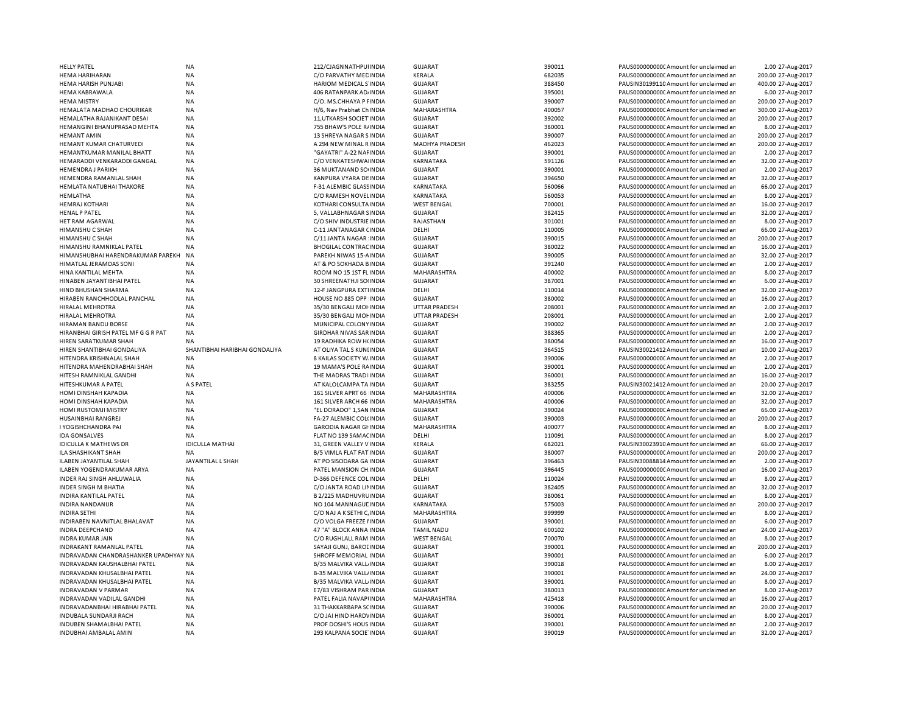| | | | | | | | |
|---|---|---|---|---|---|---|---|
| HELLY PATEL | NA | 212/CJAGNNATHPUIINDIA | GUJARAT | 390011 | PAUS0000000000CAmount for unclaimed an | 2.00 | 27-Aug-2017 |
| HEMA HARIHARAN | NA | C/O PARVATHY MECINDIA | KERALA | 682035 | PAUS0000000000CAmount for unclaimed an | 200.00 | 27-Aug-2017 |
| HEMA HARISH PUNJABI | NA | HARIOM MEDICAL S'INDIA | GUJARAT | 388450 | PAUSIN30199110 Amount for unclaimed an | 400.00 | 27-Aug-2017 |
| HEMA KABRAWALA | NA | 406 RATANPARK ADINDIA | GUJARAT | 395001 | PAUS0000000000CAmount for unclaimed an | 6.00 | 27-Aug-2017 |
| HEMA MISTRY | NA | C/O. MS.CHHAYA P FINDIA | GUJARAT | 390007 | PAUS0000000000CAmount for unclaimed an | 200.00 | 27-Aug-2017 |
| HEMALATA MADHAO CHOURIKAR | NA | H/6, Nav Prabhat ChINDIA | MAHARASHTRA | 400057 | PAUS0000000000CAmount for unclaimed an | 300.00 | 27-Aug-2017 |
| HEMALATHA RAJANIKANT DESAI | NA | 11,UTKARSH SOCIET INDIA | GUJARAT | 392002 | PAUS0000000000CAmount for unclaimed an | 200.00 | 27-Aug-2017 |
| HEMANGINI BHANUPRASAD MEHTA | NA | 755 BHAW'S POLE R/INDIA | GUJARAT | 380001 | PAUS0000000000CAmount for unclaimed an | 8.00 | 27-Aug-2017 |
| HEMANT AMIN | NA | 13 SHREYA NAGAR SINDIA | GUJARAT | 390007 | PAUS0000000000CAmount for unclaimed an | 200.00 | 27-Aug-2017 |
| HEMANT KUMAR CHATURVEDI | NA | A 294 NEW MINAL RINDIA | MADHYA PRADESH | 462023 | PAUS0000000000CAmount for unclaimed an | 200.00 | 27-Aug-2017 |
| HEMANTKUMAR MANILAL BHATT | NA | "GAYATRI" A-22 NAFINDIA | GUJARAT | 390001 | PAUS0000000000CAmount for unclaimed an | 2.00 | 27-Aug-2017 |
| HEMARADDI VENKARADDI GANGAL | NA | C/O VENKATESHWAIINDIA | KARNATAKA | 591126 | PAUS0000000000CAmount for unclaimed an | 32.00 | 27-Aug-2017 |
| HEMENDRA J PARIKH | NA | 36 MUKTANAND SOINDIA | GUJARAT | 390001 | PAUS0000000000CAmount for unclaimed an | 2.00 | 27-Aug-2017 |
| HEMENDRA RAMANLAL SHAH | NA | KANPURA VYARA DISINDIA | GUJARAT | 394650 | PAUS0000000000CAmount for unclaimed an | 32.00 | 27-Aug-2017 |
| HEMLATA NATUBHAI THAKORE | NA | F-31 ALEMBIC GLASSINDIA | KARNATAKA | 560066 | PAUS0000000000CAmount for unclaimed an | 66.00 | 27-Aug-2017 |
| HEMLATHA | NA | C/O RAMESH NOVELINDIA | KARNATAKA | 560053 | PAUS0000000000CAmount for unclaimed an | 8.00 | 27-Aug-2017 |
| HEMRAJ KOTHARI | NA | KOTHARI CONSULTAINDIA | WEST BENGAL | 700001 | PAUS0000000000CAmount for unclaimed an | 16.00 | 27-Aug-2017 |
| HENAL P PATEL | NA | 5, VALLABHNAGAR SINDIA | GUJARAT | 382415 | PAUS0000000000CAmount for unclaimed an | 32.00 | 27-Aug-2017 |
| HET RAM AGARWAL | NA | C/O SHIV INDUSTRIE INDIA | RAJASTHAN | 301001 | PAUS0000000000CAmount for unclaimed an | 8.00 | 27-Aug-2017 |
| HIMANSHU C SHAH | NA | C-11 JANTANAGAR CINDIA | DELHI | 110005 | PAUS0000000000CAmount for unclaimed an | 66.00 | 27-Aug-2017 |
| HIMANSHU C SHAH | NA | C/11 JANTA NAGAR 'INDIA | GUJARAT | 390015 | PAUS0000000000CAmount for unclaimed an | 200.00 | 27-Aug-2017 |
| HIMANSHU RAMNIKLAL PATEL | NA | BHOGILAL CONTRACINDIA | GUJARAT | 380022 | PAUS0000000000CAmount for unclaimed an | 16.00 | 27-Aug-2017 |
| HIMANSHUBHAI HARENDRAKUMAR PAREKH | NA | PAREKH NIWAS 15-AINDIA | GUJARAT | 390005 | PAUS0000000000CAmount for unclaimed an | 32.00 | 27-Aug-2017 |
| HIMATLAL JERAMDAS SONI | NA | AT & PO SOKHADA BINDIA | GUJARAT | 391240 | PAUS0000000000CAmount for unclaimed an | 2.00 | 27-Aug-2017 |
| HINA KANTILAL MEHTA | NA | ROOM NO 15 1ST FL INDIA | MAHARASHTRA | 400002 | PAUS0000000000CAmount for unclaimed an | 8.00 | 27-Aug-2017 |
| HINABEN JAYANTIBHAI PATEL | NA | 30 SHREENATHJI SOINDIA | GUJARAT | 387001 | PAUS0000000000CAmount for unclaimed an | 6.00 | 27-Aug-2017 |
| HIND BHUSHAN SHARMA | NA | 12-F JANGPURA EXTIINDIA | DELHI | 110014 | PAUS0000000000CAmount for unclaimed an | 32.00 | 27-Aug-2017 |
| HIRABEN RANCHHODLAL PANCHAL | NA | HOUSE NO 885 OPP INDIA | GUJARAT | 380002 | PAUS0000000000CAmount for unclaimed an | 16.00 | 27-Aug-2017 |
| HIRALAL MEHROTRA | NA | 35/30 BENGALI MOHINDIA | UTTAR PRADESH | 208001 | PAUS0000000000CAmount for unclaimed an | 2.00 | 27-Aug-2017 |
| HIRALAL MEHROTRA | NA | 35/30 BENGALI MOHINDIA | UTTAR PRADESH | 208001 | PAUS0000000000CAmount for unclaimed an | 2.00 | 27-Aug-2017 |
| HIRAMAN BANDU BORSE | NA | MUNICIPAL COLONYINDIA | GUJARAT | 390002 | PAUS0000000000CAmount for unclaimed an | 2.00 | 27-Aug-2017 |
| HIRANBHAI GIRISH PATEL MF G G R PAT | NA | GIRDHAR NIVAS SARINDIA | GUJARAT | 388365 | PAUS0000000000CAmount for unclaimed an | 2.00 | 27-Aug-2017 |
| HIREN SARATKUMAR SHAH | NA | 19 RADHIKA ROW HINDIA | GUJARAT | 380054 | PAUS0000000000CAmount for unclaimed an | 16.00 | 27-Aug-2017 |
| HIREN SHANTIBHAI GONDALIYA | SHANTIBHAI HARIBHAI GONDALIYA | AT OLIYA TAL S KUNIINDIA | GUJARAT | 364515 | PAUSIN30021412 Amount for unclaimed an | 10.00 | 27-Aug-2017 |
| HITENDRA KRISHNALAL SHAH | NA | 8 KAILAS SOCIETY W.INDIA | GUJARAT | 390006 | PAUS0000000000CAmount for unclaimed an | 2.00 | 27-Aug-2017 |
| HITENDRA MAHENDRABHAI SHAH | NA | 19 MAMA'S POLE RAINDIA | GUJARAT | 390001 | PAUS0000000000CAmount for unclaimed an | 2.00 | 27-Aug-2017 |
| HITESH RAMNIKLAL GANDHI | NA | THE MADRAS TRADI INDIA | GUJARAT | 360001 | PAUS0000000000CAmount for unclaimed an | 16.00 | 27-Aug-2017 |
| HITESHKUMAR A PATEL | A S PATEL | AT KALOLCAMPA TA INDIA | GUJARAT | 383255 | PAUSIN30021412 Amount for unclaimed an | 20.00 | 27-Aug-2017 |
| HOMI DINSHAH KAPADIA | NA | 161 SILVER APRT 66 INDIA | MAHARASHTRA | 400006 | PAUS0000000000CAmount for unclaimed an | 32.00 | 27-Aug-2017 |
| HOMI DINSHAH KAPADIA | NA | 161 SILVER ARCH 66 INDIA | MAHARASHTRA | 400006 | PAUS0000000000CAmount for unclaimed an | 32.00 | 27-Aug-2017 |
| HOMI RUSTOMJI MISTRY | NA | "EL DORADO" 1,SANINDIA | GUJARAT | 390024 | PAUS0000000000CAmount for unclaimed an | 66.00 | 27-Aug-2017 |
| HUSAINBHAI RANGREJ | NA | FA-27 ALEMBIC COLINDIA | GUJARAT | 390003 | PAUS0000000000CAmount for unclaimed an | 200.00 | 27-Aug-2017 |
| I YOGISHCHANDRA PAI | NA | GARODIA NAGAR GHINDIA | MAHARASHTRA | 400077 | PAUS0000000000CAmount for unclaimed an | 8.00 | 27-Aug-2017 |
| IDA GONSALVES | NA | FLAT NO 139 SAMACINDIA | DELHI | 110091 | PAUS0000000000CAmount for unclaimed an | 8.00 | 27-Aug-2017 |
| IDICULLA K MATHEWS DR | IDICULLA MATHAI | 31, GREEN VALLEY VINDIA | KERALA | 682021 | PAUSIN30023910 Amount for unclaimed an | 66.00 | 27-Aug-2017 |
| ILA SHASHIKANT SHAH | NA | B/5 VIMLA FLAT FAT INDIA | GUJARAT | 380007 | PAUS0000000000CAmount for unclaimed an | 200.00 | 27-Aug-2017 |
| ILABEN JAYANTILAL SHAH | JAYANTILAL L SHAH | AT PO SISODARA GA INDIA | GUJARAT | 396463 | PAUSIN30088814 Amount for unclaimed an | 2.00 | 27-Aug-2017 |
| ILABEN YOGENDRAKUMAR ARYA | NA | PATEL MANSION CH INDIA | GUJARAT | 396445 | PAUS0000000000CAmount for unclaimed an | 16.00 | 27-Aug-2017 |
| INDER RAJ SINGH AHLUWALIA | NA | D-366 DEFENCE COLINDIA | DELHI | 110024 | PAUS0000000000CAmount for unclaimed an | 8.00 | 27-Aug-2017 |
| INDER SINGH M BHATIA | NA | C/O JANTA ROAD LIIINDIA | GUJARAT | 382405 | PAUS0000000000CAmount for unclaimed an | 32.00 | 27-Aug-2017 |
| INDIRA KANTILAL PATEL | NA | B 2/225 MADHUVRUINDIA | GUJARAT | 380061 | PAUS0000000000CAmount for unclaimed an | 8.00 | 27-Aug-2017 |
| INDIRA NANDANUR | NA | NO 104 MANNAGUDINDIA | KARNATAKA | 575003 | PAUS0000000000CAmount for unclaimed an | 200.00 | 27-Aug-2017 |
| INDIRA SETHI | NA | C/O NAJ A K SETHI C,INDIA | MAHARASHTRA | 999999 | PAUS0000000000CAmount for unclaimed an | 8.00 | 27-Aug-2017 |
| INDIRABEN NAVNITLAL BHALAVAT | NA | C/O VOLGA FREEZE FINDIA | GUJARAT | 390001 | PAUS0000000000CAmount for unclaimed an | 6.00 | 27-Aug-2017 |
| INDRA DEEPCHAND | NA | 47 "A" BLOCK ANNA INDIA | TAMIL NADU | 600102 | PAUS0000000000CAmount for unclaimed an | 24.00 | 27-Aug-2017 |
| INDRA KUMAR JAIN | NA | C/O RUGHLALL RAM INDIA | WEST BENGAL | 700070 | PAUS0000000000CAmount for unclaimed an | 8.00 | 27-Aug-2017 |
| INDRAKANT RAMANLAL PATEL | NA | SAYAJI GUNJ, BAROCINDIA | GUJARAT | 390001 | PAUS0000000000CAmount for unclaimed an | 200.00 | 27-Aug-2017 |
| INDRAVADAN CHANDRASHANKER UPADHYAY | NA | SHROFF MEMORIAL INDIA | GUJARAT | 390001 | PAUS0000000000CAmount for unclaimed an | 6.00 | 27-Aug-2017 |
| INDRAVADAN KAUSHALBHAI PATEL | NA | B/35 MALVIKA VALLINDIA | GUJARAT | 390018 | PAUS0000000000CAmount for unclaimed an | 8.00 | 27-Aug-2017 |
| INDRAVADAN KHUSALBHAI PATEL | NA | B-35 MALVIKA VALLINDIA | GUJARAT | 390001 | PAUS0000000000CAmount for unclaimed an | 24.00 | 27-Aug-2017 |
| INDRAVADAN KHUSALBHAI PATEL | NA | B/35 MALVIKA VALLINDIA | GUJARAT | 390001 | PAUS0000000000CAmount for unclaimed an | 8.00 | 27-Aug-2017 |
| INDRAVADAN V PARMAR | NA | E7/83 VISHRAM PARINDIA | GUJARAT | 380013 | PAUS0000000000CAmount for unclaimed an | 8.00 | 27-Aug-2017 |
| INDRAVADAN VADILAL GANDHI | NA | PATEL FALIA NAVAPIINDIA | MAHARASHTRA | 425418 | PAUS0000000000CAmount for unclaimed an | 16.00 | 27-Aug-2017 |
| INDRAVADANBHAI HIRABHAI PATEL | NA | 31 THAKKARBAPA SCINDIA | GUJARAT | 390006 | PAUS0000000000CAmount for unclaimed an | 20.00 | 27-Aug-2017 |
| INDUBALA SUNDARJI RACH | NA | C/O JAI HIND HARDVINDIA | GUJARAT | 360001 | PAUS0000000000CAmount for unclaimed an | 8.00 | 27-Aug-2017 |
| INDUBEN SHAMALBHAI PATEL | NA | PROF DOSHI'S HOUS INDIA | GUJARAT | 390001 | PAUS0000000000CAmount for unclaimed an | 2.00 | 27-Aug-2017 |
| INDUBHAI AMBALAL AMIN | NA | 293 KALPANA SOCIE INDIA | GUJARAT | 390019 | PAUS0000000000CAmount for unclaimed an | 32.00 | 27-Aug-2017 |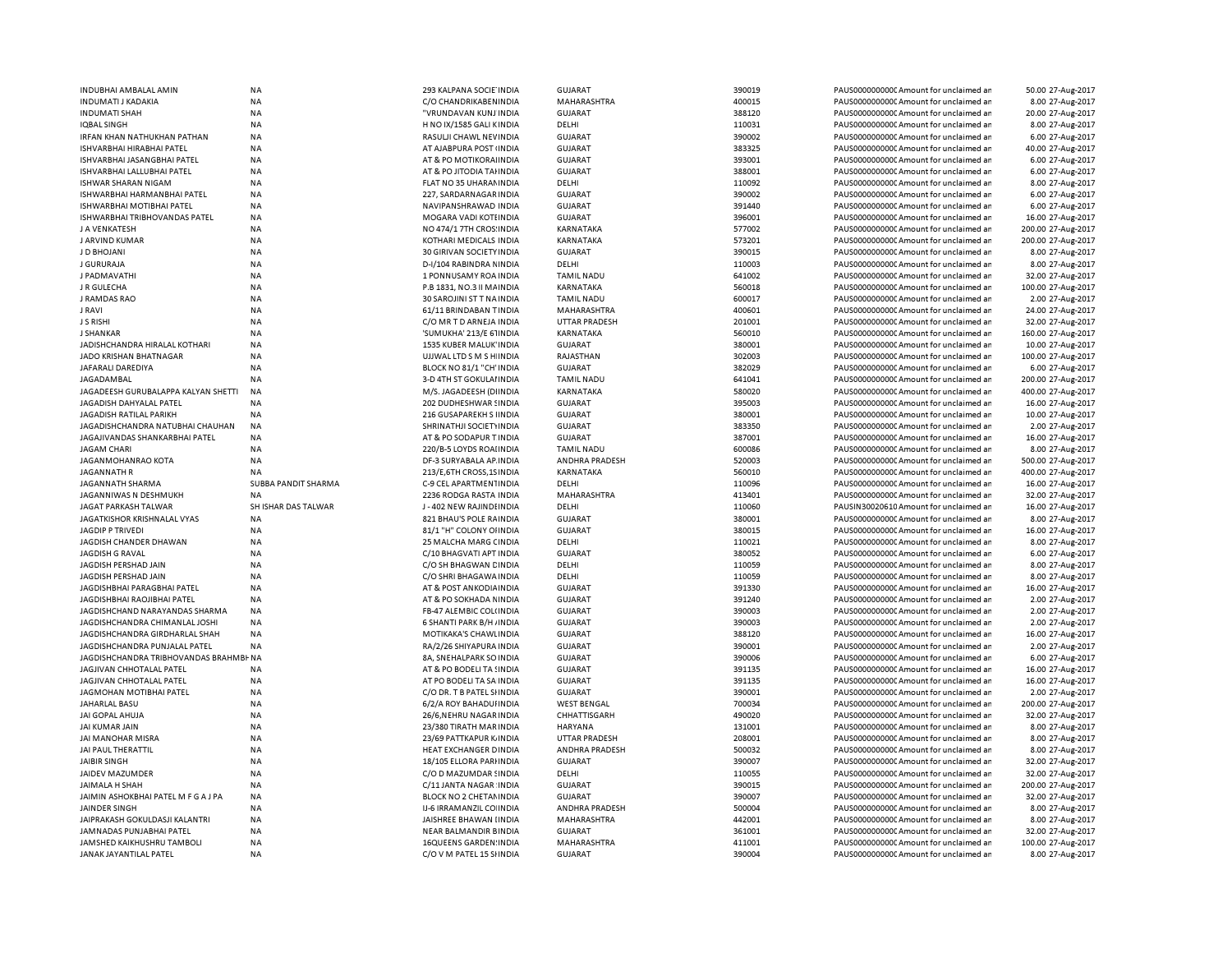| | | | | | | | | |
|---|---|---|---|---|---|---|---|---|
| INDUBHAI AMBALAL AMIN | NA | 293 KALPANA SOCIE INDIA | GUJARAT | 390019 | PAUS0000000000 Amount for unclaimed an | 50.00 | 27-Aug-2017 |
| INDUMATI J KADAKIA | NA | C/O CHANDRIKABEN INDIA | MAHARASHTRA | 400015 | PAUS0000000000 Amount for unclaimed an | 8.00 | 27-Aug-2017 |
| INDUMATI SHAH | NA | "VRUNDAVAN KUNJ INDIA | GUJARAT | 388120 | PAUS0000000000 Amount for unclaimed an | 20.00 | 27-Aug-2017 |
| IQBAL SINGH | NA | H NO IX/1585 GALI K INDIA | DELHI | 110031 | PAUS0000000000 Amount for unclaimed an | 8.00 | 27-Aug-2017 |
| IRFAN KHAN NATHUKHAN PATHAN | NA | RASULJI CHAWL NEV INDIA | GUJARAT | 390002 | PAUS0000000000 Amount for unclaimed an | 6.00 | 27-Aug-2017 |
| ISHVARBHAI HIRABHAI PATEL | NA | AT AJABPURA POST INDIA | GUJARAT | 383325 | PAUS0000000000 Amount for unclaimed an | 40.00 | 27-Aug-2017 |
| ISHVARBHAI JASANGBHAI PATEL | NA | AT & PO MOTIKORAI INDIA | GUJARAT | 393001 | PAUS0000000000 Amount for unclaimed an | 6.00 | 27-Aug-2017 |
| ISHVARBHAI LALLUBHAI PATEL | NA | AT & PO JITODIA TA INDIA | GUJARAT | 388001 | PAUS0000000000 Amount for unclaimed an | 6.00 | 27-Aug-2017 |
| ISHWAR SHARAN NIGAM | NA | FLAT NO 35 UHARAN INDIA | DELHI | 110092 | PAUS0000000000 Amount for unclaimed an | 8.00 | 27-Aug-2017 |
| ISHWARBHAI HARMANBHAI PATEL | NA | 227, SARDARNAGAR INDIA | GUJARAT | 390002 | PAUS0000000000 Amount for unclaimed an | 6.00 | 27-Aug-2017 |
| ISHWARBHAI MOTIBHAI PATEL | NA | NAVIPANSHRAWAD INDIA | GUJARAT | 391440 | PAUS0000000000 Amount for unclaimed an | 6.00 | 27-Aug-2017 |
| ISHWARBHAI TRIBHOVANDAS PATEL | NA | MOGARA VADI KOTE INDIA | GUJARAT | 396001 | PAUS0000000000 Amount for unclaimed an | 16.00 | 27-Aug-2017 |
| J A VENKATESH | NA | NO 474/1 7TH CROS INDIA | KARNATAKA | 577002 | PAUS0000000000 Amount for unclaimed an | 200.00 | 27-Aug-2017 |
| J ARVIND KUMAR | NA | KOTHARI MEDICALS INDIA | KARNATAKA | 573201 | PAUS0000000000 Amount for unclaimed an | 200.00 | 27-Aug-2017 |
| J D BHOJANI | NA | 30 GIRIVAN SOCIETY INDIA | GUJARAT | 390015 | PAUS0000000000 Amount for unclaimed an | 8.00 | 27-Aug-2017 |
| J GURURAJA | NA | D-I/104 RABINDRA N INDIA | DELHI | 110003 | PAUS0000000000 Amount for unclaimed an | 8.00 | 27-Aug-2017 |
| J PADMAVATHI | NA | 1 PONNUSAMY ROA INDIA | TAMIL NADU | 641002 | PAUS0000000000 Amount for unclaimed an | 32.00 | 27-Aug-2017 |
| J R GULECHA | NA | P.B 1831, NO.3 II MA INDIA | KARNATAKA | 560018 | PAUS0000000000 Amount for unclaimed an | 100.00 | 27-Aug-2017 |
| J RAMDAS RAO | NA | 30 SAROJINI ST T NA INDIA | TAMIL NADU | 600017 | PAUS0000000000 Amount for unclaimed an | 2.00 | 27-Aug-2017 |
| J RAVI | NA | 61/11 BRINDABAN T INDIA | MAHARASHTRA | 400601 | PAUS0000000000 Amount for unclaimed an | 24.00 | 27-Aug-2017 |
| J S RISHI | NA | C/O MR T D ARNEJA INDIA | UTTAR PRADESH | 201001 | PAUS0000000000 Amount for unclaimed an | 32.00 | 27-Aug-2017 |
| J SHANKAR | NA | 'SUMUKHA' 213/E 6T INDIA | KARNATAKA | 560010 | PAUS0000000000 Amount for unclaimed an | 160.00 | 27-Aug-2017 |
| JADISHCHANDRA HIRALAL KOTHARI | NA | 1535 KUBER MALUK INDIA | GUJARAT | 380001 | PAUS0000000000 Amount for unclaimed an | 10.00 | 27-Aug-2017 |
| JADO KRISHAN BHATNAGAR | NA | UJJWAL LTD S M S HI INDIA | RAJASTHAN | 302003 | PAUS0000000000 Amount for unclaimed an | 100.00 | 27-Aug-2017 |
| JAFARALI DAREDIYA | NA | BLOCK NO 81/1 "CH' INDIA | GUJARAT | 382029 | PAUS0000000000 Amount for unclaimed an | 6.00 | 27-Aug-2017 |
| JAGADAMBAL | NA | 3-D 4TH ST GOKULA INDIA | TAMIL NADU | 641041 | PAUS0000000000 Amount for unclaimed an | 200.00 | 27-Aug-2017 |
| JAGADEESH GURUBALAPPA KALYAN SHETTI | NA | M/S. JAGADEESH (DI INDIA | KARNATAKA | 580020 | PAUS0000000000 Amount for unclaimed an | 400.00 | 27-Aug-2017 |
| JAGADISH DAHYALAL PATEL | NA | 202 DUDHESHWAR S INDIA | GUJARAT | 395003 | PAUS0000000000 Amount for unclaimed an | 16.00 | 27-Aug-2017 |
| JAGADISH RATILAL PARIKH | NA | 216 GUSAPAREKH S INDIA | GUJARAT | 380001 | PAUS0000000000 Amount for unclaimed an | 10.00 | 27-Aug-2017 |
| JAGADISHCHANDRA NATUBHAI CHAUHAN | NA | SHRINATHJI SOCIETY INDIA | GUJARAT | 383350 | PAUS0000000000 Amount for unclaimed an | 2.00 | 27-Aug-2017 |
| JAGAJIVANDAS SHANKARBHAI PATEL | NA | AT & PO SODAPUR T INDIA | GUJARAT | 387001 | PAUS0000000000 Amount for unclaimed an | 16.00 | 27-Aug-2017 |
| JAGAM CHARI | NA | 220/B-5 LOYDS ROA INDIA | TAMIL NADU | 600086 | PAUS0000000000 Amount for unclaimed an | 8.00 | 27-Aug-2017 |
| JAGANMOHANRAO KOTA | NA | DF-3 SURYABALA AP. INDIA | ANDHRA PRADESH | 520003 | PAUS0000000000 Amount for unclaimed an | 500.00 | 27-Aug-2017 |
| JAGANNATH R | NA | 213/E,6TH CROSS,1S INDIA | KARNATAKA | 560010 | PAUS0000000000 Amount for unclaimed an | 400.00 | 27-Aug-2017 |
| JAGANNATH SHARMA | SUBBA PANDIT SHARMA | C-9 CEL APARTMENT INDIA | DELHI | 110096 | PAUS0000000000 Amount for unclaimed an | 16.00 | 27-Aug-2017 |
| JAGANNIWAS N DESHMUKH | NA | 2236 RODGA RASTA INDIA | MAHARASHTRA | 413401 | PAUS0000000000 Amount for unclaimed an | 32.00 | 27-Aug-2017 |
| JAGAT PARKASH TALWAR | SH ISHAR DAS TALWAR | J - 402 NEW RAJINDE INDIA | DELHI | 110060 | PAUSIN30020610 Amount for unclaimed an | 16.00 | 27-Aug-2017 |
| JAGATKISHOR KRISHNALAL VYAS | NA | 821 BHAU'S POLE RA INDIA | GUJARAT | 380001 | PAUS0000000000 Amount for unclaimed an | 8.00 | 27-Aug-2017 |
| JAGDIP P TRIVEDI | NA | 81/1 "H" COLONY OF INDIA | GUJARAT | 380015 | PAUS0000000000 Amount for unclaimed an | 16.00 | 27-Aug-2017 |
| JAGDISH CHANDER DHAWAN | NA | 25 MALCHA MARG C INDIA | DELHI | 110021 | PAUS0000000000 Amount for unclaimed an | 8.00 | 27-Aug-2017 |
| JAGDISH G RAVAL | NA | C/10 BHAGVATI APT INDIA | GUJARAT | 380052 | PAUS0000000000 Amount for unclaimed an | 6.00 | 27-Aug-2017 |
| JAGDISH PERSHAD JAIN | NA | C/O SH BHAGWAN D INDIA | DELHI | 110059 | PAUS0000000000 Amount for unclaimed an | 8.00 | 27-Aug-2017 |
| JAGDISH PERSHAD JAIN | NA | C/O SHRI BHAGAWA INDIA | DELHI | 110059 | PAUS0000000000 Amount for unclaimed an | 8.00 | 27-Aug-2017 |
| JAGDISHBHAI PARAGBHAI PATEL | NA | AT & POST ANKODIA INDIA | GUJARAT | 391330 | PAUS0000000000 Amount for unclaimed an | 16.00 | 27-Aug-2017 |
| JAGDISHBHAI RAOJIBHAI PATEL | NA | AT & PO SOKHADA N INDIA | GUJARAT | 391240 | PAUS0000000000 Amount for unclaimed an | 2.00 | 27-Aug-2017 |
| JAGDISHCHAND NARAYANDAS SHARMA | NA | FB-47 ALEMBIC COL INDIA | GUJARAT | 390003 | PAUS0000000000 Amount for unclaimed an | 2.00 | 27-Aug-2017 |
| JAGDISHCHANDRA CHIMANLAL JOSHI | NA | 6 SHANTI PARK B/H INDIA | GUJARAT | 390003 | PAUS0000000000 Amount for unclaimed an | 2.00 | 27-Aug-2017 |
| JAGDISHCHANDRA GIRDHARLAL SHAH | NA | MOTIKAKA'S CHAWL INDIA | GUJARAT | 388120 | PAUS0000000000 Amount for unclaimed an | 16.00 | 27-Aug-2017 |
| JAGDISHCHANDRA PUNJALAL PATEL | NA | RA/2/26 SHIYAPURA INDIA | GUJARAT | 390001 | PAUS0000000000 Amount for unclaimed an | 2.00 | 27-Aug-2017 |
| JAGDISHCHANDRA TRIBHOVANDAS BRAHMBH | NA | 8A, SNEHALPARK SO INDIA | GUJARAT | 390006 | PAUS0000000000 Amount for unclaimed an | 6.00 | 27-Aug-2017 |
| JAGJIVAN CHHOTALAL PATEL | NA | AT & PO BODELI TA S INDIA | GUJARAT | 391135 | PAUS0000000000 Amount for unclaimed an | 16.00 | 27-Aug-2017 |
| JAGJIVAN CHHOTALAL PATEL | NA | AT PO BODELI TA SA INDIA | GUJARAT | 391135 | PAUS0000000000 Amount for unclaimed an | 16.00 | 27-Aug-2017 |
| JAGMOHAN MOTIBHAI PATEL | NA | C/O DR. T B PATEL S INDIA | GUJARAT | 390001 | PAUS0000000000 Amount for unclaimed an | 2.00 | 27-Aug-2017 |
| JAHARLAL BASU | NA | 6/2/A ROY BAHADU INDIA | WEST BENGAL | 700034 | PAUS0000000000 Amount for unclaimed an | 200.00 | 27-Aug-2017 |
| JAI GOPAL AHUJA | NA | 26/6,NEHRU NAGAR INDIA | CHHATTISGARH | 490020 | PAUS0000000000 Amount for unclaimed an | 32.00 | 27-Aug-2017 |
| JAI KUMAR JAIN | NA | 23/380 TIRATH MAR INDIA | HARYANA | 131001 | PAUS0000000000 Amount for unclaimed an | 8.00 | 27-Aug-2017 |
| JAI MANOHAR MISRA | NA | 23/69 PATTKAPUR K INDIA | UTTAR PRADESH | 208001 | PAUS0000000000 Amount for unclaimed an | 8.00 | 27-Aug-2017 |
| JAI PAUL THERATTIL | NA | HEAT EXCHANGER D INDIA | ANDHRA PRADESH | 500032 | PAUS0000000000 Amount for unclaimed an | 8.00 | 27-Aug-2017 |
| JAIBIR SINGH | NA | 18/105 ELLORA PAR INDIA | GUJARAT | 390007 | PAUS0000000000 Amount for unclaimed an | 32.00 | 27-Aug-2017 |
| JAIDEV MAZUMDER | NA | C/O D MAZUMDAR S INDIA | DELHI | 110055 | PAUS0000000000 Amount for unclaimed an | 32.00 | 27-Aug-2017 |
| JAIMALA H SHAH | NA | C/11 JANTA NAGAR INDIA | GUJARAT | 390015 | PAUS0000000000 Amount for unclaimed an | 200.00 | 27-Aug-2017 |
| JAIMIN ASHOKBHAI PATEL M F G A J PA | NA | BLOCK NO 2 CHETAN INDIA | GUJARAT | 390007 | PAUS0000000000 Amount for unclaimed an | 32.00 | 27-Aug-2017 |
| JAINDER SINGH | NA | IJ-6 IRRAMANZIL CO INDIA | ANDHRA PRADESH | 500004 | PAUS0000000000 Amount for unclaimed an | 8.00 | 27-Aug-2017 |
| JAIPRAKASH GOKULDASJI KALANTRI | NA | JAISHREE BHAWAN I INDIA | MAHARASHTRA | 442001 | PAUS0000000000 Amount for unclaimed an | 8.00 | 27-Aug-2017 |
| JAMNADAS PUNJABHAI PATEL | NA | NEAR BALMANDIR B INDIA | GUJARAT | 361001 | PAUS0000000000 Amount for unclaimed an | 32.00 | 27-Aug-2017 |
| JAMSHED KAIKHUSHRU TAMBOLI | NA | 16QUEENS GARDEN INDIA | MAHARASHTRA | 411001 | PAUS0000000000 Amount for unclaimed an | 100.00 | 27-Aug-2017 |
| JANAK JAYANTILAL PATEL | NA | C/O V M PATEL 15 S INDIA | GUJARAT | 390004 | PAUS0000000000 Amount for unclaimed an | 8.00 | 27-Aug-2017 |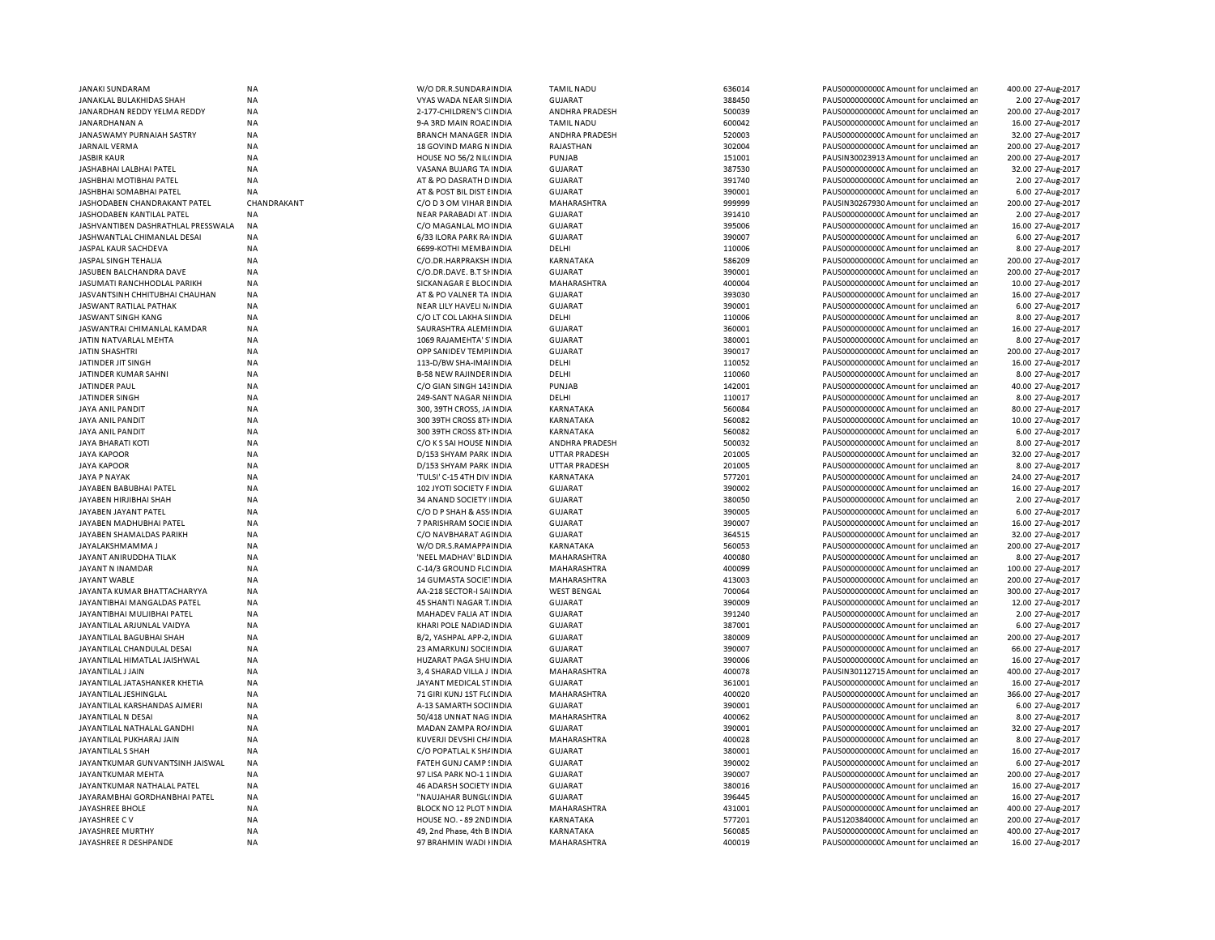| | | | | | | | | |
|---|---|---|---|---|---|---|---|---|
| JANAKI SUNDARAM | NA | W/O DR.R.SUNDARAINDIA | TAMIL NADU | 636014 | PAUS0000000000CAmount for unclaimed an | 400.00 | 27-Aug-2017 |
| JANAKLAL BULAKHIDAS SHAH | NA | VYAS WADA NEAR SIINDIA | GUJARAT | 388450 | PAUS0000000000CAmount for unclaimed an | 2.00 | 27-Aug-2017 |
| JANARDHAN REDDY YELMA REDDY | NA | 2-177-CHILDREN'S CIINDIA | ANDHRA PRADESH | 500039 | PAUS0000000000CAmount for unclaimed an | 200.00 | 27-Aug-2017 |
| JANARDHANAN A | NA | 9-A 3RD MAIN ROACINDIA | TAMIL NADU | 600042 | PAUS0000000000CAmount for unclaimed an | 16.00 | 27-Aug-2017 |
| JANASWAMY PURNAIAH SASTRY | NA | BRANCH MANAGER INDIA | ANDHRA PRADESH | 520003 | PAUS0000000000CAmount for unclaimed an | 32.00 | 27-Aug-2017 |
| JARNAIL VERMA | NA | 18 GOVIND MARG NINDIA | RAJASTHAN | 302004 | PAUS0000000000CAmount for unclaimed an | 200.00 | 27-Aug-2017 |
| JASBIR KAUR | NA | HOUSE NO 56/2 NILINDIA | PUNJAB | 151001 | PAUSIN30023913 Amount for unclaimed an | 200.00 | 27-Aug-2017 |
| JASHABHAI LALBHAI PATEL | NA | VASANA BUJARG TA INDIA | GUJARAT | 387530 | PAUS0000000000CAmount for unclaimed an | 32.00 | 27-Aug-2017 |
| JASHBHAI MOTIBHAI PATEL | NA | AT & PO DASRATH DINDIA | GUJARAT | 391740 | PAUS0000000000CAmount for unclaimed an | 2.00 | 27-Aug-2017 |
| JASHBHAI SOMABHAI PATEL | NA | AT & POST BIL DIST EINDIA | GUJARAT | 390001 | PAUS0000000000CAmount for unclaimed an | 6.00 | 27-Aug-2017 |
| JASHODABEN CHANDRAKANT PATEL | CHANDRAKANT | C/O D 3 OM VIHAR BINDIA | MAHARASHTRA | 999999 | PAUSIN30267930 Amount for unclaimed an | 200.00 | 27-Aug-2017 |
| JASHODABEN KANTILAL PATEL | NA | NEAR PARABADI AT INDIA | GUJARAT | 391410 | PAUS0000000000CAmount for unclaimed an | 2.00 | 27-Aug-2017 |
| JASHVANTIBEN DASHRATHLAL PRESSWALA | NA | C/O MAGANLAL MOINDIA | GUJARAT | 395006 | PAUS0000000000CAmount for unclaimed an | 16.00 | 27-Aug-2017 |
| JASHWANTLAL CHIMANLAL DESAI | NA | 6/33 ILORA PARK RAINDIA | GUJARAT | 390007 | PAUS0000000000CAmount for unclaimed an | 6.00 | 27-Aug-2017 |
| JASPAL KAUR SACHDEVA | NA | 6699-KOTHI MEMBAINDIA | DELHI | 110006 | PAUS0000000000CAmount for unclaimed an | 8.00 | 27-Aug-2017 |
| JASPAL SINGH TEHALIA | NA | C/O.DR.HARPRAKSH INDIA | KARNATAKA | 586209 | PAUS0000000000CAmount for unclaimed an | 200.00 | 27-Aug-2017 |
| JASUBEN BALCHANDRA DAVE | NA | C/O.DR.DAVE. B.T SHINDIA | GUJARAT | 390001 | PAUS0000000000CAmount for unclaimed an | 200.00 | 27-Aug-2017 |
| JASUMATI RANCHHODLAL PARIKH | NA | SICKANAGAR E BLOCINDIA | MAHARASHTRA | 400004 | PAUS0000000000CAmount for unclaimed an | 10.00 | 27-Aug-2017 |
| JASVANTSINH CHHITUBHAI CHAUHAN | NA | AT & PO VALNER TA INDIA | GUJARAT | 393030 | PAUS0000000000CAmount for unclaimed an | 16.00 | 27-Aug-2017 |
| JASWANT RATILAL PATHAK | NA | NEAR LILY HAVELI NINDIA | GUJARAT | 390001 | PAUS0000000000CAmount for unclaimed an | 6.00 | 27-Aug-2017 |
| JASWANT SINGH KANG | NA | C/O LT COL LAKHA SIINDIA | DELHI | 110006 | PAUS0000000000CAmount for unclaimed an | 8.00 | 27-Aug-2017 |
| JASWANTRAI CHIMANLAL KAMDAR | NA | SAURASHTRA ALEMINDIA | GUJARAT | 360001 | PAUS0000000000CAmount for unclaimed an | 16.00 | 27-Aug-2017 |
| JATIN NATVARLAL MEHTA | NA | 1069 RAJAMEHTA' SINDIA | GUJARAT | 380001 | PAUS0000000000CAmount for unclaimed an | 8.00 | 27-Aug-2017 |
| JATIN SHASHTRI | NA | OPP SANIDEV TEMPIINDIA | GUJARAT | 390017 | PAUS0000000000CAmount for unclaimed an | 200.00 | 27-Aug-2017 |
| JATINDER JIT SINGH | NA | 113-D/BW SHA-IMAIINDIA | DELHI | 110052 | PAUS0000000000CAmount for unclaimed an | 16.00 | 27-Aug-2017 |
| JATINDER KUMAR SAHNI | NA | B-58 NEW RAJINDERINDIA | DELHI | 110060 | PAUS0000000000CAmount for unclaimed an | 8.00 | 27-Aug-2017 |
| JATINDER PAUL | NA | C/O GIAN SINGH 143INDIA | PUNJAB | 142001 | PAUS0000000000CAmount for unclaimed an | 40.00 | 27-Aug-2017 |
| JATINDER SINGH | NA | 249-SANT NAGAR NIINDIA | DELHI | 110017 | PAUS0000000000CAmount for unclaimed an | 8.00 | 27-Aug-2017 |
| JAYA ANIL PANDIT | NA | 300, 39TH CROSS, JAINDIA | KARNATAKA | 560084 | PAUS0000000000CAmount for unclaimed an | 80.00 | 27-Aug-2017 |
| JAYA ANIL PANDIT | NA | 300 39TH CROSS 8THINDIA | KARNATAKA | 560082 | PAUS0000000000CAmount for unclaimed an | 10.00 | 27-Aug-2017 |
| JAYA ANIL PANDIT | NA | 300 39TH CROSS 8THINDIA | KARNATAKA | 560082 | PAUS0000000000CAmount for unclaimed an | 6.00 | 27-Aug-2017 |
| JAYA BHARATI KOTI | NA | C/O K S SAI HOUSE NINDIA | ANDHRA PRADESH | 500032 | PAUS0000000000CAmount for unclaimed an | 8.00 | 27-Aug-2017 |
| JAYA KAPOOR | NA | D/153 SHYAM PARK INDIA | UTTAR PRADESH | 201005 | PAUS0000000000CAmount for unclaimed an | 32.00 | 27-Aug-2017 |
| JAYA KAPOOR | NA | D/153 SHYAM PARK INDIA | UTTAR PRADESH | 201005 | PAUS0000000000CAmount for unclaimed an | 8.00 | 27-Aug-2017 |
| JAYA P NAYAK | NA | 'TULSI' C-15 4TH DIV INDIA | KARNATAKA | 577201 | PAUS0000000000CAmount for unclaimed an | 24.00 | 27-Aug-2017 |
| JAYABEN BABUBHAI PATEL | NA | 102 JYOTI SOCIETY FINDIA | GUJARAT | 390002 | PAUS0000000000CAmount for unclaimed an | 16.00 | 27-Aug-2017 |
| JAYABEN HIRJIBHAI SHAH | NA | 34 ANAND SOCIETY IINDIA | GUJARAT | 380050 | PAUS0000000000CAmount for unclaimed an | 2.00 | 27-Aug-2017 |
| JAYABEN JAYANT PATEL | NA | C/O D P SHAH & ASSINDIA | GUJARAT | 390005 | PAUS0000000000CAmount for unclaimed an | 6.00 | 27-Aug-2017 |
| JAYABEN MADHUBHAI PATEL | NA | 7 PARISHRAM SOCIEINDIA | GUJARAT | 390007 | PAUS0000000000CAmount for unclaimed an | 16.00 | 27-Aug-2017 |
| JAYABEN SHAMALDAS PARIKH | NA | C/O NAVBHARAT AGINDIA | GUJARAT | 364515 | PAUS0000000000CAmount for unclaimed an | 32.00 | 27-Aug-2017 |
| JAYALAKSHMAMMA J | NA | W/O DR.S.RAMAPPAINDIA | KARNATAKA | 560053 | PAUS0000000000CAmount for unclaimed an | 200.00 | 27-Aug-2017 |
| JAYANT ANIRUDDHA TILAK | NA | 'NEEL MADHAV' BLDINDIA | MAHARASHTRA | 400080 | PAUS0000000000CAmount for unclaimed an | 8.00 | 27-Aug-2017 |
| JAYANT N INAMDAR | NA | C-14/3 GROUND FLCINDIA | MAHARASHTRA | 400099 | PAUS0000000000CAmount for unclaimed an | 100.00 | 27-Aug-2017 |
| JAYANT WABLE | NA | 14 GUMASTA SOCIE'INDIA | MAHARASHTRA | 413003 | PAUS0000000000CAmount for unclaimed an | 200.00 | 27-Aug-2017 |
| JAYANTA KUMAR BHATTACHARYYA | NA | AA-218 SECTOR-I SAIINDIA | WEST BENGAL | 700064 | PAUS0000000000CAmount for unclaimed an | 300.00 | 27-Aug-2017 |
| JAYANTIBHAI MANGALDAS PATEL | NA | 45 SHANTI NAGAR T.INDIA | GUJARAT | 390009 | PAUS0000000000CAmount for unclaimed an | 12.00 | 27-Aug-2017 |
| JAYANTIBHAI MULJIBHAI PATEL | NA | MAHADEV FALIA AT INDIA | GUJARAT | 391240 | PAUS0000000000CAmount for unclaimed an | 2.00 | 27-Aug-2017 |
| JAYANTILAL ARJUNLAL VAIDYA | NA | KHARI POLE NADIADINDIA | GUJARAT | 387001 | PAUS0000000000CAmount for unclaimed an | 6.00 | 27-Aug-2017 |
| JAYANTILAL BAGUBHAI SHAH | NA | B/2, YASHPAL APP-2,INDIA | GUJARAT | 380009 | PAUS0000000000CAmount for unclaimed an | 200.00 | 27-Aug-2017 |
| JAYANTILAL CHANDULAL DESAI | NA | 23 AMARKUNJ SOCIIINDIA | GUJARAT | 390007 | PAUS0000000000CAmount for unclaimed an | 66.00 | 27-Aug-2017 |
| JAYANTILAL HIMATLAL JAISHWAL | NA | HUZARAT PAGA SHUINDIA | GUJARAT | 390006 | PAUS0000000000CAmount for unclaimed an | 16.00 | 27-Aug-2017 |
| JAYANTILAL J JAIN | NA | 3, 4 SHARAD VILLA J INDIA | MAHARASHTRA | 400078 | PAUSIN30112715 Amount for unclaimed an | 400.00 | 27-Aug-2017 |
| JAYANTILAL JATASHANKER KHETIA | NA | JAYANT MEDICAL STINDIA | GUJARAT | 361001 | PAUS0000000000CAmount for unclaimed an | 16.00 | 27-Aug-2017 |
| JAYANTILAL JESHINGLAL | NA | 71 GIRI KUNJ 1ST FLCINDIA | MAHARASHTRA | 400020 | PAUS0000000000CAmount for unclaimed an | 366.00 | 27-Aug-2017 |
| JAYANTILAL KARSHANDAS AJMERI | NA | A-13 SAMARTH SOCIINDIA | GUJARAT | 390001 | PAUS0000000000CAmount for unclaimed an | 6.00 | 27-Aug-2017 |
| JAYANTILAL N DESAI | NA | 50/418 UNNAT NAG INDIA | MAHARASHTRA | 400062 | PAUS0000000000CAmount for unclaimed an | 8.00 | 27-Aug-2017 |
| JAYANTILAL NATHALAL GANDHI | NA | MADAN ZAMPA ROAINDIA | GUJARAT | 390001 | PAUS0000000000CAmount for unclaimed an | 32.00 | 27-Aug-2017 |
| JAYANTILAL PUKHARAJ JAIN | NA | KUVERJI DEVSHI CHAINDIA | MAHARASHTRA | 400028 | PAUS0000000000CAmount for unclaimed an | 8.00 | 27-Aug-2017 |
| JAYANTILAL S SHAH | NA | C/O POPATLAL K SHAINDIA | GUJARAT | 380001 | PAUS0000000000CAmount for unclaimed an | 16.00 | 27-Aug-2017 |
| JAYANTKUMAR GUNVANTSINH JAISWAL | NA | FATEH GUNJ CAMP SINDIA | GUJARAT | 390002 | PAUS0000000000CAmount for unclaimed an | 6.00 | 27-Aug-2017 |
| JAYANTKUMAR MEHTA | NA | 97 LISA PARK NO-1 1INDIA | GUJARAT | 390007 | PAUS0000000000CAmount for unclaimed an | 200.00 | 27-Aug-2017 |
| JAYANTKUMAR NATHALAL PATEL | NA | 46 ADARSH SOCIETY INDIA | GUJARAT | 380016 | PAUS0000000000CAmount for unclaimed an | 16.00 | 27-Aug-2017 |
| JAYARAMBHAI GORDHANBHAI PATEL | NA | "NAUJAHAR BUNGLOINDIA | GUJARAT | 396445 | PAUS0000000000CAmount for unclaimed an | 16.00 | 27-Aug-2017 |
| JAYASHREE BHOLE | NA | BLOCK NO 12 PLOT NINDIA | MAHARASHTRA | 431001 | PAUS0000000000CAmount for unclaimed an | 400.00 | 27-Aug-2017 |
| JAYASHREE C V | NA | HOUSE NO. - 89 2NDINDIA | KARNATAKA | 577201 | PAUS120384000CAmount for unclaimed an | 200.00 | 27-Aug-2017 |
| JAYASHREE MURTHY | NA | 49, 2nd Phase, 4th B INDIA | KARNATAKA | 560085 | PAUS0000000000CAmount for unclaimed an | 400.00 | 27-Aug-2017 |
| JAYASHREE R DESHPANDE | NA | 97 BRAHMIN WADI IINDIA | MAHARASHTRA | 400019 | PAUS0000000000CAmount for unclaimed an | 16.00 | 27-Aug-2017 |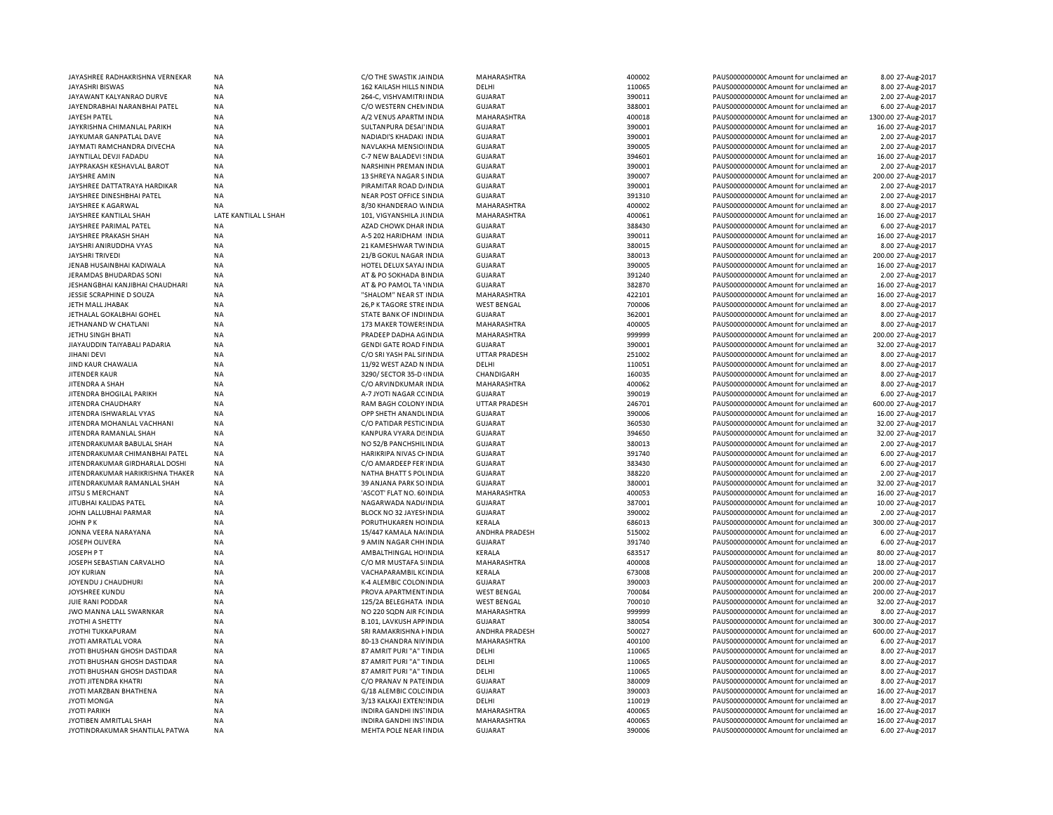| | | | | | | | | |
|---|---|---|---|---|---|---|---|---|
| JAYASHREE RADHAKRISHNA VERNEKAR | NA | C/O THE SWASTIK JAINDIA | MAHARASHTRA | 400002 | PAUS0000000000C | Amount for unclaimed an | 8.00 | 27-Aug-2017 |
| JAYASHRI BISWAS | NA | 162 KAILASH HILLS NINDIA | DELHI | 110065 | PAUS0000000000C | Amount for unclaimed an | 8.00 | 27-Aug-2017 |
| JAYAWANT KALYANRAO DURVE | NA | 264-C, VISHVAMITRI INDIA | GUJARAT | 390011 | PAUS0000000000C | Amount for unclaimed an | 2.00 | 27-Aug-2017 |
| JAYENDRABHAI NARANBHAI PATEL | NA | C/O WESTERN CHEMINDIA | GUJARAT | 388001 | PAUS0000000000C | Amount for unclaimed an | 6.00 | 27-Aug-2017 |
| JAYESH PATEL | NA | A/2 VENUS APARTM INDIA | MAHARASHTRA | 400018 | PAUS0000000000C | Amount for unclaimed an | 1300.00 | 27-Aug-2017 |
| JAYKRISHNA CHIMANLAL PARIKH | NA | SULTANPURA DESAI'INDIA | GUJARAT | 390001 | PAUS0000000000C | Amount for unclaimed an | 16.00 | 27-Aug-2017 |
| JAYKUMAR GANPATLAL DAVE | NA | NADIADI'S KHADAKI INDIA | GUJARAT | 390001 | PAUS0000000000C | Amount for unclaimed an | 2.00 | 27-Aug-2017 |
| JAYMATI RAMCHANDRA DIVECHA | NA | NAVLAKHA MENSIOIINDIA | GUJARAT | 390005 | PAUS0000000000C | Amount for unclaimed an | 2.00 | 27-Aug-2017 |
| JAYNTILAL DEVJI FADADU | NA | C-7 NEW BALADEVI SINDIA | GUJARAT | 394601 | PAUS0000000000C | Amount for unclaimed an | 16.00 | 27-Aug-2017 |
| JAYPRAKASH KESHAVLAL BAROT | NA | NARSHINH PREMAN INDIA | GUJARAT | 390001 | PAUS0000000000C | Amount for unclaimed an | 2.00 | 27-Aug-2017 |
| JAYSHRE AMIN | NA | 13 SHREYA NAGAR SINDIA | GUJARAT | 390007 | PAUS0000000000C | Amount for unclaimed an | 200.00 | 27-Aug-2017 |
| JAYSHREE DATTATRAYA HARDIKAR | NA | PIRAMITAR ROAD DAINDIA | GUJARAT | 390001 | PAUS0000000000C | Amount for unclaimed an | 2.00 | 27-Aug-2017 |
| JAYSHREE DINESHBHAI PATEL | NA | NEAR POST OFFICE SINDIA | GUJARAT | 391310 | PAUS0000000000C | Amount for unclaimed an | 2.00 | 27-Aug-2017 |
| JAYSHREE K AGARWAL | NA | 8/30 KHANDERAO NINDIA | MAHARASHTRA | 400002 | PAUS0000000000C | Amount for unclaimed an | 8.00 | 27-Aug-2017 |
| JAYSHREE KANTILAL SHAH | LATE KANTILAL L SHAH | 101, VIGYANSHILA JIINDIA | MAHARASHTRA | 400061 | PAUS0000000000C | Amount for unclaimed an | 16.00 | 27-Aug-2017 |
| JAYSHREE PARIMAL PATEL | NA | AZAD CHOWK DHAR INDIA | GUJARAT | 388430 | PAUS0000000000C | Amount for unclaimed an | 6.00 | 27-Aug-2017 |
| JAYSHREE PRAKASH SHAH | NA | A-5 202 HARIDHAM INDIA | GUJARAT | 390011 | PAUS0000000000C | Amount for unclaimed an | 16.00 | 27-Aug-2017 |
| JAYSHRI ANIRUDDHA VYAS | NA | 21 KAMESHWAR TWINDIA | GUJARAT | 380015 | PAUS0000000000C | Amount for unclaimed an | 8.00 | 27-Aug-2017 |
| JAYSHRI TRIVEDI | NA | 21/B GOKUL NAGAR INDIA | GUJARAT | 380013 | PAUS0000000000C | Amount for unclaimed an | 200.00 | 27-Aug-2017 |
| JENAB HUSAINBHAI KADIWALA | NA | HOTEL DELUX SAYAJ INDIA | GUJARAT | 390005 | PAUS0000000000C | Amount for unclaimed an | 16.00 | 27-Aug-2017 |
| JERAMDAS BHUDARDAS SONI | NA | AT & PO SOKHADA BINDIA | GUJARAT | 391240 | PAUS0000000000C | Amount for unclaimed an | 2.00 | 27-Aug-2017 |
| JESHANGBHAI KANJIBHAI CHAUDHARI | NA | AT & PO PAMOL TA INDIA | GUJARAT | 382870 | PAUS0000000000C | Amount for unclaimed an | 16.00 | 27-Aug-2017 |
| JESSIE SCRAPHINE D SOUZA | NA | "SHALOM" NEAR ST INDIA | MAHARASHTRA | 422101 | PAUS0000000000C | Amount for unclaimed an | 16.00 | 27-Aug-2017 |
| JETH MALL JHABAK | NA | 26,P K TAGORE STRE INDIA | WEST BENGAL | 700006 | PAUS0000000000C | Amount for unclaimed an | 8.00 | 27-Aug-2017 |
| JETHALAL GOKALBHAI GOHEL | NA | STATE BANK OF INDIINDIA | GUJARAT | 362001 | PAUS0000000000C | Amount for unclaimed an | 8.00 | 27-Aug-2017 |
| JETHANAND W CHATLANI | NA | 173 MAKER TOWERSINDIA | MAHARASHTRA | 400005 | PAUS0000000000C | Amount for unclaimed an | 8.00 | 27-Aug-2017 |
| JETHU SINGH BHATI | NA | PRADEEP DADHA AGINDIA | MAHARASHTRA | 999999 | PAUS0000000000C | Amount for unclaimed an | 200.00 | 27-Aug-2017 |
| JIAYAUDDIN TAIYABALI PADARIA | NA | GENDI GATE ROAD FINDIA | GUJARAT | 390001 | PAUS0000000000C | Amount for unclaimed an | 32.00 | 27-Aug-2017 |
| JIHANI DEVI | NA | C/O SRI YASH PAL SIINDIA | UTTAR PRADESH | 251002 | PAUS0000000000C | Amount for unclaimed an | 8.00 | 27-Aug-2017 |
| JIND KAUR CHAWALIA | NA | 11/92 WEST AZAD N INDIA | DELHI | 110051 | PAUS0000000000C | Amount for unclaimed an | 8.00 | 27-Aug-2017 |
| JITENDER KAUR | NA | 3290/ SECTOR 35-D INDIA | CHANDIGARH | 160035 | PAUS0000000000C | Amount for unclaimed an | 8.00 | 27-Aug-2017 |
| JITENDRA A SHAH | NA | C/O ARVINDKUMAR INDIA | MAHARASHTRA | 400062 | PAUS0000000000C | Amount for unclaimed an | 8.00 | 27-Aug-2017 |
| JITENDRA BHOGILAL PARIKH | NA | A-7 JYOTI NAGAR CCINDIA | GUJARAT | 390019 | PAUS0000000000C | Amount for unclaimed an | 6.00 | 27-Aug-2017 |
| JITENDRA CHAUDHARY | NA | RAM BAGH COLONY INDIA | UTTAR PRADESH | 246701 | PAUS0000000000C | Amount for unclaimed an | 600.00 | 27-Aug-2017 |
| JITENDRA ISHWARLAL VYAS | NA | OPP SHETH ANANDLINDIA | GUJARAT | 390006 | PAUS0000000000C | Amount for unclaimed an | 16.00 | 27-Aug-2017 |
| JITENDRA MOHANLAL VACHHANI | NA | C/O PATIDAR PESTICINDIA | GUJARAT | 360530 | PAUS0000000000C | Amount for unclaimed an | 32.00 | 27-Aug-2017 |
| JITENDRA RAMANLAL SHAH | NA | KANPURA VYARA DISINDIA | GUJARAT | 394650 | PAUS0000000000C | Amount for unclaimed an | 32.00 | 27-Aug-2017 |
| JITENDRAKUMAR BABULAL SHAH | NA | NO 52/B PANCHSHILINDIA | GUJARAT | 380013 | PAUS0000000000C | Amount for unclaimed an | 2.00 | 27-Aug-2017 |
| JITENDRAKUMAR CHIMANBHAI PATEL | NA | HARIKRIPA NIVAS CHINDIA | GUJARAT | 391740 | PAUS0000000000C | Amount for unclaimed an | 6.00 | 27-Aug-2017 |
| JITENDRAKUMAR GIRDHARLAL DOSHI | NA | C/O AMARDEEP FER INDIA | GUJARAT | 383430 | PAUS0000000000C | Amount for unclaimed an | 6.00 | 27-Aug-2017 |
| JITENDRAKUMAR HARIKRISHNA THAKER | NA | NATHA BHATT S POLINDIA | GUJARAT | 388220 | PAUS0000000000C | Amount for unclaimed an | 2.00 | 27-Aug-2017 |
| JITENDRAKUMAR RAMANLAL SHAH | NA | 39 ANJANA PARK SO INDIA | GUJARAT | 380001 | PAUS0000000000C | Amount for unclaimed an | 32.00 | 27-Aug-2017 |
| JITSU S MERCHANT | NA | 'ASCOT' FLAT NO. 60INDIA | MAHARASHTRA | 400053 | PAUS0000000000C | Amount for unclaimed an | 16.00 | 27-Aug-2017 |
| JITUBHAI KALIDAS PATEL | NA | NAGARWADA NADIAINDIA | GUJARAT | 387001 | PAUS0000000000C | Amount for unclaimed an | 10.00 | 27-Aug-2017 |
| JOHN LALLUBHAI PARMAR | NA | BLOCK NO 32 JAYESHINDIA | GUJARAT | 390002 | PAUS0000000000C | Amount for unclaimed an | 2.00 | 27-Aug-2017 |
| JOHN P K | NA | PORUTHUKAREN HOINDIA | KERALA | 686013 | PAUS0000000000C | Amount for unclaimed an | 300.00 | 27-Aug-2017 |
| JONNA VEERA NARAYANA | NA | 15/447 KAMALA NA INDIA | ANDHRA PRADESH | 515002 | PAUS0000000000C | Amount for unclaimed an | 6.00 | 27-Aug-2017 |
| JOSEPH OLIVERA | NA | 9 AMIN NAGAR CHHINDIA | GUJARAT | 391740 | PAUS0000000000C | Amount for unclaimed an | 6.00 | 27-Aug-2017 |
| JOSEPH P T | NA | AMBALTHINGAL HO INDIA | KERALA | 683517 | PAUS0000000000C | Amount for unclaimed an | 80.00 | 27-Aug-2017 |
| JOSEPH SEBASTIAN CARVALHO | NA | C/O MR MUSTAFA SIINDIA | MAHARASHTRA | 400008 | PAUS0000000000C | Amount for unclaimed an | 18.00 | 27-Aug-2017 |
| JOY KURIAN | NA | VACHAPARAMBIL KCINDIA | KERALA | 673008 | PAUS0000000000C | Amount for unclaimed an | 200.00 | 27-Aug-2017 |
| JOYENDU J CHAUDHURI | NA | K-4 ALEMBIC COLONINDIA | GUJARAT | 390003 | PAUS0000000000C | Amount for unclaimed an | 200.00 | 27-Aug-2017 |
| JOYSHREE KUNDU | NA | PROVA APARTMENTINDIA | WEST BENGAL | 700084 | PAUS0000000000C | Amount for unclaimed an | 200.00 | 27-Aug-2017 |
| JUIE RANI PODDAR | NA | 125/2A BELEGHATA INDIA | WEST BENGAL | 700010 | PAUS0000000000C | Amount for unclaimed an | 32.00 | 27-Aug-2017 |
| JWO MANNA LALL SWARNKAR | NA | NO 220 SQDN AIR FCINDIA | MAHARASHTRA | 999999 | PAUS0000000000C | Amount for unclaimed an | 8.00 | 27-Aug-2017 |
| JYOTHI A SHETTY | NA | B.101, LAVKUSH APPINDIA | GUJARAT | 380054 | PAUS0000000000C | Amount for unclaimed an | 300.00 | 27-Aug-2017 |
| JYOTHI TUKKAPURAM | NA | SRI RAMAKRISHNA HINDIA | ANDHRA PRADESH | 500027 | PAUS0000000000C | Amount for unclaimed an | 600.00 | 27-Aug-2017 |
| JYOTI AMRATLAL VORA | NA | 80-13 CHANDRA NIVINDIA | MAHARASHTRA | 400100 | PAUS0000000000C | Amount for unclaimed an | 6.00 | 27-Aug-2017 |
| JYOTI BHUSHAN GHOSH DASTIDAR | NA | 87 AMRIT PURI "A" TINDIA | DELHI | 110065 | PAUS0000000000C | Amount for unclaimed an | 8.00 | 27-Aug-2017 |
| JYOTI BHUSHAN GHOSH DASTIDAR | NA | 87 AMRIT PURI "A" TINDIA | DELHI | 110065 | PAUS0000000000C | Amount for unclaimed an | 8.00 | 27-Aug-2017 |
| JYOTI BHUSHAN GHOSH DASTIDAR | NA | 87 AMRIT PURI "A" TINDIA | DELHI | 110065 | PAUS0000000000C | Amount for unclaimed an | 8.00 | 27-Aug-2017 |
| JYOTI JITENDRA KHATRI | NA | C/O PRANAV N PATEINDIA | GUJARAT | 380009 | PAUS0000000000C | Amount for unclaimed an | 8.00 | 27-Aug-2017 |
| JYOTI MARZBAN BHATHENA | NA | G/18 ALEMBIC COLCINDIA | GUJARAT | 390003 | PAUS0000000000C | Amount for unclaimed an | 16.00 | 27-Aug-2017 |
| JYOTI MONGA | NA | 3/13 KALKAJI EXTENINDIA | DELHI | 110019 | PAUS0000000000C | Amount for unclaimed an | 8.00 | 27-Aug-2017 |
| JYOTI PARIKH | NA | INDIRA GANDHI INSTINDIA | MAHARASHTRA | 400065 | PAUS0000000000C | Amount for unclaimed an | 16.00 | 27-Aug-2017 |
| JYOTIBEN AMRITLAL SHAH | NA | INDIRA GANDHI INSTINDIA | MAHARASHTRA | 400065 | PAUS0000000000C | Amount for unclaimed an | 16.00 | 27-Aug-2017 |
| JYOTINDRAKUMAR SHANTILAL PATWA | NA | MEHTA POLE NEAR IINDIA | GUJARAT | 390006 | PAUS0000000000C | Amount for unclaimed an | 6.00 | 27-Aug-2017 |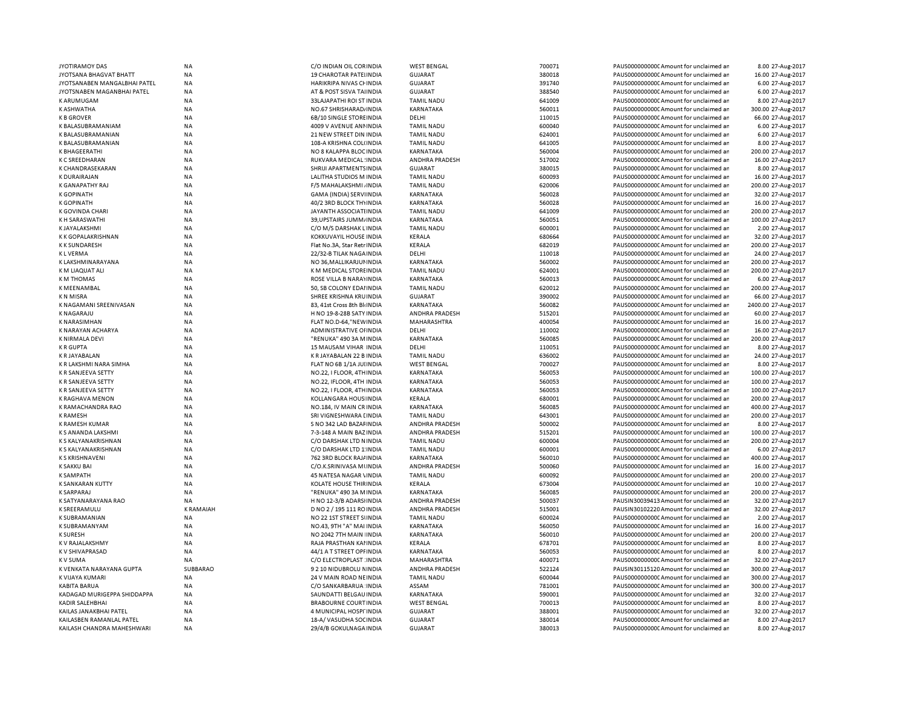| | | | | | | | | |
|---|---|---|---|---|---|---|---|---|
| JYOTIRAMOY DAS | NA | C/O INDIAN OIL CORINDIA | WEST BENGAL | 700071 | PAUS0000000000C Amount for unclaimed an | 8.00 | 27-Aug-2017 |
| JYOTSANA BHAGVAT BHATT | NA | 19 CHAROTAR PATEIINDIA | GUJARAT | 380018 | PAUS0000000000C Amount for unclaimed an | 16.00 | 27-Aug-2017 |
| JYOTSANABEN MANGALBHAI PATEL | NA | HARIKRIPA NIVAS CHINDIA | GUJARAT | 391740 | PAUS0000000000C Amount for unclaimed an | 6.00 | 27-Aug-2017 |
| JYOTSNABEN MAGANBHAI PATEL | NA | AT & POST SISVA TAIINDIA | GUJARAT | 388540 | PAUS0000000000C Amount for unclaimed an | 6.00 | 27-Aug-2017 |
| K ARUMUGAM | NA | 33LAJAPATHI ROI ST INDIA | TAMIL NADU | 641009 | PAUS0000000000C Amount for unclaimed an | 8.00 | 27-Aug-2017 |
| K ASHWATHA | NA | NO.67 SHRISHARADAINDIA | KARNATAKA | 560011 | PAUS0000000000C Amount for unclaimed an | 300.00 | 27-Aug-2017 |
| K B GROVER | NA | 6B/10 SINGLE STOREINDIA | DELHI | 110015 | PAUS0000000000C Amount for unclaimed an | 66.00 | 27-Aug-2017 |
| K BALASUBRAMANIAM | NA | 4009 V AVENUE ANNINDIA | TAMIL NADU | 600040 | PAUS0000000000C Amount for unclaimed an | 6.00 | 27-Aug-2017 |
| K BALASUBRAMANIAN | NA | 21 NEW STREET DIN INDIA | TAMIL NADU | 624001 | PAUS0000000000C Amount for unclaimed an | 6.00 | 27-Aug-2017 |
| K BALASUBRAMANIAN | NA | 108-A KRISHNA COLINDIA | TAMIL NADU | 641005 | PAUS0000000000C Amount for unclaimed an | 8.00 | 27-Aug-2017 |
| K BHAGEERATHI | NA | NO 8 KALAPPA BLOCINDIA | KARNATAKA | 560004 | PAUS0000000000C Amount for unclaimed an | 200.00 | 27-Aug-2017 |
| K C SREEDHARAN | NA | RUKVARA MEDICAL !INDIA | ANDHRA PRADESH | 517002 | PAUS0000000000C Amount for unclaimed an | 16.00 | 27-Aug-2017 |
| K CHANDRASEKARAN | NA | SHRIJI APARTMENTSINDIA | GUJARAT | 380015 | PAUS0000000000C Amount for unclaimed an | 8.00 | 27-Aug-2017 |
| K DURAIRAJAN | NA | LALITHA STUDIOS M INDIA | TAMIL NADU | 600093 | PAUS0000000000C Amount for unclaimed an | 16.00 | 27-Aug-2017 |
| K GANAPATHY RAJ | NA | F/5 MAHALAKSHMI AINDIA | TAMIL NADU | 620006 | PAUS0000000000C Amount for unclaimed an | 200.00 | 27-Aug-2017 |
| K GOPINATH | NA | GAMA (INDIA) SERVIINDIA | KARNATAKA | 560028 | PAUS0000000000C Amount for unclaimed an | 32.00 | 27-Aug-2017 |
| K GOPINATH | NA | 40/2 3RD BLOCK THIINDIA | KARNATAKA | 560028 | PAUS0000000000C Amount for unclaimed an | 16.00 | 27-Aug-2017 |
| K GOVINDA CHARI | NA | JAYANTH ASSOCIATIINDIA | TAMIL NADU | 641009 | PAUS0000000000C Amount for unclaimed an | 200.00 | 27-Aug-2017 |
| K H SARASWATHI | NA | 39,UPSTAIRS JUMMAINDIA | KARNATAKA | 560051 | PAUS0000000000C Amount for unclaimed an | 100.00 | 27-Aug-2017 |
| K JAYALAKSHMI | NA | C/O M/S DARSHAK LINDIA | TAMIL NADU | 600001 | PAUS0000000000C Amount for unclaimed an | 2.00 | 27-Aug-2017 |
| K K GOPALAKRISHNAN | NA | KOKKUVAYIL HOUSE INDIA | KERALA | 680664 | PAUS0000000000C Amount for unclaimed an | 32.00 | 27-Aug-2017 |
| K K SUNDARESH | NA | Flat No.3A, Star RetrINDIA | KERALA | 682019 | PAUS0000000000C Amount for unclaimed an | 200.00 | 27-Aug-2017 |
| K L VERMA | NA | 22/32-B TILAK NAGAINDIA | DELHI | 110018 | PAUS0000000000C Amount for unclaimed an | 24.00 | 27-Aug-2017 |
| K LAKSHMINARAYANA | NA | NO 36,MALLIKARJUNINDIA | KARNATAKA | 560002 | PAUS0000000000C Amount for unclaimed an | 200.00 | 27-Aug-2017 |
| K M LIAQUAT ALI | NA | K M MEDICAL STOREINDIA | TAMIL NADU | 624001 | PAUS0000000000C Amount for unclaimed an | 200.00 | 27-Aug-2017 |
| K M THOMAS | NA | ROSE VILLA B NARAYINDIA | KARNATAKA | 560013 | PAUS0000000000C Amount for unclaimed an | 6.00 | 27-Aug-2017 |
| K MEENAMBAL | NA | 50, SB COLONY EDAIINDIA | TAMIL NADU | 620012 | PAUS0000000000C Amount for unclaimed an | 200.00 | 27-Aug-2017 |
| K N MISRA | NA | SHREE KRISHNA KRUINDIA | GUJARAT | 390002 | PAUS0000000000C Amount for unclaimed an | 66.00 | 27-Aug-2017 |
| K NAGAMANI SREENIVASAN | NA | 83, 41st Cross 8th BlINDIA | KARNATAKA | 560082 | PAUS0000000000C Amount for unclaimed an | 2400.00 | 27-Aug-2017 |
| K NAGARAJU | NA | H NO 19-8-28B SATY INDIA | ANDHRA PRADESH | 515201 | PAUS0000000000C Amount for unclaimed an | 60.00 | 27-Aug-2017 |
| K NARASIMHAN | NA | FLAT NO.D-64,"NEWINDIA | MAHARASHTRA | 400054 | PAUS0000000000C Amount for unclaimed an | 16.00 | 27-Aug-2017 |
| K NARAYAN ACHARYA | NA | ADMINISTRATIVE OFINDIA | DELHI | 110002 | PAUS0000000000C Amount for unclaimed an | 16.00 | 27-Aug-2017 |
| K NIRMALA DEVI | NA | "RENUKA" 490 3A M INDIA | KARNATAKA | 560085 | PAUS0000000000C Amount for unclaimed an | 200.00 | 27-Aug-2017 |
| K R GUPTA | NA | 15 MAUSAM VIHAR INDIA | DELHI | 110051 | PAUS0000000000C Amount for unclaimed an | 8.00 | 27-Aug-2017 |
| K R JAYABALAN | NA | K R JAYABALAN 22 B INDIA | TAMIL NADU | 636002 | PAUS0000000000C Amount for unclaimed an | 24.00 | 27-Aug-2017 |
| K R LAKSHMI NARA SIMHA | NA | FLAT NO 6B 1/1A JUIINDIA | WEST BENGAL | 700027 | PAUS0000000000C Amount for unclaimed an | 8.00 | 27-Aug-2017 |
| K R SANJEEVA SETTY | NA | NO.22, I FLOOR, 4THINDIA | KARNATAKA | 560053 | PAUS0000000000C Amount for unclaimed an | 100.00 | 27-Aug-2017 |
| K R SANJEEVA SETTY | NA | NO.22, IFLOOR, 4TH INDIA | KARNATAKA | 560053 | PAUS0000000000C Amount for unclaimed an | 100.00 | 27-Aug-2017 |
| K R SANJEEVA SETTY | NA | NO.22, I FLOOR, 4THINDIA | KARNATAKA | 560053 | PAUS0000000000C Amount for unclaimed an | 100.00 | 27-Aug-2017 |
| K RAGHAVA MENON | NA | KOLLANGARA HOUSIINDIA | KERALA | 680001 | PAUS0000000000C Amount for unclaimed an | 200.00 | 27-Aug-2017 |
| K RAMACHANDRA RAO | NA | NO.184, IV MAIN CR INDIA | KARNATAKA | 560085 | PAUS0000000000C Amount for unclaimed an | 400.00 | 27-Aug-2017 |
| K RAMESH | NA | SRI VIGNESHWARA EINDIA | TAMIL NADU | 643001 | PAUS0000000000C Amount for unclaimed an | 200.00 | 27-Aug-2017 |
| K RAMESH KUMAR | NA | S NO 342 LAD BAZAFINDIA | ANDHRA PRADESH | 500002 | PAUS0000000000C Amount for unclaimed an | 8.00 | 27-Aug-2017 |
| K S ANANDA LAKSHMI | NA | 7-3-148 A MAIN BAZ INDIA | ANDHRA PRADESH | 515201 | PAUS0000000000C Amount for unclaimed an | 100.00 | 27-Aug-2017 |
| K S KALYANAKRISHNAN | NA | C/O DARSHAK LTD N INDIA | TAMIL NADU | 600004 | PAUS0000000000C Amount for unclaimed an | 200.00 | 27-Aug-2017 |
| K S KALYANAKRISHNAN | NA | C/O DARSHAK LTD 1:INDIA | TAMIL NADU | 600001 | PAUS0000000000C Amount for unclaimed an | 6.00 | 27-Aug-2017 |
| K S KRISHNAVENI | NA | 762 3RD BLOCK RAJAINDIA | KARNATAKA | 560010 | PAUS0000000000C Amount for unclaimed an | 400.00 | 27-Aug-2017 |
| K SAKKU BAI | NA | C/O.K.SRINIVASA MIINDIA | ANDHRA PRADESH | 500060 | PAUS0000000000C Amount for unclaimed an | 16.00 | 27-Aug-2017 |
| K SAMPATH | NA | 45 NATESA NAGAR VINDIA | TAMIL NADU | 600092 | PAUS0000000000C Amount for unclaimed an | 200.00 | 27-Aug-2017 |
| K SANKARAN KUTTY | NA | KOLATE HOUSE THIRINDIA | KERALA | 673004 | PAUS0000000000C Amount for unclaimed an | 10.00 | 27-Aug-2017 |
| K SARPARAJ | NA | "RENUKA" 490 3A M INDIA | KARNATAKA | 560085 | PAUS0000000000C Amount for unclaimed an | 200.00 | 27-Aug-2017 |
| K SATYANARAYANA RAO | NA | H NO 12-3/B ADARSIINDIA | ANDHRA PRADESH | 500037 | PAUSIN30039413 Amount for unclaimed an | 32.00 | 27-Aug-2017 |
| K SREERAMULU | K RAMAIAH | D NO 2 / 195 111 ROINDIA | ANDHRA PRADESH | 515001 | PAUSIN30102220 Amount for unclaimed an | 32.00 | 27-Aug-2017 |
| K SUBRAMANIAN | NA | NO 22 1ST STREET SIINDIA | TAMIL NADU | 600024 | PAUS0000000000C Amount for unclaimed an | 2.00 | 27-Aug-2017 |
| K SUBRAMANYAM | NA | NO.43, 9TH "A" MAI INDIA | KARNATAKA | 560050 | PAUS0000000000C Amount for unclaimed an | 16.00 | 27-Aug-2017 |
| K SURESH | NA | NO 2042 7TH MAIN IINDIA | KARNATAKA | 560010 | PAUS0000000000C Amount for unclaimed an | 200.00 | 27-Aug-2017 |
| K V RAJALAKSHMY | NA | RAJA PRASTHAN KAIINDIA | KERALA | 678701 | PAUS0000000000C Amount for unclaimed an | 8.00 | 27-Aug-2017 |
| K V SHIVAPRASAD | NA | 44/1 A T STREET OPFINDIA | KARNATAKA | 560053 | PAUS0000000000C Amount for unclaimed an | 8.00 | 27-Aug-2017 |
| K V SUMA | NA | C/O ELECTROPLAST :INDIA | MAHARASHTRA | 400071 | PAUS0000000000C Amount for unclaimed an | 32.00 | 27-Aug-2017 |
| K VENKATA NARAYANA GUPTA | SUBBARAO | 9 2 10 NIDUBROLU NINDIA | ANDHRA PRADESH | 522124 | PAUSIN30115120 Amount for unclaimed an | 300.00 | 27-Aug-2017 |
| K VIJAYA KUMARI | NA | 24 V MAIN ROAD NEINDIA | TAMIL NADU | 600044 | PAUS0000000000C Amount for unclaimed an | 300.00 | 27-Aug-2017 |
| KABITA BARUA | NA | C/O SANKARBARUA :INDIA | ASSAM | 781001 | PAUS0000000000C Amount for unclaimed an | 300.00 | 27-Aug-2017 |
| KADAGAD MURIGEPPA SHIDDAPPA | NA | SAUNDATTI BELGAU INDIA | KARNATAKA | 590001 | PAUS0000000000C Amount for unclaimed an | 32.00 | 27-Aug-2017 |
| KADIR SALEHBHAI | NA | BRABOURNE COURT INDIA | WEST BENGAL | 700013 | PAUS0000000000C Amount for unclaimed an | 8.00 | 27-Aug-2017 |
| KAILAS JANAKBHAI PATEL | NA | 4 MUNICIPAL HOSPITINDIA | GUJARAT | 388001 | PAUS0000000000C Amount for unclaimed an | 32.00 | 27-Aug-2017 |
| KAILASBEN RAMANLAL PATEL | NA | 18-A/ VASUDHA SOCINDIA | GUJARAT | 380014 | PAUS0000000000C Amount for unclaimed an | 8.00 | 27-Aug-2017 |
| KAILASH CHANDRA MAHESHWARI | NA | 29/4/B GOKULNAGA INDIA | GUJARAT | 380013 | PAUS0000000000C Amount for unclaimed an | 8.00 | 27-Aug-2017 |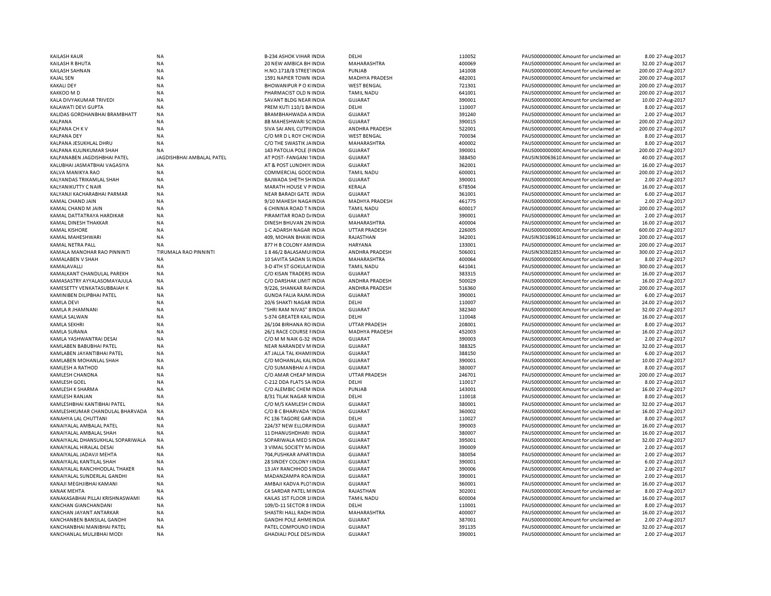| | | | | | | | | |
|---|---|---|---|---|---|---|---|---|
| KAILASH KAUR | NA | B-234 ASHOK VIHAR INDIA | DELHI | 110052 | PAUS0000000000C Amount for unclaimed an | 8.00 | 27-Aug-2017 |
| KAILASH R BHUTA | NA | 20 NEW AMBICA BH INDIA | MAHARASHTRA | 400069 | PAUS0000000000C Amount for unclaimed an | 32.00 | 27-Aug-2017 |
| KAILASH SAHNAN | NA | H.NO.1718/8 STREETINDIA | PUNJAB | 141008 | PAUS0000000000C Amount for unclaimed an | 200.00 | 27-Aug-2017 |
| KAJAL SEN | NA | 1591 NAPIER TOWN INDIA | MADHYA PRADESH | 482001 | PAUS0000000000C Amount for unclaimed an | 200.00 | 27-Aug-2017 |
| KAKALI DEY | NA | BHOWANIPUR P O KIINDIA | WEST BENGAL | 721301 | PAUS0000000000C Amount for unclaimed an | 200.00 | 27-Aug-2017 |
| KAKKOO M D | NA | PHARMACIST OLD N INDIA | TAMIL NADU | 641001 | PAUS0000000000C Amount for unclaimed an | 200.00 | 27-Aug-2017 |
| KALA DIVYAKUMAR TRIVEDI | NA | SAVANT BLDG NEAR INDIA | GUJARAT | 390001 | PAUS0000000000C Amount for unclaimed an | 10.00 | 27-Aug-2017 |
| KALAWATI DEVI GUPTA | NA | PREM KUTI 110/1 BAINDIA | DELHI | 110007 | PAUS0000000000C Amount for unclaimed an | 8.00 | 27-Aug-2017 |
| KALIDAS GORDHANBHAI BRAMBHATT | NA | BRAMBHAHWADA AINDIA | GUJARAT | 391240 | PAUS0000000000C Amount for unclaimed an | 2.00 | 27-Aug-2017 |
| KALPANA | NA | 8B MAHESHWARI SCINDIA | GUJARAT | 390015 | PAUS0000000000C Amount for unclaimed an | 200.00 | 27-Aug-2017 |
| KALPANA CH K V | NA | SIVA SAI ANIL CUTPIINDIA | ANDHRA PRADESH | 522001 | PAUS0000000000C Amount for unclaimed an | 200.00 | 27-Aug-2017 |
| KALPANA DEY | NA | C/O MR D L ROY CHCINDIA | WEST BENGAL | 700034 | PAUS0000000000C Amount for unclaimed an | 8.00 | 27-Aug-2017 |
| KALPANA JESUKHLAL DHRU | NA | C/O THE SWASTIK JAINDIA | MAHARASHTRA | 400002 | PAUS0000000000C Amount for unclaimed an | 8.00 | 27-Aug-2017 |
| KALPANA KULINKUMAR SHAH | NA | 143 PATOLIA POLE (FINDIA | GUJARAT | 390001 | PAUS0000000000C Amount for unclaimed an | 200.00 | 27-Aug-2017 |
| KALPANABEN JAGDISHBHAI PATEL | JAGDISHBHAI AMBALAL PATEL | AT POST- FANGANI TINDIA | GUJARAT | 388450 | PAUSIN30063610 Amount for unclaimed an | 40.00 | 27-Aug-2017 |
| KALUBHAI JASMATBHAI VAGASIYA | NA | AT & POST LUNDHIY.INDIA | GUJARAT | 362001 | PAUS0000000000C Amount for unclaimed an | 16.00 | 27-Aug-2017 |
| KALVA MANIKYA RAO | NA | COMMERCIAL GOCINDIA | TAMIL NADU | 600001 | PAUS0000000000C Amount for unclaimed an | 200.00 | 27-Aug-2017 |
| KALYANDAS TRIKAMLAL SHAH | NA | BAJWADA SHETH SHINDIA | GUJARAT | 390001 | PAUS0000000000C Amount for unclaimed an | 2.00 | 27-Aug-2017 |
| KALYANIKUTTY C NAIR | NA | MARATH HOUSE V PINDIA | KERALA | 678504 | PAUS0000000000C Amount for unclaimed an | 16.00 | 27-Aug-2017 |
| KALYANJI KACHARABHAI PARMAR | NA | NEAR BARADI GATE INDIA | GUJARAT | 361001 | PAUS0000000000C Amount for unclaimed an | 6.00 | 27-Aug-2017 |
| KAMAL CHAND JAIN | NA | 9/10 MAHESH NAGAINDIA | MADHYA PRADESH | 461775 | PAUS0000000000C Amount for unclaimed an | 2.00 | 27-Aug-2017 |
| KAMAL CHAND M JAIN | NA | 6 CHINNIA ROAD T NINDIA | TAMIL NADU | 600017 | PAUS0000000000C Amount for unclaimed an | 200.00 | 27-Aug-2017 |
| KAMAL DATTATRAYA HARDIKAR | NA | PIRAMITAR ROAD DINDIA | GUJARAT | 390001 | PAUS0000000000C Amount for unclaimed an | 2.00 | 27-Aug-2017 |
| KAMAL DINESH THAKKAR | NA | DINESH BHUVAN 2N INDIA | MAHARASHTRA | 400004 | PAUS0000000000C Amount for unclaimed an | 16.00 | 27-Aug-2017 |
| KAMAL KISHORE | NA | 1-C ADARSH NAGAR INDIA | UTTAR PRADESH | 226005 | PAUS0000000000C Amount for unclaimed an | 600.00 | 27-Aug-2017 |
| KAMAL MAHESHWARI | NA | 409, MOHAN BHAW.INDIA | RAJASTHAN | 342001 | PAUSIN30169610 Amount for unclaimed an | 200.00 | 27-Aug-2017 |
| KAMAL NETRA PALL | NA | 877 H B COLONY AMINDIA | HARYANA | 133001 | PAUS0000000000C Amount for unclaimed an | 200.00 | 27-Aug-2017 |
| KAMALA MANOHAR RAO PINNINTI | TIRUMALA RAO PINNINTI | 1 8 46/2 BALASAMUIINDIA | ANDHRA PRADESH | 506001 | PAUSIN30302853 Amount for unclaimed an | 300.00 | 27-Aug-2017 |
| KAMALABEN V SHAH | NA | 10 SAVITA SADAN SLINDIA | MAHARASHTRA | 400064 | PAUS0000000000C Amount for unclaimed an | 8.00 | 27-Aug-2017 |
| KAMALAVALLI | NA | 3-D 4TH ST GOKULAIINDIA | TAMIL NADU | 641041 | PAUS0000000000C Amount for unclaimed an | 300.00 | 27-Aug-2017 |
| KAMALKANT CHANDULAL PAREKH | NA | C/O KISAN TRADERS INDIA | GUJARAT | 383315 | PAUS0000000000C Amount for unclaimed an | 16.00 | 27-Aug-2017 |
| KAMASASTRY AYYALASOMAYAJULA | NA | C/O DARSHAK LIMIT INDIA | ANDHRA PRADESH | 500029 | PAUS0000000000C Amount for unclaimed an | 16.00 | 27-Aug-2017 |
| KAMESETTY VENKATASUBBAIAH K | NA | 9/226, SHANKAR RAIINDIA | ANDHRA PRADESH | 516360 | PAUS0000000000C Amount for unclaimed an | 200.00 | 27-Aug-2017 |
| KAMINIBEN DILIPBHAI PATEL | NA | GUNDA FALIA RAJM.INDIA | GUJARAT | 390001 | PAUS0000000000C Amount for unclaimed an | 6.00 | 27-Aug-2017 |
| KAMLA DEVI | NA | 20/6 SHAKTI NAGAR INDIA | DELHI | 110007 | PAUS0000000000C Amount for unclaimed an | 24.00 | 27-Aug-2017 |
| KAMLA R JHAMNANI | NA | "SHRI RAM NIVAS" 8INDIA | GUJARAT | 382340 | PAUS0000000000C Amount for unclaimed an | 32.00 | 27-Aug-2017 |
| KAMLA SALWAN | NA | S-374 GREATER KAIL INDIA | DELHI | 110048 | PAUS0000000000C Amount for unclaimed an | 16.00 | 27-Aug-2017 |
| KAMLA SEKHRI | NA | 26/104 BIRHANA RO INDIA | UTTAR PRADESH | 208001 | PAUS0000000000C Amount for unclaimed an | 8.00 | 27-Aug-2017 |
| KAMLA SURANA | NA | 26/1 RACE COURSE FINDIA | MADHYA PRADESH | 452003 | PAUS0000000000C Amount for unclaimed an | 16.00 | 27-Aug-2017 |
| KAMLA YASHWANTRAI DESAI | NA | C/O M M NAIK G-32 INDIA | GUJARAT | 390003 | PAUS0000000000C Amount for unclaimed an | 2.00 | 27-Aug-2017 |
| KAMLABEN BABUBHAI PATEL | NA | NEAR NARANDEV MINDIA | GUJARAT | 388325 | PAUS0000000000C Amount for unclaimed an | 32.00 | 27-Aug-2017 |
| KAMLABEN JAYANTIBHAI PATEL | NA | AT JALLA TAL KHAMIINDIA | GUJARAT | 388150 | PAUS0000000000C Amount for unclaimed an | 6.00 | 27-Aug-2017 |
| KAMLABEN MOHANLAL SHAH | NA | C/O MOHANLAL KALINDIA | GUJARAT | 390001 | PAUS0000000000C Amount for unclaimed an | 10.00 | 27-Aug-2017 |
| KAMLESH A RATHOD | NA | C/O SUMANBHAI A FINDIA | GUJARAT | 380007 | PAUS0000000000C Amount for unclaimed an | 8.00 | 27-Aug-2017 |
| KAMLESH CHANDNA | NA | C/O AMAR CHEAP MINDIA | UTTAR PRADESH | 246701 | PAUS0000000000C Amount for unclaimed an | 200.00 | 27-Aug-2017 |
| KAMLESH GOEL | NA | C-212 DDA FLATS SA INDIA | DELHI | 110017 | PAUS0000000000C Amount for unclaimed an | 8.00 | 27-Aug-2017 |
| KAMLESH K SHARMA | NA | C/O ALEMBIC CHEM INDIA | PUNJAB | 143001 | PAUS0000000000C Amount for unclaimed an | 16.00 | 27-Aug-2017 |
| KAMLESH RANJAN | NA | 8/31 TILAK NAGAR NINDIA | DELHI | 110018 | PAUS0000000000C Amount for unclaimed an | 8.00 | 27-Aug-2017 |
| KAMLESHBHAI KANTIBHAI PATEL | NA | C/O M/S KAMLESH CINDIA | GUJARAT | 380001 | PAUS0000000000C Amount for unclaimed an | 32.00 | 27-Aug-2017 |
| KAMLESHKUMAR CHANDULAL BHARVADA | NA | C/O B C BHARVADA 'INDIA | GUJARAT | 360002 | PAUS0000000000C Amount for unclaimed an | 16.00 | 27-Aug-2017 |
| KANAHYA LAL CHUTTANI | NA | FC 136 TAGORE GARINDIA | DELHI | 110027 | PAUS0000000000C Amount for unclaimed an | 8.00 | 27-Aug-2017 |
| KANAIYALAL AMBALAL PATEL | NA | 224/37 NEW ELLORAINDIA | GUJARAT | 390003 | PAUS0000000000C Amount for unclaimed an | 16.00 | 27-Aug-2017 |
| KANAIYALAL AMBALAL SHAH | NA | 11 DHANUSHDHARI INDIA | GUJARAT | 380007 | PAUS0000000000C Amount for unclaimed an | 16.00 | 27-Aug-2017 |
| KANAIYALAL DHANSUKHLAL SOPARIWALA | NA | SOPARIWALA MED SINDIA | GUJARAT | 395001 | PAUS0000000000C Amount for unclaimed an | 32.00 | 27-Aug-2017 |
| KANAIYALAL HIRALAL DESAI | NA | 3 VIMAL SOCIETY M.INDIA | GUJARAT | 390009 | PAUS0000000000C Amount for unclaimed an | 2.00 | 27-Aug-2017 |
| KANAIYALAL JADAVJI MEHTA | NA | 704,PUSHKAR APARTINDIA | GUJARAT | 380054 | PAUS0000000000C Amount for unclaimed an | 2.00 | 27-Aug-2017 |
| KANAIYALAL KANTILAL SHAH | NA | 28 SINDEY COLONY IINDIA | GUJARAT | 390001 | PAUS0000000000C Amount for unclaimed an | 6.00 | 27-Aug-2017 |
| KANAIYALAL RANCHHODLAL THAKER | NA | 13 JAY RANCHHOD SINDIA | GUJARAT | 390006 | PAUS0000000000C Amount for unclaimed an | 2.00 | 27-Aug-2017 |
| KANAIYALAL SUNDERLAL GANDHI | NA | MADANZAMPA ROAINDIA | GUJARAT | 390001 | PAUS0000000000C Amount for unclaimed an | 2.00 | 27-Aug-2017 |
| KANAJI MEGHJIBHAI KAMANI | NA | AMBAJI KADVA PLOTINDIA | GUJARAT | 360001 | PAUS0000000000C Amount for unclaimed an | 16.00 | 27-Aug-2017 |
| KANAK MEHTA | NA | C4 SARDAR PATEL MINDIA | RAJASTHAN | 302001 | PAUS0000000000C Amount for unclaimed an | 8.00 | 27-Aug-2017 |
| KANAKASABHAI PILLAI KRISHNASWAMI | NA | KAILAS 1ST FLOOR 1(INDIA | TAMIL NADU | 600004 | PAUS0000000000C Amount for unclaimed an | 16.00 | 27-Aug-2017 |
| KANCHAN GIANCHANDANI | NA | 109/D-11 SECTOR 8 IINDIA | DELHI | 110001 | PAUS0000000000C Amount for unclaimed an | 8.00 | 27-Aug-2017 |
| KANCHAN JAYANT ANTARKAR | NA | SHASTRI HALL RADH INDIA | MAHARASHTRA | 400007 | PAUS0000000000C Amount for unclaimed an | 16.00 | 27-Aug-2017 |
| KANCHANBEN BANSILAL GANDHI | NA | GANDHI POLE AHMEINDIA | GUJARAT | 387001 | PAUS0000000000C Amount for unclaimed an | 2.00 | 27-Aug-2017 |
| KANCHANBHAI MANIBHAI PATEL | NA | PATEL COMPOUND IINDIA | GUJARAT | 391135 | PAUS0000000000C Amount for unclaimed an | 32.00 | 27-Aug-2017 |
| KANCHANLAL MULJIBHAI MODI | NA | GHADIALI POLE DES/INDIA | GUJARAT | 390001 | PAUS0000000000C Amount for unclaimed an | 2.00 | 27-Aug-2017 |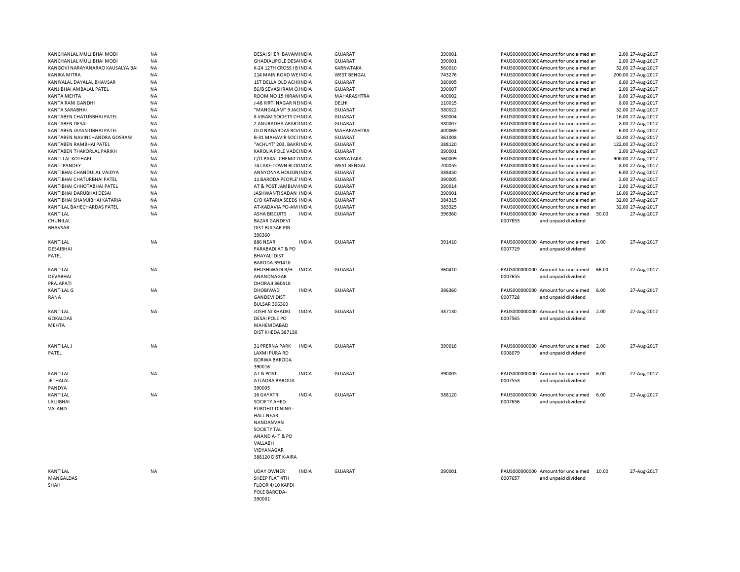| | | | | | | | | | | |
|---|---|---|---|---|---|---|---|---|---|---|
| KANCHANLAL MULJIBHAI MODI | NA | DESAI SHERI BAVAMINDIA | | GUJARAT | 390001 | PAUS0000000000 | Amount for unclaimed an | 2.00 | 27-Aug-2017 |
| KANCHANLAL MULJIBHAI MODI | NA | GHADIALIPOLE DESAIINDIA | | GUJARAT | 390001 | PAUS0000000000 | Amount for unclaimed an | 2.00 | 27-Aug-2017 |
| KANGOVI NARAYANARAO KAUSALYA BAI | NA | K-24 12TH CROSS I B INDIA | | KARNATAKA | 560010 | PAUS0000000000 | Amount for unclaimed an | 32.00 | 27-Aug-2017 |
| KANIKA MITRA | NA | 214 MAIN ROAD WE INDIA | | WEST BENGAL | 743276 | PAUS0000000000 | Amount for unclaimed an | 200.00 | 27-Aug-2017 |
| KANIYALAL DAYALAL BHAVSAR | NA | 1ST DELLA OLD ACHIINDIA | | GUJARAT | 380005 | PAUS0000000000 | Amount for unclaimed an | 8.00 | 27-Aug-2017 |
| KANJIBHAI AMBALAL PATEL | NA | 56/B SEVASHRAM CIINDIA | | GUJARAT | 390007 | PAUS0000000000 | Amount for unclaimed an | 2.00 | 27-Aug-2017 |
| KANTA MEHTA | NA | ROOM NO 15 HIRANINDIA | | MAHARASHTRA | 400002 | PAUS0000000000 | Amount for unclaimed an | 8.00 | 27-Aug-2017 |
| KANTA RANI GANDHI | NA | J-48 KIRTI NAGAR NEINDIA | | DELHI | 110015 | PAUS0000000000 | Amount for unclaimed an | 8.00 | 27-Aug-2017 |
| KANTA SARABHAI | NA | "MANGALAM" 9 JACINDIA | | GUJARAT | 380022 | PAUS0000000000 | Amount for unclaimed an | 32.00 | 27-Aug-2017 |
| KANTABEN CHATURBHAI PATEL | NA | 8 VIRAM SOCIETY CHINDIA | | GUJARAT | 380004 | PAUS0000000000 | Amount for unclaimed an | 16.00 | 27-Aug-2017 |
| KANTABEN DESAI | NA | 2 ANURADHA APARTINDIA | | GUJARAT | 380007 | PAUS0000000000 | Amount for unclaimed an | 8.00 | 27-Aug-2017 |
| KANTABEN JAYANTIBHAI PATEL | NA | OLD NAGARDAS ROAINDIA | | MAHARASHTRA | 400069 | PAUS0000000000 | Amount for unclaimed an | 6.00 | 27-Aug-2017 |
| KANTABEN NAVINCHANDRA GOSRANI | NA | B-31 MAHAVIR SOCI INDIA | | GUJARAT | 361008 | PAUS0000000000 | Amount for unclaimed an | 32.00 | 27-Aug-2017 |
| KANTABEN RAMBHAI PATEL | NA | "ACHUYT' 203, BAKRINDIA | | GUJARAT | 388120 | PAUS0000000000 | Amount for unclaimed an | 122.00 | 27-Aug-2017 |
| KANTABEN THAKORLAL PARIKH | NA | KAROLIA POLE VADCINDIA | | GUJARAT | 390001 | PAUS0000000000 | Amount for unclaimed an | 2.00 | 27-Aug-2017 |
| KANTI LAL KOTHARI | NA | C/O.PAXAL CHEMICAINDIA | | KARNATAKA | 560009 | PAUS0000000000 | Amount for unclaimed an | 900.00 | 27-Aug-2017 |
| KANTI PANDEY | NA | 74 LAKE-TOWN BLOCINDIA | | WEST BENGAL | 700055 | PAUS0000000000 | Amount for unclaimed an | 8.00 | 27-Aug-2017 |
| KANTIBHAI CHANDULAL VAIDYA | NA | ANNYONYA HOUSININDIA | | GUJARAT | 388450 | PAUS0000000000 | Amount for unclaimed an | 6.00 | 27-Aug-2017 |
| KANTIBHAI CHATURBHAI PATEL | NA | 11 BARODA PEOPLE' INDIA | | GUJARAT | 390005 | PAUS0000000000 | Amount for unclaimed an | 2.00 | 27-Aug-2017 |
| KANTIBHAI CHHOTABHAI PATEL | NA | AT & POST JAMBUVAINDIA | | GUJARAT | 390014 | PAUS0000000000 | Amount for unclaimed an | 2.00 | 27-Aug-2017 |
| KANTIBHAI DARUBHAI DESAI | NA | JASHWANTI SADAN INDIA | | GUJARAT | 390001 | PAUS0000000000 | Amount for unclaimed an | 16.00 | 27-Aug-2017 |
| KANTIBHAI SHAMJIBHAI KATARIA | NA | C/O KATARIA SEEDS INDIA | | GUJARAT | 384315 | PAUS0000000000 | Amount for unclaimed an | 32.00 | 27-Aug-2017 |
| KANTILAL BAHECHARDAS PATEL | NA | AT-KADAVIA PO-AM INDIA | | GUJARAT | 383325 | PAUS0000000000 | Amount for unclaimed an | 32.00 | 27-Aug-2017 |
| KANTILAL CHUNILAL BHAVSAR | NA | ASHA BISCUITS BAZAR GANDEVI DIST BULSAR PIN-396360 | INDIA | GUJARAT | 396360 | PAUS000000000 0007653 | Amount for unclaimed and unpaid dividend | 50.00 | 27-Aug-2017 |
| KANTILAL DESAIBHAI PATEL | NA | 886 NEAR PARABADI AT & PO BHAYALI DIST BARODA-391410 | INDIA | GUJARAT | 391410 | PAUS000000000 0007729 | Amount for unclaimed and unpaid dividend | 2.00 | 27-Aug-2017 |
| KANTILAL DEVABHAI PRAJAPATI | NA | RHUSHIWADI B/H ANANDNAGAR DHORAJI 360410 | INDIA | GUJARAT | 360410 | PAUS000000000 0007655 | Amount for unclaimed and unpaid dividend | 66.00 | 27-Aug-2017 |
| KANTILAL G RANA | NA | DHOBIWAD GANDEVI DIST BULSAR 396360 | INDIA | GUJARAT | 396360 | PAUS000000000 0007728 | Amount for unclaimed and unpaid dividend | 6.00 | 27-Aug-2017 |
| KANTILAL GOKALDAS MEHTA | NA | JOSHI NI KHADKI DESAI POLE PO MAHEMDABAD DIST KHEDA 387130 | INDIA | GUJARAT | 387130 | PAUS000000000 0007565 | Amount for unclaimed and unpaid dividend | 2.00 | 27-Aug-2017 |
| KANTILAL J PATEL | NA | 31 PRERNA PARK LAXMI PURA RD GORWA BARODA 390016 | INDIA | GUJARAT | 390016 | PAUS000000000 0008079 | Amount for unclaimed and unpaid dividend | 2.00 | 27-Aug-2017 |
| KANTILAL JETHALAL PANDYA | NA | AT & POST ATLADRA BARODA 390005 | INDIA | GUJARAT | 390005 | PAUS000000000 0007553 | Amount for unclaimed and unpaid dividend | 6.00 | 27-Aug-2017 |
| KANTILAL LALJIBHAI VALAND | NA | 16 GAYATRI SOCIETY AHED PUROHIT DINING - HALL NEAR NANDANVAN SOCIETY TAL ANAND A- T & PO VALLABH VIDYANAGAR 388120 DIST K-AIRA | INDIA | GUJARAT | 388120 | PAUS000000000 0007656 | Amount for unclaimed and unpaid dividend | 6.00 | 27-Aug-2017 |
| KANTILAL MANGALDAS SHAH | NA | UDAY OWNER SHEEP FLAT 4TH FLOOR 4/10 KAPDI POLE BARODA-390001 | INDIA | GUJARAT | 390001 | PAUS000000000 0007657 | Amount for unclaimed and unpaid dividend | 10.00 | 27-Aug-2017 |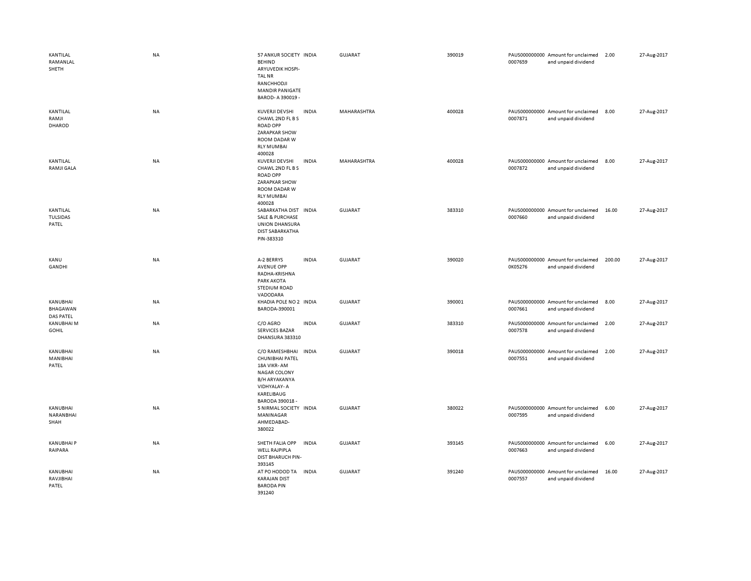| | | | | | | | | | |
|---|---|---|---|---|---|---|---|---|---|
| KANTILAL RAMANLAL SHETH | NA | 57 ANKUR SOCIETY BEHIND ARYUVEDIK HOSPI-TAL NR RANCHHODJI MANDIR PANIGATE BAROD- A 390019 - | INDIA | GUJARAT | 390019 | PAUS0000000000007659 | Amount for unclaimed and unpaid dividend | 2.00 | 27-Aug-2017 |
| KANTILAL RAMJI DHAROD | NA | KUVERJI DEVSHI CHAWL 2ND FL B S ROAD OPP ZARAPKAR SHOW ROOM DADAR W RLY MUMBAI 400028 | INDIA | MAHARASHTRA | 400028 | PAUS0000000000007871 | Amount for unclaimed and unpaid dividend | 8.00 | 27-Aug-2017 |
| KANTILAL RAMJI GALA | NA | KUVERJI DEVSHI CHAWL 2ND FL B S ROAD OPP ZARAPKAR SHOW ROOM DADAR W RLY MUMBAI 400028 | INDIA | MAHARASHTRA | 400028 | PAUS0000000000007872 | Amount for unclaimed and unpaid dividend | 8.00 | 27-Aug-2017 |
| KANTILAL TULSIDAS PATEL | NA | SABARKATHA DIST SALE & PURCHASE UNION DHANSURA DIST SABARKATHA PIN-383310 | INDIA | GUJARAT | 383310 | PAUS0000000000007660 | Amount for unclaimed and unpaid dividend | 16.00 | 27-Aug-2017 |
| KANU GANDHI | NA | A-2 BERRYS AVENUE OPP RADHA-KRISHNA PARK AKOTA STEDIUM ROAD VADODARA | INDIA | GUJARAT | 390020 | PAUS00000000000K05276 | Amount for unclaimed and unpaid dividend | 200.00 | 27-Aug-2017 |
| KANUBHAI BHAGAWAN DAS PATEL | NA | KHADIA POLE NO 2 BARODA-390001 | INDIA | GUJARAT | 390001 | PAUS0000000000007661 | Amount for unclaimed and unpaid dividend | 8.00 | 27-Aug-2017 |
| KANUBHAI M GOHIL | NA | C/O AGRO SERVICES BAZAR DHANSURA 383310 | INDIA | GUJARAT | 383310 | PAUS0000000000007578 | Amount for unclaimed and unpaid dividend | 2.00 | 27-Aug-2017 |
| KANUBHAI MANIBHAI PATEL | NA | C/O RAMESHBHAI CHUNIBHAI PATEL 18A VIKR- AM NAGAR COLONY B/H ARYAKANYA VIDHYALAY- A KARELIBAUG BARODA 390018 - | INDIA | GUJARAT | 390018 | PAUS0000000000007551 | Amount for unclaimed and unpaid dividend | 2.00 | 27-Aug-2017 |
| KANUBHAI NARANBHAI SHAH | NA | 5 NIRMAL SOCIETY MANINAGAR AHMEDABAD-380022 | INDIA | GUJARAT | 380022 | PAUS0000000000007595 | Amount for unclaimed and unpaid dividend | 6.00 | 27-Aug-2017 |
| KANUBHAI P RAIPARA | NA | SHETH FALIA OPP WELL RAJPIPLA DIST BHARUCH PIN-393145 | INDIA | GUJARAT | 393145 | PAUS0000000000007663 | Amount for unclaimed and unpaid dividend | 6.00 | 27-Aug-2017 |
| KANUBHAI RAVJIBHAI PATEL | NA | AT PO HODOD TA KARAJAN DIST BARODA PIN 391240 | INDIA | GUJARAT | 391240 | PAUS0000000000007557 | Amount for unclaimed and unpaid dividend | 16.00 | 27-Aug-2017 |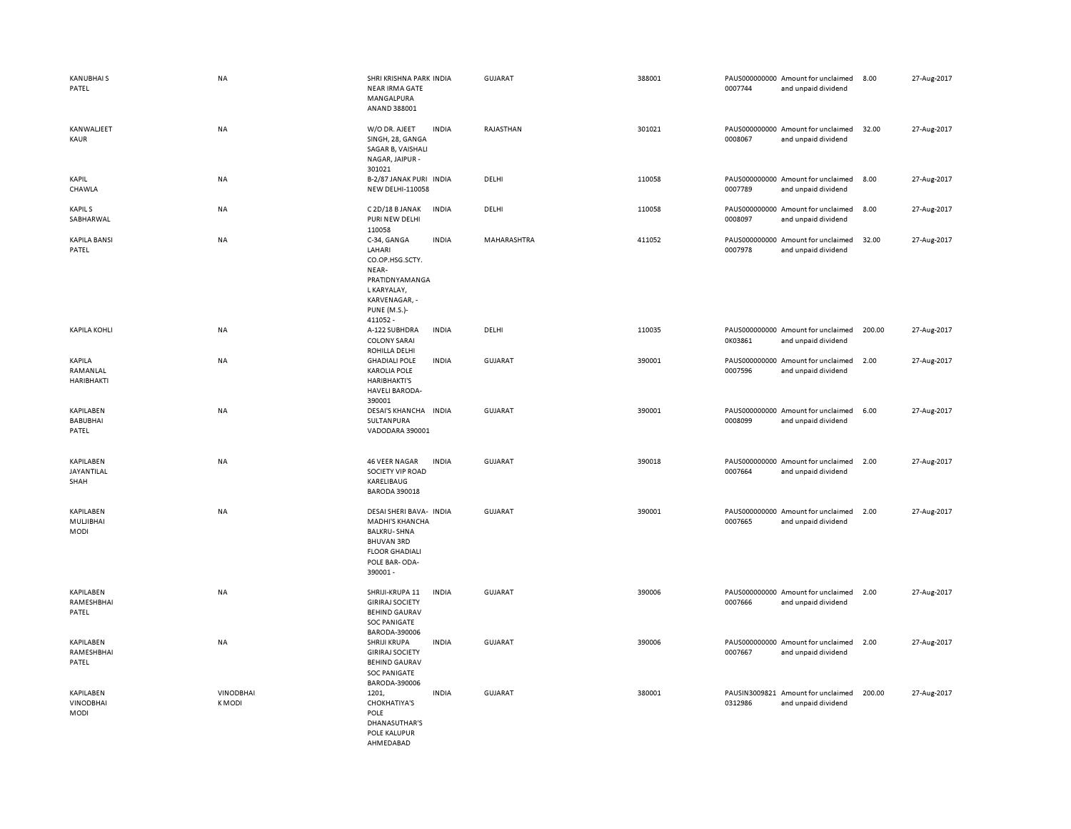| | | | | | | | | | |
|---|---|---|---|---|---|---|---|---|---|
| KANUBHAI S PATEL | NA | SHRI KRISHNA PARK NEAR IRMA GATE MANGALPURA ANAND 388001 | INDIA | GUJARAT | 388001 | PAUS0000000000007744 | Amount for unclaimed and unpaid dividend | 8.00 | 27-Aug-2017 |
| KANWALJEET KAUR | NA | W/O DR. AJEET SINGH, 28, GANGA SAGAR B, VAISHALI NAGAR, JAIPUR - 301021 | INDIA | RAJASTHAN | 301021 | PAUS0000000000008067 | Amount for unclaimed and unpaid dividend | 32.00 | 27-Aug-2017 |
| KAPIL CHAWLA | NA | B-2/87 JANAK PURI NEW DELHI-110058 | INDIA | DELHI | 110058 | PAUS0000000000007789 | Amount for unclaimed and unpaid dividend | 8.00 | 27-Aug-2017 |
| KAPIL S SABHARWAL | NA | C 2D/18 B JANAK PURI NEW DELHI 110058 | INDIA | DELHI | 110058 | PAUS0000000000008097 | Amount for unclaimed and unpaid dividend | 8.00 | 27-Aug-2017 |
| KAPILA BANSI PATEL | NA | C-34, GANGA LAHARI CO.OP.HSG.SCTY. NEAR-PRATIDNYAMANGAL KARYALAY, KARVENAGAR, -PUNE (M.S.)-411052 - | INDIA | MAHARASHTRA | 411052 | PAUS0000000000007978 | Amount for unclaimed and unpaid dividend | 32.00 | 27-Aug-2017 |
| KAPILA KOHLI | NA | A-122 SUBHDRA COLONY SARAI ROHILLA DELHI | INDIA | DELHI | 110035 | PAUS0000000000K03861 | Amount for unclaimed and unpaid dividend | 200.00 | 27-Aug-2017 |
| KAPILA RAMANLAL HARIBHAKTI | NA | GHADIALI POLE KAROLIA POLE HARIBHAKTI'S HAVELI BARODA-390001 | INDIA | GUJARAT | 390001 | PAUS0000000000007596 | Amount for unclaimed and unpaid dividend | 2.00 | 27-Aug-2017 |
| KAPILABEN BABUBHAI PATEL | NA | DESAI'S KHANCHA SULTANPURA VADODARA 390001 | INDIA | GUJARAT | 390001 | PAUS0000000000008099 | Amount for unclaimed and unpaid dividend | 6.00 | 27-Aug-2017 |
| KAPILABEN JAYANTILAL SHAH | NA | 46 VEER NAGAR SOCIETY VIP ROAD KARELIBAUG BARODA 390018 | INDIA | GUJARAT | 390018 | PAUS0000000000007664 | Amount for unclaimed and unpaid dividend | 2.00 | 27-Aug-2017 |
| KAPILABEN MULJIBHAI MODI | NA | DESAI SHERI BAVA-MADHI'S KHANCHA BALKRU-SHNA BHUVAN 3RD FLOOR GHADIALI POLE BAR-ODA-390001 - | INDIA | GUJARAT | 390001 | PAUS0000000000007665 | Amount for unclaimed and unpaid dividend | 2.00 | 27-Aug-2017 |
| KAPILABEN RAMESHBHAI PATEL | NA | SHRIJI-KRUPA 11 GIRIRAJ SOCIETY BEHIND GAURAV SOC PANIGATE BARODA-390006 | INDIA | GUJARAT | 390006 | PAUS0000000000007666 | Amount for unclaimed and unpaid dividend | 2.00 | 27-Aug-2017 |
| KAPILABEN RAMESHBHAI PATEL | NA | SHRIJI KRUPA GIRIRAJ SOCIETY BEHIND GAURAV SOC PANIGATE BARODA-390006 | INDIA | GUJARAT | 390006 | PAUS0000000000007667 | Amount for unclaimed and unpaid dividend | 2.00 | 27-Aug-2017 |
| KAPILABEN VINODBHAI MODI | VINODBHAI K MODI | 1201, CHOKHATIYA'S POLE DHANASUTHAR'S POLE KALUPUR AHMEDABAD | INDIA | GUJARAT | 380001 | PAUSIN30098210312986 | Amount for unclaimed and unpaid dividend | 200.00 | 27-Aug-2017 |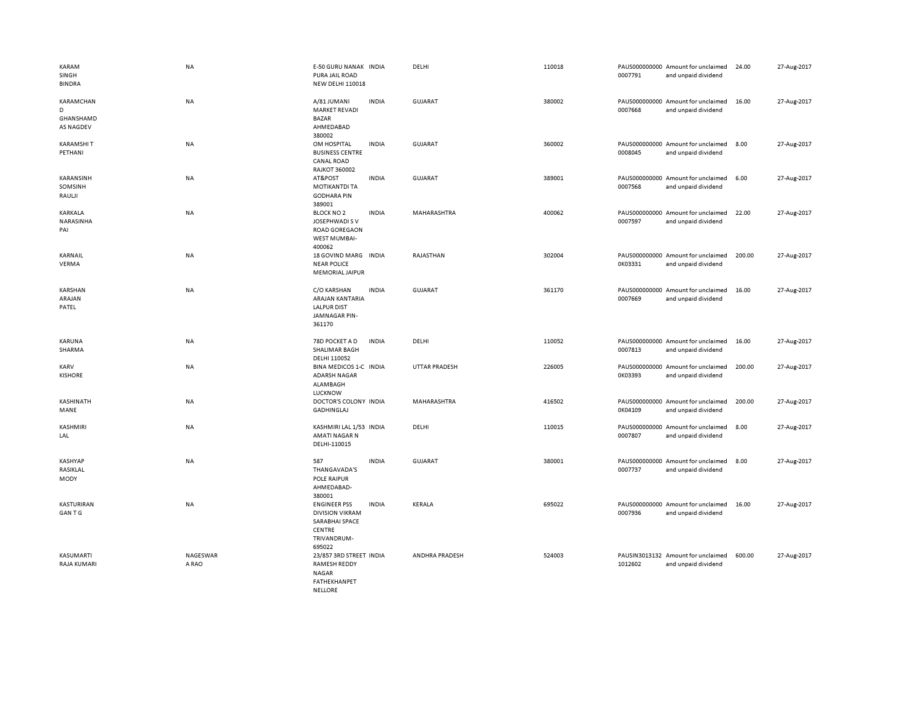| | | | | | | | | | |
|---|---|---|---|---|---|---|---|---|---|
| KARAM SINGH BINDRA | NA | E-50 GURU NANAK PURA JAIL ROAD NEW DELHI 110018 | INDIA | DELHI | 110018 | PAUS0000000000007791 | Amount for unclaimed and unpaid dividend | 24.00 | 27-Aug-2017 |
| KARAMCHAND GHANSHAMDAS NAGDEV | NA | A/81 JUMANI MARKET REVADI BAZAR AHMEDABAD 380002 | INDIA | GUJARAT | 380002 | PAUS0000000000007668 | Amount for unclaimed and unpaid dividend | 16.00 | 27-Aug-2017 |
| KARAMSHI T PETHANI | NA | OM HOSPITAL BUSINESS CENTRE CANAL ROAD RAJKOT 360002 | INDIA | GUJARAT | 360002 | PAUS0000000000008045 | Amount for unclaimed and unpaid dividend | 8.00 | 27-Aug-2017 |
| KARANSINH SOMSINH RAULJI | NA | AT&POST MOTIKANTDI TA GODHARA PIN 389001 | INDIA | GUJARAT | 389001 | PAUS0000000000007568 | Amount for unclaimed and unpaid dividend | 6.00 | 27-Aug-2017 |
| KARKALA NARASINHA PAI | NA | BLOCK NO 2 JOSEPHWADI S V ROAD GOREGAON WEST MUMBAI-400062 | INDIA | MAHARASHTRA | 400062 | PAUS0000000000007597 | Amount for unclaimed and unpaid dividend | 22.00 | 27-Aug-2017 |
| KARNAIL VERMA | NA | 18 GOVIND MARG NEAR POLICE MEMORIAL JAIPUR | INDIA | RAJASTHAN | 302004 | PAUS0000000000K03331 | Amount for unclaimed and unpaid dividend | 200.00 | 27-Aug-2017 |
| KARSHAN ARAJAN PATEL | NA | C/O KARSHAN ARAJAN KANTARIA LALPUR DIST JAMNAGAR PIN-361170 | INDIA | GUJARAT | 361170 | PAUS0000000000007669 | Amount for unclaimed and unpaid dividend | 16.00 | 27-Aug-2017 |
| KARUNA SHARMA | NA | 78D POCKET A D SHALIMAR BAGH DELHI 110052 | INDIA | DELHI | 110052 | PAUS0000000000007813 | Amount for unclaimed and unpaid dividend | 16.00 | 27-Aug-2017 |
| KARV KISHORE | NA | BINA MEDICOS 1-C ADARSH NAGAR ALAMBAGH LUCKNOW | INDIA | UTTAR PRADESH | 226005 | PAUS0000000000K03393 | Amount for unclaimed and unpaid dividend | 200.00 | 27-Aug-2017 |
| KASHINATH MANE | NA | DOCTOR'S COLONY GADHINGLAJ | INDIA | MAHARASHTRA | 416502 | PAUS0000000000K04109 | Amount for unclaimed and unpaid dividend | 200.00 | 27-Aug-2017 |
| KASHMIRI LAL | NA | KASHMIRI LAL 1/53 AMATI NAGAR N DELHI-110015 | INDIA | DELHI | 110015 | PAUS0000000000007807 | Amount for unclaimed and unpaid dividend | 8.00 | 27-Aug-2017 |
| KASHYAP RASIKLAL MODY | NA | 587 THANGAVADA'S POLE RAIPUR AHMEDABAD-380001 | INDIA | GUJARAT | 380001 | PAUS0000000000007737 | Amount for unclaimed and unpaid dividend | 8.00 | 27-Aug-2017 |
| KASTURIRANGAN T G | NA | ENGINEER PSS DIVISION VIKRAM SARABHAI SPACE CENTRE TRIVANDRUM-695022 | INDIA | KERALA | 695022 | PAUS0000000000007936 | Amount for unclaimed and unpaid dividend | 16.00 | 27-Aug-2017 |
| KASUMARTI RAJA KUMARI | NAGESWARA RAO | 23/857 3RD STREET RAMESH REDDY NAGAR FATHEKHANPET NELLORE | INDIA | ANDHRA PRADESH | 524003 | PAUSIN30131321012602 | Amount for unclaimed and unpaid dividend | 600.00 | 27-Aug-2017 |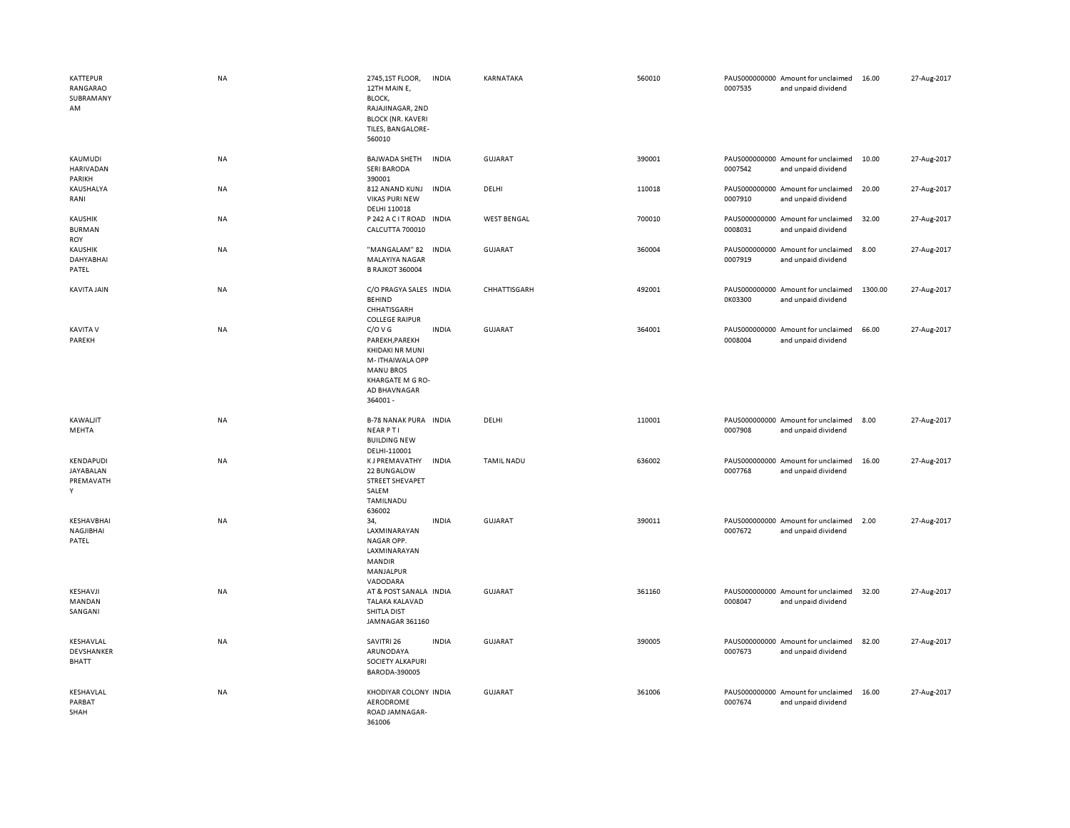| | | | | | | | | | |
|---|---|---|---|---|---|---|---|---|---|
| KATTEPUR RANGARAO SUBRAMANYAM | NA | 2745,1ST FLOOR, 12TH MAIN E, BLOCK, RAJAJINAGAR, 2ND BLOCK (NR. KAVERI TILES, BANGALORE-560010 | INDIA | KARNATAKA | 560010 | PAUS0000000000007535 | Amount for unclaimed and unpaid dividend | 16.00 | 27-Aug-2017 |
| KAUMUDI HARIVADAN PARIKH | NA | BAJWADA SHETH SERI BARODA 390001 | INDIA | GUJARAT | 390001 | PAUS0000000000007542 | Amount for unclaimed and unpaid dividend | 10.00 | 27-Aug-2017 |
| KAUSHALYA RANI | NA | 812 ANAND KUNJ VIKAS PURI NEW DELHI 110018 | INDIA | DELHI | 110018 | PAUS0000000000007910 | Amount for unclaimed and unpaid dividend | 20.00 | 27-Aug-2017 |
| KAUSHIK BURMAN ROY | NA | P 242 A C I T ROAD CALCUTTA 700010 | INDIA | WEST BENGAL | 700010 | PAUS0000000000008031 | Amount for unclaimed and unpaid dividend | 32.00 | 27-Aug-2017 |
| KAUSHIK DAHYABHAI PATEL | NA | "MANGALAM" 82 MALAYIYA NAGAR B RAJKOT 360004 | INDIA | GUJARAT | 360004 | PAUS0000000000007919 | Amount for unclaimed and unpaid dividend | 8.00 | 27-Aug-2017 |
| KAVITA JAIN | NA | C/O PRAGYA SALES BEHIND CHHATISGARH COLLEGE RAIPUR | INDIA | CHHATTISGARH | 492001 | PAUS0000000000K03300 | Amount for unclaimed and unpaid dividend | 1300.00 | 27-Aug-2017 |
| KAVITA V PAREKH | NA | C/O V G PAREKH,PAREKH KHIDAKI NR MUNI M- ITHAIWALA OPP MANU BROS KHARGATE M G RO- AD BHAVNAGAR 364001 - | INDIA | GUJARAT | 364001 | PAUS0000000000008004 | Amount for unclaimed and unpaid dividend | 66.00 | 27-Aug-2017 |
| KAWALJIT MEHTA | NA | B-78 NANAK PURA NEAR P T I BUILDING NEW DELHI-110001 | INDIA | DELHI | 110001 | PAUS0000000000007908 | Amount for unclaimed and unpaid dividend | 8.00 | 27-Aug-2017 |
| KENDAPUDI JAYABALAN PREMAVATHY | NA | K J PREMAVATHY 22 BUNGALOW STREET SHEVAPET SALEM TAMILNADU 636002 | INDIA | TAMIL NADU | 636002 | PAUS0000000000007768 | Amount for unclaimed and unpaid dividend | 16.00 | 27-Aug-2017 |
| KESHAVBHAI NAGJIBHAI PATEL | NA | 34, LAXMINARAYAN NAGAR OPP. LAXMINARAYAN MANDIR MANJALPUR VADODARA | INDIA | GUJARAT | 390011 | PAUS0000000000007672 | Amount for unclaimed and unpaid dividend | 2.00 | 27-Aug-2017 |
| KESHAVJI MANDAN SANGANI | NA | AT & POST SANALA TALAKA KALAVAD SHITLA DIST JAMNAGAR 361160 | INDIA | GUJARAT | 361160 | PAUS0000000000008047 | Amount for unclaimed and unpaid dividend | 32.00 | 27-Aug-2017 |
| KESHAVLAL DEVSHANKER BHATT | NA | SAVITRI 26 ARUNODAYA SOCIETY ALKAPURI BARODA-390005 | INDIA | GUJARAT | 390005 | PAUS0000000000007673 | Amount for unclaimed and unpaid dividend | 82.00 | 27-Aug-2017 |
| KESHAVLAL PARBAT SHAH | NA | KHODIYAR COLONY AERODROME ROAD JAMNAGAR-361006 | INDIA | GUJARAT | 361006 | PAUS0000000000007674 | Amount for unclaimed and unpaid dividend | 16.00 | 27-Aug-2017 |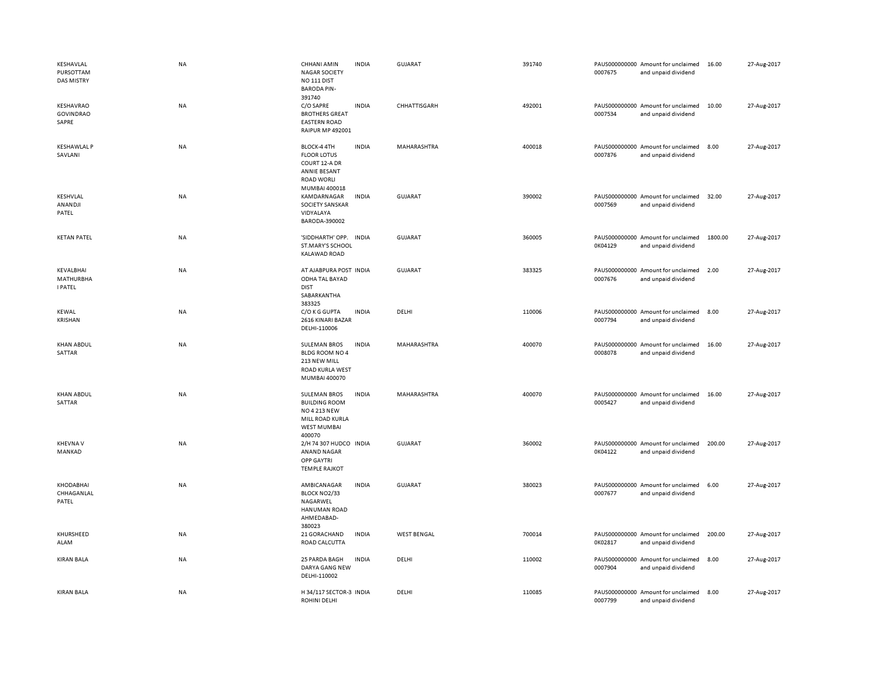| | | | | | | | | | |
|---|---|---|---|---|---|---|---|---|---|
| KESHAVLAL PURSOTTAM DAS MISTRY | NA | CHHANI AMIN NAGAR SOCIETY NO 111 DIST BARODA PIN-391740 | INDIA | GUJARAT | 391740 | PAUS0000000000007675 | Amount for unclaimed and unpaid dividend | 16.00 | 27-Aug-2017 |
| KESHAVRAO GOVINDRAO SAPRE | NA | C/O SAPRE BROTHERS GREAT EASTERN ROAD RAIPUR MP 492001 | INDIA | CHHATTISGARH | 492001 | PAUS0000000000007534 | Amount for unclaimed and unpaid dividend | 10.00 | 27-Aug-2017 |
| KESHAWLAL P SAVLANI | NA | BLOCK-4 4TH FLOOR LOTUS COURT 12-A DR ANNIE BESANT ROAD WORLI MUMBAI 400018 | INDIA | MAHARASHTRA | 400018 | PAUS0000000000007876 | Amount for unclaimed and unpaid dividend | 8.00 | 27-Aug-2017 |
| KESHVLAL ANANDJI PATEL | NA | KAMDARNAGAR SOCIETY SANSKAR VIDYALAYA BARODA-390002 | INDIA | GUJARAT | 390002 | PAUS0000000000007569 | Amount for unclaimed and unpaid dividend | 32.00 | 27-Aug-2017 |
| KETAN PATEL | NA | 'SIDDHARTH' OPP. ST.MARY'S SCHOOL KALAWAD ROAD | INDIA | GUJARAT | 360005 | PAUS0000000000K04129 | Amount for unclaimed and unpaid dividend | 1800.00 | 27-Aug-2017 |
| KEVALBHAI MATHURBHA I PATEL | NA | AT AJABPURA POST ODHA TAL BAYAD DIST SABARKANTHA 383325 | INDIA | GUJARAT | 383325 | PAUS0000000000007676 | Amount for unclaimed and unpaid dividend | 2.00 | 27-Aug-2017 |
| KEWAL KRISHAN | NA | C/O K G GUPTA 2616 KINARI BAZAR DELHI-110006 | INDIA | DELHI | 110006 | PAUS0000000000007794 | Amount for unclaimed and unpaid dividend | 8.00 | 27-Aug-2017 |
| KHAN ABDUL SATTAR | NA | SULEMAN BROS BLDG ROOM NO 4 213 NEW MILL ROAD KURLA WEST MUMBAI 400070 | INDIA | MAHARASHTRA | 400070 | PAUS0000000000008078 | Amount for unclaimed and unpaid dividend | 16.00 | 27-Aug-2017 |
| KHAN ABDUL SATTAR | NA | SULEMAN BROS BUILDING ROOM NO 4 213 NEW MILL ROAD KURLA WEST MUMBAI 400070 | INDIA | MAHARASHTRA | 400070 | PAUS0000000000005427 | Amount for unclaimed and unpaid dividend | 16.00 | 27-Aug-2017 |
| KHEVNA V MANKAD | NA | 2/H 74 307 HUDCO ANAND NAGAR OPP GAYTRI TEMPLE RAJKOT | INDIA | GUJARAT | 360002 | PAUS0000000000K04122 | Amount for unclaimed and unpaid dividend | 200.00 | 27-Aug-2017 |
| KHODABHAI CHHAGANLAL PATEL | NA | AMBICANAGAR BLOCK NO2/33 NAGARWEL HANUMAN ROAD AHMEDABAD-380023 | INDIA | GUJARAT | 380023 | PAUS0000000000007677 | Amount for unclaimed and unpaid dividend | 6.00 | 27-Aug-2017 |
| KHURSHEED ALAM | NA | 21 GORACHAND ROAD CALCUTTA | INDIA | WEST BENGAL | 700014 | PAUS0000000000K02817 | Amount for unclaimed and unpaid dividend | 200.00 | 27-Aug-2017 |
| KIRAN BALA | NA | 25 PARDA BAGH DARYA GANG NEW DELHI-110002 | INDIA | DELHI | 110002 | PAUS0000000000007904 | Amount for unclaimed and unpaid dividend | 8.00 | 27-Aug-2017 |
| KIRAN BALA | NA | H 34/117 SECTOR-3 ROHINI DELHI | INDIA | DELHI | 110085 | PAUS0000000000007799 | Amount for unclaimed and unpaid dividend | 8.00 | 27-Aug-2017 |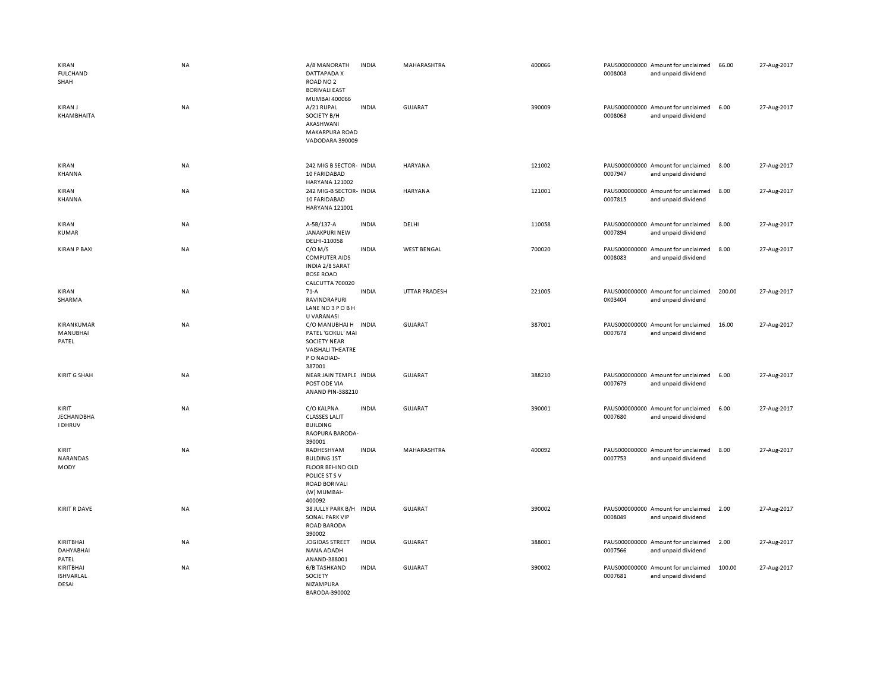| | | | | | | | | | |
|---|---|---|---|---|---|---|---|---|---|
| KIRAN FULCHAND SHAH | NA | A/8 MANORATH DATTAPADA X ROAD NO 2 BORIVALI EAST MUMBAI 400066 | INDIA | MAHARASHTRA | 400066 | PAUS000000000 0008008 | Amount for unclaimed and unpaid dividend | 66.00 | 27-Aug-2017 |
| KIRAN J KHAMBHAITA | NA | A/21 RUPAL SOCIETY B/H AKASHWANI MAKARPURA ROAD VADODARA 390009 | INDIA | GUJARAT | 390009 | PAUS000000000 0008068 | Amount for unclaimed and unpaid dividend | 6.00 | 27-Aug-2017 |
| KIRAN KHANNA | NA | 242 MIG B SECTOR-10 FARIDABAD HARYANA 121002 | INDIA | HARYANA | 121002 | PAUS000000000 0007947 | Amount for unclaimed and unpaid dividend | 8.00 | 27-Aug-2017 |
| KIRAN KHANNA | NA | 242 MIG-B SECTOR-10 FARIDABAD HARYANA 121001 | INDIA | HARYANA | 121001 | PAUS000000000 0007815 | Amount for unclaimed and unpaid dividend | 8.00 | 27-Aug-2017 |
| KIRAN KUMAR | NA | A-5B/137-A JANAKPURI NEW DELHI-110058 | INDIA | DELHI | 110058 | PAUS000000000 0007894 | Amount for unclaimed and unpaid dividend | 8.00 | 27-Aug-2017 |
| KIRAN P BAXI | NA | C/O M/S COMPUTER AIDS INDIA 2/8 SARAT BOSE ROAD CALCUTTA 700020 | INDIA | WEST BENGAL | 700020 | PAUS000000000 0008083 | Amount for unclaimed and unpaid dividend | 8.00 | 27-Aug-2017 |
| KIRAN SHARMA | NA | 71-A RAVINDRAPURI LANE NO 3 P O B H U VARANASI | INDIA | UTTAR PRADESH | 221005 | PAUS000000000 0K03404 | Amount for unclaimed and unpaid dividend | 200.00 | 27-Aug-2017 |
| KIRANKUMAR MANUBHAI PATEL | NA | C/O MANUBHAI H PATEL 'GOKUL' MAI SOCIETY NEAR VAISHALI THEATRE P O NADIAD-387001 | INDIA | GUJARAT | 387001 | PAUS000000000 0007678 | Amount for unclaimed and unpaid dividend | 16.00 | 27-Aug-2017 |
| KIRIT G SHAH | NA | NEAR JAIN TEMPLE POST ODE VIA ANAND PIN-388210 | INDIA | GUJARAT | 388210 | PAUS000000000 0007679 | Amount for unclaimed and unpaid dividend | 6.00 | 27-Aug-2017 |
| KIRIT JECHANDBHA I DHRUV | NA | C/O KALPNA CLASSES LALIT BUILDING RAOPURA BARODA-390001 | INDIA | GUJARAT | 390001 | PAUS000000000 0007680 | Amount for unclaimed and unpaid dividend | 6.00 | 27-Aug-2017 |
| KIRIT NARANDAS MODY | NA | RADHESHYAM BULDING 1ST FLOOR BEHIND OLD POLICE ST S V ROAD BORIVALI (W) MUMBAI-400092 | INDIA | MAHARASHTRA | 400092 | PAUS000000000 0007753 | Amount for unclaimed and unpaid dividend | 8.00 | 27-Aug-2017 |
| KIRIT R DAVE | NA | 38 JULLY PARK B/H SONAL PARK VIP ROAD BARODA 390002 | INDIA | GUJARAT | 390002 | PAUS000000000 0008049 | Amount for unclaimed and unpaid dividend | 2.00 | 27-Aug-2017 |
| KIRITBHAI DAHYABHAI PATEL | NA | JOGIDAS STREET NANA ADADH ANAND-388001 | INDIA | GUJARAT | 388001 | PAUS000000000 0007566 | Amount for unclaimed and unpaid dividend | 2.00 | 27-Aug-2017 |
| KIRITBHAI ISHVARLAL DESAI | NA | 6/B TASHKAND SOCIETY NIZAMPURA BARODA-390002 | INDIA | GUJARAT | 390002 | PAUS000000000 0007681 | Amount for unclaimed and unpaid dividend | 100.00 | 27-Aug-2017 |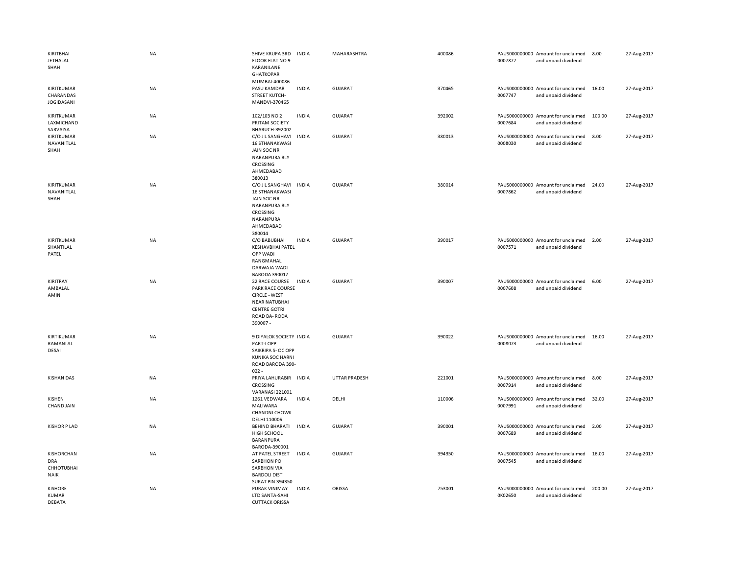| | | | | | | | | | |
|---|---|---|---|---|---|---|---|---|---|
| KIRITBHAI JETHALAL SHAH | NA | SHIVE KRUPA 3RD FLOOR FLAT NO 9 KARANILANE GHATKOPAR MUMBAI-400086 | INDIA | MAHARASHTRA | 400086 | PAUS0000000000007877 | Amount for unclaimed and unpaid dividend | 8.00 | 27-Aug-2017 |
| KIRITKUMAR CHARANDAS JOGIDASANI | NA | PASU KAMDAR STREET KUTCH-MANDVI-370465 | INDIA | GUJARAT | 370465 | PAUS0000000000007747 | Amount for unclaimed and unpaid dividend | 16.00 | 27-Aug-2017 |
| KIRITKUMAR LAXMICHAND SARVAIYA | NA | 102/103 NO 2 PRITAM SOCIETY BHARUCH-392002 | INDIA | GUJARAT | 392002 | PAUS0000000000007684 | Amount for unclaimed and unpaid dividend | 100.00 | 27-Aug-2017 |
| KIRITKUMAR NAVANITLAL SHAH | NA | C/O J L SANGHAVI 16 STHANAKWASI JAIN SOC NR NARANPURA RLY CROSSING AHMEDABAD 380013 | INDIA | GUJARAT | 380013 | PAUS0000000000008030 | Amount for unclaimed and unpaid dividend | 8.00 | 27-Aug-2017 |
| KIRITKUMAR NAVANITLAL SHAH | NA | C/O J L SANGHAVI 16 STHANAKWASI JAIN SOC NR NARANPURA RLY CROSSING NARANPURA AHMEDABAD 380014 | INDIA | GUJARAT | 380014 | PAUS0000000000007862 | Amount for unclaimed and unpaid dividend | 24.00 | 27-Aug-2017 |
| KIRITKUMAR SHANTILAL PATEL | NA | C/O BABUBHAI KESHAVBHAI PATEL OPP WADI RANGMAHAL DARWAJA WADI BARODA 390017 | INDIA | GUJARAT | 390017 | PAUS0000000000007571 | Amount for unclaimed and unpaid dividend | 2.00 | 27-Aug-2017 |
| KIRITRAY AMBALAL AMIN | NA | 22 RACE COURSE PARK RACE COURSE CIRCLE - WEST NEAR NATUBHAI CENTRE GOTRI ROAD BA- RODA 390007 - | INDIA | GUJARAT | 390007 | PAUS0000000000007608 | Amount for unclaimed and unpaid dividend | 6.00 | 27-Aug-2017 |
| KIRTIKUMAR RAMANLAL DESAI | NA | 9 DIYALOK SOCIETY PART-I OPP SAIKRIPA S- OC OPP KUNIKA SOC HARNI ROAD BARODA 390-022 - | INDIA | GUJARAT | 390022 | PAUS0000000000008073 | Amount for unclaimed and unpaid dividend | 16.00 | 27-Aug-2017 |
| KISHAN DAS | NA | PRIYA LAHURABIR CROSSING VARANASI 221001 | INDIA | UTTAR PRADESH | 221001 | PAUS0000000000007914 | Amount for unclaimed and unpaid dividend | 8.00 | 27-Aug-2017 |
| KISHEN CHAND JAIN | NA | 1261 VEDWARA MALIWARA CHANDNI CHOWK DELHI 110006 | INDIA | DELHI | 110006 | PAUS0000000000007991 | Amount for unclaimed and unpaid dividend | 32.00 | 27-Aug-2017 |
| KISHOR P LAD | NA | BEHIND BHARATI HIGH SCHOOL BARANPURA BARODA-390001 | INDIA | GUJARAT | 390001 | PAUS0000000000007689 | Amount for unclaimed and unpaid dividend | 2.00 | 27-Aug-2017 |
| KISHORCHAN DRA CHHOTUBHAI NAIK | NA | AT PATEL STREET SARBHON PO SARBHON VIA BARDOLI DIST SURAT PIN 394350 | INDIA | GUJARAT | 394350 | PAUS0000000000007545 | Amount for unclaimed and unpaid dividend | 16.00 | 27-Aug-2017 |
| KISHORE KUMAR DEBATA | NA | PURAK VINIMAY LTD SANTA-SAHI CUTTACK ORISSA | INDIA | ORISSA | 753001 | PAUS0000000000K02650 | Amount for unclaimed and unpaid dividend | 200.00 | 27-Aug-2017 |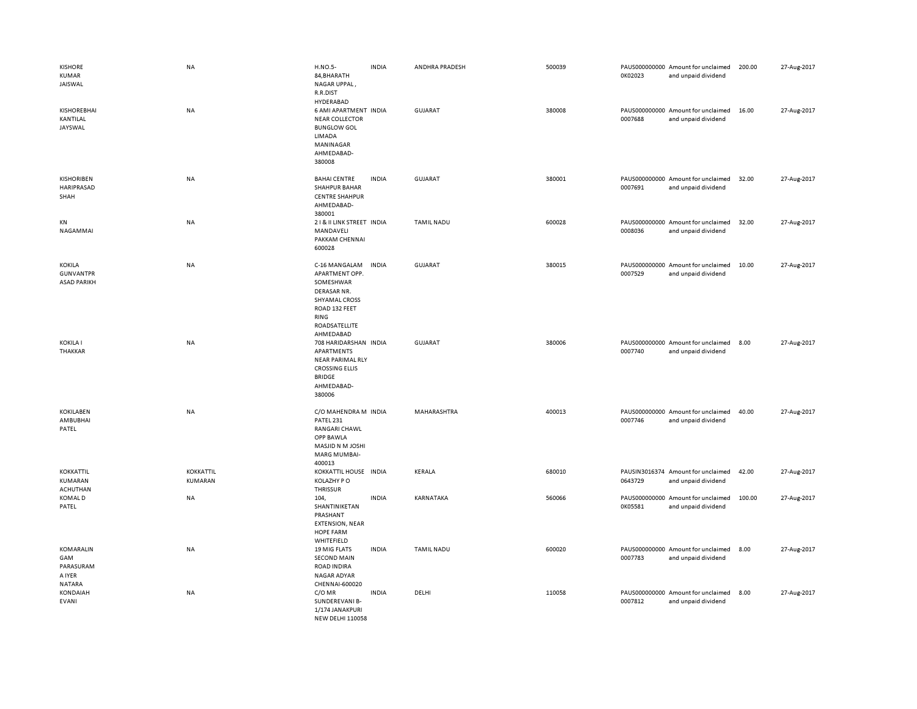| | | | | | | | | | |
|---|---|---|---|---|---|---|---|---|---|
| KISHORE KUMAR JAISWAL | NA | H.NO.5-84,BHARATH NAGAR UPPAL , R.R.DIST HYDERABAD | INDIA | ANDHRA PRADESH | 500039 | PAUS0000000000K02023 | Amount for unclaimed and unpaid dividend | 200.00 | 27-Aug-2017 |
| KISHOREBHAI KANTILAL JAYSWAL | NA | 6 AMI APARTMENT NEAR COLLECTOR BUNGLOW GOL LIMADA MANINAGAR AHMEDABAD-380008 | INDIA | GUJARAT | 380008 | PAUS0000000000007688 | Amount for unclaimed and unpaid dividend | 16.00 | 27-Aug-2017 |
| KISHORIBEN HARIPRASAD SHAH | NA | BAHAI CENTRE SHAHPUR BAHAR CENTRE SHAHPUR AHMEDABAD-380001 | INDIA | GUJARAT | 380001 | PAUS0000000000007691 | Amount for unclaimed and unpaid dividend | 32.00 | 27-Aug-2017 |
| KN NAGAMMAI | NA | 2 I & II LINK STREET MANDAVELI PAKKAM CHENNAI 600028 | INDIA | TAMIL NADU | 600028 | PAUS0000000000008036 | Amount for unclaimed and unpaid dividend | 32.00 | 27-Aug-2017 |
| KOKILA GUNVANTPR ASAD PARIKH | NA | C-16 MANGALAM APARTMENT OPP. SOMESHWAR DERASAR NR. SHYAMAL CROSS ROAD 132 FEET RING ROADSATELLITE AHMEDABAD | INDIA | GUJARAT | 380015 | PAUS0000000000007529 | Amount for unclaimed and unpaid dividend | 10.00 | 27-Aug-2017 |
| KOKILA I THAKKAR | NA | 708 HARIDARSHAN APARTMENTS NEAR PARIMAL RLY CROSSING ELLIS BRIDGE AHMEDABAD-380006 | INDIA | GUJARAT | 380006 | PAUS0000000000007740 | Amount for unclaimed and unpaid dividend | 8.00 | 27-Aug-2017 |
| KOKILABEN AMBUBHAI PATEL | NA | C/O MAHENDRA M PATEL 231 RANGARI CHAWL OPP BAWLA MASJID N M JOSHI MARG MUMBAI-400013 | INDIA | MAHARASHTRA | 400013 | PAUS0000000000007746 | Amount for unclaimed and unpaid dividend | 40.00 | 27-Aug-2017 |
| KOKKATTIL KUMARAN ACHUTHAN | KOKKATTIL KUMARAN | KOKKATTIL HOUSE KOLAZHY P O THRISSUR | INDIA | KERALA | 680010 | PAUSIN30163740643729 | Amount for unclaimed and unpaid dividend | 42.00 | 27-Aug-2017 |
| KOMAL D PATEL | NA | 104, SHANTINIKETAN PRASHANT EXTENSION, NEAR HOPE FARM WHITEFIELD | INDIA | KARNATAKA | 560066 | PAUS0000000000K05581 | Amount for unclaimed and unpaid dividend | 100.00 | 27-Aug-2017 |
| KOMARALINGAM PARASURAM A IYER NATARA | NA | 19 MIG FLATS SECOND MAIN ROAD INDIRA NAGAR ADYAR CHENNAI-600020 | INDIA | TAMIL NADU | 600020 | PAUS0000000000007783 | Amount for unclaimed and unpaid dividend | 8.00 | 27-Aug-2017 |
| KONDAIAH EVANI | NA | C/O MR SUNDEREVANI B-1/174 JANAKPURI NEW DELHI 110058 | INDIA | DELHI | 110058 | PAUS0000000000007812 | Amount for unclaimed and unpaid dividend | 8.00 | 27-Aug-2017 |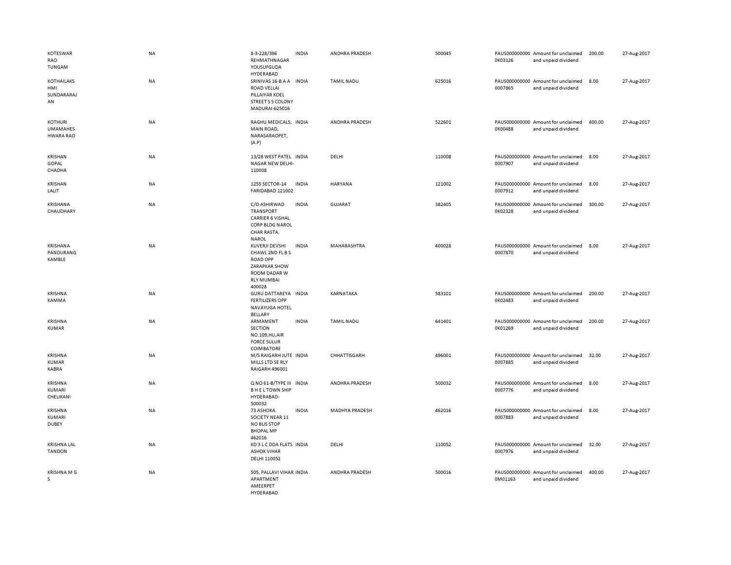| | | | | | | | | | | |
|---|---|---|---|---|---|---|---|---|---|---|
| KOTESWAR RAO TUNGAM | NA | 8-3-228/396 REHMATHNAGAR YOUSUFGUDA HYDERABAD | INDIA | ANDHRA PRADESH | 500045 | | PAUS0000000000K03126 | Amount for unclaimed and unpaid dividend | 200.00 | 27-Aug-2017 |
| KOTHAILAKSHMI SUNDARARAJAN | NA | SRINIVAS 16-B A A ROAD VELLAI PILLAIYAR KOEL STREET S S COLONY MADURAI-625016 | INDIA | TAMIL NADU | 625016 | | PAUS00000000000007865 | Amount for unclaimed and unpaid dividend | 8.00 | 27-Aug-2017 |
| KOTHURI UMAMAHESHWARA RAO | NA | RAGHU MEDICALS, MAIN ROAD, NARASARAOPET, (A.P) | INDIA | ANDHRA PRADESH | 522601 | | PAUS0000000000K00488 | Amount for unclaimed and unpaid dividend | 400.00 | 27-Aug-2017 |
| KRISHAN GOPAL CHADHA | NA | 13/28 WEST PATEL NAGAR NEW DELHI-110008 | INDIA | DELHI | 110008 | | PAUS00000000000007907 | Amount for unclaimed and unpaid dividend | 8.00 | 27-Aug-2017 |
| KRISHAN LALIT | NA | 1255 SECTOR-14 FARIDABAD 121002 | INDIA | HARYANA | 121002 | | PAUS00000000000007912 | Amount for unclaimed and unpaid dividend | 8.00 | 27-Aug-2017 |
| KRISHANA CHAUDHARY | NA | C/O ASHIRWAD TRANSPORT CARRIER 6 VISHAL CORP BLDG NAROL CHAR RASTA. NAROL | INDIA | GUJARAT | 382405 | | PAUS0000000000K02328 | Amount for unclaimed and unpaid dividend | 300.00 | 27-Aug-2017 |
| KRISHANA PANDURANG KAMBLE | NA | KUVERJI DEVSHI CHAWL 2ND FL B S ROAD OPP ZARAPKAR SHOW ROOM DADAR W RLY MUMBAI 400028 | INDIA | MAHARASHTRA | 400028 | | PAUS00000000000007870 | Amount for unclaimed and unpaid dividend | 8.00 | 27-Aug-2017 |
| KRISHNA KAMMA | NA | GURU DATTAREYA FERTILIZERS OPP NAVAYUGA HOTEL BELLARY | INDIA | KARNATAKA | 583101 | | PAUS0000000000K02483 | Amount for unclaimed and unpaid dividend | 200.00 | 27-Aug-2017 |
| KRISHNA KUMAR | NA | ARMAMENT SECTION NO.109,HU,AIR FORCE SULUR COIMBATORE | INDIA | TAMIL NADU | 641401 | | PAUS0000000000K01269 | Amount for unclaimed and unpaid dividend | 200.00 | 27-Aug-2017 |
| KRISHNA KUMAR KABRA | NA | M/S RAIGARH JUTE MILLS LTD SE RLY RAIGARH 496001 | INDIA | CHHATTISGARH | 496001 | | PAUS00000000000007885 | Amount for unclaimed and unpaid dividend | 32.00 | 27-Aug-2017 |
| KRISHNA KUMARI CHELIKANI | NA | Q NO 61-B/TYPE III B H E L TOWN SHIP HYDERABAD-500032 | INDIA | ANDHRA PRADESH | 500032 | | PAUS00000000000007776 | Amount for unclaimed and unpaid dividend | 8.00 | 27-Aug-2017 |
| KRISHNA KUMARI DUBEY | NA | 73 ASHOKA SOCIETY NEAR 11 NO BUS STOP BHOPAL MP 462016 | INDIA | MADHYA PRADESH | 462016 | | PAUS00000000000007883 | Amount for unclaimed and unpaid dividend | 8.00 | 27-Aug-2017 |
| KRISHNA LAL TANDON | NA | KD 3 L C DDA FLATS ASHOK VIHAR DELHI 110052 | INDIA | DELHI | 110052 | | PAUS00000000000007976 | Amount for unclaimed and unpaid dividend | 32.00 | 27-Aug-2017 |
| KRISHNA M G S | NA | 505, PALLAVI VIHAR APARTMENT AMEERPET HYDERABAD | INDIA | ANDHRA PRADESH | 500016 | | PAUS0000000000M01163 | Amount for unclaimed and unpaid dividend | 400.00 | 27-Aug-2017 |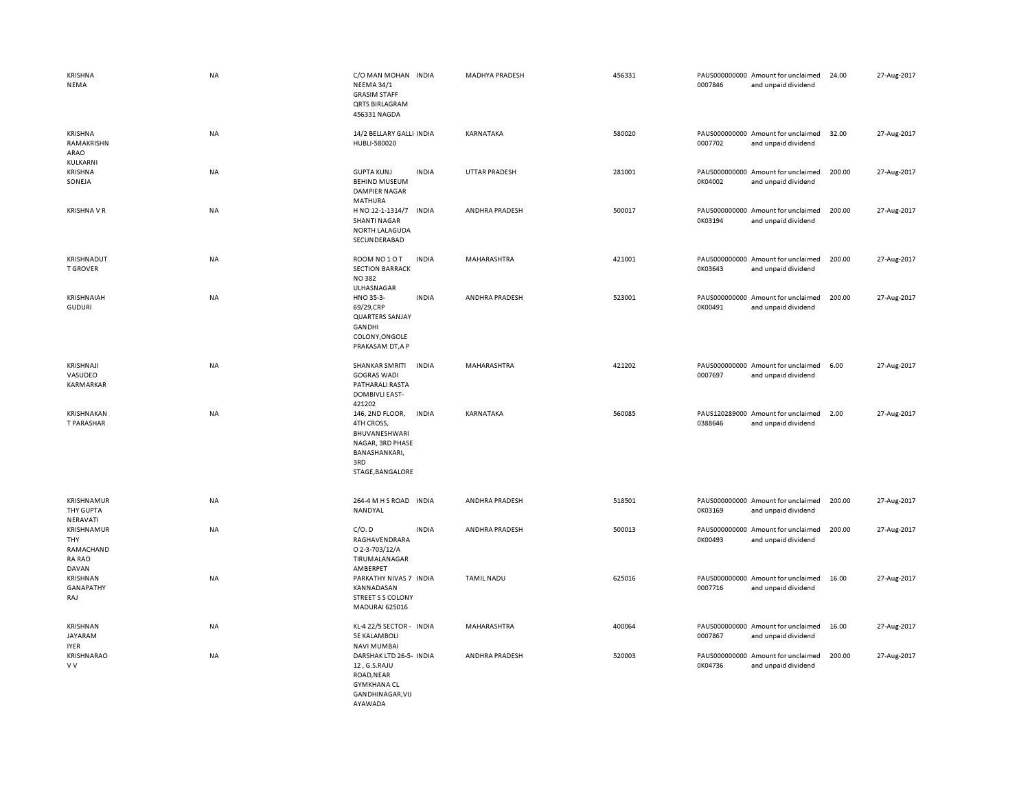| | | | | | | | | | |
|---|---|---|---|---|---|---|---|---|---|
| KRISHNA NEMA | NA | C/O MAN MOHAN NEEMA 34/1 GRASIM STAFF QRTS BIRLAGRAM 456331 NAGDA | INDIA | MADHYA PRADESH | 456331 | PAUS0000000000007846 | Amount for unclaimed and unpaid dividend | 24.00 | 27-Aug-2017 |
| KRISHNA RAMAKRISHNARAO KULKARNI | NA | 14/2 BELLARY GALLI HUBLI-580020 | INDIA | KARNATAKA | 580020 | PAUS0000000000007702 | Amount for unclaimed and unpaid dividend | 32.00 | 27-Aug-2017 |
| KRISHNA SONEJA | NA | GUPTA KUNJ BEHIND MUSEUM DAMPIER NAGAR MATHURA | INDIA | UTTAR PRADESH | 281001 | PAUS0000000000K04002 | Amount for unclaimed and unpaid dividend | 200.00 | 27-Aug-2017 |
| KRISHNA V R | NA | H NO 12-1-1314/7 SHANTI NAGAR NORTH LALAGUDA SECUNDERABAD | INDIA | ANDHRA PRADESH | 500017 | PAUS0000000000K03194 | Amount for unclaimed and unpaid dividend | 200.00 | 27-Aug-2017 |
| KRISHNADUTT GROVER | NA | ROOM NO 1 O T SECTION BARRACK NO 382 ULHASNAGAR | INDIA | MAHARASHTRA | 421001 | PAUS0000000000K03643 | Amount for unclaimed and unpaid dividend | 200.00 | 27-Aug-2017 |
| KRISHNAIAH GUDURI | NA | HNO 35-3-69/29,CRP QUARTERS SANJAY GANDHI COLONY,ONGOLE PRAKASAM DT,A P | INDIA | ANDHRA PRADESH | 523001 | PAUS0000000000K00491 | Amount for unclaimed and unpaid dividend | 200.00 | 27-Aug-2017 |
| KRISHNAJI VASUDEO KARMARKAR | NA | SHANKAR SMRITI GOGRAS WADI PATHARALI RASTA DOMBIVLI EAST-421202 | INDIA | MAHARASHTRA | 421202 | PAUS0000000000007697 | Amount for unclaimed and unpaid dividend | 6.00 | 27-Aug-2017 |
| KRISHNAKANT PARASHAR | NA | 146, 2ND FLOOR, 4TH CROSS, BHUVANESHWARI NAGAR, 3RD PHASE BANASHANKARI, 3RD STAGE,BANGALORE | INDIA | KARNATAKA | 560085 | PAUS1202890000388646 | Amount for unclaimed and unpaid dividend | 2.00 | 27-Aug-2017 |
| KRISHNAMURTHY GUPTA NERAVATI | NA | 264-4 M H S ROAD NANDYAL | INDIA | ANDHRA PRADESH | 518501 | PAUS0000000000K03169 | Amount for unclaimed and unpaid dividend | 200.00 | 27-Aug-2017 |
| KRISHNAMURTHY RAMACHANDRA RAO DAVAN | NA | C/O. D RAGHAVENDRARAO 2-3-703/12/A TIRUMALANAGAR AMBERPET | INDIA | ANDHRA PRADESH | 500013 | PAUS0000000000K00493 | Amount for unclaimed and unpaid dividend | 200.00 | 27-Aug-2017 |
| KRISHNAN GANAPATHY RAJ | NA | PARKATHY NIVAS 7 KANNADASAN STREET S S COLONY MADURAI 625016 | INDIA | TAMIL NADU | 625016 | PAUS0000000000007716 | Amount for unclaimed and unpaid dividend | 16.00 | 27-Aug-2017 |
| KRISHNAN JAYARAM IYER | NA | KL-4 22/5 SECTOR - 5E KALAMBOLI NAVI MUMBAI | INDIA | MAHARASHTRA | 400064 | PAUS0000000000007867 | Amount for unclaimed and unpaid dividend | 16.00 | 27-Aug-2017 |
| KRISHNARAO V V | NA | DARSHAK LTD 26-5-12 , G.S.RAJU ROAD,NEAR GYMKHANA CL GANDHINAGAR,VIJAYAWADA | INDIA | ANDHRA PRADESH | 520003 | PAUS0000000000K04736 | Amount for unclaimed and unpaid dividend | 200.00 | 27-Aug-2017 |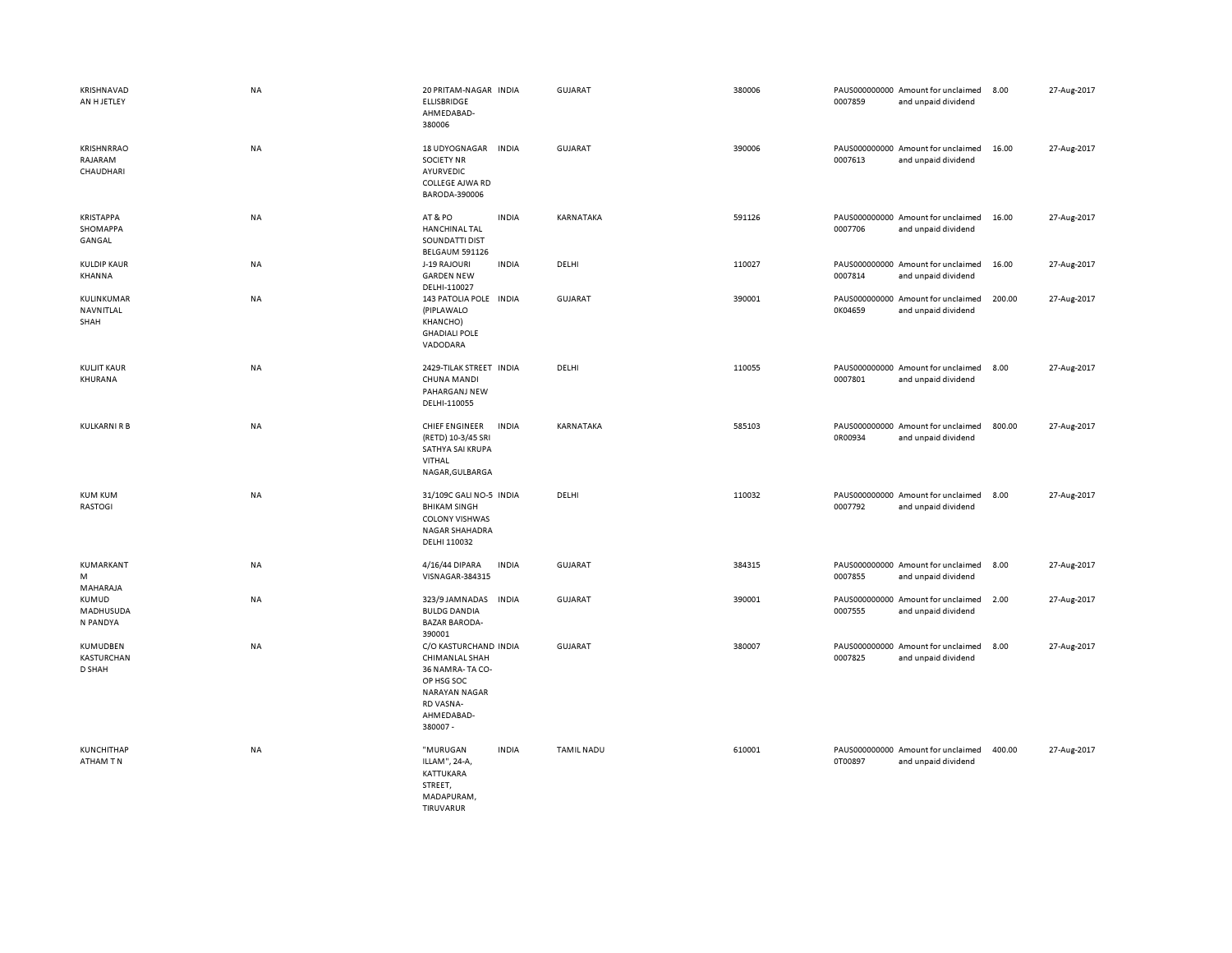| | | | | | | | | | |
|---|---|---|---|---|---|---|---|---|---|
| KRISHNAVADAN H JETLEY | NA | 20 PRITAM-NAGAR ELLISBRIDGE AHMEDABAD-380006 | INDIA | GUJARAT | 380006 | PAUS0000000000007859 | Amount for unclaimed and unpaid dividend | 8.00 | 27-Aug-2017 |
| KRISHNRRAO RAJARAM CHAUDHARI | NA | 18 UDYOGNAGAR SOCIETY NR AYURVEDIC COLLEGE AJWA RD BARODA-390006 | INDIA | GUJARAT | 390006 | PAUS0000000000007613 | Amount for unclaimed and unpaid dividend | 16.00 | 27-Aug-2017 |
| KRISTAPPA SHOMAPPA GANGAL | NA | AT & PO HANCHINAL TAL SOUNDATTI DIST BELGAUM 591126 | INDIA | KARNATAKA | 591126 | PAUS0000000000007706 | Amount for unclaimed and unpaid dividend | 16.00 | 27-Aug-2017 |
| KULDIP KAUR KHANNA | NA | J-19 RAJOURI GARDEN NEW DELHI-110027 | INDIA | DELHI | 110027 | PAUS0000000000007814 | Amount for unclaimed and unpaid dividend | 16.00 | 27-Aug-2017 |
| KULINKUMAR NAVNITLAL SHAH | NA | 143 PATOLIA POLE (PIPLAWALO KHANCHO) GHADIALI POLE VADODARA | INDIA | GUJARAT | 390001 | PAUS0000000000K04659 | Amount for unclaimed and unpaid dividend | 200.00 | 27-Aug-2017 |
| KULJIT KAUR KHURANA | NA | 2429-TILAK STREET CHUNA MANDI PAHARGANJ NEW DELHI-110055 | INDIA | DELHI | 110055 | PAUS0000000000007801 | Amount for unclaimed and unpaid dividend | 8.00 | 27-Aug-2017 |
| KULKARNI R B | NA | CHIEF ENGINEER (RETD) 10-3/45 SRI SATHYA SAI KRUPA VITHAL NAGAR,GULBARGA | INDIA | KARNATAKA | 585103 | PAUS0000000000R00934 | Amount for unclaimed and unpaid dividend | 800.00 | 27-Aug-2017 |
| KUM KUM RASTOGI | NA | 31/109C GALI NO-5 BHIKAM SINGH COLONY VISHWAS NAGAR SHAHADRA DELHI 110032 | INDIA | DELHI | 110032 | PAUS0000000000007792 | Amount for unclaimed and unpaid dividend | 8.00 | 27-Aug-2017 |
| KUMARKANT M MAHARAJA | NA | 4/16/44 DIPARA VISNAGAR-384315 | INDIA | GUJARAT | 384315 | PAUS0000000000007855 | Amount for unclaimed and unpaid dividend | 8.00 | 27-Aug-2017 |
| KUMUD MADHUSUDAN PANDYA | NA | 323/9 JAMNADAS BULDG DANDIA BAZAR BARODA-390001 | INDIA | GUJARAT | 390001 | PAUS0000000000007555 | Amount for unclaimed and unpaid dividend | 2.00 | 27-Aug-2017 |
| KUMUDBEN KASTURCHAND SHAH | NA | C/O KASTURCHAND CHIMANLAL SHAH 36 NAMRA- TA CO-OP HSG SOC NARAYAN NAGAR RD VASNA-AHMEDABAD-380007 - | INDIA | GUJARAT | 380007 | PAUS0000000000007825 | Amount for unclaimed and unpaid dividend | 8.00 | 27-Aug-2017 |
| KUNCHITHAPATHAM T N | NA | "MURUGAN ILLAM", 24-A, KATTUKARA STREET, MADAPURAM, TIRUVARUR | INDIA | TAMIL NADU | 610001 | PAUS0000000000T00897 | Amount for unclaimed and unpaid dividend | 400.00 | 27-Aug-2017 |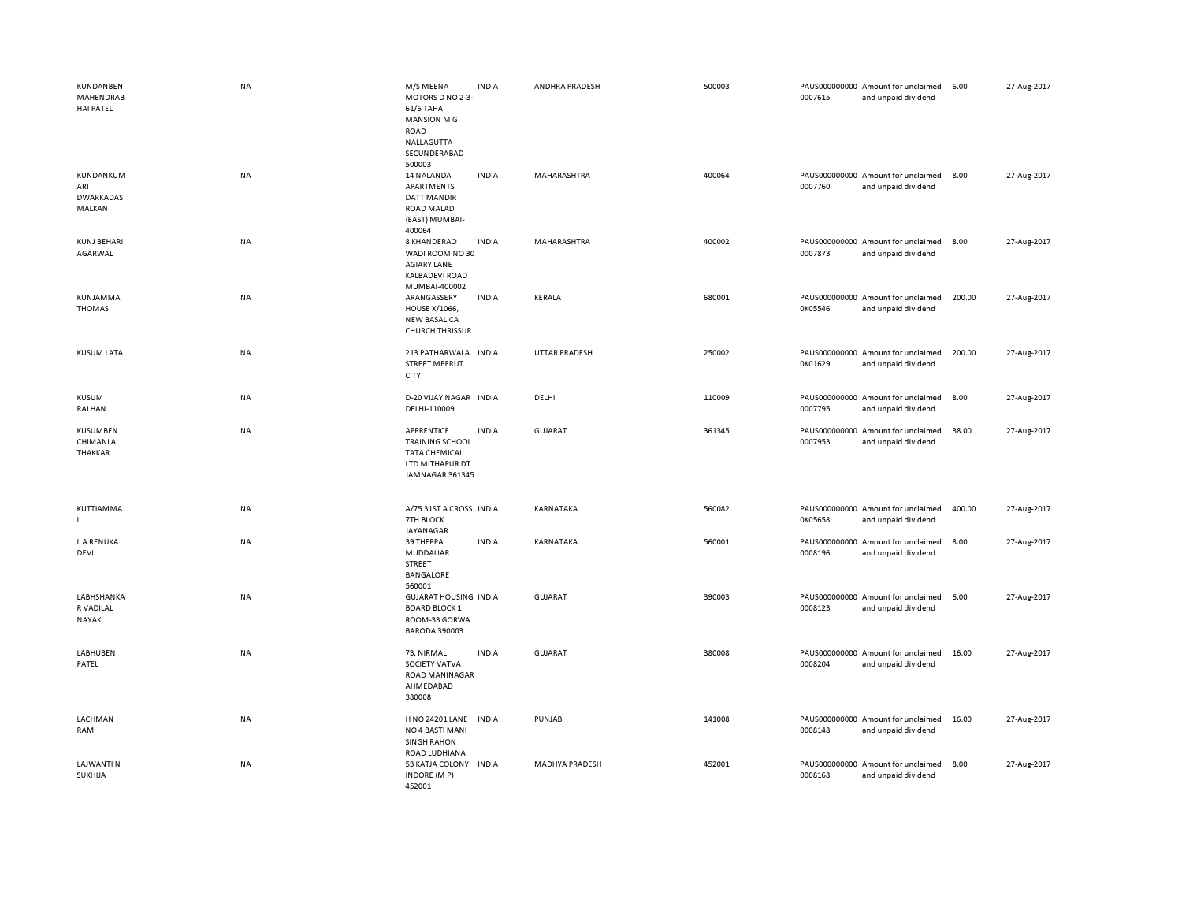| | | | | | | | | | |
|---|---|---|---|---|---|---|---|---|---|
| KUNDANBEN MAHENDRAB HAI PATEL | NA | M/S MEENA MOTORS D NO 2-3-61/6 TAHA MANSION M G ROAD NALLAGUTTA SECUNDERABAD 500003 | INDIA | ANDHRA PRADESH | 500003 | PAUS0000000000007615 | Amount for unclaimed and unpaid dividend | 6.00 | 27-Aug-2017 |
| KUNDANKUM ARI DWARKADAS MALKAN | NA | 14 NALANDA APARTMENTS DATT MANDIR ROAD MALAD (EAST) MUMBAI-400064 | INDIA | MAHARASHTRA | 400064 | PAUS0000000000007760 | Amount for unclaimed and unpaid dividend | 8.00 | 27-Aug-2017 |
| KUNJ BEHARI AGARWAL | NA | 8 KHANDERAO WADI ROOM NO 30 AGIARY LANE KALBADEVI ROAD MUMBAI-400002 | INDIA | MAHARASHTRA | 400002 | PAUS0000000000007873 | Amount for unclaimed and unpaid dividend | 8.00 | 27-Aug-2017 |
| KUNJAMMA THOMAS | NA | ARANGASSERY HOUSE X/1066, NEW BASALICA CHURCH THRISSUR | INDIA | KERALA | 680001 | PAUS0000000000K05546 | Amount for unclaimed and unpaid dividend | 200.00 | 27-Aug-2017 |
| KUSUM LATA | NA | 213 PATHARWALA STREET MEERUT CITY | INDIA | UTTAR PRADESH | 250002 | PAUS0000000000K01629 | Amount for unclaimed and unpaid dividend | 200.00 | 27-Aug-2017 |
| KUSUM RALHAN | NA | D-20 VIJAY NAGAR DELHI-110009 | INDIA | DELHI | 110009 | PAUS0000000000007795 | Amount for unclaimed and unpaid dividend | 8.00 | 27-Aug-2017 |
| KUSUMBEN CHIMANLAL THAKKAR | NA | APPRENTICE TRAINING SCHOOL TATA CHEMICAL LTD MITHAPUR DT JAMNAGAR 361345 | INDIA | GUJARAT | 361345 | PAUS0000000000007953 | Amount for unclaimed and unpaid dividend | 38.00 | 27-Aug-2017 |
| KUTTIAMMA L | NA | A/75 31ST A CROSS 7TH BLOCK JAYANAGAR | INDIA | KARNATAKA | 560082 | PAUS0000000000K05658 | Amount for unclaimed and unpaid dividend | 400.00 | 27-Aug-2017 |
| L A RENUKA DEVI | NA | 39 THEPPA MUDDALIAR STREET BANGALORE 560001 | INDIA | KARNATAKA | 560001 | PAUS0000000000008196 | Amount for unclaimed and unpaid dividend | 8.00 | 27-Aug-2017 |
| LABHSHANKA R VADILAL NAYAK | NA | GUJARAT HOUSING BOARD BLOCK 1 ROOM-33 GORWA BARODA 390003 | INDIA | GUJARAT | 390003 | PAUS0000000000008123 | Amount for unclaimed and unpaid dividend | 6.00 | 27-Aug-2017 |
| LABHUBEN PATEL | NA | 73, NIRMAL SOCIETY VATVA ROAD MANINAGAR AHMEDABAD 380008 | INDIA | GUJARAT | 380008 | PAUS0000000000008204 | Amount for unclaimed and unpaid dividend | 16.00 | 27-Aug-2017 |
| LACHMAN RAM | NA | H NO 24201 LANE NO 4 BASTI MANI SINGH RAHON ROAD LUDHIANA | INDIA | PUNJAB | 141008 | PAUS0000000000008148 | Amount for unclaimed and unpaid dividend | 16.00 | 27-Aug-2017 |
| LAJWANTI N SUKHIJA | NA | 53 KATJA COLONY INDORE (M P) 452001 | INDIA | MADHYA PRADESH | 452001 | PAUS0000000000008168 | Amount for unclaimed and unpaid dividend | 8.00 | 27-Aug-2017 |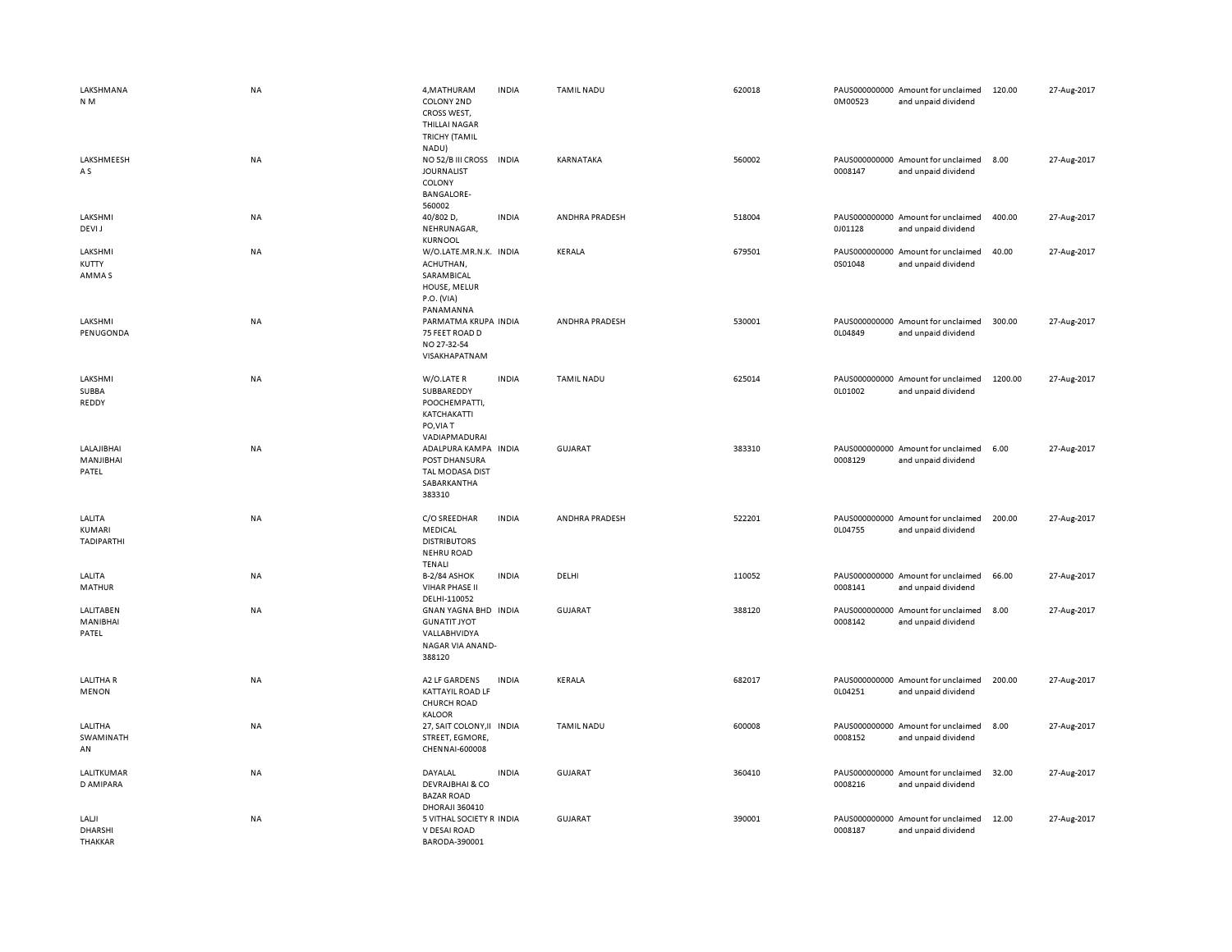| | | | | | | | | | |
|---|---|---|---|---|---|---|---|---|---|
| LAKSHMANA N M | NA | 4,MATHURAM COLONY 2ND CROSS WEST, THILLAI NAGAR TRICHY (TAMIL NADU) | INDIA | TAMIL NADU | 620018 | PAUS0000000000M00523 | Amount for unclaimed and unpaid dividend | 120.00 | 27-Aug-2017 |
| LAKSHMEESH A S | NA | NO 52/B III CROSS JOURNALIST COLONY BANGALORE-560002 | INDIA | KARNATAKA | 560002 | PAUS0000000000008147 | Amount for unclaimed and unpaid dividend | 8.00 | 27-Aug-2017 |
| LAKSHMI DEVI J | NA | 40/802 D, NEHRUNAGAR, KURNOOL | INDIA | ANDHRA PRADESH | 518004 | PAUS0000000000J01128 | Amount for unclaimed and unpaid dividend | 400.00 | 27-Aug-2017 |
| LAKSHMI KUTTY AMMA S | NA | W/O.LATE.MR.N.K. ACHUTHAN, SARAMBICAL HOUSE, MELUR P.O. (VIA) PANAMANNA | INDIA | KERALA | 679501 | PAUS0000000000S01048 | Amount for unclaimed and unpaid dividend | 40.00 | 27-Aug-2017 |
| LAKSHMI PENUGONDA | NA | PARMATMA KRUPA 75 FEET ROAD D NO 27-32-54 VISAKHAPATNAM | INDIA | ANDHRA PRADESH | 530001 | PAUS0000000000L04849 | Amount for unclaimed and unpaid dividend | 300.00 | 27-Aug-2017 |
| LAKSHMI SUBBA REDDY | NA | W/O.LATE R SUBBAREDDY POOCHEMPATTI, KATCHAKATTI PO,VIA T VADIAPMADURAI | INDIA | TAMIL NADU | 625014 | PAUS0000000000L01002 | Amount for unclaimed and unpaid dividend | 1200.00 | 27-Aug-2017 |
| LALAJIBHAI MANJIBHAI PATEL | NA | ADALPURA KAMPA POST DHANSURA TAL MODASA DIST SABARKANTHA 383310 | INDIA | GUJARAT | 383310 | PAUS0000000000008129 | Amount for unclaimed and unpaid dividend | 6.00 | 27-Aug-2017 |
| LALITA KUMARI TADIPARTHI | NA | C/O SREEDHAR MEDICAL DISTRIBUTORS NEHRU ROAD TENALI | INDIA | ANDHRA PRADESH | 522201 | PAUS0000000000L04755 | Amount for unclaimed and unpaid dividend | 200.00 | 27-Aug-2017 |
| LALITA MATHUR | NA | B-2/84 ASHOK VIHAR PHASE II DELHI-110052 | INDIA | DELHI | 110052 | PAUS0000000000008141 | Amount for unclaimed and unpaid dividend | 66.00 | 27-Aug-2017 |
| LALITABEN MANIBHAI PATEL | NA | GNAN YAGNA BHD GUNATIT JYOT VALLABHVIDYA NAGAR VIA ANAND-388120 | INDIA | GUJARAT | 388120 | PAUS0000000000008142 | Amount for unclaimed and unpaid dividend | 8.00 | 27-Aug-2017 |
| LALITHA R MENON | NA | A2 LF GARDENS KATTAYIL ROAD LF CHURCH ROAD KALOOR | INDIA | KERALA | 682017 | PAUS0000000000L04251 | Amount for unclaimed and unpaid dividend | 200.00 | 27-Aug-2017 |
| LALITHA SWAMINATHAN | NA | 27, SAIT COLONY,II STREET, EGMORE, CHENNAI-600008 | INDIA | TAMIL NADU | 600008 | PAUS0000000000008152 | Amount for unclaimed and unpaid dividend | 8.00 | 27-Aug-2017 |
| LALITKUMAR D AMIPARA | NA | DAYALAL DEVRAJBHAI & CO BAZAR ROAD DHORAJI 360410 | INDIA | GUJARAT | 360410 | PAUS0000000000008216 | Amount for unclaimed and unpaid dividend | 32.00 | 27-Aug-2017 |
| LALJI DHARSHI THAKKAR | NA | 5 VITHAL SOCIETY R V DESAI ROAD BARODA-390001 | INDIA | GUJARAT | 390001 | PAUS0000000000008187 | Amount for unclaimed and unpaid dividend | 12.00 | 27-Aug-2017 |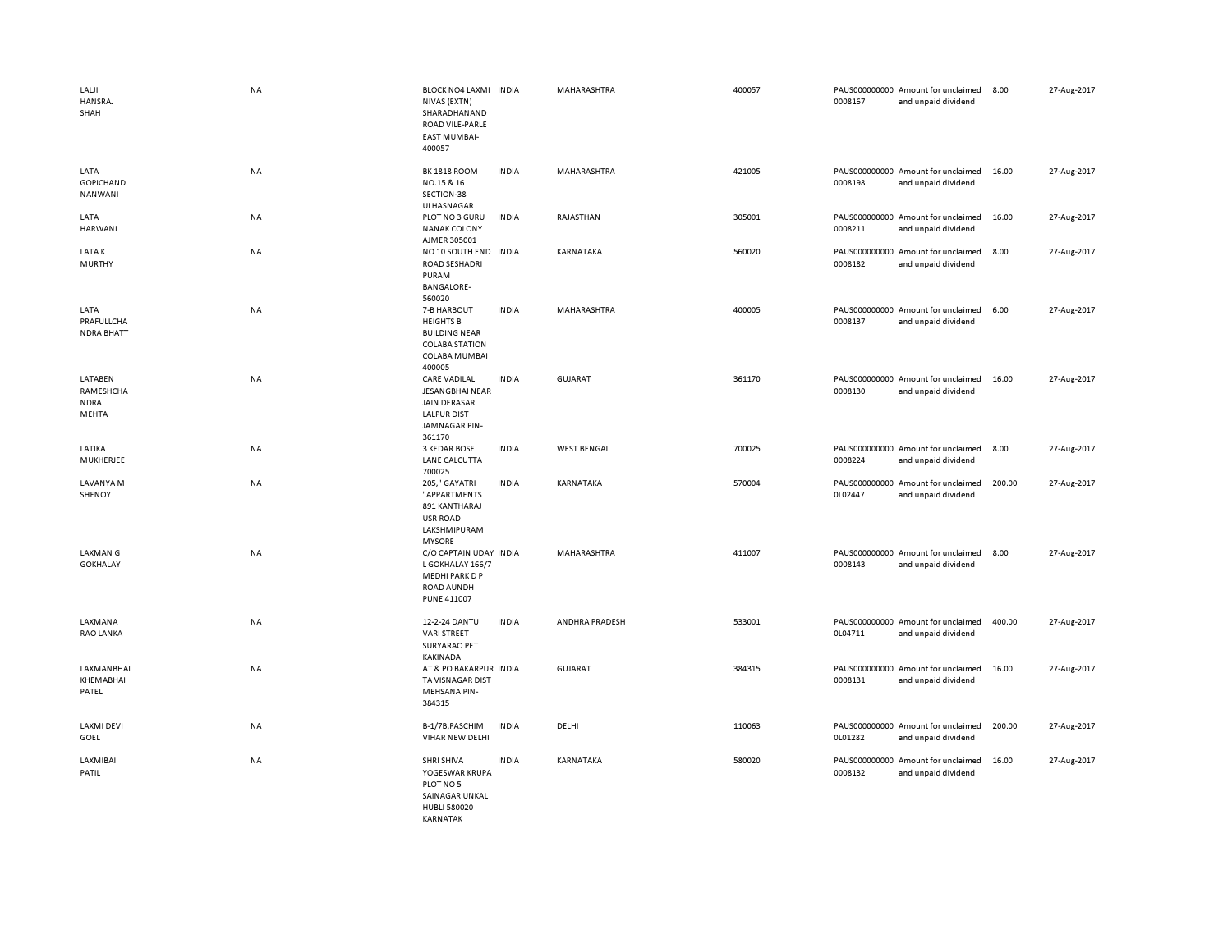| | | | | | | | | | |
|---|---|---|---|---|---|---|---|---|---|
| LALJI HANSRAJ SHAH | NA | BLOCK NO4 LAXMI NIVAS (EXTN) SHARADHANAND ROAD VILE-PARLE EAST MUMBAI-400057 | INDIA | MAHARASHTRA | 400057 | PAUS000000000 0008167 | Amount for unclaimed and unpaid dividend | 8.00 | 27-Aug-2017 |
| LATA GOPICHAND NANWANI | NA | BK 1818 ROOM NO.15 & 16 SECTION-38 ULHASNAGAR | INDIA | MAHARASHTRA | 421005 | PAUS000000000 0008198 | Amount for unclaimed and unpaid dividend | 16.00 | 27-Aug-2017 |
| LATA HARWANI | NA | PLOT NO 3 GURU NANAK COLONY AJMER 305001 | INDIA | RAJASTHAN | 305001 | PAUS000000000 0008211 | Amount for unclaimed and unpaid dividend | 16.00 | 27-Aug-2017 |
| LATA K MURTHY | NA | NO 10 SOUTH END ROAD SESHADRI PURAM BANGALORE-560020 | INDIA | KARNATAKA | 560020 | PAUS000000000 0008182 | Amount for unclaimed and unpaid dividend | 8.00 | 27-Aug-2017 |
| LATA PRAFULLCHA NDRA BHATT | NA | 7-B HARBOUT HEIGHTS B BUILDING NEAR COLABA STATION COLABA MUMBAI 400005 | INDIA | MAHARASHTRA | 400005 | PAUS000000000 0008137 | Amount for unclaimed and unpaid dividend | 6.00 | 27-Aug-2017 |
| LATABEN RAMESHCHA NDRA MEHTA | NA | CARE VADILAL JESANGBHAI NEAR JAIN DERASAR LALPUR DIST JAMNAGAR PIN-361170 | INDIA | GUJARAT | 361170 | PAUS000000000 0008130 | Amount for unclaimed and unpaid dividend | 16.00 | 27-Aug-2017 |
| LATIKA MUKHERJEE | NA | 3 KEDAR BOSE LANE CALCUTTA 700025 | INDIA | WEST BENGAL | 700025 | PAUS000000000 0008224 | Amount for unclaimed and unpaid dividend | 8.00 | 27-Aug-2017 |
| LAVANYA M SHENOY | NA | 205," GAYATRI "APPARTMENTS 891 KANTHARAJ USR ROAD LAKSHMIPURAM MYSORE | INDIA | KARNATAKA | 570004 | PAUS000000000 0L02447 | Amount for unclaimed and unpaid dividend | 200.00 | 27-Aug-2017 |
| LAXMAN G GOKHALAY | NA | C/O CAPTAIN UDAY L GOKHALAY 166/7 MEDHI PARK D P ROAD AUNDH PUNE 411007 | INDIA | MAHARASHTRA | 411007 | PAUS000000000 0008143 | Amount for unclaimed and unpaid dividend | 8.00 | 27-Aug-2017 |
| LAXMANA RAO LANKA | NA | 12-2-24 DANTU VARI STREET SURYARAO PET KAKINADA | INDIA | ANDHRA PRADESH | 533001 | PAUS000000000 0L04711 | Amount for unclaimed and unpaid dividend | 400.00 | 27-Aug-2017 |
| LAXMANBHAI KHEMABHAI PATEL | NA | AT & PO BAKARPUR TA VISNAGAR DIST MEHSANA PIN-384315 | INDIA | GUJARAT | 384315 | PAUS000000000 0008131 | Amount for unclaimed and unpaid dividend | 16.00 | 27-Aug-2017 |
| LAXMI DEVI GOEL | NA | B-1/7B,PASCHIM VIHAR NEW DELHI | INDIA | DELHI | 110063 | PAUS000000000 0L01282 | Amount for unclaimed and unpaid dividend | 200.00 | 27-Aug-2017 |
| LAXMIBAI PATIL | NA | SHRI SHIVA YOGESWAR KRUPA PLOT NO 5 SAINAGAR UNKAL HUBLI 580020 KARNATAK | INDIA | KARNATAKA | 580020 | PAUS000000000 0008132 | Amount for unclaimed and unpaid dividend | 16.00 | 27-Aug-2017 |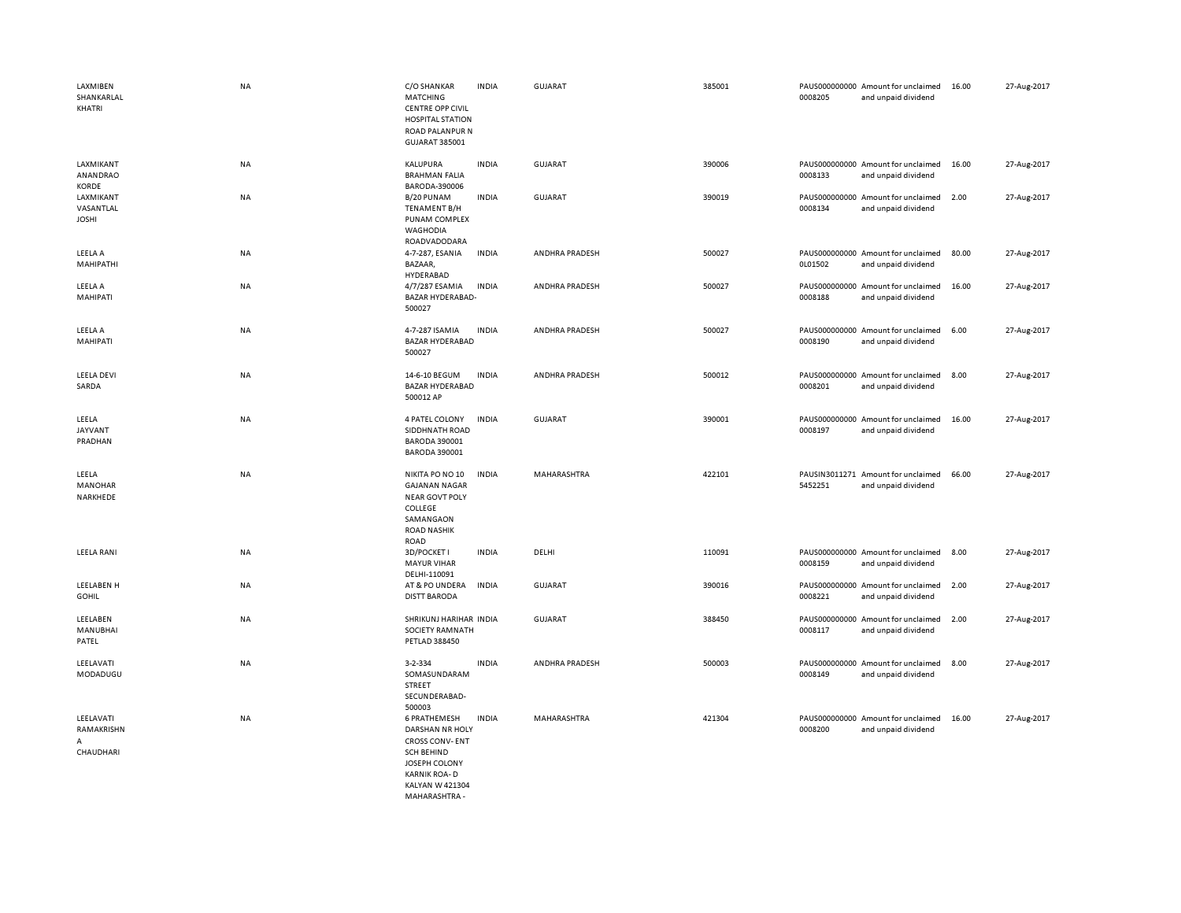| | | | | | | | | | |
|---|---|---|---|---|---|---|---|---|---|
| LAXMIBEN SHANKARLAL KHATRI | NA | C/O SHANKAR MATCHING CENTRE OPP CIVIL HOSPITAL STATION ROAD PALANPUR N GUJARAT 385001 | INDIA | GUJARAT | 385001 | PAUS0000000000008205 | Amount for unclaimed and unpaid dividend | 16.00 | 27-Aug-2017 |
| LAXMIKANT ANANDRAO KORDE | NA | KALUPURA BRAHMAN FALIA BARODA-390006 | INDIA | GUJARAT | 390006 | PAUS0000000000008133 | Amount for unclaimed and unpaid dividend | 16.00 | 27-Aug-2017 |
| LAXMIKANT VASANTLAL JOSHI | NA | B/20 PUNAM TENAMENT B/H PUNAM COMPLEX WAGHODIA ROADVADODARA | INDIA | GUJARAT | 390019 | PAUS0000000000008134 | Amount for unclaimed and unpaid dividend | 2.00 | 27-Aug-2017 |
| LEELA A MAHIPATHI | NA | 4-7-287, ESANIA BAZAAR, HYDERABAD | INDIA | ANDHRA PRADESH | 500027 | PAUS0000000000L01502 | Amount for unclaimed and unpaid dividend | 80.00 | 27-Aug-2017 |
| LEELA A MAHIPATI | NA | 4/7/287 ESAMIA BAZAR HYDERABAD-500027 | INDIA | ANDHRA PRADESH | 500027 | PAUS0000000000008188 | Amount for unclaimed and unpaid dividend | 16.00 | 27-Aug-2017 |
| LEELA A MAHIPATI | NA | 4-7-287 ISAMIA BAZAR HYDERABAD 500027 | INDIA | ANDHRA PRADESH | 500027 | PAUS0000000000008190 | Amount for unclaimed and unpaid dividend | 6.00 | 27-Aug-2017 |
| LEELA DEVI SARDA | NA | 14-6-10 BEGUM BAZAR HYDERABAD 500012 AP | INDIA | ANDHRA PRADESH | 500012 | PAUS0000000000008201 | Amount for unclaimed and unpaid dividend | 8.00 | 27-Aug-2017 |
| LEELA JAYVANT PRADHAN | NA | 4 PATEL COLONY SIDDHNATH ROAD BARODA 390001 BARODA 390001 | INDIA | GUJARAT | 390001 | PAUS0000000000008197 | Amount for unclaimed and unpaid dividend | 16.00 | 27-Aug-2017 |
| LEELA MANOHAR NARKHEDE | NA | NIKITA PO NO 10 GAJANAN NAGAR NEAR GOVT POLY COLLEGE SAMANGAON ROAD NASHIK ROAD | INDIA | MAHARASHTRA | 422101 | PAUSIN30112715452251 | Amount for unclaimed and unpaid dividend | 66.00 | 27-Aug-2017 |
| LEELA RANI | NA | 3D/POCKET I MAYUR VIHAR DELHI-110091 | INDIA | DELHI | 110091 | PAUS0000000000008159 | Amount for unclaimed and unpaid dividend | 8.00 | 27-Aug-2017 |
| LEELABEN H GOHIL | NA | AT & PO UNDERA DISTT BARODA | INDIA | GUJARAT | 390016 | PAUS0000000000008221 | Amount for unclaimed and unpaid dividend | 2.00 | 27-Aug-2017 |
| LEELABEN MANUBHAI PATEL | NA | SHRIKUNJ HARIHAR SOCIETY RAMNATH PETLAD 388450 | INDIA | GUJARAT | 388450 | PAUS0000000000008117 | Amount for unclaimed and unpaid dividend | 2.00 | 27-Aug-2017 |
| LEELAVATI MODADUGU | NA | 3-2-334 SOMASUNDARAM STREET SECUNDERABAD-500003 | INDIA | ANDHRA PRADESH | 500003 | PAUS0000000000008149 | Amount for unclaimed and unpaid dividend | 8.00 | 27-Aug-2017 |
| LEELAVATI RAMAKRISHNA CHAUDHARI | NA | 6 PRATHEMESH DARSHAN NR HOLY CROSS CONV- ENT SCH BEHIND JOSEPH COLONY KARNIK ROA- D KALYAN W 421304 MAHARASHTRA - | INDIA | MAHARASHTRA | 421304 | PAUS0000000000008200 | Amount for unclaimed and unpaid dividend | 16.00 | 27-Aug-2017 |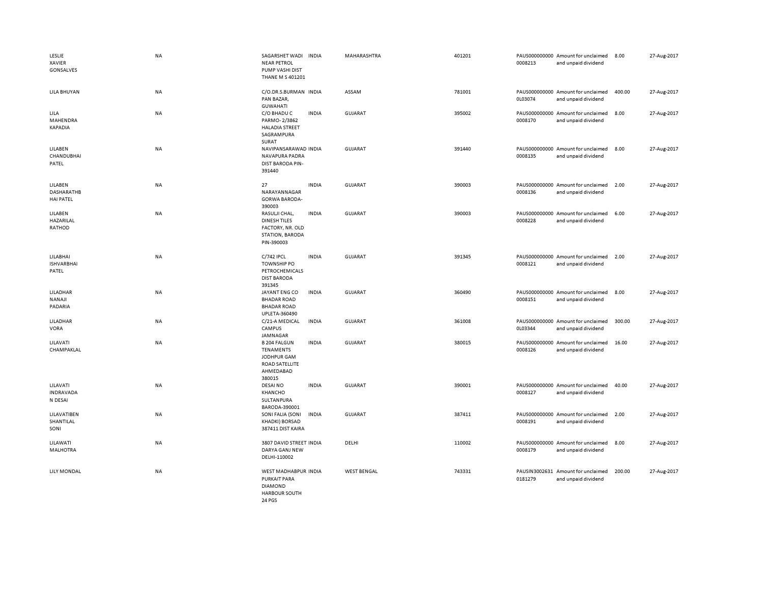| | | | | | | | | | | |
|---|---|---|---|---|---|---|---|---|---|---|
| LESLIE XAVIER GONSALVES | NA | SAGARSHET WADI NEAR PETROL PUMP VASHI DIST THANE M S 401201 | INDIA | MAHARASHTRA | 401201 | PAUS000000000 0008213 | Amount for unclaimed and unpaid dividend | 8.00 | 27-Aug-2017 |
| LILA BHUYAN | NA | C/O.DR.S.BURMAN PAN BAZAR, GUWAHATI | INDIA | ASSAM | 781001 | PAUS000000000 0L03074 | Amount for unclaimed and unpaid dividend | 400.00 | 27-Aug-2017 |
| LILA MAHENDRA KAPADIA | NA | C/O BHADU C PARMO- 2/3862 HALADIA STREET SAGRAMPURA SURAT | INDIA | GUJARAT | 395002 | PAUS000000000 0008170 | Amount for unclaimed and unpaid dividend | 8.00 | 27-Aug-2017 |
| LILABEN CHANDUBHAI PATEL | NA | NAVIPANSARAWAD NAVAPURA PADRA DIST BARODA PIN-391440 | INDIA | GUJARAT | 391440 | PAUS000000000 0008135 | Amount for unclaimed and unpaid dividend | 8.00 | 27-Aug-2017 |
| LILABEN DASHARATHB HAI PATEL | NA | 27 NARAYANNAGAR GORWA BARODA-390003 | INDIA | GUJARAT | 390003 | PAUS000000000 0008136 | Amount for unclaimed and unpaid dividend | 2.00 | 27-Aug-2017 |
| LILABEN HAZARILAL RATHOD | NA | RASULJI CHAL, DINESH TILES FACTORY, NR. OLD STATION, BARODA PIN-390003 | INDIA | GUJARAT | 390003 | PAUS000000000 0008228 | Amount for unclaimed and unpaid dividend | 6.00 | 27-Aug-2017 |
| LILABHAI ISHVARBHAI PATEL | NA | C/742 IPCL TOWNSHIP PO PETROCHEMICALS DIST BARODA 391345 | INDIA | GUJARAT | 391345 | PAUS000000000 0008121 | Amount for unclaimed and unpaid dividend | 2.00 | 27-Aug-2017 |
| LILADHAR NANAJI PADARIA | NA | JAYANT ENG CO BHADAR ROAD BHADAR ROAD UPLETA-360490 | INDIA | GUJARAT | 360490 | PAUS000000000 0008151 | Amount for unclaimed and unpaid dividend | 8.00 | 27-Aug-2017 |
| LILADHAR VORA | NA | C/21-A MEDICAL CAMPUS JAMNAGAR | INDIA | GUJARAT | 361008 | PAUS000000000 0L03344 | Amount for unclaimed and unpaid dividend | 300.00 | 27-Aug-2017 |
| LILAVATI CHAMPAKLAL | NA | B 204 FALGUN TENAMENTS JODHPUR GAM ROAD SATELLITE AHMEDABAD 380015 | INDIA | GUJARAT | 380015 | PAUS000000000 0008126 | Amount for unclaimed and unpaid dividend | 16.00 | 27-Aug-2017 |
| LILAVATI INDRAVADA N DESAI | NA | DESAI NO KHANCHO SULTANPURA BARODA-390001 | INDIA | GUJARAT | 390001 | PAUS000000000 0008127 | Amount for unclaimed and unpaid dividend | 40.00 | 27-Aug-2017 |
| LILAVATIBEN SHANTILAL SONI | NA | SONI FALIA (SONI KHADKI) BORSAD 387411 DIST KAIRA | INDIA | GUJARAT | 387411 | PAUS000000000 0008191 | Amount for unclaimed and unpaid dividend | 2.00 | 27-Aug-2017 |
| LILAWATI MALHOTRA | NA | 3807 DAVID STREET DARYA GANJ NEW DELHI-110002 | INDIA | DELHI | 110002 | PAUS000000000 0008179 | Amount for unclaimed and unpaid dividend | 8.00 | 27-Aug-2017 |
| LILY MONDAL | NA | WEST MADHABPUR PURKAIT PARA DIAMOND HARBOUR SOUTH 24 PGS | INDIA | WEST BENGAL | 743331 | PAUSIN3002631 0181279 | Amount for unclaimed and unpaid dividend | 200.00 | 27-Aug-2017 |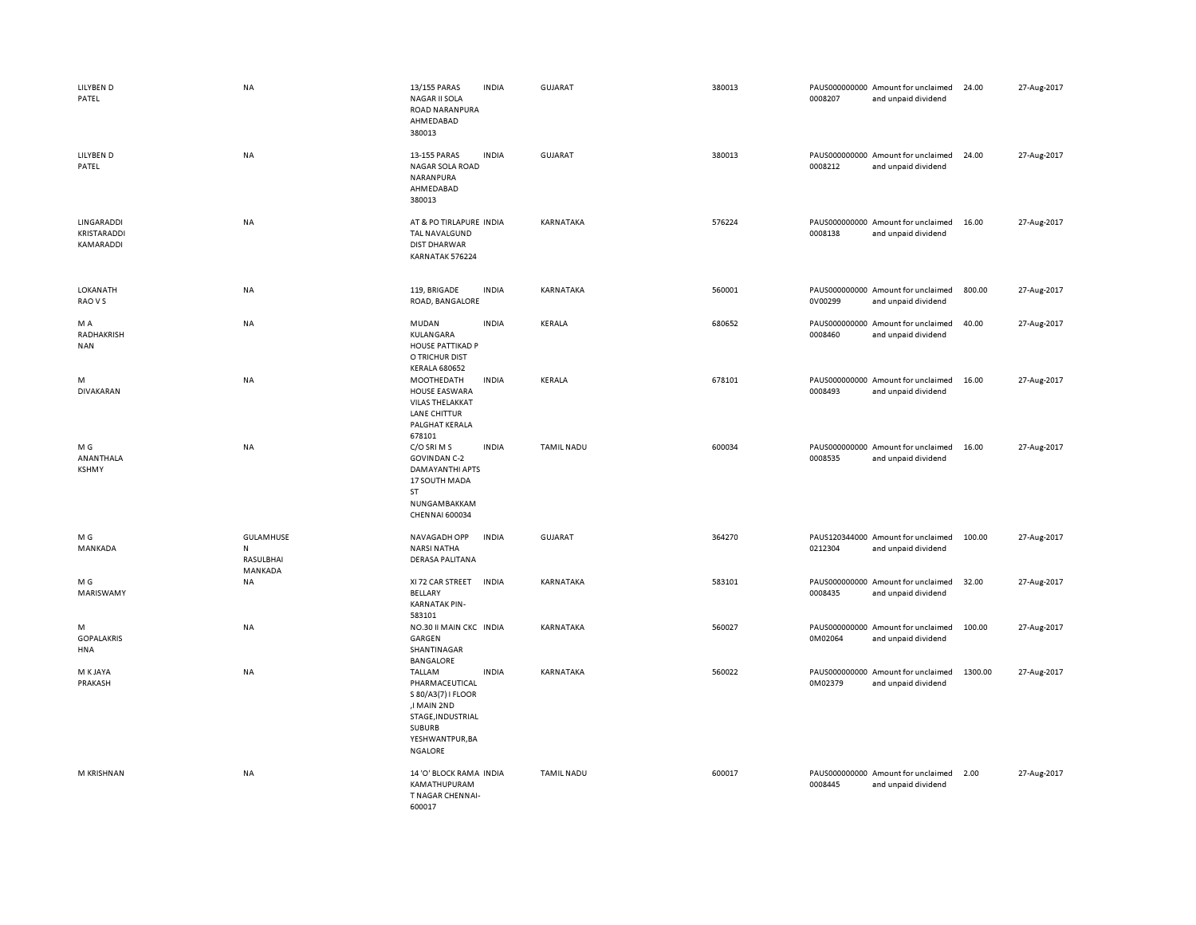| | | | | | | | | | |
|---|---|---|---|---|---|---|---|---|---|
| LILYBEN D PATEL | NA | 13/155 PARAS NAGAR II SOLA ROAD NARANPURA AHMEDABAD 380013 | INDIA | GUJARAT | 380013 | PAUS0000000000008207 | Amount for unclaimed and unpaid dividend | 24.00 | 27-Aug-2017 |
| LILYBEN D PATEL | NA | 13-155 PARAS NAGAR SOLA ROAD NARANPURA AHMEDABAD 380013 | INDIA | GUJARAT | 380013 | PAUS0000000000008212 | Amount for unclaimed and unpaid dividend | 24.00 | 27-Aug-2017 |
| LINGARADDI KRISTARADDI KAMARADDI | NA | AT & PO TIRLAPURE TAL NAVALGUND DIST DHARWAR KARNATAK 576224 | INDIA | KARNATAKA | 576224 | PAUS0000000000008138 | Amount for unclaimed and unpaid dividend | 16.00 | 27-Aug-2017 |
| LOKANATH RAO V S | NA | 119, BRIGADE ROAD, BANGALORE | INDIA | KARNATAKA | 560001 | PAUS0000000000V00299 | Amount for unclaimed and unpaid dividend | 800.00 | 27-Aug-2017 |
| M A RADHAKRISH NAN | NA | MUDAN KULANGARA HOUSE PATTIKAD P O TRICHUR DIST KERALA 680652 | INDIA | KERALA | 680652 | PAUS0000000000008460 | Amount for unclaimed and unpaid dividend | 40.00 | 27-Aug-2017 |
| M DIVAKARAN | NA | MOOTHEDATH HOUSE EASWARA VILAS THELAKKAT LANE CHITTUR PALGHAT KERALA 678101 | INDIA | KERALA | 678101 | PAUS0000000000008493 | Amount for unclaimed and unpaid dividend | 16.00 | 27-Aug-2017 |
| M G ANANTHALA KSHMY | NA | C/O SRI M S GOVINDAN C-2 DAMAYANTHI APTS 17 SOUTH MADA ST NUNGAMBAKKAM CHENNAI 600034 | INDIA | TAMIL NADU | 600034 | PAUS0000000000008535 | Amount for unclaimed and unpaid dividend | 16.00 | 27-Aug-2017 |
| M G MANKADA | GULAMHUSE N RASULBHAI MANKADA | NAVAGADH OPP NARSI NATHA DERASA PALITANA | INDIA | GUJARAT | 364270 | PAUS1203440000212304 | Amount for unclaimed and unpaid dividend | 100.00 | 27-Aug-2017 |
| M G MARISWAMY | NA | XI 72 CAR STREET BELLARY KARNATAK PIN-583101 | INDIA | KARNATAKA | 583101 | PAUS0000000000008435 | Amount for unclaimed and unpaid dividend | 32.00 | 27-Aug-2017 |
| M GOPALAKRIS HNA | NA | NO.30 II MAIN CKC GARGEN SHANTINAGAR BANGALORE | INDIA | KARNATAKA | 560027 | PAUS0000000000M02064 | Amount for unclaimed and unpaid dividend | 100.00 | 27-Aug-2017 |
| M K JAYA PRAKASH | NA | TALLAM PHARMACEUTICAL S 80/A3(7) I FLOOR ,I MAIN 2ND STAGE,INDUSTRIAL SUBURB YESHWANTPUR,BA NGALORE | INDIA | KARNATAKA | 560022 | PAUS0000000000M02379 | Amount for unclaimed and unpaid dividend | 1300.00 | 27-Aug-2017 |
| M KRISHNAN | NA | 14 'O' BLOCK RAMA KAMATHUPURAM T NAGAR CHENNAI-600017 | INDIA | TAMIL NADU | 600017 | PAUS0000000000008445 | Amount for unclaimed and unpaid dividend | 2.00 | 27-Aug-2017 |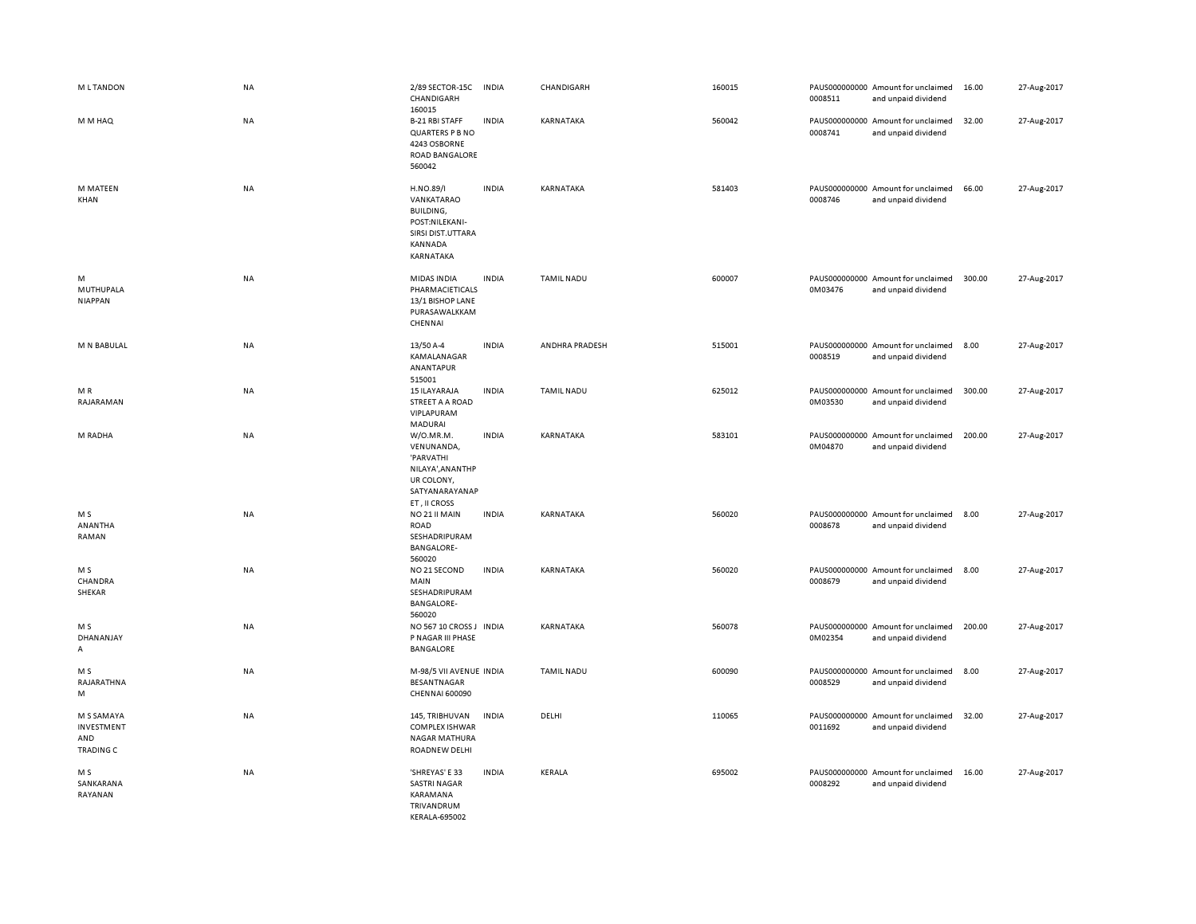| | | | | | | | | | |
|---|---|---|---|---|---|---|---|---|---|
| M L TANDON | NA | 2/89 SECTOR-15C CHANDIGARH 160015 | INDIA | CHANDIGARH | 160015 | PAUS0000000000008511 | Amount for unclaimed and unpaid dividend | 16.00 | 27-Aug-2017 |
| M M HAQ | NA | B-21 RBI STAFF QUARTERS P B NO 4243 OSBORNE ROAD BANGALORE 560042 | INDIA | KARNATAKA | 560042 | PAUS0000000000008741 | Amount for unclaimed and unpaid dividend | 32.00 | 27-Aug-2017 |
| M MATEEN KHAN | NA | H.NO.89/I VANKATARAO BUILDING, POST:NILEKANI-SIRSI DIST.UTTARA KANNADA KARNATAKA | INDIA | KARNATAKA | 581403 | PAUS0000000000008746 | Amount for unclaimed and unpaid dividend | 66.00 | 27-Aug-2017 |
| M MUTHUPALA NIAPPAN | NA | MIDAS INDIA PHARMACIETICALS 13/1 BISHOP LANE PURASAWALKKAM CHENNAI | INDIA | TAMIL NADU | 600007 | PAUS0000000000M03476 | Amount for unclaimed and unpaid dividend | 300.00 | 27-Aug-2017 |
| M N BABULAL | NA | 13/50 A-4 KAMALANAGAR ANANTAPUR 515001 | INDIA | ANDHRA PRADESH | 515001 | PAUS0000000000008519 | Amount for unclaimed and unpaid dividend | 8.00 | 27-Aug-2017 |
| M R RAJARAMAN | NA | 15 ILAYARAJA STREET A A ROAD VIPLAPURAM MADURAI | INDIA | TAMIL NADU | 625012 | PAUS0000000000M03530 | Amount for unclaimed and unpaid dividend | 300.00 | 27-Aug-2017 |
| M RADHA | NA | W/O.MR.M. VENUNANDA, 'PARVATHI NILAYA',ANANTHPUR COLONY, SATYANARAYANAPET , II CROSS | INDIA | KARNATAKA | 583101 | PAUS0000000000M04870 | Amount for unclaimed and unpaid dividend | 200.00 | 27-Aug-2017 |
| M S ANANTHA RAMAN | NA | NO 21 II MAIN ROAD SESHADRIPURAM BANGALORE-560020 | INDIA | KARNATAKA | 560020 | PAUS0000000000008678 | Amount for unclaimed and unpaid dividend | 8.00 | 27-Aug-2017 |
| M S CHANDRA SHEKAR | NA | NO 21 SECOND MAIN SESHADRIPURAM BANGALORE-560020 | INDIA | KARNATAKA | 560020 | PAUS0000000000008679 | Amount for unclaimed and unpaid dividend | 8.00 | 27-Aug-2017 |
| M S DHANANJAY A | NA | NO 567 10 CROSS J P NAGAR III PHASE BANGALORE | INDIA | KARNATAKA | 560078 | PAUS0000000000M02354 | Amount for unclaimed and unpaid dividend | 200.00 | 27-Aug-2017 |
| M S RAJARATHNA M | NA | M-98/5 VII AVENUE BESANTNAGAR CHENNAI 600090 | INDIA | TAMIL NADU | 600090 | PAUS0000000000008529 | Amount for unclaimed and unpaid dividend | 8.00 | 27-Aug-2017 |
| M S SAMAYA INVESTMENT AND TRADING C | NA | 145, TRIBHUVAN COMPLEX ISHWAR NAGAR MATHURA ROADNEW DELHI | INDIA | DELHI | 110065 | PAUS0000000000011692 | Amount for unclaimed and unpaid dividend | 32.00 | 27-Aug-2017 |
| M S SANKARANA RAYANAN | NA | 'SHREYAS' E 33 SASTRI NAGAR KARAMANA TRIVANDRUM KERALA-695002 | INDIA | KERALA | 695002 | PAUS0000000000008292 | Amount for unclaimed and unpaid dividend | 16.00 | 27-Aug-2017 |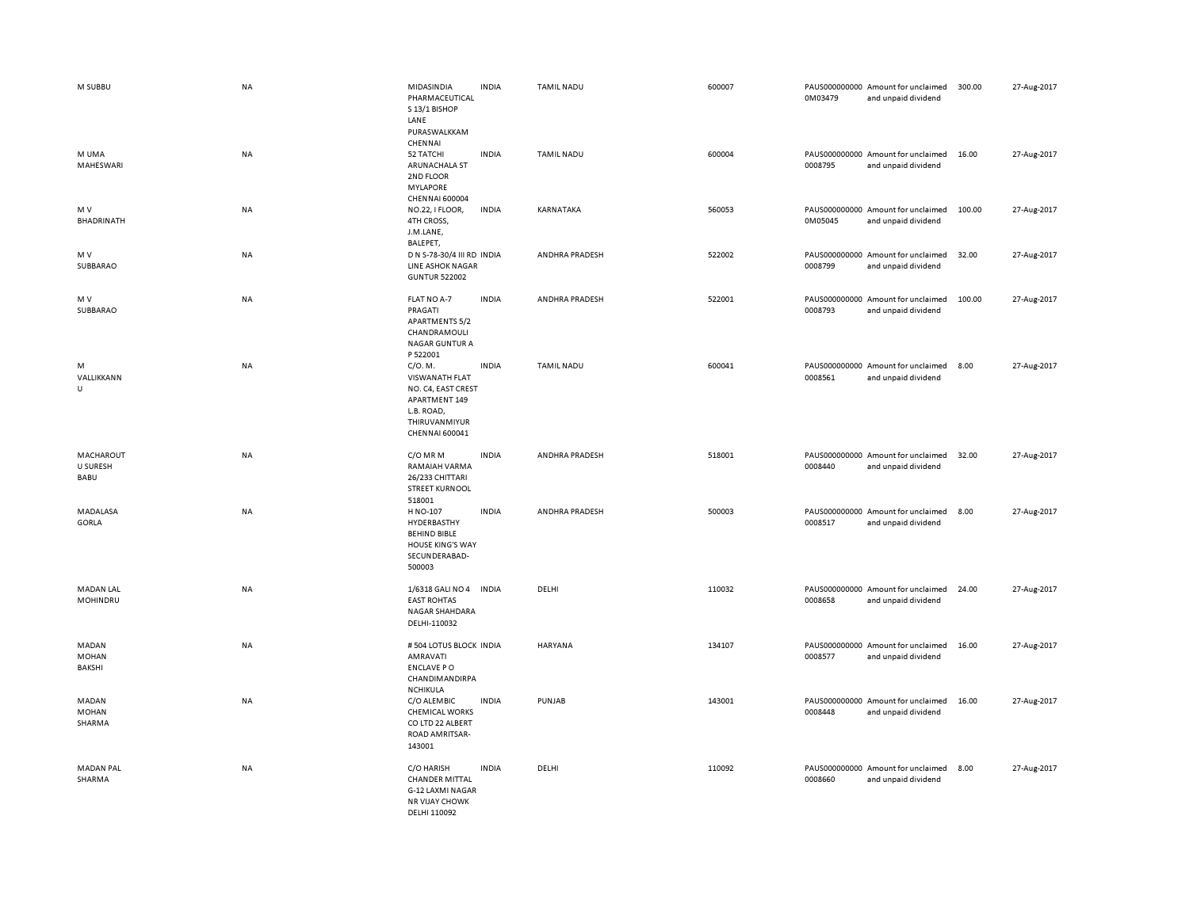| | | | | | | | | | |
|---|---|---|---|---|---|---|---|---|---|
| M SUBBU | NA | MIDASINDIA PHARMACEUTICALS 13/1 BISHOP LANE PURASWALKKAM CHENNAI | INDIA | TAMIL NADU | 600007 | PAUS0000000000M03479 | Amount for unclaimed and unpaid dividend | 300.00 | 27-Aug-2017 |
| M UMA MAHESWARI | NA | 52 TATCHI ARUNACHALA ST 2ND FLOOR MYLAPORE CHENNAI 600004 | INDIA | TAMIL NADU | 600004 | PAUS0000000000008795 | Amount for unclaimed and unpaid dividend | 16.00 | 27-Aug-2017 |
| M V BHADRINATH | NA | NO.22, I FLOOR, 4TH CROSS, J.M.LANE, BALEPET, | INDIA | KARNATAKA | 560053 | PAUS0000000000M05045 | Amount for unclaimed and unpaid dividend | 100.00 | 27-Aug-2017 |
| M V SUBBARAO | NA | D N S-78-30/4 III RD LINE ASHOK NAGAR GUNTUR 522002 | INDIA | ANDHRA PRADESH | 522002 | PAUS0000000000008799 | Amount for unclaimed and unpaid dividend | 32.00 | 27-Aug-2017 |
| M V SUBBARAO | NA | FLAT NO A-7 PRAGATI APARTMENTS 5/2 CHANDRAMOULI NAGAR GUNTUR A P 522001 | INDIA | ANDHRA PRADESH | 522001 | PAUS0000000000008793 | Amount for unclaimed and unpaid dividend | 100.00 | 27-Aug-2017 |
| M VALLIKKANN U | NA | C/O. M. VISWANATH FLAT NO. C4, EAST CREST APARTMENT 149 L.B. ROAD, THIRUVANMIYUR CHENNAI 600041 | INDIA | TAMIL NADU | 600041 | PAUS0000000000008561 | Amount for unclaimed and unpaid dividend | 8.00 | 27-Aug-2017 |
| MACHAROUT U SURESH BABU | NA | C/O MR M RAMAIAH VARMA 26/233 CHITTARI STREET KURNOOL 518001 | INDIA | ANDHRA PRADESH | 518001 | PAUS0000000000008440 | Amount for unclaimed and unpaid dividend | 32.00 | 27-Aug-2017 |
| MADALASA GORLA | NA | H NO-107 HYDERBASTHY BEHIND BIBLE HOUSE KING'S WAY SECUNDERABAD-500003 | INDIA | ANDHRA PRADESH | 500003 | PAUS0000000000008517 | Amount for unclaimed and unpaid dividend | 8.00 | 27-Aug-2017 |
| MADAN LAL MOHINDRU | NA | 1/6318 GALI NO 4 EAST ROHTAS NAGAR SHAHDARA DELHI-110032 | INDIA | DELHI | 110032 | PAUS0000000000008658 | Amount for unclaimed and unpaid dividend | 24.00 | 27-Aug-2017 |
| MADAN MOHAN BAKSHI | NA | # 504 LOTUS BLOCK AMRAVATI ENCLAVE P O CHANDIMANDIRPANCHIKULA | INDIA | HARYANA | 134107 | PAUS0000000000008577 | Amount for unclaimed and unpaid dividend | 16.00 | 27-Aug-2017 |
| MADAN MOHAN SHARMA | NA | C/O ALEMBIC CHEMICAL WORKS CO LTD 22 ALBERT ROAD AMRITSAR-143001 | INDIA | PUNJAB | 143001 | PAUS0000000000008448 | Amount for unclaimed and unpaid dividend | 16.00 | 27-Aug-2017 |
| MADAN PAL SHARMA | NA | C/O HARISH CHANDER MITTAL G-12 LAXMI NAGAR NR VIJAY CHOWK DELHI 110092 | INDIA | DELHI | 110092 | PAUS0000000000008660 | Amount for unclaimed and unpaid dividend | 8.00 | 27-Aug-2017 |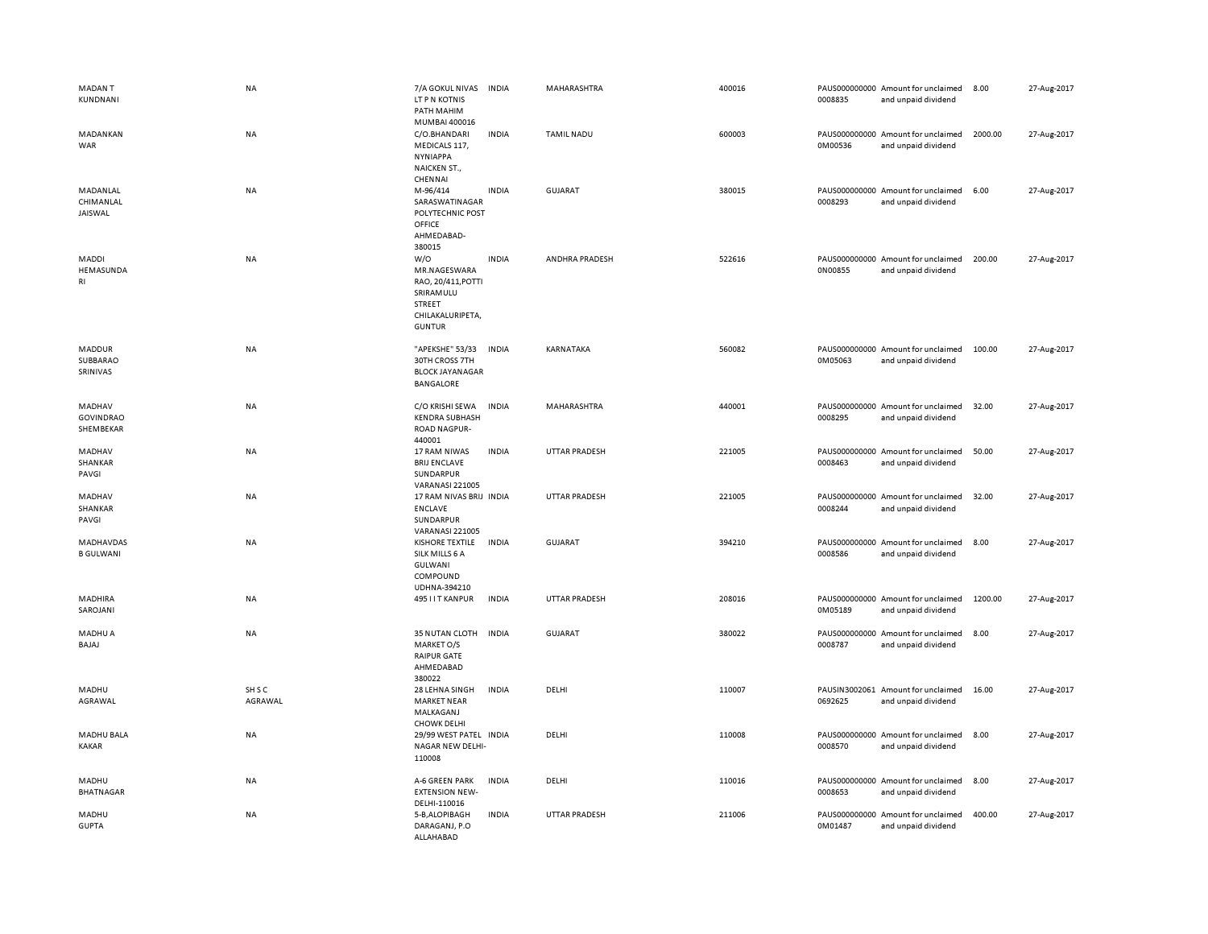| | | | | | | | | | |
|---|---|---|---|---|---|---|---|---|---|
| MADAN T KUNDNANI | NA | 7/A GOKUL NIVAS LT P N KOTNIS PATH MAHIM MUMBAI 400016 | INDIA | MAHARASHTRA | 400016 | PAUS0000000000008835 | Amount for unclaimed and unpaid dividend | 8.00 | 27-Aug-2017 |
| MADANKAN WAR | NA | C/O.BHANDARI MEDICALS 117, NYNIAPPA NAICKEN ST., CHENNAI | INDIA | TAMIL NADU | 600003 | PAUS0000000000M00536 | Amount for unclaimed and unpaid dividend | 2000.00 | 27-Aug-2017 |
| MADANLAL CHIMANLAL JAISWAL | NA | M-96/414 SARASWATINAGAR POLYTECHNIC POST OFFICE AHMEDABAD-380015 | INDIA | GUJARAT | 380015 | PAUS0000000000008293 | Amount for unclaimed and unpaid dividend | 6.00 | 27-Aug-2017 |
| MADDI HEMASUNDA RI | NA | W/O MR.NAGESWARA RAO, 20/411,POTTI SRIRAMULU STREET CHILAKALURIPETA, GUNTUR | INDIA | ANDHRA PRADESH | 522616 | PAUS0000000000N00855 | Amount for unclaimed and unpaid dividend | 200.00 | 27-Aug-2017 |
| MADDUR SUBBARAO SRINIVAS | NA | "APEKSHE" 53/33 30TH CROSS 7TH BLOCK JAYANAGAR BANGALORE | INDIA | KARNATAKA | 560082 | PAUS0000000000M05063 | Amount for unclaimed and unpaid dividend | 100.00 | 27-Aug-2017 |
| MADHAV GOVINDRAO SHEMBEKAR | NA | C/O KRISHI SEWA KENDRA SUBHASH ROAD NAGPUR-440001 | INDIA | MAHARASHTRA | 440001 | PAUS0000000000008295 | Amount for unclaimed and unpaid dividend | 32.00 | 27-Aug-2017 |
| MADHAV SHANKAR PAVGI | NA | 17 RAM NIWAS BRIJ ENCLAVE SUNDARPUR VARANASI 221005 | INDIA | UTTAR PRADESH | 221005 | PAUS0000000000008463 | Amount for unclaimed and unpaid dividend | 50.00 | 27-Aug-2017 |
| MADHAV SHANKAR PAVGI | NA | 17 RAM NIVAS BRIJ ENCLAVE SUNDARPUR VARANASI 221005 | INDIA | UTTAR PRADESH | 221005 | PAUS0000000000008244 | Amount for unclaimed and unpaid dividend | 32.00 | 27-Aug-2017 |
| MADHAVDAS B GULWANI | NA | KISHORE TEXTILE SILK MILLS 6 A GULWANI COMPOUND UDHNA-394210 | INDIA | GUJARAT | 394210 | PAUS0000000000008586 | Amount for unclaimed and unpaid dividend | 8.00 | 27-Aug-2017 |
| MADHIRA SAROJANI | NA | 495 I I T KANPUR | INDIA | UTTAR PRADESH | 208016 | PAUS0000000000M05189 | Amount for unclaimed and unpaid dividend | 1200.00 | 27-Aug-2017 |
| MADHU A BAJAJ | NA | 35 NUTAN CLOTH MARKET O/S RAIPUR GATE AHMEDABAD 380022 | INDIA | GUJARAT | 380022 | PAUS0000000000008787 | Amount for unclaimed and unpaid dividend | 8.00 | 27-Aug-2017 |
| MADHU AGRAWAL | SH S C AGRAWAL | 28 LEHNA SINGH MARKET NEAR MALKAGANJ CHOWK DELHI | INDIA | DELHI | 110007 | PAUSIN30020610692625 | Amount for unclaimed and unpaid dividend | 16.00 | 27-Aug-2017 |
| MADHU BALA KAKAR | NA | 29/99 WEST PATEL NAGAR NEW DELHI-110008 | INDIA | DELHI | 110008 | PAUS0000000000008570 | Amount for unclaimed and unpaid dividend | 8.00 | 27-Aug-2017 |
| MADHU BHATNAGAR | NA | A-6 GREEN PARK EXTENSION NEW-DELHI-110016 | INDIA | DELHI | 110016 | PAUS0000000000008653 | Amount for unclaimed and unpaid dividend | 8.00 | 27-Aug-2017 |
| MADHU GUPTA | NA | 5-B,ALOPIBAGH DARAGANJ, P.O ALLAHABAD | INDIA | UTTAR PRADESH | 211006 | PAUS0000000000M01487 | Amount for unclaimed and unpaid dividend | 400.00 | 27-Aug-2017 |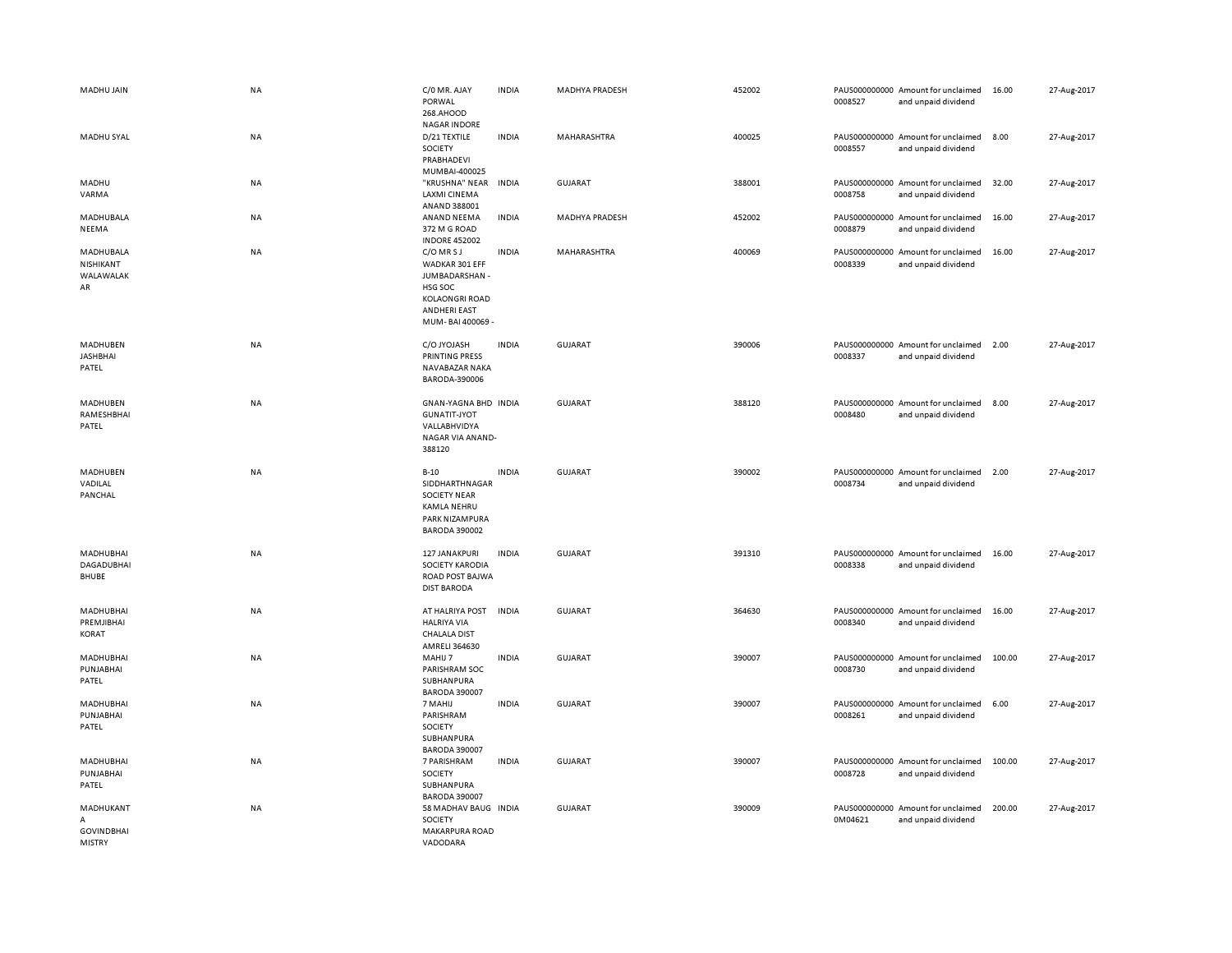| | | | | | | | | | |
|---|---|---|---|---|---|---|---|---|---|
| MADHU JAIN | NA | C/0 MR. AJAY PORWAL 268.AHOOD NAGAR INDORE | INDIA | MADHYA PRADESH | 452002 | PAUS0000000000008527 | Amount for unclaimed and unpaid dividend | 16.00 | 27-Aug-2017 |
| MADHU SYAL | NA | D/21 TEXTILE SOCIETY PRABHADEVI MUMBAI-400025 | INDIA | MAHARASHTRA | 400025 | PAUS0000000000008557 | Amount for unclaimed and unpaid dividend | 8.00 | 27-Aug-2017 |
| MADHU VARMA | NA | "KRUSHNA" NEAR LAXMI CINEMA ANAND 388001 | INDIA | GUJARAT | 388001 | PAUS0000000000008758 | Amount for unclaimed and unpaid dividend | 32.00 | 27-Aug-2017 |
| MADHUBALA NEEMA | NA | ANAND NEEMA 372 M G ROAD INDORE 452002 | INDIA | MADHYA PRADESH | 452002 | PAUS0000000000008879 | Amount for unclaimed and unpaid dividend | 16.00 | 27-Aug-2017 |
| MADHUBALA NISHIKANT WALAWALAKAR | NA | C/O MR S J WADKAR 301 EFF JUMBADARSHAN - HSG SOC KOLAONGRI ROAD ANDHERI EAST MUM- BAI 400069 - | INDIA | MAHARASHTRA | 400069 | PAUS0000000000008339 | Amount for unclaimed and unpaid dividend | 16.00 | 27-Aug-2017 |
| MADHUBEN JASHBHAI PATEL | NA | C/O JYOJASH PRINTING PRESS NAVABAZAR NAKA BARODA-390006 | INDIA | GUJARAT | 390006 | PAUS0000000000008337 | Amount for unclaimed and unpaid dividend | 2.00 | 27-Aug-2017 |
| MADHUBEN RAMESHBHAI PATEL | NA | GNAN-YAGNA BHD GUNATIT-JYOT VALLABHVIDYA NAGAR VIA ANAND-388120 | INDIA | GUJARAT | 388120 | PAUS0000000000008480 | Amount for unclaimed and unpaid dividend | 8.00 | 27-Aug-2017 |
| MADHUBEN VADILAL PANCHAL | NA | B-10 SIDDHARTHNAGAR SOCIETY NEAR KAMLA NEHRU PARK NIZAMPURA BARODA 390002 | INDIA | GUJARAT | 390002 | PAUS0000000000008734 | Amount for unclaimed and unpaid dividend | 2.00 | 27-Aug-2017 |
| MADHUBHAI DAGADUBHAI BHUBE | NA | 127 JANAKPURI SOCIETY KARODIA ROAD POST BAJWA DIST BARODA | INDIA | GUJARAT | 391310 | PAUS0000000000008338 | Amount for unclaimed and unpaid dividend | 16.00 | 27-Aug-2017 |
| MADHUBHAI PREMJIBHAI KORAT | NA | AT HALRIYA POST HALRIYA VIA CHALALA DIST AMRELI 364630 | INDIA | GUJARAT | 364630 | PAUS0000000000008340 | Amount for unclaimed and unpaid dividend | 16.00 | 27-Aug-2017 |
| MADHUBHAI PUNJABHAI PATEL | NA | MAHIJ 7 PARISHRAM SOC SUBHANPURA BARODA 390007 | INDIA | GUJARAT | 390007 | PAUS0000000000008730 | Amount for unclaimed and unpaid dividend | 100.00 | 27-Aug-2017 |
| MADHUBHAI PUNJABHAI PATEL | NA | 7 MAHIJ PARISHRAM SOCIETY SUBHANPURA BARODA 390007 | INDIA | GUJARAT | 390007 | PAUS0000000000008261 | Amount for unclaimed and unpaid dividend | 6.00 | 27-Aug-2017 |
| MADHUBHAI PUNJABHAI PATEL | NA | 7 PARISHRAM SOCIETY SUBHANPURA BARODA 390007 | INDIA | GUJARAT | 390007 | PAUS0000000000008728 | Amount for unclaimed and unpaid dividend | 100.00 | 27-Aug-2017 |
| MADHUKANTA GOVINDBHAI MISTRY | NA | 58 MADHAV BAUG SOCIETY MAKARPURA ROAD VADODARA | INDIA | GUJARAT | 390009 | PAUS0000000000M04621 | Amount for unclaimed and unpaid dividend | 200.00 | 27-Aug-2017 |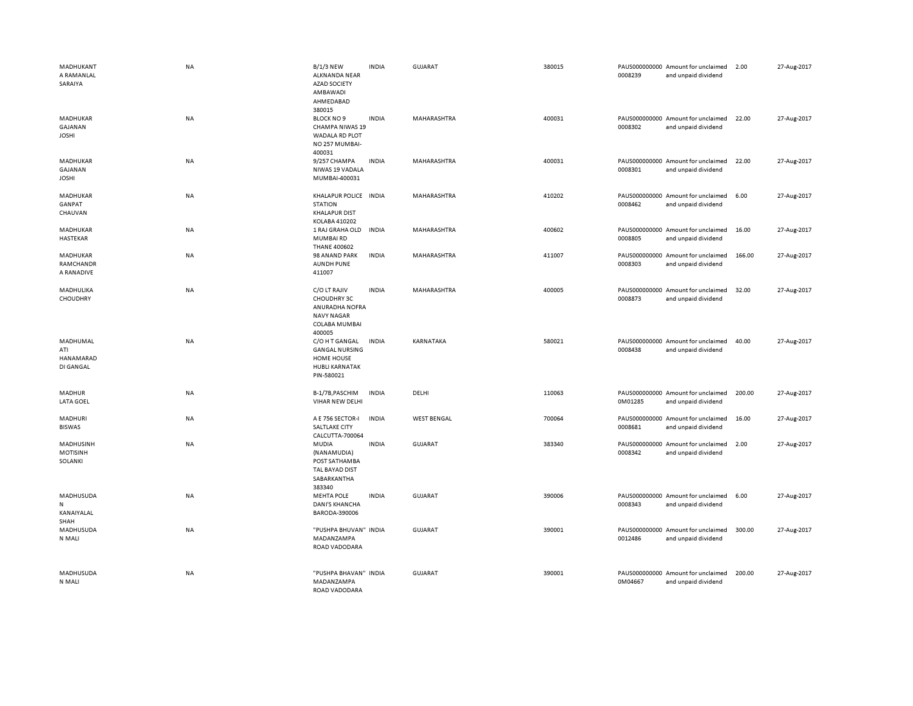| | | | | | | | | | |
|---|---|---|---|---|---|---|---|---|---|
| MADHUKANT A RAMANLAL SARAIYA | NA | B/1/3 NEW ALKNANDA NEAR AZAD SOCIETY AMBAWADI AHMEDABAD 380015 | INDIA | GUJARAT | 380015 | PAUS0000000000008239 | Amount for unclaimed and unpaid dividend | 2.00 | 27-Aug-2017 |
| MADHUKAR GAJANAN JOSHI | NA | BLOCK NO 9 CHAMPA NIWAS 19 WADALA RD PLOT NO 257 MUMBAI-400031 | INDIA | MAHARASHTRA | 400031 | PAUS0000000000008302 | Amount for unclaimed and unpaid dividend | 22.00 | 27-Aug-2017 |
| MADHUKAR GAJANAN JOSHI | NA | 9/257 CHAMPA NIWAS 19 VADALA MUMBAI-400031 | INDIA | MAHARASHTRA | 400031 | PAUS0000000000008301 | Amount for unclaimed and unpaid dividend | 22.00 | 27-Aug-2017 |
| MADHUKAR GANPAT CHAUVAN | NA | KHALAPUR POLICE STATION KHALAPUR DIST KOLABA 410202 | INDIA | MAHARASHTRA | 410202 | PAUS0000000000008462 | Amount for unclaimed and unpaid dividend | 6.00 | 27-Aug-2017 |
| MADHUKAR HASTEKAR | NA | 1 RAJ GRAHA OLD MUMBAI RD THANE 400602 | INDIA | MAHARASHTRA | 400602 | PAUS0000000000008805 | Amount for unclaimed and unpaid dividend | 16.00 | 27-Aug-2017 |
| MADHUKAR RAMCHANDR A RANADIVE | NA | 98 ANAND PARK AUNDH PUNE 411007 | INDIA | MAHARASHTRA | 411007 | PAUS0000000000008303 | Amount for unclaimed and unpaid dividend | 166.00 | 27-Aug-2017 |
| MADHULIKA CHOUDHRY | NA | C/O LT RAJIV CHOUDHRY 3C ANURADHA NOFRA NAVY NAGAR COLABA MUMBAI 400005 | INDIA | MAHARASHTRA | 400005 | PAUS0000000000008873 | Amount for unclaimed and unpaid dividend | 32.00 | 27-Aug-2017 |
| MADHUMAL ATI HANAMARAD DI GANGAL | NA | C/O H T GANGAL GANGAL NURSING HOME HOUSE HUBLI KARNATAK PIN-580021 | INDIA | KARNATAKA | 580021 | PAUS0000000000008438 | Amount for unclaimed and unpaid dividend | 40.00 | 27-Aug-2017 |
| MADHUR LATA GOEL | NA | B-1/7B,PASCHIM VIHAR NEW DELHI | INDIA | DELHI | 110063 | PAUS0000000000M01285 | Amount for unclaimed and unpaid dividend | 200.00 | 27-Aug-2017 |
| MADHURI BISWAS | NA | A E 756 SECTOR-I SALTLAKE CITY CALCUTTA-700064 | INDIA | WEST BENGAL | 700064 | PAUS0000000000008681 | Amount for unclaimed and unpaid dividend | 16.00 | 27-Aug-2017 |
| MADHUSINH MOTISINH SOLANKI | NA | MUDIA (NANAMUDIA) POST SATHAMBA TAL BAYAD DIST SABARKANTHA 383340 | INDIA | GUJARAT | 383340 | PAUS0000000000008342 | Amount for unclaimed and unpaid dividend | 2.00 | 27-Aug-2017 |
| MADHUSUDA N KANAIYALAL SHAH | NA | MEHTA POLE DANI'S KHANCHA BARODA-390006 | INDIA | GUJARAT | 390006 | PAUS0000000000008343 | Amount for unclaimed and unpaid dividend | 6.00 | 27-Aug-2017 |
| MADHUSUDA N MALI | NA | "PUSHPA BHUVAN" MADANZAMPA ROAD VADODARA | INDIA | GUJARAT | 390001 | PAUS0000000000012486 | Amount for unclaimed and unpaid dividend | 300.00 | 27-Aug-2017 |
| MADHUSUDA N MALI | NA | "PUSHPA BHAVAN" MADANZAMPA ROAD VADODARA | INDIA | GUJARAT | 390001 | PAUS0000000000M04667 | Amount for unclaimed and unpaid dividend | 200.00 | 27-Aug-2017 |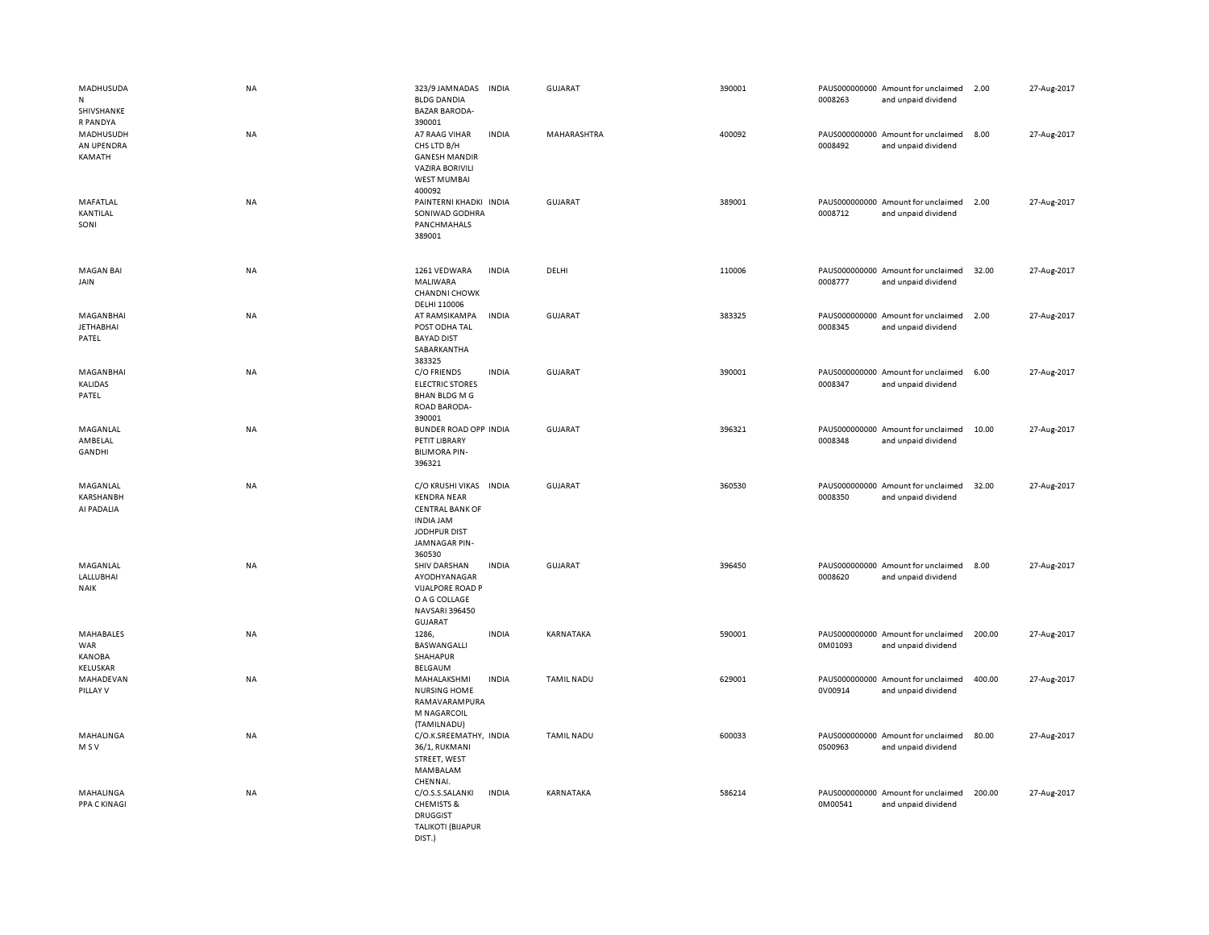| | | | | | | | | | |
|---|---|---|---|---|---|---|---|---|---|
| MADHUSUDAN SHIVSHANKER PANDYA | NA | 323/9 JAMNADAS BLDG DANDIA BAZAR BARODA-390001 | INDIA | GUJARAT | 390001 | PAUS0000000000008263 | Amount for unclaimed and unpaid dividend | 2.00 | 27-Aug-2017 |
| MADHUSUDHAN UPENDRA KAMATH | NA | A7 RAAG VIHAR CHS LTD B/H GANESH MANDIR VAZIRA BORIVILI WEST MUMBAI 400092 | INDIA | MAHARASHTRA | 400092 | PAUS0000000000008492 | Amount for unclaimed and unpaid dividend | 8.00 | 27-Aug-2017 |
| MAFATLAL KANTILAL SONI | NA | PAINTERNI KHADKI SONIWAD GODHRA PANCHMAHALS 389001 | INDIA | GUJARAT | 389001 | PAUS0000000000008712 | Amount for unclaimed and unpaid dividend | 2.00 | 27-Aug-2017 |
| MAGAN BAI JAIN | NA | 1261 VEDWARA MALIWARA CHANDNI CHOWK DELHI 110006 | INDIA | DELHI | 110006 | PAUS0000000000008777 | Amount for unclaimed and unpaid dividend | 32.00 | 27-Aug-2017 |
| MAGANBHAI JETHABHAI PATEL | NA | AT RAMSIKAMPA POST ODHA TAL BAYAD DIST SABARKANTHA 383325 | INDIA | GUJARAT | 383325 | PAUS0000000000008345 | Amount for unclaimed and unpaid dividend | 2.00 | 27-Aug-2017 |
| MAGANBHAI KALIDAS PATEL | NA | C/O FRIENDS ELECTRIC STORES BHAN BLDG M G ROAD BARODA-390001 | INDIA | GUJARAT | 390001 | PAUS0000000000008347 | Amount for unclaimed and unpaid dividend | 6.00 | 27-Aug-2017 |
| MAGANLAL AMBELAL GANDHI | NA | BUNDER ROAD OPP PETIT LIBRARY BILIMORA PIN-396321 | INDIA | GUJARAT | 396321 | PAUS0000000000008348 | Amount for unclaimed and unpaid dividend | 10.00 | 27-Aug-2017 |
| MAGANLAL KARSHANBHAI PADALIA | NA | C/O KRUSHI VIKAS KENDRA NEAR CENTRAL BANK OF INDIA JAM JODHPUR DIST JAMNAGAR PIN-360530 | INDIA | GUJARAT | 360530 | PAUS0000000000008350 | Amount for unclaimed and unpaid dividend | 32.00 | 27-Aug-2017 |
| MAGANLAL LALLUBHAI NAIK | NA | SHIV DARSHAN AYODHYANAGAR VIJALPORE ROAD P O A G COLLAGE NAVSARI 396450 GUJARAT | INDIA | GUJARAT | 396450 | PAUS0000000000008620 | Amount for unclaimed and unpaid dividend | 8.00 | 27-Aug-2017 |
| MAHABALESWAR KANOBA KELUSKAR | NA | 1286, BASWANGALLI SHAHAPUR BELGAUM | INDIA | KARNATAKA | 590001 | PAUS0000000000M01093 | Amount for unclaimed and unpaid dividend | 200.00 | 27-Aug-2017 |
| MAHADEVAN PILLAY V | NA | MAHALAKSHMI NURSING HOME RAMAVARAMPURAM NAGARCOIL (TAMILNADU) | INDIA | TAMIL NADU | 629001 | PAUS0000000000V00914 | Amount for unclaimed and unpaid dividend | 400.00 | 27-Aug-2017 |
| MAHALINGAM S V | NA | C/O.K.SREEMATHY, 36/1, RUKMANI STREET, WEST MAMBALAM CHENNAI. | INDIA | TAMIL NADU | 600033 | PAUS0000000000S00963 | Amount for unclaimed and unpaid dividend | 80.00 | 27-Aug-2017 |
| MAHALINGAPPA C KINAGI | NA | C/O.S.S.SALANKI CHEMISTS & DRUGGIST TALIKOTI (BIJAPUR DIST.) | INDIA | KARNATAKA | 586214 | PAUS0000000000M00541 | Amount for unclaimed and unpaid dividend | 200.00 | 27-Aug-2017 |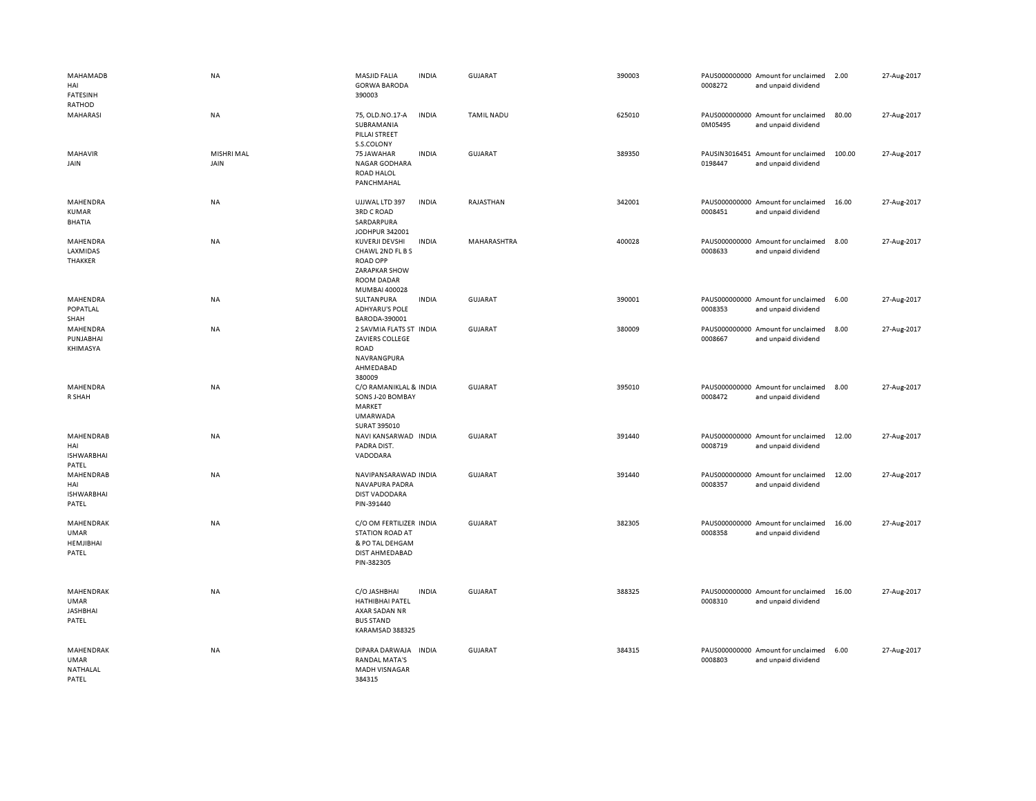| | | | | | | | | | |
|---|---|---|---|---|---|---|---|---|---|
| MAHAMADB HAI FATESINH RATHOD | NA | MASJID FALIA GORWA BARODA 390003 | INDIA | GUJARAT | 390003 | PAUS000000000 0008272 | Amount for unclaimed and unpaid dividend | 2.00 | 27-Aug-2017 |
| MAHARASI | NA | 75, OLD.NO.17-A SUBRAMANIA PILLAI STREET S.S.COLONY | INDIA | TAMIL NADU | 625010 | PAUS000000000 0M05495 | Amount for unclaimed and unpaid dividend | 80.00 | 27-Aug-2017 |
| MAHAVIR JAIN | MISHRI MAL JAIN | 75 JAWAHAR NAGAR GODHARA ROAD HALOL PANCHMAHAL | INDIA | GUJARAT | 389350 | PAUSIN3016451 0198447 | Amount for unclaimed and unpaid dividend | 100.00 | 27-Aug-2017 |
| MAHENDRA KUMAR BHATIA | NA | UJJWAL LTD 397 3RD C ROAD SARDARPURA JODHPUR 342001 | INDIA | RAJASTHAN | 342001 | PAUS000000000 0008451 | Amount for unclaimed and unpaid dividend | 16.00 | 27-Aug-2017 |
| MAHENDRA LAXMIDAS THAKKER | NA | KUVERJI DEVSHI CHAWL 2ND FL B S ROAD OPP ZARAPKAR SHOW ROOM DADAR MUMBAI 400028 | INDIA | MAHARASHTRA | 400028 | PAUS000000000 0008633 | Amount for unclaimed and unpaid dividend | 8.00 | 27-Aug-2017 |
| MAHENDRA POPATLAL SHAH | NA | SULTANPURA ADHYARU'S POLE BARODA-390001 | INDIA | GUJARAT | 390001 | PAUS000000000 0008353 | Amount for unclaimed and unpaid dividend | 6.00 | 27-Aug-2017 |
| MAHENDRA PUNJABHAI KHIMASYA | NA | 2 SAVMIA FLATS ST ZAVIERS COLLEGE ROAD NAVRANGPURA AHMEDABAD 380009 | INDIA | GUJARAT | 380009 | PAUS000000000 0008667 | Amount for unclaimed and unpaid dividend | 8.00 | 27-Aug-2017 |
| MAHENDRA R SHAH | NA | C/O RAMANIKLAL & SONS J-20 BOMBAY MARKET UMARWADA SURAT 395010 | INDIA | GUJARAT | 395010 | PAUS000000000 0008472 | Amount for unclaimed and unpaid dividend | 8.00 | 27-Aug-2017 |
| MAHENDRAB HAI ISHWARBHAI PATEL | NA | NAVI KANSARWAD PADRA DIST. VADODARA | INDIA | GUJARAT | 391440 | PAUS000000000 0008719 | Amount for unclaimed and unpaid dividend | 12.00 | 27-Aug-2017 |
| MAHENDRAB HAI ISHWARBHAI PATEL | NA | NAVIPANSARAWAD NAVAPURA PADRA DIST VADODARA PIN-391440 | INDIA | GUJARAT | 391440 | PAUS000000000 0008357 | Amount for unclaimed and unpaid dividend | 12.00 | 27-Aug-2017 |
| MAHENDRAK UMAR HEMJIBHAI PATEL | NA | C/O OM FERTILIZER STATION ROAD AT & PO TAL DEHGAM DIST AHMEDABAD PIN-382305 | INDIA | GUJARAT | 382305 | PAUS000000000 0008358 | Amount for unclaimed and unpaid dividend | 16.00 | 27-Aug-2017 |
| MAHENDRAK UMAR JASHBHAI PATEL | NA | C/O JASHBHAI HATHIBHAI PATEL AXAR SADAN NR BUS STAND KARAMSAD 388325 | INDIA | GUJARAT | 388325 | PAUS000000000 0008310 | Amount for unclaimed and unpaid dividend | 16.00 | 27-Aug-2017 |
| MAHENDRAK UMAR NATHALAL PATEL | NA | DIPARA DARWAJA RANDAL MATA'S MADH VISNAGAR 384315 | INDIA | GUJARAT | 384315 | PAUS000000000 0008803 | Amount for unclaimed and unpaid dividend | 6.00 | 27-Aug-2017 |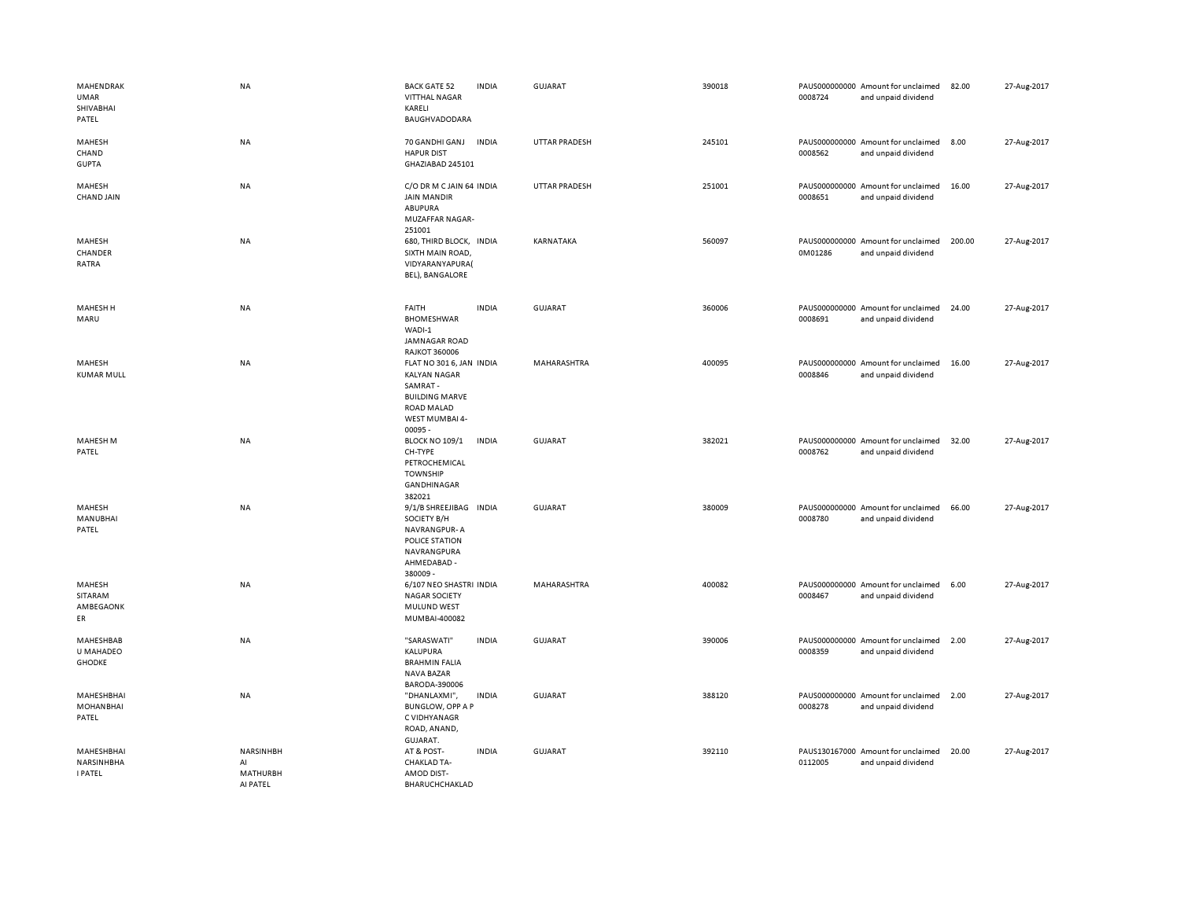| | | | | | | | | | |
|---|---|---|---|---|---|---|---|---|---|
| MAHENDRAKUMAR SHIVABHAI PATEL | NA | BACK GATE 52 VITTHAL NAGAR KARELI BAUGHVADODARA | INDIA | GUJARAT | 390018 | PAUS0000000000008724 | Amount for unclaimed and unpaid dividend | 82.00 | 27-Aug-2017 |
| MAHESH CHAND GUPTA | NA | 70 GANDHI GANJ HAPUR DIST GHAZIABAD 245101 | INDIA | UTTAR PRADESH | 245101 | PAUS0000000000008562 | Amount for unclaimed and unpaid dividend | 8.00 | 27-Aug-2017 |
| MAHESH CHAND JAIN | NA | C/O DR M C JAIN 64 JAIN MANDIR ABUPURA MUZAFFAR NAGAR-251001 | INDIA | UTTAR PRADESH | 251001 | PAUS0000000000008651 | Amount for unclaimed and unpaid dividend | 16.00 | 27-Aug-2017 |
| MAHESH CHANDER RATRA | NA | 680, THIRD BLOCK, SIXTH MAIN ROAD, VIDYARANYAPURA( BEL), BANGALORE | INDIA | KARNATAKA | 560097 | PAUS0000000000M01286 | Amount for unclaimed and unpaid dividend | 200.00 | 27-Aug-2017 |
| MAHESH H MARU | NA | FAITH BHOMESHWAR WADI-1 JAMNAGAR ROAD RAJKOT 360006 | INDIA | GUJARAT | 360006 | PAUS0000000000008691 | Amount for unclaimed and unpaid dividend | 24.00 | 27-Aug-2017 |
| MAHESH KUMAR MULL | NA | FLAT NO 301 6, JAN KALYAN NAGAR SAMRAT - BUILDING MARVE ROAD MALAD WEST MUMBAI 4-00095 - | INDIA | MAHARASHTRA | 400095 | PAUS0000000000008846 | Amount for unclaimed and unpaid dividend | 16.00 | 27-Aug-2017 |
| MAHESH M PATEL | NA | BLOCK NO 109/1 CH-TYPE PETROCHEMICAL TOWNSHIP GANDHINAGAR 382021 | INDIA | GUJARAT | 382021 | PAUS0000000000008762 | Amount for unclaimed and unpaid dividend | 32.00 | 27-Aug-2017 |
| MAHESH MANUBHAI PATEL | NA | 9/1/B SHREEJIBAG SOCIETY B/H NAVRANGPUR- A POLICE STATION NAVRANGPURA AHMEDABAD - 380009 - | INDIA | GUJARAT | 380009 | PAUS0000000000008780 | Amount for unclaimed and unpaid dividend | 66.00 | 27-Aug-2017 |
| MAHESH SITARAM AMBEGAONKER | NA | 6/107 NEO SHASTRI NAGAR SOCIETY MULUND WEST MUMBAI-400082 | INDIA | MAHARASHTRA | 400082 | PAUS0000000000008467 | Amount for unclaimed and unpaid dividend | 6.00 | 27-Aug-2017 |
| MAHESHBABU MAHADEO GHODKE | NA | "SARASWATI" KALUPURA BRAHMIN FALIA NAVA BAZAR BARODA-390006 | INDIA | GUJARAT | 390006 | PAUS0000000000008359 | Amount for unclaimed and unpaid dividend | 2.00 | 27-Aug-2017 |
| MAHESHBHAI MOHANBHAI PATEL | NA | "DHANLAXMI", BUNGLOW, OPP A P C VIDHYANAGR ROAD, ANAND, GUJARAT. | INDIA | GUJARAT | 388120 | PAUS0000000000008278 | Amount for unclaimed and unpaid dividend | 2.00 | 27-Aug-2017 |
| MAHESHBHAI NARSINHBHAI PATEL | NARSINHBHAI MATHURBHAI PATEL | AT & POST- CHAKLAD TA- AMOD DIST- BHARUCHCHAKLAD | INDIA | GUJARAT | 392110 | PAUS1301670000112005 | Amount for unclaimed and unpaid dividend | 20.00 | 27-Aug-2017 |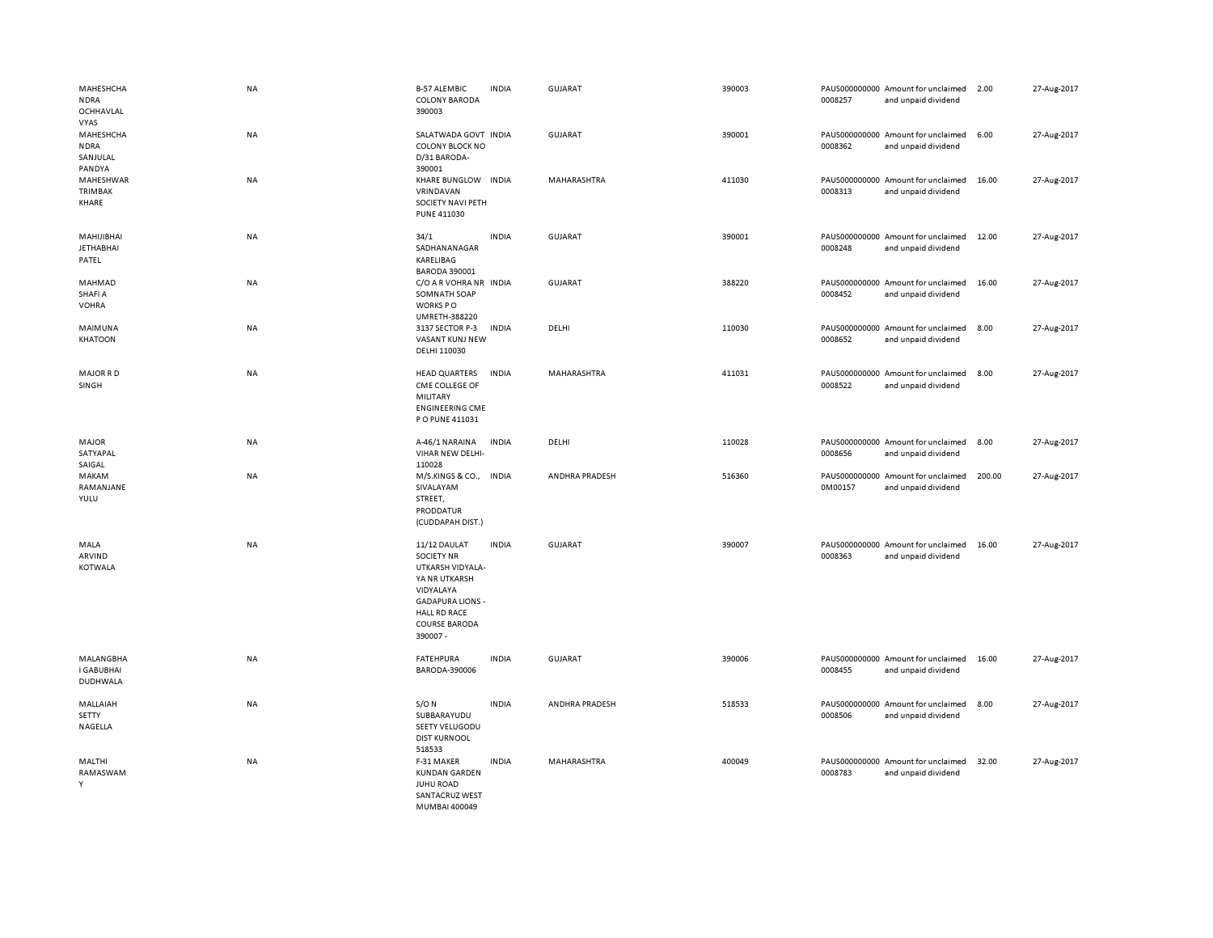| | | | | | | | | | |
|---|---|---|---|---|---|---|---|---|---|
| MAHESHCHANDRA OCHHAVLAL VYAS | NA | B-57 ALEMBIC COLONY BARODA 390003 | INDIA | GUJARAT | 390003 | PAUS0000000000008257 | Amount for unclaimed and unpaid dividend | 2.00 | 27-Aug-2017 |
| MAHESHCHANDRA SANJULAL PANDYA | NA | SALATWADA GOVT COLONY BLOCK NO D/31 BARODA-390001 | INDIA | GUJARAT | 390001 | PAUS0000000000008362 | Amount for unclaimed and unpaid dividend | 6.00 | 27-Aug-2017 |
| MAHESHWAR TRIMBAK KHARE | NA | KHARE BUNGLOW VRINDAVAN SOCIETY NAVI PETH PUNE 411030 | INDIA | MAHARASHTRA | 411030 | PAUS0000000000008313 | Amount for unclaimed and unpaid dividend | 16.00 | 27-Aug-2017 |
| MAHIJIBHAI JETHABHAI PATEL | NA | 34/1 SADHANANAGAR KARELIBAG BARODA 390001 | INDIA | GUJARAT | 390001 | PAUS0000000000008248 | Amount for unclaimed and unpaid dividend | 12.00 | 27-Aug-2017 |
| MAHMAD SHAFI A VOHRA | NA | C/O A R VOHRA NR SOMNATH SOAP WORKS P O UMRETH-388220 | INDIA | GUJARAT | 388220 | PAUS0000000000008452 | Amount for unclaimed and unpaid dividend | 16.00 | 27-Aug-2017 |
| MAIMUNA KHATOON | NA | 3137 SECTOR P-3 VASANT KUNJ NEW DELHI 110030 | INDIA | DELHI | 110030 | PAUS0000000000008652 | Amount for unclaimed and unpaid dividend | 8.00 | 27-Aug-2017 |
| MAJOR R D SINGH | NA | HEAD QUARTERS CME COLLEGE OF MILITARY ENGINEERING CME P O PUNE 411031 | INDIA | MAHARASHTRA | 411031 | PAUS0000000000008522 | Amount for unclaimed and unpaid dividend | 8.00 | 27-Aug-2017 |
| MAJOR SATYAPAL SAIGAL | NA | A-46/1 NARAINA VIHAR NEW DELHI-110028 | INDIA | DELHI | 110028 | PAUS0000000000008656 | Amount for unclaimed and unpaid dividend | 8.00 | 27-Aug-2017 |
| MAKAM RAMANJANEYULU | NA | M/S.KINGS & CO., SIVALAYAM STREET, PRODDATUR (CUDDAPAH DIST.) | INDIA | ANDHRA PRADESH | 516360 | PAUS0000000000M00157 | Amount for unclaimed and unpaid dividend | 200.00 | 27-Aug-2017 |
| MALA ARVIND KOTWALA | NA | 11/12 DAULAT SOCIETY NR UTKARSH VIDYALA-YA NR UTKARSH VIDYALAYA GADAPURA LIONS - HALL RD RACE COURSE BARODA 390007 - | INDIA | GUJARAT | 390007 | PAUS0000000000008363 | Amount for unclaimed and unpaid dividend | 16.00 | 27-Aug-2017 |
| MALANGBHAI GABUBHAI DUDHWALA | NA | FATEHPURA BARODA-390006 | INDIA | GUJARAT | 390006 | PAUS0000000000008455 | Amount for unclaimed and unpaid dividend | 16.00 | 27-Aug-2017 |
| MALLAIAH SETTY NAGELLA | NA | S/O N SUBBARAYUDU SEETY VELUGODU DIST KURNOOL 518533 | INDIA | ANDHRA PRADESH | 518533 | PAUS0000000000008506 | Amount for unclaimed and unpaid dividend | 8.00 | 27-Aug-2017 |
| MALTHI RAMASWAMY | NA | F-31 MAKER KUNDAN GARDEN JUHU ROAD SANTACRUZ WEST MUMBAI 400049 | INDIA | MAHARASHTRA | 400049 | PAUS0000000000008783 | Amount for unclaimed and unpaid dividend | 32.00 | 27-Aug-2017 |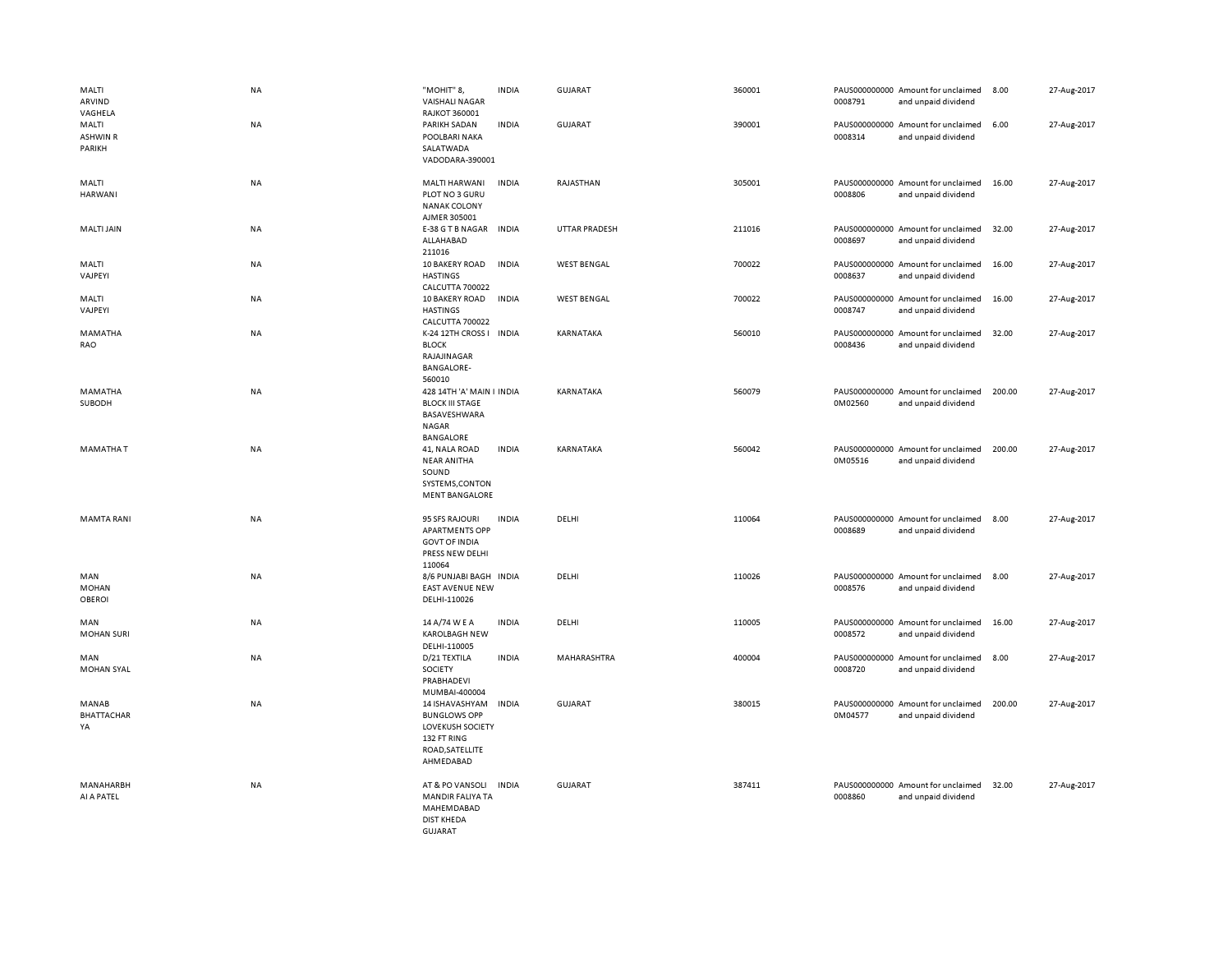| | | | | | | | | | |
|---|---|---|---|---|---|---|---|---|---|
| MALTI ARVIND VAGHELA | NA | "MOHIT" 8, VAISHALI NAGAR RAJKOT 360001 | INDIA | GUJARAT | 360001 | PAUS0000000000008791 | Amount for unclaimed and unpaid dividend | 8.00 | 27-Aug-2017 |
| MALTI ASHWIN R PARIKH | NA | PARIKH SADAN POOLBARI NAKA SALATWADA VADODARA-390001 | INDIA | GUJARAT | 390001 | PAUS0000000000008314 | Amount for unclaimed and unpaid dividend | 6.00 | 27-Aug-2017 |
| MALTI HARWANI | NA | MALTI HARWANI PLOT NO 3 GURU NANAK COLONY AJMER 305001 | INDIA | RAJASTHAN | 305001 | PAUS0000000000008806 | Amount for unclaimed and unpaid dividend | 16.00 | 27-Aug-2017 |
| MALTI JAIN | NA | E-38 G T B NAGAR ALLAHABAD 211016 | INDIA | UTTAR PRADESH | 211016 | PAUS0000000000008697 | Amount for unclaimed and unpaid dividend | 32.00 | 27-Aug-2017 |
| MALTI VAJPEYI | NA | 10 BAKERY ROAD HASTINGS CALCUTTA 700022 | INDIA | WEST BENGAL | 700022 | PAUS0000000000008637 | Amount for unclaimed and unpaid dividend | 16.00 | 27-Aug-2017 |
| MALTI VAJPEYI | NA | 10 BAKERY ROAD HASTINGS CALCUTTA 700022 | INDIA | WEST BENGAL | 700022 | PAUS0000000000008747 | Amount for unclaimed and unpaid dividend | 16.00 | 27-Aug-2017 |
| MAMATHA RAO | NA | K-24 12TH CROSS I BLOCK RAJAJINAGAR BANGALORE-560010 | INDIA | KARNATAKA | 560010 | PAUS0000000000008436 | Amount for unclaimed and unpaid dividend | 32.00 | 27-Aug-2017 |
| MAMATHA SUBODH | NA | 428 14TH 'A' MAIN I BLOCK III STAGE BASAVESHWARA NAGAR BANGALORE | INDIA | KARNATAKA | 560079 | PAUS0000000000M02560 | Amount for unclaimed and unpaid dividend | 200.00 | 27-Aug-2017 |
| MAMATHA T | NA | 41, NALA ROAD NEAR ANITHA SOUND SYSTEMS,CONTON MENT BANGALORE | INDIA | KARNATAKA | 560042 | PAUS0000000000M05516 | Amount for unclaimed and unpaid dividend | 200.00 | 27-Aug-2017 |
| MAMTA RANI | NA | 95 SFS RAJOURI APARTMENTS OPP GOVT OF INDIA PRESS NEW DELHI 110064 | INDIA | DELHI | 110064 | PAUS0000000000008689 | Amount for unclaimed and unpaid dividend | 8.00 | 27-Aug-2017 |
| MAN MOHAN OBEROI | NA | 8/6 PUNJABI BAGH EAST AVENUE NEW DELHI-110026 | INDIA | DELHI | 110026 | PAUS0000000000008576 | Amount for unclaimed and unpaid dividend | 8.00 | 27-Aug-2017 |
| MAN MOHAN SURI | NA | 14 A/74 W E A KAROLBAGH NEW DELHI-110005 | INDIA | DELHI | 110005 | PAUS0000000000008572 | Amount for unclaimed and unpaid dividend | 16.00 | 27-Aug-2017 |
| MAN MOHAN SYAL | NA | D/21 TEXTILA SOCIETY PRABHADEVI MUMBAI-400004 | INDIA | MAHARASHTRA | 400004 | PAUS0000000000008720 | Amount for unclaimed and unpaid dividend | 8.00 | 27-Aug-2017 |
| MANAB BHATTACHARYA | NA | 14 ISHAVASHYAM BUNGLOWS OPP LOVEKUSH SOCIETY 132 FT RING ROAD,SATELLITE AHMEDABAD | INDIA | GUJARAT | 380015 | PAUS0000000000M04577 | Amount for unclaimed and unpaid dividend | 200.00 | 27-Aug-2017 |
| MANAHARBHAI A PATEL | NA | AT & PO VANSOLI MANDIR FALIYA TA MAHEMDABAD DIST KHEDA GUJARAT | INDIA | GUJARAT | 387411 | PAUS0000000000008860 | Amount for unclaimed and unpaid dividend | 32.00 | 27-Aug-2017 |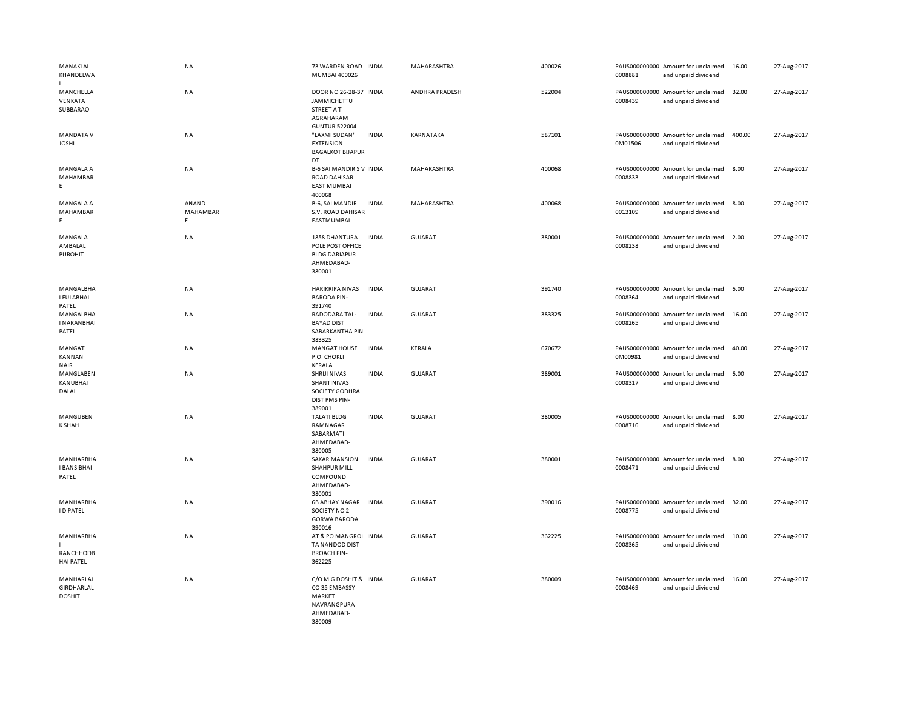| | | | | | | | | | |
|---|---|---|---|---|---|---|---|---|---|
| MANAKLAL KHANDELWAL | NA | 73 WARDEN ROAD MUMBAI 400026 | INDIA | MAHARASHTRA | 400026 | PAUS0000000000008881 | Amount for unclaimed and unpaid dividend | 16.00 | 27-Aug-2017 |
| MANCHELLA VENKATA SUBBARAO | NA | DOOR NO 26-28-37 JAMMICHETTU STREET A T AGRAHARAM GUNTUR 522004 | INDIA | ANDHRA PRADESH | 522004 | PAUS0000000000008439 | Amount for unclaimed and unpaid dividend | 32.00 | 27-Aug-2017 |
| MANDATA V JOSHI | NA | "LAXMI SUDAN" EXTENSION BAGALKOT BIJAPUR DT | INDIA | KARNATAKA | 587101 | PAUS0000000000M01506 | Amount for unclaimed and unpaid dividend | 400.00 | 27-Aug-2017 |
| MANGALA A MAHAMBARE | NA | B-6 SAI MANDIR S V ROAD DAHISAR EAST MUMBAI 400068 | INDIA | MAHARASHTRA | 400068 | PAUS0000000000008833 | Amount for unclaimed and unpaid dividend | 8.00 | 27-Aug-2017 |
| MANGALA A MAHAMBARE | ANAND MAHAMBARE | B-6, SAI MANDIR S.V. ROAD DAHISAR EASTMUMBAI | INDIA | MAHARASHTRA | 400068 | PAUS0000000000013109 | Amount for unclaimed and unpaid dividend | 8.00 | 27-Aug-2017 |
| MANGALA AMBALAL PUROHIT | NA | 1858 DHANTURA POLE POST OFFICE BLDG DARIAPUR AHMEDABAD-380001 | INDIA | GUJARAT | 380001 | PAUS0000000000008238 | Amount for unclaimed and unpaid dividend | 2.00 | 27-Aug-2017 |
| MANGALBHAI FULABHAI PATEL | NA | HARIKRIPA NIVAS BARODA PIN-391740 | INDIA | GUJARAT | 391740 | PAUS0000000000008364 | Amount for unclaimed and unpaid dividend | 6.00 | 27-Aug-2017 |
| MANGALBHAI NARANBHAI PATEL | NA | RADODARA TAL-BAYAD DIST SABARKANTHA PIN 383325 | INDIA | GUJARAT | 383325 | PAUS0000000000008265 | Amount for unclaimed and unpaid dividend | 16.00 | 27-Aug-2017 |
| MANGAT KANNAN NAIR | NA | MANGAT HOUSE P.O. CHOKLI KERALA | INDIA | KERALA | 670672 | PAUS0000000000M00981 | Amount for unclaimed and unpaid dividend | 40.00 | 27-Aug-2017 |
| MANGLABEN KANUBHAI DALAL | NA | SHRIJI NIVAS SHANTINIVAS SOCIETY GODHRA DIST PMS PIN-389001 | INDIA | GUJARAT | 389001 | PAUS0000000000008317 | Amount for unclaimed and unpaid dividend | 6.00 | 27-Aug-2017 |
| MANGUBEN K SHAH | NA | TALATI BLDG RAMNAGAR SABARMATI AHMEDABAD-380005 | INDIA | GUJARAT | 380005 | PAUS0000000000008716 | Amount for unclaimed and unpaid dividend | 8.00 | 27-Aug-2017 |
| MANHARBHAI BANSIBHAI PATEL | NA | SAKAR MANSION SHAHPUR MILL COMPOUND AHMEDABAD-380001 | INDIA | GUJARAT | 380001 | PAUS0000000000008471 | Amount for unclaimed and unpaid dividend | 8.00 | 27-Aug-2017 |
| MANHARBHAI D PATEL | NA | 6B ABHAY NAGAR SOCIETY NO 2 GORWA BARODA 390016 | INDIA | GUJARAT | 390016 | PAUS0000000000008775 | Amount for unclaimed and unpaid dividend | 32.00 | 27-Aug-2017 |
| MANHARBHAI RANCHHODBHAI PATEL | NA | AT & PO MANGROL TA NANDOD DIST BROACH PIN-362225 | INDIA | GUJARAT | 362225 | PAUS0000000000008365 | Amount for unclaimed and unpaid dividend | 10.00 | 27-Aug-2017 |
| MANHARLAL GIRDHARLAL DOSHIT | NA | C/O M G DOSHIT & CO 35 EMBASSY MARKET NAVRANGPURA AHMEDABAD-380009 | INDIA | GUJARAT | 380009 | PAUS0000000000008469 | Amount for unclaimed and unpaid dividend | 16.00 | 27-Aug-2017 |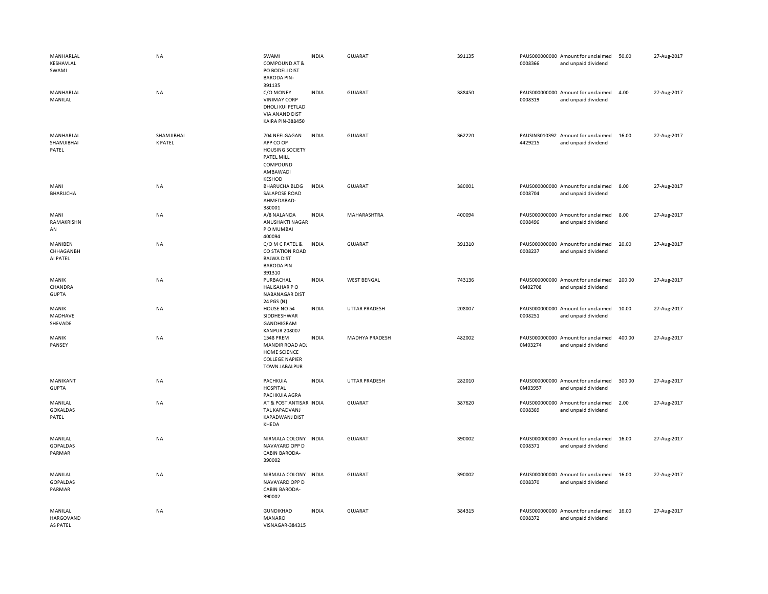| | | | | | | | | | |
|---|---|---|---|---|---|---|---|---|---|
| MANHARLAL KESHAVLAL SWAMI | NA | SWAMI COMPOUND AT & PO BODELI DIST BARODA PIN-391135 | INDIA | GUJARAT | 391135 | PAUS0000000000008366 | Amount for unclaimed and unpaid dividend | 50.00 | 27-Aug-2017 |
| MANHARLAL MANILAL | NA | C/O MONEY VINIMAY CORP DHOLI KUI PETLAD VIA ANAND DIST KAIRA PIN-388450 | INDIA | GUJARAT | 388450 | PAUS0000000000008319 | Amount for unclaimed and unpaid dividend | 4.00 | 27-Aug-2017 |
| MANHARLAL SHAMJIBHAI PATEL | SHAMJIBHAI K PATEL | 704 NEELGAGAN APP CO OP HOUSING SOCIETY PATEL MILL COMPOUND AMBAWADI KESHOD | INDIA | GUJARAT | 362220 | PAUSIN30103924429215 | Amount for unclaimed and unpaid dividend | 16.00 | 27-Aug-2017 |
| MANI BHARUCHA | NA | BHARUCHA BLDG SALAPOSE ROAD AHMEDABAD-380001 | INDIA | GUJARAT | 380001 | PAUS0000000000008704 | Amount for unclaimed and unpaid dividend | 8.00 | 27-Aug-2017 |
| MANI RAMAKRISHNAN | NA | A/8 NALANDA ANUSHAKTI NAGAR P O MUMBAI 400094 | INDIA | MAHARASHTRA | 400094 | PAUS0000000000008496 | Amount for unclaimed and unpaid dividend | 8.00 | 27-Aug-2017 |
| MANIBEN CHHAGANBHAI PATEL | NA | C/O M C PATEL & CO STATION ROAD BAJWA DIST BARODA PIN 391310 | INDIA | GUJARAT | 391310 | PAUS0000000000008237 | Amount for unclaimed and unpaid dividend | 20.00 | 27-Aug-2017 |
| MANIK CHANDRA GUPTA | NA | PURBACHAL HALISAHAR P O NABANAGAR DIST 24 PGS (N) | INDIA | WEST BENGAL | 743136 | PAUS0000000000M02708 | Amount for unclaimed and unpaid dividend | 200.00 | 27-Aug-2017 |
| MANIK MADHAVE SHEVADE | NA | HOUSE NO 54 SIDDHESHWAR GANDHIGRAM KANPUR 208007 | INDIA | UTTAR PRADESH | 208007 | PAUS0000000000008251 | Amount for unclaimed and unpaid dividend | 10.00 | 27-Aug-2017 |
| MANIK PANSEY | NA | 1548 PREM MANDIR ROAD ADJ HOME SCIENCE COLLEGE NAPIER TOWN JABALPUR | INDIA | MADHYA PRADESH | 482002 | PAUS0000000000M03274 | Amount for unclaimed and unpaid dividend | 400.00 | 27-Aug-2017 |
| MANIKANT GUPTA | NA | PACHKUIA HOSPITAL PACHKUIA AGRA | INDIA | UTTAR PRADESH | 282010 | PAUS0000000000M03957 | Amount for unclaimed and unpaid dividend | 300.00 | 27-Aug-2017 |
| MANILAL GOKALDAS PATEL | NA | AT & POST ANTISAR TAL KAPADVANJ KAPADWANJ DIST KHEDA | INDIA | GUJARAT | 387620 | PAUS0000000000008369 | Amount for unclaimed and unpaid dividend | 2.00 | 27-Aug-2017 |
| MANILAL GOPALDAS PARMAR | NA | NIRMALA COLONY NAVAYARD OPP D CABIN BARODA-390002 | INDIA | GUJARAT | 390002 | PAUS0000000000008371 | Amount for unclaimed and unpaid dividend | 16.00 | 27-Aug-2017 |
| MANILAL GOPALDAS PARMAR | NA | NIRMALA COLONY NAVAYARD OPP D CABIN BARODA-390002 | INDIA | GUJARAT | 390002 | PAUS0000000000008370 | Amount for unclaimed and unpaid dividend | 16.00 | 27-Aug-2017 |
| MANILAL HARGOVANDAS PATEL | NA | GUNDIKHAD MANARO VISNAGAR-384315 | INDIA | GUJARAT | 384315 | PAUS0000000000008372 | Amount for unclaimed and unpaid dividend | 16.00 | 27-Aug-2017 |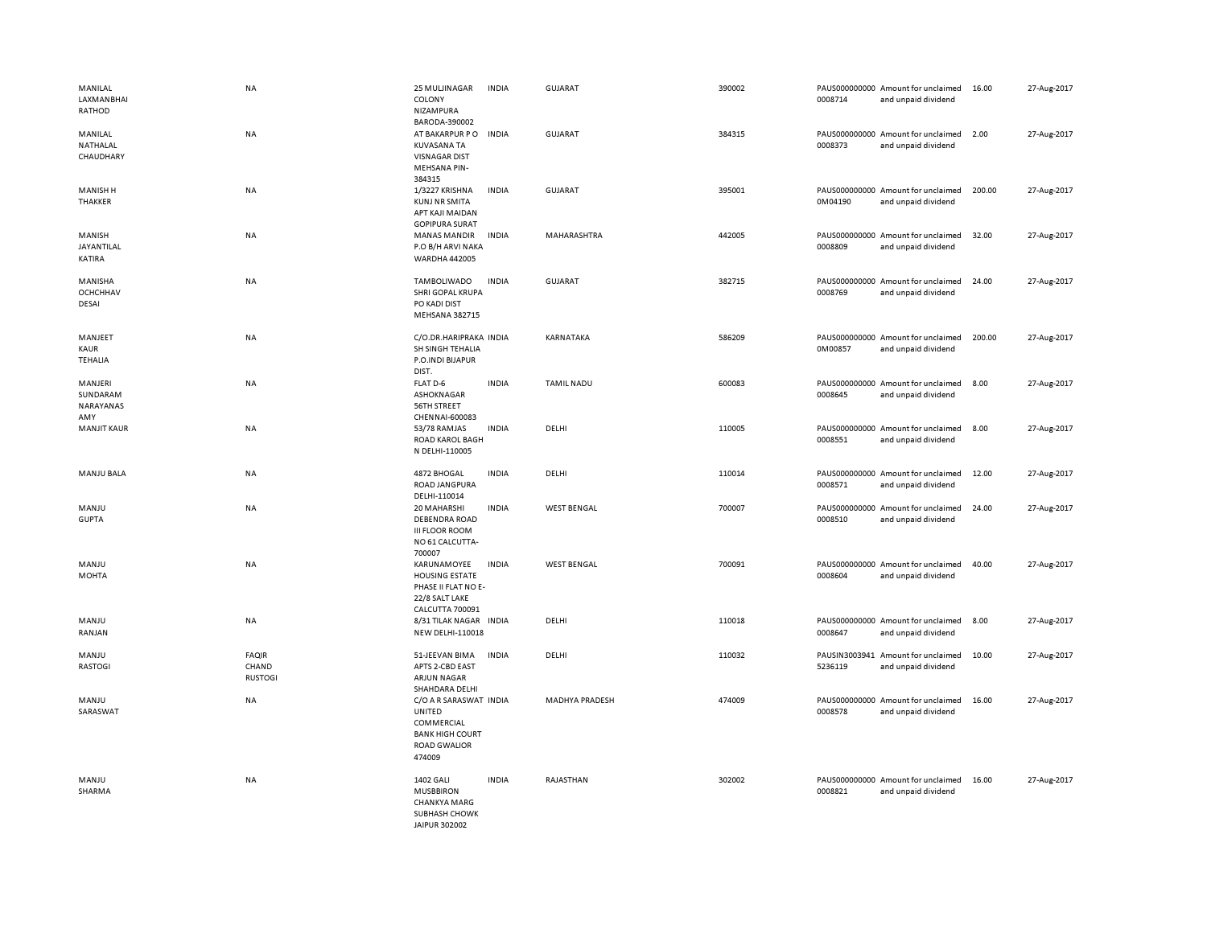| | | | | | | | | | |
|---|---|---|---|---|---|---|---|---|---|
| MANILAL LAXMANBHAI RATHOD | NA | 25 MULJINAGAR COLONY NIZAMPURA BARODA-390002 | INDIA | GUJARAT | 390002 | PAUS0000000000008714 | Amount for unclaimed and unpaid dividend | 16.00 | 27-Aug-2017 |
| MANILAL NATHALAL CHAUDHARY | NA | AT BAKARPUR P O KUVASANA TA VISNAGAR DIST MEHSANA PIN-384315 | INDIA | GUJARAT | 384315 | PAUS0000000000008373 | Amount for unclaimed and unpaid dividend | 2.00 | 27-Aug-2017 |
| MANISH H THAKKER | NA | 1/3227 KRISHNA KUNJ NR SMITA APT KAJI MAIDAN GOPIPURA SURAT | INDIA | GUJARAT | 395001 | PAUS0000000000M04190 | Amount for unclaimed and unpaid dividend | 200.00 | 27-Aug-2017 |
| MANISH JAYANTILAL KATIRA | NA | MANAS MANDIR P.O B/H ARVI NAKA WARDHA 442005 | INDIA | MAHARASHTRA | 442005 | PAUS0000000000008809 | Amount for unclaimed and unpaid dividend | 32.00 | 27-Aug-2017 |
| MANISHA OCHCHHAV DESAI | NA | TAMBOLIWADO SHRI GOPAL KRUPA PO KADI DIST MEHSANA 382715 | INDIA | GUJARAT | 382715 | PAUS0000000000008769 | Amount for unclaimed and unpaid dividend | 24.00 | 27-Aug-2017 |
| MANJEET KAUR TEHALIA | NA | C/O.DR.HARIPRAKASH SINGH TEHALIA P.O.INDI BIJAPUR DIST. | INDIA | KARNATAKA | 586209 | PAUS0000000000M00857 | Amount for unclaimed and unpaid dividend | 200.00 | 27-Aug-2017 |
| MANJERI SUNDARAM NARAYANASAMY | NA | FLAT D-6 ASHOKNAGAR 56TH STREET CHENNAI-600083 | INDIA | TAMIL NADU | 600083 | PAUS0000000000008645 | Amount for unclaimed and unpaid dividend | 8.00 | 27-Aug-2017 |
| MANJIT KAUR | NA | 53/78 RAMJAS ROAD KAROL BAGH N DELHI-110005 | INDIA | DELHI | 110005 | PAUS0000000000008551 | Amount for unclaimed and unpaid dividend | 8.00 | 27-Aug-2017 |
| MANJU BALA | NA | 4872 BHOGAL ROAD JANGPURA DELHI-110014 | INDIA | DELHI | 110014 | PAUS0000000000008571 | Amount for unclaimed and unpaid dividend | 12.00 | 27-Aug-2017 |
| MANJU GUPTA | NA | 20 MAHARSHI DEBENDRA ROAD III FLOOR ROOM NO 61 CALCUTTA-700007 | INDIA | WEST BENGAL | 700007 | PAUS0000000000008510 | Amount for unclaimed and unpaid dividend | 24.00 | 27-Aug-2017 |
| MANJU MOHTA | NA | KARUNAMOYEE HOUSING ESTATE PHASE II FLAT NO E-22/8 SALT LAKE CALCUTTA 700091 | INDIA | WEST BENGAL | 700091 | PAUS0000000000008604 | Amount for unclaimed and unpaid dividend | 40.00 | 27-Aug-2017 |
| MANJU RANJAN | NA | 8/31 TILAK NAGAR NEW DELHI-110018 | INDIA | DELHI | 110018 | PAUS0000000000008647 | Amount for unclaimed and unpaid dividend | 8.00 | 27-Aug-2017 |
| MANJU RASTOGI | FAQIR CHAND RUSTOGI | 51-JEEVAN BIMA APTS 2-CBD EAST ARJUN NAGAR SHAHDARA DELHI | INDIA | DELHI | 110032 | PAUSIN30039415236119 | Amount for unclaimed and unpaid dividend | 10.00 | 27-Aug-2017 |
| MANJU SARASWAT | NA | C/O A R SARASWAT UNITED COMMERCIAL BANK HIGH COURT ROAD GWALIOR 474009 | INDIA | MADHYA PRADESH | 474009 | PAUS0000000000008578 | Amount for unclaimed and unpaid dividend | 16.00 | 27-Aug-2017 |
| MANJU SHARMA | NA | 1402 GALI MUSBBIRON CHANKYA MARG SUBHASH CHOWK JAIPUR 302002 | INDIA | RAJASTHAN | 302002 | PAUS0000000000008821 | Amount for unclaimed and unpaid dividend | 16.00 | 27-Aug-2017 |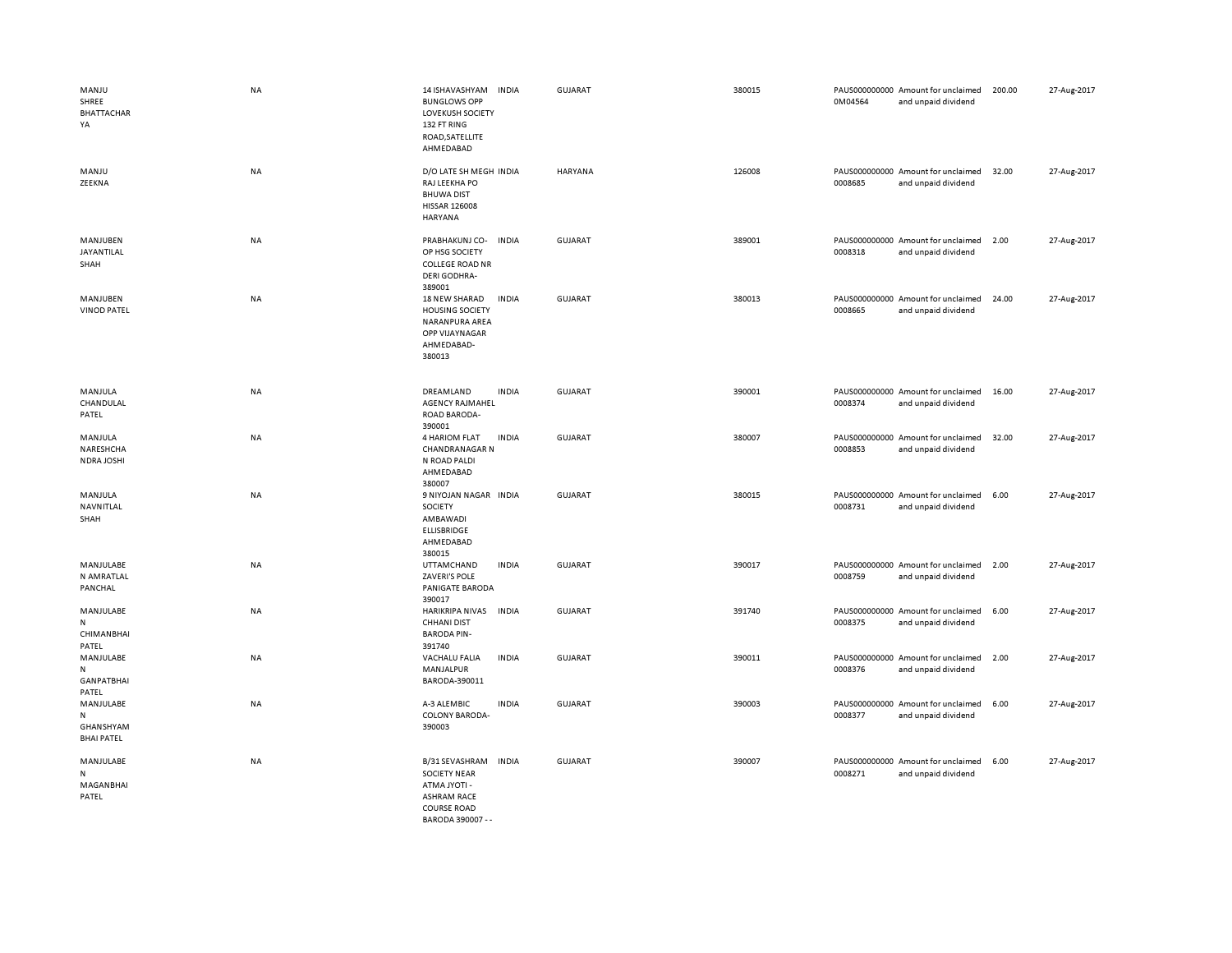| | | | | | | | | | |
|---|---|---|---|---|---|---|---|---|---|
| MANJU SHREE BHATTACHARYA | NA | 14 ISHAVASHYAM BUNGLOWS OPP LOVEKUSH SOCIETY 132 FT RING ROAD,SATELLITE AHMEDABAD | INDIA | GUJARAT | 380015 | PAUS0000000000M04564 | Amount for unclaimed and unpaid dividend | 200.00 | 27-Aug-2017 |
| MANJU ZEEKNA | NA | D/O LATE SH MEGH RAJ LEEKHA PO BHUWA DIST HISSAR 126008 HARYANA | INDIA | HARYANA | 126008 | PAUS0000000000008685 | Amount for unclaimed and unpaid dividend | 32.00 | 27-Aug-2017 |
| MANJUBEN JAYANTILAL SHAH | NA | PRABHAKUNJ CO-OP HSG SOCIETY COLLEGE ROAD NR DERI GODHRA-389001 | INDIA | GUJARAT | 389001 | PAUS0000000000008318 | Amount for unclaimed and unpaid dividend | 2.00 | 27-Aug-2017 |
| MANJUBEN VINOD PATEL | NA | 18 NEW SHARAD HOUSING SOCIETY NARANPURA AREA OPP VIJAYNAGAR AHMEDABAD-380013 | INDIA | GUJARAT | 380013 | PAUS0000000000008665 | Amount for unclaimed and unpaid dividend | 24.00 | 27-Aug-2017 |
| MANJULA CHANDULAL PATEL | NA | DREAMLAND AGENCY RAJMAHEL ROAD BARODA-390001 | INDIA | GUJARAT | 390001 | PAUS0000000000008374 | Amount for unclaimed and unpaid dividend | 16.00 | 27-Aug-2017 |
| MANJULA NARESHCHANDRA JOSHI | NA | 4 HARIOM FLAT CHANDRANAGAR N N ROAD PALDI AHMEDABAD 380007 | INDIA | GUJARAT | 380007 | PAUS0000000000008853 | Amount for unclaimed and unpaid dividend | 32.00 | 27-Aug-2017 |
| MANJULA NAVNITLAL SHAH | NA | 9 NIYOJAN NAGAR SOCIETY AMBAWADI ELLISBRIDGE AHMEDABAD 380015 | INDIA | GUJARAT | 380015 | PAUS0000000000008731 | Amount for unclaimed and unpaid dividend | 6.00 | 27-Aug-2017 |
| MANJULABEN AMRATLAL PANCHAL | NA | UTTAMCHAND ZAVERI'S POLE PANIGATE BARODA 390017 | INDIA | GUJARAT | 390017 | PAUS0000000000008759 | Amount for unclaimed and unpaid dividend | 2.00 | 27-Aug-2017 |
| MANJULABEN CHIMANBHAI PATEL | NA | HARIKRIPA NIVAS CHHANI DIST BARODA PIN-391740 | INDIA | GUJARAT | 391740 | PAUS0000000000008375 | Amount for unclaimed and unpaid dividend | 6.00 | 27-Aug-2017 |
| MANJULABEN GANPATBHAI PATEL | NA | VACHALU FALIA MANJALPUR BARODA-390011 | INDIA | GUJARAT | 390011 | PAUS0000000000008376 | Amount for unclaimed and unpaid dividend | 2.00 | 27-Aug-2017 |
| MANJULABEN GHANSHYAM BHAI PATEL | NA | A-3 ALEMBIC COLONY BARODA-390003 | INDIA | GUJARAT | 390003 | PAUS0000000000008377 | Amount for unclaimed and unpaid dividend | 6.00 | 27-Aug-2017 |
| MANJULABEN MAGANBHAI PATEL | NA | B/31 SEVASHRAM SOCIETY NEAR ATMA JYOTI - ASHRAM RACE COURSE ROAD BARODA 390007 - - | INDIA | GUJARAT | 390007 | PAUS0000000000008271 | Amount for unclaimed and unpaid dividend | 6.00 | 27-Aug-2017 |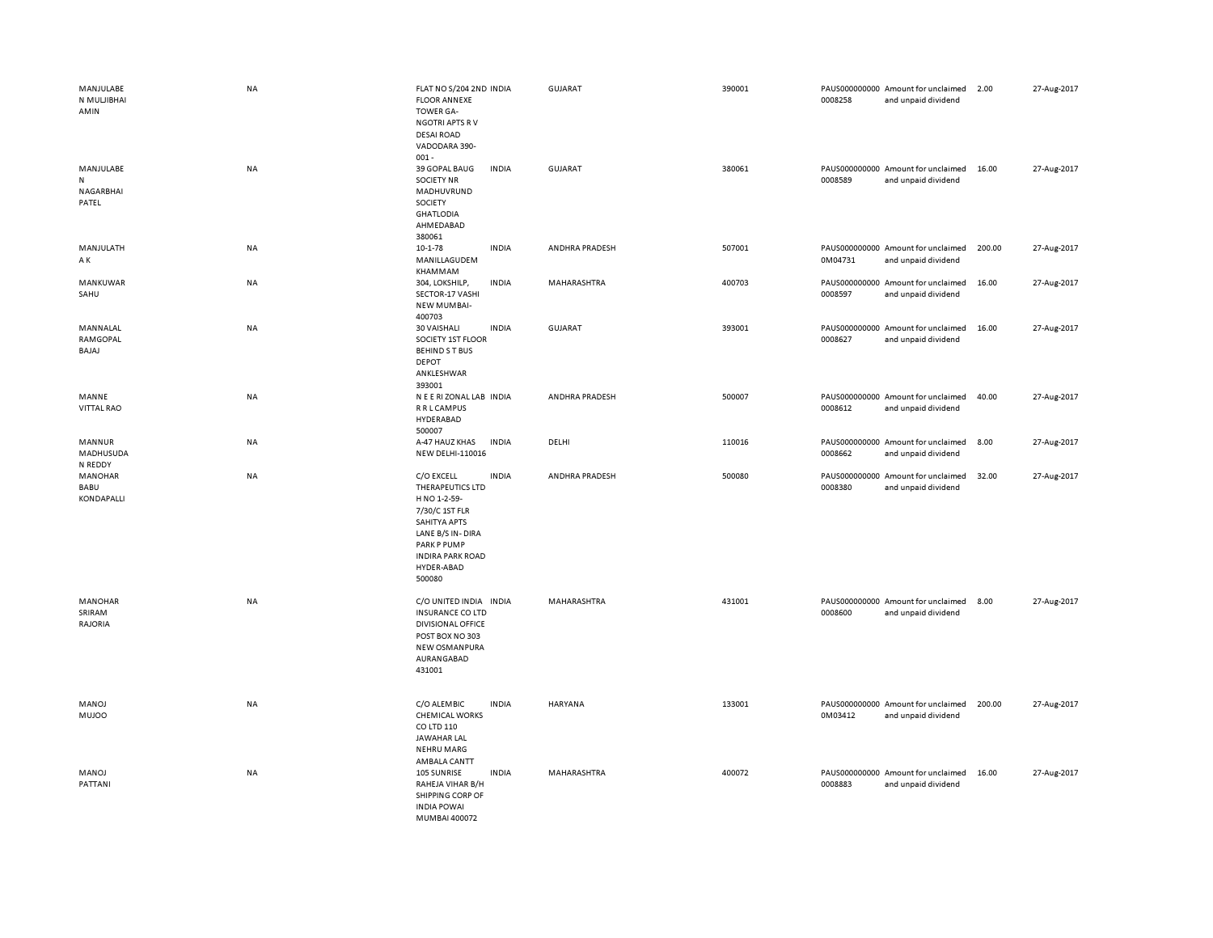| | | | | | | | | | |
|---|---|---|---|---|---|---|---|---|---|
| MANJULABEN MULJIBHAI AMIN | NA | FLAT NO S/204 2ND FLOOR ANNEXE TOWER GA-NGOTRI APTS R V DESAI ROAD VADODARA 390-001 - | INDIA | GUJARAT | 390001 | PAUS0000000000008258 | Amount for unclaimed and unpaid dividend | 2.00 | 27-Aug-2017 |
| MANJULABEN NAGARBHAI PATEL | NA | 39 GOPAL BAUG SOCIETY NR MADHUVRUND SOCIETY GHATLODIA AHMEDABAD 380061 | INDIA | GUJARAT | 380061 | PAUS0000000000008589 | Amount for unclaimed and unpaid dividend | 16.00 | 27-Aug-2017 |
| MANJULATHA K | NA | 10-1-78 MANILLAGUDEM KHAMMAM | INDIA | ANDHRA PRADESH | 507001 | PAUS0000000000M04731 | Amount for unclaimed and unpaid dividend | 200.00 | 27-Aug-2017 |
| MANKUWAR SAHU | NA | 304, LOKSHILP, SECTOR-17 VASHI NEW MUMBAI-400703 | INDIA | MAHARASHTRA | 400703 | PAUS0000000000008597 | Amount for unclaimed and unpaid dividend | 16.00 | 27-Aug-2017 |
| MANNALAL RAMGOPAL BAJAJ | NA | 30 VAISHALI SOCIETY 1ST FLOOR BEHIND S T BUS DEPOT ANKLESHWAR 393001 | INDIA | GUJARAT | 393001 | PAUS0000000000008627 | Amount for unclaimed and unpaid dividend | 16.00 | 27-Aug-2017 |
| MANNE VITTAL RAO | NA | N E E RI ZONAL LAB R R L CAMPUS HYDERABAD 500007 | INDIA | ANDHRA PRADESH | 500007 | PAUS0000000000008612 | Amount for unclaimed and unpaid dividend | 40.00 | 27-Aug-2017 |
| MANNUR MADHUSUDAN REDDY | NA | A-47 HAUZ KHAS NEW DELHI-110016 | INDIA | DELHI | 110016 | PAUS0000000000008662 | Amount for unclaimed and unpaid dividend | 8.00 | 27-Aug-2017 |
| MANOHAR BABU KONDAPALLI | NA | C/O EXCELL THERAPEUTICS LTD H NO 1-2-59-7/30/C 1ST FLR SAHITYA APTS LANE B/S IN- DIRA PARK P PUMP INDIRA PARK ROAD HYDER-ABAD 500080 | INDIA | ANDHRA PRADESH | 500080 | PAUS0000000000008380 | Amount for unclaimed and unpaid dividend | 32.00 | 27-Aug-2017 |
| MANOHAR SRIRAM RAJORIA | NA | C/O UNITED INDIA INSURANCE CO LTD DIVISIONAL OFFICE POST BOX NO 303 NEW OSMANPURA AURANGABAD 431001 | INDIA | MAHARASHTRA | 431001 | PAUS0000000000008600 | Amount for unclaimed and unpaid dividend | 8.00 | 27-Aug-2017 |
| MANOJ MUJOO | NA | C/O ALEMBIC CHEMICAL WORKS CO LTD 110 JAWAHAR LAL NEHRU MARG AMBALA CANTT | INDIA | HARYANA | 133001 | PAUS0000000000M03412 | Amount for unclaimed and unpaid dividend | 200.00 | 27-Aug-2017 |
| MANOJ PATTANI | NA | 105 SUNRISE RAHEJA VIHAR B/H SHIPPING CORP OF INDIA POWAI MUMBAI 400072 | INDIA | MAHARASHTRA | 400072 | PAUS0000000000008883 | Amount for unclaimed and unpaid dividend | 16.00 | 27-Aug-2017 |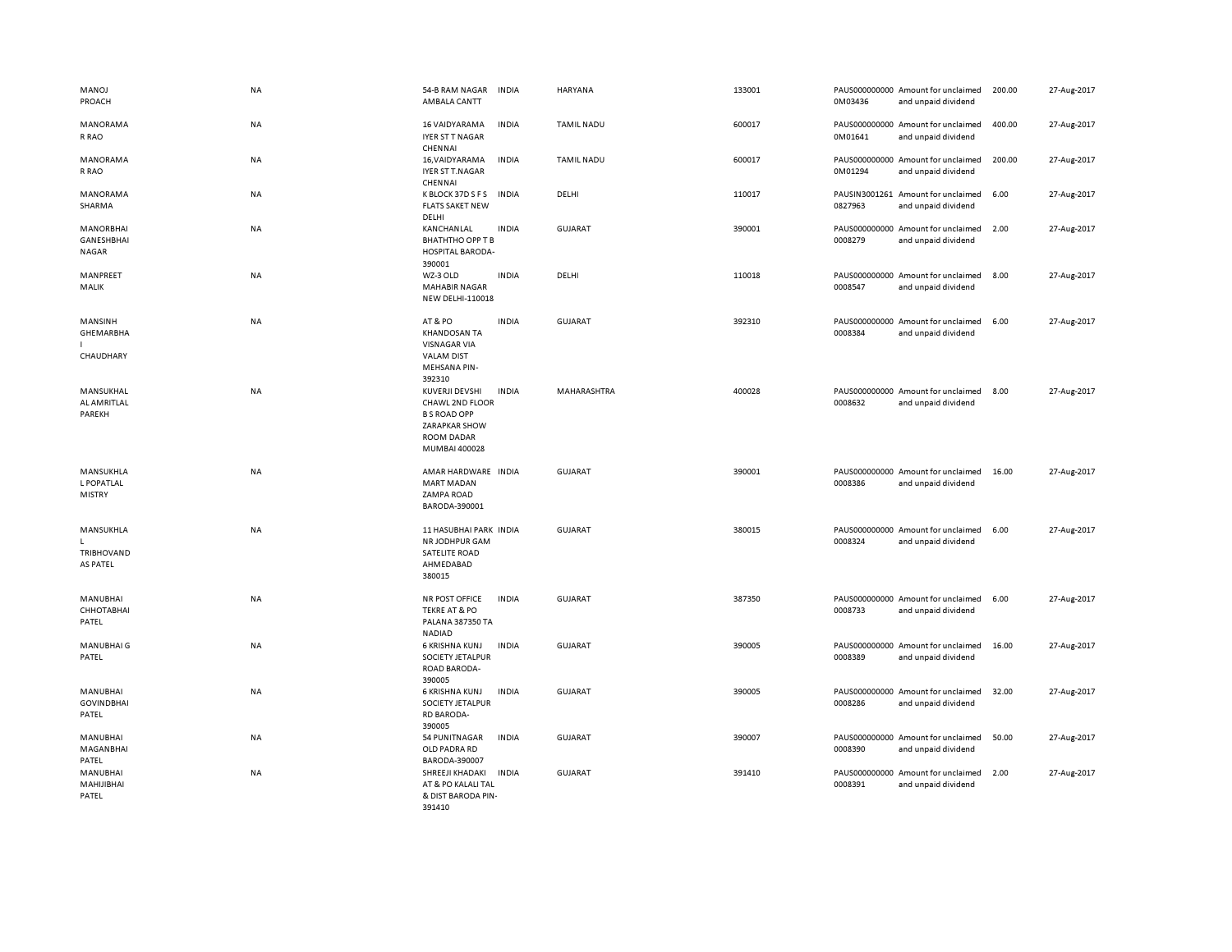| | | | | | | | | | |
|---|---|---|---|---|---|---|---|---|---|
| MANOJ PROACH | NA | 54-B RAM NAGAR AMBALA CANTT | INDIA | HARYANA | 133001 | PAUS0000000000M03436 | Amount for unclaimed and unpaid dividend | 200.00 | 27-Aug-2017 |
| MANORAMA R RAO | NA | 16 VAIDYARAMA IYER ST T NAGAR CHENNAI | INDIA | TAMIL NADU | 600017 | PAUS0000000000M01641 | Amount for unclaimed and unpaid dividend | 400.00 | 27-Aug-2017 |
| MANORAMA R RAO | NA | 16,VAIDYARAMA IYER ST T.NAGAR CHENNAI | INDIA | TAMIL NADU | 600017 | PAUS0000000000M01294 | Amount for unclaimed and unpaid dividend | 200.00 | 27-Aug-2017 |
| MANORAMA SHARMA | NA | K BLOCK 37D S F S FLATS SAKET NEW DELHI | INDIA | DELHI | 110017 | PAUSIN30012610827963 | Amount for unclaimed and unpaid dividend | 6.00 | 27-Aug-2017 |
| MANORBHAI GANESHBHAI NAGAR | NA | KANCHANLAL BHATHTHO OPP T B HOSPITAL BARODA-390001 | INDIA | GUJARAT | 390001 | PAUS0000000000008279 | Amount for unclaimed and unpaid dividend | 2.00 | 27-Aug-2017 |
| MANPREET MALIK | NA | WZ-3 OLD MAHABIR NAGAR NEW DELHI-110018 | INDIA | DELHI | 110018 | PAUS0000000000008547 | Amount for unclaimed and unpaid dividend | 8.00 | 27-Aug-2017 |
| MANSINH GHEMARBHA I CHAUDHARY | NA | AT & PO KHANDOSAN TA VISNAGAR VIA VALAM DIST MEHSANA PIN-392310 | INDIA | GUJARAT | 392310 | PAUS0000000000008384 | Amount for unclaimed and unpaid dividend | 6.00 | 27-Aug-2017 |
| MANSUKHAL AL AMRITLAL PAREKH | NA | KUVERJI DEVSHI CHAWL 2ND FLOOR B S ROAD OPP ZARAPKAR SHOW ROOM DADAR MUMBAI 400028 | INDIA | MAHARASHTRA | 400028 | PAUS0000000000008632 | Amount for unclaimed and unpaid dividend | 8.00 | 27-Aug-2017 |
| MANSUKHLA L POPATLAL MISTRY | NA | AMAR HARDWARE MART MADAN ZAMPA ROAD BARODA-390001 | INDIA | GUJARAT | 390001 | PAUS0000000000008386 | Amount for unclaimed and unpaid dividend | 16.00 | 27-Aug-2017 |
| MANSUKHLA L TRIBHOVAND AS PATEL | NA | 11 HASUBHAI PARK NR JODHPUR GAM SATELITE ROAD AHMEDABAD 380015 | INDIA | GUJARAT | 380015 | PAUS0000000000008324 | Amount for unclaimed and unpaid dividend | 6.00 | 27-Aug-2017 |
| MANUBHAI CHHOTABHAI PATEL | NA | NR POST OFFICE TEKRE AT & PO PALANA 387350 TA NADIAD | INDIA | GUJARAT | 387350 | PAUS0000000000008733 | Amount for unclaimed and unpaid dividend | 6.00 | 27-Aug-2017 |
| MANUBHAI G PATEL | NA | 6 KRISHNA KUNJ SOCIETY JETALPUR ROAD BARODA-390005 | INDIA | GUJARAT | 390005 | PAUS0000000000008389 | Amount for unclaimed and unpaid dividend | 16.00 | 27-Aug-2017 |
| MANUBHAI GOVINDBHAI PATEL | NA | 6 KRISHNA KUNJ SOCIETY JETALPUR RD BARODA-390005 | INDIA | GUJARAT | 390005 | PAUS0000000000008286 | Amount for unclaimed and unpaid dividend | 32.00 | 27-Aug-2017 |
| MANUBHAI MAGANBHAI PATEL | NA | 54 PUNITNAGAR OLD PADRA RD BARODA-390007 | INDIA | GUJARAT | 390007 | PAUS0000000000008390 | Amount for unclaimed and unpaid dividend | 50.00 | 27-Aug-2017 |
| MANUBHAI MAHIJIBHAI PATEL | NA | SHREEJI KHADAKI AT & PO KALALI TAL & DIST BARODA PIN-391410 | INDIA | GUJARAT | 391410 | PAUS0000000000008391 | Amount for unclaimed and unpaid dividend | 2.00 | 27-Aug-2017 |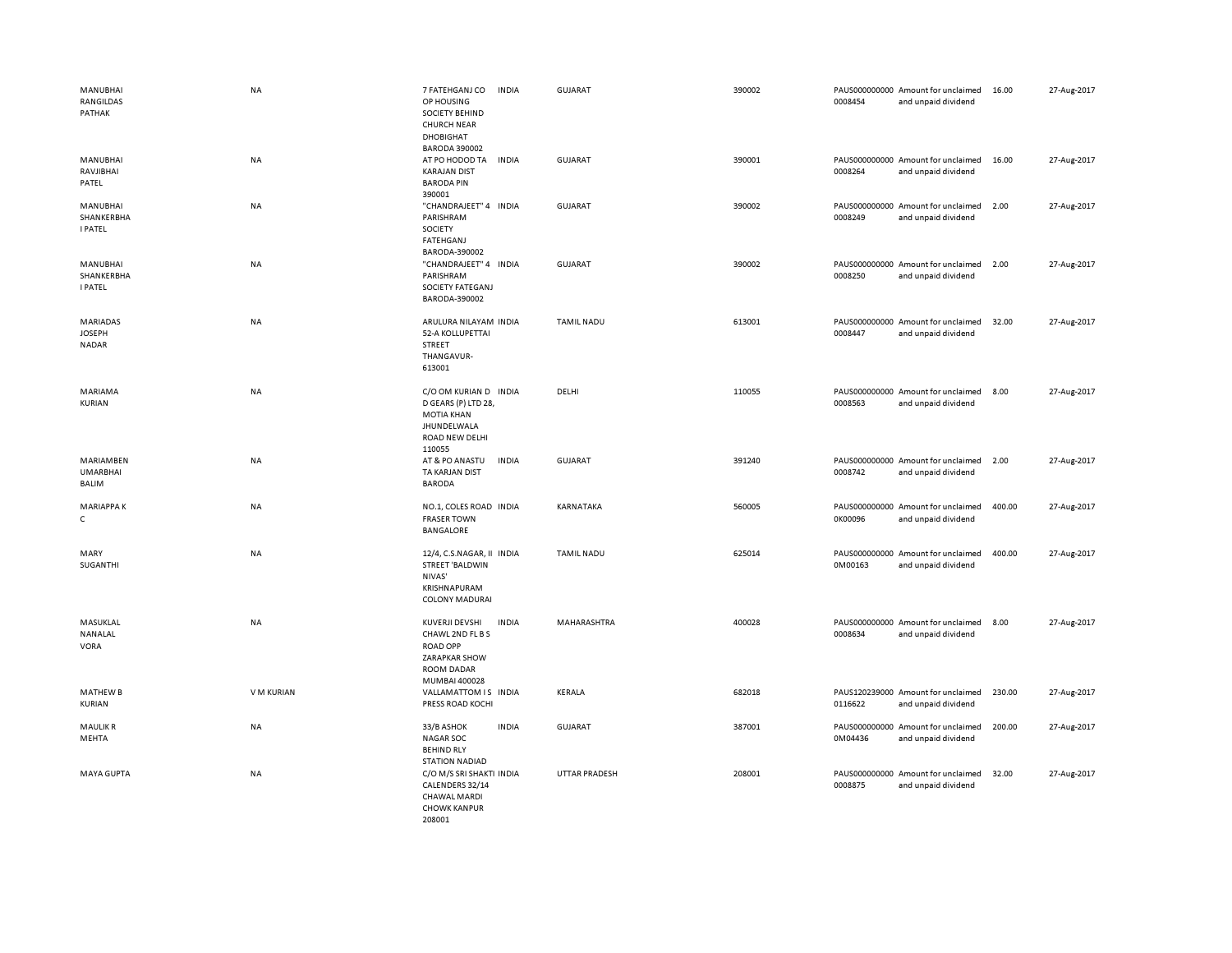| | | | | | | | | | |
|---|---|---|---|---|---|---|---|---|---|
| MANUBHAI RANGILDAS PATHAK | NA | 7 FATEHGANJ CO OP HOUSING SOCIETY BEHIND CHURCH NEAR DHOBIGHAT BARODA 390002 | INDIA | GUJARAT | 390002 | PAUS0000000000008454 | Amount for unclaimed and unpaid dividend | 16.00 | 27-Aug-2017 |
| MANUBHAI RAVJIBHAI PATEL | NA | AT PO HODOD TA KARAJAN DIST BARODA PIN 390001 | INDIA | GUJARAT | 390001 | PAUS0000000000008264 | Amount for unclaimed and unpaid dividend | 16.00 | 27-Aug-2017 |
| MANUBHAI SHANKERBHAI PATEL | NA | "CHANDRAJEET" 4 PARISHRAM SOCIETY FATEHGANJ BARODA-390002 | INDIA | GUJARAT | 390002 | PAUS0000000000008249 | Amount for unclaimed and unpaid dividend | 2.00 | 27-Aug-2017 |
| MANUBHAI SHANKERBHAI PATEL | NA | "CHANDRAJEET" 4 PARISHRAM SOCIETY FATEGANJ BARODA-390002 | INDIA | GUJARAT | 390002 | PAUS0000000000008250 | Amount for unclaimed and unpaid dividend | 2.00 | 27-Aug-2017 |
| MARIADAS JOSEPH NADAR | NA | ARULURA NILAYAM 52-A KOLLUPETTAI STREET THANGAVUR-613001 | INDIA | TAMIL NADU | 613001 | PAUS0000000000008447 | Amount for unclaimed and unpaid dividend | 32.00 | 27-Aug-2017 |
| MARIAMA KURIAN | NA | C/O OM KURIAN D D GEARS (P) LTD 28, MOTIA KHAN JHUNDELWALA ROAD NEW DELHI 110055 | INDIA | DELHI | 110055 | PAUS0000000000008563 | Amount for unclaimed and unpaid dividend | 8.00 | 27-Aug-2017 |
| MARIAMBEN UMARBHAI BALIM | NA | AT & PO ANASTU TA KARJAN DIST BARODA | INDIA | GUJARAT | 391240 | PAUS0000000000008742 | Amount for unclaimed and unpaid dividend | 2.00 | 27-Aug-2017 |
| MARIAPPA K C | NA | NO.1, COLES ROAD FRASER TOWN BANGALORE | INDIA | KARNATAKA | 560005 | PAUS0000000000K00096 | Amount for unclaimed and unpaid dividend | 400.00 | 27-Aug-2017 |
| MARY SUGANTHI | NA | 12/4, C.S.NAGAR, II STREET 'BALDWIN NIVAS' KRISHNAPURAM COLONY MADURAI | INDIA | TAMIL NADU | 625014 | PAUS0000000000M00163 | Amount for unclaimed and unpaid dividend | 400.00 | 27-Aug-2017 |
| MASUKLAL NANALAL VORA | NA | KUVERJI DEVSHI CHAWL 2ND FL B S ROAD OPP ZARAPKAR SHOW ROOM DADAR MUMBAI 400028 | INDIA | MAHARASHTRA | 400028 | PAUS0000000000008634 | Amount for unclaimed and unpaid dividend | 8.00 | 27-Aug-2017 |
| MATHEW B KURIAN | V M KURIAN | VALLAMATTOM I S PRESS ROAD KOCHI | INDIA | KERALA | 682018 | PAUS1202390000116622 | Amount for unclaimed and unpaid dividend | 230.00 | 27-Aug-2017 |
| MAULIK R MEHTA | NA | 33/B ASHOK NAGAR SOC BEHIND RLY STATION NADIAD | INDIA | GUJARAT | 387001 | PAUS0000000000M04436 | Amount for unclaimed and unpaid dividend | 200.00 | 27-Aug-2017 |
| MAYA GUPTA | NA | C/O M/S SRI SHAKTI CALENDERS 32/14 CHAWAL MARDI CHOWK KANPUR 208001 | INDIA | UTTAR PRADESH | 208001 | PAUS0000000000008875 | Amount for unclaimed and unpaid dividend | 32.00 | 27-Aug-2017 |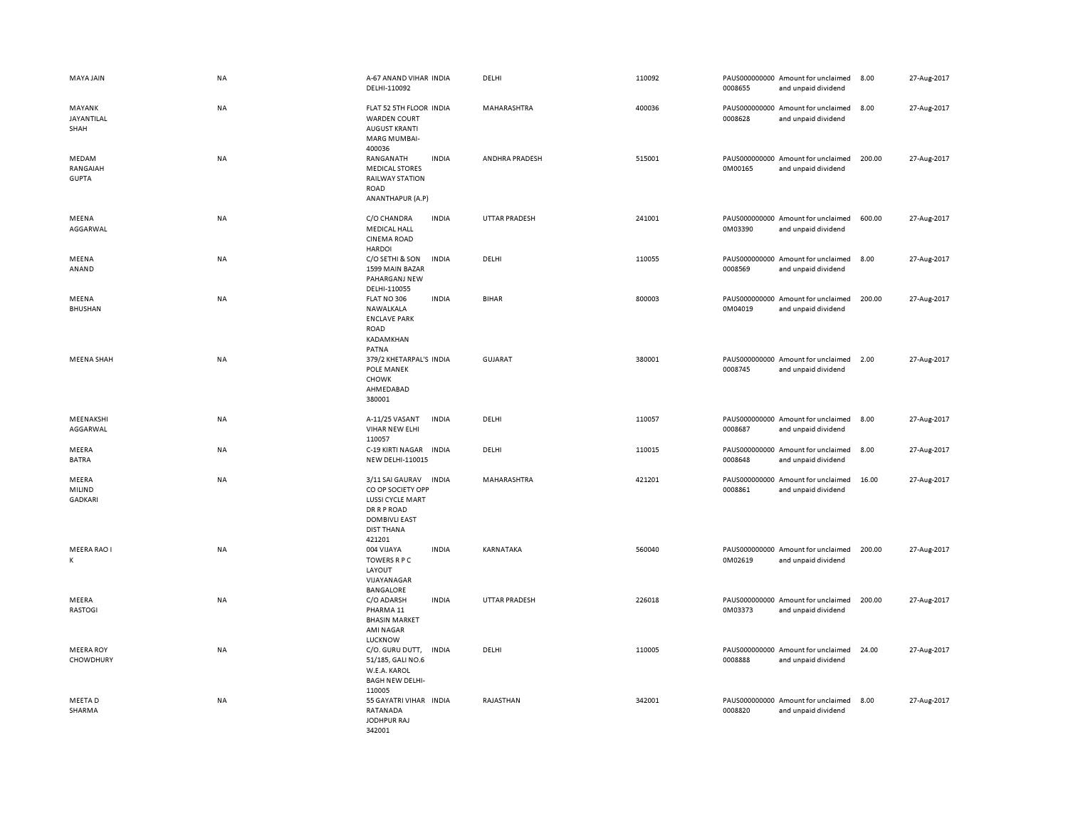| | | | | | | | | | |
|---|---|---|---|---|---|---|---|---|---|
| MAYA JAIN | NA | A-67 ANAND VIHAR DELHI-110092 | INDIA | DELHI | 110092 | PAUS0000000000008655 | Amount for unclaimed and unpaid dividend | 8.00 | 27-Aug-2017 |
| MAYANK JAYANTILAL SHAH | NA | FLAT 52 5TH FLOOR WARDEN COURT AUGUST KRANTI MARG MUMBAI-400036 | INDIA | MAHARASHTRA | 400036 | PAUS0000000000008628 | Amount for unclaimed and unpaid dividend | 8.00 | 27-Aug-2017 |
| MEDAM RANGAIAH GUPTA | NA | RANGANATH MEDICAL STORES RAILWAY STATION ROAD ANANTHAPUR (A.P) | INDIA | ANDHRA PRADESH | 515001 | PAUS0000000000M00165 | Amount for unclaimed and unpaid dividend | 200.00 | 27-Aug-2017 |
| MEENA AGGARWAL | NA | C/O CHANDRA MEDICAL HALL CINEMA ROAD HARDOI | INDIA | UTTAR PRADESH | 241001 | PAUS0000000000M03390 | Amount for unclaimed and unpaid dividend | 600.00 | 27-Aug-2017 |
| MEENA ANAND | NA | C/O SETHI & SON 1599 MAIN BAZAR PAHARGANJ NEW DELHI-110055 | INDIA | DELHI | 110055 | PAUS0000000000008569 | Amount for unclaimed and unpaid dividend | 8.00 | 27-Aug-2017 |
| MEENA BHUSHAN | NA | FLAT NO 306 NAWALKALA ENCLAVE PARK ROAD KADAMKHAN PATNA | INDIA | BIHAR | 800003 | PAUS0000000000M04019 | Amount for unclaimed and unpaid dividend | 200.00 | 27-Aug-2017 |
| MEENA SHAH | NA | 379/2 KHETARPAL'S POLE MANEK CHOWK AHMEDABAD 380001 | INDIA | GUJARAT | 380001 | PAUS0000000000008745 | Amount for unclaimed and unpaid dividend | 2.00 | 27-Aug-2017 |
| MEENAKSHI AGGARWAL | NA | A-11/25 VASANT VIHAR NEW ELHI 110057 | INDIA | DELHI | 110057 | PAUS0000000000008687 | Amount for unclaimed and unpaid dividend | 8.00 | 27-Aug-2017 |
| MEERA BATRA | NA | C-19 KIRTI NAGAR NEW DELHI-110015 | INDIA | DELHI | 110015 | PAUS0000000000008648 | Amount for unclaimed and unpaid dividend | 8.00 | 27-Aug-2017 |
| MEERA MILIND GADKARI | NA | 3/11 SAI GAURAV CO OP SOCIETY OPP LUSSI CYCLE MART DR R P ROAD DOMBIVLI EAST DIST THANA 421201 | INDIA | MAHARASHTRA | 421201 | PAUS0000000000008861 | Amount for unclaimed and unpaid dividend | 16.00 | 27-Aug-2017 |
| MEERA RAO I K | NA | 004 VIJAYA TOWERS R P C LAYOUT VIJAYANAGAR BANGALORE | INDIA | KARNATAKA | 560040 | PAUS0000000000M02619 | Amount for unclaimed and unpaid dividend | 200.00 | 27-Aug-2017 |
| MEERA RASTOGI | NA | C/O ADARSH PHARMA 11 BHASIN MARKET AMI NAGAR LUCKNOW | INDIA | UTTAR PRADESH | 226018 | PAUS0000000000M03373 | Amount for unclaimed and unpaid dividend | 200.00 | 27-Aug-2017 |
| MEERA ROY CHOWDHURY | NA | C/O. GURU DUTT, 51/185, GALI NO.6 W.E.A. KAROL BAGH NEW DELHI-110005 | INDIA | DELHI | 110005 | PAUS0000000000008888 | Amount for unclaimed and unpaid dividend | 24.00 | 27-Aug-2017 |
| MEETA D SHARMA | NA | 55 GAYATRI VIHAR RATANADA JODHPUR RAJ 342001 | INDIA | RAJASTHAN | 342001 | PAUS0000000000008820 | Amount for unclaimed and unpaid dividend | 8.00 | 27-Aug-2017 |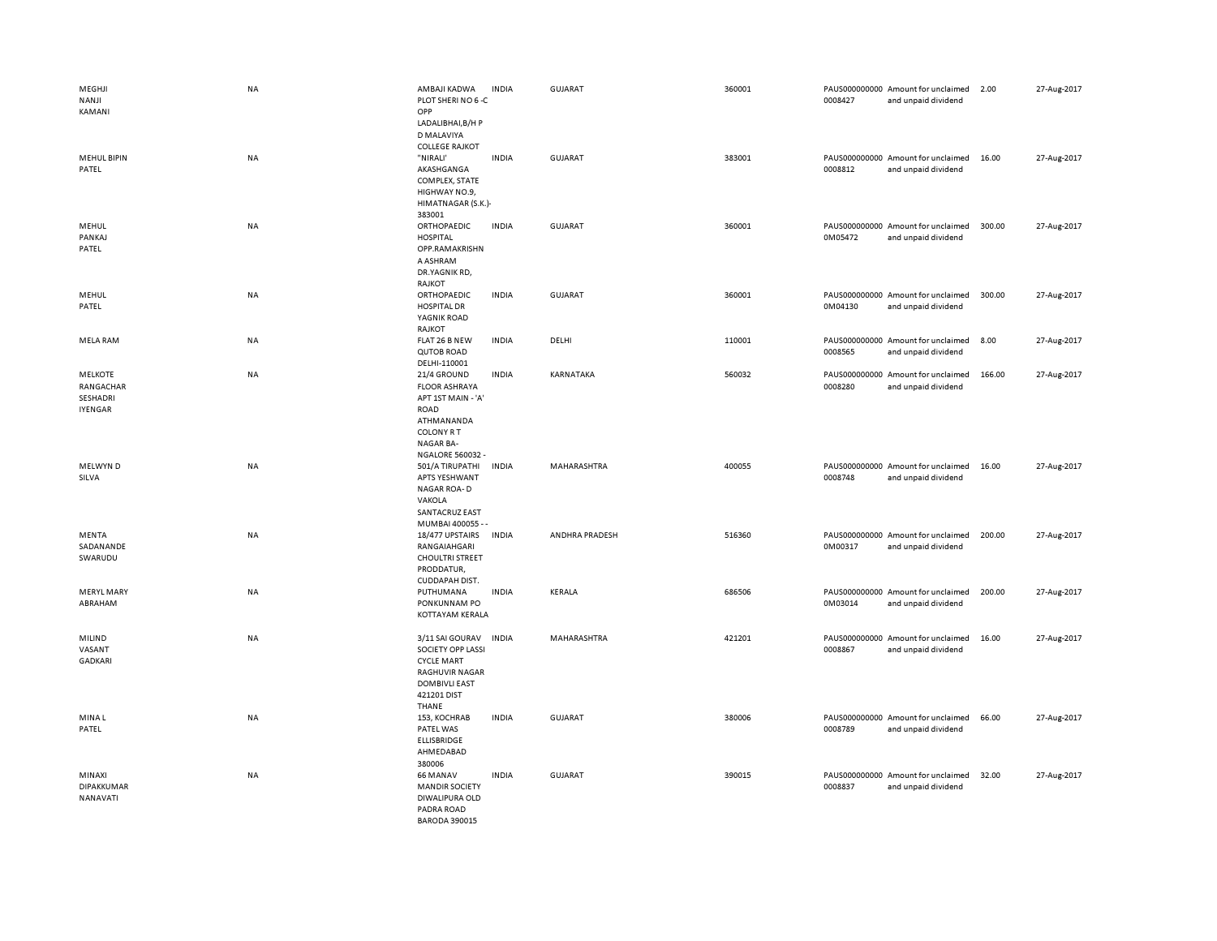| | | | | | | | | | |
|---|---|---|---|---|---|---|---|---|---|
| MEGHJI NANJI KAMANI | NA | AMBAJI KADWA PLOT SHERI NO 6 -C OPP LADALIBHAI,B/H P D MALAVIYA COLLEGE RAJKOT | INDIA | GUJARAT | 360001 | PAUS0000000000008427 | Amount for unclaimed and unpaid dividend | 2.00 | 27-Aug-2017 |
| MEHUL BIPIN PATEL | NA | "NIRALI' AKASHGANGA COMPLEX, STATE HIGHWAY NO.9, HIMATNAGAR (S.K.)-383001 | INDIA | GUJARAT | 383001 | PAUS0000000000008812 | Amount for unclaimed and unpaid dividend | 16.00 | 27-Aug-2017 |
| MEHUL PANKAJ PATEL | NA | ORTHOPAEDIC HOSPITAL OPP.RAMAKRISHNA ASHRAM DR.YAGNIK RD, RAJKOT | INDIA | GUJARAT | 360001 | PAUS0000000000M05472 | Amount for unclaimed and unpaid dividend | 300.00 | 27-Aug-2017 |
| MEHUL PATEL | NA | ORTHOPAEDIC HOSPITAL DR YAGNIK ROAD RAJKOT | INDIA | GUJARAT | 360001 | PAUS0000000000M04130 | Amount for unclaimed and unpaid dividend | 300.00 | 27-Aug-2017 |
| MELA RAM | NA | FLAT 26 B NEW QUTOB ROAD DELHI-110001 | INDIA | DELHI | 110001 | PAUS0000000000008565 | Amount for unclaimed and unpaid dividend | 8.00 | 27-Aug-2017 |
| MELKOTE RANGACHAR SESHADRI IYENGAR | NA | 21/4 GROUND FLOOR ASHRAYA APT 1ST MAIN - 'A' ROAD ATHMANANDA COLONY R T NAGAR BA-NGALORE 560032 - | INDIA | KARNATAKA | 560032 | PAUS0000000000008280 | Amount for unclaimed and unpaid dividend | 166.00 | 27-Aug-2017 |
| MELWYN D SILVA | NA | 501/A TIRUPATHI APTS YESHWANT NAGAR ROA- D VAKOLA SANTACRUZ EAST MUMBAI 400055 - - | INDIA | MAHARASHTRA | 400055 | PAUS0000000000008748 | Amount for unclaimed and unpaid dividend | 16.00 | 27-Aug-2017 |
| MENTA SADANANDE SWARUDU | NA | 18/477 UPSTAIRS RANGAIAHGARI CHOULTRI STREET PRODDATUR, CUDDAPAH DIST. | INDIA | ANDHRA PRADESH | 516360 | PAUS0000000000M00317 | Amount for unclaimed and unpaid dividend | 200.00 | 27-Aug-2017 |
| MERYL MARY ABRAHAM | NA | PUTHUMANA PONKUNNAM PO KOTTAYAM KERALA | INDIA | KERALA | 686506 | PAUS0000000000M03014 | Amount for unclaimed and unpaid dividend | 200.00 | 27-Aug-2017 |
| MILIND VASANT GADKARI | NA | 3/11 SAI GOURAV SOCIETY OPP LASSI CYCLE MART RAGHUVIR NAGAR DOMBIVLI EAST 421201 DIST THANE | INDIA | MAHARASHTRA | 421201 | PAUS0000000000008867 | Amount for unclaimed and unpaid dividend | 16.00 | 27-Aug-2017 |
| MINA L PATEL | NA | 153, KOCHRAB PATEL WAS ELLISBRIDGE AHMEDABAD 380006 | INDIA | GUJARAT | 380006 | PAUS0000000000008789 | Amount for unclaimed and unpaid dividend | 66.00 | 27-Aug-2017 |
| MINAXI DIPAKKUMAR NANAVATI | NA | 66 MANAV MANDIR SOCIETY DIWALIPURA OLD PADRA ROAD BARODA 390015 | INDIA | GUJARAT | 390015 | PAUS0000000000008837 | Amount for unclaimed and unpaid dividend | 32.00 | 27-Aug-2017 |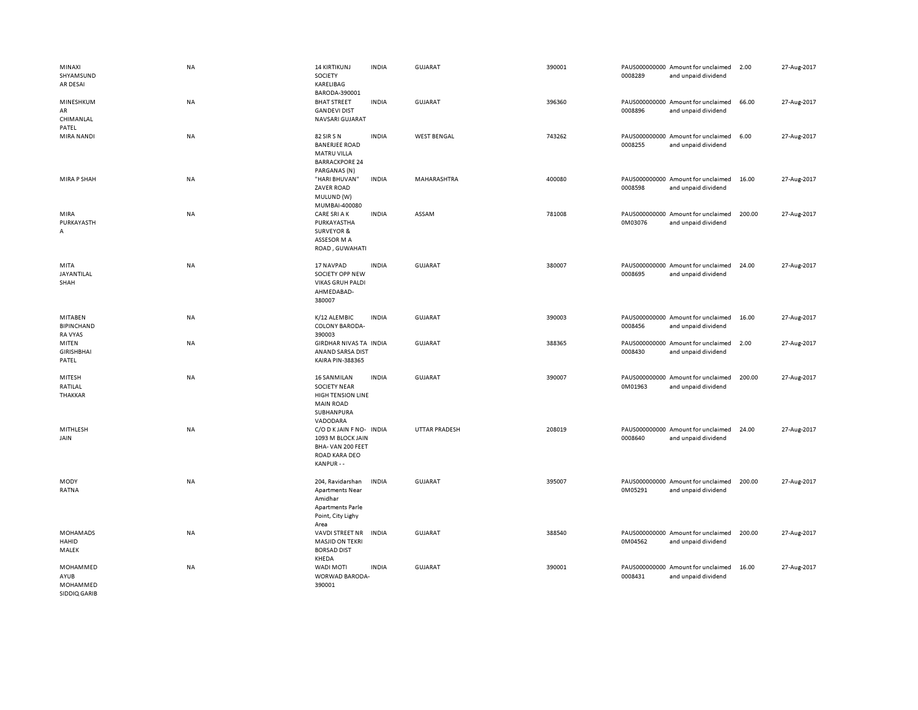| | | | | | | | | | |
|---|---|---|---|---|---|---|---|---|---|
| MINAXI SHYAMSUNDAR DESAI | NA | 14 KIRTIKUNJ SOCIETY KARELIBAG BARODA-390001 | INDIA | GUJARAT | 390001 | PAUS0000000000008289 | Amount for unclaimed and unpaid dividend | 2.00 | 27-Aug-2017 |
| MINESHKUMAR CHIMANLAL PATEL | NA | BHAT STREET GANDEVI DIST NAVSARI GUJARAT | INDIA | GUJARAT | 396360 | PAUS0000000000008896 | Amount for unclaimed and unpaid dividend | 66.00 | 27-Aug-2017 |
| MIRA NANDI | NA | 82 SIR S N BANERJEE ROAD MATRU VILLA BARRACKPORE 24 PARGANAS (N) | INDIA | WEST BENGAL | 743262 | PAUS0000000000008255 | Amount for unclaimed and unpaid dividend | 6.00 | 27-Aug-2017 |
| MIRA P SHAH | NA | "HARI BHUVAN" ZAVER ROAD MULUND (W) MUMBAI-400080 | INDIA | MAHARASHTRA | 400080 | PAUS0000000000008598 | Amount for unclaimed and unpaid dividend | 16.00 | 27-Aug-2017 |
| MIRA PURKAYASTHA | NA | CARE SRI A K PURKAYASTHA SURVEYOR & ASSESOR M A ROAD , GUWAHATI | INDIA | ASSAM | 781008 | PAUS0000000000M03076 | Amount for unclaimed and unpaid dividend | 200.00 | 27-Aug-2017 |
| MITA JAYANTILAL SHAH | NA | 17 NAVPAD SOCIETY OPP NEW VIKAS GRUH PALDI AHMEDABAD-380007 | INDIA | GUJARAT | 380007 | PAUS0000000000008695 | Amount for unclaimed and unpaid dividend | 24.00 | 27-Aug-2017 |
| MITABEN BIPINCHANDRA VYAS | NA | K/12 ALEMBIC COLONY BARODA-390003 | INDIA | GUJARAT | 390003 | PAUS0000000000008456 | Amount for unclaimed and unpaid dividend | 16.00 | 27-Aug-2017 |
| MITEN GIRISHBHAI PATEL | NA | GIRDHAR NIVAS TA ANAND SARSA DIST KAIRA PIN-388365 | INDIA | GUJARAT | 388365 | PAUS0000000000008430 | Amount for unclaimed and unpaid dividend | 2.00 | 27-Aug-2017 |
| MITESH RATILAL THAKKAR | NA | 16 SANMILAN SOCIETY NEAR HIGH TENSION LINE MAIN ROAD SUBHANPURA VADODARA | INDIA | GUJARAT | 390007 | PAUS0000000000M01963 | Amount for unclaimed and unpaid dividend | 200.00 | 27-Aug-2017 |
| MITHLESH JAIN | NA | C/O D K JAIN F NO-1093 M BLOCK JAIN BHA- VAN 200 FEET ROAD KARA DEO KANPUR - - | INDIA | UTTAR PRADESH | 208019 | PAUS0000000000008640 | Amount for unclaimed and unpaid dividend | 24.00 | 27-Aug-2017 |
| MODY RATNA | NA | 204, Ravidarshan Apartments Near Amidhar Apartments Parle Point, City Lighy Area | INDIA | GUJARAT | 395007 | PAUS0000000000M05291 | Amount for unclaimed and unpaid dividend | 200.00 | 27-Aug-2017 |
| MOHAMADSHAHID MALEK | NA | VAVDI STREET NR MASJID ON TEKRI BORSAD DIST KHEDA | INDIA | GUJARAT | 388540 | PAUS0000000000M04562 | Amount for unclaimed and unpaid dividend | 200.00 | 27-Aug-2017 |
| MOHAMMED AYUB MOHAMMED SIDDIQ GARIB | NA | WADI MOTI WORWAD BARODA-390001 | INDIA | GUJARAT | 390001 | PAUS0000000000008431 | Amount for unclaimed and unpaid dividend | 16.00 | 27-Aug-2017 |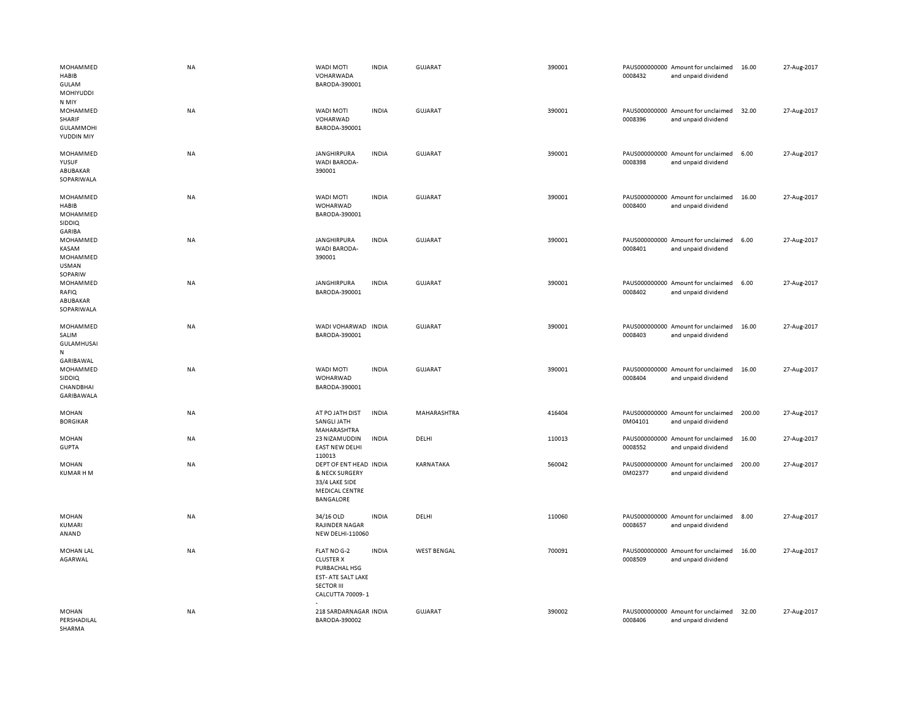| | | | | | | | | | |
|---|---|---|---|---|---|---|---|---|---|
| MOHAMMED HABIB GULAM MOHIYUDDI N MIY | NA | WADI MOTI VOHARWADA BARODA-390001 | INDIA | GUJARAT | 390001 | PAUS000000000 0008432 | Amount for unclaimed and unpaid dividend | 16.00 | 27-Aug-2017 |
| MOHAMMED SHARIF GULAMMOHI YUDDIN MIY | NA | WADI MOTI VOHARWAD BARODA-390001 | INDIA | GUJARAT | 390001 | PAUS000000000 0008396 | Amount for unclaimed and unpaid dividend | 32.00 | 27-Aug-2017 |
| MOHAMMED YUSUF ABUBAKAR SOPARIWALA | NA | JANGHIRPURA WADI BARODA-390001 | INDIA | GUJARAT | 390001 | PAUS000000000 0008398 | Amount for unclaimed and unpaid dividend | 6.00 | 27-Aug-2017 |
| MOHAMMED HABIB MOHAMMED SIDDIQ GARIBA | NA | WADI MOTI WOHARWAD BARODA-390001 | INDIA | GUJARAT | 390001 | PAUS000000000 0008400 | Amount for unclaimed and unpaid dividend | 16.00 | 27-Aug-2017 |
| MOHAMMED KASAM MOHAMMED USMAN SOPARIW | NA | JANGHIRPURA WADI BARODA-390001 | INDIA | GUJARAT | 390001 | PAUS000000000 0008401 | Amount for unclaimed and unpaid dividend | 6.00 | 27-Aug-2017 |
| MOHAMMED RAFIQ ABUBAKAR SOPARIWALA | NA | JANGHIRPURA BARODA-390001 | INDIA | GUJARAT | 390001 | PAUS000000000 0008402 | Amount for unclaimed and unpaid dividend | 6.00 | 27-Aug-2017 |
| MOHAMMED SALIM GULAMHUSAI N GARIBAWAL | NA | WADI VOHARWAD BARODA-390001 | INDIA | GUJARAT | 390001 | PAUS000000000 0008403 | Amount for unclaimed and unpaid dividend | 16.00 | 27-Aug-2017 |
| MOHAMMED SIDDIQ CHANDBHAI GARIBAWALA | NA | WADI MOTI WOHARWAD BARODA-390001 | INDIA | GUJARAT | 390001 | PAUS000000000 0008404 | Amount for unclaimed and unpaid dividend | 16.00 | 27-Aug-2017 |
| MOHAN BORGIKAR | NA | AT PO JATH DIST SANGLI JATH MAHARASHTRA | INDIA | MAHARASHTRA | 416404 | PAUS000000000 0M04101 | Amount for unclaimed and unpaid dividend | 200.00 | 27-Aug-2017 |
| MOHAN GUPTA | NA | 23 NIZAMUDDIN EAST NEW DELHI 110013 | INDIA | DELHI | 110013 | PAUS000000000 0008552 | Amount for unclaimed and unpaid dividend | 16.00 | 27-Aug-2017 |
| MOHAN KUMAR H M | NA | DEPT OF ENT HEAD & NECK SURGERY 33/4 LAKE SIDE MEDICAL CENTRE BANGALORE | INDIA | KARNATAKA | 560042 | PAUS000000000 0M02377 | Amount for unclaimed and unpaid dividend | 200.00 | 27-Aug-2017 |
| MOHAN KUMARI ANAND | NA | 34/16 OLD RAJINDER NAGAR NEW DELHI-110060 | INDIA | DELHI | 110060 | PAUS000000000 0008657 | Amount for unclaimed and unpaid dividend | 8.00 | 27-Aug-2017 |
| MOHAN LAL AGARWAL | NA | FLAT NO G-2 CLUSTER X PURBACHAL HSG EST- ATE SALT LAKE SECTOR III CALCUTTA 70009- 1 - | INDIA | WEST BENGAL | 700091 | PAUS000000000 0008509 | Amount for unclaimed and unpaid dividend | 16.00 | 27-Aug-2017 |
| MOHAN PERSHADILAL SHARMA | NA | 218 SARDARNAGAR BARODA-390002 | INDIA | GUJARAT | 390002 | PAUS000000000 0008406 | Amount for unclaimed and unpaid dividend | 32.00 | 27-Aug-2017 |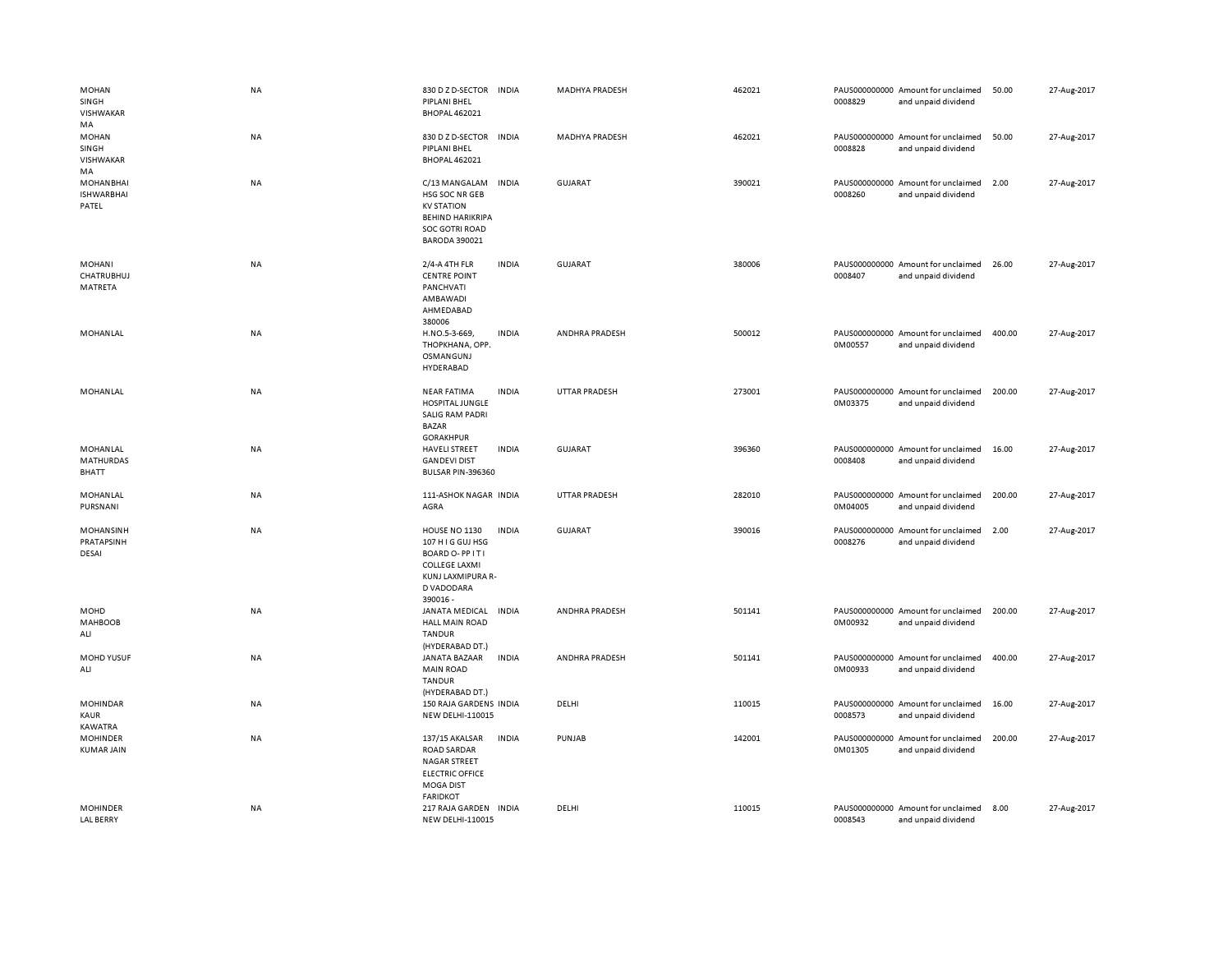| | | | | | | | | | |
|---|---|---|---|---|---|---|---|---|---|
| MOHAN SINGH VISHWAKARMA | NA | 830 D Z D-SECTOR PIPLANI BHEL BHOPAL 462021 | INDIA | MADHYA PRADESH | 462021 | PAUS0000000000008829 | Amount for unclaimed and unpaid dividend | 50.00 | 27-Aug-2017 |
| MOHAN SINGH VISHWAKARMA | NA | 830 D Z D-SECTOR PIPLANI BHEL BHOPAL 462021 | INDIA | MADHYA PRADESH | 462021 | PAUS0000000000008828 | Amount for unclaimed and unpaid dividend | 50.00 | 27-Aug-2017 |
| MOHANBHAI ISHWARBHAI PATEL | NA | C/13 MANGALAM HSG SOC NR GEB KV STATION BEHIND HARIKRIPA SOC GOTRI ROAD BARODA 390021 | INDIA | GUJARAT | 390021 | PAUS0000000000008260 | Amount for unclaimed and unpaid dividend | 2.00 | 27-Aug-2017 |
| MOHANI CHATRUBHUJ MATRETA | NA | 2/4-A 4TH FLR CENTRE POINT PANCHVATI AMBAWADI AHMEDABAD 380006 | INDIA | GUJARAT | 380006 | PAUS0000000000008407 | Amount for unclaimed and unpaid dividend | 26.00 | 27-Aug-2017 |
| MOHANLAL | NA | H.NO.5-3-669, THOPKHANA, OPP. OSMANGUNJ HYDERABAD | INDIA | ANDHRA PRADESH | 500012 | PAUS0000000000M00557 | Amount for unclaimed and unpaid dividend | 400.00 | 27-Aug-2017 |
| MOHANLAL | NA | NEAR FATIMA HOSPITAL JUNGLE SALIG RAM PADRI BAZAR GORAKHPUR | INDIA | UTTAR PRADESH | 273001 | PAUS0000000000M03375 | Amount for unclaimed and unpaid dividend | 200.00 | 27-Aug-2017 |
| MOHANLAL MATHURDAS BHATT | NA | HAVELI STREET GANDEVI DIST BULSAR PIN-396360 | INDIA | GUJARAT | 396360 | PAUS0000000000008408 | Amount for unclaimed and unpaid dividend | 16.00 | 27-Aug-2017 |
| MOHANLAL PURSNANI | NA | 111-ASHOK NAGAR AGRA | INDIA | UTTAR PRADESH | 282010 | PAUS0000000000M04005 | Amount for unclaimed and unpaid dividend | 200.00 | 27-Aug-2017 |
| MOHANSINH PRATAPSINH DESAI | NA | HOUSE NO 1130 107 H I G GUJ HSG BOARD O- PP I T I COLLEGE LAXMI KUNJ LAXMIPURA R-D VADODARA 390016 - | INDIA | GUJARAT | 390016 | PAUS0000000000008276 | Amount for unclaimed and unpaid dividend | 2.00 | 27-Aug-2017 |
| MOHD MAHBOOB ALI | NA | JANATA MEDICAL HALL MAIN ROAD TANDUR (HYDERABAD DT.) | INDIA | ANDHRA PRADESH | 501141 | PAUS0000000000M00932 | Amount for unclaimed and unpaid dividend | 200.00 | 27-Aug-2017 |
| MOHD YUSUF ALI | NA | JANATA BAZAAR MAIN ROAD TANDUR (HYDERABAD DT.) | INDIA | ANDHRA PRADESH | 501141 | PAUS0000000000M00933 | Amount for unclaimed and unpaid dividend | 400.00 | 27-Aug-2017 |
| MOHINDAR KAUR KAWATRA | NA | 150 RAJA GARDENS NEW DELHI-110015 | INDIA | DELHI | 110015 | PAUS0000000000008573 | Amount for unclaimed and unpaid dividend | 16.00 | 27-Aug-2017 |
| MOHINDER KUMAR JAIN | NA | 137/15 AKALSAR ROAD SARDAR NAGAR STREET ELECTRIC OFFICE MOGA DIST FARIDKOT | INDIA | PUNJAB | 142001 | PAUS0000000000M01305 | Amount for unclaimed and unpaid dividend | 200.00 | 27-Aug-2017 |
| MOHINDER LAL BERRY | NA | 217 RAJA GARDEN NEW DELHI-110015 | INDIA | DELHI | 110015 | PAUS0000000000008543 | Amount for unclaimed and unpaid dividend | 8.00 | 27-Aug-2017 |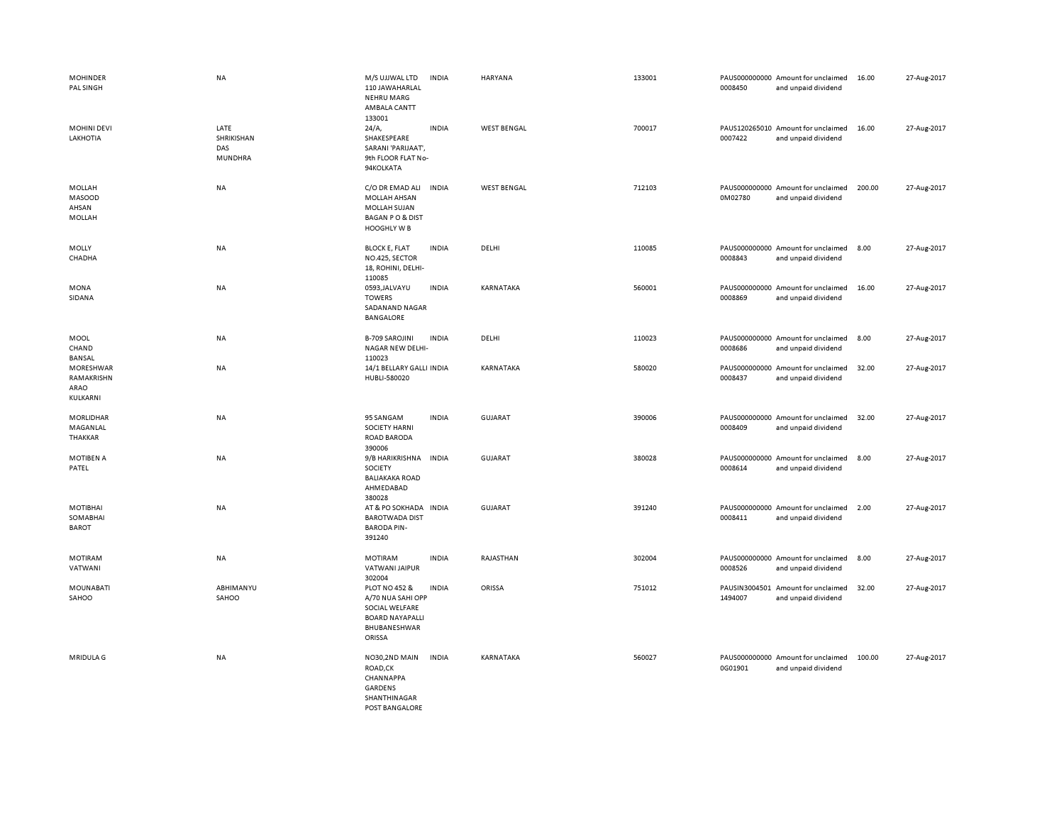| | | | | | | | | | |
|---|---|---|---|---|---|---|---|---|---|
| MOHINDER PAL SINGH | NA | M/S UJJWAL LTD 110 JAWAHARLAL NEHRU MARG AMBALA CANTT 133001 | INDIA | HARYANA | 133001 | PAUS0000000000008450 | Amount for unclaimed and unpaid dividend | 16.00 | 27-Aug-2017 |
| MOHINI DEVI LAKHOTIA | LATE SHRIKISHAN DAS MUNDHRA | 24/A, SHAKESPEARE SARANI 'PARIJAAT', 9th FLOOR FLAT No-94KOLKATA | INDIA | WEST BENGAL | 700017 | PAUS1202650100007422 | Amount for unclaimed and unpaid dividend | 16.00 | 27-Aug-2017 |
| MOLLAH MASOOD AHSAN MOLLAH | NA | C/O DR EMAD ALI MOLLAH AHSAN MOLLAH SUJAN BAGAN P O & DIST HOOGHLY W B | INDIA | WEST BENGAL | 712103 | PAUS0000000000M02780 | Amount for unclaimed and unpaid dividend | 200.00 | 27-Aug-2017 |
| MOLLY CHADHA | NA | BLOCK E, FLAT NO.425, SECTOR 18, ROHINI, DELHI-110085 | INDIA | DELHI | 110085 | PAUS0000000000008843 | Amount for unclaimed and unpaid dividend | 8.00 | 27-Aug-2017 |
| MONA SIDANA | NA | 0593,JALVAYU TOWERS SADANAND NAGAR BANGALORE | INDIA | KARNATAKA | 560001 | PAUS0000000000008869 | Amount for unclaimed and unpaid dividend | 16.00 | 27-Aug-2017 |
| MOOL CHAND BANSAL | NA | B-709 SAROJINI NAGAR NEW DELHI-110023 | INDIA | DELHI | 110023 | PAUS0000000000008686 | Amount for unclaimed and unpaid dividend | 8.00 | 27-Aug-2017 |
| MORESHWAR RAMAKRISHN ARAO KULKARNI | NA | 14/1 BELLARY GALLI HUBLI-580020 | INDIA | KARNATAKA | 580020 | PAUS0000000000008437 | Amount for unclaimed and unpaid dividend | 32.00 | 27-Aug-2017 |
| MORLIDHAR MAGANLAL THAKKAR | NA | 95 SANGAM SOCIETY HARNI ROAD BARODA 390006 | INDIA | GUJARAT | 390006 | PAUS0000000000008409 | Amount for unclaimed and unpaid dividend | 32.00 | 27-Aug-2017 |
| MOTIBEN A PATEL | NA | 9/B HARIKRISHNA SOCIETY BALIAKAKA ROAD AHMEDABAD 380028 | INDIA | GUJARAT | 380028 | PAUS0000000000008614 | Amount for unclaimed and unpaid dividend | 8.00 | 27-Aug-2017 |
| MOTIBHAI SOMABHAI BAROT | NA | AT & PO SOKHADA BAROTWADA DIST BARODA PIN-391240 | INDIA | GUJARAT | 391240 | PAUS0000000000008411 | Amount for unclaimed and unpaid dividend | 2.00 | 27-Aug-2017 |
| MOTIRAM VATWANI | NA | MOTIRAM VATWANI JAIPUR 302004 | INDIA | RAJASTHAN | 302004 | PAUS0000000000008526 | Amount for unclaimed and unpaid dividend | 8.00 | 27-Aug-2017 |
| MOUNABATI SAHOO | ABHIMANYU SAHOO | PLOT NO 452 & A/70 NUA SAHI OPP SOCIAL WELFARE BOARD NAYAPALLI BHUBANESHWAR ORISSA | INDIA | ORISSA | 751012 | PAUSIN30045011494007 | Amount for unclaimed and unpaid dividend | 32.00 | 27-Aug-2017 |
| MRIDULA G | NA | NO30,2ND MAIN ROAD,CK CHANNAPPA GARDENS SHANTHINAGAR POST BANGALORE | INDIA | KARNATAKA | 560027 | PAUS0000000000G01901 | Amount for unclaimed and unpaid dividend | 100.00 | 27-Aug-2017 |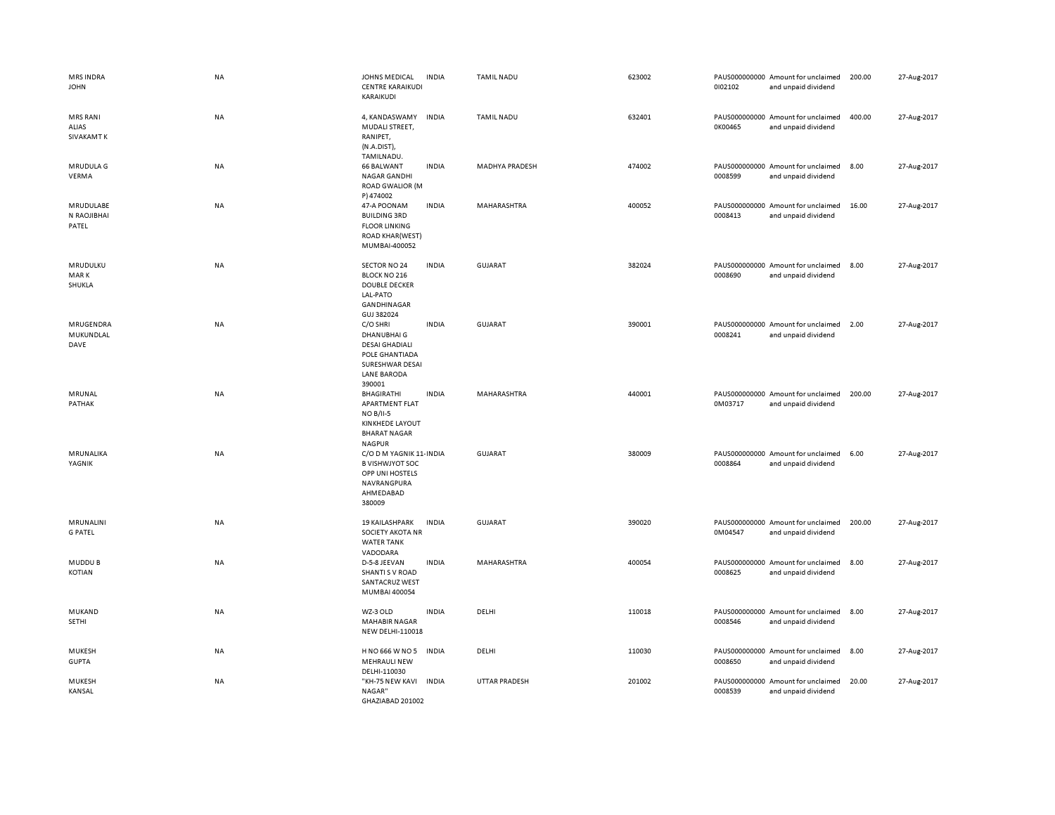| | | | | | | | | | |
|---|---|---|---|---|---|---|---|---|---|
| MRS INDRA JOHN | NA | JOHNS MEDICAL CENTRE KARAIKUDI KARAIKUDI | INDIA | TAMIL NADU | 623002 | PAUS0000000000I02102 | Amount for unclaimed and unpaid dividend | 200.00 | 27-Aug-2017 |
| MRS RANI ALIAS SIVAKAMT K | NA | 4, KANDASWAMY MUDALI STREET, RANIPET, (N.A.DIST), TAMILNADU. | INDIA | TAMIL NADU | 632401 | PAUS0000000000K00465 | Amount for unclaimed and unpaid dividend | 400.00 | 27-Aug-2017 |
| MRUDULA G VERMA | NA | 66 BALWANT NAGAR GANDHI ROAD GWALIOR (M P) 474002 | INDIA | MADHYA PRADESH | 474002 | PAUS00000000000008599 | Amount for unclaimed and unpaid dividend | 8.00 | 27-Aug-2017 |
| MRUDULABEN RAOJIBHAI PATEL | NA | 47-A POONAM BUILDING 3RD FLOOR LINKING ROAD KHAR(WEST) MUMBAI-400052 | INDIA | MAHARASHTRA | 400052 | PAUS00000000000008413 | Amount for unclaimed and unpaid dividend | 16.00 | 27-Aug-2017 |
| MRUDULKUMAR K SHUKLA | NA | SECTOR NO 24 BLOCK NO 216 DOUBLE DECKER LAL-PATO GANDHINAGAR GUJ 382024 | INDIA | GUJARAT | 382024 | PAUS00000000000008690 | Amount for unclaimed and unpaid dividend | 8.00 | 27-Aug-2017 |
| MRUGENDRA MUKUNDLAL DAVE | NA | C/O SHRI DHANUBHAI G DESAI GHADIALI POLE GHANTIADA SURESHWAR DESAI LANE BARODA 390001 | INDIA | GUJARAT | 390001 | PAUS00000000000008241 | Amount for unclaimed and unpaid dividend | 2.00 | 27-Aug-2017 |
| MRUNAL PATHAK | NA | BHAGIRATHI APARTMENT FLAT NO B/II-5 KINKHEDE LAYOUT BHARAT NAGAR NAGPUR | INDIA | MAHARASHTRA | 440001 | PAUS0000000000M03717 | Amount for unclaimed and unpaid dividend | 200.00 | 27-Aug-2017 |
| MRUNALIKA YAGNIK | NA | C/O D M YAGNIK 11-B VISHWJYOT SOC OPP UNI HOSTELS NAVRANGPURA AHMEDABAD 380009 | INDIA | GUJARAT | 380009 | PAUS00000000000008864 | Amount for unclaimed and unpaid dividend | 6.00 | 27-Aug-2017 |
| MRUNALINI G PATEL | NA | 19 KAILASHPARK SOCIETY AKOTA NR WATER TANK VADODARA | INDIA | GUJARAT | 390020 | PAUS0000000000M04547 | Amount for unclaimed and unpaid dividend | 200.00 | 27-Aug-2017 |
| MUDDU B KOTIAN | NA | D-5-8 JEEVAN SHANTI S V ROAD SANTACRUZ WEST MUMBAI 400054 | INDIA | MAHARASHTRA | 400054 | PAUS00000000000008625 | Amount for unclaimed and unpaid dividend | 8.00 | 27-Aug-2017 |
| MUKAND SETHI | NA | WZ-3 OLD MAHABIR NAGAR NEW DELHI-110018 | INDIA | DELHI | 110018 | PAUS00000000000008546 | Amount for unclaimed and unpaid dividend | 8.00 | 27-Aug-2017 |
| MUKESH GUPTA | NA | H NO 666 W NO 5 MEHRAULI NEW DELHI-110030 | INDIA | DELHI | 110030 | PAUS00000000000008650 | Amount for unclaimed and unpaid dividend | 8.00 | 27-Aug-2017 |
| MUKESH KANSAL | NA | "KH-75 NEW KAVI NAGAR" GHAZIABAD 201002 | INDIA | UTTAR PRADESH | 201002 | PAUS00000000000008539 | Amount for unclaimed and unpaid dividend | 20.00 | 27-Aug-2017 |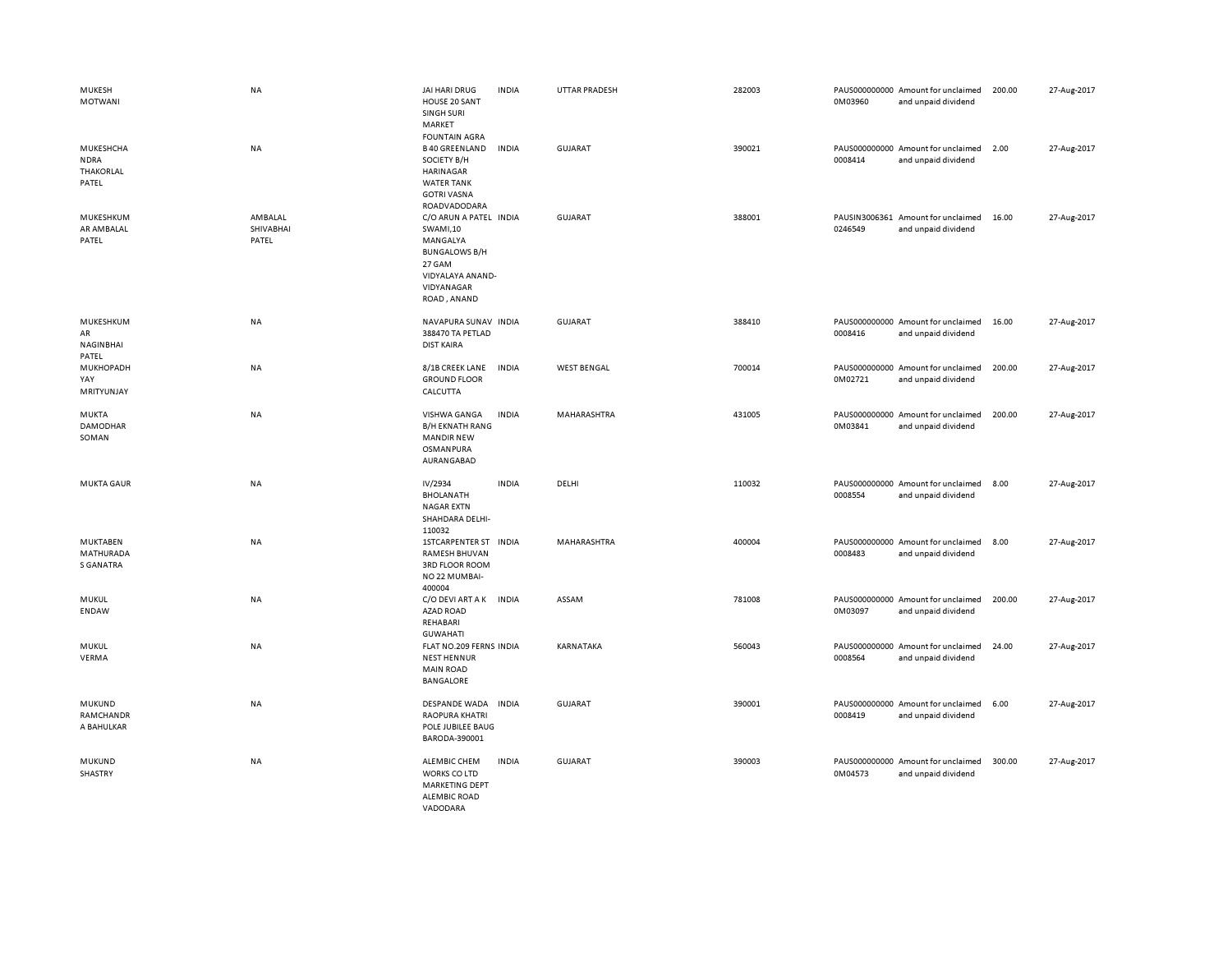| | | | | | | | | | |
|---|---|---|---|---|---|---|---|---|---|
| MUKESH MOTWANI | NA | JAI HARI DRUG HOUSE 20 SANT SINGH SURI MARKET FOUNTAIN AGRA | INDIA | UTTAR PRADESH | 282003 | PAUS0000000000M03960 | Amount for unclaimed and unpaid dividend | 200.00 | 27-Aug-2017 |
| MUKESHCHANDRA THAKORLAL PATEL | NA | B 40 GREENLAND SOCIETY B/H HARINAGAR WATER TANK GOTRI VASNA ROADVADODARA | INDIA | GUJARAT | 390021 | PAUS0000000000008414 | Amount for unclaimed and unpaid dividend | 2.00 | 27-Aug-2017 |
| MUKESHKUMAR AMBALAL PATEL | AMBALAL SHIVABHAI PATEL | C/O ARUN A PATEL SWAMI,10 MANGALYA BUNGALOWS B/H 27 GAM VIDYALAYA ANAND-VIDYANAGAR ROAD , ANAND | INDIA | GUJARAT | 388001 | PAUSIN30063610246549 | Amount for unclaimed and unpaid dividend | 16.00 | 27-Aug-2017 |
| MUKESHKUMAR NAGINBHAI PATEL | NA | NAVAPURA SUNAV 388470 TA PETLAD DIST KAIRA | INDIA | GUJARAT | 388410 | PAUS0000000000008416 | Amount for unclaimed and unpaid dividend | 16.00 | 27-Aug-2017 |
| MUKHOPADHYAY MRITYUNJAY | NA | 8/1B CREEK LANE GROUND FLOOR CALCUTTA | INDIA | WEST BENGAL | 700014 | PAUS0000000000M02721 | Amount for unclaimed and unpaid dividend | 200.00 | 27-Aug-2017 |
| MUKTA DAMODHAR SOMAN | NA | VISHWA GANGA B/H EKNATH RANG MANDIR NEW OSMANPURA AURANGABAD | INDIA | MAHARASHTRA | 431005 | PAUS0000000000M03841 | Amount for unclaimed and unpaid dividend | 200.00 | 27-Aug-2017 |
| MUKTA GAUR | NA | IV/2934 BHOLANATH NAGAR EXTN SHAHDARA DELHI-110032 | INDIA | DELHI | 110032 | PAUS0000000000008554 | Amount for unclaimed and unpaid dividend | 8.00 | 27-Aug-2017 |
| MUKTABEN MATHURADAS GANATRA | NA | 1STCARPENTER ST RAMESH BHUVAN 3RD FLOOR ROOM NO 22 MUMBAI-400004 | INDIA | MAHARASHTRA | 400004 | PAUS0000000000008483 | Amount for unclaimed and unpaid dividend | 8.00 | 27-Aug-2017 |
| MUKUL ENDAW | NA | C/O DEVI ART A K AZAD ROAD REHABARI GUWAHATI | INDIA | ASSAM | 781008 | PAUS0000000000M03097 | Amount for unclaimed and unpaid dividend | 200.00 | 27-Aug-2017 |
| MUKUL VERMA | NA | FLAT NO.209 FERNS NEST HENNUR MAIN ROAD BANGALORE | INDIA | KARNATAKA | 560043 | PAUS0000000000008564 | Amount for unclaimed and unpaid dividend | 24.00 | 27-Aug-2017 |
| MUKUND RAMCHANDRA BAHULKAR | NA | DESPANDE WADA RAOPURA KHATRI POLE JUBILEE BAUG BARODA-390001 | INDIA | GUJARAT | 390001 | PAUS0000000000008419 | Amount for unclaimed and unpaid dividend | 6.00 | 27-Aug-2017 |
| MUKUND SHASTRY | NA | ALEMBIC CHEM WORKS CO LTD MARKETING DEPT ALEMBIC ROAD VADODARA | INDIA | GUJARAT | 390003 | PAUS0000000000M04573 | Amount for unclaimed and unpaid dividend | 300.00 | 27-Aug-2017 |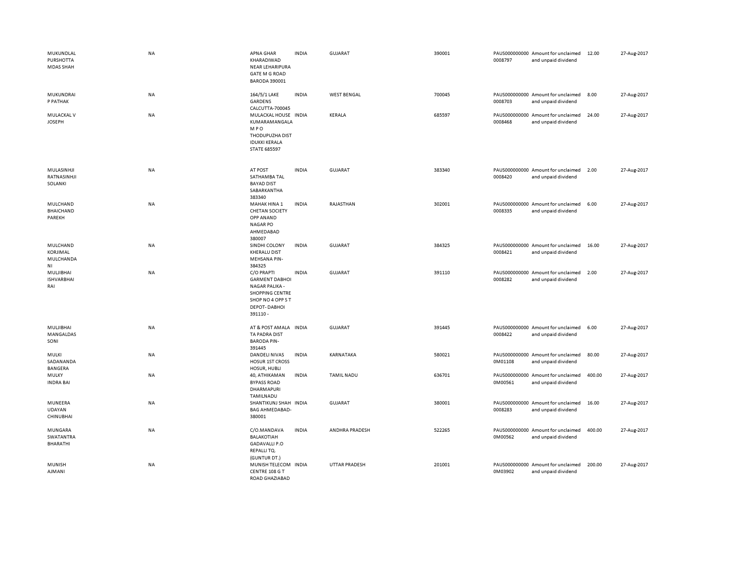| | | | | | | | | | |
|---|---|---|---|---|---|---|---|---|---|
| MUKUNDLAL PURSHOTTA MDAS SHAH | NA | APNA GHAR KHARADIWAD NEAR LEHARIPURA GATE M G ROAD BARODA 390001 | INDIA | GUJARAT | 390001 | PAUS0000000000008797 | Amount for unclaimed and unpaid dividend | 12.00 | 27-Aug-2017 |
| MUKUNDRAI P PATHAK | NA | 164/5/1 LAKE GARDENS CALCUTTA-700045 | INDIA | WEST BENGAL | 700045 | PAUS0000000000008703 | Amount for unclaimed and unpaid dividend | 8.00 | 27-Aug-2017 |
| MULACKAL V JOSEPH | NA | MULACKAL HOUSE KUMARAMANGALA M P O THODUPUZHA DIST IDUKKI KERALA STATE 685597 | INDIA | KERALA | 685597 | PAUS0000000000008468 | Amount for unclaimed and unpaid dividend | 24.00 | 27-Aug-2017 |
| MULASINHJI RATNASINHJI SOLANKI | NA | AT POST SATHAMBA TAL BAYAD DIST SABARKANTHA 383340 | INDIA | GUJARAT | 383340 | PAUS0000000000008420 | Amount for unclaimed and unpaid dividend | 2.00 | 27-Aug-2017 |
| MULCHAND BHAICHAND PAREKH | NA | MAHAK HINA 1 CHETAN SOCIETY OPP ANAND NAGAR PO AHMEDABAD 380007 | INDIA | RAJASTHAN | 302001 | PAUS0000000000008335 | Amount for unclaimed and unpaid dividend | 6.00 | 27-Aug-2017 |
| MULCHAND KORJIMAL MULCHANDA NI | NA | SINDHI COLONY KHERALU DIST MEHSANA PIN-384325 | INDIA | GUJARAT | 384325 | PAUS0000000000008421 | Amount for unclaimed and unpaid dividend | 16.00 | 27-Aug-2017 |
| MULJIBHAI ISHVARBHAI RAI | NA | C/O PRAPTI GARMENT DABHOI NAGAR PALIKA - SHOPPING CENTRE SHOP NO 4 OPP S T DEPOT- DABHOI 391110 - | INDIA | GUJARAT | 391110 | PAUS0000000000008282 | Amount for unclaimed and unpaid dividend | 2.00 | 27-Aug-2017 |
| MULJIBHAI MANGALDAS SONI | NA | AT & POST AMALA TA PADRA DIST BARODA PIN-391445 | INDIA | GUJARAT | 391445 | PAUS0000000000008422 | Amount for unclaimed and unpaid dividend | 6.00 | 27-Aug-2017 |
| MULKI SADANANDA BANGERA | NA | DANDELI NIVAS HOSUR 1ST CROSS HOSUR, HUBLI | INDIA | KARNATAKA | 580021 | PAUS0000000000M01108 | Amount for unclaimed and unpaid dividend | 80.00 | 27-Aug-2017 |
| MULKY INDRA BAI | NA | 40, ATHIKAMAN BYPASS ROAD DHARMAPURI TAMILNADU | INDIA | TAMIL NADU | 636701 | PAUS0000000000M00561 | Amount for unclaimed and unpaid dividend | 400.00 | 27-Aug-2017 |
| MUNEERA UDAYAN CHINUBHAI | NA | SHANTIKUNJ SHAH BAG AHMEDABAD-380001 | INDIA | GUJARAT | 380001 | PAUS0000000000008283 | Amount for unclaimed and unpaid dividend | 16.00 | 27-Aug-2017 |
| MUNGARA SWATANTRA BHARATHI | NA | C/O.MANDAVA BALAKOTIAH GADAVALLI P.O REPALLI TQ. (GUNTUR DT.) | INDIA | ANDHRA PRADESH | 522265 | PAUS0000000000M00562 | Amount for unclaimed and unpaid dividend | 400.00 | 27-Aug-2017 |
| MUNISH AJMANI | NA | MUNISH TELECOM CENTRE 108 G T ROAD GHAZIABAD | INDIA | UTTAR PRADESH | 201001 | PAUS0000000000M03902 | Amount for unclaimed and unpaid dividend | 200.00 | 27-Aug-2017 |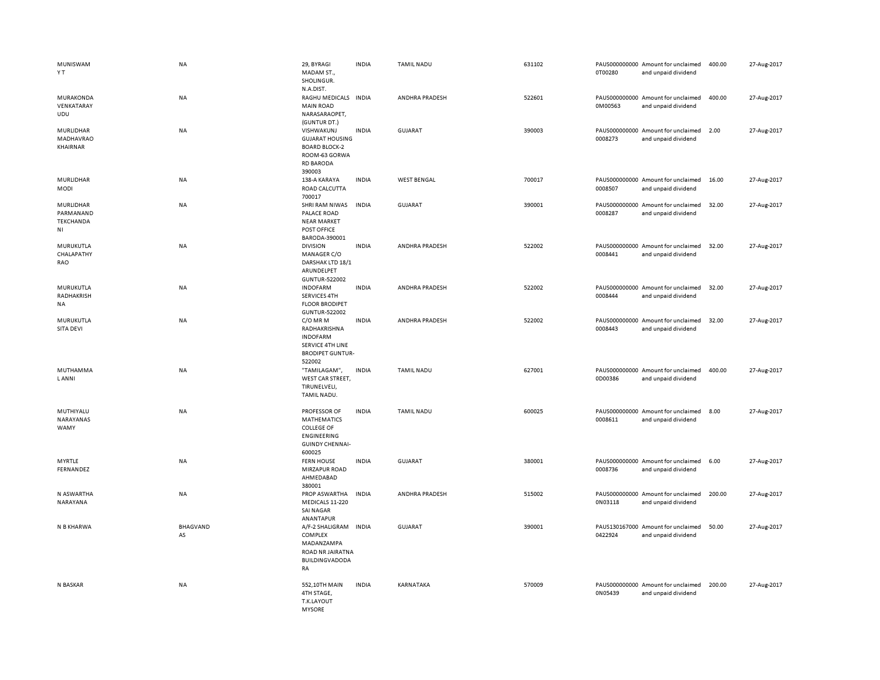| | | | | | | | | | | |
|---|---|---|---|---|---|---|---|---|---|---|
| MUNISWAMY T | NA | 29, BYRAGI MADAM ST., SHOLINGUR. N.A.DIST. | INDIA | TAMIL NADU | 631102 | PAUS0000000000T00280 | Amount for unclaimed and unpaid dividend | 400.00 | 27-Aug-2017 |
| MURAKONDA VENKATARAYUDU | NA | RAGHU MEDICALS MAIN ROAD NARASARAOPET, (GUNTUR DT.) | INDIA | ANDHRA PRADESH | 522601 | PAUS0000000000M00563 | Amount for unclaimed and unpaid dividend | 400.00 | 27-Aug-2017 |
| MURLIDHAR MADHAVRAO KHAIRNAR | NA | VISHWAKUNJ GUJARAT HOUSING BOARD BLOCK-2 ROOM-63 GORWA RD BARODA 390003 | INDIA | GUJARAT | 390003 | PAUS0000000000008273 | Amount for unclaimed and unpaid dividend | 2.00 | 27-Aug-2017 |
| MURLIDHAR MODI | NA | 138-A KARAYA ROAD CALCUTTA 700017 | INDIA | WEST BENGAL | 700017 | PAUS0000000000008507 | Amount for unclaimed and unpaid dividend | 16.00 | 27-Aug-2017 |
| MURLIDHAR PARMANAND TEKCHANDANI | NA | SHRI RAM NIWAS PALACE ROAD NEAR MARKET POST OFFICE BARODA-390001 | INDIA | GUJARAT | 390001 | PAUS0000000000008287 | Amount for unclaimed and unpaid dividend | 32.00 | 27-Aug-2017 |
| MURUKUTLA CHALAPATHY RAO | NA | DIVISION MANAGER C/O DARSHAK LTD 18/1 ARUNDELPET GUNTUR-522002 | INDIA | ANDHRA PRADESH | 522002 | PAUS0000000000008441 | Amount for unclaimed and unpaid dividend | 32.00 | 27-Aug-2017 |
| MURUKUTLA RADHAKRISHNA | NA | INDOFARM SERVICES 4TH FLOOR BRODIPET GUNTUR-522002 | INDIA | ANDHRA PRADESH | 522002 | PAUS0000000000008444 | Amount for unclaimed and unpaid dividend | 32.00 | 27-Aug-2017 |
| MURUKUTLA SITA DEVI | NA | C/O MR M RADHAKRISHNA INDOFARM SERVICE 4TH LINE BRODIPET GUNTUR-522002 | INDIA | ANDHRA PRADESH | 522002 | PAUS0000000000008443 | Amount for unclaimed and unpaid dividend | 32.00 | 27-Aug-2017 |
| MUTHAMMAL ANNI | NA | "TAMILAGAM", WEST CAR STREET, TIRUNELVELI, TAMIL NADU. | INDIA | TAMIL NADU | 627001 | PAUS0000000000D00386 | Amount for unclaimed and unpaid dividend | 400.00 | 27-Aug-2017 |
| MUTHIYALU NARAYANASWAMY | NA | PROFESSOR OF MATHEMATICS COLLEGE OF ENGINEERING GUINDY CHENNAI-600025 | INDIA | TAMIL NADU | 600025 | PAUS0000000000008611 | Amount for unclaimed and unpaid dividend | 8.00 | 27-Aug-2017 |
| MYRTLE FERNANDEZ | NA | FERN HOUSE MIRZAPUR ROAD AHMEDABAD 380001 | INDIA | GUJARAT | 380001 | PAUS0000000000008736 | Amount for unclaimed and unpaid dividend | 6.00 | 27-Aug-2017 |
| N ASWARTHA NARAYANA | NA | PROP ASWARTHA MEDICALS 11-220 SAI NAGAR ANANTAPUR | INDIA | ANDHRA PRADESH | 515002 | PAUS0000000000N03118 | Amount for unclaimed and unpaid dividend | 200.00 | 27-Aug-2017 |
| N B KHARWA | BHAGVANDAS | A/F-2 SHALIGRAM COMPLEX MADANZAMPA ROAD NR JAIRATNA BUILDINGVADODARA | INDIA | GUJARAT | 390001 | PAUS1301670000422924 | Amount for unclaimed and unpaid dividend | 50.00 | 27-Aug-2017 |
| N BASKAR | NA | 552,10TH MAIN 4TH STAGE, T.K.LAYOUT MYSORE | INDIA | KARNATAKA | 570009 | PAUS0000000000N05439 | Amount for unclaimed and unpaid dividend | 200.00 | 27-Aug-2017 |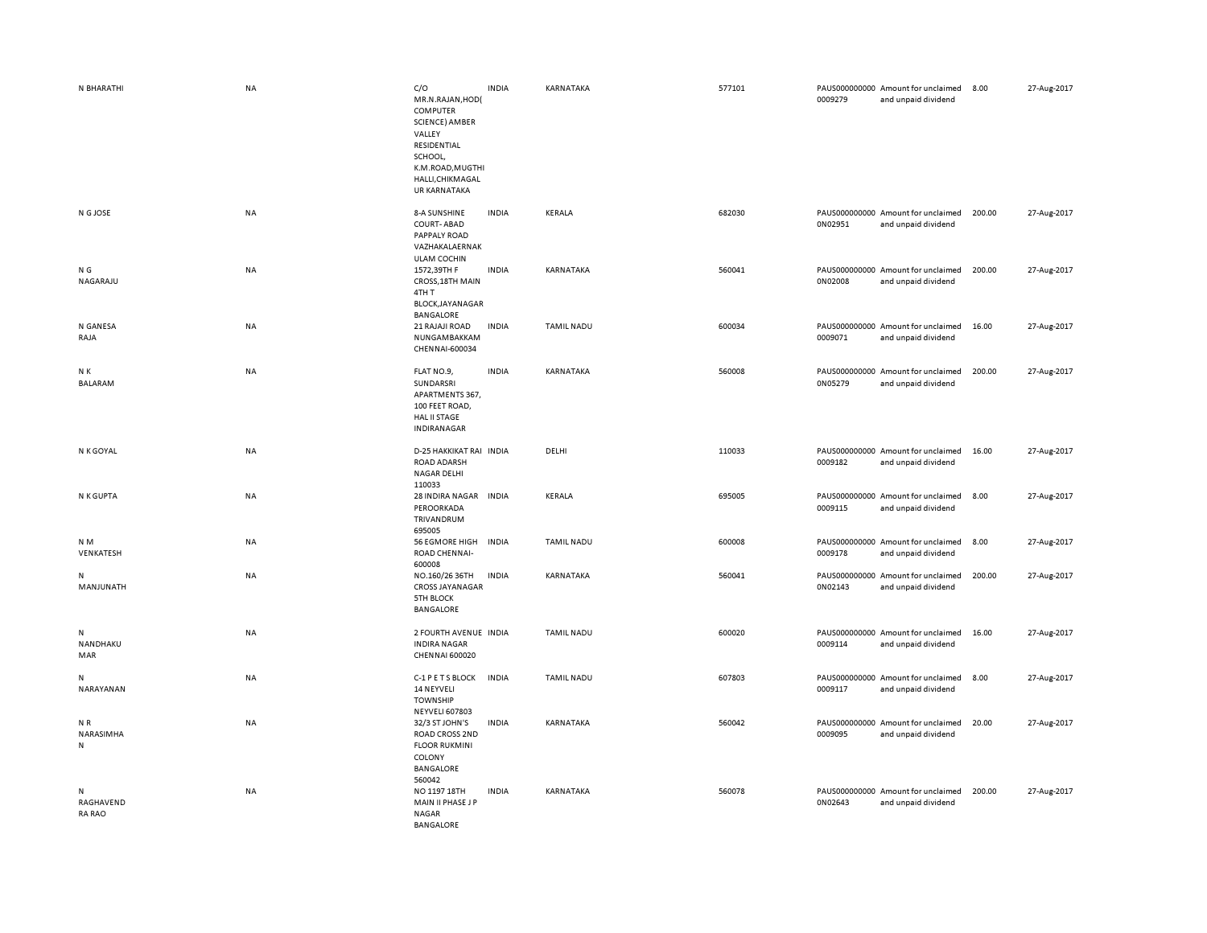| | | | | | | | | | |
|---|---|---|---|---|---|---|---|---|---|
| N BHARATHI | NA | C/O MR.N.RAJAN,HOD( COMPUTER SCIENCE) AMBER VALLEY RESIDENTIAL SCHOOL, K.M.ROAD,MUGTHI HALLI,CHIKMAGAL UR KARNATAKA | INDIA | KARNATAKA | 577101 | PAUS0000000000009279 | Amount for unclaimed and unpaid dividend | 8.00 | 27-Aug-2017 |
| N G JOSE | NA | 8-A SUNSHINE COURT- ABAD PAPPALY ROAD VAZHAKALAERNAK ULAM COCHIN | INDIA | KERALA | 682030 | PAUS0000000000N02951 | Amount for unclaimed and unpaid dividend | 200.00 | 27-Aug-2017 |
| N G NAGARAJU | NA | 1572,39TH F CROSS,18TH MAIN 4TH T BLOCK,JAYANAGAR BANGALORE | INDIA | KARNATAKA | 560041 | PAUS0000000000N02008 | Amount for unclaimed and unpaid dividend | 200.00 | 27-Aug-2017 |
| N GANESA RAJA | NA | 21 RAJAJI ROAD NUNGAMBAKKAM CHENNAI-600034 | INDIA | TAMIL NADU | 600034 | PAUS0000000000009071 | Amount for unclaimed and unpaid dividend | 16.00 | 27-Aug-2017 |
| N K BALARAM | NA | FLAT NO.9, SUNDARSRI APARTMENTS 367, 100 FEET ROAD, HAL II STAGE INDIRANAGAR | INDIA | KARNATAKA | 560008 | PAUS0000000000N05279 | Amount for unclaimed and unpaid dividend | 200.00 | 27-Aug-2017 |
| N K GOYAL | NA | D-25 HAKKIKAT RAI ROAD ADARSH NAGAR DELHI 110033 | INDIA | DELHI | 110033 | PAUS0000000000009182 | Amount for unclaimed and unpaid dividend | 16.00 | 27-Aug-2017 |
| N K GUPTA | NA | 28 INDIRA NAGAR PEROORKADA TRIVANDRUM 695005 | INDIA | KERALA | 695005 | PAUS0000000000009115 | Amount for unclaimed and unpaid dividend | 8.00 | 27-Aug-2017 |
| N M VENKATESH | NA | 56 EGMORE HIGH ROAD CHENNAI-600008 | INDIA | TAMIL NADU | 600008 | PAUS0000000000009178 | Amount for unclaimed and unpaid dividend | 8.00 | 27-Aug-2017 |
| N MANJUNATH | NA | NO.160/26 36TH CROSS JAYANAGAR 5TH BLOCK BANGALORE | INDIA | KARNATAKA | 560041 | PAUS0000000000N02143 | Amount for unclaimed and unpaid dividend | 200.00 | 27-Aug-2017 |
| N NANDHAKU MAR | NA | 2 FOURTH AVENUE INDIRA NAGAR CHENNAI 600020 | INDIA | TAMIL NADU | 600020 | PAUS0000000000009114 | Amount for unclaimed and unpaid dividend | 16.00 | 27-Aug-2017 |
| N NARAYANAN | NA | C-1 P E T S BLOCK 14 NEYVELI TOWNSHIP NEYVELI 607803 | INDIA | TAMIL NADU | 607803 | PAUS0000000000009117 | Amount for unclaimed and unpaid dividend | 8.00 | 27-Aug-2017 |
| N R NARASIMHA N | NA | 32/3 ST JOHN'S ROAD CROSS 2ND FLOOR RUKMINI COLONY BANGALORE 560042 | INDIA | KARNATAKA | 560042 | PAUS0000000000009095 | Amount for unclaimed and unpaid dividend | 20.00 | 27-Aug-2017 |
| N RAGHAVEND RA RAO | NA | NO 1197 18TH MAIN II PHASE J P NAGAR BANGALORE | INDIA | KARNATAKA | 560078 | PAUS0000000000N02643 | Amount for unclaimed and unpaid dividend | 200.00 | 27-Aug-2017 |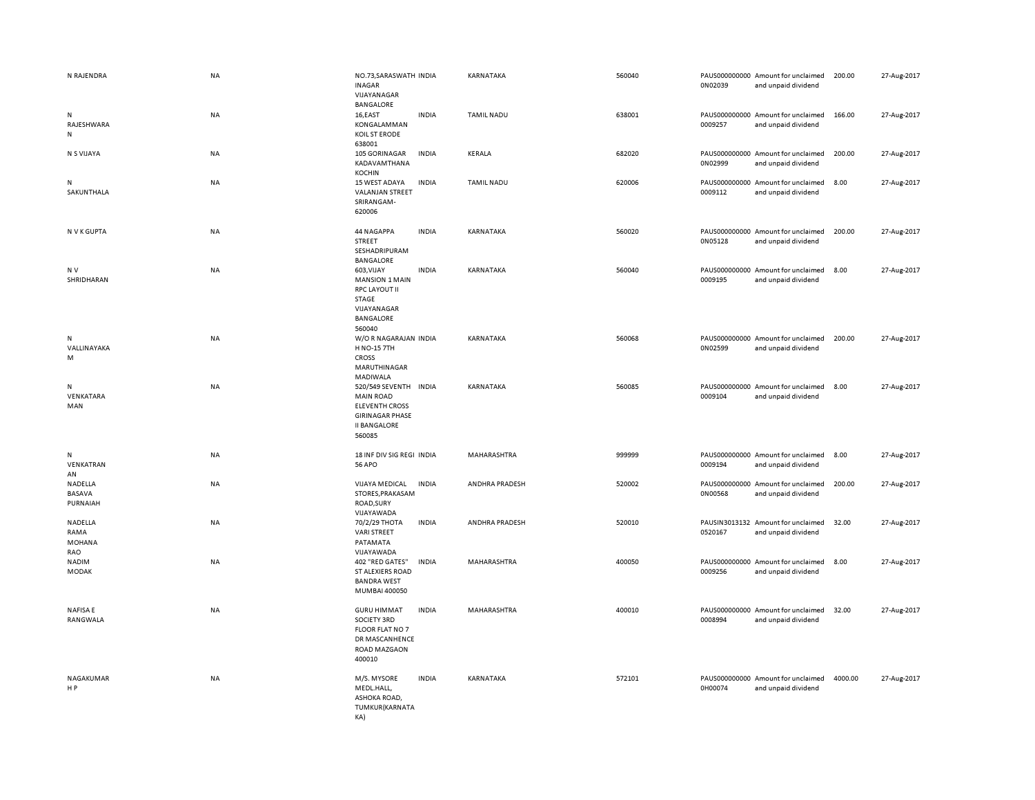| | | | | | | | | | |
|---|---|---|---|---|---|---|---|---|---|
| N RAJENDRA | NA | NO.73,SARASWATH INAGAR VIJAYANAGAR BANGALORE | INDIA | KARNATAKA | 560040 | PAUS0000000000N02039 | Amount for unclaimed and unpaid dividend | 200.00 | 27-Aug-2017 |
| N RAJESHWARA N | NA | 16,EAST KONGALAMMAN KOIL ST ERODE 638001 | INDIA | TAMIL NADU | 638001 | PAUS0000000000009257 | Amount for unclaimed and unpaid dividend | 166.00 | 27-Aug-2017 |
| N S VIJAYA | NA | 105 GORINAGAR KADAVAMTHANA KOCHIN | INDIA | KERALA | 682020 | PAUS0000000000N02999 | Amount for unclaimed and unpaid dividend | 200.00 | 27-Aug-2017 |
| N SAKUNTHALA | NA | 15 WEST ADAYA VALANJAN STREET SRIRANGAM-620006 | INDIA | TAMIL NADU | 620006 | PAUS0000000000009112 | Amount for unclaimed and unpaid dividend | 8.00 | 27-Aug-2017 |
| N V K GUPTA | NA | 44 NAGAPPA STREET SESHADRIPURAM BANGALORE | INDIA | KARNATAKA | 560020 | PAUS0000000000N05128 | Amount for unclaimed and unpaid dividend | 200.00 | 27-Aug-2017 |
| N V SHRIDHARAN | NA | 603,VIJAY MANSION 1 MAIN RPC LAYOUT II STAGE VIJAYANAGAR BANGALORE 560040 | INDIA | KARNATAKA | 560040 | PAUS0000000000009195 | Amount for unclaimed and unpaid dividend | 8.00 | 27-Aug-2017 |
| N VALLINAYAKA M | NA | W/O R NAGARAJAN H NO-15 7TH CROSS MARUTHINAGAR MADIWALA | INDIA | KARNATAKA | 560068 | PAUS0000000000N02599 | Amount for unclaimed and unpaid dividend | 200.00 | 27-Aug-2017 |
| N VENKATARA MAN | NA | 520/549 SEVENTH MAIN ROAD ELEVENTH CROSS GIRINAGAR PHASE II BANGALORE 560085 | INDIA | KARNATAKA | 560085 | PAUS0000000000009104 | Amount for unclaimed and unpaid dividend | 8.00 | 27-Aug-2017 |
| N VENKATRAN AN | NA | 18 INF DIV SIG REGI 56 APO | INDIA | MAHARASHTRA | 999999 | PAUS0000000000009194 | Amount for unclaimed and unpaid dividend | 8.00 | 27-Aug-2017 |
| NADELLA BASAVA PURNAIAH | NA | VIJAYA MEDICAL STORES,PRAKASAM ROAD,SURY VIJAYAWADA | INDIA | ANDHRA PRADESH | 520002 | PAUS0000000000N00568 | Amount for unclaimed and unpaid dividend | 200.00 | 27-Aug-2017 |
| NADELLA RAMA MOHANA RAO | NA | 70/2/29 THOTA VARI STREET PATAMATA VIJAYAWADA | INDIA | ANDHRA PRADESH | 520010 | PAUSIN30131320520167 | Amount for unclaimed and unpaid dividend | 32.00 | 27-Aug-2017 |
| NADIM MODAK | NA | 402 "RED GATES" ST ALEXIERS ROAD BANDRA WEST MUMBAI 400050 | INDIA | MAHARASHTRA | 400050 | PAUS0000000000009256 | Amount for unclaimed and unpaid dividend | 8.00 | 27-Aug-2017 |
| NAFISA E RANGWALA | NA | GURU HIMMAT SOCIETY 3RD FLOOR FLAT NO 7 DR MASCANHENCE ROAD MAZGAON 400010 | INDIA | MAHARASHTRA | 400010 | PAUS0000000000008994 | Amount for unclaimed and unpaid dividend | 32.00 | 27-Aug-2017 |
| NAGAKUMAR H P | NA | M/S. MYSORE MEDL.HALL, ASHOKA ROAD, TUMKUR(KARNATAKA) | INDIA | KARNATAKA | 572101 | PAUS0000000000H00074 | Amount for unclaimed and unpaid dividend | 4000.00 | 27-Aug-2017 |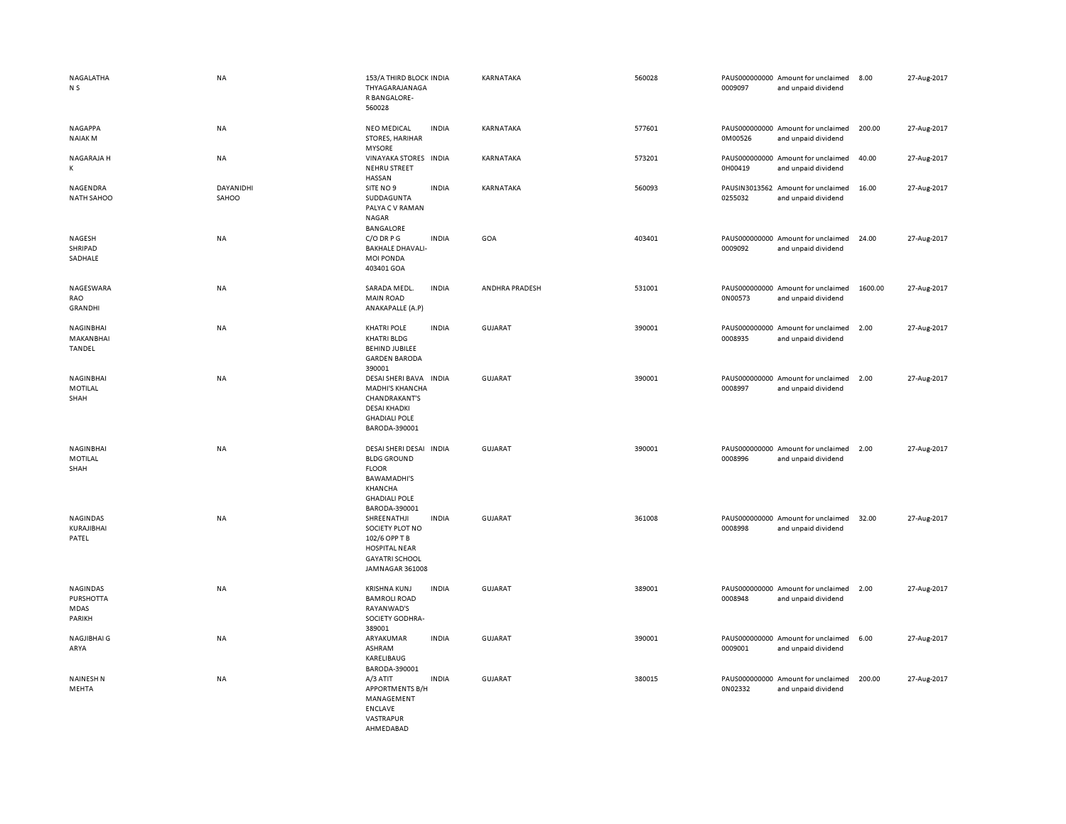| | | | | | | | | | |
|---|---|---|---|---|---|---|---|---|---|
| NAGALATHA N S | NA | 153/A THIRD BLOCK THYAGARAJANAGA R BANGALORE-560028 | INDIA | KARNATAKA | 560028 | PAUS0000000000009097 | Amount for unclaimed and unpaid dividend | 8.00 | 27-Aug-2017 |
| NAGAPPA NAIAK M | NA | NEO MEDICAL STORES, HARIHAR MYSORE | INDIA | KARNATAKA | 577601 | PAUS0000000000M00526 | Amount for unclaimed and unpaid dividend | 200.00 | 27-Aug-2017 |
| NAGARAJA H K | NA | VINAYAKA STORES NEHRU STREET HASSAN | INDIA | KARNATAKA | 573201 | PAUS0000000000H00419 | Amount for unclaimed and unpaid dividend | 40.00 | 27-Aug-2017 |
| NAGENDRA NATH SAHOO | DAYANIDHI SAHOO | SITE NO 9 SUDDAGUNTA PALYA C V RAMAN NAGAR BANGALORE | INDIA | KARNATAKA | 560093 | PAUSIN30135620255032 | Amount for unclaimed and unpaid dividend | 16.00 | 27-Aug-2017 |
| NAGESH SHRIPAD SADHALE | NA | C/O DR P G BAKHALE DHAVALI-MOI PONDA 403401 GOA | INDIA | GOA | 403401 | PAUS0000000000009092 | Amount for unclaimed and unpaid dividend | 24.00 | 27-Aug-2017 |
| NAGESWARA RAO GRANDHI | NA | SARADA MEDL. MAIN ROAD ANAKAPALLE (A.P) | INDIA | ANDHRA PRADESH | 531001 | PAUS0000000000N00573 | Amount for unclaimed and unpaid dividend | 1600.00 | 27-Aug-2017 |
| NAGINBHAI MAKANBHAI TANDEL | NA | KHATRI POLE KHATRI BLDG BEHIND JUBILEE GARDEN BARODA 390001 | INDIA | GUJARAT | 390001 | PAUS0000000000008935 | Amount for unclaimed and unpaid dividend | 2.00 | 27-Aug-2017 |
| NAGINBHAI MOTILAL SHAH | NA | DESAI SHERI BAVA MADHI'S KHANCHA CHANDRAKANT'S DESAI KHADKI GHADIALI POLE BARODA-390001 | INDIA | GUJARAT | 390001 | PAUS0000000000008997 | Amount for unclaimed and unpaid dividend | 2.00 | 27-Aug-2017 |
| NAGINBHAI MOTILAL SHAH | NA | DESAI SHERI DESAI BLDG GROUND FLOOR BAWAMADHI'S KHANCHA GHADIALI POLE BARODA-390001 | INDIA | GUJARAT | 390001 | PAUS0000000000008996 | Amount for unclaimed and unpaid dividend | 2.00 | 27-Aug-2017 |
| NAGINDAS KURAJIBHAI PATEL | NA | SHREENATHJI SOCIETY PLOT NO 102/6 OPP T B HOSPITAL NEAR GAYATRI SCHOOL JAMNAGAR 361008 | INDIA | GUJARAT | 361008 | PAUS0000000000008998 | Amount for unclaimed and unpaid dividend | 32.00 | 27-Aug-2017 |
| NAGINDAS PURSHOTTA MDAS PARIKH | NA | KRISHNA KUNJ BAMROLI ROAD RAYANWAD'S SOCIETY GODHRA-389001 | INDIA | GUJARAT | 389001 | PAUS0000000000008948 | Amount for unclaimed and unpaid dividend | 2.00 | 27-Aug-2017 |
| NAGJIBHAI G ARYA | NA | ARYAKUMAR ASHRAM KARELIBAUG BARODA-390001 | INDIA | GUJARAT | 390001 | PAUS0000000000009001 | Amount for unclaimed and unpaid dividend | 6.00 | 27-Aug-2017 |
| NAINESH N MEHTA | NA | A/3 ATIT APPORTMENTS B/H MANAGEMENT ENCLAVE VASTRAPUR AHMEDABAD | INDIA | GUJARAT | 380015 | PAUS0000000000N02332 | Amount for unclaimed and unpaid dividend | 200.00 | 27-Aug-2017 |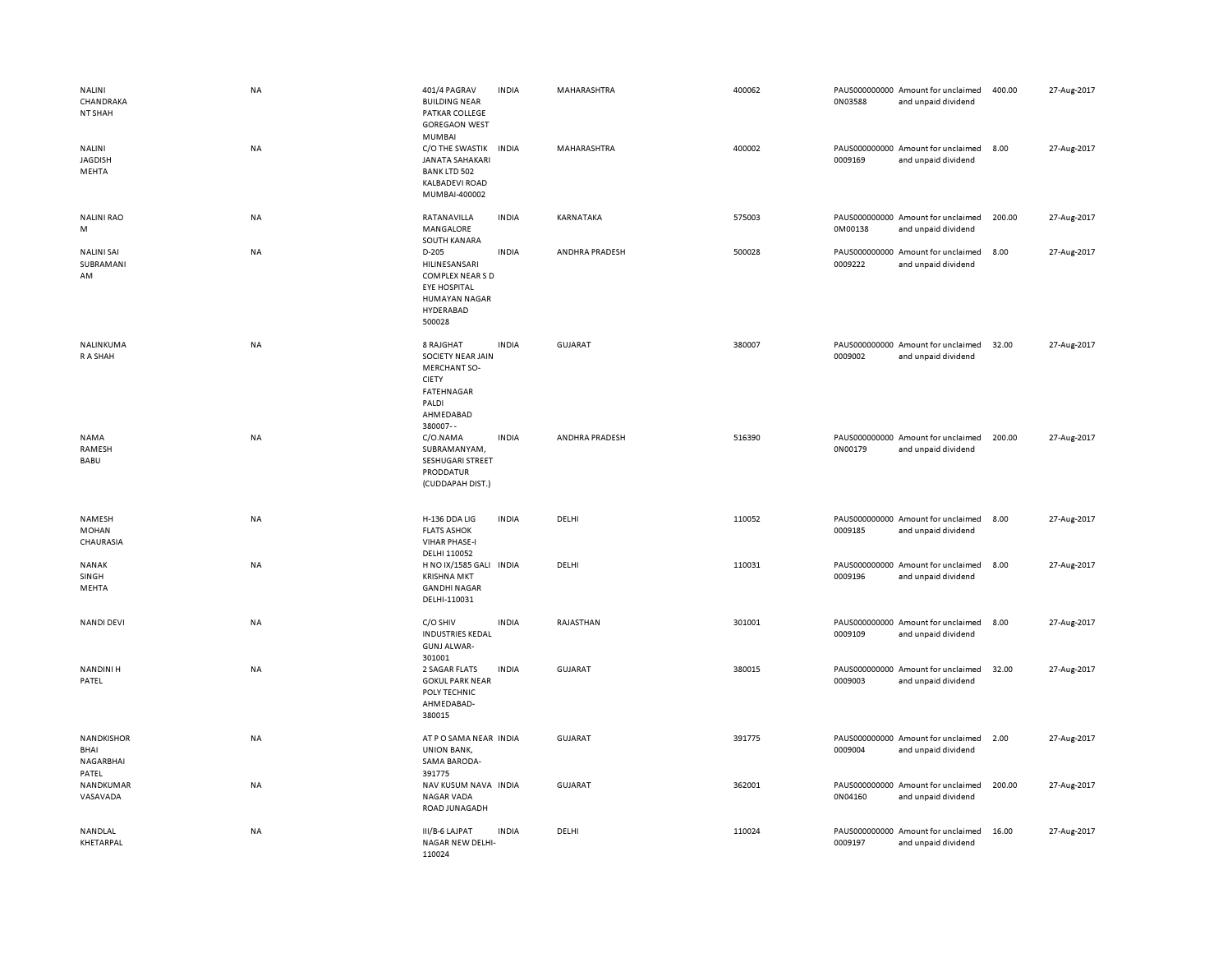| | | | | | | | | | | |
|---|---|---|---|---|---|---|---|---|---|---|
| NALINI CHANDRAKANT SHAH | NA | 401/4 PAGRAV BUILDING NEAR PATKAR COLLEGE GOREGAON WEST MUMBAI | INDIA | MAHARASHTRA | 400062 | | PAUS0000000000N03588 | Amount for unclaimed and unpaid dividend | 400.00 | 27-Aug-2017 |
| NALINI JAGDISH MEHTA | NA | C/O THE SWASTIK JANATA SAHAKARI BANK LTD 502 KALBADEVI ROAD MUMBAI-400002 | INDIA | MAHARASHTRA | 400002 | | PAUS0000000000009169 | Amount for unclaimed and unpaid dividend | 8.00 | 27-Aug-2017 |
| NALINI RAO M | NA | RATANAVILLA MANGALORE SOUTH KANARA | INDIA | KARNATAKA | 575003 | | PAUS0000000000M00138 | Amount for unclaimed and unpaid dividend | 200.00 | 27-Aug-2017 |
| NALINI SAI SUBRAMANIAM | NA | D-205 HILINESANSARI COMPLEX NEAR S D EYE HOSPITAL HUMAYAN NAGAR HYDERABAD 500028 | INDIA | ANDHRA PRADESH | 500028 | | PAUS0000000000009222 | Amount for unclaimed and unpaid dividend | 8.00 | 27-Aug-2017 |
| NALINKUMAR A SHAH | NA | 8 RAJGHAT SOCIETY NEAR JAIN MERCHANT SO-CIETY FATEHNAGAR PALDI AHMEDABAD 380007- - | INDIA | GUJARAT | 380007 | | PAUS0000000000009002 | Amount for unclaimed and unpaid dividend | 32.00 | 27-Aug-2017 |
| NAMA RAMESH BABU | NA | C/O.NAMA SUBRAMANYAM, SESHUGARI STREET PRODDATUR (CUDDAPAH DIST.) | INDIA | ANDHRA PRADESH | 516390 | | PAUS0000000000N00179 | Amount for unclaimed and unpaid dividend | 200.00 | 27-Aug-2017 |
| NAMESH MOHAN CHAURASIA | NA | H-136 DDA LIG FLATS ASHOK VIHAR PHASE-I DELHI 110052 | INDIA | DELHI | 110052 | | PAUS0000000000009185 | Amount for unclaimed and unpaid dividend | 8.00 | 27-Aug-2017 |
| NANAK SINGH MEHTA | NA | H NO IX/1585 GALI KRISHNA MKT GANDHI NAGAR DELHI-110031 | INDIA | DELHI | 110031 | | PAUS0000000000009196 | Amount for unclaimed and unpaid dividend | 8.00 | 27-Aug-2017 |
| NANDI DEVI | NA | C/O SHIV INDUSTRIES KEDAL GUNJ ALWAR-301001 | INDIA | RAJASTHAN | 301001 | | PAUS0000000000009109 | Amount for unclaimed and unpaid dividend | 8.00 | 27-Aug-2017 |
| NANDINI H PATEL | NA | 2 SAGAR FLATS GOKUL PARK NEAR POLY TECHNIC AHMEDABAD-380015 | INDIA | GUJARAT | 380015 | | PAUS0000000000009003 | Amount for unclaimed and unpaid dividend | 32.00 | 27-Aug-2017 |
| NANDKISHOR BHAI NAGARBHAI PATEL | NA | AT P O SAMA NEAR UNION BANK, SAMA BARODA-391775 | INDIA | GUJARAT | 391775 | | PAUS0000000000009004 | Amount for unclaimed and unpaid dividend | 2.00 | 27-Aug-2017 |
| NANDKUMAR VASAVADA | NA | NAV KUSUM NAVA NAGAR VADA ROAD JUNAGADH | INDIA | GUJARAT | 362001 | | PAUS0000000000N04160 | Amount for unclaimed and unpaid dividend | 200.00 | 27-Aug-2017 |
| NANDLAL KHETARPAL | NA | III/B-6 LAJPAT NAGAR NEW DELHI-110024 | INDIA | DELHI | 110024 | | PAUS0000000000009197 | Amount for unclaimed and unpaid dividend | 16.00 | 27-Aug-2017 |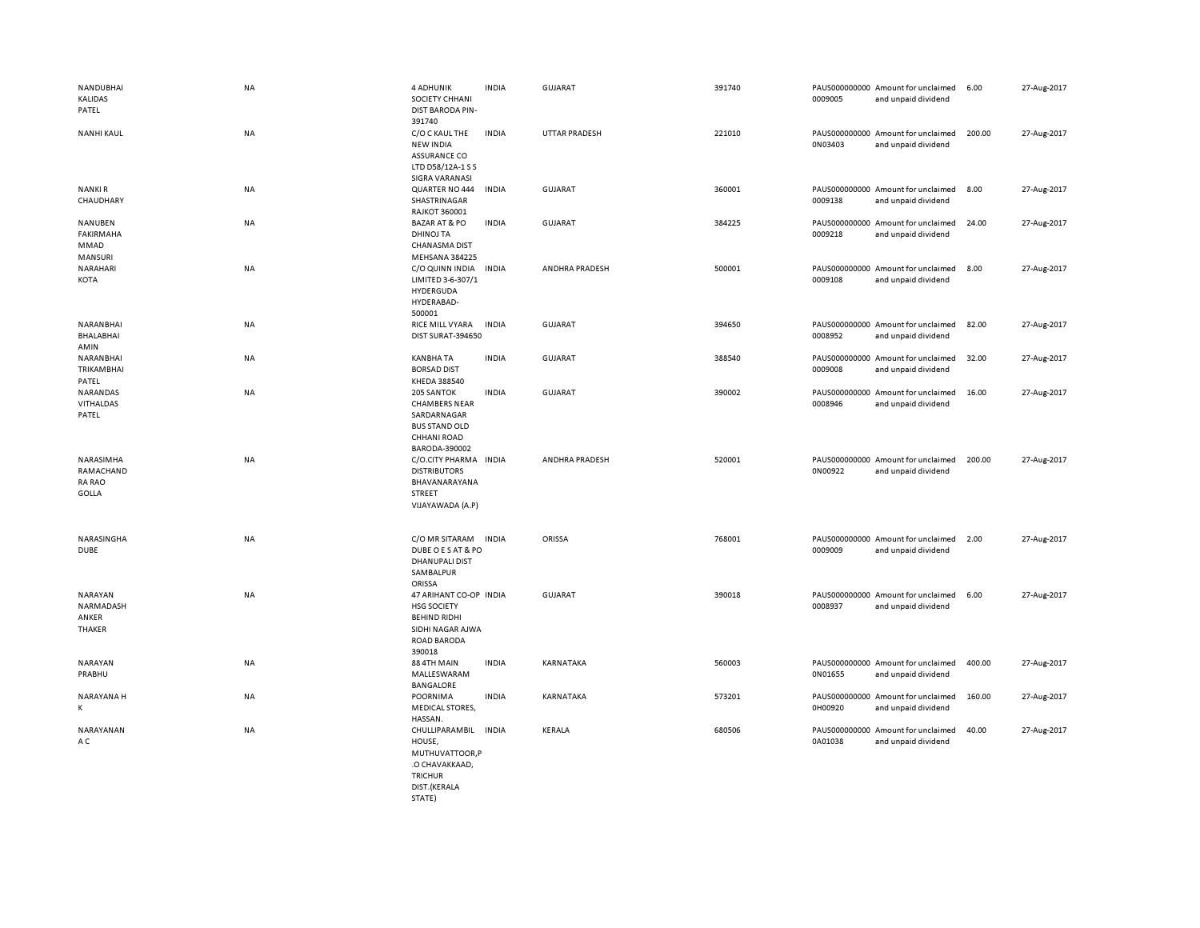| | | | | | | | | | |
|---|---|---|---|---|---|---|---|---|---|
| NANDUBHAI KALIDAS PATEL | NA | 4 ADHUNIK SOCIETY CHHANI DIST BARODA PIN-391740 | INDIA | GUJARAT | 391740 | PAUS0000000000009005 | Amount for unclaimed and unpaid dividend | 6.00 | 27-Aug-2017 |
| NANHI KAUL | NA | C/O C KAUL THE NEW INDIA ASSURANCE CO LTD D58/12A-1 S S SIGRA VARANASI | INDIA | UTTAR PRADESH | 221010 | PAUS0000000000N03403 | Amount for unclaimed and unpaid dividend | 200.00 | 27-Aug-2017 |
| NANKI R CHAUDHARY | NA | QUARTER NO 444 SHASTRINAGAR RAJKOT 360001 | INDIA | GUJARAT | 360001 | PAUS0000000000009138 | Amount for unclaimed and unpaid dividend | 8.00 | 27-Aug-2017 |
| NANUBEN FAKIRMAHA MMAD MANSURI | NA | BAZAR AT & PO DHINOJ TA CHANASMA DIST MEHSANA 384225 | INDIA | GUJARAT | 384225 | PAUS0000000000009218 | Amount for unclaimed and unpaid dividend | 24.00 | 27-Aug-2017 |
| NARAHARI KOTA | NA | C/O QUINN INDIA LIMITED 3-6-307/1 HYDERGUDA HYDERABAD-500001 | INDIA | ANDHRA PRADESH | 500001 | PAUS0000000000009108 | Amount for unclaimed and unpaid dividend | 8.00 | 27-Aug-2017 |
| NARANBHAI BHALABHAI AMIN | NA | RICE MILL VYARA DIST SURAT-394650 | INDIA | GUJARAT | 394650 | PAUS0000000000008952 | Amount for unclaimed and unpaid dividend | 82.00 | 27-Aug-2017 |
| NARANBHAI TRIKAMBHAI PATEL | NA | KANBHA TA BORSAD DIST KHEDA 388540 | INDIA | GUJARAT | 388540 | PAUS0000000000009008 | Amount for unclaimed and unpaid dividend | 32.00 | 27-Aug-2017 |
| NARANDAS VITHALDAS PATEL | NA | 205 SANTOK CHAMBERS NEAR SARDARNAGAR BUS STAND OLD CHHANI ROAD BARODA-390002 | INDIA | GUJARAT | 390002 | PAUS0000000000008946 | Amount for unclaimed and unpaid dividend | 16.00 | 27-Aug-2017 |
| NARASIMHA RAMACHAND RA RAO GOLLA | NA | C/O.CITY PHARMA DISTRIBUTORS BHAVANARAYANA STREET VIJAYAWADA (A.P) | INDIA | ANDHRA PRADESH | 520001 | PAUS0000000000N00922 | Amount for unclaimed and unpaid dividend | 200.00 | 27-Aug-2017 |
| NARASINGHA DUBE | NA | C/O MR SITARAM DUBE O E S AT & PO DHANUPALI DIST SAMBALPUR ORISSA | INDIA | ORISSA | 768001 | PAUS0000000000009009 | Amount for unclaimed and unpaid dividend | 2.00 | 27-Aug-2017 |
| NARAYAN NARMADASH ANKER THAKER | NA | 47 ARIHANT CO-OP HSG SOCIETY BEHIND RIDHI SIDHI NAGAR AJWA ROAD BARODA 390018 | INDIA | GUJARAT | 390018 | PAUS0000000000008937 | Amount for unclaimed and unpaid dividend | 6.00 | 27-Aug-2017 |
| NARAYAN PRABHU | NA | 88 4TH MAIN MALLESWARAM BANGALORE | INDIA | KARNATAKA | 560003 | PAUS0000000000N01655 | Amount for unclaimed and unpaid dividend | 400.00 | 27-Aug-2017 |
| NARAYANA H K | NA | POORNIMA MEDICAL STORES, HASSAN. | INDIA | KARNATAKA | 573201 | PAUS0000000000H00920 | Amount for unclaimed and unpaid dividend | 160.00 | 27-Aug-2017 |
| NARAYANAN A C | NA | CHULLIPARAMBIL HOUSE, MUTHUVATTOOR,P .O CHAVAKKAAD, TRICHUR DIST.(KERALA STATE) | INDIA | KERALA | 680506 | PAUS0000000000A01038 | Amount for unclaimed and unpaid dividend | 40.00 | 27-Aug-2017 |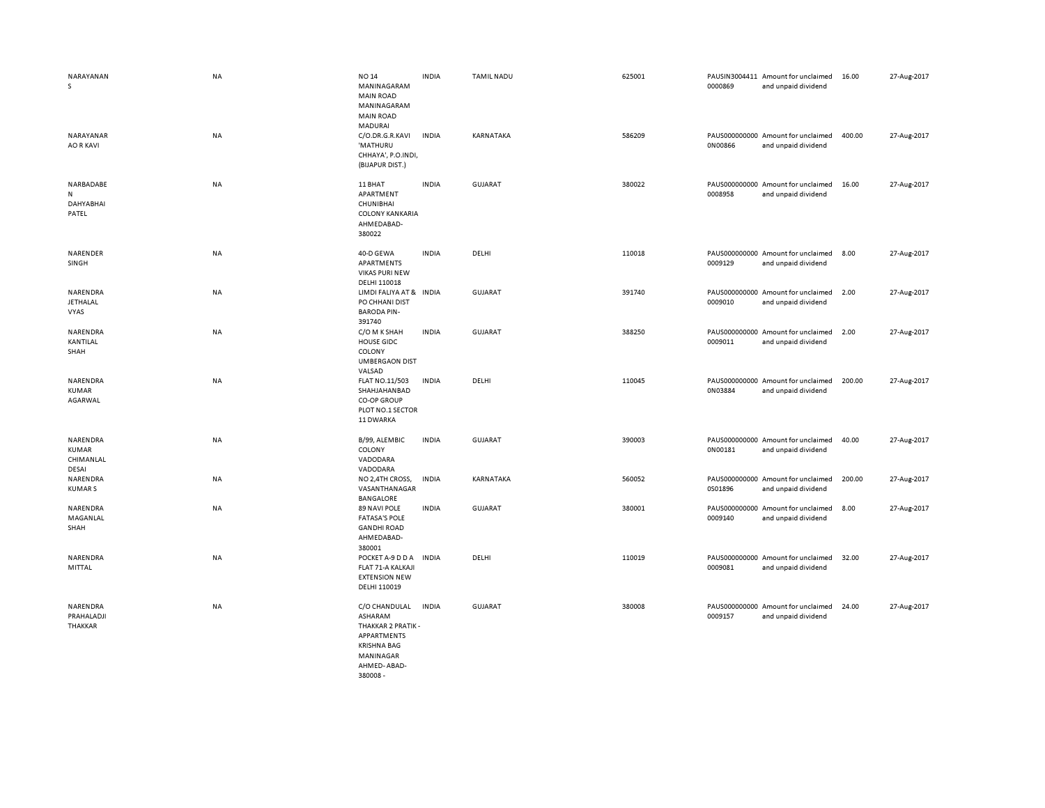| | | | | | | | | | |
|---|---|---|---|---|---|---|---|---|---|
| NARAYANAN S | NA | NO 14 MANINAGARAM MAIN ROAD MANINAGARAM MAIN ROAD MADURAI | INDIA | TAMIL NADU | 625001 | PAUSIN30044110000869 | Amount for unclaimed and unpaid dividend | 16.00 | 27-Aug-2017 |
| NARAYANARAO R KAVI | NA | C/O.DR.G.R.KAVI 'MATHURU CHHAYA', P.O.INDI, (BIJAPUR DIST.) | INDIA | KARNATAKA | 586209 | PAUS0000000000N00866 | Amount for unclaimed and unpaid dividend | 400.00 | 27-Aug-2017 |
| NARBADABEN DAHYABHAI PATEL | NA | 11 BHAT APARTMENT CHUNIBHAI COLONY KANKARIA AHMEDABAD-380022 | INDIA | GUJARAT | 380022 | PAUS0000000000008958 | Amount for unclaimed and unpaid dividend | 16.00 | 27-Aug-2017 |
| NARENDER SINGH | NA | 40-D GEWA APARTMENTS VIKAS PURI NEW DELHI 110018 | INDIA | DELHI | 110018 | PAUS0000000000009129 | Amount for unclaimed and unpaid dividend | 8.00 | 27-Aug-2017 |
| NARENDRA JETHALAL VYAS | NA | LIMDI FALIYA AT & PO CHHANI DIST BARODA PIN-391740 | INDIA | GUJARAT | 391740 | PAUS0000000000009010 | Amount for unclaimed and unpaid dividend | 2.00 | 27-Aug-2017 |
| NARENDRA KANTILAL SHAH | NA | C/O M K SHAH HOUSE GIDC COLONY UMBERGAON DIST VALSAD | INDIA | GUJARAT | 388250 | PAUS0000000000009011 | Amount for unclaimed and unpaid dividend | 2.00 | 27-Aug-2017 |
| NARENDRA KUMAR AGARWAL | NA | FLAT NO.11/503 SHAHJAHANBAD CO-OP GROUP PLOT NO.1 SECTOR 11 DWARKA | INDIA | DELHI | 110045 | PAUS0000000000N03884 | Amount for unclaimed and unpaid dividend | 200.00 | 27-Aug-2017 |
| NARENDRA KUMAR CHIMANLAL DESAI | NA | B/99, ALEMBIC COLONY VADODARA VADODARA | INDIA | GUJARAT | 390003 | PAUS0000000000N00181 | Amount for unclaimed and unpaid dividend | 40.00 | 27-Aug-2017 |
| NARENDRA KUMAR S | NA | NO 2,4TH CROSS, VASANTHANAGAR BANGALORE | INDIA | KARNATAKA | 560052 | PAUS0000000000S01896 | Amount for unclaimed and unpaid dividend | 200.00 | 27-Aug-2017 |
| NARENDRA MAGANLAL SHAH | NA | 89 NAVI POLE FATASA'S POLE GANDHI ROAD AHMEDABAD-380001 | INDIA | GUJARAT | 380001 | PAUS0000000000009140 | Amount for unclaimed and unpaid dividend | 8.00 | 27-Aug-2017 |
| NARENDRA MITTAL | NA | POCKET A-9 D D A FLAT 71-A KALKAJI EXTENSION NEW DELHI 110019 | INDIA | DELHI | 110019 | PAUS0000000000009081 | Amount for unclaimed and unpaid dividend | 32.00 | 27-Aug-2017 |
| NARENDRA PRAHALADJI THAKKAR | NA | C/O CHANDULAL ASHARAM THAKKAR 2 PRATIK - APPARTMENTS KRISHNA BAG MANINAGAR AHMED- ABAD-380008 - | INDIA | GUJARAT | 380008 | PAUS0000000000009157 | Amount for unclaimed and unpaid dividend | 24.00 | 27-Aug-2017 |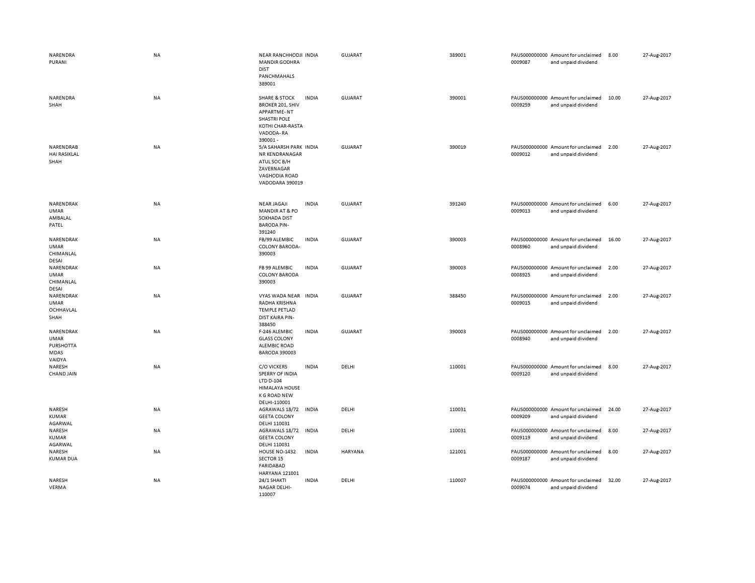| | | | | | | | | | |
|---|---|---|---|---|---|---|---|---|---|
| NARENDRA PURANI | NA | NEAR RANCHHODJI MANDIR GODHRA DIST PANCHMAHALS 389001 | INDIA | GUJARAT | 389001 | PAUS0000000000009087 | Amount for unclaimed and unpaid dividend | 8.00 | 27-Aug-2017 |
| NARENDRA SHAH | NA | SHARE & STOCK BROKER 201, SHIV APPARTME- NT SHASTRI POLE KOTHI CHAR-RASTA VADODA- RA 390001 - | INDIA | GUJARAT | 390001 | PAUS0000000000009259 | Amount for unclaimed and unpaid dividend | 10.00 | 27-Aug-2017 |
| NARENDRABHAI RASIKLAL SHAH | NA | 5/A SAHARSH PARK NR KENDRANAGAR ATUL SOC B/H ZAVERNAGAR VAGHODIA ROAD VADODARA 390019 | INDIA | GUJARAT | 390019 | PAUS0000000000009012 | Amount for unclaimed and unpaid dividend | 2.00 | 27-Aug-2017 |
| NARENDRAKUMAR AMBALAL PATEL | NA | NEAR JAGAJI MANDIR AT & PO SOKHADA DIST BARODA PIN-391240 | INDIA | GUJARAT | 391240 | PAUS0000000000009013 | Amount for unclaimed and unpaid dividend | 6.00 | 27-Aug-2017 |
| NARENDRAKUMAR CHIMANLAL DESAI | NA | FB/99 ALEMBIC COLONY BARODA-390003 | INDIA | GUJARAT | 390003 | PAUS0000000000008960 | Amount for unclaimed and unpaid dividend | 16.00 | 27-Aug-2017 |
| NARENDRAKUMAR CHIMANLAL DESAI | NA | FB 99 ALEMBIC COLONY BARODA 390003 | INDIA | GUJARAT | 390003 | PAUS0000000000008925 | Amount for unclaimed and unpaid dividend | 2.00 | 27-Aug-2017 |
| NARENDRAKUMAR OCHHAVLAL SHAH | NA | VYAS WADA NEAR RADHA KRISHNA TEMPLE PETLAD DIST KAIRA PIN-388450 | INDIA | GUJARAT | 388450 | PAUS0000000000009015 | Amount for unclaimed and unpaid dividend | 2.00 | 27-Aug-2017 |
| NARENDRAKUMAR PURSHOTTAMDAS VAIDYA | NA | F-246 ALEMBIC GLASS COLONY ALEMBIC ROAD BARODA 390003 | INDIA | GUJARAT | 390003 | PAUS0000000000008940 | Amount for unclaimed and unpaid dividend | 2.00 | 27-Aug-2017 |
| NARESH CHAND JAIN | NA | C/O VICKERS SPERRY OF INDIA LTD D-104 HIMALAYA HOUSE K G ROAD NEW DELHI-110001 | INDIA | DELHI | 110001 | PAUS0000000000009120 | Amount for unclaimed and unpaid dividend | 8.00 | 27-Aug-2017 |
| NARESH KUMAR AGARWAL | NA | AGRAWALS 18/72 GEETA COLONY DELHI 110031 | INDIA | DELHI | 110031 | PAUS0000000000009209 | Amount for unclaimed and unpaid dividend | 24.00 | 27-Aug-2017 |
| NARESH KUMAR AGARWAL | NA | AGRAWALS 18/72 GEETA COLONY DELHI 110031 | INDIA | DELHI | 110031 | PAUS0000000000009119 | Amount for unclaimed and unpaid dividend | 8.00 | 27-Aug-2017 |
| NARESH KUMAR DUA | NA | HOUSE NO-1432 SECTOR 15 FARIDABAD HARYANA 121001 | INDIA | HARYANA | 121001 | PAUS0000000000009187 | Amount for unclaimed and unpaid dividend | 8.00 | 27-Aug-2017 |
| NARESH VERMA | NA | 24/1 SHAKTI NAGAR DELHI-110007 | INDIA | DELHI | 110007 | PAUS0000000000009074 | Amount for unclaimed and unpaid dividend | 32.00 | 27-Aug-2017 |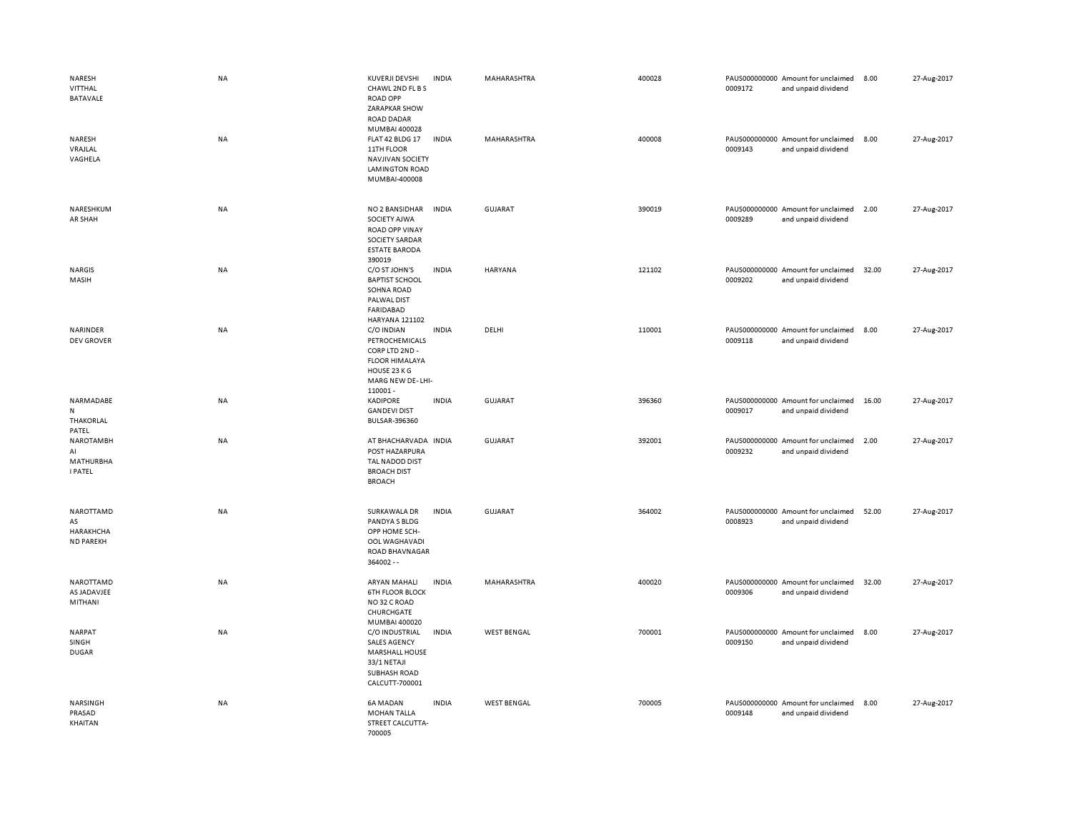| | | | | | | | | | |
|---|---|---|---|---|---|---|---|---|---|
| NARESH VITTHAL BATAVALE | NA | KUVERJI DEVSHI CHAWL 2ND FL B S ROAD OPP ZARAPKAR SHOW ROAD DADAR MUMBAI 400028 | INDIA | MAHARASHTRA | 400028 | PAUS0000000000009172 | Amount for unclaimed and unpaid dividend | 8.00 | 27-Aug-2017 |
| NARESH VRAJLAL VAGHELA | NA | FLAT 42 BLDG 17 11TH FLOOR NAVJIVAN SOCIETY LAMINGTON ROAD MUMBAI-400008 | INDIA | MAHARASHTRA | 400008 | PAUS0000000000009143 | Amount for unclaimed and unpaid dividend | 8.00 | 27-Aug-2017 |
| NARESHKUMAR SHAH | NA | NO 2 BANSIDHAR SOCIETY AJWA ROAD OPP VINAY SOCIETY SARDAR ESTATE BARODA 390019 | INDIA | GUJARAT | 390019 | PAUS0000000000009289 | Amount for unclaimed and unpaid dividend | 2.00 | 27-Aug-2017 |
| NARGIS MASIH | NA | C/O ST JOHN'S BAPTIST SCHOOL SOHNA ROAD PALWAL DIST FARIDABAD HARYANA 121102 | INDIA | HARYANA | 121102 | PAUS0000000000009202 | Amount for unclaimed and unpaid dividend | 32.00 | 27-Aug-2017 |
| NARINDER DEV GROVER | NA | C/O INDIAN PETROCHEMICALS CORP LTD 2ND - FLOOR HIMALAYA HOUSE 23 K G MARG NEW DE- LHI-110001 - | INDIA | DELHI | 110001 | PAUS0000000000009118 | Amount for unclaimed and unpaid dividend | 8.00 | 27-Aug-2017 |
| NARMADABEN THAKORLAL PATEL | NA | KADIPORE GANDEVI DIST BULSAR-396360 | INDIA | GUJARAT | 396360 | PAUS0000000000009017 | Amount for unclaimed and unpaid dividend | 16.00 | 27-Aug-2017 |
| NAROTAMBHAI MATHURBHAI PATEL | NA | AT BHACHARVADA POST HAZARPURA TAL NADOD DIST BROACH DIST BROACH | INDIA | GUJARAT | 392001 | PAUS0000000000009232 | Amount for unclaimed and unpaid dividend | 2.00 | 27-Aug-2017 |
| NAROTTAMDAS HARAKHCHAND PAREKH | NA | SURKAWALA DR PANDYA S BLDG OPP HOME SCH- OOL WAGHAVADI ROAD BHAVNAGAR 364002 - - | INDIA | GUJARAT | 364002 | PAUS0000000000008923 | Amount for unclaimed and unpaid dividend | 52.00 | 27-Aug-2017 |
| NAROTTAMDAS JADAVJEE MITHANI | NA | ARYAN MAHALI 6TH FLOOR BLOCK NO 32 C ROAD CHURCHGATE MUMBAI 400020 | INDIA | MAHARASHTRA | 400020 | PAUS0000000000009306 | Amount for unclaimed and unpaid dividend | 32.00 | 27-Aug-2017 |
| NARPAT SINGH DUGAR | NA | C/O INDUSTRIAL SALES AGENCY MARSHALL HOUSE 33/1 NETAJI SUBHASH ROAD CALCUTT-700001 | INDIA | WEST BENGAL | 700001 | PAUS0000000000009150 | Amount for unclaimed and unpaid dividend | 8.00 | 27-Aug-2017 |
| NARSINGH PRASAD KHAITAN | NA | 6A MADAN MOHAN TALLA STREET CALCUTTA-700005 | INDIA | WEST BENGAL | 700005 | PAUS0000000000009148 | Amount for unclaimed and unpaid dividend | 8.00 | 27-Aug-2017 |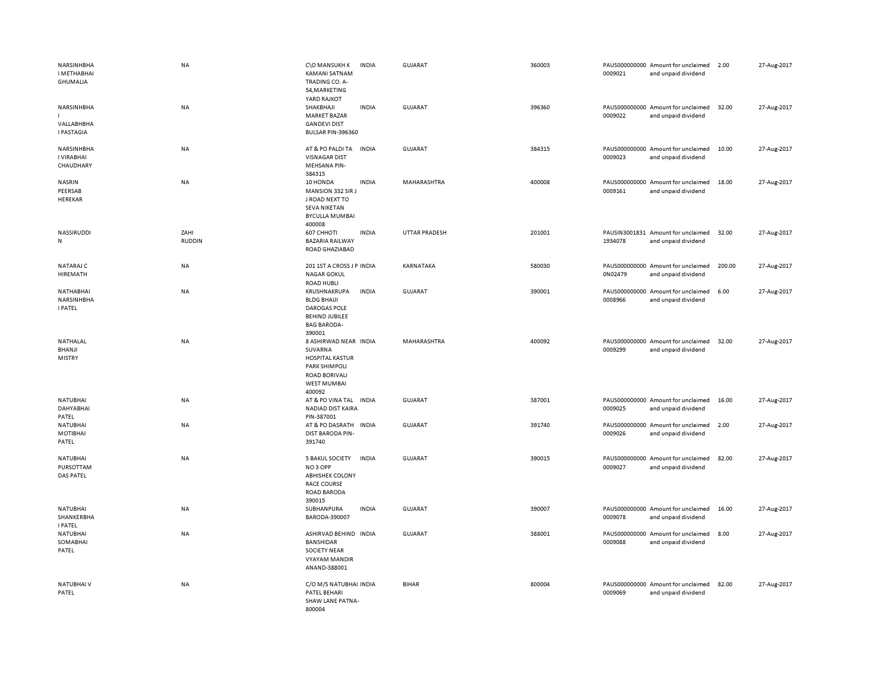| | | | | | | | | | |
|---|---|---|---|---|---|---|---|---|---|
| NARSINHBHAI METHABHAI GHUMALIA | NA | C\O MANSUKH K KAMANI SATNAM TRADING CO. A-54,MARKETING YARD RAJKOT | INDIA | GUJARAT | 360003 | PAUS0000000000009021 | Amount for unclaimed and unpaid dividend | 2.00 | 27-Aug-2017 |
| NARSINHBHAI VALLABHBHAI PASTAGIA | NA | SHAKBHAJI MARKET BAZAR GANDEVI DIST BULSAR PIN-396360 | INDIA | GUJARAT | 396360 | PAUS0000000000009022 | Amount for unclaimed and unpaid dividend | 32.00 | 27-Aug-2017 |
| NARSINHBHAI VIRABHAI CHAUDHARY | NA | AT & PO PALDI TA VISNAGAR DIST MEHSANA PIN-384315 | INDIA | GUJARAT | 384315 | PAUS0000000000009023 | Amount for unclaimed and unpaid dividend | 10.00 | 27-Aug-2017 |
| NASRIN PEERSAB HEREKAR | NA | 10 HONDA MANSION 332 SIR J J ROAD NEXT TO SEVA NIKETAN BYCULLA MUMBAI 400008 | INDIA | MAHARASHTRA | 400008 | PAUS0000000000009161 | Amount for unclaimed and unpaid dividend | 18.00 | 27-Aug-2017 |
| NASSIRUDDIN | ZAHI RUDDIN | 607 CHHOTI BAZARIA RAILWAY ROAD GHAZIABAD | INDIA | UTTAR PRADESH | 201001 | PAUSIN30018311934078 | Amount for unclaimed and unpaid dividend | 32.00 | 27-Aug-2017 |
| NATARAJ C HIREMATH | NA | 201 1ST A CROSS J P NAGAR GOKUL ROAD HUBLI | INDIA | KARNATAKA | 580030 | PAUS0000000000N02479 | Amount for unclaimed and unpaid dividend | 200.00 | 27-Aug-2017 |
| NATHABHAI NARSINHBHAI PATEL | NA | KRUSHNAKRUPA BLDG BHAIJI DAROGAS POLE BEHIND JUBILEE BAG BARODA-390001 | INDIA | GUJARAT | 390001 | PAUS0000000000008966 | Amount for unclaimed and unpaid dividend | 6.00 | 27-Aug-2017 |
| NATHALAL BHANJI MISTRY | NA | 8 ASHIRWAD NEAR SUVARNA HOSPITAL KASTUR PARK SHIMPOLI ROAD BORIVALI WEST MUMBAI 400092 | INDIA | MAHARASHTRA | 400092 | PAUS0000000000009299 | Amount for unclaimed and unpaid dividend | 32.00 | 27-Aug-2017 |
| NATUBHAI DAHYABHAI PATEL | NA | AT & PO VINA TAL NADIAD DIST KAIRA PIN-387001 | INDIA | GUJARAT | 387001 | PAUS0000000000009025 | Amount for unclaimed and unpaid dividend | 16.00 | 27-Aug-2017 |
| NATUBHAI MOTIBHAI PATEL | NA | AT & PO DASRATH DIST BARODA PIN-391740 | INDIA | GUJARAT | 391740 | PAUS0000000000009026 | Amount for unclaimed and unpaid dividend | 2.00 | 27-Aug-2017 |
| NATUBHAI PURSOTTAM DAS PATEL | NA | 5 BAKUL SOCIETY NO 3 OPP ABHISHEK COLONY RACE COURSE ROAD BARODA 390015 | INDIA | GUJARAT | 390015 | PAUS0000000000009027 | Amount for unclaimed and unpaid dividend | 82.00 | 27-Aug-2017 |
| NATUBHAI SHANKERBHAI PATEL | NA | SUBHANPURA BARODA-390007 | INDIA | GUJARAT | 390007 | PAUS0000000000009078 | Amount for unclaimed and unpaid dividend | 16.00 | 27-Aug-2017 |
| NATUBHAI SOMABHAI PATEL | NA | ASHIRVAD BEHIND BANSHIDAR SOCIETY NEAR VYAYAM MANDIR ANAND-388001 | INDIA | GUJARAT | 388001 | PAUS0000000000009088 | Amount for unclaimed and unpaid dividend | 8.00 | 27-Aug-2017 |
| NATUBHAI V PATEL | NA | C/O M/S NATUBHAI PATEL BEHARI SHAW LANE PATNA-800004 | INDIA | BIHAR | 800004 | PAUS0000000000009069 | Amount for unclaimed and unpaid dividend | 82.00 | 27-Aug-2017 |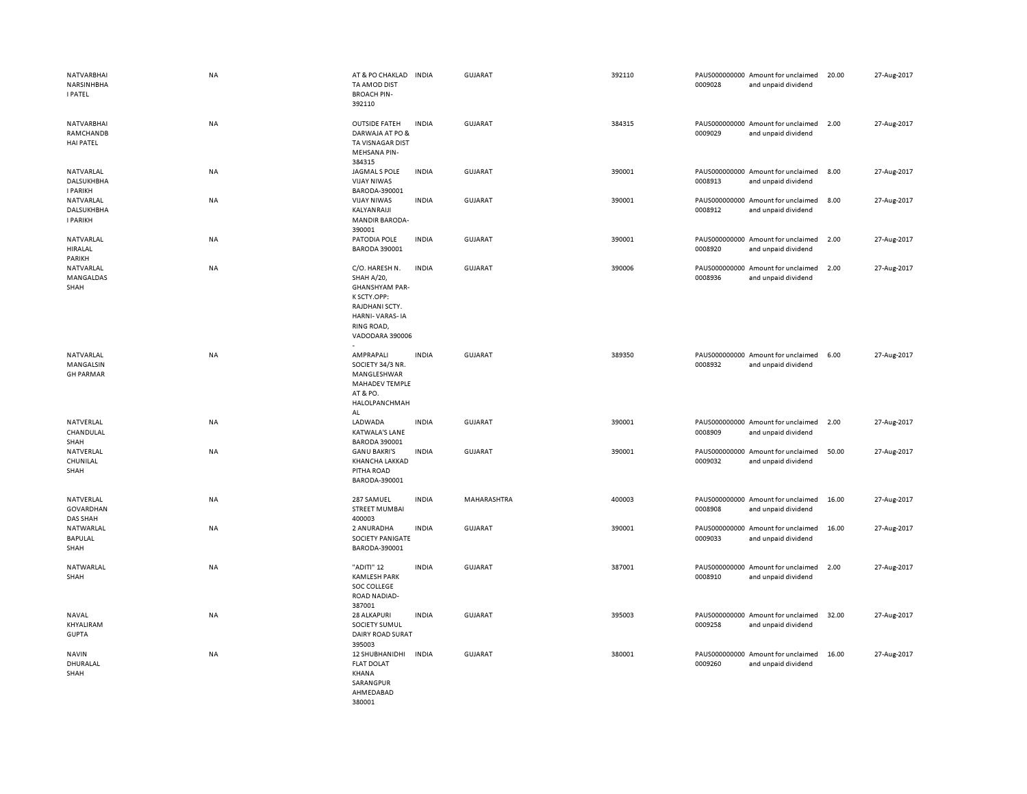| | | | | | | | | | |
|---|---|---|---|---|---|---|---|---|---|
| NATVARBHAI NARSINHBHAI PATEL | NA | AT & PO CHAKLAD TA AMOD DIST BROACH PIN-392110 | INDIA | GUJARAT | 392110 | PAUS0000000000009028 | Amount for unclaimed and unpaid dividend | 20.00 | 27-Aug-2017 |
| NATVARBHAI RAMCHANDBHAI PATEL | NA | OUTSIDE FATEH DARWAJA AT PO & TA VISNAGAR DIST MEHSANA PIN-384315 | INDIA | GUJARAT | 384315 | PAUS0000000000009029 | Amount for unclaimed and unpaid dividend | 2.00 | 27-Aug-2017 |
| NATVARLAL DALSUKHBHAI PARIKH | NA | JAGMAL S POLE VIJAY NIWAS BARODA-390001 | INDIA | GUJARAT | 390001 | PAUS0000000000008913 | Amount for unclaimed and unpaid dividend | 8.00 | 27-Aug-2017 |
| NATVARLAL DALSUKHBHAI PARIKH | NA | VIJAY NIWAS KALYANRAIJI MANDIR BARODA-390001 | INDIA | GUJARAT | 390001 | PAUS0000000000008912 | Amount for unclaimed and unpaid dividend | 8.00 | 27-Aug-2017 |
| NATVARLAL HIRALAL PARIKH | NA | PATODIA POLE BARODA 390001 | INDIA | GUJARAT | 390001 | PAUS0000000000008920 | Amount for unclaimed and unpaid dividend | 2.00 | 27-Aug-2017 |
| NATVARLAL MANGALDAS SHAH | NA | C/O. HARESH N. SHAH A/20, GHANSHYAM PAR-K SCTY.OPP: RAJDHANI SCTY. HARNI- VARAS- IA RING ROAD, VADODARA 390006 - | INDIA | GUJARAT | 390006 | PAUS0000000000008936 | Amount for unclaimed and unpaid dividend | 2.00 | 27-Aug-2017 |
| NATVARLAL MANGALSINGH PARMAR | NA | AMPRAPALI SOCIETY 34/3 NR. MANGLESHWAR MAHADEV TEMPLE AT & PO. HALOLPANCHMAHAL | INDIA | GUJARAT | 389350 | PAUS0000000000008932 | Amount for unclaimed and unpaid dividend | 6.00 | 27-Aug-2017 |
| NATVERLAL CHANDULAL SHAH | NA | LADWADA KATWALA'S LANE BARODA 390001 | INDIA | GUJARAT | 390001 | PAUS0000000000008909 | Amount for unclaimed and unpaid dividend | 2.00 | 27-Aug-2017 |
| NATVERLAL CHUNILAL SHAH | NA | GANU BAKRI'S KHANCHA LAKKAD PITHA ROAD BARODA-390001 | INDIA | GUJARAT | 390001 | PAUS0000000000009032 | Amount for unclaimed and unpaid dividend | 50.00 | 27-Aug-2017 |
| NATVERLAL GOVARDHAN DAS SHAH | NA | 287 SAMUEL STREET MUMBAI 400003 | INDIA | MAHARASHTRA | 400003 | PAUS0000000000008908 | Amount for unclaimed and unpaid dividend | 16.00 | 27-Aug-2017 |
| NATWARLAL BAPULAL SHAH | NA | 2 ANURADHA SOCIETY PANIGATE BARODA-390001 | INDIA | GUJARAT | 390001 | PAUS0000000000009033 | Amount for unclaimed and unpaid dividend | 16.00 | 27-Aug-2017 |
| NATWARLAL SHAH | NA | "ADITI" 12 KAMLESH PARK SOC COLLEGE ROAD NADIAD-387001 | INDIA | GUJARAT | 387001 | PAUS0000000000008910 | Amount for unclaimed and unpaid dividend | 2.00 | 27-Aug-2017 |
| NAVAL KHYALIRAM GUPTA | NA | 28 ALKAPURI SOCIETY SUMUL DAIRY ROAD SURAT 395003 | INDIA | GUJARAT | 395003 | PAUS0000000000009258 | Amount for unclaimed and unpaid dividend | 32.00 | 27-Aug-2017 |
| NAVIN DHURALAL SHAH | NA | 12 SHUBHANIDHI FLAT DOLAT KHANA SARANGPUR AHMEDABAD 380001 | INDIA | GUJARAT | 380001 | PAUS0000000000009260 | Amount for unclaimed and unpaid dividend | 16.00 | 27-Aug-2017 |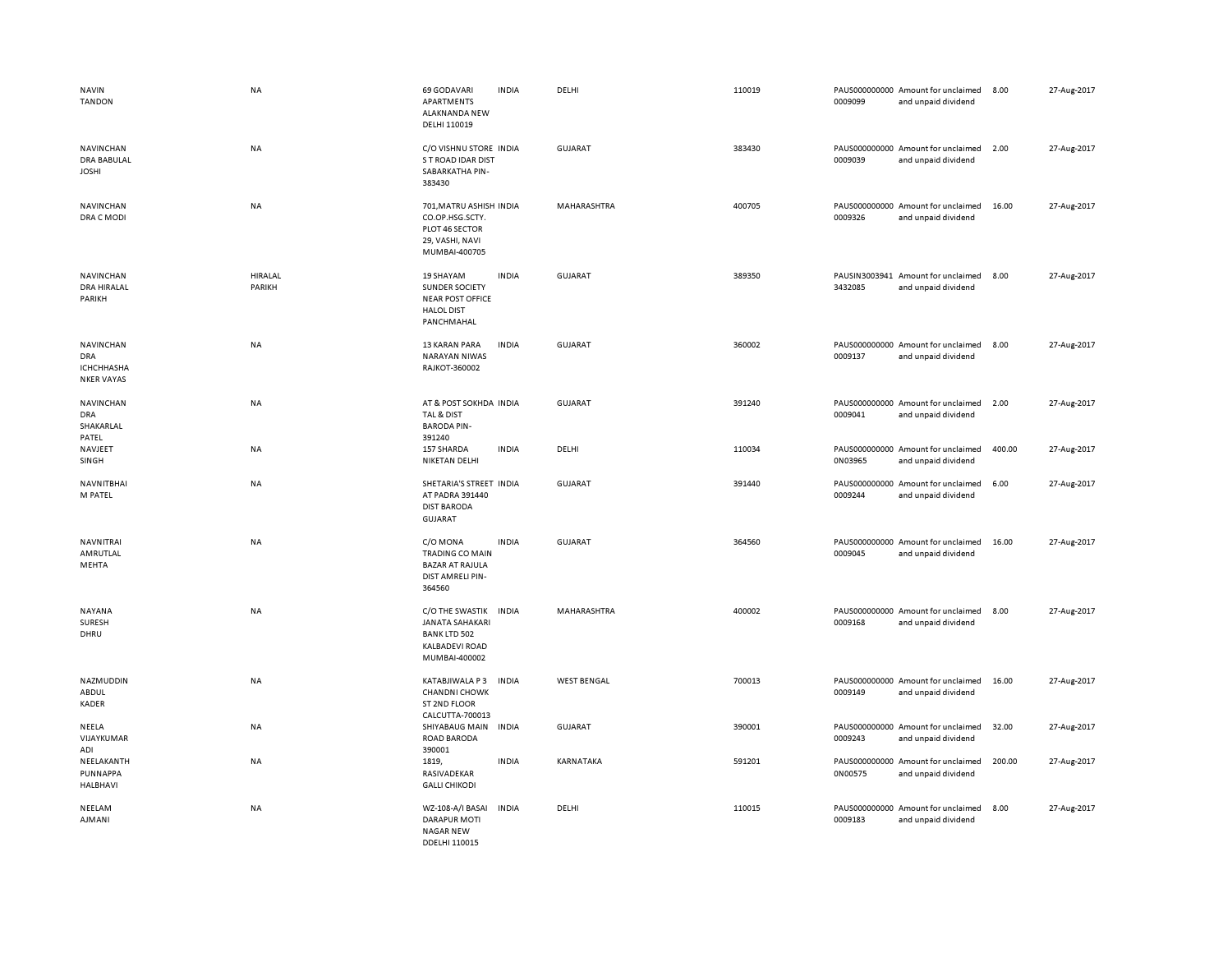| | | | | | | | | | | |
|---|---|---|---|---|---|---|---|---|---|---|
| NAVIN TANDON | NA | 69 GODAVARI APARTMENTS ALAKNANDA NEW DELHI 110019 | INDIA | DELHI | 110019 | PAUS000000000 0009099 | Amount for unclaimed and unpaid dividend | 8.00 | 27-Aug-2017 |
| NAVINCHAN DRA BABULAL JOSHI | NA | C/O VISHNU STORE S T ROAD IDAR DIST SABARKATHA PIN-383430 | INDIA | GUJARAT | 383430 | PAUS000000000 0009039 | Amount for unclaimed and unpaid dividend | 2.00 | 27-Aug-2017 |
| NAVINCHAN DRA C MODI | NA | 701,MATRU ASHISH CO.OP.HSG.SCTY. PLOT 46 SECTOR 29, VASHI, NAVI MUMBAI-400705 | INDIA | MAHARASHTRA | 400705 | PAUS000000000 0009326 | Amount for unclaimed and unpaid dividend | 16.00 | 27-Aug-2017 |
| NAVINCHAN DRA HIRALAL PARIKH | HIRALAL PARIKH | 19 SHAYAM SUNDER SOCIETY NEAR POST OFFICE HALOL DIST PANCHMAHAL | INDIA | GUJARAT | 389350 | PAUSIN3003941 3432085 | Amount for unclaimed and unpaid dividend | 8.00 | 27-Aug-2017 |
| NAVINCHAN DRA ICHCHHASHA NKER VAYAS | NA | 13 KARAN PARA NARAYAN NIWAS RAJKOT-360002 | INDIA | GUJARAT | 360002 | PAUS000000000 0009137 | Amount for unclaimed and unpaid dividend | 8.00 | 27-Aug-2017 |
| NAVINCHAN DRA SHAKARLAL PATEL | NA | AT & POST SOKHDA TAL & DIST BARODA PIN-391240 | INDIA | GUJARAT | 391240 | PAUS000000000 0009041 | Amount for unclaimed and unpaid dividend | 2.00 | 27-Aug-2017 |
| NAVJEET SINGH | NA | 157 SHARDA NIKETAN DELHI | INDIA | DELHI | 110034 | PAUS000000000 0N03965 | Amount for unclaimed and unpaid dividend | 400.00 | 27-Aug-2017 |
| NAVNITBHAI M PATEL | NA | SHETARIA'S STREET AT PADRA 391440 DIST BARODA GUJARAT | INDIA | GUJARAT | 391440 | PAUS000000000 0009244 | Amount for unclaimed and unpaid dividend | 6.00 | 27-Aug-2017 |
| NAVNITRAI AMRUTLAL MEHTA | NA | C/O MONA TRADING CO MAIN BAZAR AT RAJULA DIST AMRELI PIN-364560 | INDIA | GUJARAT | 364560 | PAUS000000000 0009045 | Amount for unclaimed and unpaid dividend | 16.00 | 27-Aug-2017 |
| NAYANA SURESH DHRU | NA | C/O THE SWASTIK JANATA SAHAKARI BANK LTD 502 KALBADEVI ROAD MUMBAI-400002 | INDIA | MAHARASHTRA | 400002 | PAUS000000000 0009168 | Amount for unclaimed and unpaid dividend | 8.00 | 27-Aug-2017 |
| NAZMUDDIN ABDUL KADER | NA | KATABJIWALA P 3 CHANDNI CHOWK ST 2ND FLOOR CALCUTTA-700013 | INDIA | WEST BENGAL | 700013 | PAUS000000000 0009149 | Amount for unclaimed and unpaid dividend | 16.00 | 27-Aug-2017 |
| NEELA VIJAYKUMAR ADI | NA | SHIYABAUG MAIN ROAD BARODA 390001 | INDIA | GUJARAT | 390001 | PAUS000000000 0009243 | Amount for unclaimed and unpaid dividend | 32.00 | 27-Aug-2017 |
| NEELAKANTH PUNNAPPA HALBHAVI | NA | 1819, RASIVADEKAR GALLI CHIKODI | INDIA | KARNATAKA | 591201 | PAUS000000000 0N00575 | Amount for unclaimed and unpaid dividend | 200.00 | 27-Aug-2017 |
| NEELAM AJMANI | NA | WZ-108-A/I BASAI DARAPUR MOTI NAGAR NEW DDELHI 110015 | INDIA | DELHI | 110015 | PAUS000000000 0009183 | Amount for unclaimed and unpaid dividend | 8.00 | 27-Aug-2017 |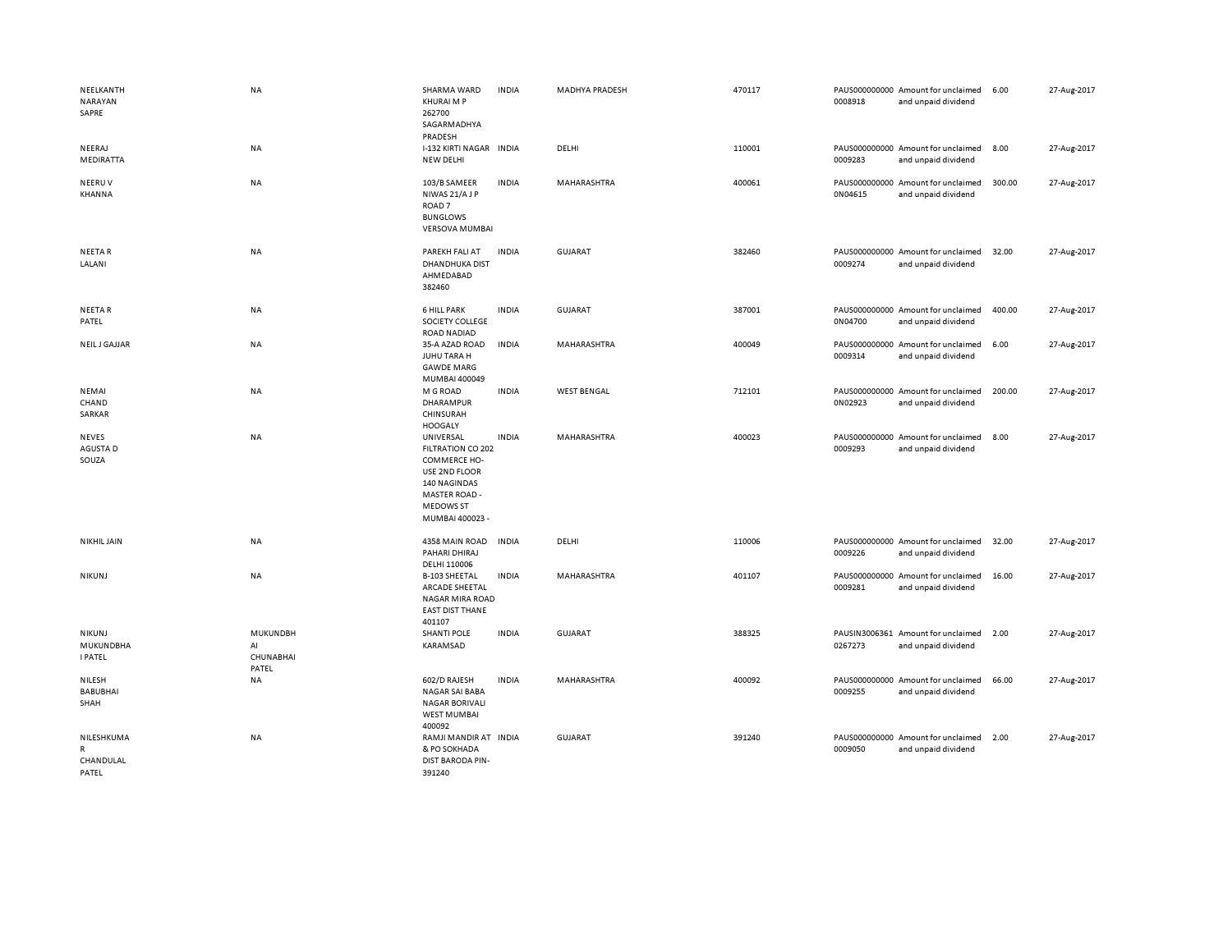| | | | | | | | | | | |
|---|---|---|---|---|---|---|---|---|---|---|
| NEELKANTH NARAYAN SAPRE | NA | SHARMA WARD KHURAI M P 262700 SAGARMADHYA PRADESH | INDIA | MADHYA PRADESH | 470117 | PAUS0000000000008918 | Amount for unclaimed and unpaid dividend | 6.00 | 27-Aug-2017 |
| NEERAJ MEDIRATTA | NA | I-132 KIRTI NAGAR NEW DELHI | INDIA | DELHI | 110001 | PAUS0000000000009283 | Amount for unclaimed and unpaid dividend | 8.00 | 27-Aug-2017 |
| NEERU V KHANNA | NA | 103/B SAMEER NIWAS 21/A J P ROAD 7 BUNGLOWS VERSOVA MUMBAI | INDIA | MAHARASHTRA | 400061 | PAUS0000000000N04615 | Amount for unclaimed and unpaid dividend | 300.00 | 27-Aug-2017 |
| NEETA R LALANI | NA | PAREKH FALI AT DHANDHUKA DIST AHMEDABAD 382460 | INDIA | GUJARAT | 382460 | PAUS0000000000009274 | Amount for unclaimed and unpaid dividend | 32.00 | 27-Aug-2017 |
| NEETA R PATEL | NA | 6 HILL PARK SOCIETY COLLEGE ROAD NADIAD | INDIA | GUJARAT | 387001 | PAUS0000000000N04700 | Amount for unclaimed and unpaid dividend | 400.00 | 27-Aug-2017 |
| NEIL J GAJJAR | NA | 35-A AZAD ROAD JUHU TARA H GAWDE MARG MUMBAI 400049 | INDIA | MAHARASHTRA | 400049 | PAUS0000000000009314 | Amount for unclaimed and unpaid dividend | 6.00 | 27-Aug-2017 |
| NEMAI CHAND SARKAR | NA | M G ROAD DHARAMPUR CHINSURAH HOOGALY | INDIA | WEST BENGAL | 712101 | PAUS0000000000N02923 | Amount for unclaimed and unpaid dividend | 200.00 | 27-Aug-2017 |
| NEVES AGUSTA D SOUZA | NA | UNIVERSAL FILTRATION CO 202 COMMERCE HO-USE 2ND FLOOR 140 NAGINDAS MASTER ROAD - MEDOWS ST MUMBAI 400023 - | INDIA | MAHARASHTRA | 400023 | PAUS0000000000009293 | Amount for unclaimed and unpaid dividend | 8.00 | 27-Aug-2017 |
| NIKHIL JAIN | NA | 4358 MAIN ROAD PAHARI DHIRAJ DELHI 110006 | INDIA | DELHI | 110006 | PAUS0000000000009226 | Amount for unclaimed and unpaid dividend | 32.00 | 27-Aug-2017 |
| NIKUNJ | NA | B-103 SHEETAL ARCADE SHEETAL NAGAR MIRA ROAD EAST DIST THANE 401107 | INDIA | MAHARASHTRA | 401107 | PAUS0000000000009281 | Amount for unclaimed and unpaid dividend | 16.00 | 27-Aug-2017 |
| NIKUNJ MUKUNDBHA I PATEL | MUKUNDBH AI CHUNABHAI PATEL | SHANTI POLE KARAMSAD | INDIA | GUJARAT | 388325 | PAUSIN30063610267273 | Amount for unclaimed and unpaid dividend | 2.00 | 27-Aug-2017 |
| NILESH BABUBHAI SHAH | NA | 602/D RAJESH NAGAR SAI BABA NAGAR BORIVALI WEST MUMBAI 400092 | INDIA | MAHARASHTRA | 400092 | PAUS0000000000009255 | Amount for unclaimed and unpaid dividend | 66.00 | 27-Aug-2017 |
| NILESHKUMA R CHANDULAL PATEL | NA | RAMJI MANDIR AT & PO SOKHADA DIST BARODA PIN-391240 | INDIA | GUJARAT | 391240 | PAUS0000000000009050 | Amount for unclaimed and unpaid dividend | 2.00 | 27-Aug-2017 |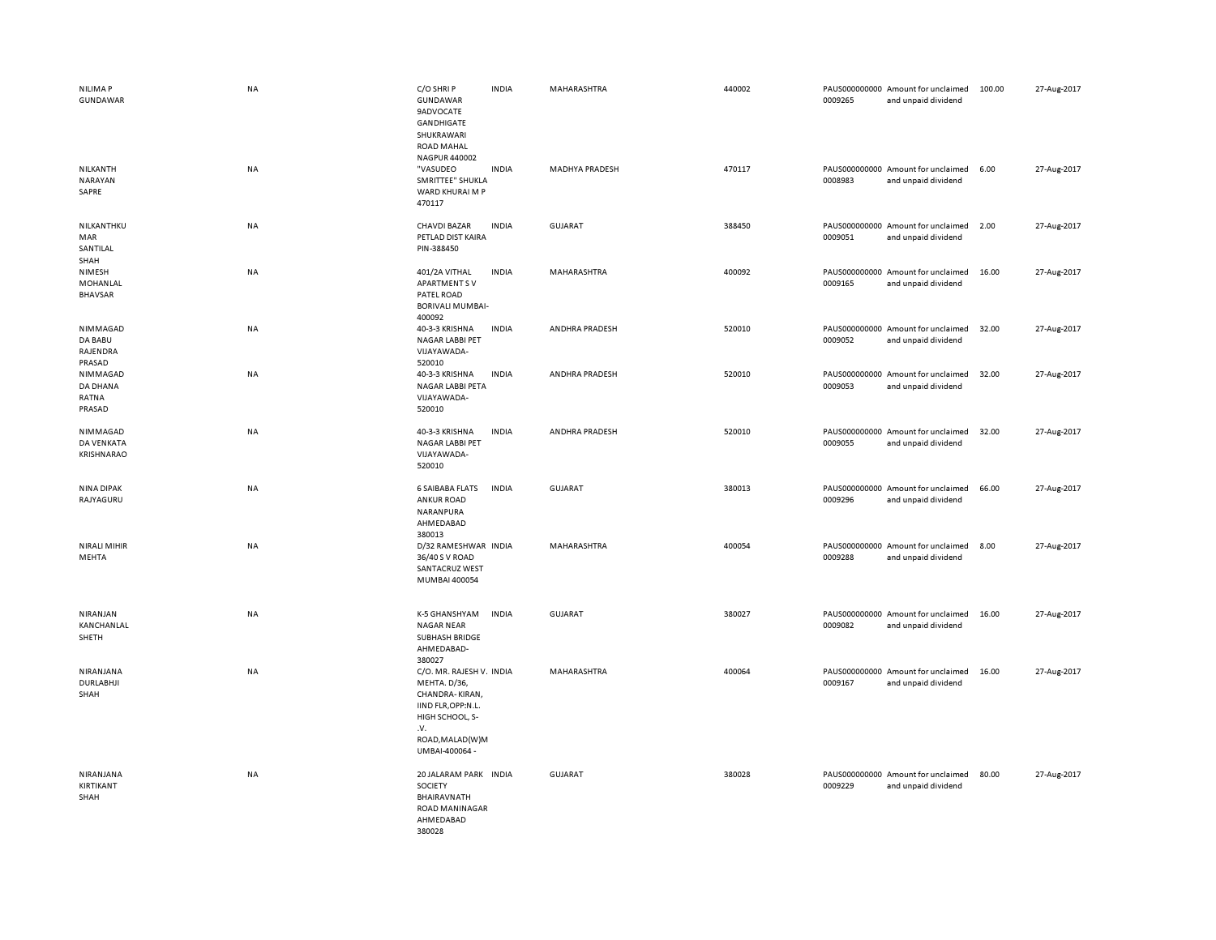| | | | | | | | | | |
|---|---|---|---|---|---|---|---|---|---|
| NILIMA P GUNDAWAR | NA | C/O SHRI P GUNDAWAR 9ADVOCATE GANDHIGATE SHUKRAWARI ROAD MAHAL NAGPUR 440002 | INDIA | MAHARASHTRA | 440002 | PAUS0000000000009265 | Amount for unclaimed and unpaid dividend | 100.00 | 27-Aug-2017 |
| NILKANTH NARAYAN SAPRE | NA | "VASUDEO SMRITTEE" SHUKLA WARD KHURAI M P 470117 | INDIA | MADHYA PRADESH | 470117 | PAUS0000000000008983 | Amount for unclaimed and unpaid dividend | 6.00 | 27-Aug-2017 |
| NILKANTHKUMAR SANTILAL SHAH | NA | CHAVDI BAZAR PETLAD DIST KAIRA PIN-388450 | INDIA | GUJARAT | 388450 | PAUS0000000000009051 | Amount for unclaimed and unpaid dividend | 2.00 | 27-Aug-2017 |
| NIMESH MOHANLAL BHAVSAR | NA | 401/2A VITHAL APARTMENT S V PATEL ROAD BORIVALI MUMBAI-400092 | INDIA | MAHARASHTRA | 400092 | PAUS0000000000009165 | Amount for unclaimed and unpaid dividend | 16.00 | 27-Aug-2017 |
| NIMMAGADDA BABU RAJENDRA PRASAD | NA | 40-3-3 KRISHNA NAGAR LABBI PET VIJAYAWADA-520010 | INDIA | ANDHRA PRADESH | 520010 | PAUS0000000000009052 | Amount for unclaimed and unpaid dividend | 32.00 | 27-Aug-2017 |
| NIMMAGADDA DHANA RATNA PRASAD | NA | 40-3-3 KRISHNA NAGAR LABBI PETA VIJAYAWADA-520010 | INDIA | ANDHRA PRADESH | 520010 | PAUS0000000000009053 | Amount for unclaimed and unpaid dividend | 32.00 | 27-Aug-2017 |
| NIMMAGADDA VENKATA KRISHNARAO | NA | 40-3-3 KRISHNA NAGAR LABBI PET VIJAYAWADA-520010 | INDIA | ANDHRA PRADESH | 520010 | PAUS0000000000009055 | Amount for unclaimed and unpaid dividend | 32.00 | 27-Aug-2017 |
| NINA DIPAK RAJYAGURU | NA | 6 SAIBABA FLATS ANKUR ROAD NARANPURA AHMEDABAD 380013 | INDIA | GUJARAT | 380013 | PAUS0000000000009296 | Amount for unclaimed and unpaid dividend | 66.00 | 27-Aug-2017 |
| NIRALI MIHIR MEHTA | NA | D/32 RAMESHWAR 36/40 S V ROAD SANTACRUZ WEST MUMBAI 400054 | INDIA | MAHARASHTRA | 400054 | PAUS0000000000009288 | Amount for unclaimed and unpaid dividend | 8.00 | 27-Aug-2017 |
| NIRANJAN KANCHANLAL SHETH | NA | K-5 GHANSHYAM NAGAR NEAR SUBHASH BRIDGE AHMEDABAD-380027 | INDIA | GUJARAT | 380027 | PAUS0000000000009082 | Amount for unclaimed and unpaid dividend | 16.00 | 27-Aug-2017 |
| NIRANJANA DURLABHJI SHAH | NA | C/O. MR. RAJESH V. MEHTA. D/36, CHANDRA- KIRAN, IIND FLR,OPP:N.L. HIGH SCHOOL, S-.V. ROAD,MALAD(W)MUMBAI-400064 - | INDIA | MAHARASHTRA | 400064 | PAUS0000000000009167 | Amount for unclaimed and unpaid dividend | 16.00 | 27-Aug-2017 |
| NIRANJANA KIRTIKANT SHAH | NA | 20 JALARAM PARK SOCIETY BHAIRAVNATH ROAD MANINAGAR AHMEDABAD 380028 | INDIA | GUJARAT | 380028 | PAUS0000000000009229 | Amount for unclaimed and unpaid dividend | 80.00 | 27-Aug-2017 |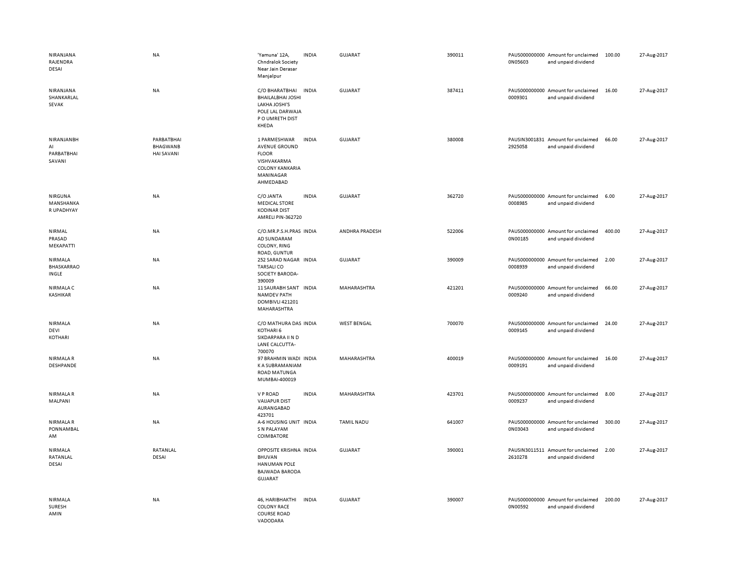| | | | | | | | | | |
|---|---|---|---|---|---|---|---|---|---|
| NIRANJANA RAJENDRA DESAI | NA | 'Yamuna' 12A, Chndralok Society Near Jain Derasar Manjalpur | INDIA | GUJARAT | 390011 | PAUS0000000000N05603 | Amount for unclaimed and unpaid dividend | 100.00 | 27-Aug-2017 |
| NIRANJANA SHANKARLAL SEVAK | NA | C/O BHARATBHAI BHAILALBHAI JOSHI LAKHA JOSHI'S POLE LAL DARWAJA P O UMRETH DIST KHEDA | INDIA | GUJARAT | 387411 | PAUS0000000000009301 | Amount for unclaimed and unpaid dividend | 16.00 | 27-Aug-2017 |
| NIRANJANBHAI PARBATBHAI SAVANI | PARBATBHAI BHAGWANBHAI SAVANI | 1 PARMESHWAR AVENUE GROUND FLOOR VISHVAKARMA COLONY KANKARIA MANINAGAR AHMEDABAD | INDIA | GUJARAT | 380008 | PAUSIN30018312925058 | Amount for unclaimed and unpaid dividend | 66.00 | 27-Aug-2017 |
| NIRGUNA MANSHANKAR UPADHYAY | NA | C/O JANTA MEDICAL STORE KODINAR DIST AMRELI PIN-362720 | INDIA | GUJARAT | 362720 | PAUS0000000000008985 | Amount for unclaimed and unpaid dividend | 6.00 | 27-Aug-2017 |
| NIRMAL PRASAD MEKAPATTI | NA | C/O.MR.P.S.H.PRASAD SUNDARAM COLONY, RING ROAD, GUNTUR | INDIA | ANDHRA PRADESH | 522006 | PAUS0000000000N00185 | Amount for unclaimed and unpaid dividend | 400.00 | 27-Aug-2017 |
| NIRMALA BHASKARRAO INGLE | NA | 252 SARAD NAGAR TARSALI CO SOCIETY BARODA-390009 | INDIA | GUJARAT | 390009 | PAUS0000000000008939 | Amount for unclaimed and unpaid dividend | 2.00 | 27-Aug-2017 |
| NIRMALA C KASHIKAR | NA | 11 SAURABH SANT NAMDEV PATH DOMBIVLI 421201 MAHARASHTRA | INDIA | MAHARASHTRA | 421201 | PAUS0000000000009240 | Amount for unclaimed and unpaid dividend | 66.00 | 27-Aug-2017 |
| NIRMALA DEVI KOTHARI | NA | C/O MATHURA DAS KOTHARI 6 SIKDARPARA II N D LANE CALCUTTA-700070 | INDIA | WEST BENGAL | 700070 | PAUS0000000000009145 | Amount for unclaimed and unpaid dividend | 24.00 | 27-Aug-2017 |
| NIRMALA R DESHPANDE | NA | 97 BRAHMIN WADI K A SUBRAMANIAM ROAD MATUNGA MUMBAI-400019 | INDIA | MAHARASHTRA | 400019 | PAUS0000000000009191 | Amount for unclaimed and unpaid dividend | 16.00 | 27-Aug-2017 |
| NIRMALA R MALPANI | NA | V P ROAD VAIJAPUR DIST AURANGABAD 423701 | INDIA | MAHARASHTRA | 423701 | PAUS0000000000009237 | Amount for unclaimed and unpaid dividend | 8.00 | 27-Aug-2017 |
| NIRMALA R PONNAMBALAM | NA | A-6 HOUSING UNIT S N PALAYAM COIMBATORE | INDIA | TAMIL NADU | 641007 | PAUS0000000000N03043 | Amount for unclaimed and unpaid dividend | 300.00 | 27-Aug-2017 |
| NIRMALA RATANLAL DESAI | RATANLAL DESAI | OPPOSITE KRISHNA BHUVAN HANUMAN POLE BAJWADA BARODA GUJARAT | INDIA | GUJARAT | 390001 | PAUSIN30115112610278 | Amount for unclaimed and unpaid dividend | 2.00 | 27-Aug-2017 |
| NIRMALA SURESH AMIN | NA | 46, HARIBHAKTHI COLONY RACE COURSE ROAD VADODARA | INDIA | GUJARAT | 390007 | PAUS0000000000N00592 | Amount for unclaimed and unpaid dividend | 200.00 | 27-Aug-2017 |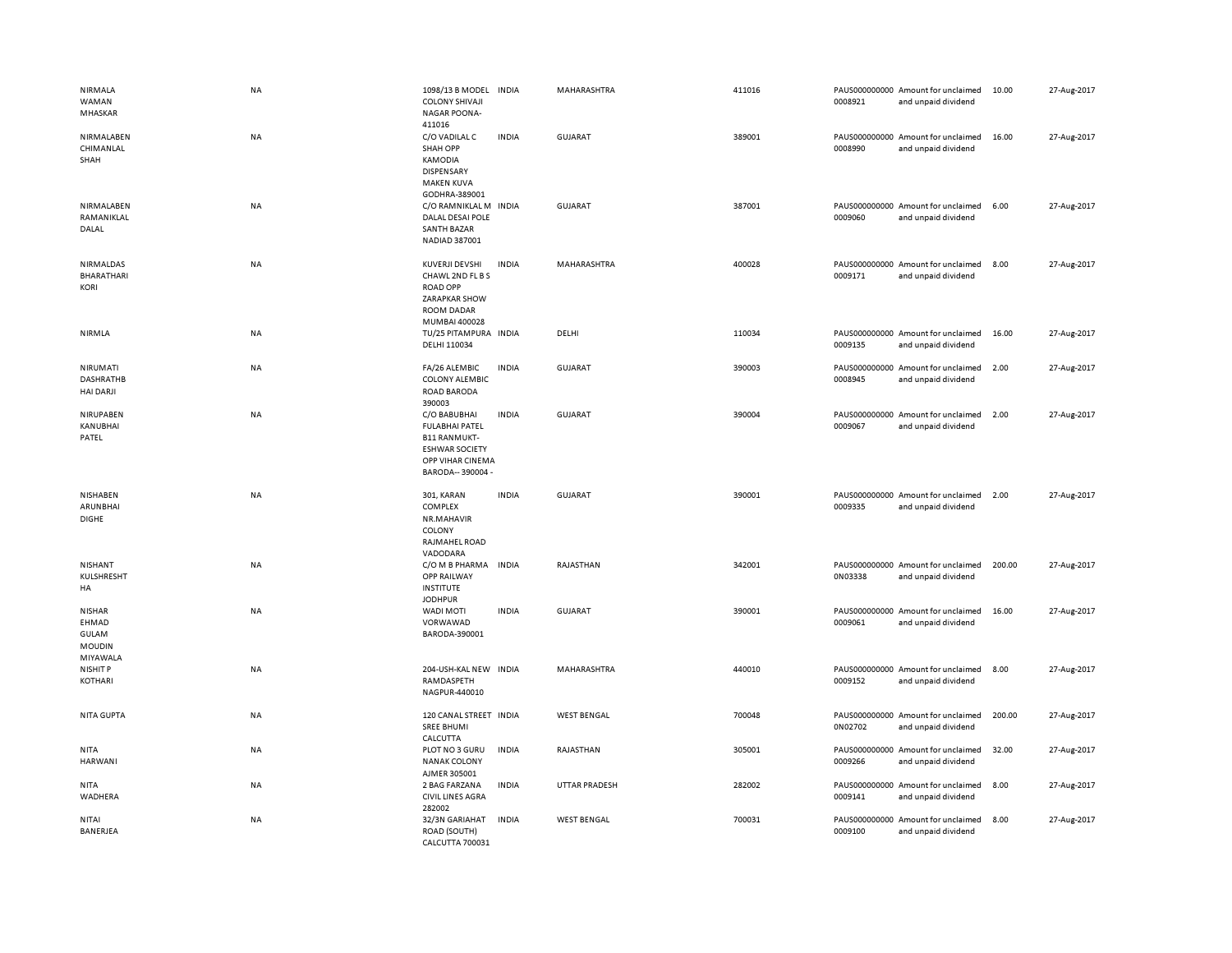| | | | | | | | | | |
|---|---|---|---|---|---|---|---|---|---|
| NIRMALA WAMAN MHASKAR | NA | 1098/13 B MODEL COLONY SHIVAJI NAGAR POONA-411016 | INDIA | MAHARASHTRA | 411016 | PAUS0000000000008921 | Amount for unclaimed and unpaid dividend | 10.00 | 27-Aug-2017 |
| NIRMALABEN CHIMANLAL SHAH | NA | C/O VADILAL C SHAH OPP KAMODIA DISPENSARY MAKEN KUVA GODHRA-389001 | INDIA | GUJARAT | 389001 | PAUS0000000000008990 | Amount for unclaimed and unpaid dividend | 16.00 | 27-Aug-2017 |
| NIRMALABEN RAMANIKLAL DALAL | NA | C/O RAMNIKLAL M DALAL DESAI POLE SANTH BAZAR NADIAD 387001 | INDIA | GUJARAT | 387001 | PAUS0000000000009060 | Amount for unclaimed and unpaid dividend | 6.00 | 27-Aug-2017 |
| NIRMALDAS BHARATHARI KORI | NA | KUVERJI DEVSHI CHAWL 2ND FL B S ROAD OPP ZARAPKAR SHOW ROOM DADAR MUMBAI 400028 | INDIA | MAHARASHTRA | 400028 | PAUS0000000000009171 | Amount for unclaimed and unpaid dividend | 8.00 | 27-Aug-2017 |
| NIRMLA | NA | TU/25 PITAMPURA DELHI 110034 | INDIA | DELHI | 110034 | PAUS0000000000009135 | Amount for unclaimed and unpaid dividend | 16.00 | 27-Aug-2017 |
| NIRUMATI DASHRATHB HAI DARJI | NA | FA/26 ALEMBIC COLONY ALEMBIC ROAD BARODA 390003 | INDIA | GUJARAT | 390003 | PAUS0000000000008945 | Amount for unclaimed and unpaid dividend | 2.00 | 27-Aug-2017 |
| NIRUPABEN KANUBHAI PATEL | NA | C/O BABUBHAI FULABHAI PATEL B11 RANMUKT-ESHWAR SOCIETY OPP VIHAR CINEMA BARODA-- 390004 - | INDIA | GUJARAT | 390004 | PAUS0000000000009067 | Amount for unclaimed and unpaid dividend | 2.00 | 27-Aug-2017 |
| NISHABEN ARUNBHAI DIGHE | NA | 301, KARAN COMPLEX NR.MAHAVIR COLONY RAJMAHEL ROAD VADODARA | INDIA | GUJARAT | 390001 | PAUS0000000000009335 | Amount for unclaimed and unpaid dividend | 2.00 | 27-Aug-2017 |
| NISHANT KULSHRESHT HA | NA | C/O M B PHARMA OPP RAILWAY INSTITUTE JODHPUR | INDIA | RAJASTHAN | 342001 | PAUS0000000000N03338 | Amount for unclaimed and unpaid dividend | 200.00 | 27-Aug-2017 |
| NISHAR EHMAD GULAM MOUDIN MIYAWALA | NA | WADI MOTI VORWAWAD BARODA-390001 | INDIA | GUJARAT | 390001 | PAUS0000000000009061 | Amount for unclaimed and unpaid dividend | 16.00 | 27-Aug-2017 |
| NISHIT P KOTHARI | NA | 204-USH-KAL NEW RAMDASPETH NAGPUR-440010 | INDIA | MAHARASHTRA | 440010 | PAUS0000000000009152 | Amount for unclaimed and unpaid dividend | 8.00 | 27-Aug-2017 |
| NITA GUPTA | NA | 120 CANAL STREET SREE BHUMI CALCUTTA | INDIA | WEST BENGAL | 700048 | PAUS0000000000N02702 | Amount for unclaimed and unpaid dividend | 200.00 | 27-Aug-2017 |
| NITA HARWANI | NA | PLOT NO 3 GURU NANAK COLONY AJMER 305001 | INDIA | RAJASTHAN | 305001 | PAUS0000000000009266 | Amount for unclaimed and unpaid dividend | 32.00 | 27-Aug-2017 |
| NITA WADHERA | NA | 2 BAG FARZANA CIVIL LINES AGRA 282002 | INDIA | UTTAR PRADESH | 282002 | PAUS0000000000009141 | Amount for unclaimed and unpaid dividend | 8.00 | 27-Aug-2017 |
| NITAI BANERJEA | NA | 32/3N GARIAHAT ROAD (SOUTH) CALCUTTA 700031 | INDIA | WEST BENGAL | 700031 | PAUS0000000000009100 | Amount for unclaimed and unpaid dividend | 8.00 | 27-Aug-2017 |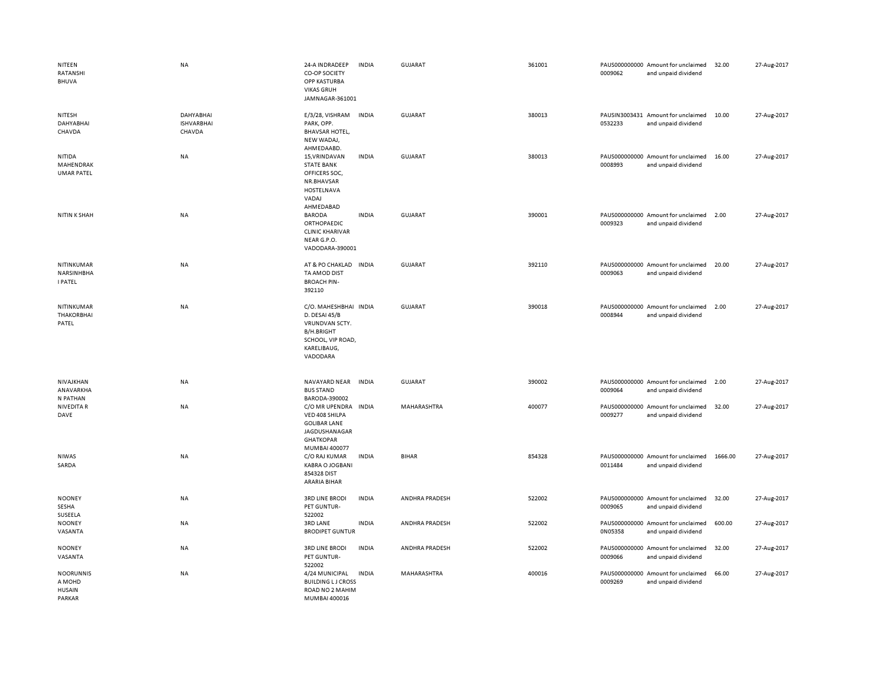| | | | | | | | | | |
|---|---|---|---|---|---|---|---|---|---|
| NITEEN RATANSHI BHUVA | NA | 24-A INDRADEEP CO-OP SOCIETY OPP KASTURBA VIKAS GRUH JAMNAGAR-361001 | INDIA | GUJARAT | 361001 | PAUS000000000 0009062 | Amount for unclaimed and unpaid dividend | 32.00 | 27-Aug-2017 |
| NITESH DAHYABHAI CHAVDA | DAHYABHAI ISHVARBHAI CHAVDA | E/3/28, VISHRAM PARK, OPP. BHAVSAR HOTEL, NEW WADAJ, AHMEDAABD. | INDIA | GUJARAT | 380013 | PAUSIN3003431 0532233 | Amount for unclaimed and unpaid dividend | 10.00 | 27-Aug-2017 |
| NITIDA MAHENDRAK UMAR PATEL | NA | 15,VRINDAVAN STATE BANK OFFICERS SOC, NR.BHAVSAR HOSTELNAVA VADAJ AHMEDABAD | INDIA | GUJARAT | 380013 | PAUS000000000 0008993 | Amount for unclaimed and unpaid dividend | 16.00 | 27-Aug-2017 |
| NITIN K SHAH | NA | BARODA ORTHOPAEDIC CLINIC KHARIVAR NEAR G.P.O. VADODARA-390001 | INDIA | GUJARAT | 390001 | PAUS000000000 0009323 | Amount for unclaimed and unpaid dividend | 2.00 | 27-Aug-2017 |
| NITINKUMAR NARSINHBHA I PATEL | NA | AT & PO CHAKLAD TA AMOD DIST BROACH PIN-392110 | INDIA | GUJARAT | 392110 | PAUS000000000 0009063 | Amount for unclaimed and unpaid dividend | 20.00 | 27-Aug-2017 |
| NITINKUMAR THAKORBHAI PATEL | NA | C/O. MAHESHBHAI D. DESAI 45/B VRUNDVAN SCTY. B/H.BRIGHT SCHOOL, VIP ROAD, KARELIBAUG, VADODARA | INDIA | GUJARAT | 390018 | PAUS000000000 0008944 | Amount for unclaimed and unpaid dividend | 2.00 | 27-Aug-2017 |
| NIVAJKHAN ANAVARKHA N PATHAN | NA | NAVAYARD NEAR BUS STAND BARODA-390002 | INDIA | GUJARAT | 390002 | PAUS000000000 0009064 | Amount for unclaimed and unpaid dividend | 2.00 | 27-Aug-2017 |
| NIVEDITA R DAVE | NA | C/O MR UPENDRA VED 408 SHILPA GOLIBAR LANE JAGDUSHANAGAR GHATKOPAR MUMBAI 400077 | INDIA | MAHARASHTRA | 400077 | PAUS000000000 0009277 | Amount for unclaimed and unpaid dividend | 32.00 | 27-Aug-2017 |
| NIWAS SARDA | NA | C/O RAJ KUMAR KABRA O JOGBANI 854328 DIST ARARIA BIHAR | INDIA | BIHAR | 854328 | PAUS000000000 0011484 | Amount for unclaimed and unpaid dividend | 1666.00 | 27-Aug-2017 |
| NOONEY SESHA SUSEELA | NA | 3RD LINE BRODI PET GUNTUR-522002 | INDIA | ANDHRA PRADESH | 522002 | PAUS000000000 0009065 | Amount for unclaimed and unpaid dividend | 32.00 | 27-Aug-2017 |
| NOONEY VASANTA | NA | 3RD LANE BRODIPET GUNTUR | INDIA | ANDHRA PRADESH | 522002 | PAUS000000000 0N05358 | Amount for unclaimed and unpaid dividend | 600.00 | 27-Aug-2017 |
| NOONEY VASANTA | NA | 3RD LINE BRODI PET GUNTUR-522002 | INDIA | ANDHRA PRADESH | 522002 | PAUS000000000 0009066 | Amount for unclaimed and unpaid dividend | 32.00 | 27-Aug-2017 |
| NOORUNNIS A MOHD HUSAIN PARKAR | NA | 4/24 MUNICIPAL BUILDING L J CROSS ROAD NO 2 MAHIM MUMBAI 400016 | INDIA | MAHARASHTRA | 400016 | PAUS000000000 0009269 | Amount for unclaimed and unpaid dividend | 66.00 | 27-Aug-2017 |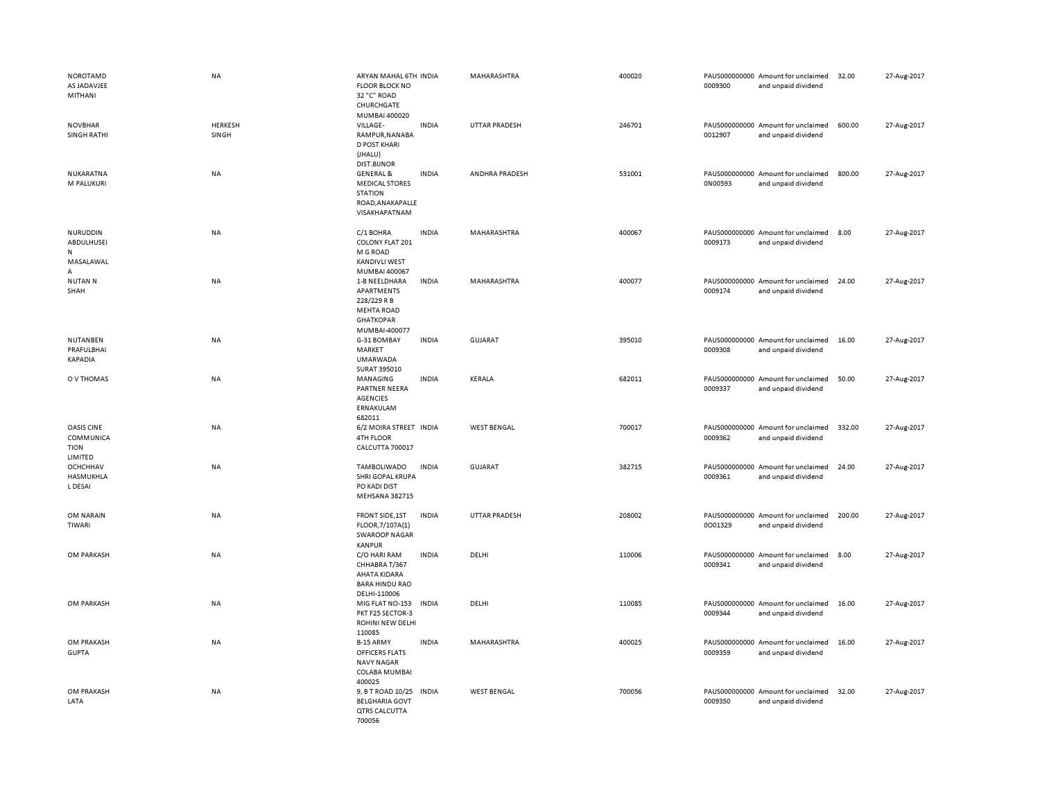| | | | | | | | | | |
|---|---|---|---|---|---|---|---|---|---|
| NOROTAMD AS JADAVJEE MITHANI | NA | ARYAN MAHAL 6TH FLOOR BLOCK NO 32 "C" ROAD CHURCHGATE MUMBAI 400020 | INDIA | MAHARASHTRA | 400020 | PAUS0000000000009300 | Amount for unclaimed and unpaid dividend | 32.00 | 27-Aug-2017 |
| NOVBHAR SINGH RATHI | HERKESH SINGH | VILLAGE-RAMPUR,NANABA D POST KHARI (JHALU) DIST.BIJNOR | INDIA | UTTAR PRADESH | 246701 | PAUS0000000000012907 | Amount for unclaimed and unpaid dividend | 600.00 | 27-Aug-2017 |
| NUKARATNA M PALUKURI | NA | GENERAL & MEDICAL STORES STATION ROAD,ANAKAPALLE VISAKHAPATNAM | INDIA | ANDHRA PRADESH | 531001 | PAUS0000000000N00593 | Amount for unclaimed and unpaid dividend | 800.00 | 27-Aug-2017 |
| NURUDDIN ABDULHUSEIN MASALAWALA | NA | C/1 BOHRA COLONY FLAT 201 M G ROAD KANDIVLI WEST MUMBAI 400067 | INDIA | MAHARASHTRA | 400067 | PAUS0000000000009173 | Amount for unclaimed and unpaid dividend | 8.00 | 27-Aug-2017 |
| NUTAN N SHAH | NA | 1-B NEELDHARA APARTMENTS 228/229 R B MEHTA ROAD GHATKOPAR MUMBAI-400077 | INDIA | MAHARASHTRA | 400077 | PAUS0000000000009174 | Amount for unclaimed and unpaid dividend | 24.00 | 27-Aug-2017 |
| NUTANBEN PRAFULBHAI KAPADIA | NA | G-31 BOMBAY MARKET UMARWADA SURAT 395010 | INDIA | GUJARAT | 395010 | PAUS0000000000009308 | Amount for unclaimed and unpaid dividend | 16.00 | 27-Aug-2017 |
| O V THOMAS | NA | MANAGING PARTNER NEERA AGENCIES ERNAKULAM 682011 | INDIA | KERALA | 682011 | PAUS0000000000009337 | Amount for unclaimed and unpaid dividend | 50.00 | 27-Aug-2017 |
| OASIS CINE COMMUNICATION LIMITED | NA | 6/2 MOIRA STREET 4TH FLOOR CALCUTTA 700017 | INDIA | WEST BENGAL | 700017 | PAUS0000000000009362 | Amount for unclaimed and unpaid dividend | 332.00 | 27-Aug-2017 |
| OCHCHHAV HASMUKHLAL DESAI | NA | TAMBOLIWADO SHRI GOPAL KRUPA PO KADI DIST MEHSANA 382715 | INDIA | GUJARAT | 382715 | PAUS0000000000009361 | Amount for unclaimed and unpaid dividend | 24.00 | 27-Aug-2017 |
| OM NARAIN TIWARI | NA | FRONT SIDE,1ST FLOOR,7/107A(1) SWAROOP NAGAR KANPUR | INDIA | UTTAR PRADESH | 208002 | PAUS0000000000O01329 | Amount for unclaimed and unpaid dividend | 200.00 | 27-Aug-2017 |
| OM PARKASH | NA | C/O HARI RAM CHHABRA T/367 AHATA KIDARA BARA HINDU RAO DELHI-110006 | INDIA | DELHI | 110006 | PAUS0000000000009341 | Amount for unclaimed and unpaid dividend | 8.00 | 27-Aug-2017 |
| OM PARKASH | NA | MIG FLAT NO-153 PKT F25 SECTOR-3 ROHINI NEW DELHI 110085 | INDIA | DELHI | 110085 | PAUS0000000000009344 | Amount for unclaimed and unpaid dividend | 16.00 | 27-Aug-2017 |
| OM PRAKASH GUPTA | NA | B-15 ARMY OFFICERS FLATS NAVY NAGAR COLABA MUMBAI 400025 | INDIA | MAHARASHTRA | 400025 | PAUS0000000000009359 | Amount for unclaimed and unpaid dividend | 16.00 | 27-Aug-2017 |
| OM PRAKASH LATA | NA | 9, B T ROAD 10/25 BELGHARIA GOVT QTRS CALCUTTA 700056 | INDIA | WEST BENGAL | 700056 | PAUS0000000000009350 | Amount for unclaimed and unpaid dividend | 32.00 | 27-Aug-2017 |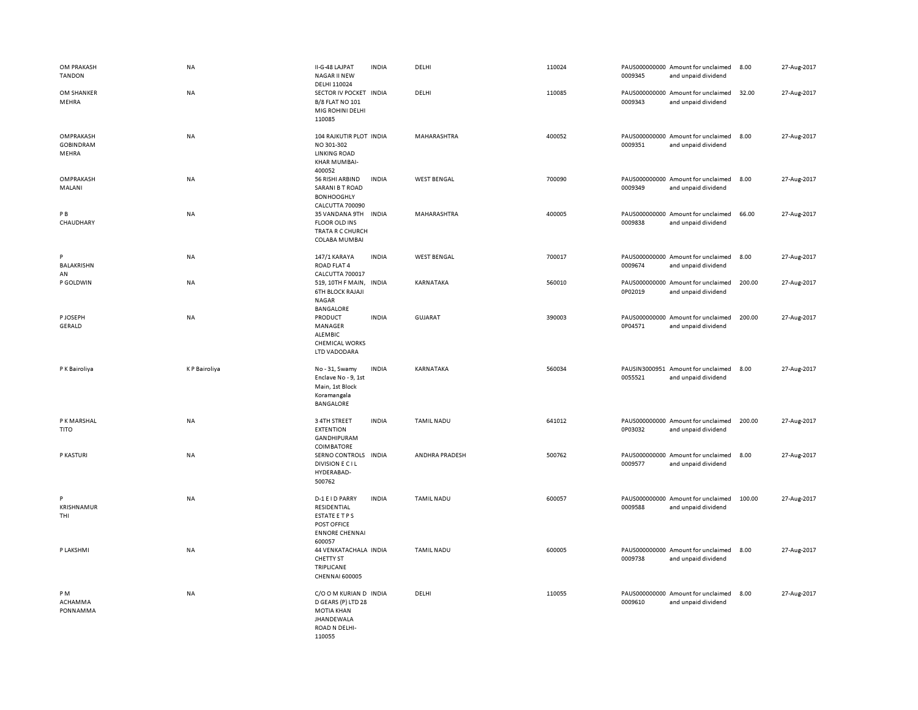| | | | | | | | | | |
|---|---|---|---|---|---|---|---|---|---|
| OM PRAKASH TANDON | NA | II-G-48 LAJPAT NAGAR II NEW DELHI 110024 | INDIA | DELHI | 110024 | PAUS000000000 0009345 | Amount for unclaimed and unpaid dividend | 8.00 | 27-Aug-2017 |
| OM SHANKER MEHRA | NA | SECTOR IV POCKET B/8 FLAT NO 101 MIG ROHINI DELHI 110085 | INDIA | DELHI | 110085 | PAUS000000000 0009343 | Amount for unclaimed and unpaid dividend | 32.00 | 27-Aug-2017 |
| OMPRAKASH GOBINDRAM MEHRA | NA | 104 RAJKUTIR PLOT NO 301-302 LINKING ROAD KHAR MUMBAI-400052 | INDIA | MAHARASHTRA | 400052 | PAUS000000000 0009351 | Amount for unclaimed and unpaid dividend | 8.00 | 27-Aug-2017 |
| OMPRAKASH MALANI | NA | 56 RISHI ARBIND SARANI B T ROAD BONHOOGHLY CALCUTTA 700090 | INDIA | WEST BENGAL | 700090 | PAUS000000000 0009349 | Amount for unclaimed and unpaid dividend | 8.00 | 27-Aug-2017 |
| P B CHAUDHARY | NA | 35 VANDANA 9TH FLOOR OLD INS TRATA R C CHURCH COLABA MUMBAI | INDIA | MAHARASHTRA | 400005 | PAUS000000000 0009838 | Amount for unclaimed and unpaid dividend | 66.00 | 27-Aug-2017 |
| P BALAKRISHN AN | NA | 147/1 KARAYA ROAD FLAT 4 CALCUTTA 700017 | INDIA | WEST BENGAL | 700017 | PAUS000000000 0009674 | Amount for unclaimed and unpaid dividend | 8.00 | 27-Aug-2017 |
| P GOLDWIN | NA | 519, 10TH F MAIN, 6TH BLOCK RAJAJI NAGAR BANGALORE | INDIA | KARNATAKA | 560010 | PAUS000000000 0P02019 | Amount for unclaimed and unpaid dividend | 200.00 | 27-Aug-2017 |
| P JOSEPH GERALD | NA | PRODUCT MANAGER ALEMBIC CHEMICAL WORKS LTD VADODARA | INDIA | GUJARAT | 390003 | PAUS000000000 0P04571 | Amount for unclaimed and unpaid dividend | 200.00 | 27-Aug-2017 |
| P K Bairoliya | K P Bairoliya | No - 31, Swamy Enclave No - 9, 1st Main, 1st Block Koramangala BANGALORE | INDIA | KARNATAKA | 560034 | PAUSIN3000951 0055521 | Amount for unclaimed and unpaid dividend | 8.00 | 27-Aug-2017 |
| P K MARSHAL TITO | NA | 3 4TH STREET EXTENTION GANDHIPURAM COIMBATORE | INDIA | TAMIL NADU | 641012 | PAUS000000000 0P03032 | Amount for unclaimed and unpaid dividend | 200.00 | 27-Aug-2017 |
| P KASTURI | NA | SERNO CONTROLS DIVISION E C I L HYDERABAD-500762 | INDIA | ANDHRA PRADESH | 500762 | PAUS000000000 0009577 | Amount for unclaimed and unpaid dividend | 8.00 | 27-Aug-2017 |
| P KRISHNAMUR THI | NA | D-1 E I D PARRY RESIDENTIAL ESTATE E T P S POST OFFICE ENNORE CHENNAI 600057 | INDIA | TAMIL NADU | 600057 | PAUS000000000 0009588 | Amount for unclaimed and unpaid dividend | 100.00 | 27-Aug-2017 |
| P LAKSHMI | NA | 44 VENKATACHALA CHETTY ST TRIPLICANE CHENNAI 600005 | INDIA | TAMIL NADU | 600005 | PAUS000000000 0009738 | Amount for unclaimed and unpaid dividend | 8.00 | 27-Aug-2017 |
| P M ACHAMMA PONNAMMA | NA | C/O O M KURIAN D D GEARS (P) LTD 28 MOTIA KHAN JHANDEWALA ROAD N DELHI-110055 | INDIA | DELHI | 110055 | PAUS000000000 0009610 | Amount for unclaimed and unpaid dividend | 8.00 | 27-Aug-2017 |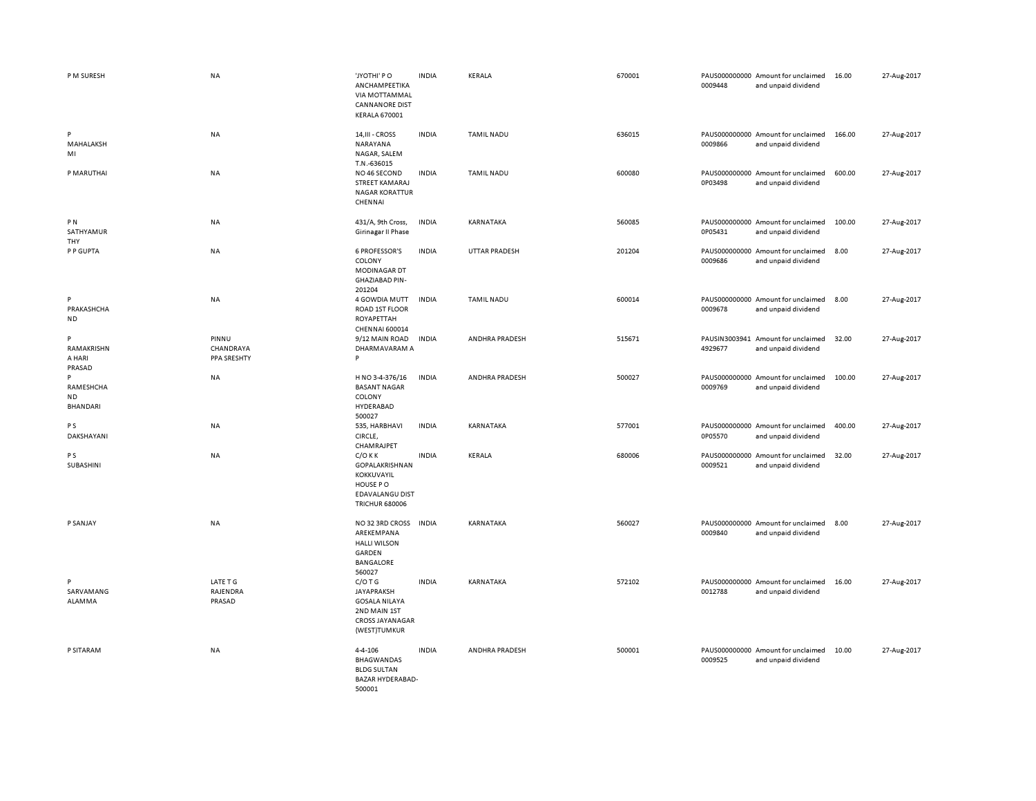| | | | | | | | | | |
|---|---|---|---|---|---|---|---|---|---|
| P M SURESH | NA | 'JYOTHI' P O ANCHAMPEETIKA VIA MOTTAMMAL CANNANORE DIST KERALA 670001 | INDIA | KERALA | 670001 | PAUS0000000000009448 | Amount for unclaimed and unpaid dividend | 16.00 | 27-Aug-2017 |
| P MAHALAKSHMI | NA | 14,III - CROSS NARAYANA NAGAR, SALEM T.N.-636015 | INDIA | TAMIL NADU | 636015 | PAUS0000000000009866 | Amount for unclaimed and unpaid dividend | 166.00 | 27-Aug-2017 |
| P MARUTHAI | NA | NO 46 SECOND STREET KAMARAJ NAGAR KORATTUR CHENNAI | INDIA | TAMIL NADU | 600080 | PAUS00000000000P03498 | Amount for unclaimed and unpaid dividend | 600.00 | 27-Aug-2017 |
| P N SATHYAMURTHY | NA | 431/A, 9th Cross, Girinagar II Phase | INDIA | KARNATAKA | 560085 | PAUS00000000000P05431 | Amount for unclaimed and unpaid dividend | 100.00 | 27-Aug-2017 |
| P P GUPTA | NA | 6 PROFESSOR'S COLONY MODINAGAR DT GHAZIABAD PIN-201204 | INDIA | UTTAR PRADESH | 201204 | PAUS0000000000009686 | Amount for unclaimed and unpaid dividend | 8.00 | 27-Aug-2017 |
| P PRAKASHCHAND | NA | 4 GOWDIA MUTT ROAD 1ST FLOOR ROYAPETTAH CHENNAI 600014 | INDIA | TAMIL NADU | 600014 | PAUS0000000000009678 | Amount for unclaimed and unpaid dividend | 8.00 | 27-Aug-2017 |
| P RAMAKRISHNA HARI PRASAD | PINNU CHANDRAYA PPA SRESHTY | 9/12 MAIN ROAD DHARMAVARAM A P | INDIA | ANDHRA PRADESH | 515671 | PAUSIN30039414929677 | Amount for unclaimed and unpaid dividend | 32.00 | 27-Aug-2017 |
| P RAMESHCHAND BHANDARI | NA | H NO 3-4-376/16 BASANT NAGAR COLONY HYDERABAD 500027 | INDIA | ANDHRA PRADESH | 500027 | PAUS0000000000009769 | Amount for unclaimed and unpaid dividend | 100.00 | 27-Aug-2017 |
| P S DAKSHAYANI | NA | 535, HARBHAVI CIRCLE, CHAMRAJPET | INDIA | KARNATAKA | 577001 | PAUS00000000000P05570 | Amount for unclaimed and unpaid dividend | 400.00 | 27-Aug-2017 |
| P S SUBASHINI | NA | C/O K K GOPALAKRISHNAN KOKKUVAYIL HOUSE P O EDAVALANGU DIST TRICHUR 680006 | INDIA | KERALA | 680006 | PAUS0000000000009521 | Amount for unclaimed and unpaid dividend | 32.00 | 27-Aug-2017 |
| P SANJAY | NA | NO 32 3RD CROSS AREKEMPANA HALLI WILSON GARDEN BANGALORE 560027 | INDIA | KARNATAKA | 560027 | PAUS0000000000009840 | Amount for unclaimed and unpaid dividend | 8.00 | 27-Aug-2017 |
| P SARVAMANGALAMMA | LATE T G RAJENDRA PRASAD | C/O T G JAYAPRAKSH GOSALA NILAYA 2ND MAIN 1ST CROSS JAYANAGAR (WEST)TUMKUR | INDIA | KARNATAKA | 572102 | PAUS0000000000012788 | Amount for unclaimed and unpaid dividend | 16.00 | 27-Aug-2017 |
| P SITARAM | NA | 4-4-106 BHAGWANDAS BLDG SULTAN BAZAR HYDERABAD-500001 | INDIA | ANDHRA PRADESH | 500001 | PAUS0000000000009525 | Amount for unclaimed and unpaid dividend | 10.00 | 27-Aug-2017 |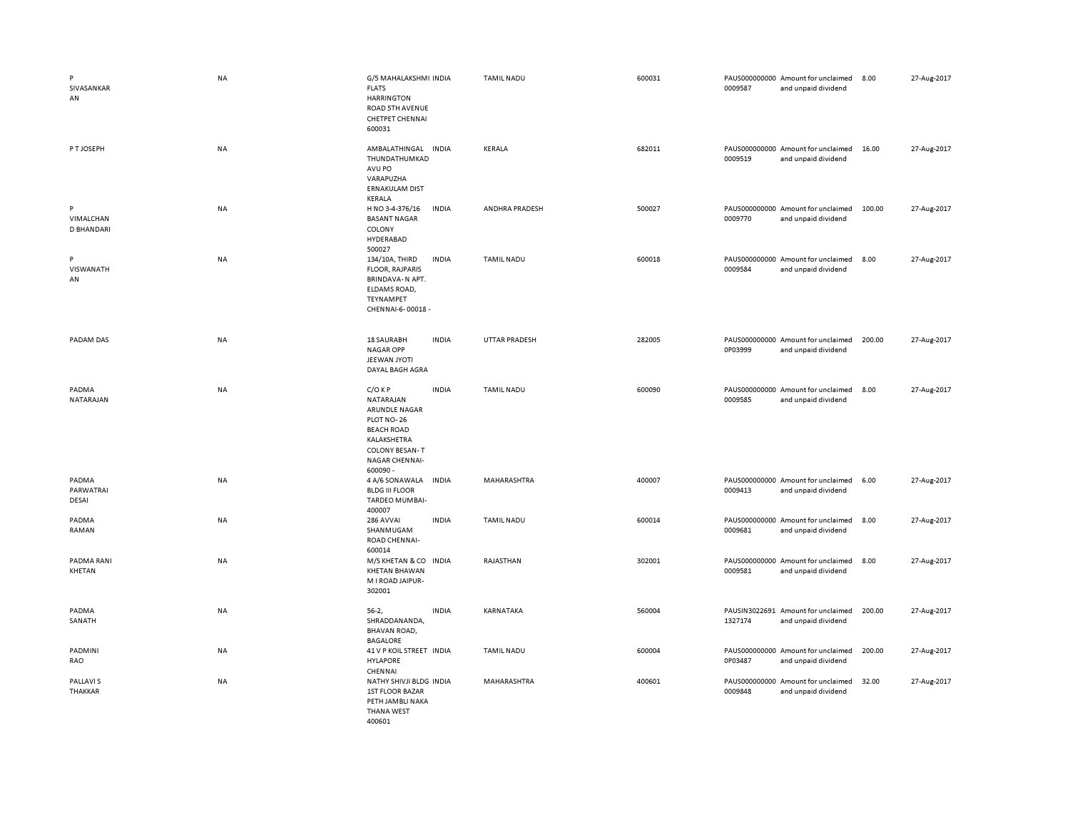| | | | | | | | | | |
|---|---|---|---|---|---|---|---|---|---|
| P SIVASANKARAN | NA | G/5 MAHALAKSHMI FLATS HARRINGTON ROAD 5TH AVENUE CHETPET CHENNAI 600031 | INDIA | TAMIL NADU | 600031 | PAUS0000000000009587 | Amount for unclaimed and unpaid dividend | 8.00 | 27-Aug-2017 |
| P T JOSEPH | NA | AMBALATHINGAL THUNDATHUMKADAVU PO VARAPUZHA ERNAKULAM DIST KERALA | INDIA | KERALA | 682011 | PAUS0000000000009519 | Amount for unclaimed and unpaid dividend | 16.00 | 27-Aug-2017 |
| P VIMALCHAND BHANDARI | NA | H NO 3-4-376/16 BASANT NAGAR COLONY HYDERABAD 500027 | INDIA | ANDHRA PRADESH | 500027 | PAUS0000000000009770 | Amount for unclaimed and unpaid dividend | 100.00 | 27-Aug-2017 |
| P VISWANATHAN | NA | 134/10A, THIRD FLOOR, RAJPARIS BRINDAVA- N APT. ELDAMS ROAD, TEYNAMPET CHENNAI-6- 00018 - | INDIA | TAMIL NADU | 600018 | PAUS0000000000009584 | Amount for unclaimed and unpaid dividend | 8.00 | 27-Aug-2017 |
| PADAM DAS | NA | 18 SAURABH NAGAR OPP JEEWAN JYOTI DAYAL BAGH AGRA | INDIA | UTTAR PRADESH | 282005 | PAUS0000000000P03999 | Amount for unclaimed and unpaid dividend | 200.00 | 27-Aug-2017 |
| PADMA NATARAJAN | NA | C/O K P NATARAJAN ARUNDLE NAGAR PLOT NO- 26 BEACH ROAD KALAKSHETRA COLONY BESAN- T NAGAR CHENNAI- 600090 - | INDIA | TAMIL NADU | 600090 | PAUS0000000000009585 | Amount for unclaimed and unpaid dividend | 8.00 | 27-Aug-2017 |
| PADMA PARWATRAI DESAI | NA | 4 A/6 SONAWALA BLDG III FLOOR TARDEO MUMBAI- 400007 | INDIA | MAHARASHTRA | 400007 | PAUS0000000000009413 | Amount for unclaimed and unpaid dividend | 6.00 | 27-Aug-2017 |
| PADMA RAMAN | NA | 286 AVVAI SHANMUGAM ROAD CHENNAI- 600014 | INDIA | TAMIL NADU | 600014 | PAUS0000000000009681 | Amount for unclaimed and unpaid dividend | 8.00 | 27-Aug-2017 |
| PADMA RANI KHETAN | NA | M/S KHETAN & CO KHETAN BHAWAN M I ROAD JAIPUR- 302001 | INDIA | RAJASTHAN | 302001 | PAUS0000000000009581 | Amount for unclaimed and unpaid dividend | 8.00 | 27-Aug-2017 |
| PADMA SANATH | NA | 56-2, SHRADDANANDA, BHAVAN ROAD, BAGALORE | INDIA | KARNATAKA | 560004 | PAUSIN30226911327174 | Amount for unclaimed and unpaid dividend | 200.00 | 27-Aug-2017 |
| PADMINI RAO | NA | 41 V P KOIL STREET HYLAPORE CHENNAI | INDIA | TAMIL NADU | 600004 | PAUS0000000000P03487 | Amount for unclaimed and unpaid dividend | 200.00 | 27-Aug-2017 |
| PALLAVI S THAKKAR | NA | NATHY SHIVJI BLDG 1ST FLOOR BAZAR PETH JAMBLI NAKA THANA WEST 400601 | INDIA | MAHARASHTRA | 400601 | PAUS0000000000009848 | Amount for unclaimed and unpaid dividend | 32.00 | 27-Aug-2017 |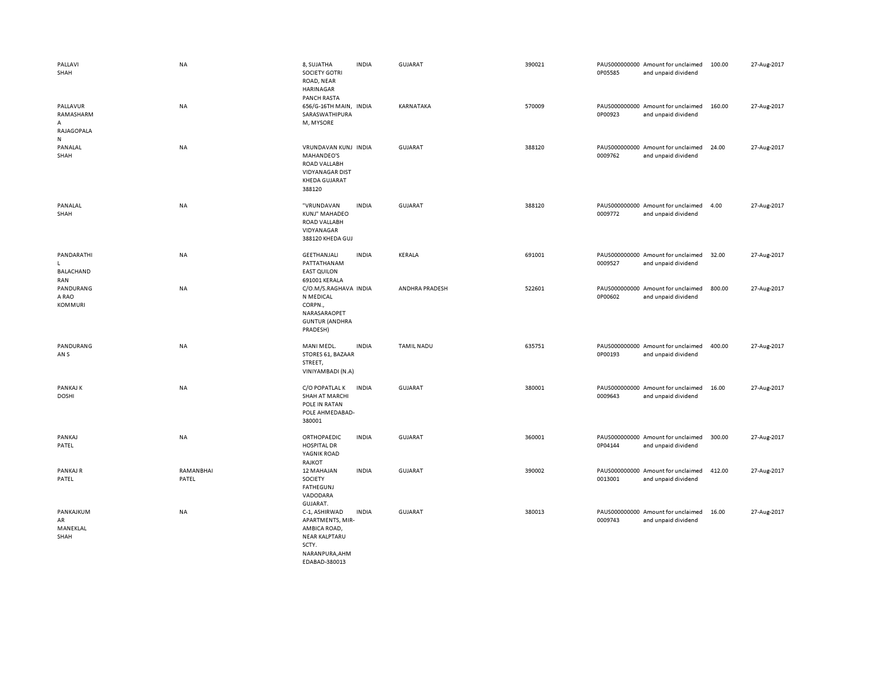| | | | | | | | | | |
|---|---|---|---|---|---|---|---|---|---|
| PALLAVI SHAH | NA | 8, SUJATHA SOCIETY GOTRI ROAD, NEAR HARINAGAR PANCH RASTA | INDIA | GUJARAT | 390021 | PAUS0000000000P05585 | Amount for unclaimed and unpaid dividend | 100.00 | 27-Aug-2017 |
| PALLAVUR RAMASHARMA RAJAGOPALAN | NA | 656/G-16TH MAIN, SARASWATHIPURAM, MYSORE | INDIA | KARNATAKA | 570009 | PAUS0000000000P00923 | Amount for unclaimed and unpaid dividend | 160.00 | 27-Aug-2017 |
| PANALAL SHAH | NA | VRUNDAVAN KUNJ MAHANDEO'S ROAD VALLABH VIDYANAGAR DIST KHEDA GUJARAT 388120 | INDIA | GUJARAT | 388120 | PAUS0000000000009762 | Amount for unclaimed and unpaid dividend | 24.00 | 27-Aug-2017 |
| PANALAL SHAH | NA | "VRUNDAVAN KUNJ" MAHADEO ROAD VALLABH VIDYANAGAR 388120 KHEDA GUJ | INDIA | GUJARAT | 388120 | PAUS0000000000009772 | Amount for unclaimed and unpaid dividend | 4.00 | 27-Aug-2017 |
| PANDARATHIL BALACHANDRAN | NA | GEETHANJALI PATTATHANAM EAST QUILON 691001 KERALA | INDIA | KERALA | 691001 | PAUS0000000000009527 | Amount for unclaimed and unpaid dividend | 32.00 | 27-Aug-2017 |
| PANDURANGA RAO KOMMURI | NA | C/O.M/S.RAGHAVAN MEDICAL CORPN., NARASARAOPET GUNTUR (ANDHRA PRADESH) | INDIA | ANDHRA PRADESH | 522601 | PAUS0000000000P00602 | Amount for unclaimed and unpaid dividend | 800.00 | 27-Aug-2017 |
| PANDURANGAN S | NA | MANI MEDL. STORES 61, BAZAAR STREET, VINIYAMBADI (N.A) | INDIA | TAMIL NADU | 635751 | PAUS0000000000P00193 | Amount for unclaimed and unpaid dividend | 400.00 | 27-Aug-2017 |
| PANKAJ K DOSHI | NA | C/O POPATLAL K SHAH AT MARCHI POLE IN RATAN POLE AHMEDABAD-380001 | INDIA | GUJARAT | 380001 | PAUS0000000000009643 | Amount for unclaimed and unpaid dividend | 16.00 | 27-Aug-2017 |
| PANKAJ PATEL | NA | ORTHOPAEDIC HOSPITAL DR YAGNIK ROAD RAJKOT | INDIA | GUJARAT | 360001 | PAUS0000000000P04144 | Amount for unclaimed and unpaid dividend | 300.00 | 27-Aug-2017 |
| PANKAJ R PATEL | RAMANBHAI PATEL | 12 MAHAJAN SOCIETY FATHEGUNJ VADODARA GUJARAT. | INDIA | GUJARAT | 390002 | PAUS0000000000013001 | Amount for unclaimed and unpaid dividend | 412.00 | 27-Aug-2017 |
| PANKAJKUMAR MANEKLAL SHAH | NA | C-1, ASHIRWAD APARTMENTS, MIR-AMBICA ROAD, NEAR KALPTARU SCTY. NARANPURA,AHMEDABAD-380013 | INDIA | GUJARAT | 380013 | PAUS0000000000009743 | Amount for unclaimed and unpaid dividend | 16.00 | 27-Aug-2017 |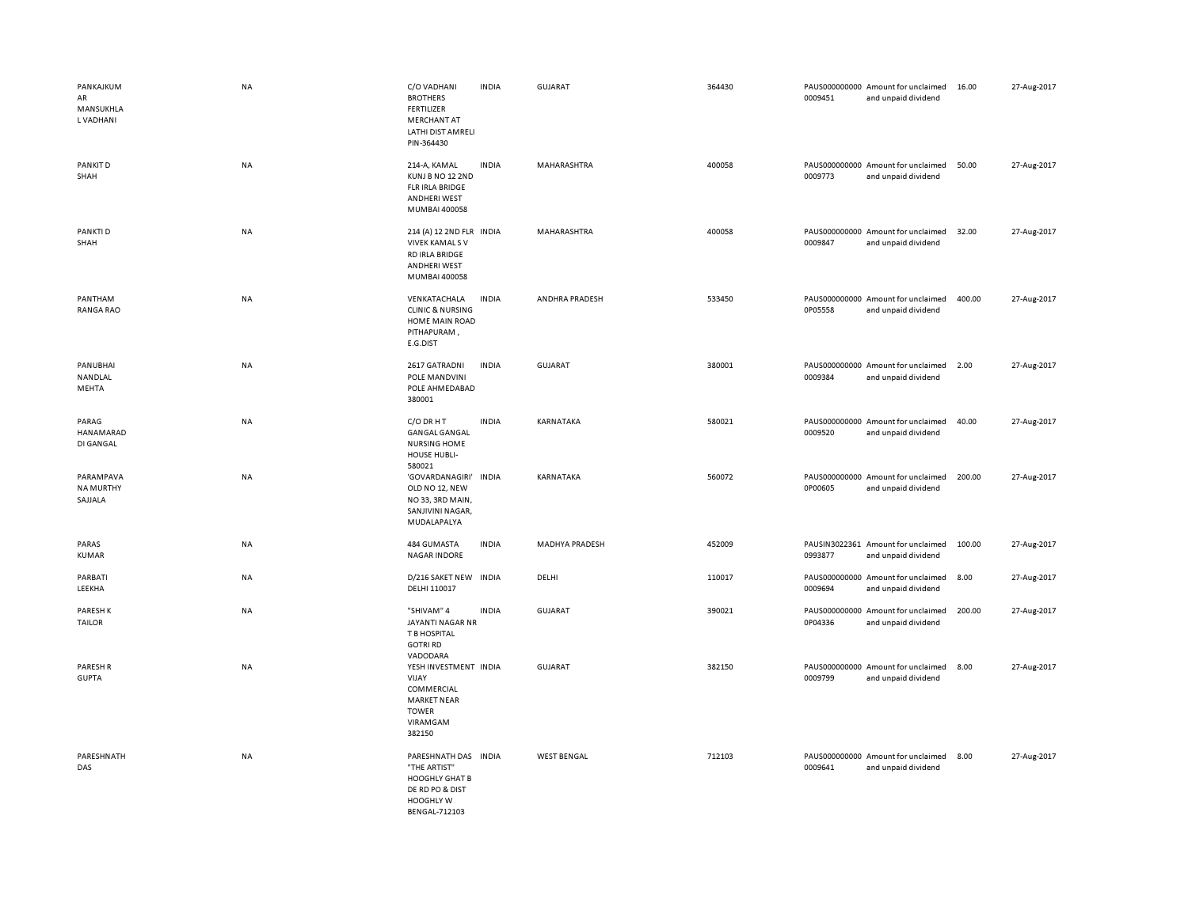| | | | | | | | | | |
|---|---|---|---|---|---|---|---|---|---|
| PANKAJKUMAR MANSUKHLAL VADHANI | NA | C/O VADHANI BROTHERS FERTILIZER MERCHANT AT LATHI DIST AMRELI PIN-364430 | INDIA | GUJARAT | 364430 | PAUS0000000000009451 | Amount for unclaimed and unpaid dividend | 16.00 | 27-Aug-2017 |
| PANKIT D SHAH | NA | 214-A, KAMAL KUNJ B NO 12 2ND FLR IRLA BRIDGE ANDHERI WEST MUMBAI 400058 | INDIA | MAHARASHTRA | 400058 | PAUS0000000000009773 | Amount for unclaimed and unpaid dividend | 50.00 | 27-Aug-2017 |
| PANKTI D SHAH | NA | 214 (A) 12 2ND FLR VIVEK KAMAL S V RD IRLA BRIDGE ANDHERI WEST MUMBAI 400058 | INDIA | MAHARASHTRA | 400058 | PAUS0000000000009847 | Amount for unclaimed and unpaid dividend | 32.00 | 27-Aug-2017 |
| PANTHAM RANGA RAO | NA | VENKATACHALA CLINIC & NURSING HOME MAIN ROAD PITHAPURAM , E.G.DIST | INDIA | ANDHRA PRADESH | 533450 | PAUS0000000000P05558 | Amount for unclaimed and unpaid dividend | 400.00 | 27-Aug-2017 |
| PANUBHAI NANDLAL MEHTA | NA | 2617 GATRADNI POLE MANDVINI POLE AHMEDABAD 380001 | INDIA | GUJARAT | 380001 | PAUS0000000000009384 | Amount for unclaimed and unpaid dividend | 2.00 | 27-Aug-2017 |
| PARAG HANAMARADDI GANGAL | NA | C/O DR H T GANGAL GANGAL NURSING HOME HOUSE HUBLI-580021 | INDIA | KARNATAKA | 580021 | PAUS0000000000009520 | Amount for unclaimed and unpaid dividend | 40.00 | 27-Aug-2017 |
| PARAMPAVANA MURTHY SAJJALA | NA | 'GOVARDANAGIRI' OLD NO 12, NEW NO 33, 3RD MAIN, SANJIVINI NAGAR, MUDALAPALYA | INDIA | KARNATAKA | 560072 | PAUS0000000000P00605 | Amount for unclaimed and unpaid dividend | 200.00 | 27-Aug-2017 |
| PARAS KUMAR | NA | 484 GUMASTA NAGAR INDORE | INDIA | MADHYA PRADESH | 452009 | PAUSIN30223610993877 | Amount for unclaimed and unpaid dividend | 100.00 | 27-Aug-2017 |
| PARBATI LEEKHA | NA | D/216 SAKET NEW DELHI 110017 | INDIA | DELHI | 110017 | PAUS0000000000009694 | Amount for unclaimed and unpaid dividend | 8.00 | 27-Aug-2017 |
| PARESH K TAILOR | NA | "SHIVAM" 4 JAYANTI NAGAR NR T B HOSPITAL GOTRI RD VADODARA | INDIA | GUJARAT | 390021 | PAUS0000000000P04336 | Amount for unclaimed and unpaid dividend | 200.00 | 27-Aug-2017 |
| PARESH R GUPTA | NA | YESH INVESTMENT VIJAY COMMERCIAL MARKET NEAR TOWER VIRAMGAM 382150 | INDIA | GUJARAT | 382150 | PAUS0000000000009799 | Amount for unclaimed and unpaid dividend | 8.00 | 27-Aug-2017 |
| PARESHNATH DAS | NA | PARESHNATH DAS "THE ARTIST" HOOGHLY GHAT B DE RD PO & DIST HOOGHLY W BENGAL-712103 | INDIA | WEST BENGAL | 712103 | PAUS0000000000009641 | Amount for unclaimed and unpaid dividend | 8.00 | 27-Aug-2017 |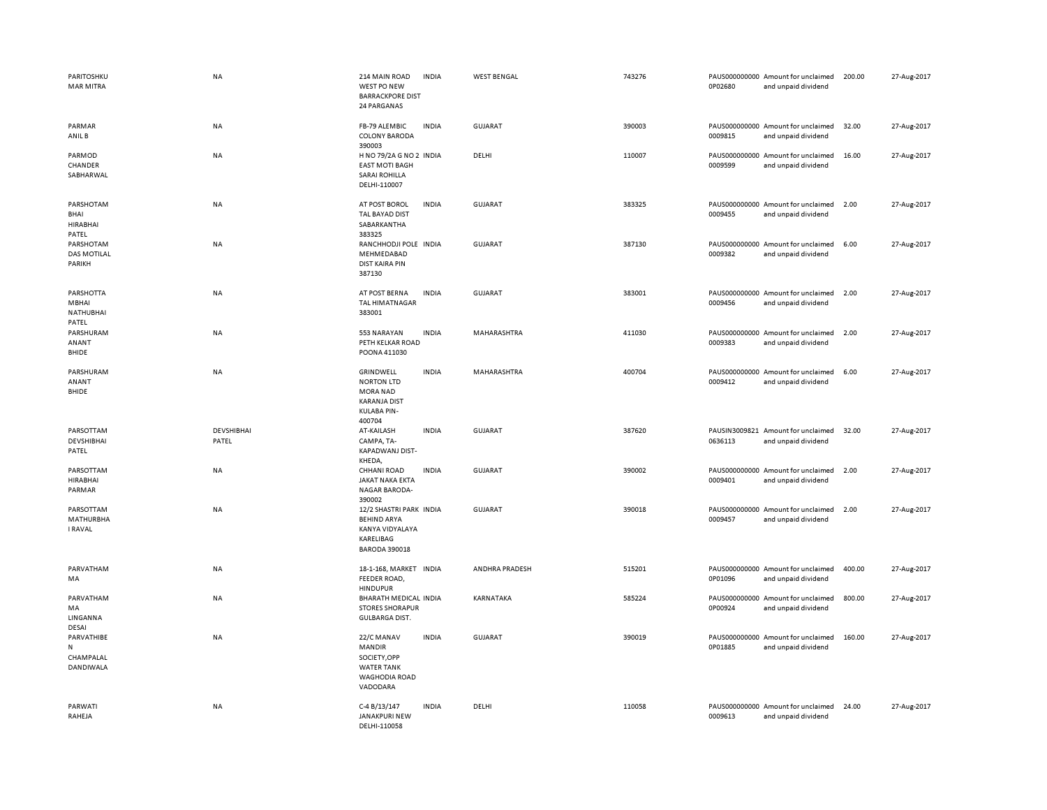| | | | | | | | | | |
|---|---|---|---|---|---|---|---|---|---|
| PARITOSHKU MAR MITRA | NA | 214 MAIN ROAD WEST PO NEW BARRACKPORE DIST 24 PARGANAS | INDIA | WEST BENGAL | 743276 | PAUS0000000000P02680 | Amount for unclaimed and unpaid dividend | 200.00 | 27-Aug-2017 |
| PARMAR ANIL B | NA | FB-79 ALEMBIC COLONY BARODA 390003 | INDIA | GUJARAT | 390003 | PAUS0000000000009815 | Amount for unclaimed and unpaid dividend | 32.00 | 27-Aug-2017 |
| PARMOD CHANDER SABHARWAL | NA | H NO 79/2A G NO 2 EAST MOTI BAGH SARAI ROHILLA DELHI-110007 | INDIA | DELHI | 110007 | PAUS0000000000009599 | Amount for unclaimed and unpaid dividend | 16.00 | 27-Aug-2017 |
| PARSHOTAM BHAI HIRABHAI PATEL | NA | AT POST BOROL TAL BAYAD DIST SABARKANTHA 383325 | INDIA | GUJARAT | 383325 | PAUS0000000000009455 | Amount for unclaimed and unpaid dividend | 2.00 | 27-Aug-2017 |
| PARSHOTAM DAS MOTILAL PARIKH | NA | RANCHHODJI POLE MEHMEDABAD DIST KAIRA PIN 387130 | INDIA | GUJARAT | 387130 | PAUS0000000000009382 | Amount for unclaimed and unpaid dividend | 6.00 | 27-Aug-2017 |
| PARSHOTTA MBHAI NATHUBHAI PATEL | NA | AT POST BERNA TAL HIMATNAGAR 383001 | INDIA | GUJARAT | 383001 | PAUS0000000000009456 | Amount for unclaimed and unpaid dividend | 2.00 | 27-Aug-2017 |
| PARSHURAM ANANT BHIDE | NA | 553 NARAYAN PETH KELKAR ROAD POONA 411030 | INDIA | MAHARASHTRA | 411030 | PAUS0000000000009383 | Amount for unclaimed and unpaid dividend | 2.00 | 27-Aug-2017 |
| PARSHURAM ANANT BHIDE | NA | GRINDWELL NORTON LTD MORA NAD KARANJA DIST KULABA PIN-400704 | INDIA | MAHARASHTRA | 400704 | PAUS0000000000009412 | Amount for unclaimed and unpaid dividend | 6.00 | 27-Aug-2017 |
| PARSOTTAM DEVSHIBHAI PATEL | DEVSHIBHAI PATEL | AT-KAILASH CAMPA, TA-KAPADWANJ DIST-KHEDA, | INDIA | GUJARAT | 387620 | PAUSIN30098210636113 | Amount for unclaimed and unpaid dividend | 32.00 | 27-Aug-2017 |
| PARSOTTAM HIRABHAI PARMAR | NA | CHHANI ROAD JAKAT NAKA EKTA NAGAR BARODA-390002 | INDIA | GUJARAT | 390002 | PAUS0000000000009401 | Amount for unclaimed and unpaid dividend | 2.00 | 27-Aug-2017 |
| PARSOTTAM MATHURBHA I RAVAL | NA | 12/2 SHASTRI PARK BEHIND ARYA KANYA VIDYALAYA KARELIBAG BARODA 390018 | INDIA | GUJARAT | 390018 | PAUS0000000000009457 | Amount for unclaimed and unpaid dividend | 2.00 | 27-Aug-2017 |
| PARVATHAM MA | NA | 18-1-168, MARKET FEEDER ROAD, HINDUPUR | INDIA | ANDHRA PRADESH | 515201 | PAUS0000000000P01096 | Amount for unclaimed and unpaid dividend | 400.00 | 27-Aug-2017 |
| PARVATHAM MA LINGANNA DESAI | NA | BHARATH MEDICAL STORES SHORAPUR GULBARGA DIST. | INDIA | KARNATAKA | 585224 | PAUS0000000000P00924 | Amount for unclaimed and unpaid dividend | 800.00 | 27-Aug-2017 |
| PARVATHIBE N CHAMPALAL DANDIWALA | NA | 22/C MANAV MANDIR SOCIETY,OPP WATER TANK WAGHODIA ROAD VADODARA | INDIA | GUJARAT | 390019 | PAUS0000000000P01885 | Amount for unclaimed and unpaid dividend | 160.00 | 27-Aug-2017 |
| PARWATI RAHEJA | NA | C-4 B/13/147 JANAKPURI NEW DELHI-110058 | INDIA | DELHI | 110058 | PAUS0000000000009613 | Amount for unclaimed and unpaid dividend | 24.00 | 27-Aug-2017 |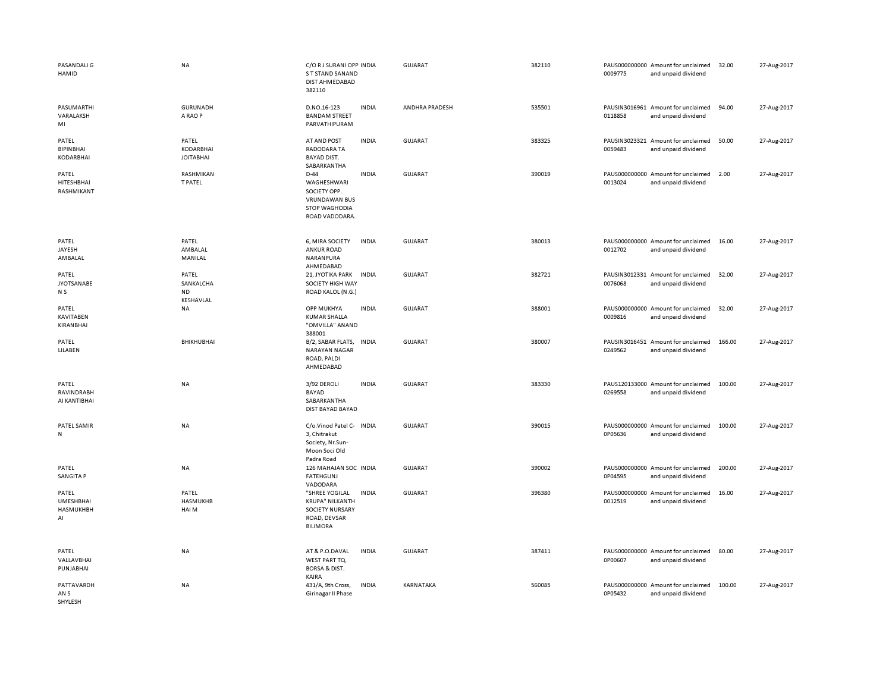| | | | | | | | | | |
|---|---|---|---|---|---|---|---|---|---|
| PASANDALI G HAMID | NA | C/O R J SURANI OPP S T STAND SANAND DIST AHMEDABAD 382110 | INDIA | GUJARAT | 382110 | PAUS0000000000009775 | Amount for unclaimed and unpaid dividend | 32.00 | 27-Aug-2017 |
| PASUMARTHI VARALAKSHMI | GURUNADH A RAO P | D.NO.16-123 BANDAM STREET PARVATHIPURAM | INDIA | ANDHRA PRADESH | 535501 | PAUSIN30169610118858 | Amount for unclaimed and unpaid dividend | 94.00 | 27-Aug-2017 |
| PATEL BIPINBHAI KODARBHAI | PATEL KODARBHAI JOITABHAI | AT AND POST RADODARA TA BAYAD DIST. SABARKANTHA | INDIA | GUJARAT | 383325 | PAUSIN30233210059483 | Amount for unclaimed and unpaid dividend | 50.00 | 27-Aug-2017 |
| PATEL HITESHBHAI RASHMIKANT | RASHMIKAN T PATEL | D-44 WAGHESHWARI SOCIETY OPP. VRUNDAWAN BUS STOP WAGHODIA ROAD VADODARA. | INDIA | GUJARAT | 390019 | PAUS0000000000013024 | Amount for unclaimed and unpaid dividend | 2.00 | 27-Aug-2017 |
| PATEL JAYESH AMBALAL | PATEL AMBALAL MANILAL | 6, MIRA SOCIETY ANKUR ROAD NARANPURA AHMEDABAD | INDIA | GUJARAT | 380013 | PAUS0000000000012702 | Amount for unclaimed and unpaid dividend | 16.00 | 27-Aug-2017 |
| PATEL JYOTSANABEN S | PATEL SANKALCHAND KESHAVLAL | 21, JYOTIKA PARK SOCIETY HIGH WAY ROAD KALOL (N.G.) | INDIA | GUJARAT | 382721 | PAUSIN30123310076068 | Amount for unclaimed and unpaid dividend | 32.00 | 27-Aug-2017 |
| PATEL KAVITABEN KIRANBHAI | NA | OPP MUKHYA KUMAR SHALLA "OMVILLA" ANAND 388001 | INDIA | GUJARAT | 388001 | PAUS0000000000009816 | Amount for unclaimed and unpaid dividend | 32.00 | 27-Aug-2017 |
| PATEL LILABEN | BHIKHUBHAI | B/2, SABAR FLATS, NARAYAN NAGAR ROAD, PALDI AHMEDABAD | INDIA | GUJARAT | 380007 | PAUSIN30164510249562 | Amount for unclaimed and unpaid dividend | 166.00 | 27-Aug-2017 |
| PATEL RAVINDRABHAI KANTIBHAI | NA | 3/92 DEROLI BAYAD SABARKANTHA DIST BAYAD BAYAD | INDIA | GUJARAT | 383330 | PAUS1201330000269558 | Amount for unclaimed and unpaid dividend | 100.00 | 27-Aug-2017 |
| PATEL SAMIR N | NA | C/o.Vinod Patel C-3, Chitrakut Society, Nr.Sun-Moon Soci Old Padra Road | INDIA | GUJARAT | 390015 | PAUS0000000000P05636 | Amount for unclaimed and unpaid dividend | 100.00 | 27-Aug-2017 |
| PATEL SANGITA P | NA | 126 MAHAJAN SOC FATEHGUNJ VADODARA | INDIA | GUJARAT | 390002 | PAUS0000000000P04595 | Amount for unclaimed and unpaid dividend | 200.00 | 27-Aug-2017 |
| PATEL UMESHBHAI HASMUKHBHAI | PATEL HASMUKHBHAI M | "SHREE YOGILAL KRUPA" NILKANTH SOCIETY NURSARY ROAD, DEVSAR BILIMORA | INDIA | GUJARAT | 396380 | PAUS0000000000012519 | Amount for unclaimed and unpaid dividend | 16.00 | 27-Aug-2017 |
| PATEL VALLAVBHAI PUNJABHAI | NA | AT & P.O.DAVAL WEST PART TQ. BORSA & DIST. KAIRA | INDIA | GUJARAT | 387411 | PAUS0000000000P00607 | Amount for unclaimed and unpaid dividend | 80.00 | 27-Aug-2017 |
| PATTAVARDHAN S SHYLESH | NA | 431/A, 9th Cross, Girinagar II Phase | INDIA | KARNATAKA | 560085 | PAUS0000000000P05432 | Amount for unclaimed and unpaid dividend | 100.00 | 27-Aug-2017 |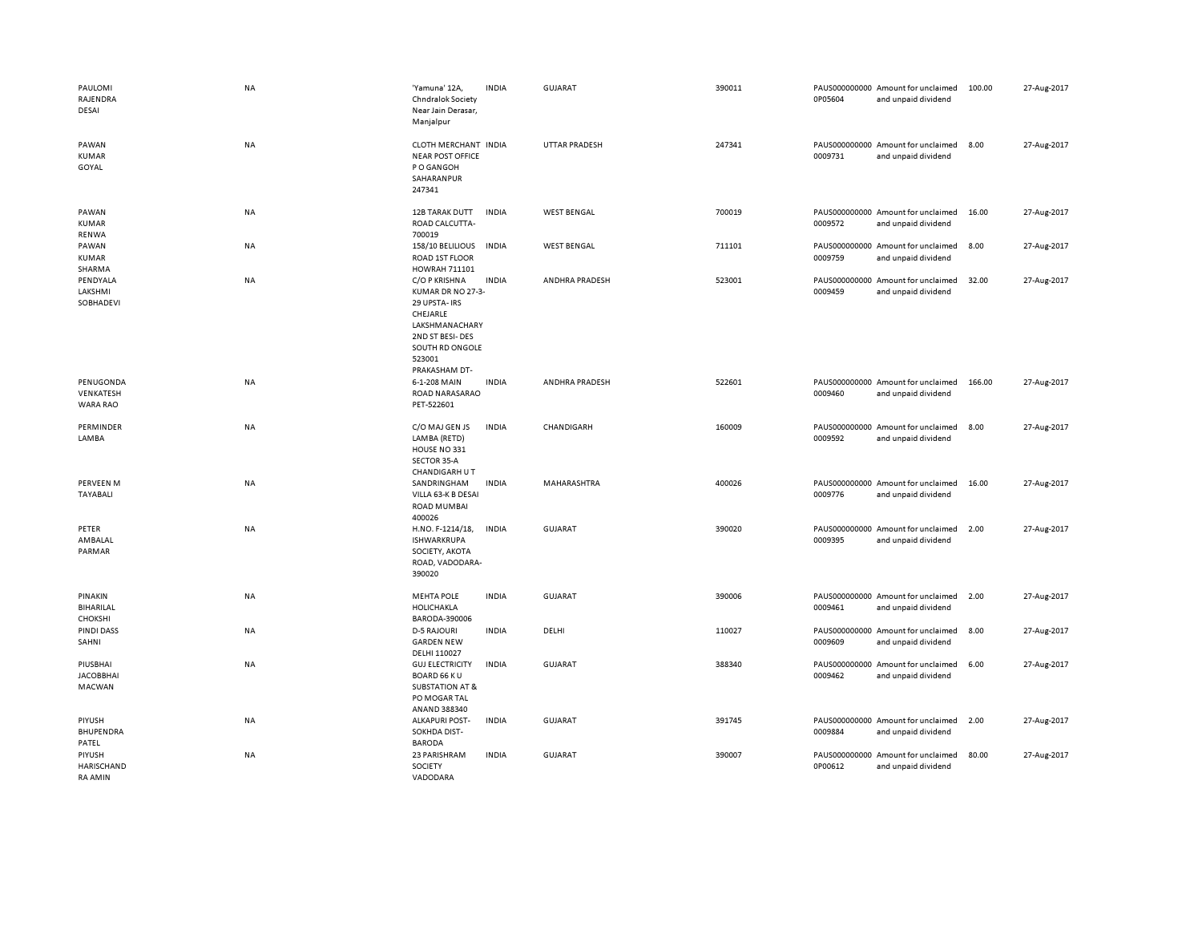| | | | | | | | | | |
|---|---|---|---|---|---|---|---|---|---|
| PAULOMI RAJENDRA DESAI | NA | 'Yamuna' 12A, Chndralok Society Near Jain Derasar, Manjalpur | INDIA | GUJARAT | 390011 | PAUS0000000000P05604 | Amount for unclaimed and unpaid dividend | 100.00 | 27-Aug-2017 |
| PAWAN KUMAR GOYAL | NA | CLOTH MERCHANT NEAR POST OFFICE P O GANGOH SAHARANPUR 247341 | INDIA | UTTAR PRADESH | 247341 | PAUS0000000000009731 | Amount for unclaimed and unpaid dividend | 8.00 | 27-Aug-2017 |
| PAWAN KUMAR RENWA | NA | 12B TARAK DUTT ROAD CALCUTTA-700019 | INDIA | WEST BENGAL | 700019 | PAUS0000000000009572 | Amount for unclaimed and unpaid dividend | 16.00 | 27-Aug-2017 |
| PAWAN KUMAR SHARMA | NA | 158/10 BELILIOUS ROAD 1ST FLOOR HOWRAH 711101 | INDIA | WEST BENGAL | 711101 | PAUS0000000000009759 | Amount for unclaimed and unpaid dividend | 8.00 | 27-Aug-2017 |
| PENDYALA LAKSHMI SOBHADEVI | NA | C/O P KRISHNA KUMAR DR NO 27-3-29 UPSTA- IRS CHEJARLE LAKSHMANACHARY 2ND ST BESI- DES SOUTH RD ONGOLE 523001 PRAKASHAM DT- | INDIA | ANDHRA PRADESH | 523001 | PAUS0000000000009459 | Amount for unclaimed and unpaid dividend | 32.00 | 27-Aug-2017 |
| PENUGONDA VENKATESH WARA RAO | NA | 6-1-208 MAIN ROAD NARASARAO PET-522601 | INDIA | ANDHRA PRADESH | 522601 | PAUS0000000000009460 | Amount for unclaimed and unpaid dividend | 166.00 | 27-Aug-2017 |
| PERMINDER LAMBA | NA | C/O MAJ GEN JS LAMBA (RETD) HOUSE NO 331 SECTOR 35-A CHANDIGARH U T | INDIA | CHANDIGARH | 160009 | PAUS0000000000009592 | Amount for unclaimed and unpaid dividend | 8.00 | 27-Aug-2017 |
| PERVEEN M TAYABALI | NA | SANDRINGHAM VILLA 63-K B DESAI ROAD MUMBAI 400026 | INDIA | MAHARASHTRA | 400026 | PAUS0000000000009776 | Amount for unclaimed and unpaid dividend | 16.00 | 27-Aug-2017 |
| PETER AMBALAL PARMAR | NA | H.NO. F-1214/18, ISHWARKRUPA SOCIETY, AKOTA ROAD, VADODARA-390020 | INDIA | GUJARAT | 390020 | PAUS0000000000009395 | Amount for unclaimed and unpaid dividend | 2.00 | 27-Aug-2017 |
| PINAKIN BIHARILAL CHOKSHI | NA | MEHTA POLE HOLICHAKLA BARODA-390006 | INDIA | GUJARAT | 390006 | PAUS0000000000009461 | Amount for unclaimed and unpaid dividend | 2.00 | 27-Aug-2017 |
| PINDI DASS SAHNI | NA | D-5 RAJOURI GARDEN NEW DELHI 110027 | INDIA | DELHI | 110027 | PAUS0000000000009609 | Amount for unclaimed and unpaid dividend | 8.00 | 27-Aug-2017 |
| PIUSBHAI JACOBBHAI MACWAN | NA | GUJ ELECTRICITY BOARD 66 K U SUBSTATION AT & PO MOGAR TAL ANAND 388340 | INDIA | GUJARAT | 388340 | PAUS0000000000009462 | Amount for unclaimed and unpaid dividend | 6.00 | 27-Aug-2017 |
| PIYUSH BHUPENDRA PATEL | NA | ALKAPURI POST-SOKHDA DIST-BARODA | INDIA | GUJARAT | 391745 | PAUS0000000000009884 | Amount for unclaimed and unpaid dividend | 2.00 | 27-Aug-2017 |
| PIYUSH HARISCHAND RA AMIN | NA | 23 PARISHRAM SOCIETY VADODARA | INDIA | GUJARAT | 390007 | PAUS0000000000P00612 | Amount for unclaimed and unpaid dividend | 80.00 | 27-Aug-2017 |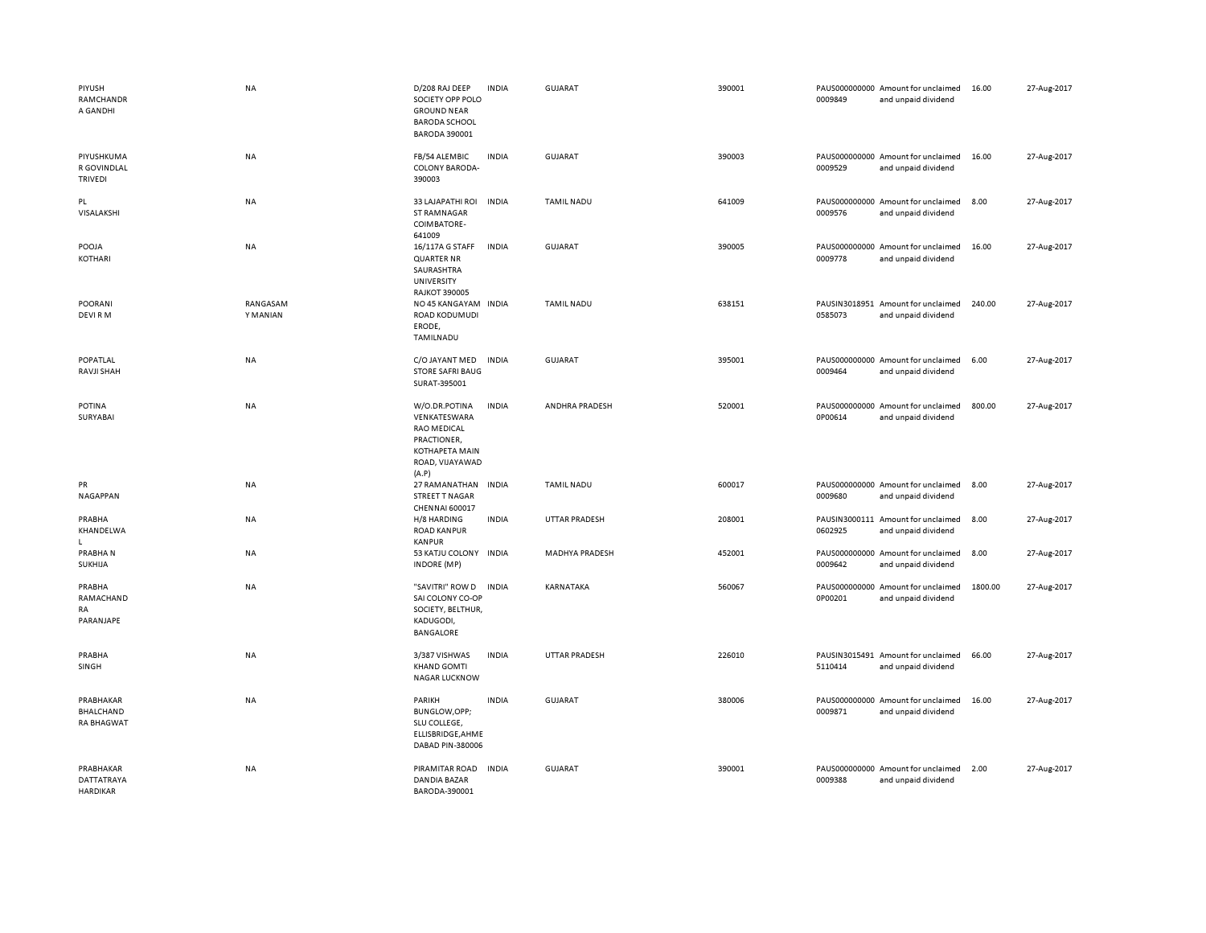| | | | | | | | | | |
|---|---|---|---|---|---|---|---|---|---|
| PIYUSH RAMCHANDR A GANDHI | NA | D/208 RAJ DEEP SOCIETY OPP POLO GROUND NEAR BARODA SCHOOL BARODA 390001 | INDIA | GUJARAT | 390001 | PAUS000000000 0009849 | Amount for unclaimed and unpaid dividend | 16.00 | 27-Aug-2017 |
| PIYUSHKUMA R GOVINDLAL TRIVEDI | NA | FB/54 ALEMBIC COLONY BARODA-390003 | INDIA | GUJARAT | 390003 | PAUS000000000 0009529 | Amount for unclaimed and unpaid dividend | 16.00 | 27-Aug-2017 |
| PL VISALAKSHI | NA | 33 LAJAPATHI ROI ST RAMNAGAR COIMBATORE-641009 | INDIA | TAMIL NADU | 641009 | PAUS000000000 0009576 | Amount for unclaimed and unpaid dividend | 8.00 | 27-Aug-2017 |
| POOJA KOTHARI | NA | 16/117A G STAFF QUARTER NR SAURASHTRA UNIVERSITY RAJKOT 390005 | INDIA | GUJARAT | 390005 | PAUS000000000 0009778 | Amount for unclaimed and unpaid dividend | 16.00 | 27-Aug-2017 |
| POORANI DEVI R M | RANGASAM Y MANIAN | NO 45 KANGAYAM ROAD KODUMUDI ERODE, TAMILNADU | INDIA | TAMIL NADU | 638151 | PAUSIN3018951 0585073 | Amount for unclaimed and unpaid dividend | 240.00 | 27-Aug-2017 |
| POPATLAL RAVJI SHAH | NA | C/O JAYANT MED STORE SAFRI BAUG SURAT-395001 | INDIA | GUJARAT | 395001 | PAUS000000000 0009464 | Amount for unclaimed and unpaid dividend | 6.00 | 27-Aug-2017 |
| POTINA SURYABAI | NA | W/O.DR.POTINA VENKATESWARA RAO MEDICAL PRACTIONER, KOTHAPETA MAIN ROAD, VIJAYAWAD (A.P) | INDIA | ANDHRA PRADESH | 520001 | PAUS000000000 0P00614 | Amount for unclaimed and unpaid dividend | 800.00 | 27-Aug-2017 |
| PR NAGAPPAN | NA | 27 RAMANATHAN STREET T NAGAR CHENNAI 600017 | INDIA | TAMIL NADU | 600017 | PAUS000000000 0009680 | Amount for unclaimed and unpaid dividend | 8.00 | 27-Aug-2017 |
| PRABHA KHANDELWA L | NA | H/8 HARDING ROAD KANPUR KANPUR | INDIA | UTTAR PRADESH | 208001 | PAUSIN3000111 0602925 | Amount for unclaimed and unpaid dividend | 8.00 | 27-Aug-2017 |
| PRABHA N SUKHIJA | NA | 53 KATJU COLONY INDORE (MP) | INDIA | MADHYA PRADESH | 452001 | PAUS000000000 0009642 | Amount for unclaimed and unpaid dividend | 8.00 | 27-Aug-2017 |
| PRABHA RAMACHAND RA PARANJAPE | NA | "SAVITRI" ROW D SAI COLONY CO-OP SOCIETY, BELTHUR, KADUGODI, BANGALORE | INDIA | KARNATAKA | 560067 | PAUS000000000 0P00201 | Amount for unclaimed and unpaid dividend | 1800.00 | 27-Aug-2017 |
| PRABHA SINGH | NA | 3/387 VISHWAS KHAND GOMTI NAGAR LUCKNOW | INDIA | UTTAR PRADESH | 226010 | PAUSIN3015491 5110414 | Amount for unclaimed and unpaid dividend | 66.00 | 27-Aug-2017 |
| PRABHAKAR BHALCHAND RA BHAGWAT | NA | PARIKH BUNGLOW,OPP; SLU COLLEGE, ELLISBRIDGE,AHME DABAD PIN-380006 | INDIA | GUJARAT | 380006 | PAUS000000000 0009871 | Amount for unclaimed and unpaid dividend | 16.00 | 27-Aug-2017 |
| PRABHAKAR DATTATRAYA HARDIKAR | NA | PIRAMITAR ROAD DANDIA BAZAR BARODA-390001 | INDIA | GUJARAT | 390001 | PAUS000000000 0009388 | Amount for unclaimed and unpaid dividend | 2.00 | 27-Aug-2017 |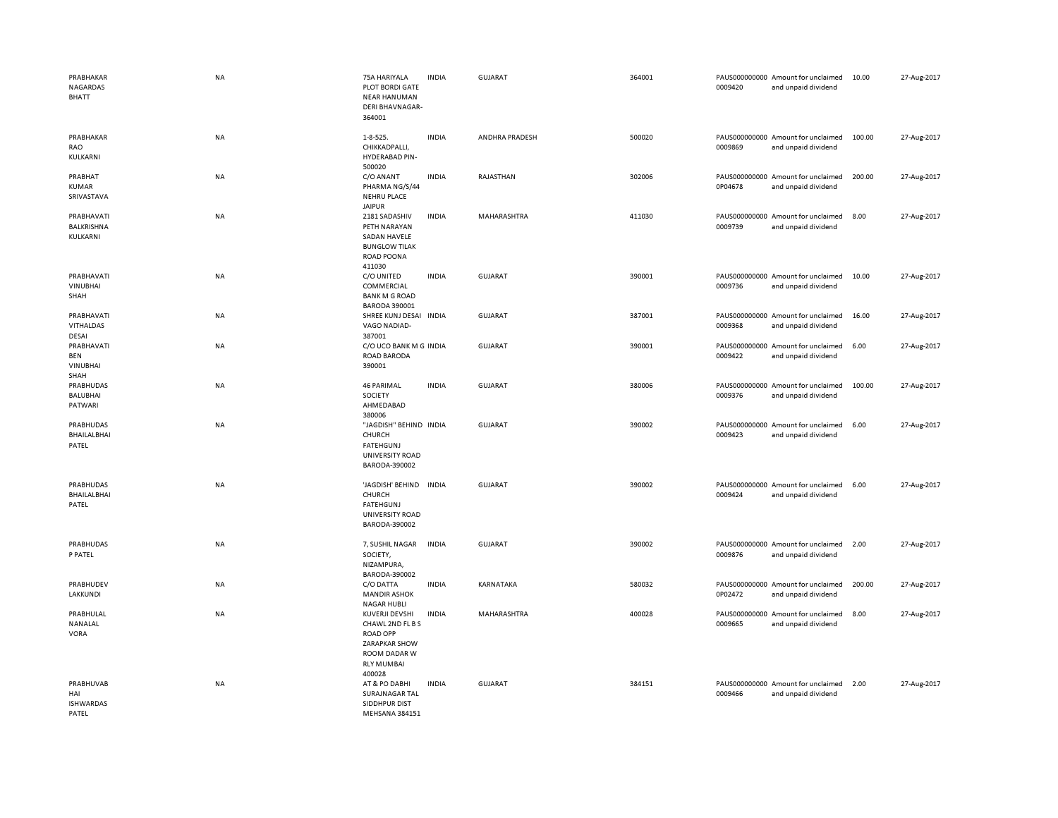| | | | | | | | | | |
|---|---|---|---|---|---|---|---|---|---|
| PRABHAKAR NAGARDAS BHATT | NA | 75A HARIYALA PLOT BORDI GATE NEAR HANUMAN DERI BHAVNAGAR-364001 | INDIA | GUJARAT | 364001 | PAUS0000000000009420 | Amount for unclaimed and unpaid dividend | 10.00 | 27-Aug-2017 |
| PRABHAKAR RAO KULKARNI | NA | 1-8-525. CHIKKADPALLI, HYDERABAD PIN-500020 | INDIA | ANDHRA PRADESH | 500020 | PAUS0000000000009869 | Amount for unclaimed and unpaid dividend | 100.00 | 27-Aug-2017 |
| PRABHAT KUMAR SRIVASTAVA | NA | C/O ANANT PHARMA NG/S/44 NEHRU PLACE JAIPUR | INDIA | RAJASTHAN | 302006 | PAUS0000000000P04678 | Amount for unclaimed and unpaid dividend | 200.00 | 27-Aug-2017 |
| PRABHAVATI BALKRISHNA KULKARNI | NA | 2181 SADASHIV PETH NARAYAN SADAN HAVELE BUNGLOW TILAK ROAD POONA 411030 | INDIA | MAHARASHTRA | 411030 | PAUS0000000000009739 | Amount for unclaimed and unpaid dividend | 8.00 | 27-Aug-2017 |
| PRABHAVATI VINUBHAI SHAH | NA | C/O UNITED COMMERCIAL BANK M G ROAD BARODA 390001 | INDIA | GUJARAT | 390001 | PAUS0000000000009736 | Amount for unclaimed and unpaid dividend | 10.00 | 27-Aug-2017 |
| PRABHAVATI VITHALDAS DESAI | NA | SHREE KUNJ DESAI VAGO NADIAD-387001 | INDIA | GUJARAT | 387001 | PAUS0000000000009368 | Amount for unclaimed and unpaid dividend | 16.00 | 27-Aug-2017 |
| PRABHAVATI BEN VINUBHAI SHAH | NA | C/O UCO BANK M G ROAD BARODA 390001 | INDIA | GUJARAT | 390001 | PAUS0000000000009422 | Amount for unclaimed and unpaid dividend | 6.00 | 27-Aug-2017 |
| PRABHUDAS BALUBHAI PATWARI | NA | 46 PARIMAL SOCIETY AHMEDABAD 380006 | INDIA | GUJARAT | 380006 | PAUS0000000000009376 | Amount for unclaimed and unpaid dividend | 100.00 | 27-Aug-2017 |
| PRABHUDAS BHAILALBHAI PATEL | NA | "JAGDISH" BEHIND CHURCH FATEHGUNJ UNIVERSITY ROAD BARODA-390002 | INDIA | GUJARAT | 390002 | PAUS0000000000009423 | Amount for unclaimed and unpaid dividend | 6.00 | 27-Aug-2017 |
| PRABHUDAS BHAILALBHAI PATEL | NA | 'JAGDISH' BEHIND CHURCH FATEHGUNJ UNIVERSITY ROAD BARODA-390002 | INDIA | GUJARAT | 390002 | PAUS0000000000009424 | Amount for unclaimed and unpaid dividend | 6.00 | 27-Aug-2017 |
| PRABHUDAS P PATEL | NA | 7, SUSHIL NAGAR SOCIETY, NIZAMPURA, BARODA-390002 | INDIA | GUJARAT | 390002 | PAUS0000000000009876 | Amount for unclaimed and unpaid dividend | 2.00 | 27-Aug-2017 |
| PRABHUDEV LAKKUNDI | NA | C/O DATTA MANDIR ASHOK NAGAR HUBLI | INDIA | KARNATAKA | 580032 | PAUS0000000000P02472 | Amount for unclaimed and unpaid dividend | 200.00 | 27-Aug-2017 |
| PRABHULAL NANALAL VORA | NA | KUVERJI DEVSHI CHAWL 2ND FL B S ROAD OPP ZARAPKAR SHOW ROOM DADAR W RLY MUMBAI 400028 | INDIA | MAHARASHTRA | 400028 | PAUS0000000000009665 | Amount for unclaimed and unpaid dividend | 8.00 | 27-Aug-2017 |
| PRABHUVAB HAI ISHWARDAS PATEL | NA | AT & PO DABHI SURAJNAGAR TAL SIDDHPUR DIST MEHSANA 384151 | INDIA | GUJARAT | 384151 | PAUS0000000000009466 | Amount for unclaimed and unpaid dividend | 2.00 | 27-Aug-2017 |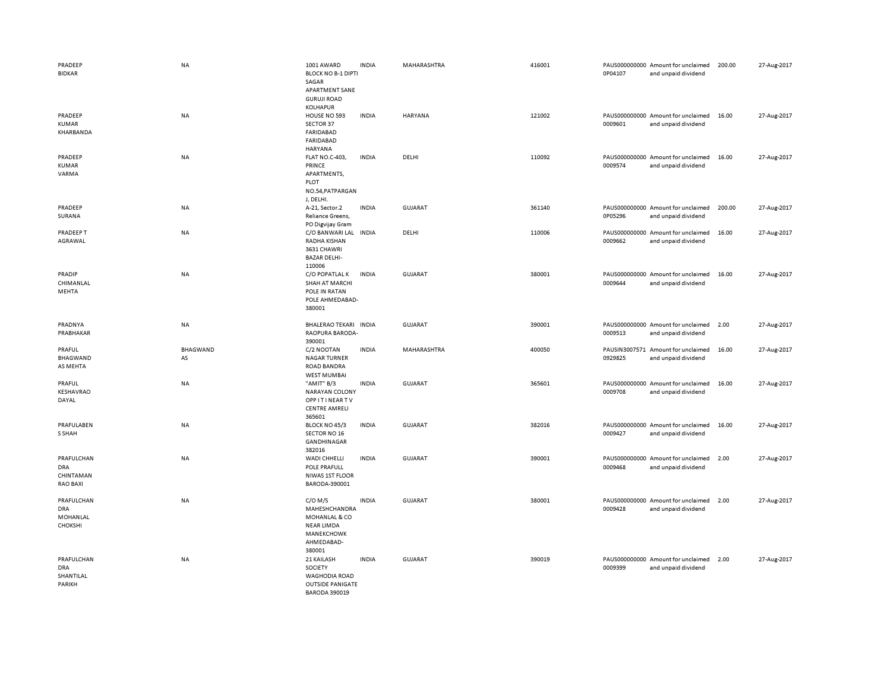| | | | | | | | | | |
|---|---|---|---|---|---|---|---|---|---|
| PRADEEP BIDKAR | NA | 1001 AWARD BLOCK NO B-1 DIPTI SAGAR APARTMENT SANE GURUJI ROAD KOLHAPUR | INDIA | MAHARASHTRA | 416001 | PAUS0000000000P04107 | Amount for unclaimed and unpaid dividend | 200.00 | 27-Aug-2017 |
| PRADEEP KUMAR KHARBANDA | NA | HOUSE NO 593 SECTOR 37 FARIDABAD FARIDABAD HARYANA | INDIA | HARYANA | 121002 | PAUS0000000000009601 | Amount for unclaimed and unpaid dividend | 16.00 | 27-Aug-2017 |
| PRADEEP KUMAR VARMA | NA | FLAT NO.C-403, PRINCE APARTMENTS, PLOT NO.54,PATPARGANJ, DELHI. | INDIA | DELHI | 110092 | PAUS0000000000009574 | Amount for unclaimed and unpaid dividend | 16.00 | 27-Aug-2017 |
| PRADEEP SURANA | NA | A-21, Sector.2 Reliance Greens, PO Digvijay Gram | INDIA | GUJARAT | 361140 | PAUS0000000000P05296 | Amount for unclaimed and unpaid dividend | 200.00 | 27-Aug-2017 |
| PRADEEP T AGRAWAL | NA | C/O BANWARI LAL RADHA KISHAN 3631 CHAWRI BAZAR DELHI-110006 | INDIA | DELHI | 110006 | PAUS0000000000009662 | Amount for unclaimed and unpaid dividend | 16.00 | 27-Aug-2017 |
| PRADIP CHIMANLAL MEHTA | NA | C/O POPATLAL K SHAH AT MARCHI POLE IN RATAN POLE AHMEDABAD-380001 | INDIA | GUJARAT | 380001 | PAUS0000000000009644 | Amount for unclaimed and unpaid dividend | 16.00 | 27-Aug-2017 |
| PRADNYA PRABHAKAR | NA | BHALERAO TEKARI RAOPURA BARODA-390001 | INDIA | GUJARAT | 390001 | PAUS0000000000009513 | Amount for unclaimed and unpaid dividend | 2.00 | 27-Aug-2017 |
| PRAFUL BHAGWANDAS MEHTA | BHAGWANDAS | C/2 NOOTAN NAGAR TURNER ROAD BANDRA WEST MUMBAI | INDIA | MAHARASHTRA | 400050 | PAUSIN30075710929825 | Amount for unclaimed and unpaid dividend | 16.00 | 27-Aug-2017 |
| PRAFUL KESHAVRAO DAYAL | NA | "AMIT" B/3 NARAYAN COLONY OPP I T I NEAR T V CENTRE AMRELI 365601 | INDIA | GUJARAT | 365601 | PAUS0000000000009708 | Amount for unclaimed and unpaid dividend | 16.00 | 27-Aug-2017 |
| PRAFULABEN S SHAH | NA | BLOCK NO 45/3 SECTOR NO 16 GANDHINAGAR 382016 | INDIA | GUJARAT | 382016 | PAUS0000000000009427 | Amount for unclaimed and unpaid dividend | 16.00 | 27-Aug-2017 |
| PRAFULCHANDRA CHINTAMAN RAO BAXI | NA | WADI CHHELLI POLE PRAFULL NIWAS 1ST FLOOR BARODA-390001 | INDIA | GUJARAT | 390001 | PAUS0000000000009468 | Amount for unclaimed and unpaid dividend | 2.00 | 27-Aug-2017 |
| PRAFULCHANDRA MOHANLAL CHOKSHI | NA | C/O M/S MAHESHCHANDRA MOHANLAL & CO NEAR LIMDA MANEKCHOWK AHMEDABAD-380001 | INDIA | GUJARAT | 380001 | PAUS0000000000009428 | Amount for unclaimed and unpaid dividend | 2.00 | 27-Aug-2017 |
| PRAFULCHANDRA SHANTILAL PARIKH | NA | 21 KAILASH SOCIETY WAGHODIA ROAD OUTSIDE PANIGATE BARODA 390019 | INDIA | GUJARAT | 390019 | PAUS0000000000009399 | Amount for unclaimed and unpaid dividend | 2.00 | 27-Aug-2017 |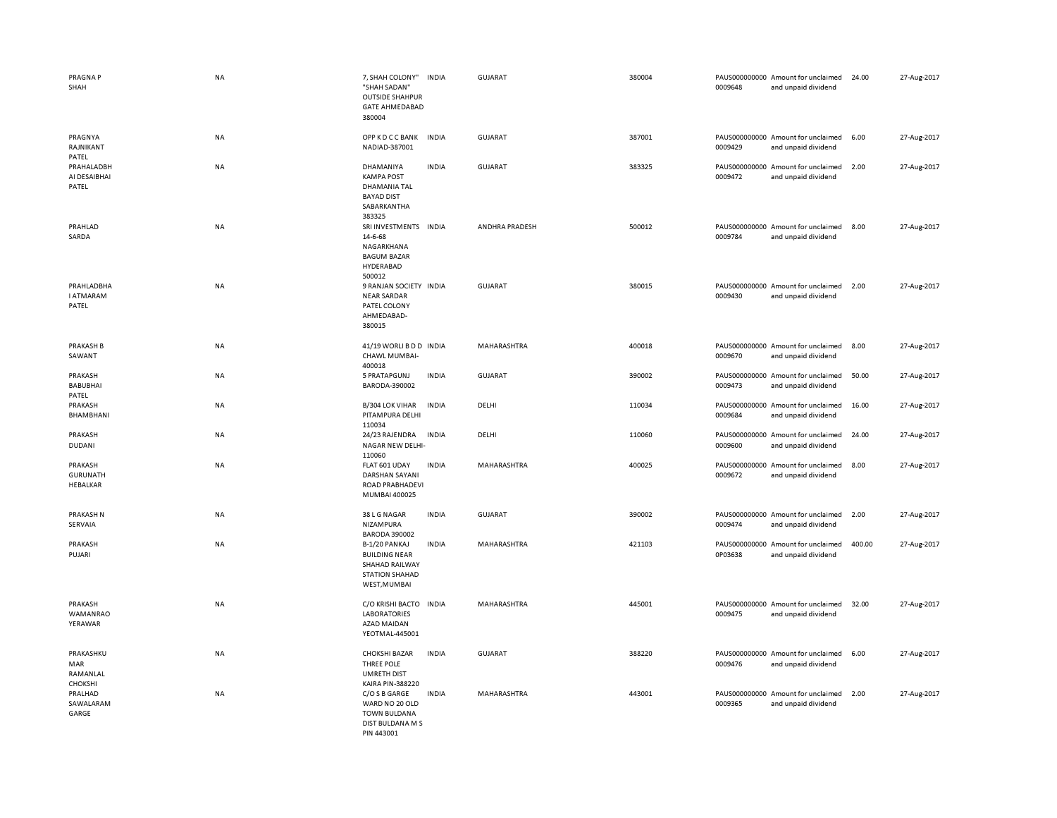| | | | | | | | | | |
|---|---|---|---|---|---|---|---|---|---|
| PRAGNA P SHAH | NA | 7, SHAH COLONY" "SHAH SADAN" OUTSIDE SHAHPUR GATE AHMEDABAD 380004 | INDIA | GUJARAT | 380004 | PAUS0000000000009648 | Amount for unclaimed and unpaid dividend | 24.00 | 27-Aug-2017 |
| PRAGNYA RAJNIKANT PATEL | NA | OPP K D C C BANK NADIAD-387001 | INDIA | GUJARAT | 387001 | PAUS0000000000009429 | Amount for unclaimed and unpaid dividend | 6.00 | 27-Aug-2017 |
| PRAHALADBHAI DESAIBHAI PATEL | NA | DHAMANIYA KAMPA POST DHAMANIA TAL BAYAD DIST SABARKANTHA 383325 | INDIA | GUJARAT | 383325 | PAUS0000000000009472 | Amount for unclaimed and unpaid dividend | 2.00 | 27-Aug-2017 |
| PRAHLAD SARDA | NA | SRI INVESTMENTS 14-6-68 NAGARKHANA BAGUM BAZAR HYDERABAD 500012 | INDIA | ANDHRA PRADESH | 500012 | PAUS0000000000009784 | Amount for unclaimed and unpaid dividend | 8.00 | 27-Aug-2017 |
| PRAHLADBHAI ATMARAM PATEL | NA | 9 RANJAN SOCIETY NEAR SARDAR PATEL COLONY AHMEDABAD-380015 | INDIA | GUJARAT | 380015 | PAUS0000000000009430 | Amount for unclaimed and unpaid dividend | 2.00 | 27-Aug-2017 |
| PRAKASH B SAWANT | NA | 41/19 WORLI B D D CHAWL MUMBAI-400018 | INDIA | MAHARASHTRA | 400018 | PAUS0000000000009670 | Amount for unclaimed and unpaid dividend | 8.00 | 27-Aug-2017 |
| PRAKASH BABUBHAI PATEL | NA | 5 PRATAPGUNJ BARODA-390002 | INDIA | GUJARAT | 390002 | PAUS0000000000009473 | Amount for unclaimed and unpaid dividend | 50.00 | 27-Aug-2017 |
| PRAKASH BHAMBHANI | NA | B/304 LOK VIHAR PITAMPURA DELHI 110034 | INDIA | DELHI | 110034 | PAUS0000000000009684 | Amount for unclaimed and unpaid dividend | 16.00 | 27-Aug-2017 |
| PRAKASH DUDANI | NA | 24/23 RAJENDRA NAGAR NEW DELHI-110060 | INDIA | DELHI | 110060 | PAUS0000000000009600 | Amount for unclaimed and unpaid dividend | 24.00 | 27-Aug-2017 |
| PRAKASH GURUNATH HEBALKAR | NA | FLAT 601 UDAY DARSHAN SAYANI ROAD PRABHADEVI MUMBAI 400025 | INDIA | MAHARASHTRA | 400025 | PAUS0000000000009672 | Amount for unclaimed and unpaid dividend | 8.00 | 27-Aug-2017 |
| PRAKASH N SERVAIA | NA | 38 L G NAGAR NIZAMPURA BARODA 390002 | INDIA | GUJARAT | 390002 | PAUS0000000000009474 | Amount for unclaimed and unpaid dividend | 2.00 | 27-Aug-2017 |
| PRAKASH PUJARI | NA | B-1/20 PANKAJ BUILDING NEAR SHAHAD RAILWAY STATION SHAHAD WEST,MUMBAI | INDIA | MAHARASHTRA | 421103 | PAUS0000000000P03638 | Amount for unclaimed and unpaid dividend | 400.00 | 27-Aug-2017 |
| PRAKASH WAMANRAO YERAWAR | NA | C/O KRISHI BACTO LABORATORIES AZAD MAIDAN YEOTMAL-445001 | INDIA | MAHARASHTRA | 445001 | PAUS0000000000009475 | Amount for unclaimed and unpaid dividend | 32.00 | 27-Aug-2017 |
| PRAKASHKUMAR RAMANLAL CHOKSHI | NA | CHOKSHI BAZAR THREE POLE UMRETH DIST KAIRA PIN-388220 | INDIA | GUJARAT | 388220 | PAUS0000000000009476 | Amount for unclaimed and unpaid dividend | 6.00 | 27-Aug-2017 |
| PRALHAD SAWALARAM GARGE | NA | C/O S B GARGE WARD NO 20 OLD TOWN BULDANA DIST BULDANA M S PIN 443001 | INDIA | MAHARASHTRA | 443001 | PAUS0000000000009365 | Amount for unclaimed and unpaid dividend | 2.00 | 27-Aug-2017 |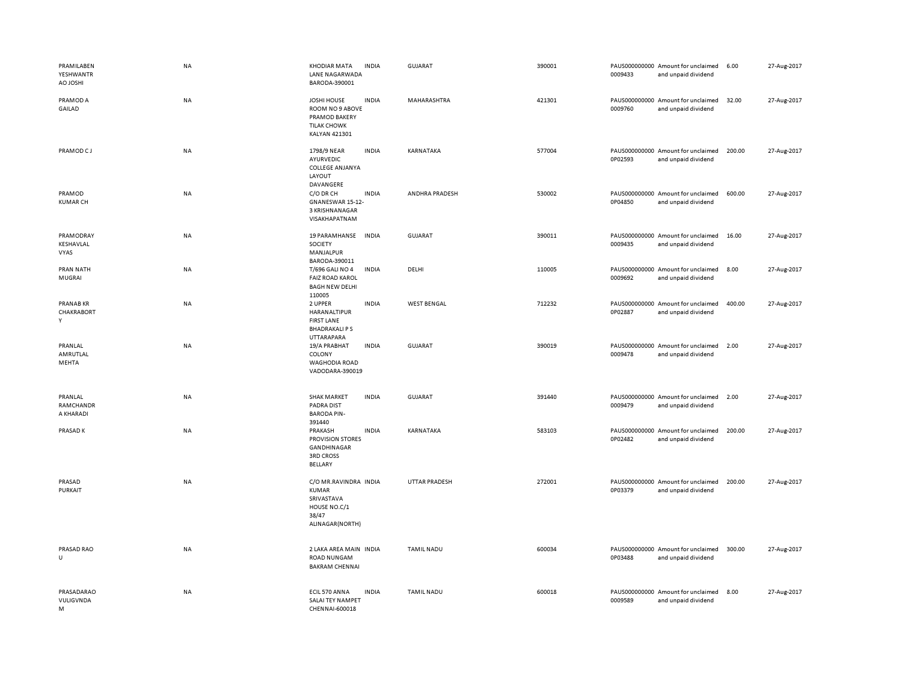| | | | | | | | | | |
|---|---|---|---|---|---|---|---|---|---|
| PRAMILABEN YESHWANTR AO JOSHI | NA | KHODIAR MATA LANE NAGARWADA BARODA-390001 | INDIA | GUJARAT | 390001 | PAUS0000000000009433 | Amount for unclaimed and unpaid dividend | 6.00 | 27-Aug-2017 |
| PRAMOD A GAILAD | NA | JOSHI HOUSE ROOM NO 9 ABOVE PRAMOD BAKERY TILAK CHOWK KALYAN 421301 | INDIA | MAHARASHTRA | 421301 | PAUS0000000000009760 | Amount for unclaimed and unpaid dividend | 32.00 | 27-Aug-2017 |
| PRAMOD C J | NA | 1798/9 NEAR AYURVEDIC COLLEGE ANJANYA LAYOUT DAVANGERE | INDIA | KARNATAKA | 577004 | PAUS0000000000P02593 | Amount for unclaimed and unpaid dividend | 200.00 | 27-Aug-2017 |
| PRAMOD KUMAR CH | NA | C/O DR CH GNANESWAR 15-12-3 KRISHNANAGAR VISAKHAPATNAM | INDIA | ANDHRA PRADESH | 530002 | PAUS0000000000P04850 | Amount for unclaimed and unpaid dividend | 600.00 | 27-Aug-2017 |
| PRAMODRAY KESHAVLAL VYAS | NA | 19 PARAMHANSE SOCIETY MANJALPUR BARODA-390011 | INDIA | GUJARAT | 390011 | PAUS0000000000009435 | Amount for unclaimed and unpaid dividend | 16.00 | 27-Aug-2017 |
| PRAN NATH MUGRAI | NA | T/696 GALI NO 4 FAIZ ROAD KAROL BAGH NEW DELHI 110005 | INDIA | DELHI | 110005 | PAUS0000000000009692 | Amount for unclaimed and unpaid dividend | 8.00 | 27-Aug-2017 |
| PRANAB KR CHAKRABORT Y | NA | 2 UPPER HARANALTIPUR FIRST LANE BHADRAKALI P S UTTARAPARA | INDIA | WEST BENGAL | 712232 | PAUS0000000000P02887 | Amount for unclaimed and unpaid dividend | 400.00 | 27-Aug-2017 |
| PRANLAL AMRUTLAL MEHTA | NA | 19/A PRABHAT COLONY WAGHODIA ROAD VADODARA-390019 | INDIA | GUJARAT | 390019 | PAUS0000000000009478 | Amount for unclaimed and unpaid dividend | 2.00 | 27-Aug-2017 |
| PRANLAL RAMCHANDR A KHARADI | NA | SHAK MARKET PADRA DIST BARODA PIN-391440 | INDIA | GUJARAT | 391440 | PAUS0000000000009479 | Amount for unclaimed and unpaid dividend | 2.00 | 27-Aug-2017 |
| PRASAD K | NA | PRAKASH PROVISION STORES GANDHINAGAR 3RD CROSS BELLARY | INDIA | KARNATAKA | 583103 | PAUS0000000000P02482 | Amount for unclaimed and unpaid dividend | 200.00 | 27-Aug-2017 |
| PRASAD PURKAIT | NA | C/O MR.RAVINDRA KUMAR SRIVASTAVA HOUSE NO.C/1 38/47 ALINAGAR(NORTH) | INDIA | UTTAR PRADESH | 272001 | PAUS0000000000P03379 | Amount for unclaimed and unpaid dividend | 200.00 | 27-Aug-2017 |
| PRASAD RAO U | NA | 2 LAKA AREA MAIN ROAD NUNGAM BAKRAM CHENNAI | INDIA | TAMIL NADU | 600034 | PAUS0000000000P03488 | Amount for unclaimed and unpaid dividend | 300.00 | 27-Aug-2017 |
| PRASADARAO VULIGVNDA M | NA | ECIL 570 ANNA SALAI TEY NAMPET CHENNAI-600018 | INDIA | TAMIL NADU | 600018 | PAUS0000000000009589 | Amount for unclaimed and unpaid dividend | 8.00 | 27-Aug-2017 |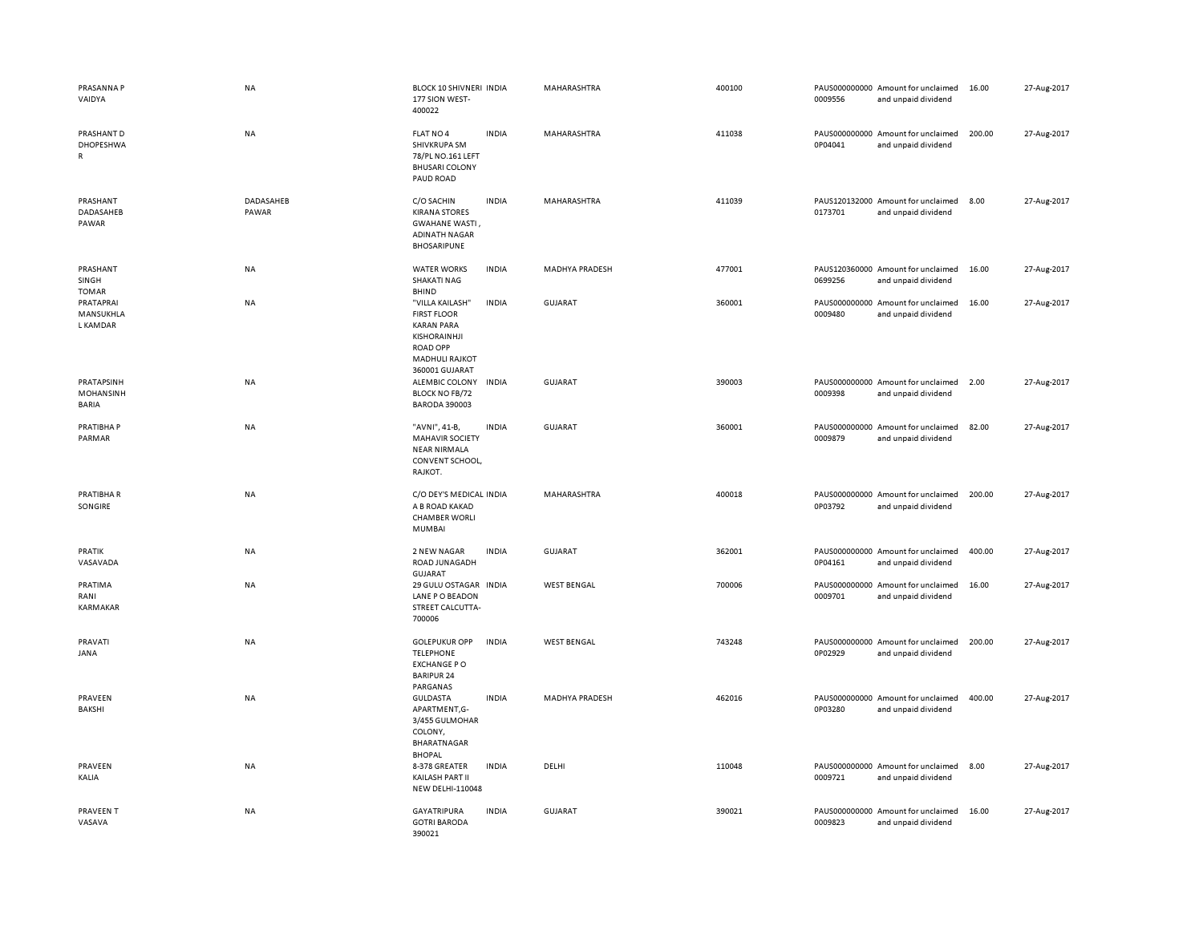| | | | | | | | | | |
|---|---|---|---|---|---|---|---|---|---|
| PRASANNA P VAIDYA | NA | BLOCK 10 SHIVNERI 177 SION WEST-400022 | INDIA | MAHARASHTRA | 400100 | PAUS0000000000009556 | Amount for unclaimed and unpaid dividend | 16.00 | 27-Aug-2017 |
| PRASHANT D DHOPESHWAR | NA | FLAT NO 4 SHIVKRUPA SM 78/PL NO.161 LEFT BHUSARI COLONY PAUD ROAD | INDIA | MAHARASHTRA | 411038 | PAUS0000000000P04041 | Amount for unclaimed and unpaid dividend | 200.00 | 27-Aug-2017 |
| PRASHANT DADASAHEB PAWAR | DADASAHEB PAWAR | C/O SACHIN KIRANA STORES GWAHANE WASTI , ADINATH NAGAR BHOSARIPUNE | INDIA | MAHARASHTRA | 411039 | PAUS1201320000173701 | Amount for unclaimed and unpaid dividend | 8.00 | 27-Aug-2017 |
| PRASHANT SINGH TOMAR | NA | WATER WORKS SHAKATI NAG BHIND | INDIA | MADHYA PRADESH | 477001 | PAUS1203600000699256 | Amount for unclaimed and unpaid dividend | 16.00 | 27-Aug-2017 |
| PRATAPRAI MANSUKHLAL KAMDAR | NA | "VILLA KAILASH" FIRST FLOOR KARAN PARA KISHORAINHJI ROAD OPP MADHULI RAJKOT 360001 GUJARAT | INDIA | GUJARAT | 360001 | PAUS0000000000009480 | Amount for unclaimed and unpaid dividend | 16.00 | 27-Aug-2017 |
| PRATAPSINH MOHANSINH BARIA | NA | ALEMBIC COLONY BLOCK NO FB/72 BARODA 390003 | INDIA | GUJARAT | 390003 | PAUS0000000000009398 | Amount for unclaimed and unpaid dividend | 2.00 | 27-Aug-2017 |
| PRATIBHA P PARMAR | NA | "AVNI", 41-B, MAHAVIR SOCIETY NEAR NIRMALA CONVENT SCHOOL, RAJKOT. | INDIA | GUJARAT | 360001 | PAUS0000000000009879 | Amount for unclaimed and unpaid dividend | 82.00 | 27-Aug-2017 |
| PRATIBHA R SONGIRE | NA | C/O DEY'S MEDICAL A B ROAD KAKAD CHAMBER WORLI MUMBAI | INDIA | MAHARASHTRA | 400018 | PAUS0000000000P03792 | Amount for unclaimed and unpaid dividend | 200.00 | 27-Aug-2017 |
| PRATIK VASAVADA | NA | 2 NEW NAGAR ROAD JUNAGADH GUJARAT | INDIA | GUJARAT | 362001 | PAUS0000000000P04161 | Amount for unclaimed and unpaid dividend | 400.00 | 27-Aug-2017 |
| PRATIMA RANI KARMAKAR | NA | 29 GULU OSTAGAR LANE P O BEADON STREET CALCUTTA-700006 | INDIA | WEST BENGAL | 700006 | PAUS0000000000009701 | Amount for unclaimed and unpaid dividend | 16.00 | 27-Aug-2017 |
| PRAVATI JANA | NA | GOLEPUKUR OPP TELEPHONE EXCHANGE P O BARIPUR 24 PARGANAS | INDIA | WEST BENGAL | 743248 | PAUS0000000000P02929 | Amount for unclaimed and unpaid dividend | 200.00 | 27-Aug-2017 |
| PRAVEEN BAKSHI | NA | GULDASTA APARTMENT,G-3/455 GULMOHAR COLONY, BHARATNAGAR BHOPAL | INDIA | MADHYA PRADESH | 462016 | PAUS0000000000P03280 | Amount for unclaimed and unpaid dividend | 400.00 | 27-Aug-2017 |
| PRAVEEN KALIA | NA | 8-378 GREATER KAILASH PART II NEW DELHI-110048 | INDIA | DELHI | 110048 | PAUS0000000000009721 | Amount for unclaimed and unpaid dividend | 8.00 | 27-Aug-2017 |
| PRAVEEN T VASAVA | NA | GAYATRIPURA GOTRI BARODA 390021 | INDIA | GUJARAT | 390021 | PAUS0000000000009823 | Amount for unclaimed and unpaid dividend | 16.00 | 27-Aug-2017 |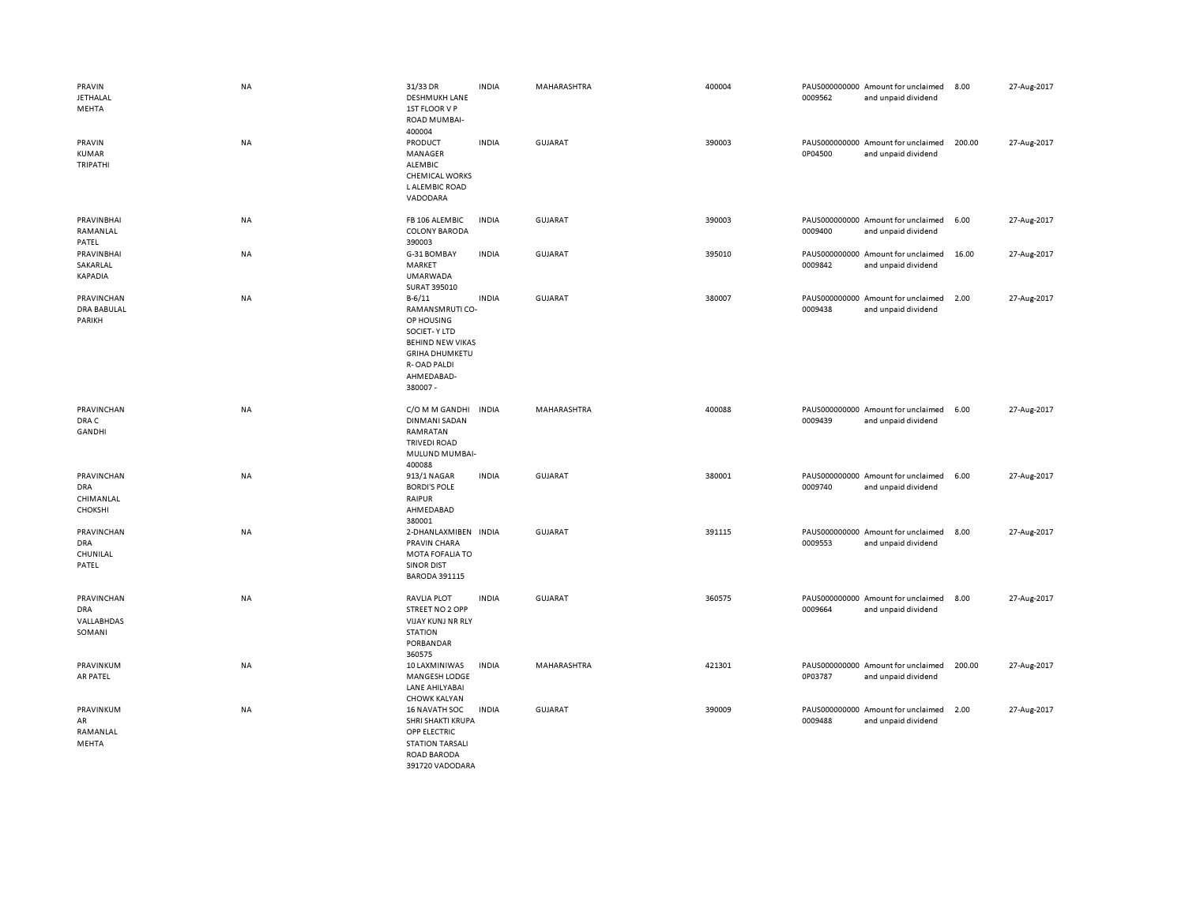| | | | | | | | | | |
|---|---|---|---|---|---|---|---|---|---|
| PRAVIN JETHALAL MEHTA | NA | 31/33 DR DESHMUKH LANE 1ST FLOOR V P ROAD MUMBAI-400004 | INDIA | MAHARASHTRA | 400004 | PAUS000000000 0009562 | Amount for unclaimed and unpaid dividend | 8.00 | 27-Aug-2017 |
| PRAVIN KUMAR TRIPATHI | NA | PRODUCT MANAGER ALEMBIC CHEMICAL WORKS L ALEMBIC ROAD VADODARA | INDIA | GUJARAT | 390003 | PAUS000000000 0P04500 | Amount for unclaimed and unpaid dividend | 200.00 | 27-Aug-2017 |
| PRAVINBHAI RAMANLAL PATEL | NA | FB 106 ALEMBIC COLONY BARODA 390003 | INDIA | GUJARAT | 390003 | PAUS000000000 0009400 | Amount for unclaimed and unpaid dividend | 6.00 | 27-Aug-2017 |
| PRAVINBHAI SAKARLAL KAPADIA | NA | G-31 BOMBAY MARKET UMARWADA SURAT 395010 | INDIA | GUJARAT | 395010 | PAUS000000000 0009842 | Amount for unclaimed and unpaid dividend | 16.00 | 27-Aug-2017 |
| PRAVINCHAN DRA BABULAL PARIKH | NA | B-6/11 RAMANSMRUTI CO-OP HOUSING SOCIET- Y LTD BEHIND NEW VIKAS GRIHA DHUMKETU R- OAD PALDI AHMEDABAD-380007 - | INDIA | GUJARAT | 380007 | PAUS000000000 0009438 | Amount for unclaimed and unpaid dividend | 2.00 | 27-Aug-2017 |
| PRAVINCHAN DRA C GANDHI | NA | C/O M M GANDHI DINMANI SADAN RAMRATAN TRIVEDI ROAD MULUND MUMBAI-400088 | INDIA | MAHARASHTRA | 400088 | PAUS000000000 0009439 | Amount for unclaimed and unpaid dividend | 6.00 | 27-Aug-2017 |
| PRAVINCHAN DRA CHIMANLAL CHOKSHI | NA | 913/1 NAGAR BORDI'S POLE RAIPUR AHMEDABAD 380001 | INDIA | GUJARAT | 380001 | PAUS000000000 0009740 | Amount for unclaimed and unpaid dividend | 6.00 | 27-Aug-2017 |
| PRAVINCHAN DRA CHUNILAL PATEL | NA | 2-DHANLAXMIBEN PRAVIN CHARA MOTA FOFALIA TO SINOR DIST BARODA 391115 | INDIA | GUJARAT | 391115 | PAUS000000000 0009553 | Amount for unclaimed and unpaid dividend | 8.00 | 27-Aug-2017 |
| PRAVINCHAN DRA VALLABHDAS SOMANI | NA | RAVLIA PLOT STREET NO 2 OPP VIJAY KUNJ NR RLY STATION PORBANDAR 360575 | INDIA | GUJARAT | 360575 | PAUS000000000 0009664 | Amount for unclaimed and unpaid dividend | 8.00 | 27-Aug-2017 |
| PRAVINKUM AR PATEL | NA | 10 LAXMINIWAS MANGESH LODGE LANE AHILYABAI CHOWK KALYAN | INDIA | MAHARASHTRA | 421301 | PAUS000000000 0P03787 | Amount for unclaimed and unpaid dividend | 200.00 | 27-Aug-2017 |
| PRAVINKUM AR RAMANLAL MEHTA | NA | 16 NAVATH SOC SHRI SHAKTI KRUPA OPP ELECTRIC STATION TARSALI ROAD BARODA 391720 VADODARA | INDIA | GUJARAT | 390009 | PAUS000000000 0009488 | Amount for unclaimed and unpaid dividend | 2.00 | 27-Aug-2017 |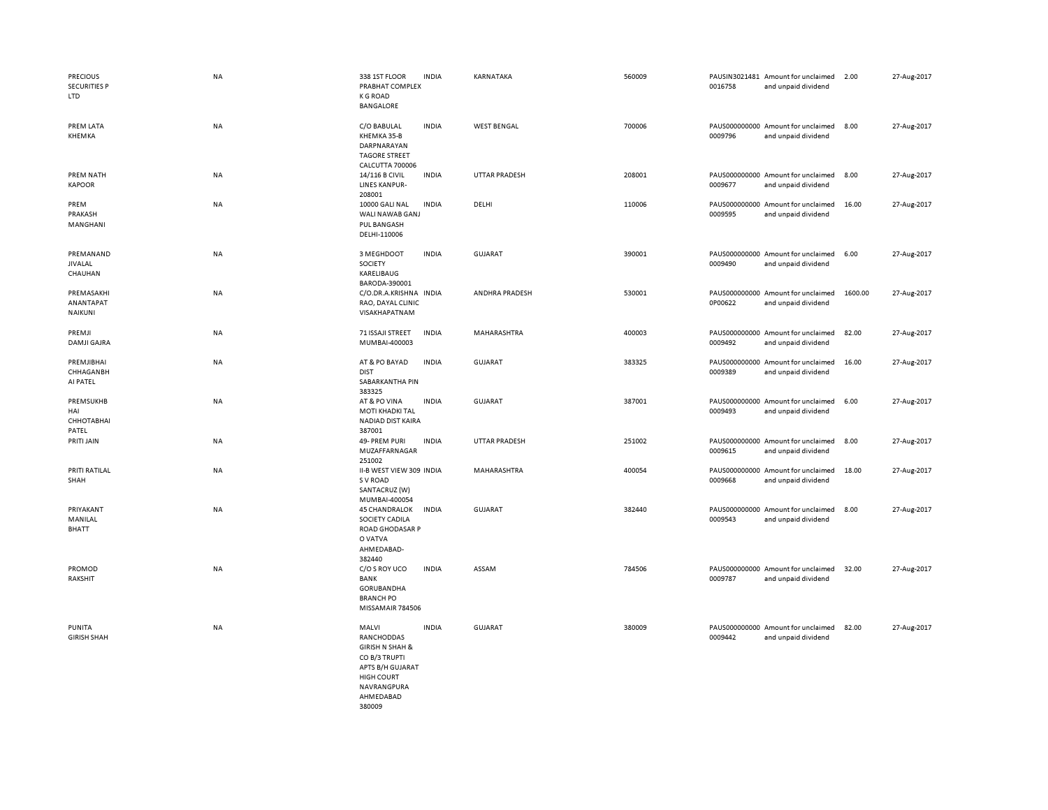| | | | | | | | | | |
|---|---|---|---|---|---|---|---|---|---|
| PRECIOUS SECURITIES P LTD | NA | 338 1ST FLOOR PRABHAT COMPLEX K G ROAD BANGALORE | INDIA | KARNATAKA | 560009 | PAUSIN3021481 0016758 | Amount for unclaimed and unpaid dividend | 2.00 | 27-Aug-2017 |
| PREM LATA KHEMKA | NA | C/O BABULAL KHEMKA 35-B DARPNARAYAN TAGORE STREET CALCUTTA 700006 | INDIA | WEST BENGAL | 700006 | PAUS000000000 0009796 | Amount for unclaimed and unpaid dividend | 8.00 | 27-Aug-2017 |
| PREM NATH KAPOOR | NA | 14/116 B CIVIL LINES KANPUR-208001 | INDIA | UTTAR PRADESH | 208001 | PAUS000000000 0009677 | Amount for unclaimed and unpaid dividend | 8.00 | 27-Aug-2017 |
| PREM PRAKASH MANGHANI | NA | 10000 GALI NAL WALI NAWAB GANJ PUL BANGASH DELHI-110006 | INDIA | DELHI | 110006 | PAUS000000000 0009595 | Amount for unclaimed and unpaid dividend | 16.00 | 27-Aug-2017 |
| PREMANAND JIVALAL CHAUHAN | NA | 3 MEGHDOOT SOCIETY KARELIBAUG BARODA-390001 | INDIA | GUJARAT | 390001 | PAUS000000000 0009490 | Amount for unclaimed and unpaid dividend | 6.00 | 27-Aug-2017 |
| PREMASAKHI ANANTAPAT NAIKUNI | NA | C/O.DR.A.KRISHNA RAO, DAYAL CLINIC VISAKHAPATNAM | INDIA | ANDHRA PRADESH | 530001 | PAUS000000000 0P00622 | Amount for unclaimed and unpaid dividend | 1600.00 | 27-Aug-2017 |
| PREMJI DAMJI GAJRA | NA | 71 ISSAJI STREET MUMBAI-400003 | INDIA | MAHARASHTRA | 400003 | PAUS000000000 0009492 | Amount for unclaimed and unpaid dividend | 82.00 | 27-Aug-2017 |
| PREMJIBHAI CHHAGANBH AI PATEL | NA | AT & PO BAYAD DIST SABARKANTHA PIN 383325 | INDIA | GUJARAT | 383325 | PAUS000000000 0009389 | Amount for unclaimed and unpaid dividend | 16.00 | 27-Aug-2017 |
| PREMSUKHB HAI CHHOTABHAI PATEL | NA | AT & PO VINA MOTI KHADKI TAL NADIAD DIST KAIRA 387001 | INDIA | GUJARAT | 387001 | PAUS000000000 0009493 | Amount for unclaimed and unpaid dividend | 6.00 | 27-Aug-2017 |
| PRITI JAIN | NA | 49- PREM PURI MUZAFFARNAGAR 251002 | INDIA | UTTAR PRADESH | 251002 | PAUS000000000 0009615 | Amount for unclaimed and unpaid dividend | 8.00 | 27-Aug-2017 |
| PRITI RATILAL SHAH | NA | II-B WEST VIEW 309 S V ROAD SANTACRUZ (W) MUMBAI-400054 | INDIA | MAHARASHTRA | 400054 | PAUS000000000 0009668 | Amount for unclaimed and unpaid dividend | 18.00 | 27-Aug-2017 |
| PRIYAKANT MANILAL BHATT | NA | 45 CHANDRALOK SOCIETY CADILA ROAD GHODASAR P O VATVA AHMEDABAD-382440 | INDIA | GUJARAT | 382440 | PAUS000000000 0009543 | Amount for unclaimed and unpaid dividend | 8.00 | 27-Aug-2017 |
| PROMOD RAKSHIT | NA | C/O S ROY UCO BANK GORUBANDHA BRANCH PO MISSAMAIR 784506 | INDIA | ASSAM | 784506 | PAUS000000000 0009787 | Amount for unclaimed and unpaid dividend | 32.00 | 27-Aug-2017 |
| PUNITA GIRISH SHAH | NA | MALVI RANCHODDAS GIRISH N SHAH & CO B/3 TRUPTI APTS B/H GUJARAT HIGH COURT NAVRANGPURA AHMEDABAD 380009 | INDIA | GUJARAT | 380009 | PAUS000000000 0009442 | Amount for unclaimed and unpaid dividend | 82.00 | 27-Aug-2017 |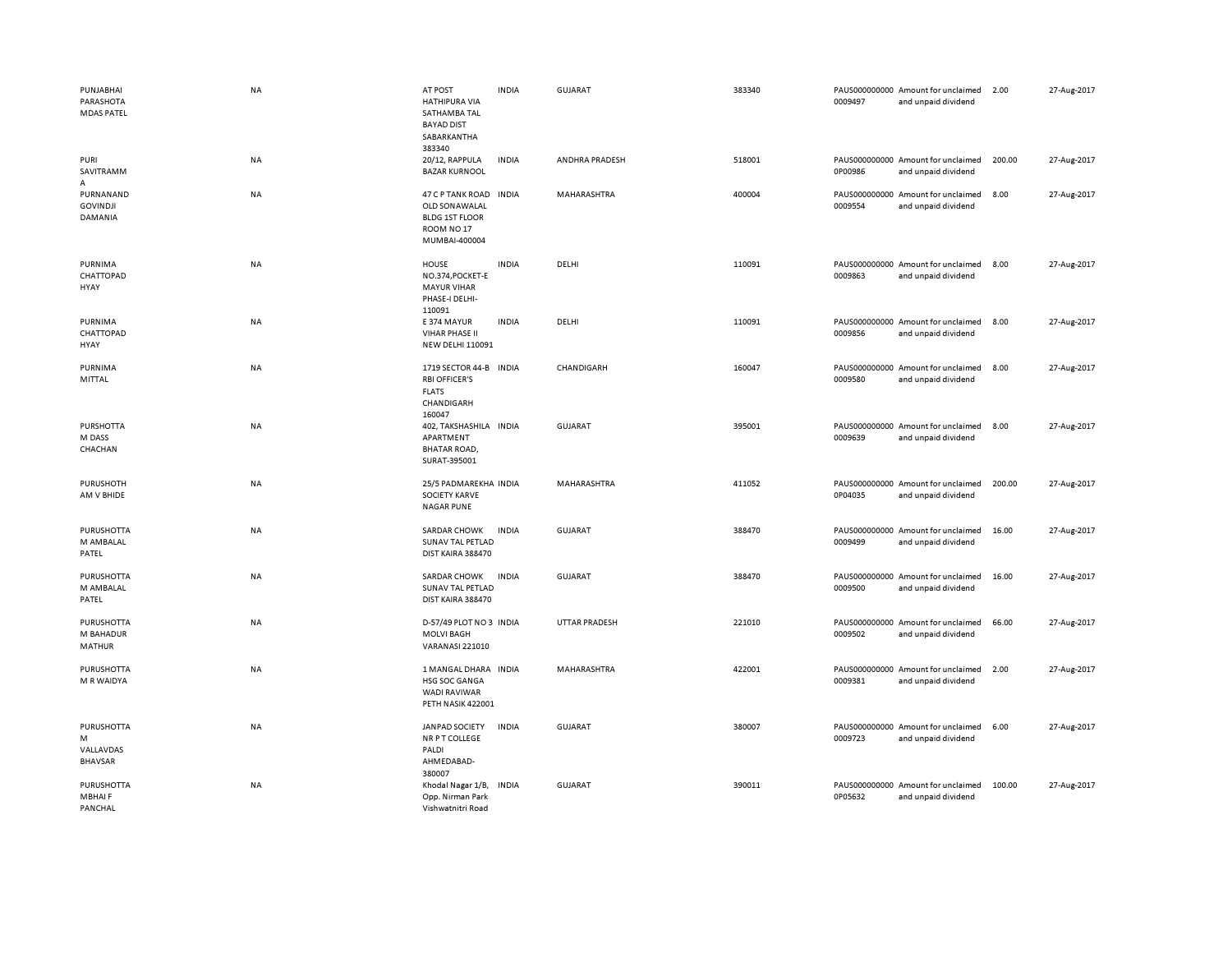| | | | | | | | | | | |
|---|---|---|---|---|---|---|---|---|---|---|
| PUNJABHAI PARASHOTA MDAS PATEL | NA | AT POST HATHIPURA VIA SATHAMBA TAL BAYAD DIST SABARKANTHA 383340 | INDIA | GUJARAT | 383340 | PAUS0000000000009497 | Amount for unclaimed and unpaid dividend | 2.00 | 27-Aug-2017 |
| PURI SAVITRAMM A | NA | 20/12, RAPPULA BAZAR KURNOOL | INDIA | ANDHRA PRADESH | 518001 | PAUS0000000000P00986 | Amount for unclaimed and unpaid dividend | 200.00 | 27-Aug-2017 |
| PURNANAND GOVINDJI DAMANIA | NA | 47 C P TANK ROAD OLD SONAWALAL BLDG 1ST FLOOR ROOM NO 17 MUMBAI-400004 | INDIA | MAHARASHTRA | 400004 | PAUS0000000000009554 | Amount for unclaimed and unpaid dividend | 8.00 | 27-Aug-2017 |
| PURNIMA CHATTOPAD HYAY | NA | HOUSE NO.374,POCKET-E MAYUR VIHAR PHASE-I DELHI-110091 | INDIA | DELHI | 110091 | PAUS0000000000009863 | Amount for unclaimed and unpaid dividend | 8.00 | 27-Aug-2017 |
| PURNIMA CHATTOPAD HYAY | NA | E 374 MAYUR VIHAR PHASE II NEW DELHI 110091 | INDIA | DELHI | 110091 | PAUS0000000000009856 | Amount for unclaimed and unpaid dividend | 8.00 | 27-Aug-2017 |
| PURNIMA MITTAL | NA | 1719 SECTOR 44-B RBI OFFICER'S FLATS CHANDIGARH 160047 | INDIA | CHANDIGARH | 160047 | PAUS0000000000009580 | Amount for unclaimed and unpaid dividend | 8.00 | 27-Aug-2017 |
| PURSHOTTA M DASS CHACHAN | NA | 402, TAKSHASHILA APARTMENT BHATAR ROAD, SURAT-395001 | INDIA | GUJARAT | 395001 | PAUS0000000000009639 | Amount for unclaimed and unpaid dividend | 8.00 | 27-Aug-2017 |
| PURUSHOTH AM V BHIDE | NA | 25/5 PADMAREKHA SOCIETY KARVE NAGAR PUNE | INDIA | MAHARASHTRA | 411052 | PAUS0000000000P04035 | Amount for unclaimed and unpaid dividend | 200.00 | 27-Aug-2017 |
| PURUSHOTTA M AMBALAL PATEL | NA | SARDAR CHOWK SUNAV TAL PETLAD DIST KAIRA 388470 | INDIA | GUJARAT | 388470 | PAUS0000000000009499 | Amount for unclaimed and unpaid dividend | 16.00 | 27-Aug-2017 |
| PURUSHOTTA M AMBALAL PATEL | NA | SARDAR CHOWK SUNAV TAL PETLAD DIST KAIRA 388470 | INDIA | GUJARAT | 388470 | PAUS0000000000009500 | Amount for unclaimed and unpaid dividend | 16.00 | 27-Aug-2017 |
| PURUSHOTTA M BAHADUR MATHUR | NA | D-57/49 PLOT NO 3 MOLVI BAGH VARANASI 221010 | INDIA | UTTAR PRADESH | 221010 | PAUS0000000000009502 | Amount for unclaimed and unpaid dividend | 66.00 | 27-Aug-2017 |
| PURUSHOTTA M R WAIDYA | NA | 1 MANGAL DHARA HSG SOC GANGA WADI RAVIWAR PETH NASIK 422001 | INDIA | MAHARASHTRA | 422001 | PAUS0000000000009381 | Amount for unclaimed and unpaid dividend | 2.00 | 27-Aug-2017 |
| PURUSHOTTA M VALLAVDAS BHAVSAR | NA | JANPAD SOCIETY NR P T COLLEGE PALDI AHMEDABAD-380007 | INDIA | GUJARAT | 380007 | PAUS0000000000009723 | Amount for unclaimed and unpaid dividend | 6.00 | 27-Aug-2017 |
| PURUSHOTTA MBHAI F PANCHAL | NA | Khodal Nagar 1/B, Opp. Nirman Park Vishwatnitri Road | INDIA | GUJARAT | 390011 | PAUS0000000000P05632 | Amount for unclaimed and unpaid dividend | 100.00 | 27-Aug-2017 |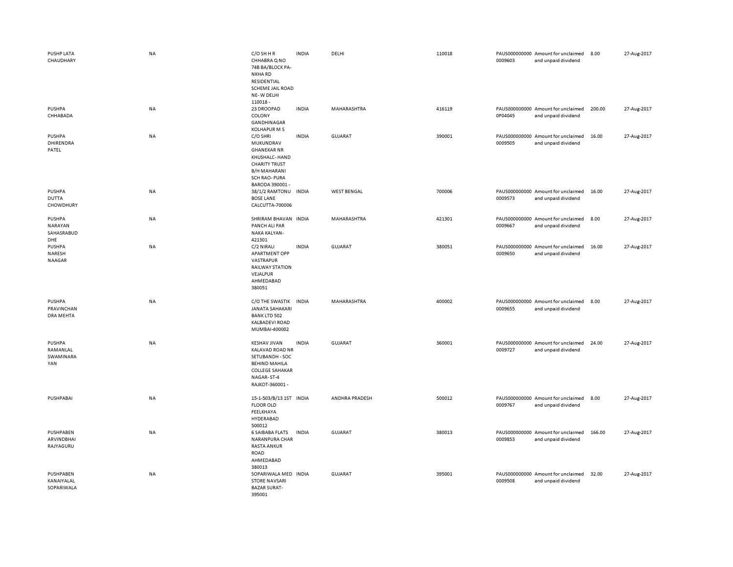| | | | | | | | | | |
|---|---|---|---|---|---|---|---|---|---|
| PUSHP LATA CHAUDHARY | NA | C/O SH H R CHHABRA Q NO 74B BA/BLOCK PA-NKHA RD RESIDENTIAL SCHEME JAIL ROAD NE- W DELHI 110018 - | INDIA | DELHI | 110018 | PAUS0000000000009603 | Amount for unclaimed and unpaid dividend | 8.00 | 27-Aug-2017 |
| PUSHPA CHHABADA | NA | 23 DROOPAD COLONY GANDHINAGAR KOLHAPUR M S | INDIA | MAHARASHTRA | 416119 | PAUS0000000000P04045 | Amount for unclaimed and unpaid dividend | 200.00 | 27-Aug-2017 |
| PUSHPA DHIRENDRA PATEL | NA | C/O SHRI MUKUNDRAV GHANEKAR NR KHUSHALC- HAND CHARITY TRUST B/H MAHARANI SCH RAO- PURA BARODA 390001 - | INDIA | GUJARAT | 390001 | PAUS0000000000009505 | Amount for unclaimed and unpaid dividend | 16.00 | 27-Aug-2017 |
| PUSHPA DUTTA CHOWDHURY | NA | 38/1/2 RAMTONU BOSE LANE CALCUTTA-700006 | INDIA | WEST BENGAL | 700006 | PAUS0000000000009573 | Amount for unclaimed and unpaid dividend | 16.00 | 27-Aug-2017 |
| PUSHPA NARAYAN SAHASRABUDDHE | NA | SHRIRAM BHAVAN PANCH ALI PAR NAKA KALYAN-421301 | INDIA | MAHARASHTRA | 421301 | PAUS0000000000009667 | Amount for unclaimed and unpaid dividend | 8.00 | 27-Aug-2017 |
| PUSHPA NARESH NAAGAR | NA | C/2 NIRALI APARTMENT OPP VASTRAPUR RAILWAY STATION VEJALPUR AHMEDABAD 380051 | INDIA | GUJARAT | 380051 | PAUS0000000000009650 | Amount for unclaimed and unpaid dividend | 16.00 | 27-Aug-2017 |
| PUSHPA PRAVINCHANDRA MEHTA | NA | C/O THE SWASTIK JANATA SAHAKARI BANK LTD 502 KALBADEVI ROAD MUMBAI-400002 | INDIA | MAHARASHTRA | 400002 | PAUS0000000000009655 | Amount for unclaimed and unpaid dividend | 8.00 | 27-Aug-2017 |
| PUSHPA RAMANLAL SWAMINARAYAN | NA | KESHAV JIVAN KALAVAD ROAD NR SETUBANDH - SOC BEHIND MAHILA COLLEGE SAHAKAR NAGAR- ST-4 RAJKOT-360001 - | INDIA | GUJARAT | 360001 | PAUS0000000000009727 | Amount for unclaimed and unpaid dividend | 24.00 | 27-Aug-2017 |
| PUSHPABAI | NA | 15-1-503/B/13 1ST FLOOR OLD FEELKHAYA HYDERABAD 500012 | INDIA | ANDHRA PRADESH | 500012 | PAUS0000000000009767 | Amount for unclaimed and unpaid dividend | 8.00 | 27-Aug-2017 |
| PUSHPABEN ARVINDBHAI RAJYAGURU | NA | 6 SAIBABA FLATS NARANPURA CHAR RASTA ANKUR ROAD AHMEDABAD 380013 | INDIA | GUJARAT | 380013 | PAUS0000000000009853 | Amount for unclaimed and unpaid dividend | 166.00 | 27-Aug-2017 |
| PUSHPABEN KANAIYALAL SOPARIWALA | NA | SOPARIWALA MED STORE NAVSARI BAZAR SURAT-395001 | INDIA | GUJARAT | 395001 | PAUS0000000000009508 | Amount for unclaimed and unpaid dividend | 32.00 | 27-Aug-2017 |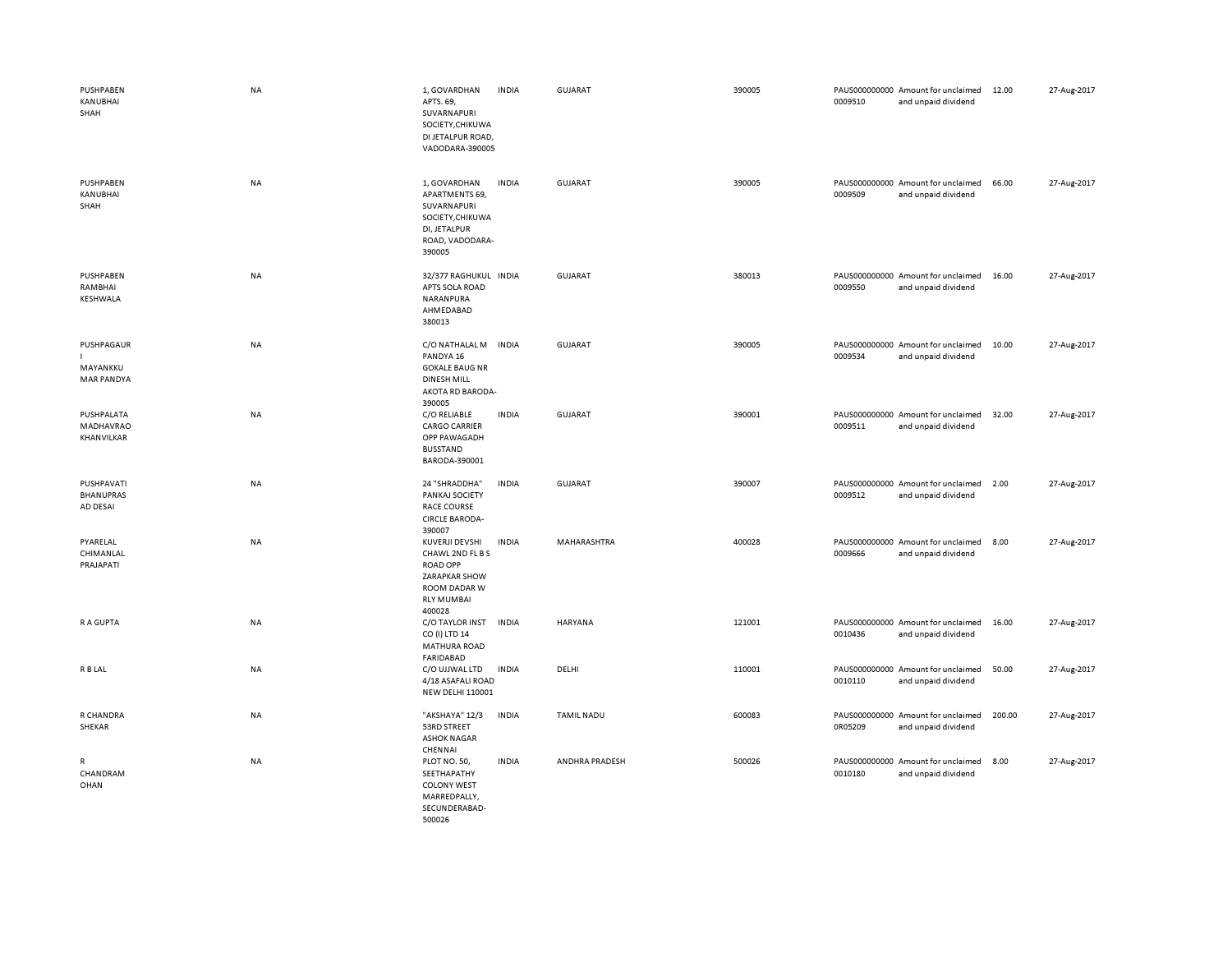| | | | | | | | | | |
|---|---|---|---|---|---|---|---|---|---|
| PUSHPABEN KANUBHAI SHAH | NA | 1, GOVARDHAN APTS. 69, SUVARNAPURI SOCIETY,CHIKUWA DI JETALPUR ROAD, VADODARA-390005 | INDIA | GUJARAT | 390005 | PAUS000000000 0009510 | Amount for unclaimed and unpaid dividend | 12.00 | 27-Aug-2017 |
| PUSHPABEN KANUBHAI SHAH | NA | 1, GOVARDHAN APARTMENTS 69, SUVARNAPURI SOCIETY,CHIKUWA DI, JETALPUR ROAD, VADODARA-390005 | INDIA | GUJARAT | 390005 | PAUS000000000 0009509 | Amount for unclaimed and unpaid dividend | 66.00 | 27-Aug-2017 |
| PUSHPABEN RAMBHAI KESHWALA | NA | 32/377 RAGHUKUL APTS SOLA ROAD NARANPURA AHMEDABAD 380013 | INDIA | GUJARAT | 380013 | PAUS000000000 0009550 | Amount for unclaimed and unpaid dividend | 16.00 | 27-Aug-2017 |
| PUSHPAGAUR I MAYANKKU MAR PANDYA | NA | C/O NATHALAL M PANDYA 16 GOKALE BAUG NR DINESH MILL AKOTA RD BARODA-390005 | INDIA | GUJARAT | 390005 | PAUS000000000 0009534 | Amount for unclaimed and unpaid dividend | 10.00 | 27-Aug-2017 |
| PUSHPALATA MADHAVRAO KHANVILKAR | NA | C/O RELIABLE CARGO CARRIER OPP PAWAGADH BUSSTAND BARODA-390001 | INDIA | GUJARAT | 390001 | PAUS000000000 0009511 | Amount for unclaimed and unpaid dividend | 32.00 | 27-Aug-2017 |
| PUSHPAVATI BHANUPRAS AD DESAI | NA | 24 "SHRADDHA" PANKAJ SOCIETY RACE COURSE CIRCLE BARODA-390007 | INDIA | GUJARAT | 390007 | PAUS000000000 0009512 | Amount for unclaimed and unpaid dividend | 2.00 | 27-Aug-2017 |
| PYARELAL CHIMANLAL PRAJAPATI | NA | KUVERJI DEVSHI CHAWL 2ND FL B S ROAD OPP ZARAPKAR SHOW ROOM DADAR W RLY MUMBAI 400028 | INDIA | MAHARASHTRA | 400028 | PAUS000000000 0009666 | Amount for unclaimed and unpaid dividend | 8.00 | 27-Aug-2017 |
| R A GUPTA | NA | C/O TAYLOR INST CO (I) LTD 14 MATHURA ROAD FARIDABAD | INDIA | HARYANA | 121001 | PAUS000000000 0010436 | Amount for unclaimed and unpaid dividend | 16.00 | 27-Aug-2017 |
| R B LAL | NA | C/O UJJWAL LTD 4/18 ASAFALI ROAD NEW DELHI 110001 | INDIA | DELHI | 110001 | PAUS000000000 0010110 | Amount for unclaimed and unpaid dividend | 50.00 | 27-Aug-2017 |
| R CHANDRA SHEKAR | NA | "AKSHAYA" 12/3 53RD STREET ASHOK NAGAR CHENNAI | INDIA | TAMIL NADU | 600083 | PAUS000000000 0R05209 | Amount for unclaimed and unpaid dividend | 200.00 | 27-Aug-2017 |
| R CHANDRAM OHAN | NA | PLOT NO. 50, SEETHAPATHY COLONY WEST MARREDPALLY, SECUNDERABAD-500026 | INDIA | ANDHRA PRADESH | 500026 | PAUS000000000 0010180 | Amount for unclaimed and unpaid dividend | 8.00 | 27-Aug-2017 |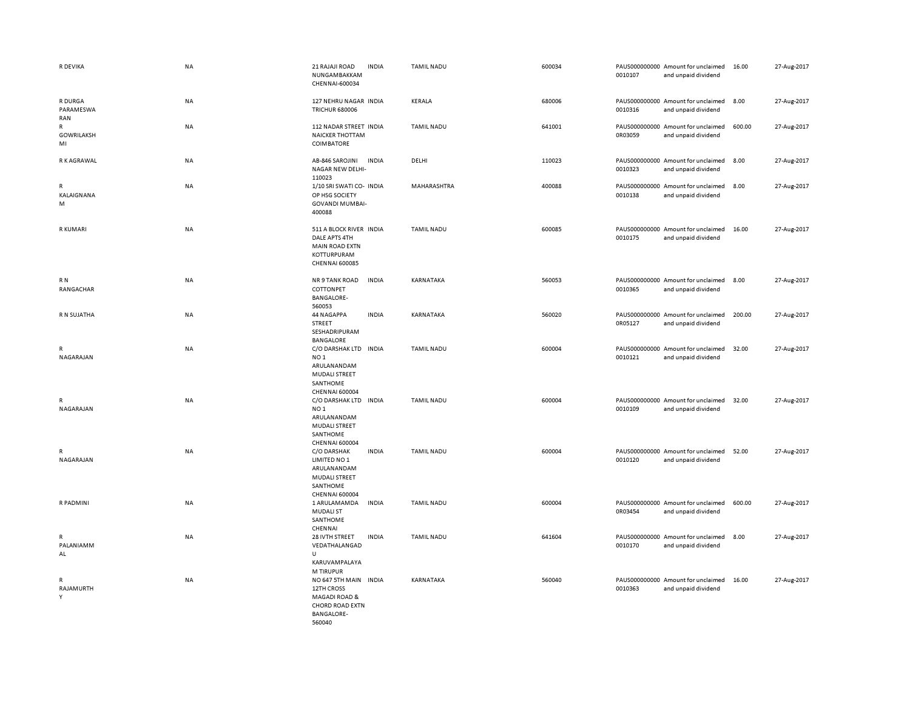| | | | | | | | | | |
|---|---|---|---|---|---|---|---|---|---|
| R DEVIKA | NA | 21 RAJAJI ROAD NUNGAMBAKKAM CHENNAI-600034 | INDIA | TAMIL NADU | 600034 | PAUS0000000000010107 | Amount for unclaimed and unpaid dividend | 16.00 | 27-Aug-2017 |
| R DURGA PARAMESWARAN | NA | 127 NEHRU NAGAR TRICHUR 680006 | INDIA | KERALA | 680006 | PAUS0000000000010316 | Amount for unclaimed and unpaid dividend | 8.00 | 27-Aug-2017 |
| R GOWRILAKSHMI | NA | 112 NADAR STREET NAICKER THOTTAM COIMBATORE | INDIA | TAMIL NADU | 641001 | PAUS0000000000R03059 | Amount for unclaimed and unpaid dividend | 600.00 | 27-Aug-2017 |
| R K AGRAWAL | NA | AB-846 SAROJINI NAGAR NEW DELHI-110023 | INDIA | DELHI | 110023 | PAUS0000000000010323 | Amount for unclaimed and unpaid dividend | 8.00 | 27-Aug-2017 |
| R KALAIGNANAM | NA | 1/10 SRI SWATI CO-OP HSG SOCIETY GOVANDI MUMBAI-400088 | INDIA | MAHARASHTRA | 400088 | PAUS0000000000010138 | Amount for unclaimed and unpaid dividend | 8.00 | 27-Aug-2017 |
| R KUMARI | NA | 511 A BLOCK RIVER DALE APTS 4TH MAIN ROAD EXTN KOTTURPURAM CHENNAI 600085 | INDIA | TAMIL NADU | 600085 | PAUS0000000000010175 | Amount for unclaimed and unpaid dividend | 16.00 | 27-Aug-2017 |
| R N RANGACHAR | NA | NR 9 TANK ROAD COTTONPET BANGALORE-560053 | INDIA | KARNATAKA | 560053 | PAUS0000000000010365 | Amount for unclaimed and unpaid dividend | 8.00 | 27-Aug-2017 |
| R N SUJATHA | NA | 44 NAGAPPA STREET SESHADRIPURAM BANGALORE | INDIA | KARNATAKA | 560020 | PAUS0000000000R05127 | Amount for unclaimed and unpaid dividend | 200.00 | 27-Aug-2017 |
| R NAGARAJAN | NA | C/O DARSHAK LTD NO 1 ARULANANDAM MUDALI STREET SANTHOME CHENNAI 600004 | INDIA | TAMIL NADU | 600004 | PAUS0000000000010121 | Amount for unclaimed and unpaid dividend | 32.00 | 27-Aug-2017 |
| R NAGARAJAN | NA | C/O DARSHAK LTD NO 1 ARULANANDAM MUDALI STREET SANTHOME CHENNAI 600004 | INDIA | TAMIL NADU | 600004 | PAUS0000000000010109 | Amount for unclaimed and unpaid dividend | 32.00 | 27-Aug-2017 |
| R NAGARAJAN | NA | C/O DARSHAK LIMITED NO 1 ARULANANDAM MUDALI STREET SANTHOME CHENNAI 600004 | INDIA | TAMIL NADU | 600004 | PAUS0000000000010120 | Amount for unclaimed and unpaid dividend | 52.00 | 27-Aug-2017 |
| R PADMINI | NA | 1 ARULAMAMDA MUDALI ST SANTHOME CHENNAI | INDIA | TAMIL NADU | 600004 | PAUS0000000000R03454 | Amount for unclaimed and unpaid dividend | 600.00 | 27-Aug-2017 |
| R PALANIAMMAL | NA | 28 IVTH STREET VEDATHALANGADU KARUVAMPALAYAM TIRUPUR | INDIA | TAMIL NADU | 641604 | PAUS0000000000010170 | Amount for unclaimed and unpaid dividend | 8.00 | 27-Aug-2017 |
| R RAJAMURTHY | NA | NO 647 5TH MAIN 12TH CROSS MAGADI ROAD & CHORD ROAD EXTN BANGALORE-560040 | INDIA | KARNATAKA | 560040 | PAUS0000000000010363 | Amount for unclaimed and unpaid dividend | 16.00 | 27-Aug-2017 |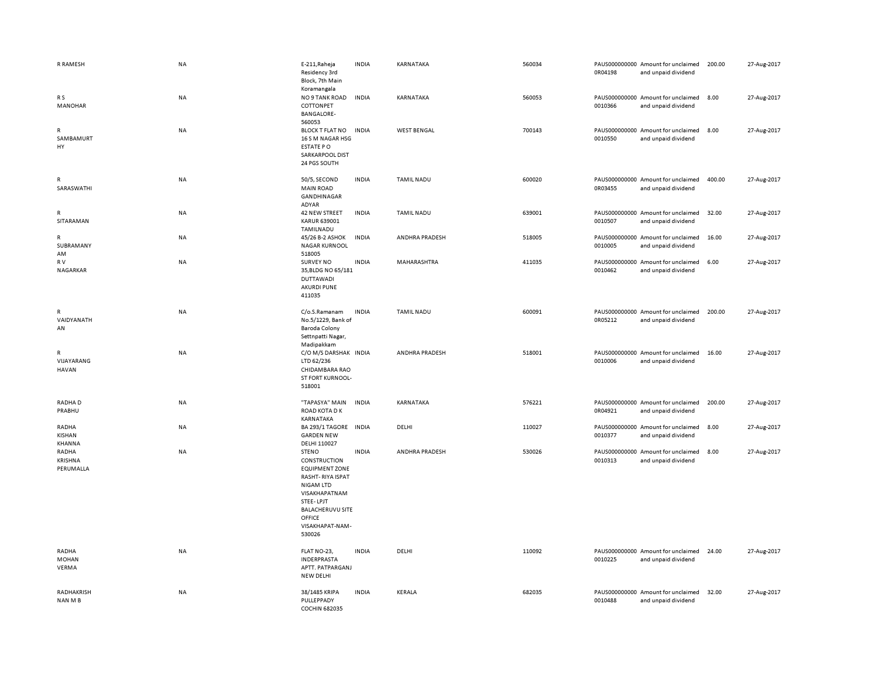| | | | | | | | | | |
|---|---|---|---|---|---|---|---|---|---|
| R RAMESH | NA | E-211,Raheja Residency 3rd Block, 7th Main Koramangala | INDIA | KARNATAKA | 560034 | PAUS0000000000R04198 | Amount for unclaimed and unpaid dividend | 200.00 | 27-Aug-2017 |
| R S MANOHAR | NA | NO 9 TANK ROAD COTTONPET BANGALORE-560053 | INDIA | KARNATAKA | 560053 | PAUS0000000000010366 | Amount for unclaimed and unpaid dividend | 8.00 | 27-Aug-2017 |
| R SAMBAMURTHY | NA | BLOCK T FLAT NO 16 S M NAGAR HSG ESTATE P O SARKARPOOL DIST 24 PGS SOUTH | INDIA | WEST BENGAL | 700143 | PAUS0000000000010550 | Amount for unclaimed and unpaid dividend | 8.00 | 27-Aug-2017 |
| R SARASWATHI | NA | 50/5, SECOND MAIN ROAD GANDHINAGAR ADYAR | INDIA | TAMIL NADU | 600020 | PAUS0000000000R03455 | Amount for unclaimed and unpaid dividend | 400.00 | 27-Aug-2017 |
| R SITARAMAN | NA | 42 NEW STREET KARUR 639001 TAMILNADU | INDIA | TAMIL NADU | 639001 | PAUS0000000000010507 | Amount for unclaimed and unpaid dividend | 32.00 | 27-Aug-2017 |
| R SUBRAMANYAM | NA | 45/26 B-2 ASHOK NAGAR KURNOOL 518005 | INDIA | ANDHRA PRADESH | 518005 | PAUS0000000000010005 | Amount for unclaimed and unpaid dividend | 16.00 | 27-Aug-2017 |
| R V NAGARKAR | NA | SURVEY NO 35,BLDG NO 65/181 DUTTAWADI AKURDI PUNE 411035 | INDIA | MAHARASHTRA | 411035 | PAUS0000000000010462 | Amount for unclaimed and unpaid dividend | 6.00 | 27-Aug-2017 |
| R VAIDYANATHAN | NA | C/o.S.Ramanam No.5/1229, Bank of Baroda Colony Settnpatti Nagar, Madipakkam | INDIA | TAMIL NADU | 600091 | PAUS0000000000R05212 | Amount for unclaimed and unpaid dividend | 200.00 | 27-Aug-2017 |
| R VIJAYARANGHAVAN | NA | C/O M/S DARSHAK LTD 62/236 CHIDAMBARA RAO ST FORT KURNOOL-518001 | INDIA | ANDHRA PRADESH | 518001 | PAUS0000000000010006 | Amount for unclaimed and unpaid dividend | 16.00 | 27-Aug-2017 |
| RADHA D PRABHU | NA | "TAPASYA" MAIN ROAD KOTA D K KARNATAKA | INDIA | KARNATAKA | 576221 | PAUS0000000000R04921 | Amount for unclaimed and unpaid dividend | 200.00 | 27-Aug-2017 |
| RADHA KISHAN KHANNA | NA | BA 293/1 TAGORE GARDEN NEW DELHI 110027 | INDIA | DELHI | 110027 | PAUS0000000000010377 | Amount for unclaimed and unpaid dividend | 8.00 | 27-Aug-2017 |
| RADHA KRISHNA PERUMALLA | NA | STENO CONSTRUCTION EQUIPMENT ZONE RASHT- RIYA ISPAT NIGAM LTD VISAKHAPATNAM STEE- LPJT BALACHERUVU SITE OFFICE VISAKHAPAT-NAM-530026 | INDIA | ANDHRA PRADESH | 530026 | PAUS0000000000010313 | Amount for unclaimed and unpaid dividend | 8.00 | 27-Aug-2017 |
| RADHA MOHAN VERMA | NA | FLAT NO-23, INDERPRASTA APTT. PATPARGANJ NEW DELHI | INDIA | DELHI | 110092 | PAUS0000000000010225 | Amount for unclaimed and unpaid dividend | 24.00 | 27-Aug-2017 |
| RADHAKRISHNAN M B | NA | 38/1485 KRIPA PULLEPPADY COCHIN 682035 | INDIA | KERALA | 682035 | PAUS0000000000010488 | Amount for unclaimed and unpaid dividend | 32.00 | 27-Aug-2017 |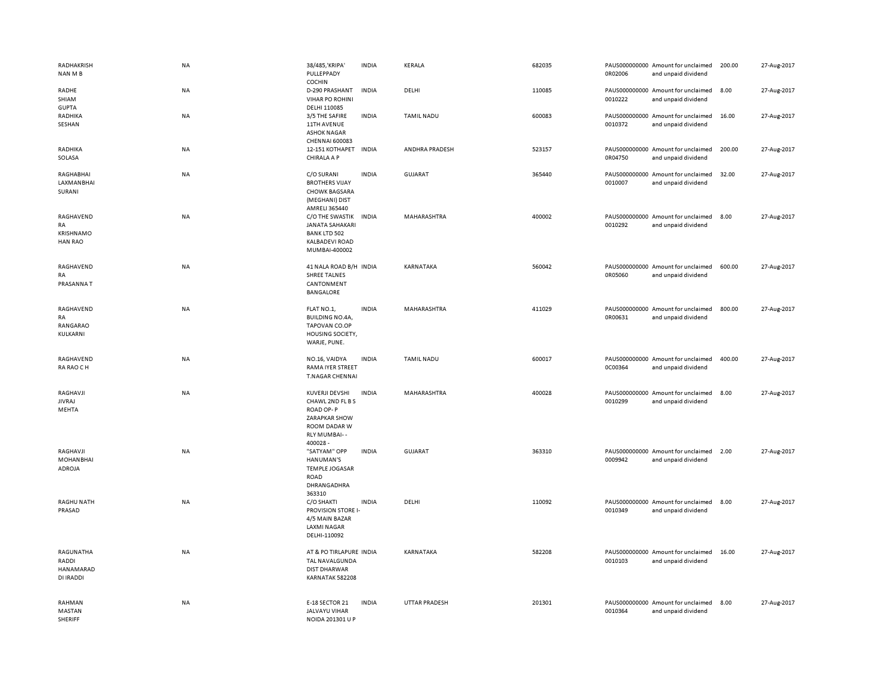| | | | | | | | | | |
|---|---|---|---|---|---|---|---|---|---|
| RADHAKRISH NAN M B | NA | 38/485,'KRIPA' PULLEPPADY COCHIN | INDIA | KERALA | 682035 | PAUS0000000000R02006 | Amount for unclaimed and unpaid dividend | 200.00 | 27-Aug-2017 |
| RADHE SHIAM GUPTA | NA | D-290 PRASHANT VIHAR PO ROHINI DELHI 110085 | INDIA | DELHI | 110085 | PAUS0000000000010222 | Amount for unclaimed and unpaid dividend | 8.00 | 27-Aug-2017 |
| RADHIKA SESHAN | NA | 3/5 THE SAFIRE 11TH AVENUE ASHOK NAGAR CHENNAI 600083 | INDIA | TAMIL NADU | 600083 | PAUS0000000000010372 | Amount for unclaimed and unpaid dividend | 16.00 | 27-Aug-2017 |
| RADHIKA SOLASA | NA | 12-151 KOTHAPET CHIRALA A P | INDIA | ANDHRA PRADESH | 523157 | PAUS0000000000R04750 | Amount for unclaimed and unpaid dividend | 200.00 | 27-Aug-2017 |
| RAGHABHAI LAXMANBHAI SURANI | NA | C/O SURANI BROTHERS VIJAY CHOWK BAGSARA (MEGHANI) DIST AMRELI 365440 | INDIA | GUJARAT | 365440 | PAUS0000000000010007 | Amount for unclaimed and unpaid dividend | 32.00 | 27-Aug-2017 |
| RAGHAVEND RA KRISHNAMO HAN RAO | NA | C/O THE SWASTIK JANATA SAHAKARI BANK LTD 502 KALBADEVI ROAD MUMBAI-400002 | INDIA | MAHARASHTRA | 400002 | PAUS0000000000010292 | Amount for unclaimed and unpaid dividend | 8.00 | 27-Aug-2017 |
| RAGHAVEND RA PRASANNA T | NA | 41 NALA ROAD B/H SHREE TALNES CANTONMENT BANGALORE | INDIA | KARNATAKA | 560042 | PAUS0000000000R05060 | Amount for unclaimed and unpaid dividend | 600.00 | 27-Aug-2017 |
| RAGHAVEND RA RANGARAO KULKARNI | NA | FLAT NO.1, BUILDING NO.4A, TAPOVAN CO.OP HOUSING SOCIETY, WARJE, PUNE. | INDIA | MAHARASHTRA | 411029 | PAUS0000000000R00631 | Amount for unclaimed and unpaid dividend | 800.00 | 27-Aug-2017 |
| RAGHAVEND RA RAO C H | NA | NO.16, VAIDYA RAMA IYER STREET T.NAGAR CHENNAI | INDIA | TAMIL NADU | 600017 | PAUS0000000000C00364 | Amount for unclaimed and unpaid dividend | 400.00 | 27-Aug-2017 |
| RAGHAVJI JIVRAJ MEHTA | NA | KUVERJI DEVSHI CHAWL 2ND FL B S ROAD OP- P ZARAPKAR SHOW ROOM DADAR W RLY MUMBAI- - 400028 - | INDIA | MAHARASHTRA | 400028 | PAUS0000000000010299 | Amount for unclaimed and unpaid dividend | 8.00 | 27-Aug-2017 |
| RAGHAVJI MOHANBHAI ADROJA | NA | "SATYAM" OPP HANUMAN'S TEMPLE JOGASAR ROAD DHRANGADHRA 363310 | INDIA | GUJARAT | 363310 | PAUS0000000000009942 | Amount for unclaimed and unpaid dividend | 2.00 | 27-Aug-2017 |
| RAGHU NATH PRASAD | NA | C/O SHAKTI PROVISION STORE I-4/5 MAIN BAZAR LAXMI NAGAR DELHI-110092 | INDIA | DELHI | 110092 | PAUS0000000000010349 | Amount for unclaimed and unpaid dividend | 8.00 | 27-Aug-2017 |
| RAGUNATHA RADDI HANAMARAD DI IRADDI | NA | AT & PO TIRLAPURE TAL NAVALGUNDA DIST DHARWAR KARNATAK 582208 | INDIA | KARNATAKA | 582208 | PAUS0000000000010103 | Amount for unclaimed and unpaid dividend | 16.00 | 27-Aug-2017 |
| RAHMAN MASTAN SHERIFF | NA | E-18 SECTOR 21 JALVAYU VIHAR NOIDA 201301 U P | INDIA | UTTAR PRADESH | 201301 | PAUS0000000000010364 | Amount for unclaimed and unpaid dividend | 8.00 | 27-Aug-2017 |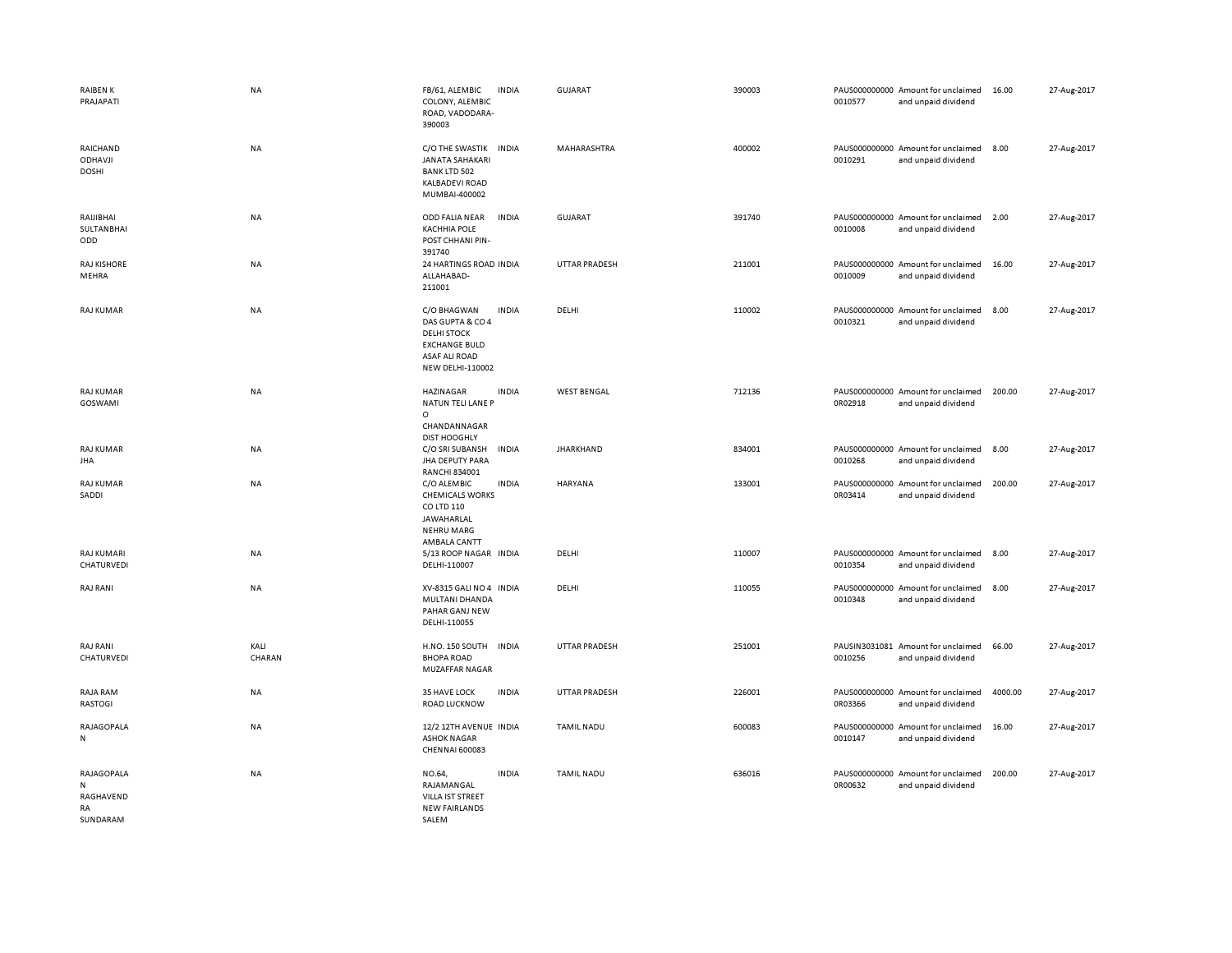| | | | | | | | | | |
|---|---|---|---|---|---|---|---|---|---|
| RAIBEN K PRAJAPATI | NA | FB/61, ALEMBIC COLONY, ALEMBIC ROAD, VADODARA-390003 | INDIA | GUJARAT | 390003 | PAUS0000000000010577 | Amount for unclaimed and unpaid dividend | 16.00 | 27-Aug-2017 |
| RAICHAND ODHAVJI DOSHI | NA | C/O THE SWASTIK JANATA SAHAKARI BANK LTD 502 KALBADEVI ROAD MUMBAI-400002 | INDIA | MAHARASHTRA | 400002 | PAUS0000000000010291 | Amount for unclaimed and unpaid dividend | 8.00 | 27-Aug-2017 |
| RAIJIBHAI SULTANBHAI ODD | NA | ODD FALIA NEAR KACHHIA POLE POST CHHANI PIN-391740 | INDIA | GUJARAT | 391740 | PAUS0000000000010008 | Amount for unclaimed and unpaid dividend | 2.00 | 27-Aug-2017 |
| RAJ KISHORE MEHRA | NA | 24 HARTINGS ROAD ALLAHABAD-211001 | INDIA | UTTAR PRADESH | 211001 | PAUS0000000000010009 | Amount for unclaimed and unpaid dividend | 16.00 | 27-Aug-2017 |
| RAJ KUMAR | NA | C/O BHAGWAN DAS GUPTA & CO 4 DELHI STOCK EXCHANGE BULD ASAF ALI ROAD NEW DELHI-110002 | INDIA | DELHI | 110002 | PAUS0000000000010321 | Amount for unclaimed and unpaid dividend | 8.00 | 27-Aug-2017 |
| RAJ KUMAR GOSWAMI | NA | HAZINAGAR NATUN TELI LANE P O CHANDANNAGAR DIST HOOGHLY | INDIA | WEST BENGAL | 712136 | PAUS0000000000R02918 | Amount for unclaimed and unpaid dividend | 200.00 | 27-Aug-2017 |
| RAJ KUMAR JHA | NA | C/O SRI SUBANSH JHA DEPUTY PARA RANCHI 834001 | INDIA | JHARKHAND | 834001 | PAUS0000000000010268 | Amount for unclaimed and unpaid dividend | 8.00 | 27-Aug-2017 |
| RAJ KUMAR SADDI | NA | C/O ALEMBIC CHEMICALS WORKS CO LTD 110 JAWAHARLAL NEHRU MARG AMBALA CANTT | INDIA | HARYANA | 133001 | PAUS0000000000R03414 | Amount for unclaimed and unpaid dividend | 200.00 | 27-Aug-2017 |
| RAJ KUMARI CHATURVEDI | NA | 5/13 ROOP NAGAR DELHI-110007 | INDIA | DELHI | 110007 | PAUS0000000000010354 | Amount for unclaimed and unpaid dividend | 8.00 | 27-Aug-2017 |
| RAJ RANI | NA | XV-8315 GALI NO 4 MULTANI DHANDA PAHAR GANJ NEW DELHI-110055 | INDIA | DELHI | 110055 | PAUS0000000000010348 | Amount for unclaimed and unpaid dividend | 8.00 | 27-Aug-2017 |
| RAJ RANI CHATURVEDI | KALI CHARAN | H.NO. 150 SOUTH BHOPA ROAD MUZAFFAR NAGAR | INDIA | UTTAR PRADESH | 251001 | PAUSIN30310810010256 | Amount for unclaimed and unpaid dividend | 66.00 | 27-Aug-2017 |
| RAJA RAM RASTOGI | NA | 35 HAVE LOCK ROAD LUCKNOW | INDIA | UTTAR PRADESH | 226001 | PAUS0000000000R03366 | Amount for unclaimed and unpaid dividend | 4000.00 | 27-Aug-2017 |
| RAJAGOPALAN | NA | 12/2 12TH AVENUE ASHOK NAGAR CHENNAI 600083 | INDIA | TAMIL NADU | 600083 | PAUS0000000000010147 | Amount for unclaimed and unpaid dividend | 16.00 | 27-Aug-2017 |
| RAJAGOPALAN RAGHAVENDRA SUNDARAM | NA | NO.64, RAJAMANGAL VILLA IST STREET NEW FAIRLANDS SALEM | INDIA | TAMIL NADU | 636016 | PAUS0000000000R00632 | Amount for unclaimed and unpaid dividend | 200.00 | 27-Aug-2017 |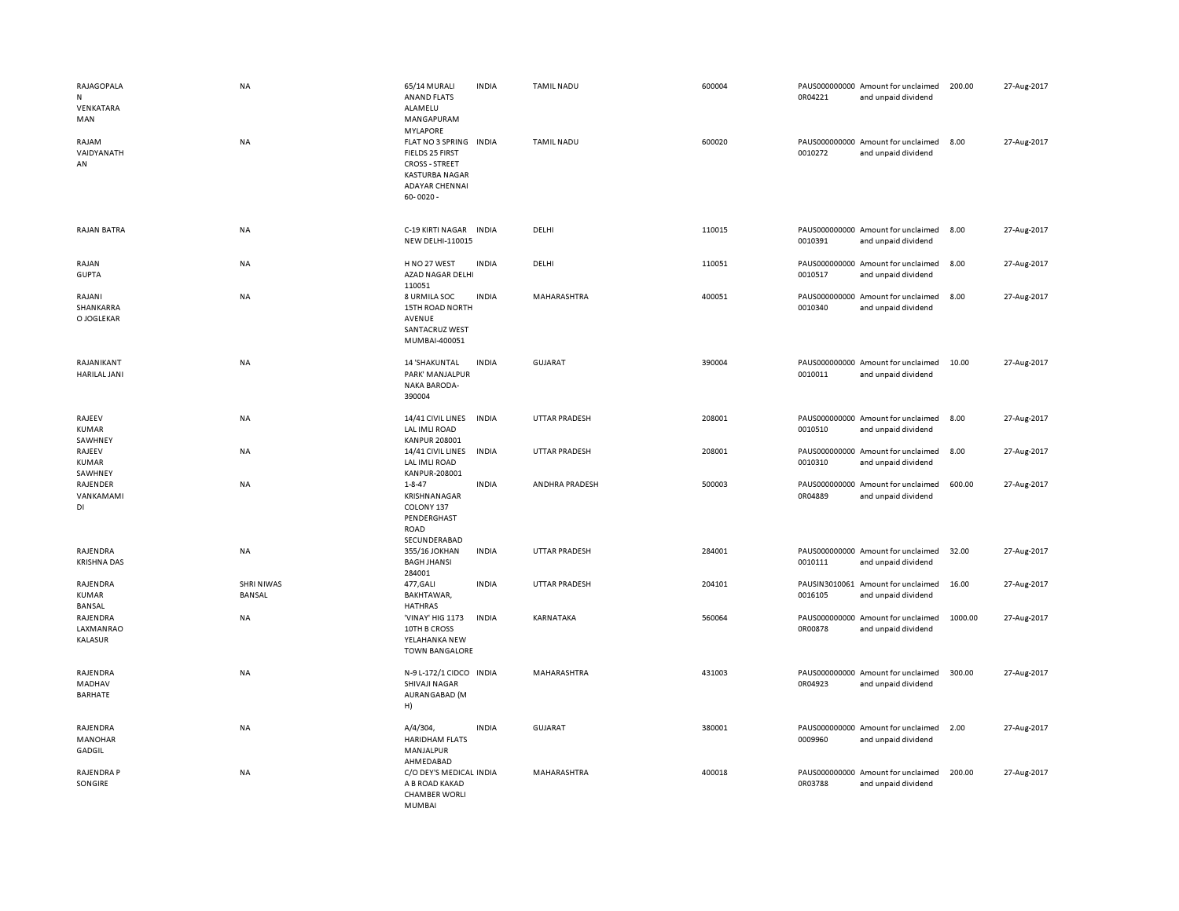| | | | | | | | | | |
|---|---|---|---|---|---|---|---|---|---|
| RAJAGOPALAN VENKATARAMAN | NA | 65/14 MURALI ANAND FLATS ALAMELU MANGAPURAM MYLAPORE | INDIA | TAMIL NADU | 600004 | PAUS0000000000R04221 | Amount for unclaimed and unpaid dividend | 200.00 | 27-Aug-2017 |
| RAJAM VAIDYANATHAN | NA | FLAT NO 3 SPRING FIELDS 25 FIRST CROSS - STREET KASTURBA NAGAR ADAYAR CHENNAI 60- 0020 - | INDIA | TAMIL NADU | 600020 | PAUS00000000000010272 | Amount for unclaimed and unpaid dividend | 8.00 | 27-Aug-2017 |
| RAJAN BATRA | NA | C-19 KIRTI NAGAR NEW DELHI-110015 | INDIA | DELHI | 110015 | PAUS00000000000010391 | Amount for unclaimed and unpaid dividend | 8.00 | 27-Aug-2017 |
| RAJAN GUPTA | NA | H NO 27 WEST AZAD NAGAR DELHI 110051 | INDIA | DELHI | 110051 | PAUS00000000000010517 | Amount for unclaimed and unpaid dividend | 8.00 | 27-Aug-2017 |
| RAJANI SHANKARRAO JOGLEKAR | NA | 8 URMILA SOC 15TH ROAD NORTH AVENUE SANTACRUZ WEST MUMBAI-400051 | INDIA | MAHARASHTRA | 400051 | PAUS00000000000010340 | Amount for unclaimed and unpaid dividend | 8.00 | 27-Aug-2017 |
| RAJANIKANT HARILAL JANI | NA | 14 'SHAKUNTAL PARK' MANJALPUR NAKA BARODA-390004 | INDIA | GUJARAT | 390004 | PAUS00000000000010011 | Amount for unclaimed and unpaid dividend | 10.00 | 27-Aug-2017 |
| RAJEEV KUMAR SAWHNEY | NA | 14/41 CIVIL LINES LAL IMLI ROAD KANPUR 208001 | INDIA | UTTAR PRADESH | 208001 | PAUS00000000000010510 | Amount for unclaimed and unpaid dividend | 8.00 | 27-Aug-2017 |
| RAJEEV KUMAR SAWHNEY | NA | 14/41 CIVIL LINES LAL IMLI ROAD KANPUR-208001 | INDIA | UTTAR PRADESH | 208001 | PAUS00000000000010310 | Amount for unclaimed and unpaid dividend | 8.00 | 27-Aug-2017 |
| RAJENDER VANKAMAMIDI | NA | 1-8-47 KRISHNANAGAR COLONY 137 PENDERGHAST ROAD SECUNDERABAD | INDIA | ANDHRA PRADESH | 500003 | PAUS0000000000R04889 | Amount for unclaimed and unpaid dividend | 600.00 | 27-Aug-2017 |
| RAJENDRA KRISHNA DAS | NA | 355/16 JOKHAN BAGH JHANSI 284001 | INDIA | UTTAR PRADESH | 284001 | PAUS00000000000010111 | Amount for unclaimed and unpaid dividend | 32.00 | 27-Aug-2017 |
| RAJENDRA KUMAR BANSAL | SHRI NIWAS BANSAL | 477,GALI BAKHTAWAR, HATHRAS | INDIA | UTTAR PRADESH | 204101 | PAUSIN30100610016105 | Amount for unclaimed and unpaid dividend | 16.00 | 27-Aug-2017 |
| RAJENDRA LAXMANRAO KALASUR | NA | 'VINAY' HIG 1173 10TH B CROSS YELAHANKA NEW TOWN BANGALORE | INDIA | KARNATAKA | 560064 | PAUS0000000000R00878 | Amount for unclaimed and unpaid dividend | 1000.00 | 27-Aug-2017 |
| RAJENDRA MADHAV BARHATE | NA | N-9 L-172/1 CIDCO SHIVAJI NAGAR AURANGABAD (M H) | INDIA | MAHARASHTRA | 431003 | PAUS0000000000R04923 | Amount for unclaimed and unpaid dividend | 300.00 | 27-Aug-2017 |
| RAJENDRA MANOHAR GADGIL | NA | A/4/304, HARIDHAM FLATS MANJALPUR AHMEDABAD | INDIA | GUJARAT | 380001 | PAUS00000000000009960 | Amount for unclaimed and unpaid dividend | 2.00 | 27-Aug-2017 |
| RAJENDRA P SONGIRE | NA | C/O DEY'S MEDICAL A B ROAD KAKAD CHAMBER WORLI MUMBAI | INDIA | MAHARASHTRA | 400018 | PAUS0000000000R03788 | Amount for unclaimed and unpaid dividend | 200.00 | 27-Aug-2017 |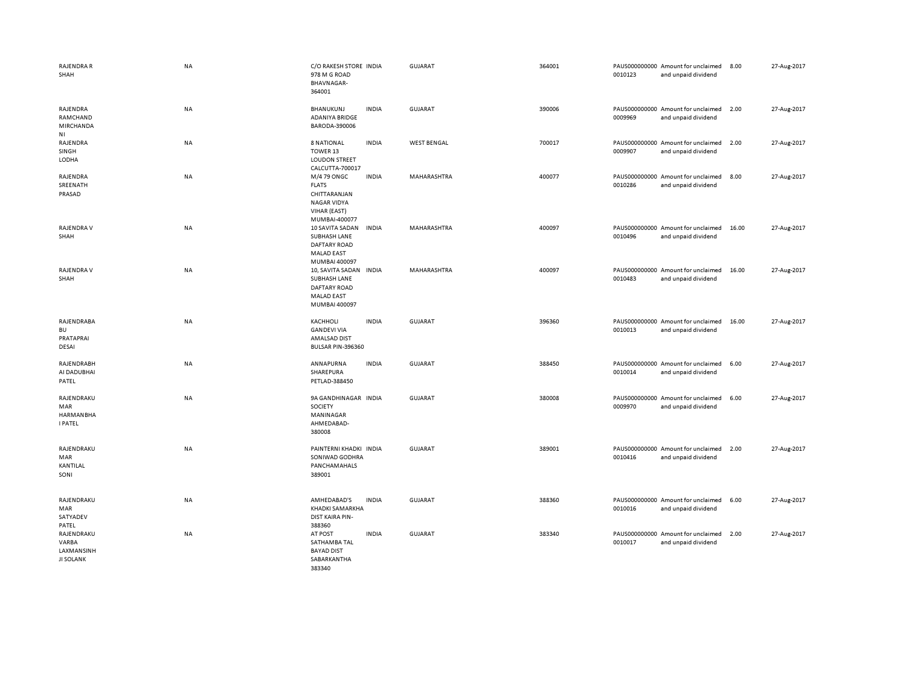| | | | | | | | | | |
|---|---|---|---|---|---|---|---|---|---|
| RAJENDRA R SHAH | NA | C/O RAKESH STORE 978 M G ROAD BHAVNAGAR-364001 | INDIA | GUJARAT | 364001 | PAUS0000000000010123 | Amount for unclaimed and unpaid dividend | 8.00 | 27-Aug-2017 |
| RAJENDRA RAMCHAND MIRCHANDANI | NA | BHANUKUNJ ADANIYA BRIDGE BARODA-390006 | INDIA | GUJARAT | 390006 | PAUS0000000000009969 | Amount for unclaimed and unpaid dividend | 2.00 | 27-Aug-2017 |
| RAJENDRA SINGH LODHA | NA | 8 NATIONAL TOWER 13 LOUDON STREET CALCUTTA-700017 | INDIA | WEST BENGAL | 700017 | PAUS0000000000009907 | Amount for unclaimed and unpaid dividend | 2.00 | 27-Aug-2017 |
| RAJENDRA SREENATH PRASAD | NA | M/4 79 ONGC FLATS CHITTARANJAN NAGAR VIDYA VIHAR (EAST) MUMBAI-400077 | INDIA | MAHARASHTRA | 400077 | PAUS0000000000010286 | Amount for unclaimed and unpaid dividend | 8.00 | 27-Aug-2017 |
| RAJENDRA V SHAH | NA | 10 SAVITA SADAN SUBHASH LANE DAFTARY ROAD MALAD EAST MUMBAI 400097 | INDIA | MAHARASHTRA | 400097 | PAUS0000000000010496 | Amount for unclaimed and unpaid dividend | 16.00 | 27-Aug-2017 |
| RAJENDRA V SHAH | NA | 10, SAVITA SADAN SUBHASH LANE DAFTARY ROAD MALAD EAST MUMBAI 400097 | INDIA | MAHARASHTRA | 400097 | PAUS0000000000010483 | Amount for unclaimed and unpaid dividend | 16.00 | 27-Aug-2017 |
| RAJENDRABABU PRATAPRAI DESAI | NA | KACHHOLI GANDEVI VIA AMALSAD DIST BULSAR PIN-396360 | INDIA | GUJARAT | 396360 | PAUS0000000000010013 | Amount for unclaimed and unpaid dividend | 16.00 | 27-Aug-2017 |
| RAJENDRABHAI DADUBHAI PATEL | NA | ANNAPURNA SHAREPURA PETLAD-388450 | INDIA | GUJARAT | 388450 | PAUS0000000000010014 | Amount for unclaimed and unpaid dividend | 6.00 | 27-Aug-2017 |
| RAJENDRAKUMAR HARMANBHAI PATEL | NA | 9A GANDHINAGAR SOCIETY MANINAGAR AHMEDABAD-380008 | INDIA | GUJARAT | 380008 | PAUS0000000000009970 | Amount for unclaimed and unpaid dividend | 6.00 | 27-Aug-2017 |
| RAJENDRAKUMAR KANTILAL SONI | NA | PAINTERNI KHADKI SONIWAD GODHRA PANCHAMAHALS 389001 | INDIA | GUJARAT | 389001 | PAUS0000000000010416 | Amount for unclaimed and unpaid dividend | 2.00 | 27-Aug-2017 |
| RAJENDRAKUMAR SATYADEV PATEL | NA | AMHEDABAD'S KHADKI SAMARKHA DIST KAIRA PIN-388360 | INDIA | GUJARAT | 388360 | PAUS0000000000010016 | Amount for unclaimed and unpaid dividend | 6.00 | 27-Aug-2017 |
| RAJENDRAKUVARBA LAXMANSINHJI SOLANK | NA | AT POST SATHAMBA TAL BAYAD DIST SABARKANTHA 383340 | INDIA | GUJARAT | 383340 | PAUS0000000000010017 | Amount for unclaimed and unpaid dividend | 2.00 | 27-Aug-2017 |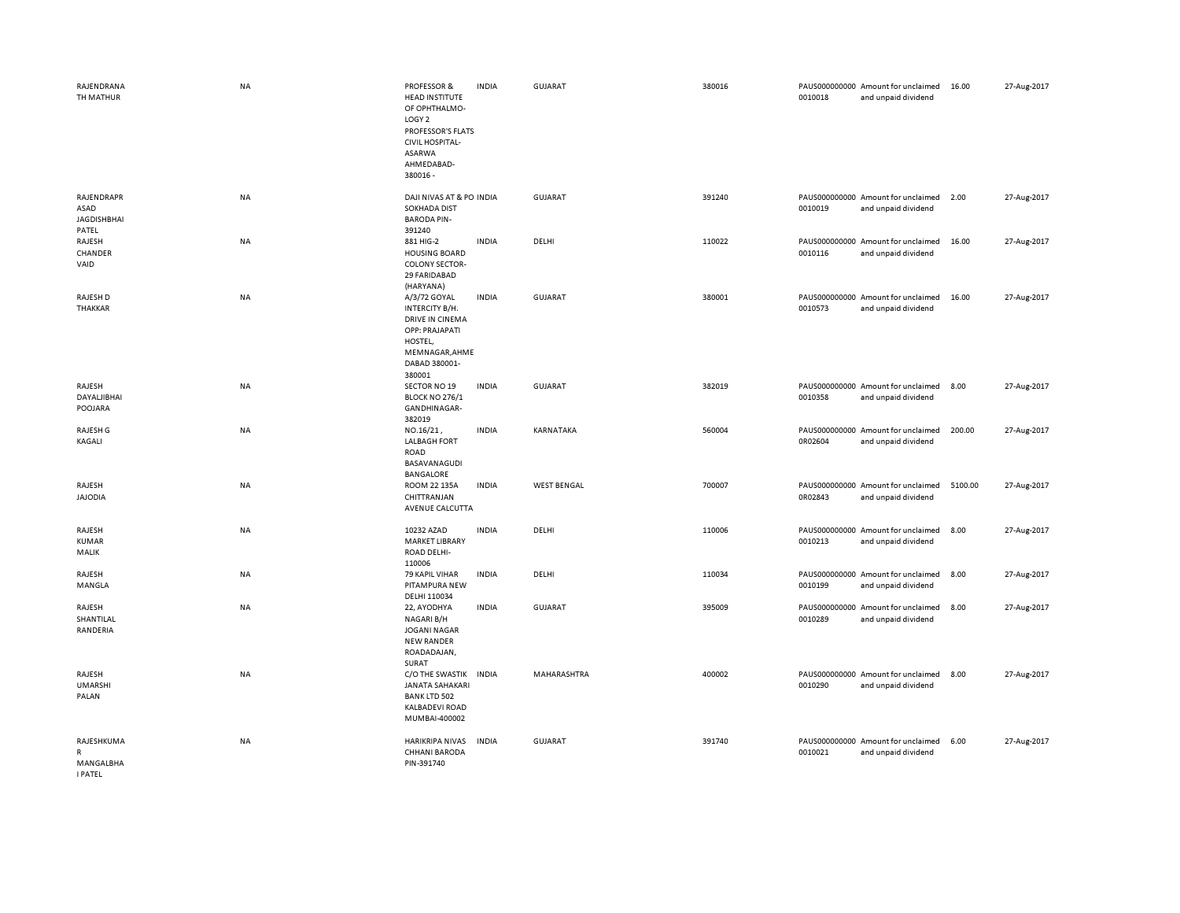| | | | | | | | | | |
|---|---|---|---|---|---|---|---|---|---|
| RAJENDRANATH MATHUR | NA | PROFESSOR & HEAD INSTITUTE OF OPHTHALMO-LOGY 2 PROFESSOR'S FLATS CIVIL HOSPITAL-ASARWA AHMEDABAD-380016 - | INDIA | GUJARAT | 380016 | PAUS0000000000010018 | Amount for unclaimed and unpaid dividend | 16.00 | 27-Aug-2017 |
| RAJENDRAPRASAD JAGDISHBHAI PATEL | NA | DAJI NIVAS AT & PO SOKHADA DIST BARODA PIN-391240 | INDIA | GUJARAT | 391240 | PAUS0000000000010019 | Amount for unclaimed and unpaid dividend | 2.00 | 27-Aug-2017 |
| RAJESH CHANDER VAID | NA | 881 HIG-2 HOUSING BOARD COLONY SECTOR-29 FARIDABAD (HARYANA) | INDIA | DELHI | 110022 | PAUS0000000000010116 | Amount for unclaimed and unpaid dividend | 16.00 | 27-Aug-2017 |
| RAJESH D THAKKAR | NA | A/3/72 GOYAL INTERCITY B/H. DRIVE IN CINEMA OPP: PRAJAPATI HOSTEL, MEMNAGAR,AHMEDABAD 380001-380001 | INDIA | GUJARAT | 380001 | PAUS0000000000010573 | Amount for unclaimed and unpaid dividend | 16.00 | 27-Aug-2017 |
| RAJESH DAYALJIBHAI POOJARA | NA | SECTOR NO 19 BLOCK NO 276/1 GANDHINAGAR-382019 | INDIA | GUJARAT | 382019 | PAUS0000000000010358 | Amount for unclaimed and unpaid dividend | 8.00 | 27-Aug-2017 |
| RAJESH G KAGALI | NA | NO.16/21 , LALBAGH FORT ROAD BASAVANAGUDI BANGALORE | INDIA | KARNATAKA | 560004 | PAUS0000000000R02604 | Amount for unclaimed and unpaid dividend | 200.00 | 27-Aug-2017 |
| RAJESH JAJODIA | NA | ROOM 22 135A CHITTRANJAN AVENUE CALCUTTA | INDIA | WEST BENGAL | 700007 | PAUS0000000000R02843 | Amount for unclaimed and unpaid dividend | 5100.00 | 27-Aug-2017 |
| RAJESH KUMAR MALIK | NA | 10232 AZAD MARKET LIBRARY ROAD DELHI-110006 | INDIA | DELHI | 110006 | PAUS0000000000010213 | Amount for unclaimed and unpaid dividend | 8.00 | 27-Aug-2017 |
| RAJESH MANGLA | NA | 79 KAPIL VIHAR PITAMPURA NEW DELHI 110034 | INDIA | DELHI | 110034 | PAUS0000000000010199 | Amount for unclaimed and unpaid dividend | 8.00 | 27-Aug-2017 |
| RAJESH SHANTILAL RANDERIA | NA | 22, AYODHYA NAGARI B/H JOGANI NAGAR NEW RANDER ROADADAJAN, SURAT | INDIA | GUJARAT | 395009 | PAUS0000000000010289 | Amount for unclaimed and unpaid dividend | 8.00 | 27-Aug-2017 |
| RAJESH UMARSHI PALAN | NA | C/O THE SWASTIK JANATA SAHAKARI BANK LTD 502 KALBADEVI ROAD MUMBAI-400002 | INDIA | MAHARASHTRA | 400002 | PAUS0000000000010290 | Amount for unclaimed and unpaid dividend | 8.00 | 27-Aug-2017 |
| RAJESHKUMAR MANGALBHAI PATEL | NA | HARIKRIPA NIVAS CHHANI BARODA PIN-391740 | INDIA | GUJARAT | 391740 | PAUS0000000000010021 | Amount for unclaimed and unpaid dividend | 6.00 | 27-Aug-2017 |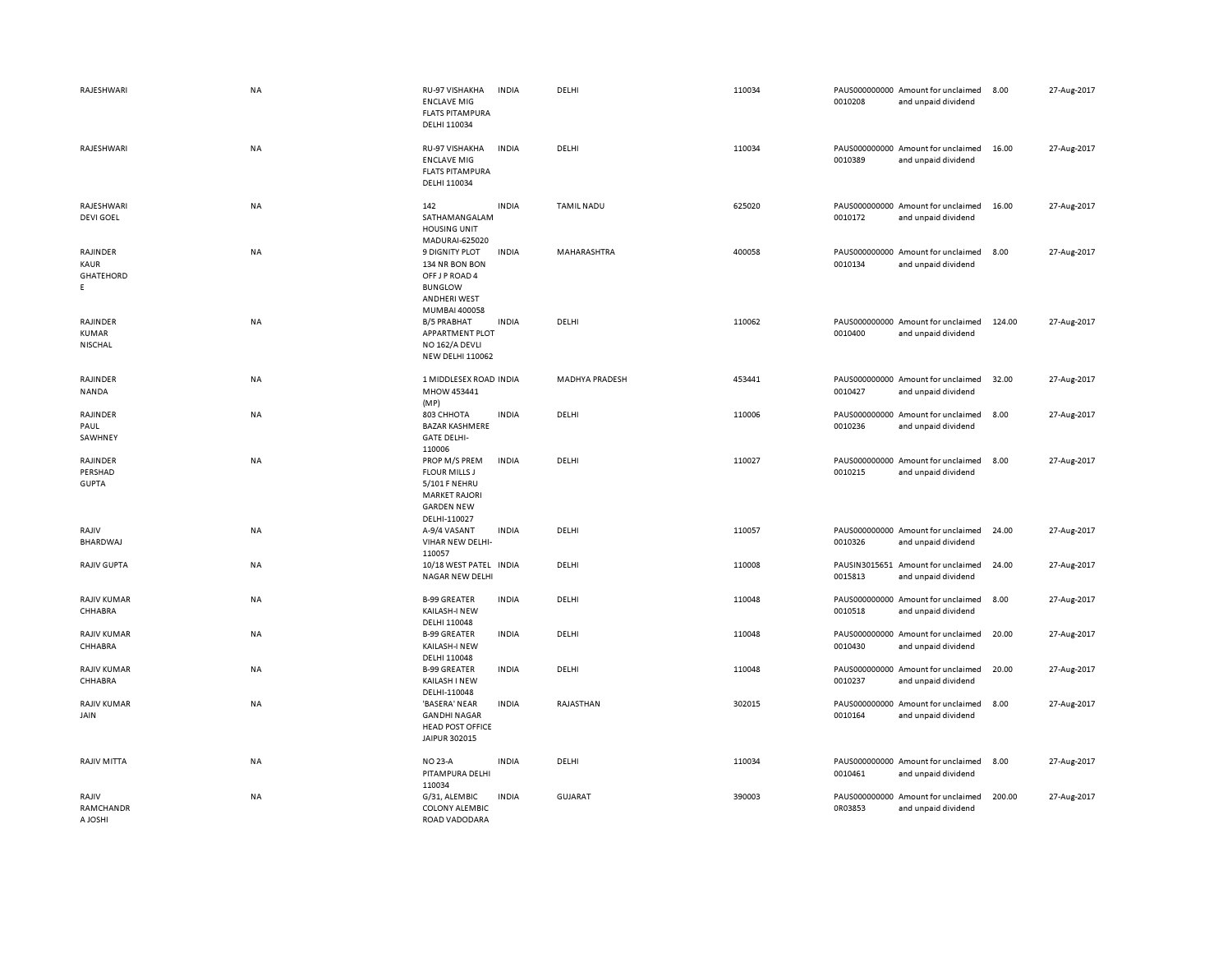| | | | | | | | | | |
|---|---|---|---|---|---|---|---|---|---|
| RAJESHWARI | NA | RU-97 VISHAKHA ENCLAVE MIG FLATS PITAMPURA DELHI 110034 | INDIA | DELHI | 110034 | PAUS0000000000010208 | Amount for unclaimed and unpaid dividend | 8.00 | 27-Aug-2017 |
| RAJESHWARI | NA | RU-97 VISHAKHA ENCLAVE MIG FLATS PITAMPURA DELHI 110034 | INDIA | DELHI | 110034 | PAUS0000000000010389 | Amount for unclaimed and unpaid dividend | 16.00 | 27-Aug-2017 |
| RAJESHWARI DEVI GOEL | NA | 142 SATHAMANGALAM HOUSING UNIT MADURAI-625020 | INDIA | TAMIL NADU | 625020 | PAUS0000000000010172 | Amount for unclaimed and unpaid dividend | 16.00 | 27-Aug-2017 |
| RAJINDER KAUR GHATEHORDE | NA | 9 DIGNITY PLOT 134 NR BON BON OFF J P ROAD 4 BUNGLOW ANDHERI WEST MUMBAI 400058 | INDIA | MAHARASHTRA | 400058 | PAUS0000000000010134 | Amount for unclaimed and unpaid dividend | 8.00 | 27-Aug-2017 |
| RAJINDER KUMAR NISCHAL | NA | B/5 PRABHAT APPARTMENT PLOT NO 162/A DEVLI NEW DELHI 110062 | INDIA | DELHI | 110062 | PAUS0000000000010400 | Amount for unclaimed and unpaid dividend | 124.00 | 27-Aug-2017 |
| RAJINDER NANDA | NA | 1 MIDDLESEX ROAD MHOW 453441 (MP) | INDIA | MADHYA PRADESH | 453441 | PAUS0000000000010427 | Amount for unclaimed and unpaid dividend | 32.00 | 27-Aug-2017 |
| RAJINDER PAUL SAWHNEY | NA | 803 CHHOTA BAZAR KASHMERE GATE DELHI-110006 | INDIA | DELHI | 110006 | PAUS0000000000010236 | Amount for unclaimed and unpaid dividend | 8.00 | 27-Aug-2017 |
| RAJINDER PERSHAD GUPTA | NA | PROP M/S PREM FLOUR MILLS J 5/101 F NEHRU MARKET RAJORI GARDEN NEW DELHI-110027 | INDIA | DELHI | 110027 | PAUS0000000000010215 | Amount for unclaimed and unpaid dividend | 8.00 | 27-Aug-2017 |
| RAJIV BHARDWAJ | NA | A-9/4 VASANT VIHAR NEW DELHI-110057 | INDIA | DELHI | 110057 | PAUS0000000000010326 | Amount for unclaimed and unpaid dividend | 24.00 | 27-Aug-2017 |
| RAJIV GUPTA | NA | 10/18 WEST PATEL NAGAR NEW DELHI | INDIA | DELHI | 110008 | PAUSIN30156510015813 | Amount for unclaimed and unpaid dividend | 24.00 | 27-Aug-2017 |
| RAJIV KUMAR CHHABRA | NA | B-99 GREATER KAILASH-I NEW DELHI 110048 | INDIA | DELHI | 110048 | PAUS0000000000010518 | Amount for unclaimed and unpaid dividend | 8.00 | 27-Aug-2017 |
| RAJIV KUMAR CHHABRA | NA | B-99 GREATER KAILASH-I NEW DELHI 110048 | INDIA | DELHI | 110048 | PAUS0000000000010430 | Amount for unclaimed and unpaid dividend | 20.00 | 27-Aug-2017 |
| RAJIV KUMAR CHHABRA | NA | B-99 GREATER KAILASH I NEW DELHI-110048 | INDIA | DELHI | 110048 | PAUS0000000000010237 | Amount for unclaimed and unpaid dividend | 20.00 | 27-Aug-2017 |
| RAJIV KUMAR JAIN | NA | 'BASERA' NEAR GANDHI NAGAR HEAD POST OFFICE JAIPUR 302015 | INDIA | RAJASTHAN | 302015 | PAUS0000000000010164 | Amount for unclaimed and unpaid dividend | 8.00 | 27-Aug-2017 |
| RAJIV MITTA | NA | NO 23-A PITAMPURA DELHI 110034 | INDIA | DELHI | 110034 | PAUS0000000000010461 | Amount for unclaimed and unpaid dividend | 8.00 | 27-Aug-2017 |
| RAJIV RAMCHANDRA JOSHI | NA | G/31, ALEMBIC COLONY ALEMBIC ROAD VADODARA | INDIA | GUJARAT | 390003 | PAUS0000000000R03853 | Amount for unclaimed and unpaid dividend | 200.00 | 27-Aug-2017 |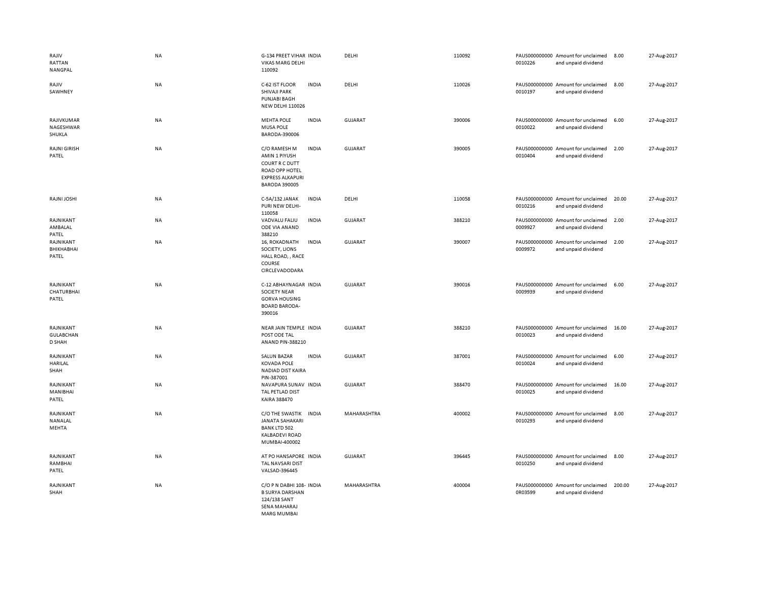| | | | | | | | | | | |
|---|---|---|---|---|---|---|---|---|---|---|
| RAJIV RATTAN NANGPAL | NA | G-134 PREET VIHAR VIKAS MARG DELHI 110092 | INDIA | DELHI | 110092 | PAUS0000000000010226 | Amount for unclaimed and unpaid dividend | 8.00 | 27-Aug-2017 |
| RAJIV SAWHNEY | NA | C-62 IST FLOOR SHIVAJI PARK PUNJABI BAGH NEW DELHI 110026 | INDIA | DELHI | 110026 | PAUS0000000000010197 | Amount for unclaimed and unpaid dividend | 8.00 | 27-Aug-2017 |
| RAJIVKUMAR NAGESHWAR SHUKLA | NA | MEHTA POLE MUSA POLE BARODA-390006 | INDIA | GUJARAT | 390006 | PAUS0000000000010022 | Amount for unclaimed and unpaid dividend | 6.00 | 27-Aug-2017 |
| RAJNI GIRISH PATEL | NA | C/O RAMESH M AMIN 1 PIYUSH COURT R C DUTT ROAD OPP HOTEL EXPRESS ALKAPURI BARODA 390005 | INDIA | GUJARAT | 390005 | PAUS0000000000010404 | Amount for unclaimed and unpaid dividend | 2.00 | 27-Aug-2017 |
| RAJNI JOSHI | NA | C-5A/132 JANAK PURI NEW DELHI-110058 | INDIA | DELHI | 110058 | PAUS0000000000010216 | Amount for unclaimed and unpaid dividend | 20.00 | 27-Aug-2017 |
| RAJNIKANT AMBALAL PATEL | NA | VADVALU FALIU ODE VIA ANAND 388210 | INDIA | GUJARAT | 388210 | PAUS0000000000009927 | Amount for unclaimed and unpaid dividend | 2.00 | 27-Aug-2017 |
| RAJNIKANT BHIKHABHAI PATEL | NA | 16, ROKADNATH SOCIETY, LIONS HALL ROAD, , RACE COURSE CIRCLEVADODARA | INDIA | GUJARAT | 390007 | PAUS0000000000009972 | Amount for unclaimed and unpaid dividend | 2.00 | 27-Aug-2017 |
| RAJNIKANT CHATURBHAI PATEL | NA | C-12 ABHAYNAGAR SOCIETY NEAR GORVA HOUSING BOARD BARODA-390016 | INDIA | GUJARAT | 390016 | PAUS0000000000009939 | Amount for unclaimed and unpaid dividend | 6.00 | 27-Aug-2017 |
| RAJNIKANT GULABCHAN D SHAH | NA | NEAR JAIN TEMPLE POST ODE TAL ANAND PIN-388210 | INDIA | GUJARAT | 388210 | PAUS0000000000010023 | Amount for unclaimed and unpaid dividend | 16.00 | 27-Aug-2017 |
| RAJNIKANT HARILAL SHAH | NA | SALUN BAZAR KOVADA POLE NADIAD DIST KAIRA PIN-387001 | INDIA | GUJARAT | 387001 | PAUS0000000000010024 | Amount for unclaimed and unpaid dividend | 6.00 | 27-Aug-2017 |
| RAJNIKANT MANIBHAI PATEL | NA | NAVAPURA SUNAV TAL PETLAD DIST KAIRA 388470 | INDIA | GUJARAT | 388470 | PAUS0000000000010025 | Amount for unclaimed and unpaid dividend | 16.00 | 27-Aug-2017 |
| RAJNIKANT NANALAL MEHTA | NA | C/O THE SWASTIK JANATA SAHAKARI BANK LTD 502 KALBADEVI ROAD MUMBAI-400002 | INDIA | MAHARASHTRA | 400002 | PAUS0000000000010293 | Amount for unclaimed and unpaid dividend | 8.00 | 27-Aug-2017 |
| RAJNIKANT RAMBHAI PATEL | NA | AT PO HANSAPORE TAL NAVSARI DIST VALSAD-396445 | INDIA | GUJARAT | 396445 | PAUS0000000000010250 | Amount for unclaimed and unpaid dividend | 8.00 | 27-Aug-2017 |
| RAJNIKANT SHAH | NA | C/O P N DABHI 108-B SURYA DARSHAN 124/138 SANT SENA MAHARAJ MARG MUMBAI | INDIA | MAHARASHTRA | 400004 | PAUS0000000000R03599 | Amount for unclaimed and unpaid dividend | 200.00 | 27-Aug-2017 |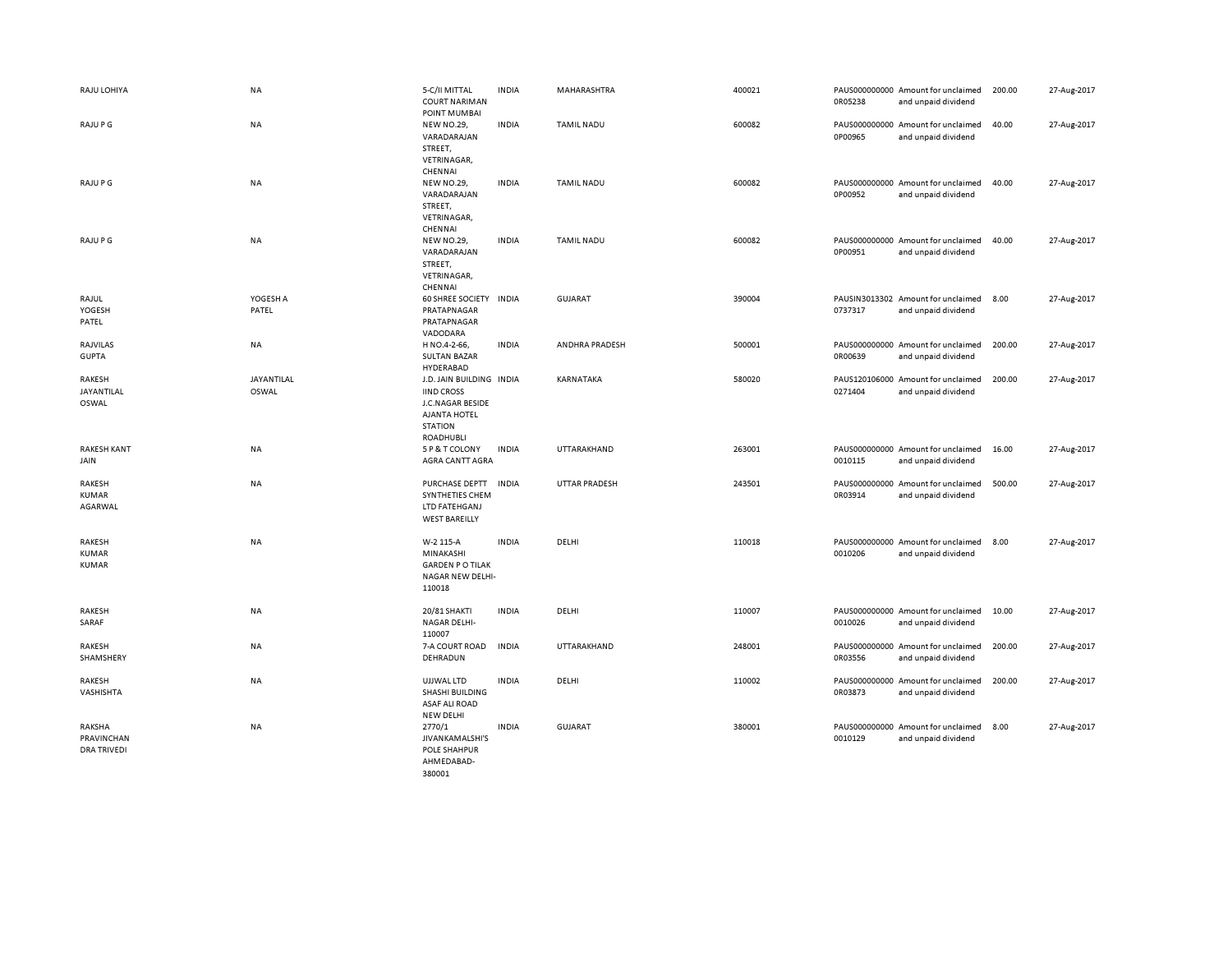| | | | | | | | | | |
|---|---|---|---|---|---|---|---|---|---|
| RAJU LOHIYA | NA | 5-C/II MITTAL COURT NARIMAN POINT MUMBAI | INDIA | MAHARASHTRA | 400021 | PAUS0000000000R05238 | Amount for unclaimed and unpaid dividend | 200.00 | 27-Aug-2017 |
| RAJU P G | NA | NEW NO.29, VARADARAJAN STREET, VETRINAGAR, CHENNAI | INDIA | TAMIL NADU | 600082 | PAUS0000000000P00965 | Amount for unclaimed and unpaid dividend | 40.00 | 27-Aug-2017 |
| RAJU P G | NA | NEW NO.29, VARADARAJAN STREET, VETRINAGAR, CHENNAI | INDIA | TAMIL NADU | 600082 | PAUS0000000000P00952 | Amount for unclaimed and unpaid dividend | 40.00 | 27-Aug-2017 |
| RAJU P G | NA | NEW NO.29, VARADARAJAN STREET, VETRINAGAR, CHENNAI | INDIA | TAMIL NADU | 600082 | PAUS0000000000P00951 | Amount for unclaimed and unpaid dividend | 40.00 | 27-Aug-2017 |
| RAJUL YOGESH PATEL | YOGESH A PATEL | 60 SHREE SOCIETY PRATAPNAGAR PRATAPNAGAR VADODARA | INDIA | GUJARAT | 390004 | PAUSIN30133020737317 | Amount for unclaimed and unpaid dividend | 8.00 | 27-Aug-2017 |
| RAJVILAS GUPTA | NA | H NO.4-2-66, SULTAN BAZAR HYDERABAD | INDIA | ANDHRA PRADESH | 500001 | PAUS0000000000R00639 | Amount for unclaimed and unpaid dividend | 200.00 | 27-Aug-2017 |
| RAKESH JAYANTILAL OSWAL | JAYANTILAL OSWAL | J.D. JAIN BUILDING IIND CROSS J.C.NAGAR BESIDE AJANTA HOTEL STATION ROADHUBLI | INDIA | KARNATAKA | 580020 | PAUS1201060000271404 | Amount for unclaimed and unpaid dividend | 200.00 | 27-Aug-2017 |
| RAKESH KANT JAIN | NA | 5 P & T COLONY AGRA CANTT AGRA | INDIA | UTTARAKHAND | 263001 | PAUS00000000000010115 | Amount for unclaimed and unpaid dividend | 16.00 | 27-Aug-2017 |
| RAKESH KUMAR AGARWAL | NA | PURCHASE DEPTT SYNTHETIES CHEM LTD FATEHGANJ WEST BAREILLY | INDIA | UTTAR PRADESH | 243501 | PAUS0000000000R03914 | Amount for unclaimed and unpaid dividend | 500.00 | 27-Aug-2017 |
| RAKESH KUMAR KUMAR | NA | W-2 115-A MINAKASHI GARDEN P O TILAK NAGAR NEW DELHI-110018 | INDIA | DELHI | 110018 | PAUS00000000000010206 | Amount for unclaimed and unpaid dividend | 8.00 | 27-Aug-2017 |
| RAKESH SARAF | NA | 20/81 SHAKTI NAGAR DELHI-110007 | INDIA | DELHI | 110007 | PAUS00000000000010026 | Amount for unclaimed and unpaid dividend | 10.00 | 27-Aug-2017 |
| RAKESH SHAMSHERY | NA | 7-A COURT ROAD DEHRADUN | INDIA | UTTARAKHAND | 248001 | PAUS0000000000R03556 | Amount for unclaimed and unpaid dividend | 200.00 | 27-Aug-2017 |
| RAKESH VASHISHTA | NA | UJJWAL LTD SHASHI BUILDING ASAF ALI ROAD NEW DELHI | INDIA | DELHI | 110002 | PAUS0000000000R03873 | Amount for unclaimed and unpaid dividend | 200.00 | 27-Aug-2017 |
| RAKSHA PRAVINCHAN DRA TRIVEDI | NA | 2770/1 JIVANKAMALSHI'S POLE SHAHPUR AHMEDABAD-380001 | INDIA | GUJARAT | 380001 | PAUS00000000000010129 | Amount for unclaimed and unpaid dividend | 8.00 | 27-Aug-2017 |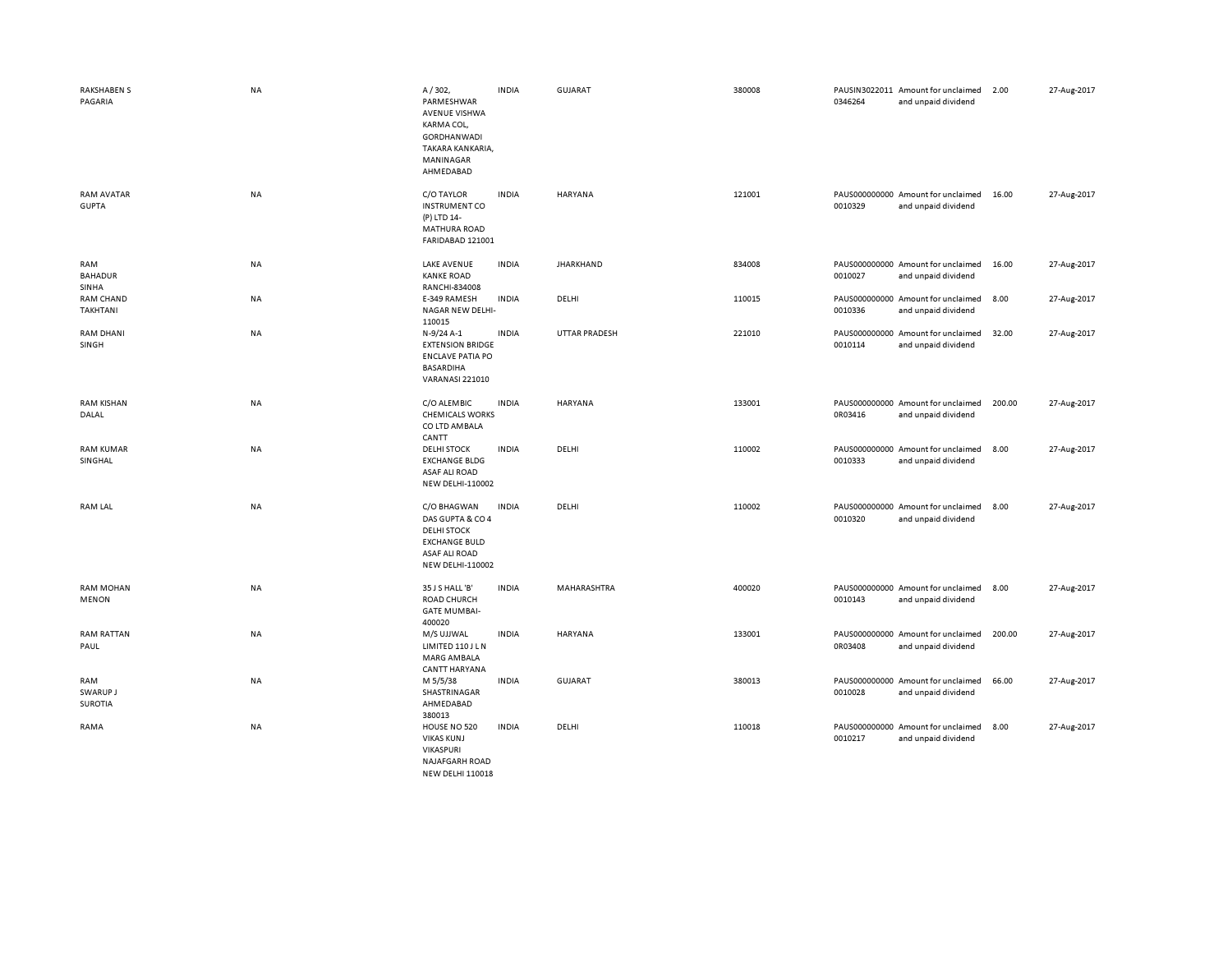| | | | | | | | | | |
|---|---|---|---|---|---|---|---|---|---|
| RAKSHABEN S PAGARIA | NA | A / 302, PARMESHWAR AVENUE VISHWA KARMA COL, GORDHANWADI TAKARA KANKARIA, MANINAGAR AHMEDABAD | INDIA | GUJARAT | 380008 | PAUSIN30220110346264 | Amount for unclaimed and unpaid dividend | 2.00 | 27-Aug-2017 |
| RAM AVATAR GUPTA | NA | C/O TAYLOR INSTRUMENT CO (P) LTD 14-MATHURA ROAD FARIDABAD 121001 | INDIA | HARYANA | 121001 | PAUS0000000000010329 | Amount for unclaimed and unpaid dividend | 16.00 | 27-Aug-2017 |
| RAM BAHADUR SINHA | NA | LAKE AVENUE KANKE ROAD RANCHI-834008 | INDIA | JHARKHAND | 834008 | PAUS0000000000010027 | Amount for unclaimed and unpaid dividend | 16.00 | 27-Aug-2017 |
| RAM CHAND TAKHTANI | NA | E-349 RAMESH NAGAR NEW DELHI-110015 | INDIA | DELHI | 110015 | PAUS0000000000010336 | Amount for unclaimed and unpaid dividend | 8.00 | 27-Aug-2017 |
| RAM DHANI SINGH | NA | N-9/24 A-1 EXTENSION BRIDGE ENCLAVE PATIA PO BASARDIHA VARANASI 221010 | INDIA | UTTAR PRADESH | 221010 | PAUS0000000000010114 | Amount for unclaimed and unpaid dividend | 32.00 | 27-Aug-2017 |
| RAM KISHAN DALAL | NA | C/O ALEMBIC CHEMICALS WORKS CO LTD AMBALA CANTT | INDIA | HARYANA | 133001 | PAUS0000000000R03416 | Amount for unclaimed and unpaid dividend | 200.00 | 27-Aug-2017 |
| RAM KUMAR SINGHAL | NA | DELHI STOCK EXCHANGE BLDG ASAF ALI ROAD NEW DELHI-110002 | INDIA | DELHI | 110002 | PAUS0000000000010333 | Amount for unclaimed and unpaid dividend | 8.00 | 27-Aug-2017 |
| RAM LAL | NA | C/O BHAGWAN DAS GUPTA & CO 4 DELHI STOCK EXCHANGE BULD ASAF ALI ROAD NEW DELHI-110002 | INDIA | DELHI | 110002 | PAUS0000000000010320 | Amount for unclaimed and unpaid dividend | 8.00 | 27-Aug-2017 |
| RAM MOHAN MENON | NA | 35 J S HALL 'B' ROAD CHURCH GATE MUMBAI-400020 | INDIA | MAHARASHTRA | 400020 | PAUS0000000000010143 | Amount for unclaimed and unpaid dividend | 8.00 | 27-Aug-2017 |
| RAM RATTAN PAUL | NA | M/S UJJWAL LIMITED 110 J L N MARG AMBALA CANTT HARYANA | INDIA | HARYANA | 133001 | PAUS0000000000R03408 | Amount for unclaimed and unpaid dividend | 200.00 | 27-Aug-2017 |
| RAM SWARUP J SUROTIA | NA | M 5/5/38 SHASTRINAGAR AHMEDABAD 380013 | INDIA | GUJARAT | 380013 | PAUS0000000000010028 | Amount for unclaimed and unpaid dividend | 66.00 | 27-Aug-2017 |
| RAMA | NA | HOUSE NO 520 VIKAS KUNJ VIKASPURI NAJAFGARH ROAD NEW DELHI 110018 | INDIA | DELHI | 110018 | PAUS0000000000010217 | Amount for unclaimed and unpaid dividend | 8.00 | 27-Aug-2017 |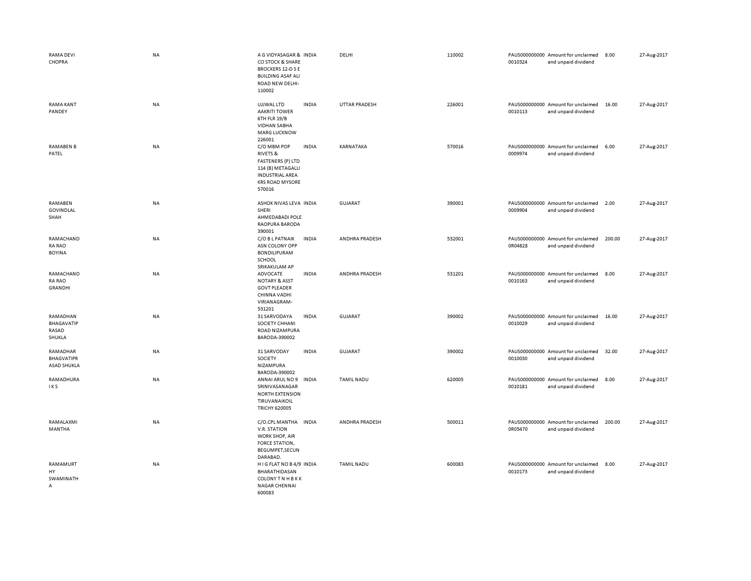| | | | | | | | | | |
|---|---|---|---|---|---|---|---|---|---|
| RAMA DEVI CHOPRA | NA | A G VIDYASAGAR & CO STOCK & SHARE BROCKERS 12-D S E BUILDING ASAF ALI ROAD NEW DELHI-110002 | INDIA | DELHI | 110002 | PAUS0000000000010324 | Amount for unclaimed and unpaid dividend | 8.00 | 27-Aug-2017 |
| RAMA KANT PANDEY | NA | UJJWAL LTD AAKRITI TOWER 6TH FLR 19/B VIDHAN SABHA MARG LUCKNOW 226001 | INDIA | UTTAR PRADESH | 226001 | PAUS0000000000010113 | Amount for unclaimed and unpaid dividend | 16.00 | 27-Aug-2017 |
| RAMABEN B PATEL | NA | C/O MBM POP RIVETS & FASTENERS (P) LTD 114 (B) METAGALLI INDUSTRIAL AREA KRS ROAD MYSORE 570016 | INDIA | KARNATAKA | 570016 | PAUS0000000000009974 | Amount for unclaimed and unpaid dividend | 6.00 | 27-Aug-2017 |
| RAMABEN GOVINDLAL SHAH | NA | ASHOK NIVAS LEVA SHERI AHMEDABADI POLE RAOPURA BARODA 390001 | INDIA | GUJARAT | 390001 | PAUS0000000000009904 | Amount for unclaimed and unpaid dividend | 2.00 | 27-Aug-2017 |
| RAMACHANDRA RAO BOYINA | NA | C/O B L PATNAIK ASN COLONY OPP BONDILIPURAM SCHOOL SRIKAKULAM AP | INDIA | ANDHRA PRADESH | 532001 | PAUS0000000000R04828 | Amount for unclaimed and unpaid dividend | 200.00 | 27-Aug-2017 |
| RAMACHANDRA RAO GRANDHI | NA | ADVOCATE NOTARY & ASST GOVT PLEADER CHINNA VADHI VIRIANAGRAM-531201 | INDIA | ANDHRA PRADESH | 531201 | PAUS0000000000010163 | Amount for unclaimed and unpaid dividend | 8.00 | 27-Aug-2017 |
| RAMADHAN BHAGAVATIPRASAD SHUKLA | NA | 31 SARVODAYA SOCIETY CHHANI ROAD NIZAMPURA BARODA-390002 | INDIA | GUJARAT | 390002 | PAUS0000000000010029 | Amount for unclaimed and unpaid dividend | 16.00 | 27-Aug-2017 |
| RAMADHAR BHAGVATIPRASAD SHUKLA | NA | 31 SARVODAY SOCIETY NIZAMPURA BARODA-390002 | INDIA | GUJARAT | 390002 | PAUS0000000000010030 | Amount for unclaimed and unpaid dividend | 32.00 | 27-Aug-2017 |
| RAMADHURAI K S | NA | ANNAI ARUL NO 9 SRINIVASANAGAR NORTH EXTENSION TIRUVANAIKOIL TRICHY 620005 | INDIA | TAMIL NADU | 620005 | PAUS0000000000010181 | Amount for unclaimed and unpaid dividend | 8.00 | 27-Aug-2017 |
| RAMALAXMI MANTHA | NA | C/O.CPL MANTHA V.R. STATION WORK SHOP, AIR FORCE STATION, BEGUMPET,SECUNDARABAD. | INDIA | ANDHRA PRADESH | 500011 | PAUS0000000000R05470 | Amount for unclaimed and unpaid dividend | 200.00 | 27-Aug-2017 |
| RAMAMURTHY SWAMINATHA | NA | H I G FLAT NO B 4/9 BHARATHIDASAN COLONY T N H B K K NAGAR CHENNAI 600083 | INDIA | TAMIL NADU | 600083 | PAUS0000000000010173 | Amount for unclaimed and unpaid dividend | 8.00 | 27-Aug-2017 |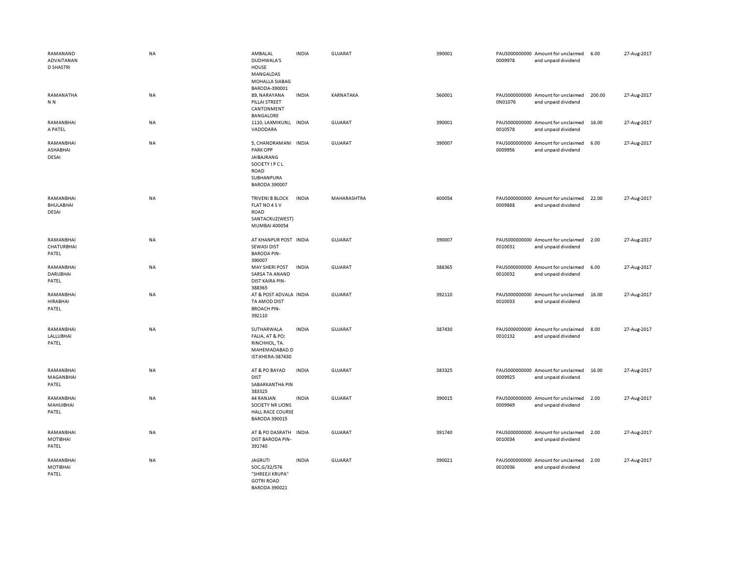| | | | | | | | | | |
|---|---|---|---|---|---|---|---|---|---|
| RAMANAND ADVAITANAN D SHASTRI | NA | AMBALAL DUDHWALA'S HOUSE MANGALDAS MOHALLA SIABAG BARODA-390001 | INDIA | GUJARAT | 390001 | PAUS0000000000009978 | Amount for unclaimed and unpaid dividend | 6.00 | 27-Aug-2017 |
| RAMANATHA N N | NA | 89, NARAYANA PILLAI STREET CANTONMENT BANGALORE | INDIA | KARNATAKA | 560001 | PAUS0000000000N01076 | Amount for unclaimed and unpaid dividend | 200.00 | 27-Aug-2017 |
| RAMANBHAI A PATEL | NA | 1110, LAXMIKUNJ, VADODARA | INDIA | GUJARAT | 390001 | PAUS0000000000010578 | Amount for unclaimed and unpaid dividend | 16.00 | 27-Aug-2017 |
| RAMANBHAI ASHABHAI DESAI | NA | 5, CHANDRAMANI PARK OPP JAIBAJRANG SOCIETY I P C L ROAD SUBHANPURA BARODA 390007 | INDIA | GUJARAT | 390007 | PAUS0000000000009956 | Amount for unclaimed and unpaid dividend | 6.00 | 27-Aug-2017 |
| RAMANBHAI BHULABHAI DESAI | NA | TRIVENI B BLOCK FLAT NO 4 S V ROAD SANTACRUZ(WEST) MUMBAI 400054 | INDIA | MAHARASHTRA | 400054 | PAUS0000000000009888 | Amount for unclaimed and unpaid dividend | 22.00 | 27-Aug-2017 |
| RAMANBHAI CHATURBHAI PATEL | NA | AT KHANPUR POST SEWASI DIST BARODA PIN-390007 | INDIA | GUJARAT | 390007 | PAUS0000000000010031 | Amount for unclaimed and unpaid dividend | 2.00 | 27-Aug-2017 |
| RAMANBHAI DARUBHAI PATEL | NA | MAY SHERI POST SARSA TA ANAND DIST KAIRA PIN-388365 | INDIA | GUJARAT | 388365 | PAUS0000000000010032 | Amount for unclaimed and unpaid dividend | 6.00 | 27-Aug-2017 |
| RAMANBHAI HIRABHAI PATEL | NA | AT & POST ADVALA TA AMOD DIST BROACH PIN-392110 | INDIA | GUJARAT | 392110 | PAUS0000000000010033 | Amount for unclaimed and unpaid dividend | 16.00 | 27-Aug-2017 |
| RAMANBHAI LALLUBHAI PATEL | NA | SUTHARWALA FALIA, AT & PO; RINCHHOL, TA. MAHEMADABAD.DIST:KHERA-387430 | INDIA | GUJARAT | 387430 | PAUS0000000000010132 | Amount for unclaimed and unpaid dividend | 8.00 | 27-Aug-2017 |
| RAMANBHAI MAGANBHAI PATEL | NA | AT & PO BAYAD DIST SABARKANTHA PIN 383325 | INDIA | GUJARAT | 383325 | PAUS0000000000009925 | Amount for unclaimed and unpaid dividend | 16.00 | 27-Aug-2017 |
| RAMANBHAI MAHIJIBHAI PATEL | NA | 44 RANJAN SOCIETY NR LIONS HALL RACE COURSE BARODA 390015 | INDIA | GUJARAT | 390015 | PAUS0000000000009949 | Amount for unclaimed and unpaid dividend | 2.00 | 27-Aug-2017 |
| RAMANBHAI MOTIBHAI PATEL | NA | AT & PO DASRATH DIST BARODA PIN-391740 | INDIA | GUJARAT | 391740 | PAUS0000000000010034 | Amount for unclaimed and unpaid dividend | 2.00 | 27-Aug-2017 |
| RAMANBHAI MOTIBHAI PATEL | NA | JAGRUTI SOC,G/32/576 "SHREEJI KRUPA" GOTRI ROAD BARODA 390021 | INDIA | GUJARAT | 390021 | PAUS0000000000010036 | Amount for unclaimed and unpaid dividend | 2.00 | 27-Aug-2017 |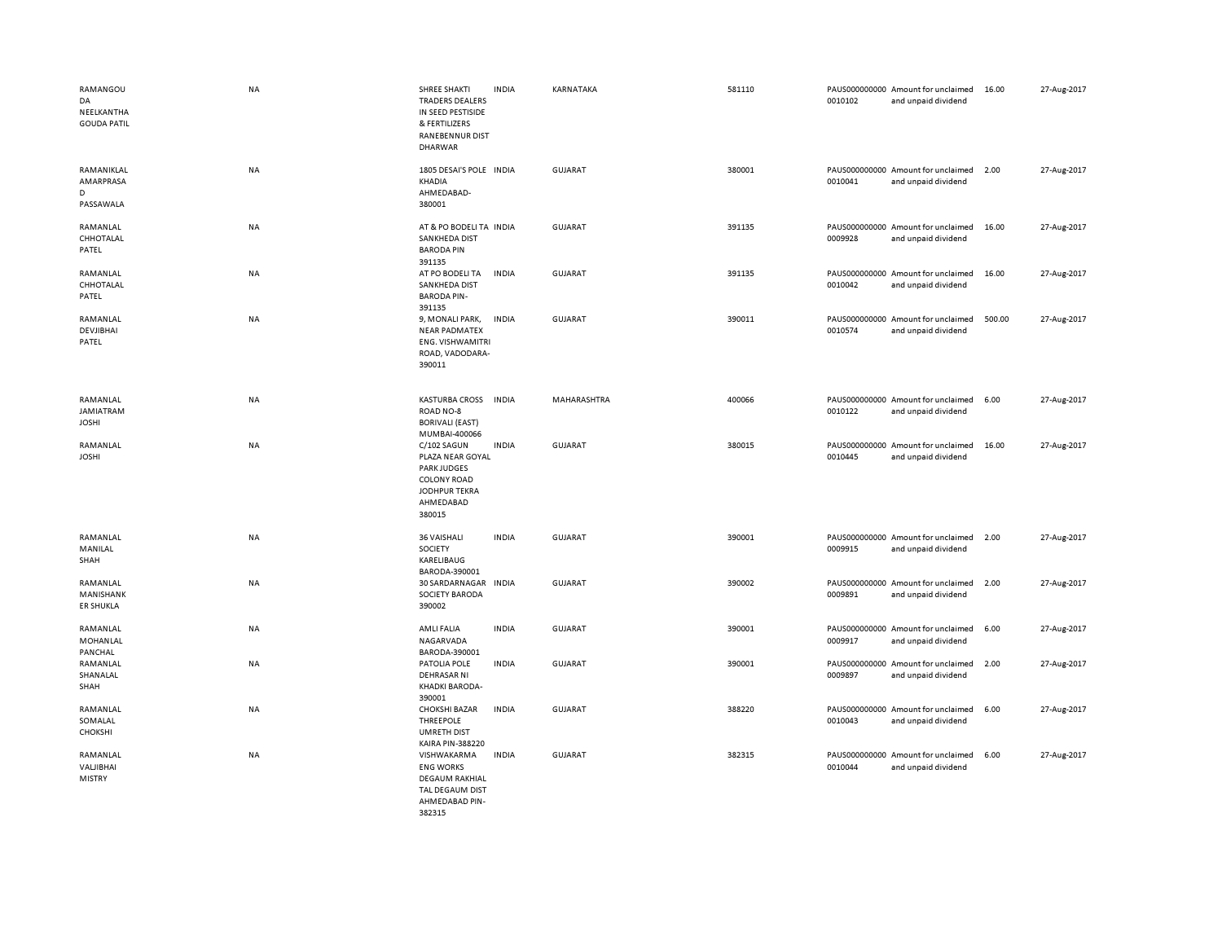| | | | | | | | | | |
|---|---|---|---|---|---|---|---|---|---|
| RAMANGOUDA NEELKANTHA GOUDA PATIL | NA | SHREE SHAKTI TRADERS DEALERS IN SEED PESTISIDE & FERTILIZERS RANEBENNUR DIST DHARWAR | INDIA | KARNATAKA | 581110 | PAUS0000000000010102 | Amount for unclaimed and unpaid dividend | 16.00 | 27-Aug-2017 |
| RAMANIKLAL AMARPRASAD PASSAWALA | NA | 1805 DESAI'S POLE KHADIA AHMEDABAD-380001 | INDIA | GUJARAT | 380001 | PAUS0000000000010041 | Amount for unclaimed and unpaid dividend | 2.00 | 27-Aug-2017 |
| RAMANLAL CHHOTALAL PATEL | NA | AT & PO BODELI TA SANKHEDA DIST BARODA PIN 391135 | INDIA | GUJARAT | 391135 | PAUS0000000000009928 | Amount for unclaimed and unpaid dividend | 16.00 | 27-Aug-2017 |
| RAMANLAL CHHOTALAL PATEL | NA | AT PO BODELI TA SANKHEDA DIST BARODA PIN-391135 | INDIA | GUJARAT | 391135 | PAUS0000000000010042 | Amount for unclaimed and unpaid dividend | 16.00 | 27-Aug-2017 |
| RAMANLAL DEVJIBHAI PATEL | NA | 9, MONALI PARK, NEAR PADMATEX ENG. VISHWAMITRI ROAD, VADODARA-390011 | INDIA | GUJARAT | 390011 | PAUS0000000000010574 | Amount for unclaimed and unpaid dividend | 500.00 | 27-Aug-2017 |
| RAMANLAL JAMIATRAM JOSHI | NA | KASTURBA CROSS ROAD NO-8 BORIVALI (EAST) MUMBAI-400066 | INDIA | MAHARASHTRA | 400066 | PAUS0000000000010122 | Amount for unclaimed and unpaid dividend | 6.00 | 27-Aug-2017 |
| RAMANLAL JOSHI | NA | C/102 SAGUN PLAZA NEAR GOYAL PARK JUDGES COLONY ROAD JODHPUR TEKRA AHMEDABAD 380015 | INDIA | GUJARAT | 380015 | PAUS0000000000010445 | Amount for unclaimed and unpaid dividend | 16.00 | 27-Aug-2017 |
| RAMANLAL MANILAL SHAH | NA | 36 VAISHALI SOCIETY KARELIBAUG BARODA-390001 | INDIA | GUJARAT | 390001 | PAUS0000000000009915 | Amount for unclaimed and unpaid dividend | 2.00 | 27-Aug-2017 |
| RAMANLAL MANISHANKER SHUKLA | NA | 30 SARDARNAGAR SOCIETY BARODA 390002 | INDIA | GUJARAT | 390002 | PAUS0000000000009891 | Amount for unclaimed and unpaid dividend | 2.00 | 27-Aug-2017 |
| RAMANLAL MOHANLAL PANCHAL | NA | AMLI FALIA NAGARVADA BARODA-390001 | INDIA | GUJARAT | 390001 | PAUS0000000000009917 | Amount for unclaimed and unpaid dividend | 6.00 | 27-Aug-2017 |
| RAMANLAL SHANALAL SHAH | NA | PATOLIA POLE DEHRASAR NI KHADKI BARODA-390001 | INDIA | GUJARAT | 390001 | PAUS0000000000009897 | Amount for unclaimed and unpaid dividend | 2.00 | 27-Aug-2017 |
| RAMANLAL SOMALAL CHOKSHI | NA | CHOKSHI BAZAR THREEPOLE UMRETH DIST KAIRA PIN-388220 | INDIA | GUJARAT | 388220 | PAUS0000000000010043 | Amount for unclaimed and unpaid dividend | 6.00 | 27-Aug-2017 |
| RAMANLAL VALJIBHAI MISTRY | NA | VISHWAKARMA ENG WORKS DEGAUM RAKHIAL TAL DEGAUM DIST AHMEDABAD PIN-382315 | INDIA | GUJARAT | 382315 | PAUS0000000000010044 | Amount for unclaimed and unpaid dividend | 6.00 | 27-Aug-2017 |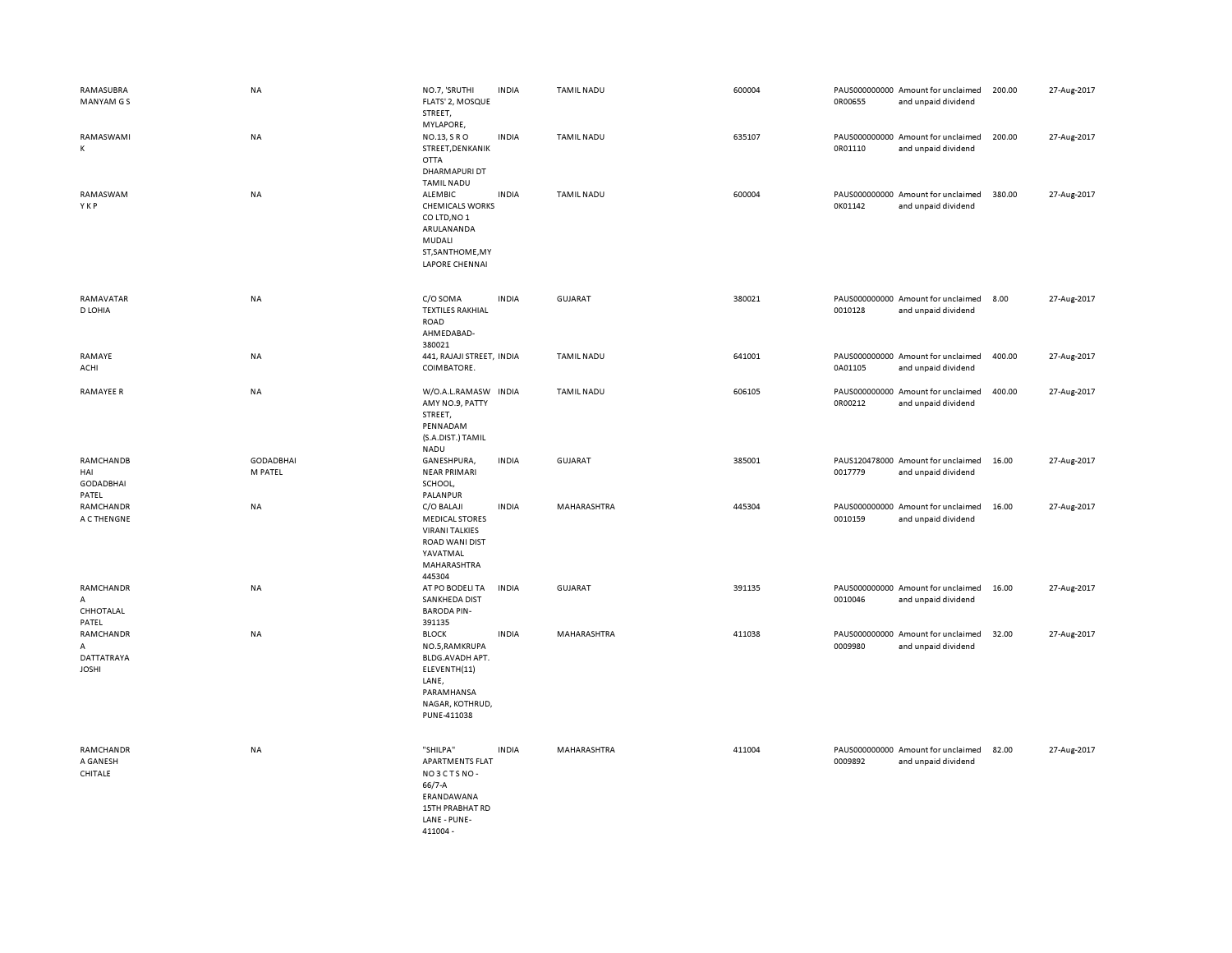| | | | | | | | | | |
|---|---|---|---|---|---|---|---|---|---|
| RAMASUBRA MANYAM G S | NA | NO.7, 'SRUTHI FLATS' 2, MOSQUE STREET, MYLAPORE, | INDIA | TAMIL NADU | 600004 | PAUS0000000000R00655 | Amount for unclaimed and unpaid dividend | 200.00 | 27-Aug-2017 |
| RAMASWAMI K | NA | NO.13, S R O STREET,DENKANIKOTTA DHARMAPURI DT TAMIL NADU | INDIA | TAMIL NADU | 635107 | PAUS0000000000R01110 | Amount for unclaimed and unpaid dividend | 200.00 | 27-Aug-2017 |
| RAMASWAMY K P | NA | ALEMBIC CHEMICALS WORKS CO LTD,NO 1 ARULANANDA MUDALI ST,SANTHOME,MYLAPORE CHENNAI | INDIA | TAMIL NADU | 600004 | PAUS0000000000K01142 | Amount for unclaimed and unpaid dividend | 380.00 | 27-Aug-2017 |
| RAMAVATAR D LOHIA | NA | C/O SOMA TEXTILES RAKHIAL ROAD AHMEDABAD-380021 | INDIA | GUJARAT | 380021 | PAUS0000000000010128 | Amount for unclaimed and unpaid dividend | 8.00 | 27-Aug-2017 |
| RAMAYE ACHI | NA | 441, RAJAJI STREET, COIMBATORE. | INDIA | TAMIL NADU | 641001 | PAUS0000000000A01105 | Amount for unclaimed and unpaid dividend | 400.00 | 27-Aug-2017 |
| RAMAYEE R | NA | W/O.A.L.RAMASWAMY NO.9, PATTY STREET, PENNADAM (S.A.DIST.) TAMIL NADU | INDIA | TAMIL NADU | 606105 | PAUS0000000000R00212 | Amount for unclaimed and unpaid dividend | 400.00 | 27-Aug-2017 |
| RAMCHANDBHAI GODADBHAI PATEL | GODADBHAI M PATEL | GANESHPURA, NEAR PRIMARI SCHOOL, PALANPUR | INDIA | GUJARAT | 385001 | PAUS1204780000017779 | Amount for unclaimed and unpaid dividend | 16.00 | 27-Aug-2017 |
| RAMCHANDRA C THENGNE | NA | C/O BALAJI MEDICAL STORES VIRANI TALKIES ROAD WANI DIST YAVATMAL MAHARASHTRA 445304 | INDIA | MAHARASHTRA | 445304 | PAUS0000000000010159 | Amount for unclaimed and unpaid dividend | 16.00 | 27-Aug-2017 |
| RAMCHANDRA CHHOTALAL PATEL | NA | AT PO BODELI TA SANKHEDA DIST BARODA PIN-391135 | INDIA | GUJARAT | 391135 | PAUS0000000000010046 | Amount for unclaimed and unpaid dividend | 16.00 | 27-Aug-2017 |
| RAMCHANDRA DATTATRAYA JOSHI | NA | BLOCK NO.5,RAMKRUPA BLDG.AVADH APT. ELEVENTH(11) LANE, PARAMHANSA NAGAR, KOTHRUD, PUNE-411038 | INDIA | MAHARASHTRA | 411038 | PAUS0000000000009980 | Amount for unclaimed and unpaid dividend | 32.00 | 27-Aug-2017 |
| RAMCHANDRA GANESH CHITALE | NA | "SHILPA" APARTMENTS FLAT NO 3 C T S NO - 66/7-A ERANDAWANA 15TH PRABHAT RD LANE - PUNE-411004 - | INDIA | MAHARASHTRA | 411004 | PAUS0000000000009892 | Amount for unclaimed and unpaid dividend | 82.00 | 27-Aug-2017 |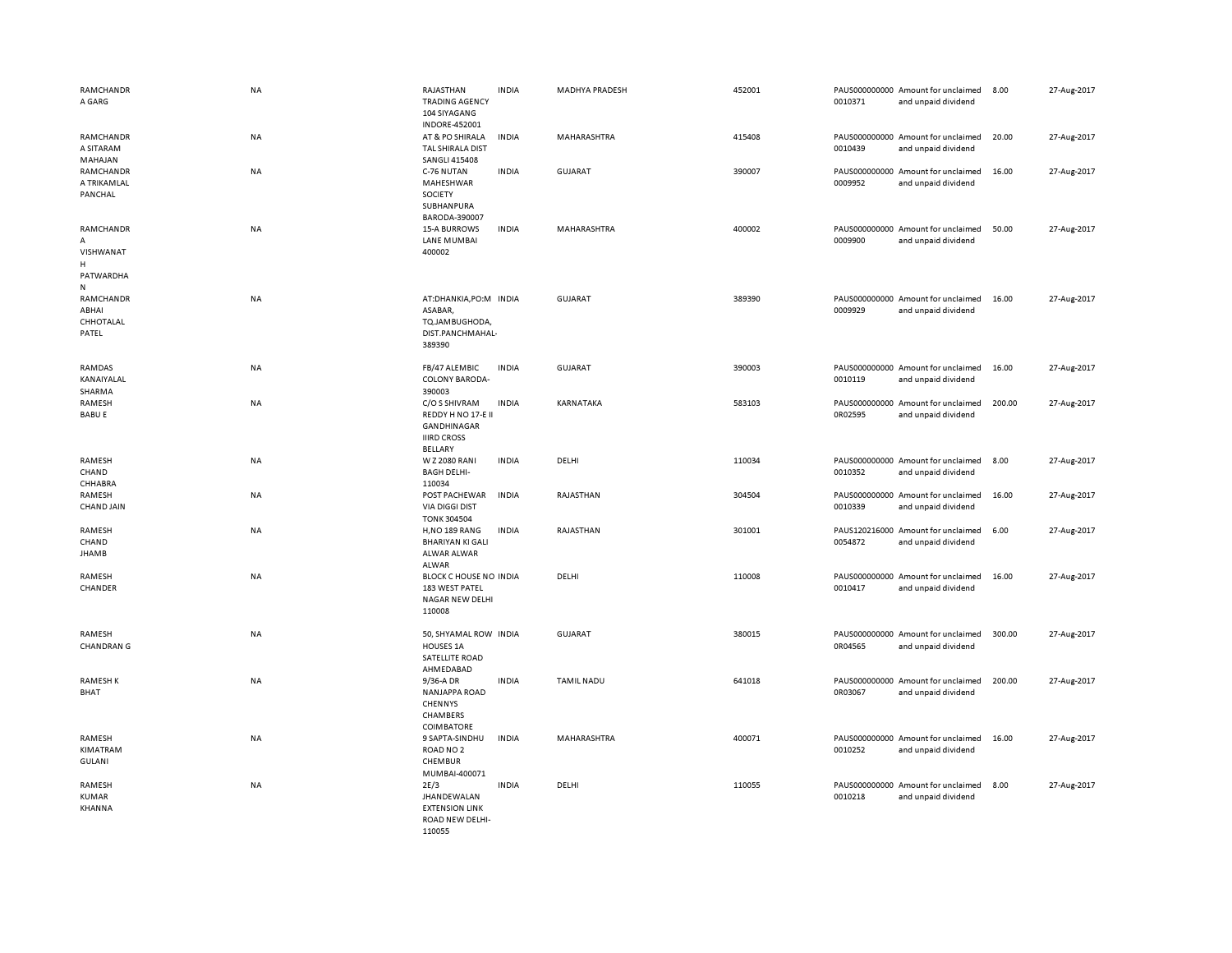| | | | | | | | | | |
|---|---|---|---|---|---|---|---|---|---|
| RAMCHANDRA GARG | NA | RAJASTHAN TRADING AGENCY 104 SIYAGANG INDORE-452001 | INDIA | MADHYA PRADESH | 452001 | PAUS0000000000010371 | Amount for unclaimed and unpaid dividend | 8.00 | 27-Aug-2017 |
| RAMCHANDRA SITARAM MAHAJAN | NA | AT & PO SHIRALA TAL SHIRALA DIST SANGLI 415408 | INDIA | MAHARASHTRA | 415408 | PAUS0000000000010439 | Amount for unclaimed and unpaid dividend | 20.00 | 27-Aug-2017 |
| RAMCHANDRA TRIKAMLAL PANCHAL | NA | C-76 NUTAN MAHESHWAR SOCIETY SUBHANPURA BARODA-390007 | INDIA | GUJARAT | 390007 | PAUS0000000000009952 | Amount for unclaimed and unpaid dividend | 16.00 | 27-Aug-2017 |
| RAMCHANDRA VISHWANATH PATWARDHAN | NA | 15-A BURROWS LANE MUMBAI 400002 | INDIA | MAHARASHTRA | 400002 | PAUS0000000000009900 | Amount for unclaimed and unpaid dividend | 50.00 | 27-Aug-2017 |
| RAMCHANDRABHAI CHHOTALAL PATEL | NA | AT:DHANKIA,PO:MASABAR, TQ.JAMBUGHODA, DIST.PANCHMAHAL-389390 | INDIA | GUJARAT | 389390 | PAUS0000000000009929 | Amount for unclaimed and unpaid dividend | 16.00 | 27-Aug-2017 |
| RAMDAS KANAIYALAL SHARMA | NA | FB/47 ALEMBIC COLONY BARODA-390003 | INDIA | GUJARAT | 390003 | PAUS0000000000010119 | Amount for unclaimed and unpaid dividend | 16.00 | 27-Aug-2017 |
| RAMESH BABU E | NA | C/O S SHIVRAM REDDY H NO 17-E II GANDHINAGAR IIIRD CROSS BELLARY | INDIA | KARNATAKA | 583103 | PAUS0000000000R02595 | Amount for unclaimed and unpaid dividend | 200.00 | 27-Aug-2017 |
| RAMESH CHAND CHHABRA | NA | W Z 2080 RANI BAGH DELHI-110034 | INDIA | DELHI | 110034 | PAUS0000000000010352 | Amount for unclaimed and unpaid dividend | 8.00 | 27-Aug-2017 |
| RAMESH CHAND JAIN | NA | POST PACHEWAR VIA DIGGI DIST TONK 304504 | INDIA | RAJASTHAN | 304504 | PAUS0000000000010339 | Amount for unclaimed and unpaid dividend | 16.00 | 27-Aug-2017 |
| RAMESH CHAND JHAMB | NA | H,NO 189 RANG BHARIYAN KI GALI ALWAR ALWAR ALWAR | INDIA | RAJASTHAN | 301001 | PAUS1202160000054872 | Amount for unclaimed and unpaid dividend | 6.00 | 27-Aug-2017 |
| RAMESH CHANDER | NA | BLOCK C HOUSE NO 183 WEST PATEL NAGAR NEW DELHI 110008 | INDIA | DELHI | 110008 | PAUS0000000000010417 | Amount for unclaimed and unpaid dividend | 16.00 | 27-Aug-2017 |
| RAMESH CHANDRAN G | NA | 50, SHYAMAL ROW HOUSES 1A SATELLITE ROAD AHMEDABAD | INDIA | GUJARAT | 380015 | PAUS0000000000R04565 | Amount for unclaimed and unpaid dividend | 300.00 | 27-Aug-2017 |
| RAMESH K BHAT | NA | 9/36-A DR NANJAPPA ROAD CHENNYS CHAMBERS COIMBATORE | INDIA | TAMIL NADU | 641018 | PAUS0000000000R03067 | Amount for unclaimed and unpaid dividend | 200.00 | 27-Aug-2017 |
| RAMESH KIMATRAM GULANI | NA | 9 SAPTA-SINDHU ROAD NO 2 CHEMBUR MUMBAI-400071 | INDIA | MAHARASHTRA | 400071 | PAUS0000000000010252 | Amount for unclaimed and unpaid dividend | 16.00 | 27-Aug-2017 |
| RAMESH KUMAR KHANNA | NA | 2E/3 JHANDEWALAN EXTENSION LINK ROAD NEW DELHI-110055 | INDIA | DELHI | 110055 | PAUS0000000000010218 | Amount for unclaimed and unpaid dividend | 8.00 | 27-Aug-2017 |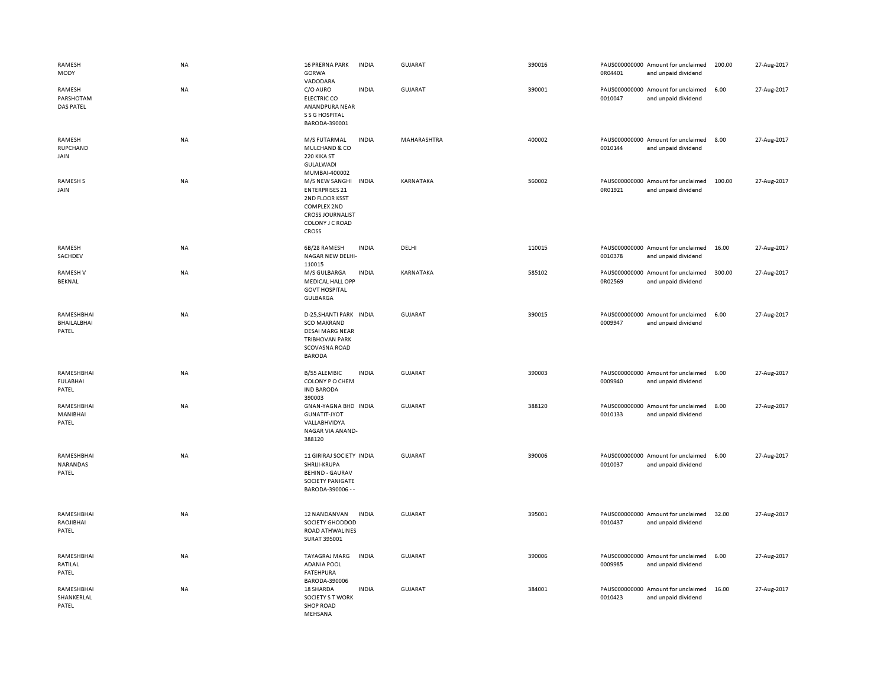| | | | | | | | | | |
|---|---|---|---|---|---|---|---|---|---|
| RAMESH MODY | NA | 16 PRERNA PARK GORWA VADODARA | INDIA | GUJARAT | 390016 | PAUS0000000000R04401 | Amount for unclaimed and unpaid dividend | 200.00 | 27-Aug-2017 |
| RAMESH PARSHOTAM DAS PATEL | NA | C/O AURO ELECTRIC CO ANANDPURA NEAR S S G HOSPITAL BARODA-390001 | INDIA | GUJARAT | 390001 | PAUS00000000000010047 | Amount for unclaimed and unpaid dividend | 6.00 | 27-Aug-2017 |
| RAMESH RUPCHAND JAIN | NA | M/S FUTARMAL MULCHAND & CO 220 KIKA ST GULALWADI MUMBAI-400002 | INDIA | MAHARASHTRA | 400002 | PAUS00000000000010144 | Amount for unclaimed and unpaid dividend | 8.00 | 27-Aug-2017 |
| RAMESH S JAIN | NA | M/S NEW SANGHI ENTERPRISES 21 2ND FLOOR KSST COMPLEX 2ND CROSS JOURNALIST COLONY J C ROAD CROSS | INDIA | KARNATAKA | 560002 | PAUS0000000000R01921 | Amount for unclaimed and unpaid dividend | 100.00 | 27-Aug-2017 |
| RAMESH SACHDEV | NA | 6B/28 RAMESH NAGAR NEW DELHI-110015 | INDIA | DELHI | 110015 | PAUS00000000000010378 | Amount for unclaimed and unpaid dividend | 16.00 | 27-Aug-2017 |
| RAMESH V BEKNAL | NA | M/S GULBARGA MEDICAL HALL OPP GOVT HOSPITAL GULBARGA | INDIA | KARNATAKA | 585102 | PAUS0000000000R02569 | Amount for unclaimed and unpaid dividend | 300.00 | 27-Aug-2017 |
| RAMESHBHAI BHAILALBHAI PATEL | NA | D-25,SHANTI PARK SCO MAKRAND DESAI MARG NEAR TRIBHOVAN PARK SCOVASNA ROAD BARODA | INDIA | GUJARAT | 390015 | PAUS00000000000009947 | Amount for unclaimed and unpaid dividend | 6.00 | 27-Aug-2017 |
| RAMESHBHAI FULABHAI PATEL | NA | B/55 ALEMBIC COLONY P O CHEM IND BARODA 390003 | INDIA | GUJARAT | 390003 | PAUS00000000000009940 | Amount for unclaimed and unpaid dividend | 6.00 | 27-Aug-2017 |
| RAMESHBHAI MANIBHAI PATEL | NA | GNAN-YAGNA BHD GUNATIT-JYOT VALLABHVIDYA NAGAR VIA ANAND-388120 | INDIA | GUJARAT | 388120 | PAUS00000000000010133 | Amount for unclaimed and unpaid dividend | 8.00 | 27-Aug-2017 |
| RAMESHBHAI NARANDAS PATEL | NA | 11 GIRIRAJ SOCIETY SHRIJI-KRUPA BEHIND - GAURAV SOCIETY PANIGATE BARODA-390006 - - | INDIA | GUJARAT | 390006 | PAUS00000000000010037 | Amount for unclaimed and unpaid dividend | 6.00 | 27-Aug-2017 |
| RAMESHBHAI RAOJIBHAI PATEL | NA | 12 NANDANVAN SOCIETY GHODDOD ROAD ATHWALINES SURAT 395001 | INDIA | GUJARAT | 395001 | PAUS00000000000010437 | Amount for unclaimed and unpaid dividend | 32.00 | 27-Aug-2017 |
| RAMESHBHAI RATILAL PATEL | NA | TAYAGRAJ MARG ADANIA POOL FATEHPURA BARODA-390006 | INDIA | GUJARAT | 390006 | PAUS00000000000009985 | Amount for unclaimed and unpaid dividend | 6.00 | 27-Aug-2017 |
| RAMESHBHAI SHANKERLAL PATEL | NA | 18 SHARDA SOCIETY S T WORK SHOP ROAD MEHSANA | INDIA | GUJARAT | 384001 | PAUS00000000000010423 | Amount for unclaimed and unpaid dividend | 16.00 | 27-Aug-2017 |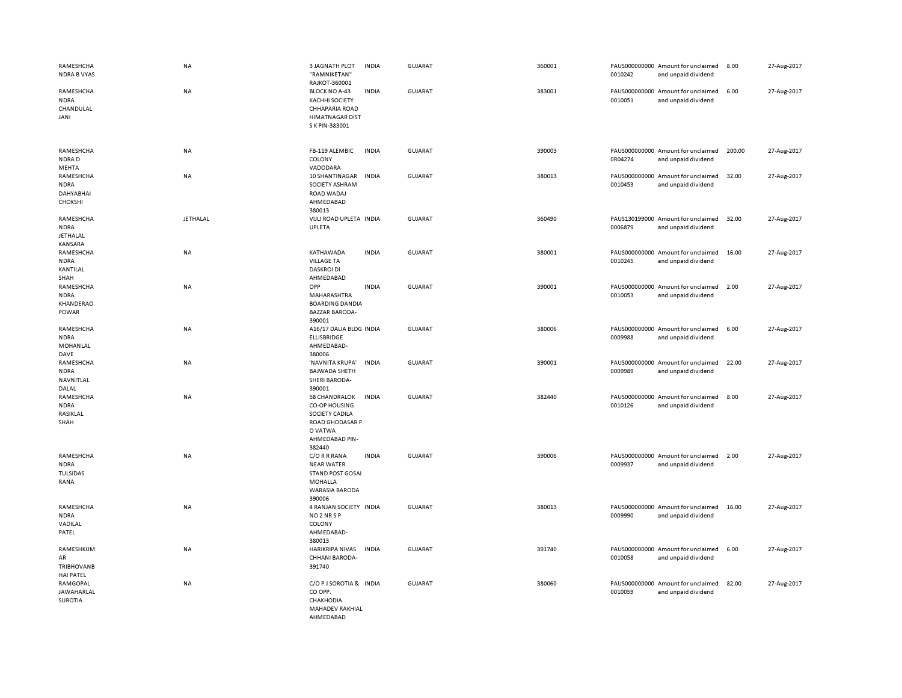| | | | | | | | | | | |
|---|---|---|---|---|---|---|---|---|---|---|
| RAMESHCHANDRA B VYAS | NA | 3 JAGNATH PLOT "RAMNIKETAN" RAJKOT-360001 | INDIA | GUJARAT | 360001 | | PAUS0000000000010242 | Amount for unclaimed and unpaid dividend | 8.00 | 27-Aug-2017 |
| RAMESHCHANDRA CHANDULAL JANI | NA | BLOCK NO A-43 KACHHI SOCIETY CHHAPARIA ROAD HIMATNAGAR DIST S K PIN-383001 | INDIA | GUJARAT | 383001 | | PAUS0000000000010051 | Amount for unclaimed and unpaid dividend | 6.00 | 27-Aug-2017 |
| RAMESHCHANDRA D MEHTA | NA | FB-119 ALEMBIC COLONY VADODARA | INDIA | GUJARAT | 390003 | | PAUS0000000000R04274 | Amount for unclaimed and unpaid dividend | 200.00 | 27-Aug-2017 |
| RAMESHCHANDRA DAHYABHAI CHOKSHI | NA | 10 SHANTINAGAR SOCIETY ASHRAM ROAD WADAJ AHMEDABAD 380013 | INDIA | GUJARAT | 380013 | | PAUS0000000000010453 | Amount for unclaimed and unpaid dividend | 32.00 | 27-Aug-2017 |
| RAMESHCHANDRA JETHALAL KANSARA | JETHALAL | VIJLI ROAD UPLETA UPLETA | INDIA | GUJARAT | 360490 | | PAUS1301990000006879 | Amount for unclaimed and unpaid dividend | 32.00 | 27-Aug-2017 |
| RAMESHCHANDRA KANTILAL SHAH | NA | KATHAWADA VILLAGE TA DASKROI DI AHMEDABAD | INDIA | GUJARAT | 380001 | | PAUS0000000000010245 | Amount for unclaimed and unpaid dividend | 16.00 | 27-Aug-2017 |
| RAMESHCHANDRA KHANDERAO POWAR | NA | OPP MAHARASHTRA BOARDING DANDIA BAZZAR BARODA-390001 | INDIA | GUJARAT | 390001 | | PAUS0000000000010053 | Amount for unclaimed and unpaid dividend | 2.00 | 27-Aug-2017 |
| RAMESHCHANDRA MOHANLAL DAVE | NA | A16/17 DALIA BLDG ELLISBRIDGE AHMEDABAD-380006 | INDIA | GUJARAT | 380006 | | PAUS0000000000009988 | Amount for unclaimed and unpaid dividend | 6.00 | 27-Aug-2017 |
| RAMESHCHANDRA NAVNITLAL DALAL | NA | 'NAVNITA KRUPA' BAJWADA SHETH SHERI BARODA-390001 | INDIA | GUJARAT | 390001 | | PAUS0000000000009989 | Amount for unclaimed and unpaid dividend | 22.00 | 27-Aug-2017 |
| RAMESHCHANDRA RASIKLAL SHAH | NA | 58 CHANDRALOK CO-OP HOUSING SOCIETY CADILA ROAD GHODASAR P O VATWA AHMEDABAD PIN-382440 | INDIA | GUJARAT | 382440 | | PAUS0000000000010126 | Amount for unclaimed and unpaid dividend | 8.00 | 27-Aug-2017 |
| RAMESHCHANDRA TULSIDAS RANA | NA | C/O R R RANA NEAR WATER STAND POST GOSAI MOHALLA WARASIA BARODA 390006 | INDIA | GUJARAT | 390006 | | PAUS0000000000009937 | Amount for unclaimed and unpaid dividend | 2.00 | 27-Aug-2017 |
| RAMESHCHANDRA VADILAL PATEL | NA | 4 RANJAN SOCIETY NO 2 NR S P COLONY AHMEDABAD-380013 | INDIA | GUJARAT | 380013 | | PAUS0000000000009990 | Amount for unclaimed and unpaid dividend | 16.00 | 27-Aug-2017 |
| RAMESHKUMAR TRIBHOVANBHAI PATEL | NA | HARIKRIPA NIVAS CHHANI BARODA-391740 | INDIA | GUJARAT | 391740 | | PAUS0000000000010058 | Amount for unclaimed and unpaid dividend | 6.00 | 27-Aug-2017 |
| RAMGOPAL JAWAHARLAL SUROTIA | NA | C/O P J SOROTIA & CO OPP. CHAKHODIA MAHADEV RAKHIAL AHMEDABAD | INDIA | GUJARAT | 380060 | | PAUS0000000000010059 | Amount for unclaimed and unpaid dividend | 82.00 | 27-Aug-2017 |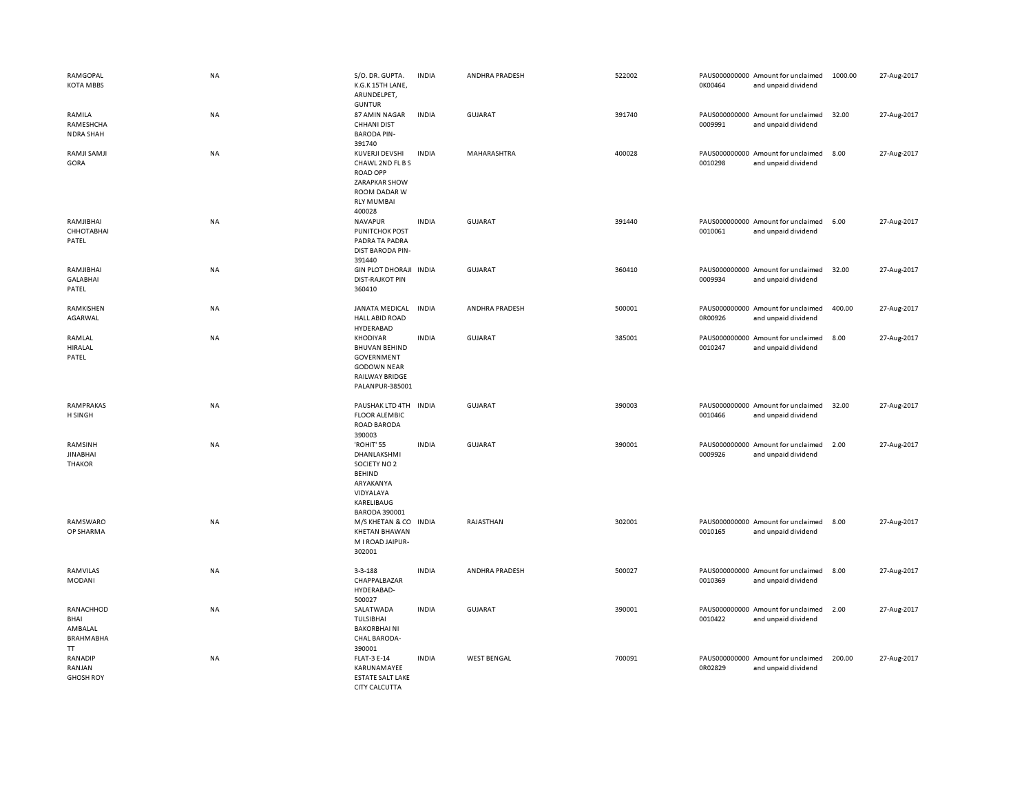| | | | | | | | | | |
|---|---|---|---|---|---|---|---|---|---|
| RAMGOPAL KOTA MBBS | NA | S/O. DR. GUPTA. K.G.K 15TH LANE, ARUNDELPET, GUNTUR | INDIA | ANDHRA PRADESH | 522002 | PAUS0000000000K00464 | Amount for unclaimed and unpaid dividend | 1000.00 | 27-Aug-2017 |
| RAMILA RAMESHCHANDRA SHAH | NA | 87 AMIN NAGAR CHHANI DIST BARODA PIN-391740 | INDIA | GUJARAT | 391740 | PAUS0000000000009991 | Amount for unclaimed and unpaid dividend | 32.00 | 27-Aug-2017 |
| RAMJI SAMJI GORA | NA | KUVERJI DEVSHI CHAWL 2ND FL B S ROAD OPP ZARAPKAR SHOW ROOM DADAR W RLY MUMBAI 400028 | INDIA | MAHARASHTRA | 400028 | PAUS0000000000010298 | Amount for unclaimed and unpaid dividend | 8.00 | 27-Aug-2017 |
| RAMJIBHAI CHHOTABHAI PATEL | NA | NAVAPUR PUNITCHOK POST PADRA TA PADRA DIST BARODA PIN-391440 | INDIA | GUJARAT | 391440 | PAUS0000000000010061 | Amount for unclaimed and unpaid dividend | 6.00 | 27-Aug-2017 |
| RAMJIBHAI GALABHAI PATEL | NA | GIN PLOT DHORAJI DIST-RAJKOT PIN 360410 | INDIA | GUJARAT | 360410 | PAUS0000000000009934 | Amount for unclaimed and unpaid dividend | 32.00 | 27-Aug-2017 |
| RAMKISHEN AGARWAL | NA | JANATA MEDICAL HALL ABID ROAD HYDERABAD | INDIA | ANDHRA PRADESH | 500001 | PAUS0000000000R00926 | Amount for unclaimed and unpaid dividend | 400.00 | 27-Aug-2017 |
| RAMLAL HIRALAL PATEL | NA | KHODIYAR BHUVAN BEHIND GOVERNMENT GODOWN NEAR RAILWAY BRIDGE PALANPUR-385001 | INDIA | GUJARAT | 385001 | PAUS0000000000010247 | Amount for unclaimed and unpaid dividend | 8.00 | 27-Aug-2017 |
| RAMPRAKASH SINGH | NA | PAUSHAK LTD 4TH FLOOR ALEMBIC ROAD BARODA 390003 | INDIA | GUJARAT | 390003 | PAUS0000000000010466 | Amount for unclaimed and unpaid dividend | 32.00 | 27-Aug-2017 |
| RAMSINH JINABHAI THAKOR | NA | 'ROHIT' 55 DHANLAKSHMI SOCIETY NO 2 BEHIND ARYAKANYA VIDYALAYA KARELIBAUG BARODA 390001 | INDIA | GUJARAT | 390001 | PAUS0000000000009926 | Amount for unclaimed and unpaid dividend | 2.00 | 27-Aug-2017 |
| RAMSWAROOP SHARMA | NA | M/S KHETAN & CO KHETAN BHAWAN M I ROAD JAIPUR-302001 | INDIA | RAJASTHAN | 302001 | PAUS0000000000010165 | Amount for unclaimed and unpaid dividend | 8.00 | 27-Aug-2017 |
| RAMVILAS MODANI | NA | 3-3-188 CHAPPALBAZAR HYDERABAD-500027 | INDIA | ANDHRA PRADESH | 500027 | PAUS0000000000010369 | Amount for unclaimed and unpaid dividend | 8.00 | 27-Aug-2017 |
| RANACHHOD BHAI AMBALAL BRAHMABHATT | NA | SALATWADA TULSIBHAI BAKORBHAI NI CHAL BARODA-390001 | INDIA | GUJARAT | 390001 | PAUS0000000000010422 | Amount for unclaimed and unpaid dividend | 2.00 | 27-Aug-2017 |
| RANADIP RANJAN GHOSH ROY | NA | FLAT-3 E-14 KARUNAMAYEE ESTATE SALT LAKE CITY CALCUTTA | INDIA | WEST BENGAL | 700091 | PAUS0000000000R02829 | Amount for unclaimed and unpaid dividend | 200.00 | 27-Aug-2017 |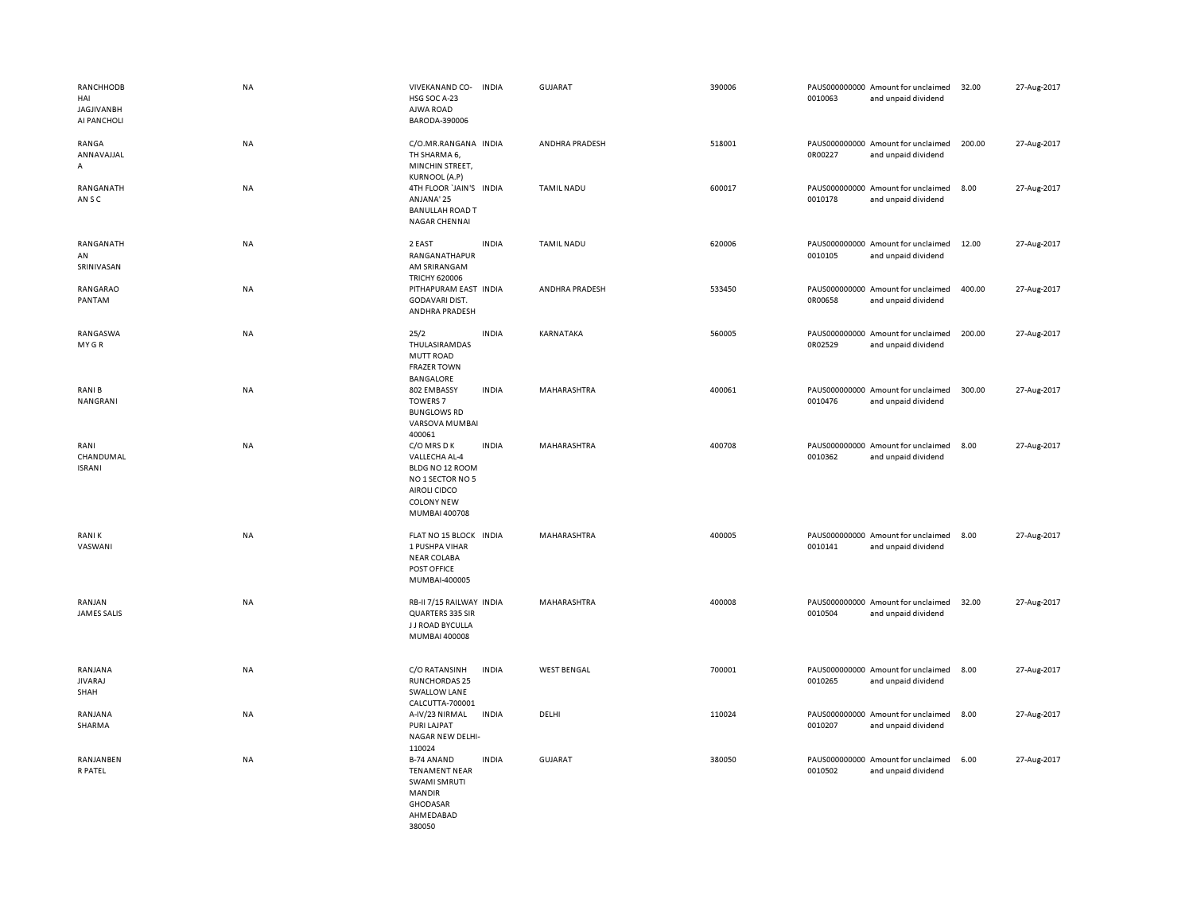| | | | | | | | | | |
|---|---|---|---|---|---|---|---|---|---|
| RANCHHODBHAI JAGJIVANBHAI PANCHOLI | NA | VIVEKANAND CO-HSG SOC A-23 AJWA ROAD BARODA-390006 | INDIA | GUJARAT | 390006 | PAUS0000000000010063 | Amount for unclaimed and unpaid dividend | 32.00 | 27-Aug-2017 |
| RANGA ANNAVAJJALA | NA | C/O.MR.RANGANATH SHARMA 6, MINCHIN STREET, KURNOOL (A.P) | INDIA | ANDHRA PRADESH | 518001 | PAUS0000000000R00227 | Amount for unclaimed and unpaid dividend | 200.00 | 27-Aug-2017 |
| RANGANATHAN S C | NA | 4TH FLOOR `JAIN'S ANJANA' 25 BANULLAH ROAD T NAGAR CHENNAI | INDIA | TAMIL NADU | 600017 | PAUS0000000000010178 | Amount for unclaimed and unpaid dividend | 8.00 | 27-Aug-2017 |
| RANGANATHAN SRINIVASAN | NA | 2 EAST RANGANATHAPURAM SRIRANGAM TRICHY 620006 | INDIA | TAMIL NADU | 620006 | PAUS0000000000010105 | Amount for unclaimed and unpaid dividend | 12.00 | 27-Aug-2017 |
| RANGARAO PANTAM | NA | PITHAPURAM EAST GODAVARI DIST. ANDHRA PRADESH | INDIA | ANDHRA PRADESH | 533450 | PAUS0000000000R00658 | Amount for unclaimed and unpaid dividend | 400.00 | 27-Aug-2017 |
| RANGASWAMY G R | NA | 25/2 THULASIRAMDAS MUTT ROAD FRAZER TOWN BANGALORE | INDIA | KARNATAKA | 560005 | PAUS0000000000R02529 | Amount for unclaimed and unpaid dividend | 200.00 | 27-Aug-2017 |
| RANI B NANGRANI | NA | 802 EMBASSY TOWERS 7 BUNGLOWS RD VARSOVA MUMBAI 400061 | INDIA | MAHARASHTRA | 400061 | PAUS0000000000010476 | Amount for unclaimed and unpaid dividend | 300.00 | 27-Aug-2017 |
| RANI CHANDUMAL ISRANI | NA | C/O MRS D K VALLECHA AL-4 BLDG NO 12 ROOM NO 1 SECTOR NO 5 AIROLI CIDCO COLONY NEW MUMBAI 400708 | INDIA | MAHARASHTRA | 400708 | PAUS0000000000010362 | Amount for unclaimed and unpaid dividend | 8.00 | 27-Aug-2017 |
| RANI K VASWANI | NA | FLAT NO 15 BLOCK 1 PUSHPA VIHAR NEAR COLABA POST OFFICE MUMBAI-400005 | INDIA | MAHARASHTRA | 400005 | PAUS0000000000010141 | Amount for unclaimed and unpaid dividend | 8.00 | 27-Aug-2017 |
| RANJAN JAMES SALIS | NA | RB-II 7/15 RAILWAY QUARTERS 335 SIR J J ROAD BYCULLA MUMBAI 400008 | INDIA | MAHARASHTRA | 400008 | PAUS0000000000010504 | Amount for unclaimed and unpaid dividend | 32.00 | 27-Aug-2017 |
| RANJANA JIVARAJ SHAH | NA | C/O RATANSINH RUNCHORDAS 25 SWALLOW LANE CALCUTTA-700001 | INDIA | WEST BENGAL | 700001 | PAUS0000000000010265 | Amount for unclaimed and unpaid dividend | 8.00 | 27-Aug-2017 |
| RANJANA SHARMA | NA | A-IV/23 NIRMAL PURI LAJPAT NAGAR NEW DELHI-110024 | INDIA | DELHI | 110024 | PAUS0000000000010207 | Amount for unclaimed and unpaid dividend | 8.00 | 27-Aug-2017 |
| RANJANBEN R PATEL | NA | B-74 ANAND TENAMENT NEAR SWAMI SMRUTI MANDIR GHODASAR AHMEDABAD 380050 | INDIA | GUJARAT | 380050 | PAUS0000000000010502 | Amount for unclaimed and unpaid dividend | 6.00 | 27-Aug-2017 |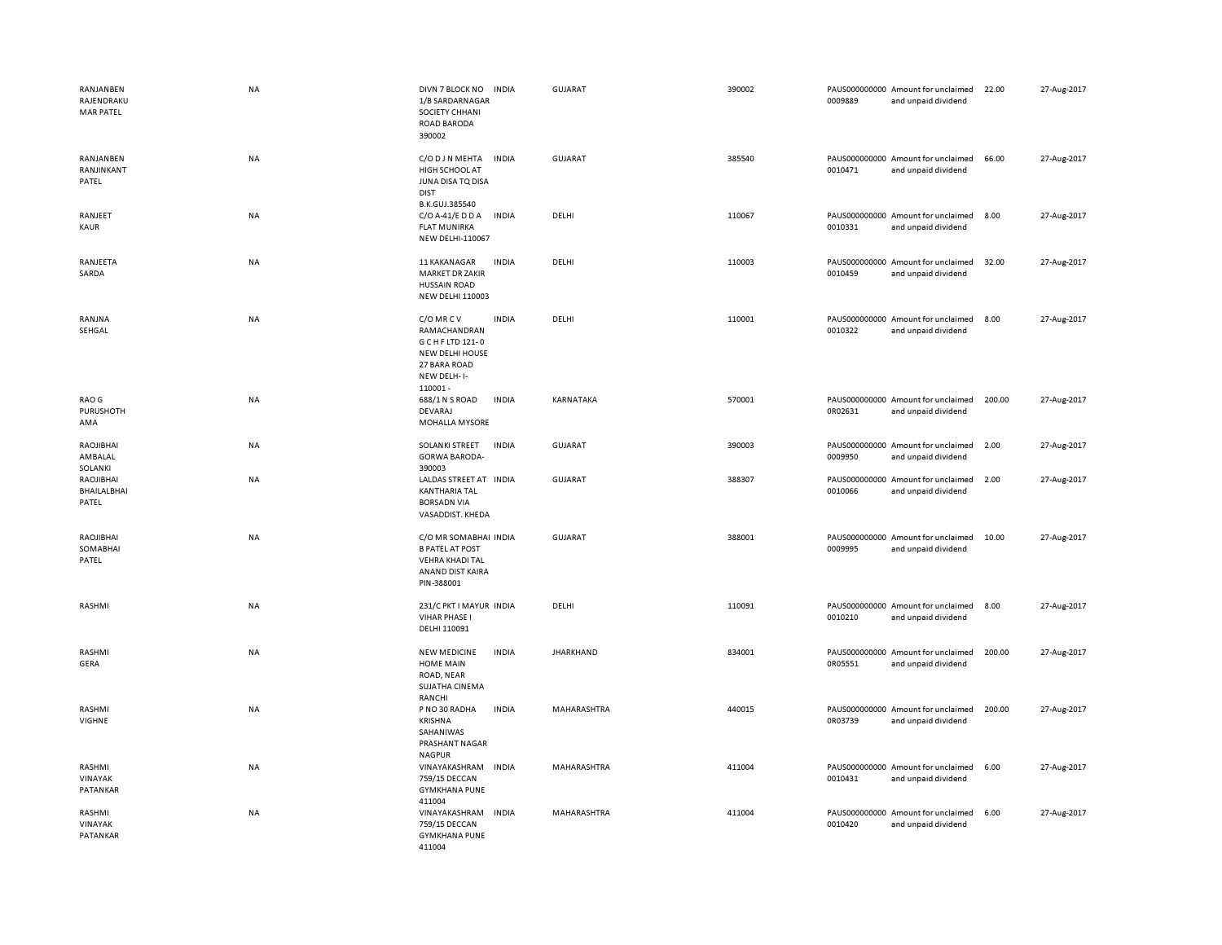| | | | | | | | | | |
|---|---|---|---|---|---|---|---|---|---|
| RANJANBEN RAJENDRAKUMAR PATEL | NA | DIVN 7 BLOCK NO 1/B SARDARNAGAR SOCIETY CHHANI ROAD BARODA 390002 | INDIA | GUJARAT | 390002 | PAUS0000000000009889 | Amount for unclaimed and unpaid dividend | 22.00 | 27-Aug-2017 |
| RANJANBEN RANJINKANT PATEL | NA | C/O D J N MEHTA HIGH SCHOOL AT JUNA DISA TQ DISA DIST B.K.GUJ.385540 | INDIA | GUJARAT | 385540 | PAUS0000000000010471 | Amount for unclaimed and unpaid dividend | 66.00 | 27-Aug-2017 |
| RANJEET KAUR | NA | C/O A-41/E D D A FLAT MUNIRKA NEW DELHI-110067 | INDIA | DELHI | 110067 | PAUS0000000000010331 | Amount for unclaimed and unpaid dividend | 8.00 | 27-Aug-2017 |
| RANJEETA SARDA | NA | 11 KAKANAGAR MARKET DR ZAKIR HUSSAIN ROAD NEW DELHI 110003 | INDIA | DELHI | 110003 | PAUS0000000000010459 | Amount for unclaimed and unpaid dividend | 32.00 | 27-Aug-2017 |
| RANJNA SEHGAL | NA | C/O MR C V RAMACHANDRAN G C H F LTD 121- 0 NEW DELHI HOUSE 27 BARA ROAD NEW DELH- I-110001 - | INDIA | DELHI | 110001 | PAUS0000000000010322 | Amount for unclaimed and unpaid dividend | 8.00 | 27-Aug-2017 |
| RAO G PURUSHOTHAMA | NA | 688/1 N S ROAD DEVARAJ MOHALLA MYSORE | INDIA | KARNATAKA | 570001 | PAUS00000000000R02631 | Amount for unclaimed and unpaid dividend | 200.00 | 27-Aug-2017 |
| RAOJIBHAI AMBALAL SOLANKI | NA | SOLANKI STREET GORWA BARODA-390003 | INDIA | GUJARAT | 390003 | PAUS0000000000009950 | Amount for unclaimed and unpaid dividend | 2.00 | 27-Aug-2017 |
| RAOJIBHAI BHAILALBHAI PATEL | NA | LALDAS STREET AT KANTHARIA TAL BORSADN VIA VASADDIST. KHEDA | INDIA | GUJARAT | 388307 | PAUS0000000000010066 | Amount for unclaimed and unpaid dividend | 2.00 | 27-Aug-2017 |
| RAOJIBHAI SOMABHAI PATEL | NA | C/O MR SOMABHAI B PATEL AT POST VEHRA KHADI TAL ANAND DIST KAIRA PIN-388001 | INDIA | GUJARAT | 388001 | PAUS0000000000009995 | Amount for unclaimed and unpaid dividend | 10.00 | 27-Aug-2017 |
| RASHMI | NA | 231/C PKT I MAYUR VIHAR PHASE I DELHI 110091 | INDIA | DELHI | 110091 | PAUS0000000000010210 | Amount for unclaimed and unpaid dividend | 8.00 | 27-Aug-2017 |
| RASHMI GERA | NA | NEW MEDICINE HOME MAIN ROAD, NEAR SUJATHA CINEMA RANCHI | INDIA | JHARKHAND | 834001 | PAUS00000000000R05551 | Amount for unclaimed and unpaid dividend | 200.00 | 27-Aug-2017 |
| RASHMI VIGHNE | NA | P NO 30 RADHA KRISHNA SAHANIWAS PRASHANT NAGAR NAGPUR | INDIA | MAHARASHTRA | 440015 | PAUS00000000000R03739 | Amount for unclaimed and unpaid dividend | 200.00 | 27-Aug-2017 |
| RASHMI VINAYAK PATANKAR | NA | VINAYAKASHRAM 759/15 DECCAN GYMKHANA PUNE 411004 | INDIA | MAHARASHTRA | 411004 | PAUS0000000000010431 | Amount for unclaimed and unpaid dividend | 6.00 | 27-Aug-2017 |
| RASHMI VINAYAK PATANKAR | NA | VINAYAKASHRAM 759/15 DECCAN GYMKHANA PUNE 411004 | INDIA | MAHARASHTRA | 411004 | PAUS0000000000010420 | Amount for unclaimed and unpaid dividend | 6.00 | 27-Aug-2017 |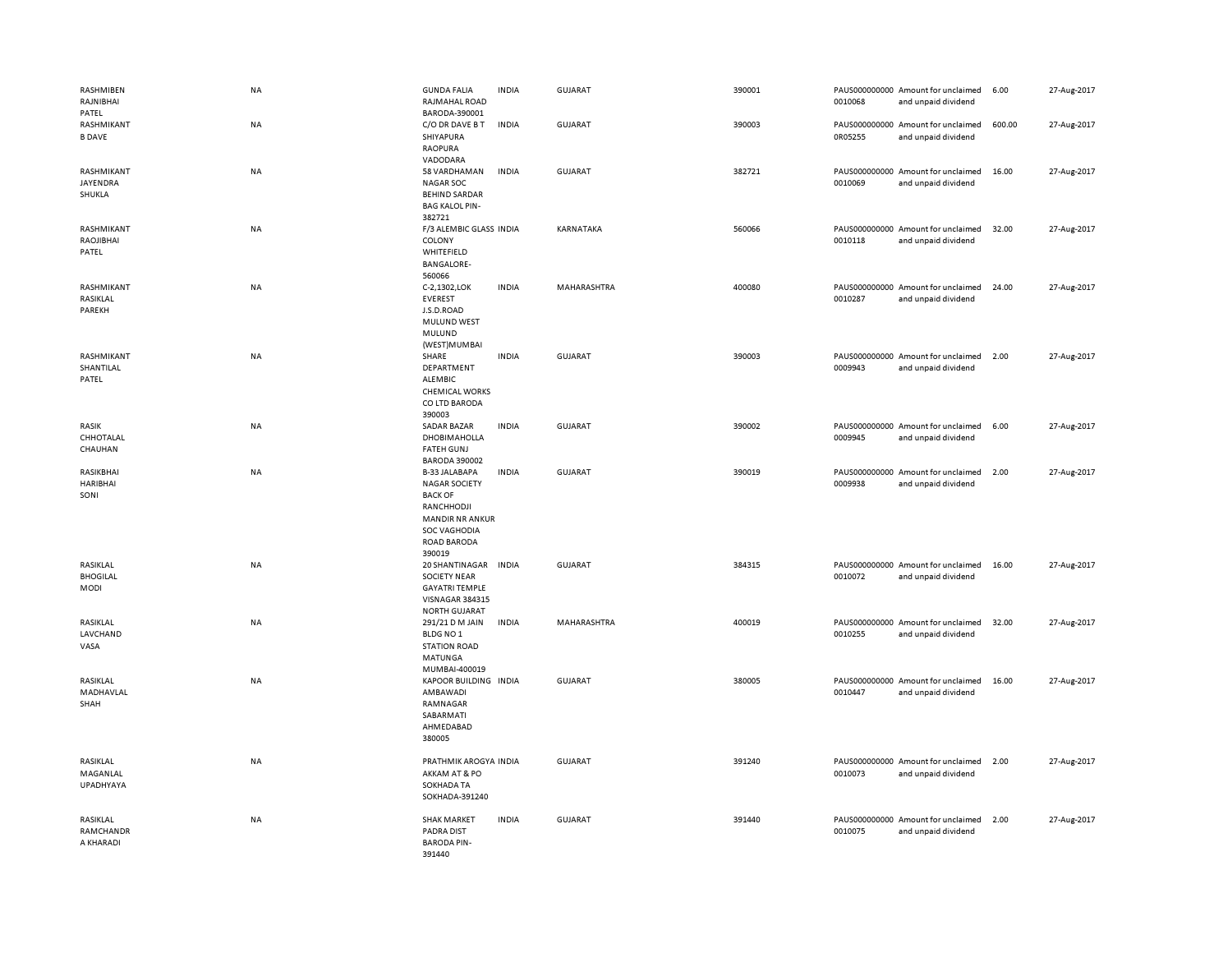| | | | | | | | | | |
|---|---|---|---|---|---|---|---|---|---|
| RASHMIBEN RAJNIBHAI PATEL | NA | GUNDA FALIA RAJMAHAL ROAD BARODA-390001 | INDIA | GUJARAT | 390001 | PAUS000000000 0010068 | Amount for unclaimed and unpaid dividend | 6.00 | 27-Aug-2017 |
| RASHMIKANT B DAVE | NA | C/O DR DAVE B T SHIYAPURA RAOPURA VADODARA | INDIA | GUJARAT | 390003 | PAUS000000000 0R05255 | Amount for unclaimed and unpaid dividend | 600.00 | 27-Aug-2017 |
| RASHMIKANT JAYENDRA SHUKLA | NA | 58 VARDHAMAN NAGAR SOC BEHIND SARDAR BAG KALOL PIN-382721 | INDIA | GUJARAT | 382721 | PAUS000000000 0010069 | Amount for unclaimed and unpaid dividend | 16.00 | 27-Aug-2017 |
| RASHMIKANT RAOJIBHAI PATEL | NA | F/3 ALEMBIC GLASS COLONY WHITEFIELD BANGALORE-560066 | INDIA | KARNATAKA | 560066 | PAUS000000000 0010118 | Amount for unclaimed and unpaid dividend | 32.00 | 27-Aug-2017 |
| RASHMIKANT RASIKLAL PAREKH | NA | C-2,1302,LOK EVEREST J.S.D.ROAD MULUND WEST MULUND (WEST)MUMBAI | INDIA | MAHARASHTRA | 400080 | PAUS000000000 0010287 | Amount for unclaimed and unpaid dividend | 24.00 | 27-Aug-2017 |
| RASHMIKANT SHANTILAL PATEL | NA | SHARE DEPARTMENT ALEMBIC CHEMICAL WORKS CO LTD BARODA 390003 | INDIA | GUJARAT | 390003 | PAUS000000000 0009943 | Amount for unclaimed and unpaid dividend | 2.00 | 27-Aug-2017 |
| RASIK CHHOTALAL CHAUHAN | NA | SADAR BAZAR DHOBIMAHOLLA FATEH GUNJ BARODA 390002 | INDIA | GUJARAT | 390002 | PAUS000000000 0009945 | Amount for unclaimed and unpaid dividend | 6.00 | 27-Aug-2017 |
| RASIKBHAI HARIBHAI SONI | NA | B-33 JALABAPA NAGAR SOCIETY BACK OF RANCHHODJI MANDIR NR ANKUR SOC VAGHODIA ROAD BARODA 390019 | INDIA | GUJARAT | 390019 | PAUS000000000 0009938 | Amount for unclaimed and unpaid dividend | 2.00 | 27-Aug-2017 |
| RASIKLAL BHOGILAL MODI | NA | 20 SHANTINAGAR SOCIETY NEAR GAYATRI TEMPLE VISNAGAR 384315 NORTH GUJARAT | INDIA | GUJARAT | 384315 | PAUS000000000 0010072 | Amount for unclaimed and unpaid dividend | 16.00 | 27-Aug-2017 |
| RASIKLAL LAVCHAND VASA | NA | 291/21 D M JAIN BLDG NO 1 STATION ROAD MATUNGA MUMBAI-400019 | INDIA | MAHARASHTRA | 400019 | PAUS000000000 0010255 | Amount for unclaimed and unpaid dividend | 32.00 | 27-Aug-2017 |
| RASIKLAL MADHAVLAL SHAH | NA | KAPOOR BUILDING AMBAWADI RAMNAGAR SABARMATI AHMEDABAD 380005 | INDIA | GUJARAT | 380005 | PAUS000000000 0010447 | Amount for unclaimed and unpaid dividend | 16.00 | 27-Aug-2017 |
| RASIKLAL MAGANLAL UPADHYAYA | NA | PRATHMIK AROGYA AKKAM AT & PO SOKHADA TA SOKHADA-391240 | INDIA | GUJARAT | 391240 | PAUS000000000 0010073 | Amount for unclaimed and unpaid dividend | 2.00 | 27-Aug-2017 |
| RASIKLAL RAMCHANDR A KHARADI | NA | SHAK MARKET PADRA DIST BARODA PIN-391440 | INDIA | GUJARAT | 391440 | PAUS000000000 0010075 | Amount for unclaimed and unpaid dividend | 2.00 | 27-Aug-2017 |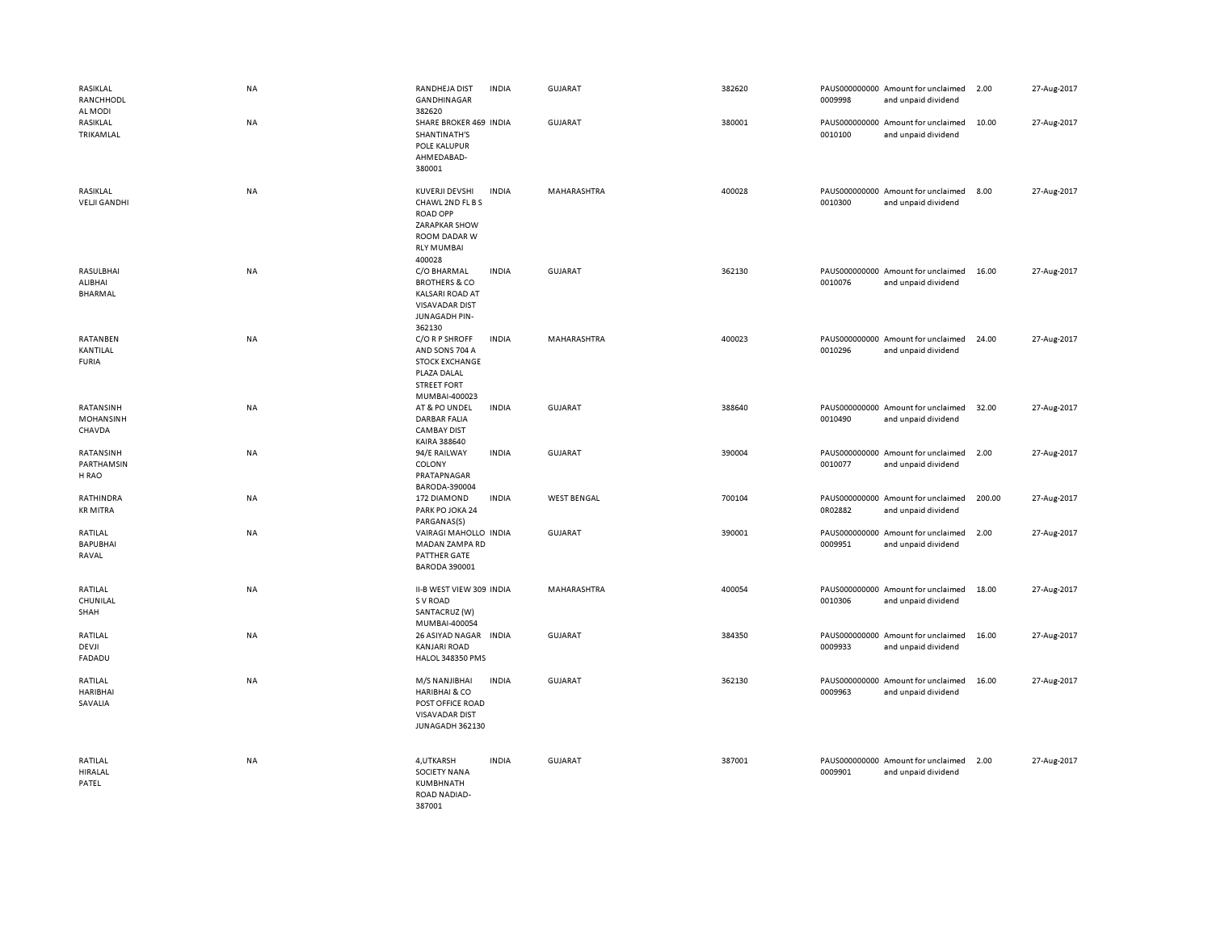| | | | | | | | | | |
|---|---|---|---|---|---|---|---|---|---|
| RASIKLAL RANCHHODL AL MODI | NA | RANDHEJA DIST GANDHINAGAR 382620 | INDIA | GUJARAT | 382620 | PAUS000000000 0009998 | Amount for unclaimed and unpaid dividend | 2.00 | 27-Aug-2017 |
| RASIKLAL TRIKAMLAL | NA | SHARE BROKER 469 SHANTINATH'S POLE KALUPUR AHMEDABAD-380001 | INDIA | GUJARAT | 380001 | PAUS000000000 0010100 | Amount for unclaimed and unpaid dividend | 10.00 | 27-Aug-2017 |
| RASIKLAL VELJI GANDHI | NA | KUVERJI DEVSHI CHAWL 2ND FL B S ROAD OPP ZARAPKAR SHOW ROOM DADAR W RLY MUMBAI 400028 | INDIA | MAHARASHTRA | 400028 | PAUS000000000 0010300 | Amount for unclaimed and unpaid dividend | 8.00 | 27-Aug-2017 |
| RASULBHAI ALIBHAI BHARMAL | NA | C/O BHARMAL BROTHERS & CO KALSARI ROAD AT VISAVADAR DIST JUNAGADH PIN-362130 | INDIA | GUJARAT | 362130 | PAUS000000000 0010076 | Amount for unclaimed and unpaid dividend | 16.00 | 27-Aug-2017 |
| RATANBEN KANTILAL FURIA | NA | C/O R P SHROFF AND SONS 704 A STOCK EXCHANGE PLAZA DALAL STREET FORT MUMBAI-400023 | INDIA | MAHARASHTRA | 400023 | PAUS000000000 0010296 | Amount for unclaimed and unpaid dividend | 24.00 | 27-Aug-2017 |
| RATANSINH MOHANSINH CHAVDA | NA | AT & PO UNDEL DARBAR FALIA CAMBAY DIST KAIRA 388640 | INDIA | GUJARAT | 388640 | PAUS000000000 0010490 | Amount for unclaimed and unpaid dividend | 32.00 | 27-Aug-2017 |
| RATANSINH PARTHAMSIN H RAO | NA | 94/E RAILWAY COLONY PRATAPNAGAR BARODA-390004 | INDIA | GUJARAT | 390004 | PAUS000000000 0010077 | Amount for unclaimed and unpaid dividend | 2.00 | 27-Aug-2017 |
| RATHINDRA KR MITRA | NA | 172 DIAMOND PARK PO JOKA 24 PARGANAS(S) | INDIA | WEST BENGAL | 700104 | PAUS000000000 0R02882 | Amount for unclaimed and unpaid dividend | 200.00 | 27-Aug-2017 |
| RATILAL BAPUBHAI RAVAL | NA | VAIRAGI MAHOLLO MADAN ZAMPA RD PATTHER GATE BARODA 390001 | INDIA | GUJARAT | 390001 | PAUS000000000 0009951 | Amount for unclaimed and unpaid dividend | 2.00 | 27-Aug-2017 |
| RATILAL CHUNILAL SHAH | NA | II-B WEST VIEW 309 S V ROAD SANTACRUZ (W) MUMBAI-400054 | INDIA | MAHARASHTRA | 400054 | PAUS000000000 0010306 | Amount for unclaimed and unpaid dividend | 18.00 | 27-Aug-2017 |
| RATILAL DEVJI FADADU | NA | 26 ASIYAD NAGAR KANJARI ROAD HALOL 348350 PMS | INDIA | GUJARAT | 384350 | PAUS000000000 0009933 | Amount for unclaimed and unpaid dividend | 16.00 | 27-Aug-2017 |
| RATILAL HARIBHAI SAVALIA | NA | M/S NANJIBHAI HARIBHAI & CO POST OFFICE ROAD VISAVADAR DIST JUNAGADH 362130 | INDIA | GUJARAT | 362130 | PAUS000000000 0009963 | Amount for unclaimed and unpaid dividend | 16.00 | 27-Aug-2017 |
| RATILAL HIRALAL PATEL | NA | 4,UTKARSH SOCIETY NANA KUMBHNATH ROAD NADIAD-387001 | INDIA | GUJARAT | 387001 | PAUS000000000 0009901 | Amount for unclaimed and unpaid dividend | 2.00 | 27-Aug-2017 |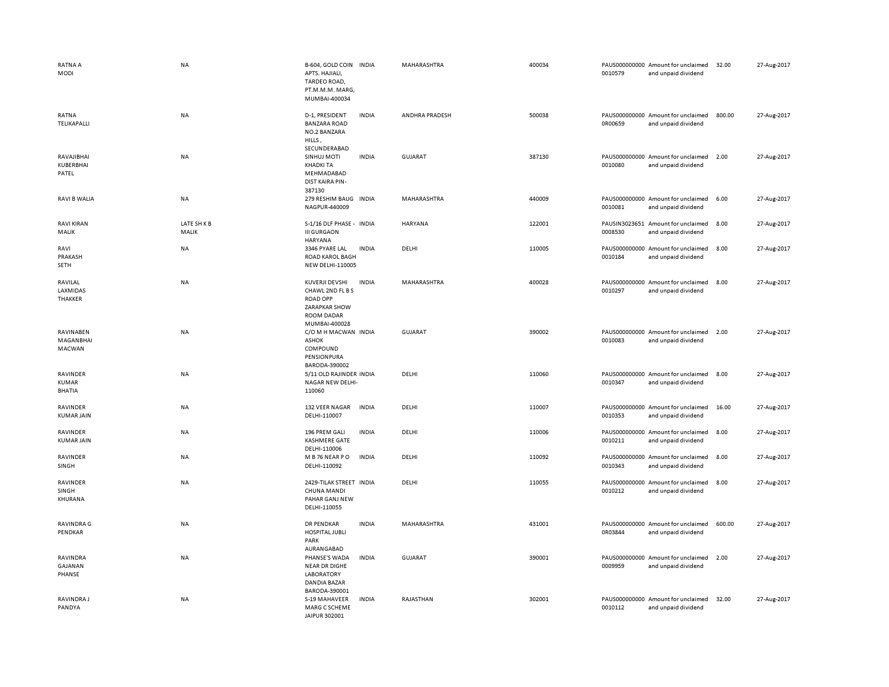| | | | | | | | | | |
|---|---|---|---|---|---|---|---|---|---|
| RATNA A MODI | NA | B-604, GOLD COIN APTS. HAJIALI, TARDEO ROAD, PT.M.M.M. MARG, MUMBAI-400034 | INDIA | MAHARASHTRA | 400034 | PAUS000000000 0010579 | Amount for unclaimed and unpaid dividend | 32.00 | 27-Aug-2017 |
| RATNA TELIKAPALLI | NA | D-1, PRESIDENT BANZARA ROAD NO.2 BANZARA HILLS , SECUNDERABAD | INDIA | ANDHRA PRADESH | 500038 | PAUS000000000 0R00659 | Amount for unclaimed and unpaid dividend | 800.00 | 27-Aug-2017 |
| RAVAJIBHAI KUBERBHAI PATEL | NA | SINHUJ MOTI KHADKI TA MEHMADABAD DIST KAIRA PIN-387130 | INDIA | GUJARAT | 387130 | PAUS000000000 0010080 | Amount for unclaimed and unpaid dividend | 2.00 | 27-Aug-2017 |
| RAVI B WALIA | NA | 279 RESHIM BAUG NAGPUR-440009 | INDIA | MAHARASHTRA | 440009 | PAUS000000000 0010081 | Amount for unclaimed and unpaid dividend | 6.00 | 27-Aug-2017 |
| RAVI KIRAN MALIK | LATE SH K B MALIK | S-1/16 DLF PHASE - III GURGAON HARYANA | INDIA | HARYANA | 122001 | PAUSIN3023651 0008530 | Amount for unclaimed and unpaid dividend | 8.00 | 27-Aug-2017 |
| RAVI PRAKASH SETH | NA | 3346 PYARE LAL ROAD KAROL BAGH NEW DELHI-110005 | INDIA | DELHI | 110005 | PAUS000000000 0010184 | Amount for unclaimed and unpaid dividend | 8.00 | 27-Aug-2017 |
| RAVILAL LAXMIDAS THAKKER | NA | KUVERJI DEVSHI CHAWL 2ND FL B S ROAD OPP ZARAPKAR SHOW ROOM DADAR MUMBAI-400028 | INDIA | MAHARASHTRA | 400028 | PAUS000000000 0010297 | Amount for unclaimed and unpaid dividend | 8.00 | 27-Aug-2017 |
| RAVINABEN MAGANBHAI MACWAN | NA | C/O M H MACWAN ASHOK COMPOUND PENSIONPURA BARODA-390002 | INDIA | GUJARAT | 390002 | PAUS000000000 0010083 | Amount for unclaimed and unpaid dividend | 2.00 | 27-Aug-2017 |
| RAVINDER KUMAR BHATIA | NA | 5/11 OLD RAJINDER NAGAR NEW DELHI-110060 | INDIA | DELHI | 110060 | PAUS000000000 0010347 | Amount for unclaimed and unpaid dividend | 8.00 | 27-Aug-2017 |
| RAVINDER KUMAR JAIN | NA | 132 VEER NAGAR DELHI-110007 | INDIA | DELHI | 110007 | PAUS000000000 0010353 | Amount for unclaimed and unpaid dividend | 16.00 | 27-Aug-2017 |
| RAVINDER KUMAR JAIN | NA | 196 PREM GALI KASHMERE GATE DELHI-110006 | INDIA | DELHI | 110006 | PAUS000000000 0010211 | Amount for unclaimed and unpaid dividend | 8.00 | 27-Aug-2017 |
| RAVINDER SINGH | NA | M B 76 NEAR P O DELHI-110092 | INDIA | DELHI | 110092 | PAUS000000000 0010343 | Amount for unclaimed and unpaid dividend | 8.00 | 27-Aug-2017 |
| RAVINDER SINGH KHURANA | NA | 2429-TILAK STREET CHUNA MANDI PAHAR GANJ NEW DELHI-110055 | INDIA | DELHI | 110055 | PAUS000000000 0010212 | Amount for unclaimed and unpaid dividend | 8.00 | 27-Aug-2017 |
| RAVINDRA G PENDKAR | NA | DR PENDKAR HOSPITAL JUBLI PARK AURANGABAD | INDIA | MAHARASHTRA | 431001 | PAUS000000000 0R03844 | Amount for unclaimed and unpaid dividend | 600.00 | 27-Aug-2017 |
| RAVINDRA GAJANAN PHANSE | NA | PHANSE'S WADA NEAR DR DIGHE LABORATORY DANDIA BAZAR BARODA-390001 | INDIA | GUJARAT | 390001 | PAUS000000000 0009959 | Amount for unclaimed and unpaid dividend | 2.00 | 27-Aug-2017 |
| RAVINDRA J PANDYA | NA | S-19 MAHAVEER MARG C SCHEME JAIPUR 302001 | INDIA | RAJASTHAN | 302001 | PAUS000000000 0010112 | Amount for unclaimed and unpaid dividend | 32.00 | 27-Aug-2017 |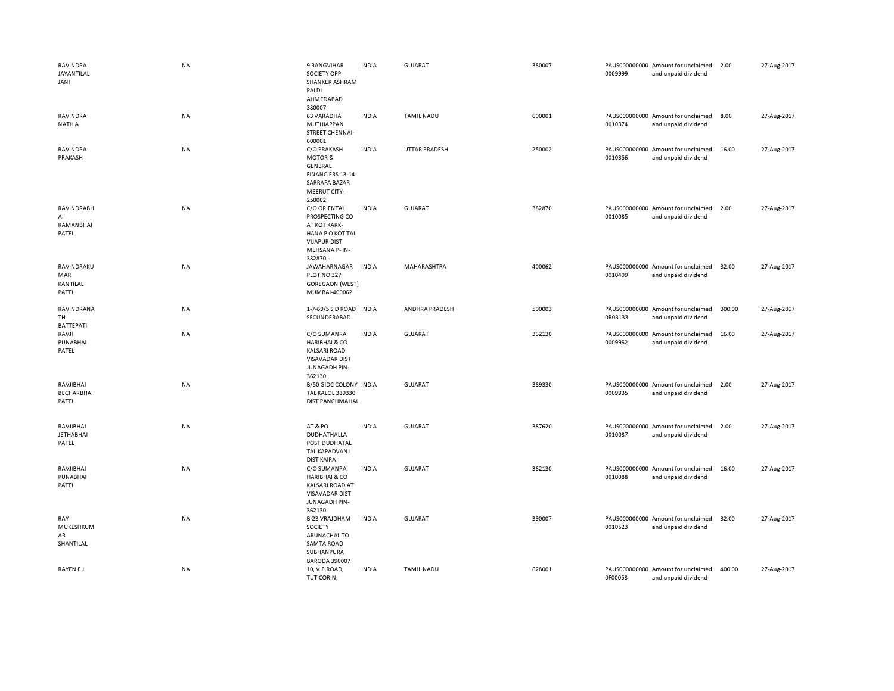| | | | | | | | | | |
|---|---|---|---|---|---|---|---|---|---|
| RAVINDRA JAYANTILAL JANI | NA | 9 RANGVIHAR SOCIETY OPP SHANKER ASHRAM PALDI AHMEDABAD 380007 | INDIA | GUJARAT | 380007 | PAUS000000000 0009999 | Amount for unclaimed and unpaid dividend | 2.00 | 27-Aug-2017 |
| RAVINDRA NATH A | NA | 63 VARADHA MUTHIAPPAN STREET CHENNAI-600001 | INDIA | TAMIL NADU | 600001 | PAUS000000000 0010374 | Amount for unclaimed and unpaid dividend | 8.00 | 27-Aug-2017 |
| RAVINDRA PRAKASH | NA | C/O PRAKASH MOTOR & GENERAL FINANCIERS 13-14 SARRAFA BAZAR MEERUT CITY-250002 | INDIA | UTTAR PRADESH | 250002 | PAUS000000000 0010356 | Amount for unclaimed and unpaid dividend | 16.00 | 27-Aug-2017 |
| RAVINDRABH AI RAMANBHAI PATEL | NA | C/O ORIENTAL PROSPECTING CO AT KOT KARK-HANA P O KOT TAL VIJAPUR DIST MEHSANA P- IN-382870 - | INDIA | GUJARAT | 382870 | PAUS000000000 0010085 | Amount for unclaimed and unpaid dividend | 2.00 | 27-Aug-2017 |
| RAVINDRAKU MAR KANTILAL PATEL | NA | JAWAHARNAGAR PLOT NO 327 GOREGAON (WEST) MUMBAI-400062 | INDIA | MAHARASHTRA | 400062 | PAUS000000000 0010409 | Amount for unclaimed and unpaid dividend | 32.00 | 27-Aug-2017 |
| RAVINDRANA TH BATTEPATI | NA | 1-7-69/5 S D ROAD SECUNDERABAD | INDIA | ANDHRA PRADESH | 500003 | PAUS000000000 0R03133 | Amount for unclaimed and unpaid dividend | 300.00 | 27-Aug-2017 |
| RAVJI PUNABHAI PATEL | NA | C/O SUMANRAI HARIBHAI & CO KALSARI ROAD VISAVADAR DIST JUNAGADH PIN-362130 | INDIA | GUJARAT | 362130 | PAUS000000000 0009962 | Amount for unclaimed and unpaid dividend | 16.00 | 27-Aug-2017 |
| RAVJIBHAI BECHARBHAI PATEL | NA | B/50 GIDC COLONY TAL KALOL 389330 DIST PANCHMAHAL | INDIA | GUJARAT | 389330 | PAUS000000000 0009935 | Amount for unclaimed and unpaid dividend | 2.00 | 27-Aug-2017 |
| RAVJIBHAI JETHABHAI PATEL | NA | AT & PO DUDHATHALLA POST DUDHATAL TAL KAPADVANJ DIST KAIRA | INDIA | GUJARAT | 387620 | PAUS000000000 0010087 | Amount for unclaimed and unpaid dividend | 2.00 | 27-Aug-2017 |
| RAVJIBHAI PUNABHAI PATEL | NA | C/O SUMANRAI HARIBHAI & CO KALSARI ROAD AT VISAVADAR DIST JUNAGADH PIN-362130 | INDIA | GUJARAT | 362130 | PAUS000000000 0010088 | Amount for unclaimed and unpaid dividend | 16.00 | 27-Aug-2017 |
| RAY MUKESHKUM AR SHANTILAL | NA | B-23 VRAJDHAM SOCIETY ARUNACHAL TO SAMTA ROAD SUBHANPURA BARODA 390007 | INDIA | GUJARAT | 390007 | PAUS000000000 0010523 | Amount for unclaimed and unpaid dividend | 32.00 | 27-Aug-2017 |
| RAYEN F J | NA | 10, V.E.ROAD, TUTICORIN, | INDIA | TAMIL NADU | 628001 | PAUS000000000 0F00058 | Amount for unclaimed and unpaid dividend | 400.00 | 27-Aug-2017 |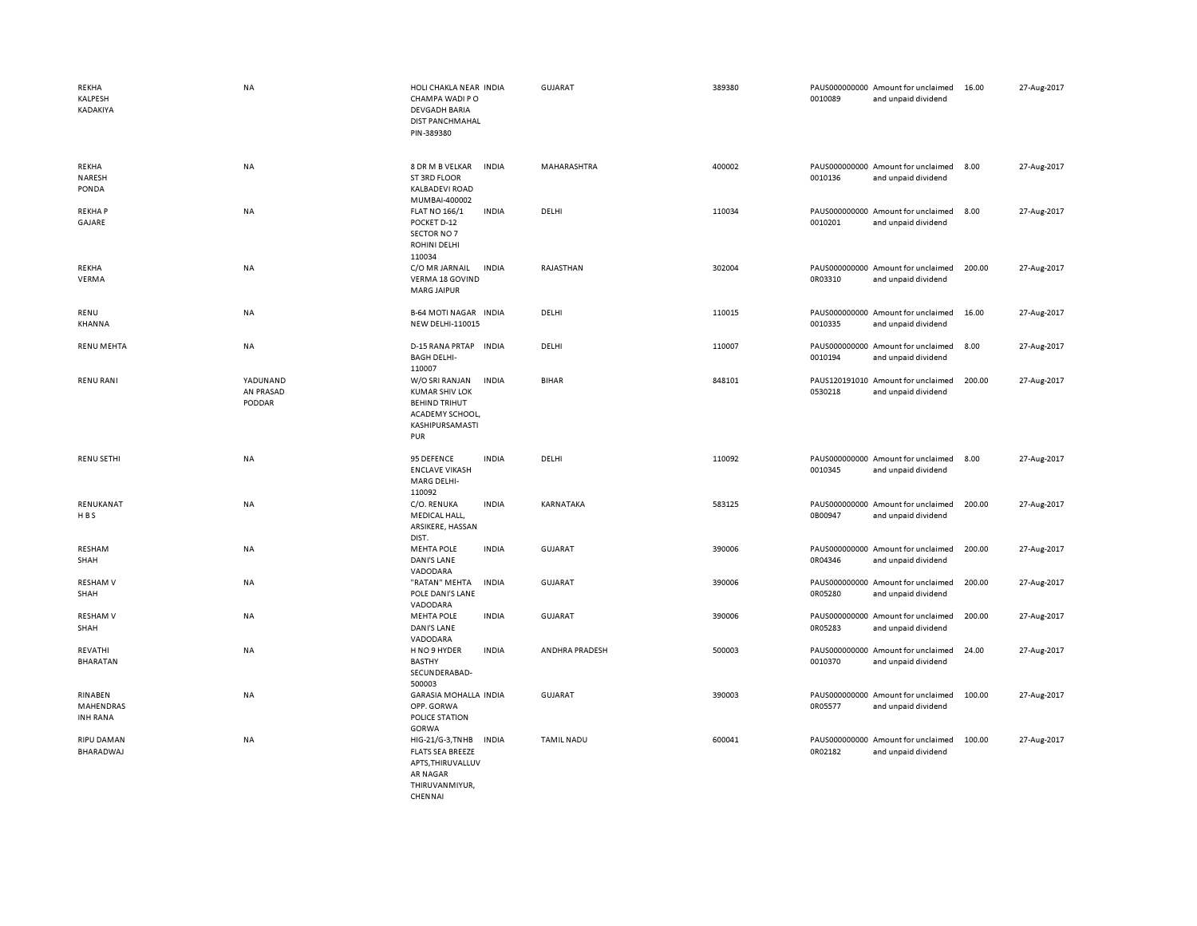| | | | | | | | | | |
|---|---|---|---|---|---|---|---|---|---|
| REKHA KALPESH KADAKIYA | NA | HOLI CHAKLA NEAR CHAMPA WADI P O DEVGADH BARIA DIST PANCHMAHAL PIN-389380 | INDIA | GUJARAT | 389380 | PAUS0000000000010089 | Amount for unclaimed and unpaid dividend | 16.00 | 27-Aug-2017 |
| REKHA NARESH PONDA | NA | 8 DR M B VELKAR ST 3RD FLOOR KALBADEVI ROAD MUMBAI-400002 | INDIA | MAHARASHTRA | 400002 | PAUS0000000000010136 | Amount for unclaimed and unpaid dividend | 8.00 | 27-Aug-2017 |
| REKHA P GAJARE | NA | FLAT NO 166/1 POCKET D-12 SECTOR NO 7 ROHINI DELHI 110034 | INDIA | DELHI | 110034 | PAUS0000000000010201 | Amount for unclaimed and unpaid dividend | 8.00 | 27-Aug-2017 |
| REKHA VERMA | NA | C/O MR JARNAIL VERMA 18 GOVIND MARG JAIPUR | INDIA | RAJASTHAN | 302004 | PAUS0000000000R03310 | Amount for unclaimed and unpaid dividend | 200.00 | 27-Aug-2017 |
| RENU KHANNA | NA | B-64 MOTI NAGAR NEW DELHI-110015 | INDIA | DELHI | 110015 | PAUS0000000000010335 | Amount for unclaimed and unpaid dividend | 16.00 | 27-Aug-2017 |
| RENU MEHTA | NA | D-15 RANA PRTAP BAGH DELHI-110007 | INDIA | DELHI | 110007 | PAUS0000000000010194 | Amount for unclaimed and unpaid dividend | 8.00 | 27-Aug-2017 |
| RENU RANI | YADUNAND AN PRASAD PODDAR | W/O SRI RANJAN KUMAR SHIV LOK BEHIND TRIHUT ACADEMY SCHOOL, KASHIPURSAMASTI PUR | INDIA | BIHAR | 848101 | PAUS1201910100530218 | Amount for unclaimed and unpaid dividend | 200.00 | 27-Aug-2017 |
| RENU SETHI | NA | 95 DEFENCE ENCLAVE VIKASH MARG DELHI-110092 | INDIA | DELHI | 110092 | PAUS0000000000010345 | Amount for unclaimed and unpaid dividend | 8.00 | 27-Aug-2017 |
| RENUKANAT H B S | NA | C/O. RENUKA MEDICAL HALL, ARSIKERE, HASSAN DIST. | INDIA | KARNATAKA | 583125 | PAUS0000000000B00947 | Amount for unclaimed and unpaid dividend | 200.00 | 27-Aug-2017 |
| RESHAM SHAH | NA | MEHTA POLE DANI'S LANE VADODARA | INDIA | GUJARAT | 390006 | PAUS0000000000R04346 | Amount for unclaimed and unpaid dividend | 200.00 | 27-Aug-2017 |
| RESHAM V SHAH | NA | "RATAN" MEHTA POLE DANI'S LANE VADODARA | INDIA | GUJARAT | 390006 | PAUS0000000000R05280 | Amount for unclaimed and unpaid dividend | 200.00 | 27-Aug-2017 |
| RESHAM V SHAH | NA | MEHTA POLE DANI'S LANE VADODARA | INDIA | GUJARAT | 390006 | PAUS0000000000R05283 | Amount for unclaimed and unpaid dividend | 200.00 | 27-Aug-2017 |
| REVATHI BHARATAN | NA | H NO 9 HYDER BASTHY SECUNDERABAD-500003 | INDIA | ANDHRA PRADESH | 500003 | PAUS0000000000010370 | Amount for unclaimed and unpaid dividend | 24.00 | 27-Aug-2017 |
| RINABEN MAHENDRAS INH RANA | NA | GARASIA MOHALLA OPP. GORWA POLICE STATION GORWA | INDIA | GUJARAT | 390003 | PAUS0000000000R05577 | Amount for unclaimed and unpaid dividend | 100.00 | 27-Aug-2017 |
| RIPU DAMAN BHARADWAJ | NA | HIG-21/G-3,TNHB FLATS SEA BREEZE APTS,THIRUVALLUV AR NAGAR THIRUVANMIYUR, CHENNAI | INDIA | TAMIL NADU | 600041 | PAUS0000000000R02182 | Amount for unclaimed and unpaid dividend | 100.00 | 27-Aug-2017 |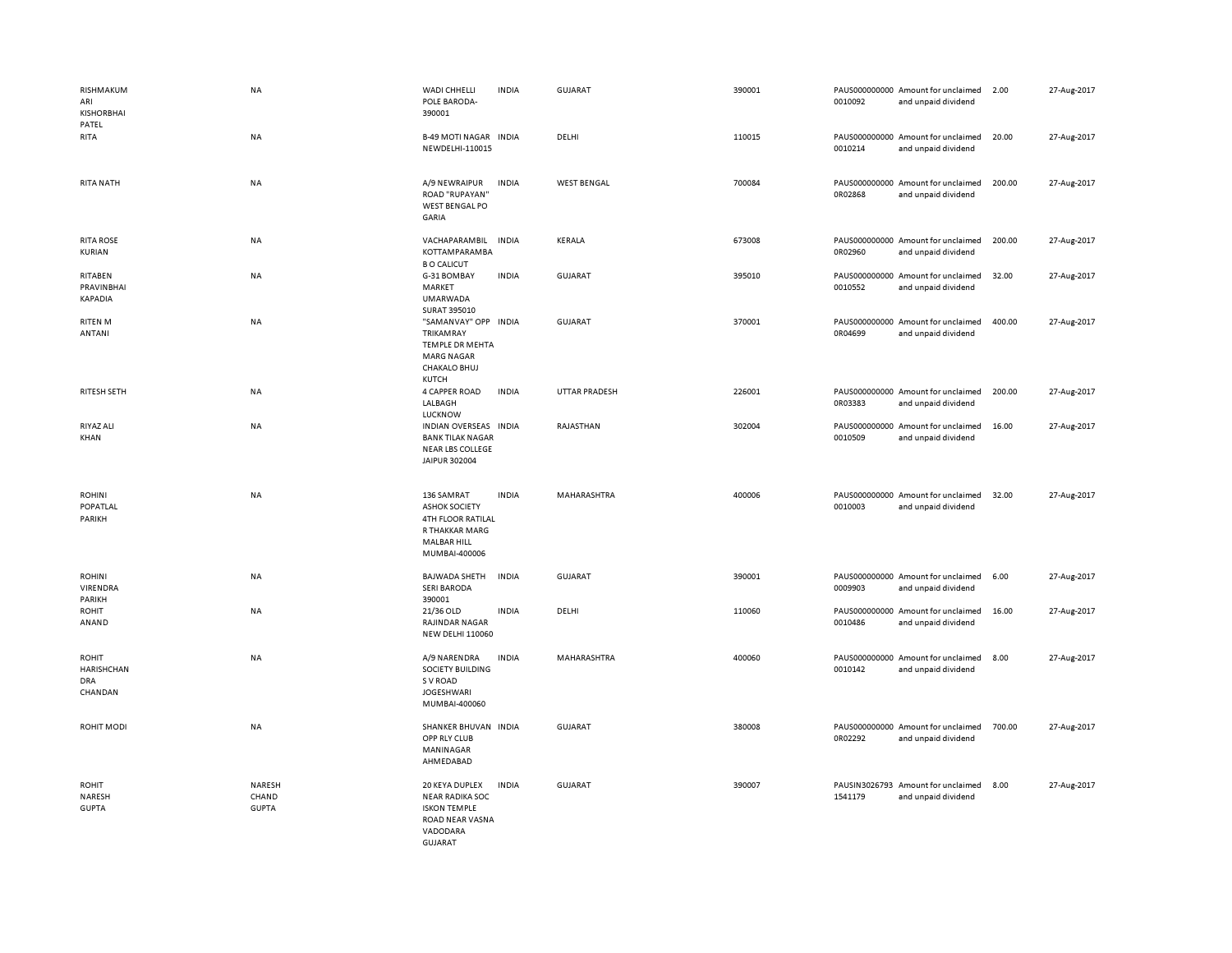| | | | | | | | | | |
|---|---|---|---|---|---|---|---|---|---|
| RISHMAKUMARI KISHORBHAI PATEL | NA | WADI CHHELLI POLE BARODA-390001 | INDIA | GUJARAT | 390001 | PAUS0000000000010092 | Amount for unclaimed and unpaid dividend | 2.00 | 27-Aug-2017 |
| RITA | NA | B-49 MOTI NAGAR NEWDELHI-110015 | INDIA | DELHI | 110015 | PAUS0000000000010214 | Amount for unclaimed and unpaid dividend | 20.00 | 27-Aug-2017 |
| RITA NATH | NA | A/9 NEWRAIPUR ROAD "RUPAYAN" WEST BENGAL PO GARIA | INDIA | WEST BENGAL | 700084 | PAUS0000000000R02868 | Amount for unclaimed and unpaid dividend | 200.00 | 27-Aug-2017 |
| RITA ROSE KURIAN | NA | VACHAPARAMBIL KOTTAMPARAMBA B O CALICUT | INDIA | KERALA | 673008 | PAUS0000000000R02960 | Amount for unclaimed and unpaid dividend | 200.00 | 27-Aug-2017 |
| RITABEN PRAVINBHAI KAPADIA | NA | G-31 BOMBAY MARKET UMARWADA SURAT 395010 | INDIA | GUJARAT | 395010 | PAUS0000000000010552 | Amount for unclaimed and unpaid dividend | 32.00 | 27-Aug-2017 |
| RITEN M ANTANI | NA | "SAMANVAY" OPP TRIKAMRAY TEMPLE DR MEHTA MARG NAGAR CHAKALO BHUJ KUTCH | INDIA | GUJARAT | 370001 | PAUS0000000000R04699 | Amount for unclaimed and unpaid dividend | 400.00 | 27-Aug-2017 |
| RITESH SETH | NA | 4 CAPPER ROAD LALBAGH LUCKNOW | INDIA | UTTAR PRADESH | 226001 | PAUS0000000000R03383 | Amount for unclaimed and unpaid dividend | 200.00 | 27-Aug-2017 |
| RIYAZ ALI KHAN | NA | INDIAN OVERSEAS BANK TILAK NAGAR NEAR LBS COLLEGE JAIPUR 302004 | INDIA | RAJASTHAN | 302004 | PAUS0000000000010509 | Amount for unclaimed and unpaid dividend | 16.00 | 27-Aug-2017 |
| ROHINI POPATLAL PARIKH | NA | 136 SAMRAT ASHOK SOCIETY 4TH FLOOR RATILAL R THAKKAR MARG MALBAR HILL MUMBAI-400006 | INDIA | MAHARASHTRA | 400006 | PAUS0000000000010003 | Amount for unclaimed and unpaid dividend | 32.00 | 27-Aug-2017 |
| ROHINI VIRENDRA PARIKH | NA | BAJWADA SHETH SERI BARODA 390001 | INDIA | GUJARAT | 390001 | PAUS0000000000009903 | Amount for unclaimed and unpaid dividend | 6.00 | 27-Aug-2017 |
| ROHIT ANAND | NA | 21/36 OLD RAJINDAR NAGAR NEW DELHI 110060 | INDIA | DELHI | 110060 | PAUS0000000000010486 | Amount for unclaimed and unpaid dividend | 16.00 | 27-Aug-2017 |
| ROHIT HARISHCHANDRA CHANDAN | NA | A/9 NARENDRA SOCIETY BUILDING S V ROAD JOGESHWARI MUMBAI-400060 | INDIA | MAHARASHTRA | 400060 | PAUS0000000000010142 | Amount for unclaimed and unpaid dividend | 8.00 | 27-Aug-2017 |
| ROHIT MODI | NA | SHANKER BHUVAN OPP RLY CLUB MANINAGAR AHMEDABAD | INDIA | GUJARAT | 380008 | PAUS0000000000R02292 | Amount for unclaimed and unpaid dividend | 700.00 | 27-Aug-2017 |
| ROHIT NARESH GUPTA | NARESH CHAND GUPTA | 20 KEYA DUPLEX NEAR RADIKA SOC ISKON TEMPLE ROAD NEAR VASNA VADODARA GUJARAT | INDIA | GUJARAT | 390007 | PAUSIN30267931541179 | Amount for unclaimed and unpaid dividend | 8.00 | 27-Aug-2017 |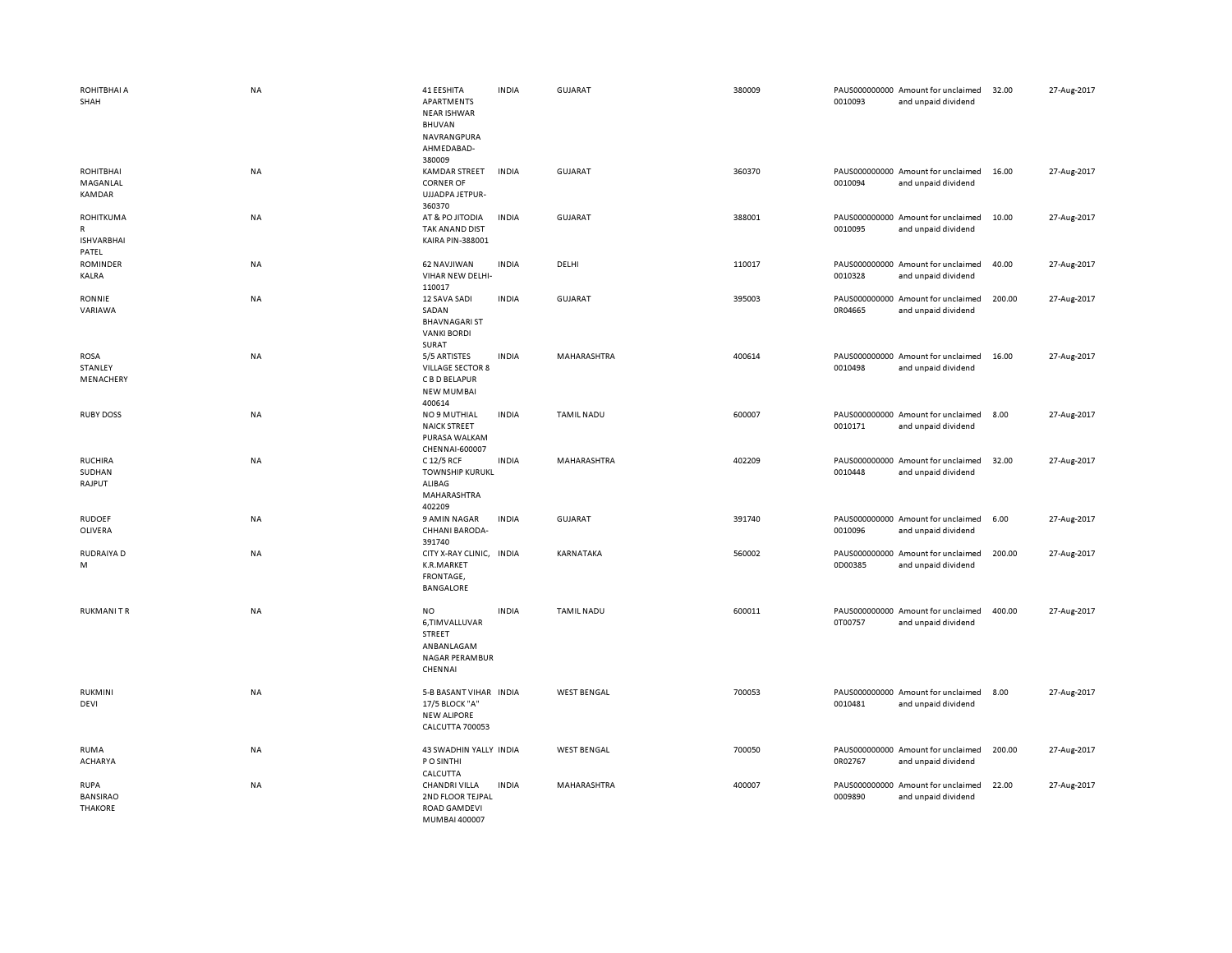| | | | | | | | | | |
|---|---|---|---|---|---|---|---|---|---|
| ROHITBHAI A SHAH | NA | 41 EESHITA APARTMENTS NEAR ISHWAR BHUVAN NAVRANGPURA AHMEDABAD-380009 | INDIA | GUJARAT | 380009 | PAUS0000000000010093 | Amount for unclaimed and unpaid dividend | 32.00 | 27-Aug-2017 |
| ROHITBHAI MAGANLAL KAMDAR | NA | KAMDAR STREET CORNER OF UJJADPA JETPUR-360370 | INDIA | GUJARAT | 360370 | PAUS0000000000010094 | Amount for unclaimed and unpaid dividend | 16.00 | 27-Aug-2017 |
| ROHITKUMAR ISHVARBHAI PATEL | NA | AT & PO JITODIA TAK ANAND DIST KAIRA PIN-388001 | INDIA | GUJARAT | 388001 | PAUS0000000000010095 | Amount for unclaimed and unpaid dividend | 10.00 | 27-Aug-2017 |
| ROMINDER KALRA | NA | 62 NAVJIWAN VIHAR NEW DELHI-110017 | INDIA | DELHI | 110017 | PAUS0000000000010328 | Amount for unclaimed and unpaid dividend | 40.00 | 27-Aug-2017 |
| RONNIE VARIAWA | NA | 12 SAVA SADI SADAN BHAVNAGARI ST VANKI BORDI SURAT | INDIA | GUJARAT | 395003 | PAUS0000000000R04665 | Amount for unclaimed and unpaid dividend | 200.00 | 27-Aug-2017 |
| ROSA STANLEY MENACHERY | NA | 5/5 ARTISTES VILLAGE SECTOR 8 C B D BELAPUR NEW MUMBAI 400614 | INDIA | MAHARASHTRA | 400614 | PAUS0000000000010498 | Amount for unclaimed and unpaid dividend | 16.00 | 27-Aug-2017 |
| RUBY DOSS | NA | NO 9 MUTHIAL NAICK STREET PURASA WALKAM CHENNAI-600007 | INDIA | TAMIL NADU | 600007 | PAUS0000000000010171 | Amount for unclaimed and unpaid dividend | 8.00 | 27-Aug-2017 |
| RUCHIRA SUDHAN RAJPUT | NA | C 12/5 RCF TOWNSHIP KURUKL ALIBAG MAHARASHTRA 402209 | INDIA | MAHARASHTRA | 402209 | PAUS0000000000010448 | Amount for unclaimed and unpaid dividend | 32.00 | 27-Aug-2017 |
| RUDOEF OLIVERA | NA | 9 AMIN NAGAR CHHANI BARODA-391740 | INDIA | GUJARAT | 391740 | PAUS0000000000010096 | Amount for unclaimed and unpaid dividend | 6.00 | 27-Aug-2017 |
| RUDRAIYA D M | NA | CITY X-RAY CLINIC, K.R.MARKET FRONTAGE, BANGALORE | INDIA | KARNATAKA | 560002 | PAUS00000000000D00385 | Amount for unclaimed and unpaid dividend | 200.00 | 27-Aug-2017 |
| RUKMANI T R | NA | NO 6,TIMVALLUVAR STREET ANBANLAGAM NAGAR PERAMBUR CHENNAI | INDIA | TAMIL NADU | 600011 | PAUS00000000000T00757 | Amount for unclaimed and unpaid dividend | 400.00 | 27-Aug-2017 |
| RUKMINI DEVI | NA | 5-B BASANT VIHAR 17/5 BLOCK "A" NEW ALIPORE CALCUTTA 700053 | INDIA | WEST BENGAL | 700053 | PAUS0000000000010481 | Amount for unclaimed and unpaid dividend | 8.00 | 27-Aug-2017 |
| RUMA ACHARYA | NA | 43 SWADHIN YALLY P O SINTHI CALCUTTA | INDIA | WEST BENGAL | 700050 | PAUS00000000000R02767 | Amount for unclaimed and unpaid dividend | 200.00 | 27-Aug-2017 |
| RUPA BANSIRAO THAKORE | NA | CHANDRI VILLA 2ND FLOOR TEJPAL ROAD GAMDEVI MUMBAI 400007 | INDIA | MAHARASHTRA | 400007 | PAUS0000000000009890 | Amount for unclaimed and unpaid dividend | 22.00 | 27-Aug-2017 |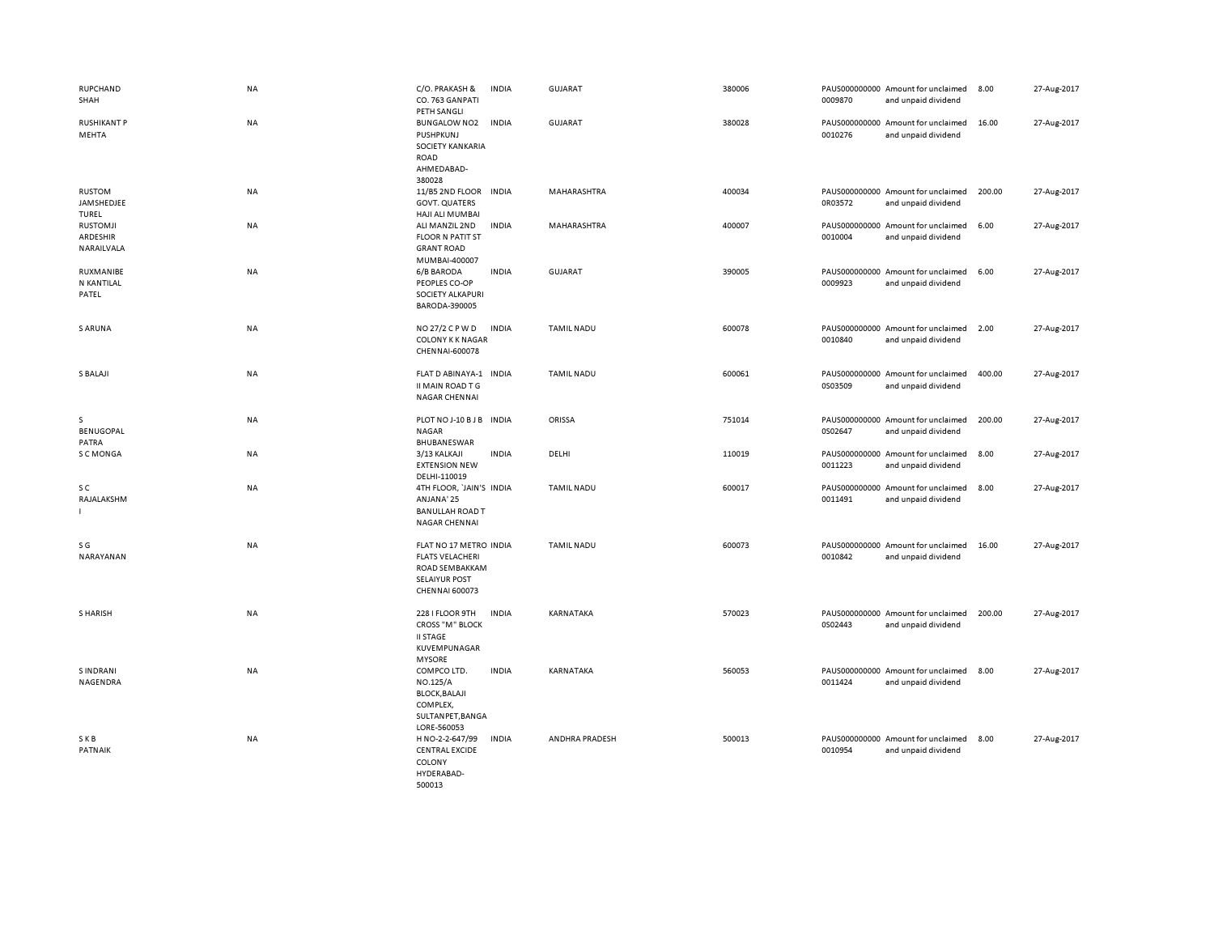| | | | | | | | | | |
|---|---|---|---|---|---|---|---|---|---|
| RUPCHAND SHAH | NA | C/O. PRAKASH & CO. 763 GANPATI PETH SANGLI | INDIA | GUJARAT | 380006 | PAUS0000000000009870 | Amount for unclaimed and unpaid dividend | 8.00 | 27-Aug-2017 |
| RUSHIKANT P MEHTA | NA | BUNGALOW NO2 PUSHPKUNJ SOCIETY KANKARIA ROAD AHMEDABAD-380028 | INDIA | GUJARAT | 380028 | PAUS0000000000010276 | Amount for unclaimed and unpaid dividend | 16.00 | 27-Aug-2017 |
| RUSTOM JAMSHEDJEE TUREL | NA | 11/B5 2ND FLOOR GOVT. QUATERS HAJI ALI MUMBAI | INDIA | MAHARASHTRA | 400034 | PAUS0000000000R03572 | Amount for unclaimed and unpaid dividend | 200.00 | 27-Aug-2017 |
| RUSTOMJI ARDESHIR NARAILVALA | NA | ALI MANZIL 2ND FLOOR N PATIT ST GRANT ROAD MUMBAI-400007 | INDIA | MAHARASHTRA | 400007 | PAUS0000000000010004 | Amount for unclaimed and unpaid dividend | 6.00 | 27-Aug-2017 |
| RUXMANIBEN KANTILAL PATEL | NA | 6/B BARODA PEOPLES CO-OP SOCIETY ALKAPURI BARODA-390005 | INDIA | GUJARAT | 390005 | PAUS0000000000009923 | Amount for unclaimed and unpaid dividend | 6.00 | 27-Aug-2017 |
| S ARUNA | NA | NO 27/2 C P W D COLONY K K NAGAR CHENNAI-600078 | INDIA | TAMIL NADU | 600078 | PAUS0000000000010840 | Amount for unclaimed and unpaid dividend | 2.00 | 27-Aug-2017 |
| S BALAJI | NA | FLAT D ABINAYA-1 II MAIN ROAD T G NAGAR CHENNAI | INDIA | TAMIL NADU | 600061 | PAUS00000000000S03509 | Amount for unclaimed and unpaid dividend | 400.00 | 27-Aug-2017 |
| S BENUGOPAL PATRA | NA | PLOT NO J-10 B J B NAGAR BHUBANESWAR | INDIA | ORISSA | 751014 | PAUS00000000000S02647 | Amount for unclaimed and unpaid dividend | 200.00 | 27-Aug-2017 |
| S C MONGA | NA | 3/13 KALKAJI EXTENSION NEW DELHI-110019 | INDIA | DELHI | 110019 | PAUS0000000000011223 | Amount for unclaimed and unpaid dividend | 8.00 | 27-Aug-2017 |
| S C RAJALAKSHMI | NA | 4TH FLOOR, `JAIN'S ANJANA' 25 BANULLAH ROAD T NAGAR CHENNAI | INDIA | TAMIL NADU | 600017 | PAUS0000000000011491 | Amount for unclaimed and unpaid dividend | 8.00 | 27-Aug-2017 |
| S G NARAYANAN | NA | FLAT NO 17 METRO FLATS VELACHERI ROAD SEMBAKKAM SELAIYUR POST CHENNAI 600073 | INDIA | TAMIL NADU | 600073 | PAUS0000000000010842 | Amount for unclaimed and unpaid dividend | 16.00 | 27-Aug-2017 |
| S HARISH | NA | 228 I FLOOR 9TH CROSS "M" BLOCK II STAGE KUVEMPUNAGAR MYSORE | INDIA | KARNATAKA | 570023 | PAUS00000000000S02443 | Amount for unclaimed and unpaid dividend | 200.00 | 27-Aug-2017 |
| S INDRANI NAGENDRA | NA | COMPCO LTD. NO.125/A BLOCK,BALAJI COMPLEX, SULTANPET,BANGALORE-560053 | INDIA | KARNATAKA | 560053 | PAUS0000000000011424 | Amount for unclaimed and unpaid dividend | 8.00 | 27-Aug-2017 |
| S K B PATNAIK | NA | H NO-2-2-647/99 CENTRAL EXCIDE COLONY HYDERABAD-500013 | INDIA | ANDHRA PRADESH | 500013 | PAUS0000000000010954 | Amount for unclaimed and unpaid dividend | 8.00 | 27-Aug-2017 |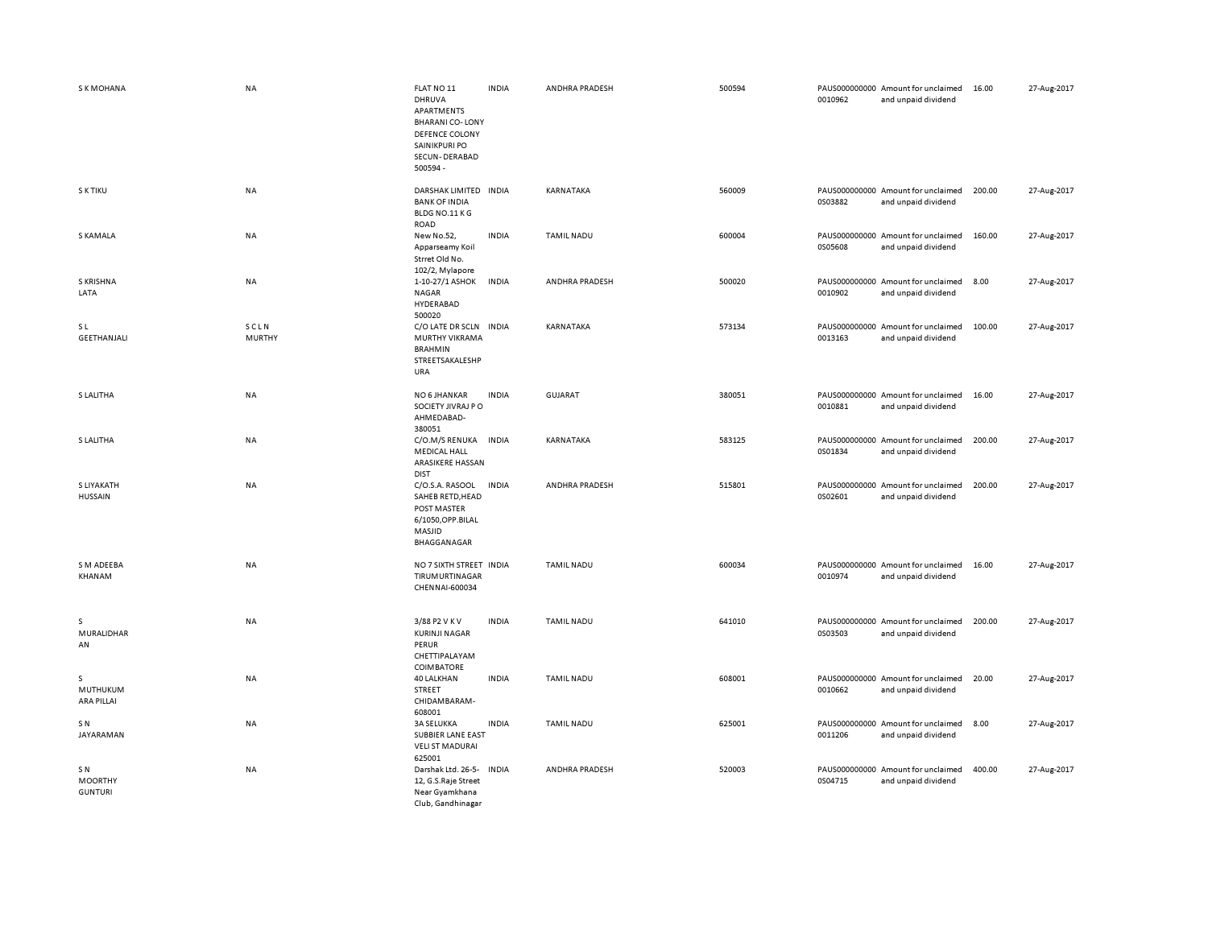| S K MOHANA | NA | FLAT NO 11 DHRUVA APARTMENTS BHARANI CO- LONY DEFENCE COLONY SAINIKPURI PO SECUN- DERABAD 500594 - | INDIA | ANDHRA PRADESH | 500594 | PAUS0000000000010962 | Amount for unclaimed and unpaid dividend | 16.00 | 27-Aug-2017 |
|---|---|---|---|---|---|---|---|---|---|
| S K TIKU | NA | DARSHAK LIMITED BANK OF INDIA BLDG NO.11 K G ROAD | INDIA | KARNATAKA | 560009 | PAUS00000000000S03882 | Amount for unclaimed and unpaid dividend | 200.00 | 27-Aug-2017 |
| S KAMALA | NA | New No.52, Apparseamy Koil Strret Old No. 102/2, Mylapore | INDIA | TAMIL NADU | 600004 | PAUS00000000000S05608 | Amount for unclaimed and unpaid dividend | 160.00 | 27-Aug-2017 |
| S KRISHNA LATA | NA | 1-10-27/1 ASHOK NAGAR HYDERABAD 500020 | INDIA | ANDHRA PRADESH | 500020 | PAUS0000000000010902 | Amount for unclaimed and unpaid dividend | 8.00 | 27-Aug-2017 |
| S L GEETHANJALI | S C L N MURTHY | C/O LATE DR SCLN MURTHY VIKRAMA BRAHMIN STREETSAKALESHP URA | INDIA | KARNATAKA | 573134 | PAUS0000000000013163 | Amount for unclaimed and unpaid dividend | 100.00 | 27-Aug-2017 |
| S LALITHA | NA | NO 6 JHANKAR SOCIETY JIVRAJ P O AHMEDABAD-380051 | INDIA | GUJARAT | 380051 | PAUS0000000000010881 | Amount for unclaimed and unpaid dividend | 16.00 | 27-Aug-2017 |
| S LALITHA | NA | C/O.M/S RENUKA MEDICAL HALL ARASIKERE HASSAN DIST | INDIA | KARNATAKA | 583125 | PAUS00000000000S01834 | Amount for unclaimed and unpaid dividend | 200.00 | 27-Aug-2017 |
| S LIYAKATH HUSSAIN | NA | C/O.S.A. RASOOL SAHEB RETD,HEAD POST MASTER 6/1050,OPP.BILAL MASJID BHAGGANAGAR | INDIA | ANDHRA PRADESH | 515801 | PAUS00000000000S02601 | Amount for unclaimed and unpaid dividend | 200.00 | 27-Aug-2017 |
| S M ADEEBA KHANAM | NA | NO 7 SIXTH STREET TIRUMURTINAGAR CHENNAI-600034 | INDIA | TAMIL NADU | 600034 | PAUS0000000000010974 | Amount for unclaimed and unpaid dividend | 16.00 | 27-Aug-2017 |
| S MURALIDHARAN | NA | 3/88 P2 V K V KURINJI NAGAR PERUR CHETTIPALAYAM COIMBATORE | INDIA | TAMIL NADU | 641010 | PAUS00000000000S03503 | Amount for unclaimed and unpaid dividend | 200.00 | 27-Aug-2017 |
| S MUTHUKUMARA PILLAI | NA | 40 LALKHAN STREET CHIDAMBARAM-608001 | INDIA | TAMIL NADU | 608001 | PAUS0000000000010662 | Amount for unclaimed and unpaid dividend | 20.00 | 27-Aug-2017 |
| S N JAYARAMAN | NA | 3A SELUKKA SUBBIER LANE EAST VELI ST MADURAI 625001 | INDIA | TAMIL NADU | 625001 | PAUS0000000000011206 | Amount for unclaimed and unpaid dividend | 8.00 | 27-Aug-2017 |
| S N MOORTHY GUNTURI | NA | Darshak Ltd. 26-5-12, G.S.Raje Street Near Gyamkhana Club, Gandhinagar | INDIA | ANDHRA PRADESH | 520003 | PAUS00000000000S04715 | Amount for unclaimed and unpaid dividend | 400.00 | 27-Aug-2017 |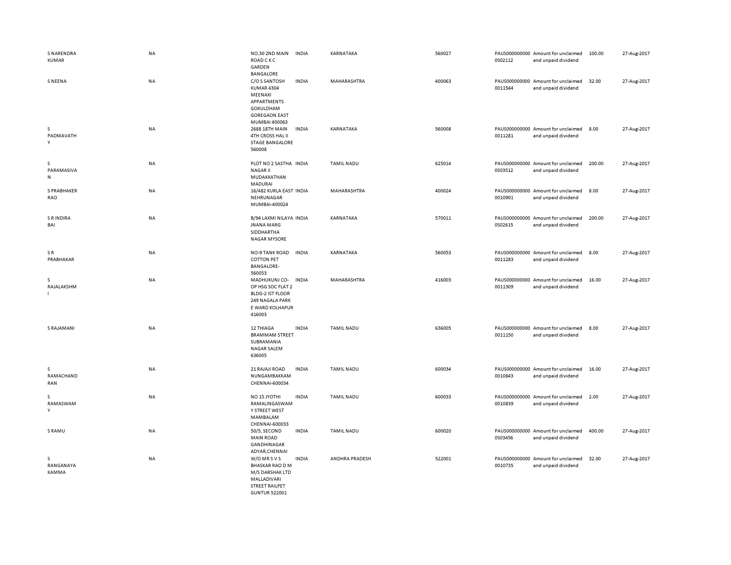| | | | | | | | | | |
|---|---|---|---|---|---|---|---|---|---|
| S NARENDRA KUMAR | NA | NO.30 2ND MAIN ROAD C K C GARDEN BANGALORE | INDIA | KARNATAKA | 560027 | PAUS0000000000S02112 | Amount for unclaimed and unpaid dividend | 100.00 | 27-Aug-2017 |
| S NEENA | NA | C/O S SANTOSH KUMAR 4304 MEENAXI APPARTMENTS GOKULDHAM GOREGAON EAST MUMBAI 400063 | INDIA | MAHARASHTRA | 400063 | PAUS0000000000011544 | Amount for unclaimed and unpaid dividend | 32.00 | 27-Aug-2017 |
| S PADMAVATHY | NA | 2688 18TH MAIN 4TH CROSS HAL II STAGE BANGALORE 560008 | INDIA | KARNATAKA | 560008 | PAUS0000000000011281 | Amount for unclaimed and unpaid dividend | 8.00 | 27-Aug-2017 |
| S PARAMASIVAN | NA | PLOT NO 2 SASTHA NAGAR II MUDAKKATHAN MADURAI | INDIA | TAMIL NADU | 625014 | PAUS0000000000S03512 | Amount for unclaimed and unpaid dividend | 200.00 | 27-Aug-2017 |
| S PRABHAKER RAO | NA | 16/482 KURLA EAST NEHRUNAGAR MUMBAI-400024 | INDIA | MAHARASHTRA | 400024 | PAUS0000000000010901 | Amount for unclaimed and unpaid dividend | 8.00 | 27-Aug-2017 |
| S R INDIRA BAI | NA | B/94 LAXMI NILAYA JNANA MARG SIDDHARTHA NAGAR MYSORE | INDIA | KARNATAKA | 570011 | PAUS0000000000S02615 | Amount for unclaimed and unpaid dividend | 200.00 | 27-Aug-2017 |
| S R PRABHAKAR | NA | NO-9 TANK ROAD COTTON PET BANGALORE-560053 | INDIA | KARNATAKA | 560053 | PAUS0000000000011283 | Amount for unclaimed and unpaid dividend | 8.00 | 27-Aug-2017 |
| S RAJALAKSHMI | NA | MADHUKUNJ CO-OP HSG SOC FLAT 2 BLDG-2 IST FLOOR 249 NAGALA PARK E WARD KOLHAPUR 416003 | INDIA | MAHARASHTRA | 416003 | PAUS0000000000011309 | Amount for unclaimed and unpaid dividend | 16.00 | 27-Aug-2017 |
| S RAJAMANI | NA | 12 THIAGA BRAMMAM STREET SUBRAMANIA NAGAR SALEM 636005 | INDIA | TAMIL NADU | 636005 | PAUS0000000000011150 | Amount for unclaimed and unpaid dividend | 8.00 | 27-Aug-2017 |
| S RAMACHANDRAN | NA | 21 RAJAJI ROAD NUNGAMBAKKAM CHENNAI-600034 | INDIA | TAMIL NADU | 600034 | PAUS0000000000010843 | Amount for unclaimed and unpaid dividend | 16.00 | 27-Aug-2017 |
| S RAMASWAMY | NA | NO 15 JYOTHI RAMALINGASWAMY STREET WEST MAMBALAM CHENNAI-600033 | INDIA | TAMIL NADU | 600033 | PAUS0000000000010839 | Amount for unclaimed and unpaid dividend | 2.00 | 27-Aug-2017 |
| S RAMU | NA | 50/5, SECOND MAIN ROAD GANDHINAGAR ADYAR,CHENNAI | INDIA | TAMIL NADU | 600020 | PAUS0000000000S03456 | Amount for unclaimed and unpaid dividend | 400.00 | 27-Aug-2017 |
| S RANGANAYAKAMMA | NA | W/O MR S V S BHASKAR RAO D M M/S DARSHAK LTD MALLADIVARI STREET RAILPET GUNTUR 522001 | INDIA | ANDHRA PRADESH | 522001 | PAUS0000000000010735 | Amount for unclaimed and unpaid dividend | 32.00 | 27-Aug-2017 |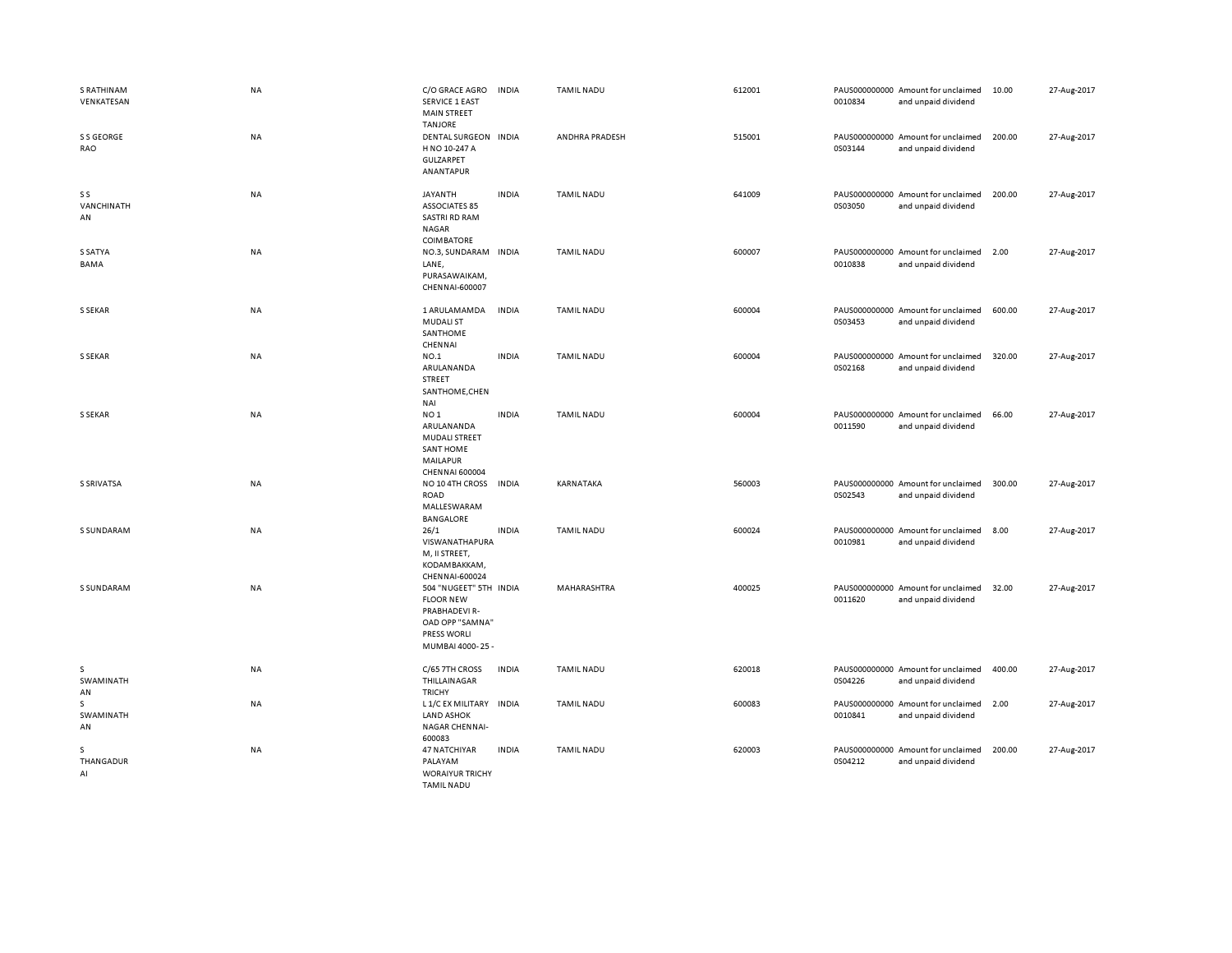| | | | | | | | | | |
|---|---|---|---|---|---|---|---|---|---|
| S RATHINAM VENKATESAN | NA | C/O GRACE AGRO SERVICE 1 EAST MAIN STREET TANJORE | INDIA | TAMIL NADU | 612001 | PAUS0000000000010834 | Amount for unclaimed and unpaid dividend | 10.00 | 27-Aug-2017 |
| S S GEORGE RAO | NA | DENTAL SURGEON H NO 10-247 A GULZARPET ANANTAPUR | INDIA | ANDHRA PRADESH | 515001 | PAUS0000000000S03144 | Amount for unclaimed and unpaid dividend | 200.00 | 27-Aug-2017 |
| S S VANCHINATHAN | NA | JAYANTH ASSOCIATES 85 SASTRI RD RAM NAGAR COIMBATORE | INDIA | TAMIL NADU | 641009 | PAUS0000000000S03050 | Amount for unclaimed and unpaid dividend | 200.00 | 27-Aug-2017 |
| S SATYA BAMA | NA | NO.3, SUNDARAM LANE, PURASAWAIKAM, CHENNAI-600007 | INDIA | TAMIL NADU | 600007 | PAUS0000000000010838 | Amount for unclaimed and unpaid dividend | 2.00 | 27-Aug-2017 |
| S SEKAR | NA | 1 ARULAMAMDA MUDALI ST SANTHOME CHENNAI | INDIA | TAMIL NADU | 600004 | PAUS0000000000S03453 | Amount for unclaimed and unpaid dividend | 600.00 | 27-Aug-2017 |
| S SEKAR | NA | NO.1 ARULANANDA STREET SANTHOME,CHENNAI | INDIA | TAMIL NADU | 600004 | PAUS0000000000S02168 | Amount for unclaimed and unpaid dividend | 320.00 | 27-Aug-2017 |
| S SEKAR | NA | NO 1 ARULANANDA MUDALI STREET SANT HOME MAILAPUR CHENNAI 600004 | INDIA | TAMIL NADU | 600004 | PAUS0000000000011590 | Amount for unclaimed and unpaid dividend | 66.00 | 27-Aug-2017 |
| S SRIVATSA | NA | NO 10 4TH CROSS ROAD MALLESWARAM BANGALORE | INDIA | KARNATAKA | 560003 | PAUS0000000000S02543 | Amount for unclaimed and unpaid dividend | 300.00 | 27-Aug-2017 |
| S SUNDARAM | NA | 26/1 VISWANATHAPURAM, II STREET, KODAMBAKKAM, CHENNAI-600024 | INDIA | TAMIL NADU | 600024 | PAUS0000000000010981 | Amount for unclaimed and unpaid dividend | 8.00 | 27-Aug-2017 |
| S SUNDARAM | NA | 504 "NUGEET" 5TH FLOOR NEW PRABHADEVI R-OAD OPP "SAMNA" PRESS WORLI MUMBAI 4000- 25 - | INDIA | MAHARASHTRA | 400025 | PAUS0000000000011620 | Amount for unclaimed and unpaid dividend | 32.00 | 27-Aug-2017 |
| S SWAMINATHAN | NA | C/65 7TH CROSS THILLAINAGAR TRICHY | INDIA | TAMIL NADU | 620018 | PAUS0000000000S04226 | Amount for unclaimed and unpaid dividend | 400.00 | 27-Aug-2017 |
| S SWAMINATHAN | NA | L 1/C EX MILITARY LAND ASHOK NAGAR CHENNAI-600083 | INDIA | TAMIL NADU | 600083 | PAUS0000000000010841 | Amount for unclaimed and unpaid dividend | 2.00 | 27-Aug-2017 |
| S THANGADURAI | NA | 47 NATCHIYAR PALAYAM WORAIYUR TRICHY TAMIL NADU | INDIA | TAMIL NADU | 620003 | PAUS0000000000S04212 | Amount for unclaimed and unpaid dividend | 200.00 | 27-Aug-2017 |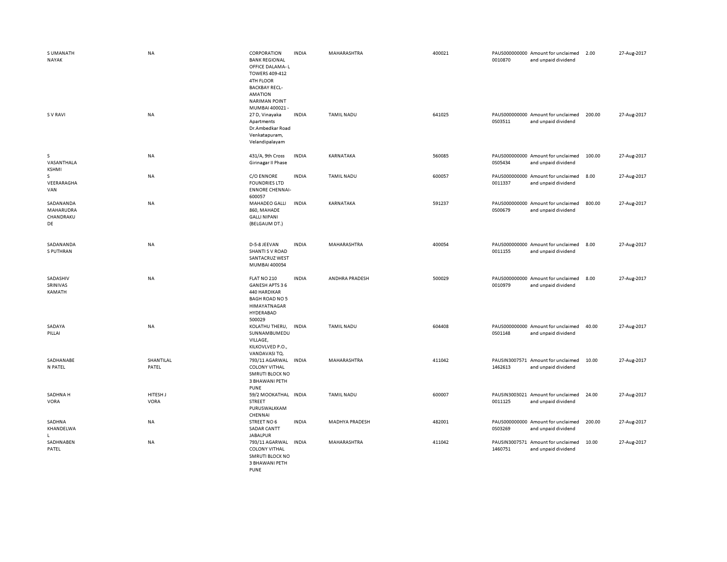| | | | | | | | | | |
|---|---|---|---|---|---|---|---|---|---|
| S UMANATH NAYAK | NA | CORPORATION BANK REGIONAL OFFICE DALAMA- L TOWERS 409-412 4TH FLOOR BACKBAY RECL- AMATION NARIMAN POINT MUMBAI 400021 - | INDIA | MAHARASHTRA | 400021 | PAUS000000000 0010870 | Amount for unclaimed and unpaid dividend | 2.00 | 27-Aug-2017 |
| S V RAVI | NA | 27 D, Vinayaka Apartments Dr.Ambedkar Road Venkatapuram, Velandipalayam | INDIA | TAMIL NADU | 641025 | PAUS000000000 0S03511 | Amount for unclaimed and unpaid dividend | 200.00 | 27-Aug-2017 |
| S VASANTHALA KSHMI | NA | 431/A, 9th Cross Girinagar II Phase | INDIA | KARNATAKA | 560085 | PAUS000000000 0S05434 | Amount for unclaimed and unpaid dividend | 100.00 | 27-Aug-2017 |
| S VEERARAGHA VAN | NA | C/O ENNORE FOUNDRIES LTD ENNORE CHENNAI- 600057 | INDIA | TAMIL NADU | 600057 | PAUS000000000 0011337 | Amount for unclaimed and unpaid dividend | 8.00 | 27-Aug-2017 |
| SADANANDA MAHARUDRA CHANDRAKU DE | NA | MAHADEO GALLI 860, MAHADE GALLI NIPANI (BELGAUM DT.) | INDIA | KARNATAKA | 591237 | PAUS000000000 0S00679 | Amount for unclaimed and unpaid dividend | 800.00 | 27-Aug-2017 |
| SADANANDA S PUTHRAN | NA | D-5-8 JEEVAN SHANTI S V ROAD SANTACRUZ WEST MUMBAI 400054 | INDIA | MAHARASHTRA | 400054 | PAUS000000000 0011155 | Amount for unclaimed and unpaid dividend | 8.00 | 27-Aug-2017 |
| SADASHIV SRINIVAS KAMATH | NA | FLAT NO 210 GANESH APTS 3 6 440 HARDIKAR BAGH ROAD NO 5 HIMAYATNAGAR HYDERABAD 500029 | INDIA | ANDHRA PRADESH | 500029 | PAUS000000000 0010979 | Amount for unclaimed and unpaid dividend | 8.00 | 27-Aug-2017 |
| SADAYA PILLAI | NA | KOLATHU THERU, SUNNAMBUMEDU VILLAGE, KILKOVLVED P.O., VANDAVASI TQ. | INDIA | TAMIL NADU | 604408 | PAUS000000000 0S01148 | Amount for unclaimed and unpaid dividend | 40.00 | 27-Aug-2017 |
| SADHANABE N PATEL | SHANTILAL PATEL | 793/11 AGARWAL COLONY VITHAL SMRUTI BLOCK NO 3 BHAWANI PETH PUNE | INDIA | MAHARASHTRA | 411042 | PAUSIN3007571 1462613 | Amount for unclaimed and unpaid dividend | 10.00 | 27-Aug-2017 |
| SADHNA H VORA | HITESH J VORA | 59/2 MOOKATHAL STREET PURUSWALKKAM CHENNAI | INDIA | TAMIL NADU | 600007 | PAUSIN3003021 0011125 | Amount for unclaimed and unpaid dividend | 24.00 | 27-Aug-2017 |
| SADHNA KHANDELWA L | NA | STREET NO 6 SADAR CANTT JABALPUR | INDIA | MADHYA PRADESH | 482001 | PAUS000000000 0S03269 | Amount for unclaimed and unpaid dividend | 200.00 | 27-Aug-2017 |
| SADHNABEN PATEL | NA | 793/11 AGARWAL COLONY VITHAL SMRUTI BLOCK NO 3 BHAWANI PETH PUNE | INDIA | MAHARASHTRA | 411042 | PAUSIN3007571 1460751 | Amount for unclaimed and unpaid dividend | 10.00 | 27-Aug-2017 |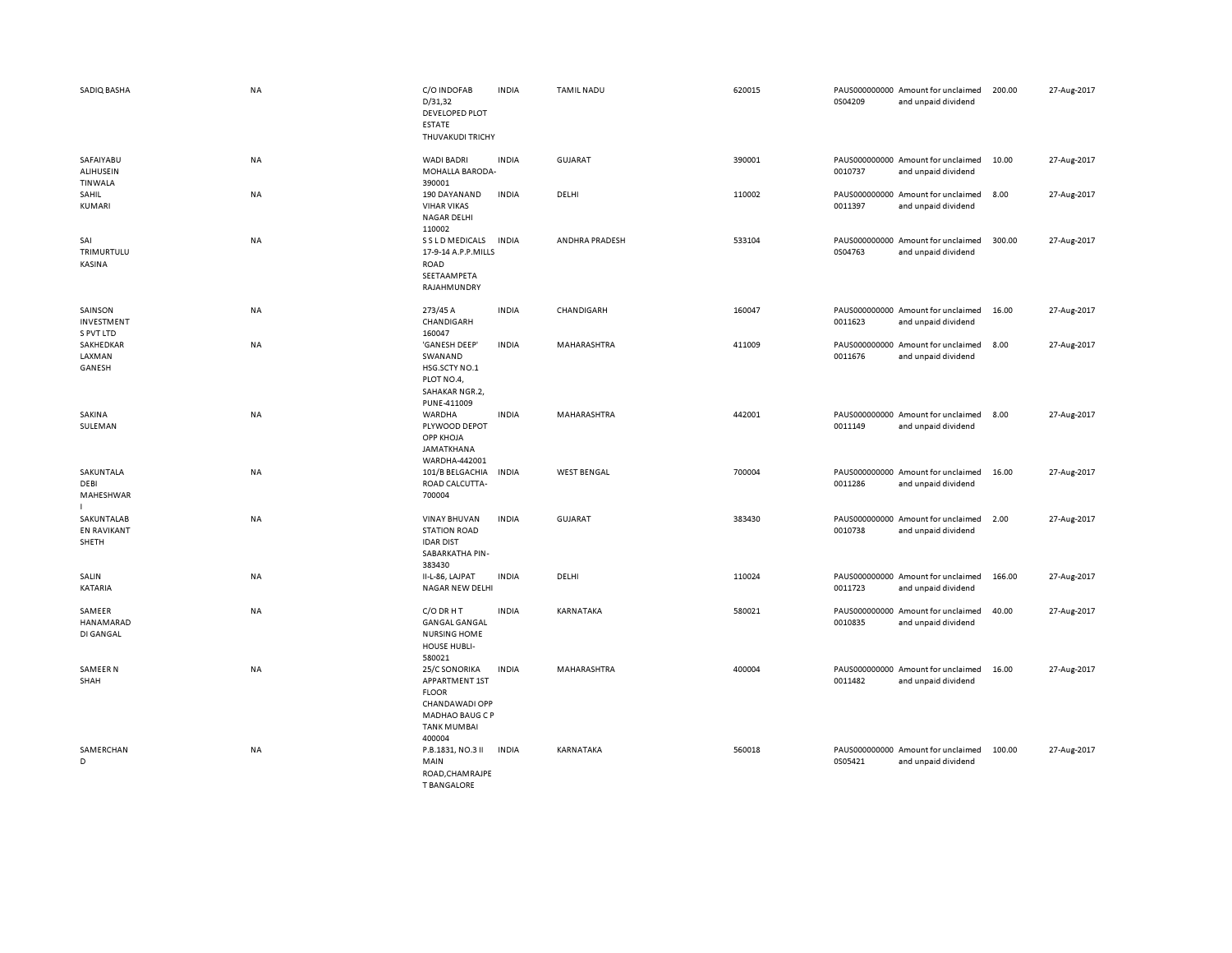| | | | | | | | | | |
|---|---|---|---|---|---|---|---|---|---|
| SADIQ BASHA | NA | C/O INDOFAB D/31,32 DEVELOPED PLOT ESTATE THUVAKUDI TRICHY | INDIA | TAMIL NADU | 620015 | PAUS0000000000S04209 | Amount for unclaimed and unpaid dividend | 200.00 | 27-Aug-2017 |
| SAFAIYABU ALIHUSEIN TINWALA | NA | WADI BADRI MOHALLA BARODA-390001 | INDIA | GUJARAT | 390001 | PAUS00000000000010737 | Amount for unclaimed and unpaid dividend | 10.00 | 27-Aug-2017 |
| SAHIL KUMARI | NA | 190 DAYANAND VIHAR VIKAS NAGAR DELHI 110002 | INDIA | DELHI | 110002 | PAUS00000000000011397 | Amount for unclaimed and unpaid dividend | 8.00 | 27-Aug-2017 |
| SAI TRIMURTULU KASINA | NA | S S L D MEDICALS 17-9-14 A.P.P.MILLS ROAD SEETAAMPETA RAJAHMUNDRY | INDIA | ANDHRA PRADESH | 533104 | PAUS0000000000S04763 | Amount for unclaimed and unpaid dividend | 300.00 | 27-Aug-2017 |
| SAINSON INVESTMENT S PVT LTD | NA | 273/45 A CHANDIGARH 160047 | INDIA | CHANDIGARH | 160047 | PAUS00000000000011623 | Amount for unclaimed and unpaid dividend | 16.00 | 27-Aug-2017 |
| SAKHEDKAR LAXMAN GANESH | NA | 'GANESH DEEP' SWANAND HSG.SCTY NO.1 PLOT NO.4, SAHAKAR NGR.2, PUNE-411009 | INDIA | MAHARASHTRA | 411009 | PAUS00000000000011676 | Amount for unclaimed and unpaid dividend | 8.00 | 27-Aug-2017 |
| SAKINA SULEMAN | NA | WARDHA PLYWOOD DEPOT OPP KHOJA JAMATKHANA WARDHA-442001 | INDIA | MAHARASHTRA | 442001 | PAUS00000000000011149 | Amount for unclaimed and unpaid dividend | 8.00 | 27-Aug-2017 |
| SAKUNTALA DEBI MAHESHWARI | NA | 101/B BELGACHIA ROAD CALCUTTA-700004 | INDIA | WEST BENGAL | 700004 | PAUS00000000000011286 | Amount for unclaimed and unpaid dividend | 16.00 | 27-Aug-2017 |
| SAKUNTALABEN RAVIKANT SHETH | NA | VINAY BHUVAN STATION ROAD IDAR DIST SABARKATHA PIN-383430 | INDIA | GUJARAT | 383430 | PAUS00000000000010738 | Amount for unclaimed and unpaid dividend | 2.00 | 27-Aug-2017 |
| SALIN KATARIA | NA | II-L-86, LAJPAT NAGAR NEW DELHI | INDIA | DELHI | 110024 | PAUS00000000000011723 | Amount for unclaimed and unpaid dividend | 166.00 | 27-Aug-2017 |
| SAMEER HANAMARADDI GANGAL | NA | C/O DR H T GANGAL GANGAL NURSING HOME HOUSE HUBLI-580021 | INDIA | KARNATAKA | 580021 | PAUS00000000000010835 | Amount for unclaimed and unpaid dividend | 40.00 | 27-Aug-2017 |
| SAMEER N SHAH | NA | 25/C SONORIKA APPARTMENT 1ST FLOOR CHANDAWADI OPP MADHAO BAUG C P TANK MUMBAI 400004 | INDIA | MAHARASHTRA | 400004 | PAUS00000000000011482 | Amount for unclaimed and unpaid dividend | 16.00 | 27-Aug-2017 |
| SAMERCHAND | NA | P.B.1831, NO.3 II MAIN ROAD,CHAMRAJPET BANGALORE | INDIA | KARNATAKA | 560018 | PAUS0000000000S05421 | Amount for unclaimed and unpaid dividend | 100.00 | 27-Aug-2017 |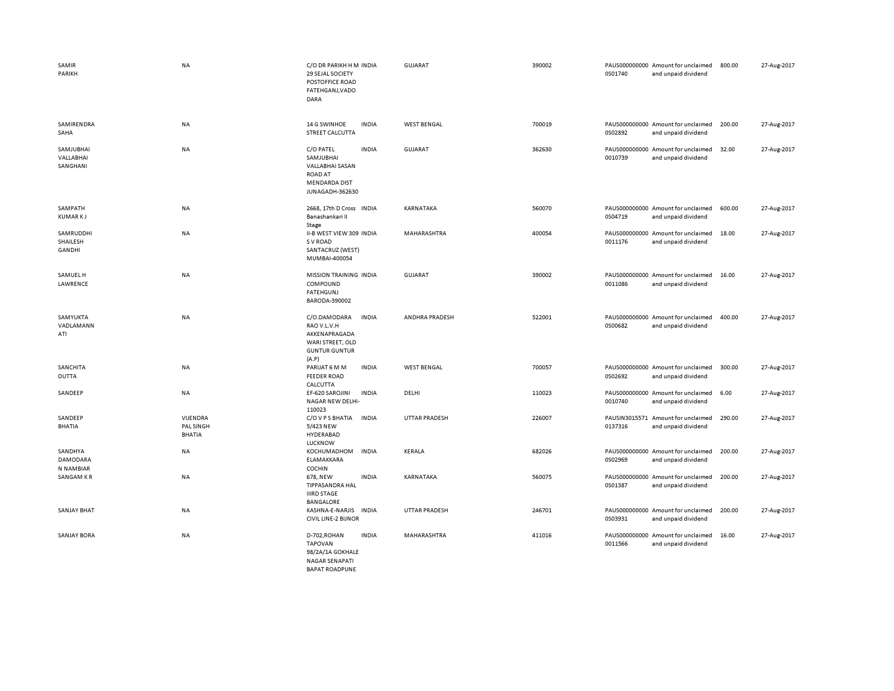| | | | | | | | | | |
|---|---|---|---|---|---|---|---|---|---|
| SAMIR PARIKH | NA | C/O DR PARIKH H M 29 SEJAL SOCIETY POSTOFFICE ROAD FATEHGANJ,VADO DARA | INDIA | GUJARAT | 390002 | PAUS0000000000S01740 | Amount for unclaimed and unpaid dividend | 800.00 | 27-Aug-2017 |
| SAMIRENDRA SAHA | NA | 14 G SWINHOE STREET CALCUTTA | INDIA | WEST BENGAL | 700019 | PAUS0000000000S02892 | Amount for unclaimed and unpaid dividend | 200.00 | 27-Aug-2017 |
| SAMJUBHAI VALLABHAI SANGHANI | NA | C/O PATEL SAMJUBHAI VALLABHAI SASAN ROAD AT MENDARDA DIST JUNAGADH-362630 | INDIA | GUJARAT | 362630 | PAUS0000000000010739 | Amount for unclaimed and unpaid dividend | 32.00 | 27-Aug-2017 |
| SAMPATH KUMAR K J | NA | 2668, 17th D Cross Banashankari II Stage | INDIA | KARNATAKA | 560070 | PAUS0000000000S04719 | Amount for unclaimed and unpaid dividend | 600.00 | 27-Aug-2017 |
| SAMRUDDHI SHAILESH GANDHI | NA | II-B WEST VIEW 309 S V ROAD SANTACRUZ (WEST) MUMBAI-400054 | INDIA | MAHARASHTRA | 400054 | PAUS0000000000011176 | Amount for unclaimed and unpaid dividend | 18.00 | 27-Aug-2017 |
| SAMUEL H LAWRENCE | NA | MISSION TRAINING COMPOUND FATEHGUNJ BARODA-390002 | INDIA | GUJARAT | 390002 | PAUS0000000000011086 | Amount for unclaimed and unpaid dividend | 16.00 | 27-Aug-2017 |
| SAMYUKTA VADLAMANN ATI | NA | C/O.DAMODARA RAO V.L.V.H AKKENAPRAGADA WARI STREET, OLD GUNTUR GUNTUR (A.P) | INDIA | ANDHRA PRADESH | 522001 | PAUS0000000000S00682 | Amount for unclaimed and unpaid dividend | 400.00 | 27-Aug-2017 |
| SANCHITA DUTTA | NA | PARIJAT 6 M M FEEDER ROAD CALCUTTA | INDIA | WEST BENGAL | 700057 | PAUS0000000000S02692 | Amount for unclaimed and unpaid dividend | 300.00 | 27-Aug-2017 |
| SANDEEP | NA | EF-620 SAROJINI NAGAR NEW DELHI-110023 | INDIA | DELHI | 110023 | PAUS0000000000010740 | Amount for unclaimed and unpaid dividend | 6.00 | 27-Aug-2017 |
| SANDEEP BHATIA | VIJENDRA PAL SINGH BHATIA | C/O V P S BHATIA 5/423 NEW HYDERABAD LUCKNOW | INDIA | UTTAR PRADESH | 226007 | PAUSIN30155710137316 | Amount for unclaimed and unpaid dividend | 290.00 | 27-Aug-2017 |
| SANDHYA DAMODARA N NAMBIAR | NA | KOCHUMADHOM ELAMAKKARA COCHIN | INDIA | KERALA | 682026 | PAUS0000000000S02969 | Amount for unclaimed and unpaid dividend | 200.00 | 27-Aug-2017 |
| SANGAM K R | NA | 678, NEW TIPPASANDRA HAL IIIRD STAGE BANGALORE | INDIA | KARNATAKA | 560075 | PAUS0000000000S01387 | Amount for unclaimed and unpaid dividend | 200.00 | 27-Aug-2017 |
| SANJAY BHAT | NA | KASHNA-E-NARJIS CIVIL LINE-2 BIJNOR | INDIA | UTTAR PRADESH | 246701 | PAUS0000000000S03931 | Amount for unclaimed and unpaid dividend | 200.00 | 27-Aug-2017 |
| SANJAY BORA | NA | D-702,ROHAN TAPOVAN 98/2A/1A GOKHALE NAGAR SENAPATI BAPAT ROADPUNE | INDIA | MAHARASHTRA | 411016 | PAUS0000000000011566 | Amount for unclaimed and unpaid dividend | 16.00 | 27-Aug-2017 |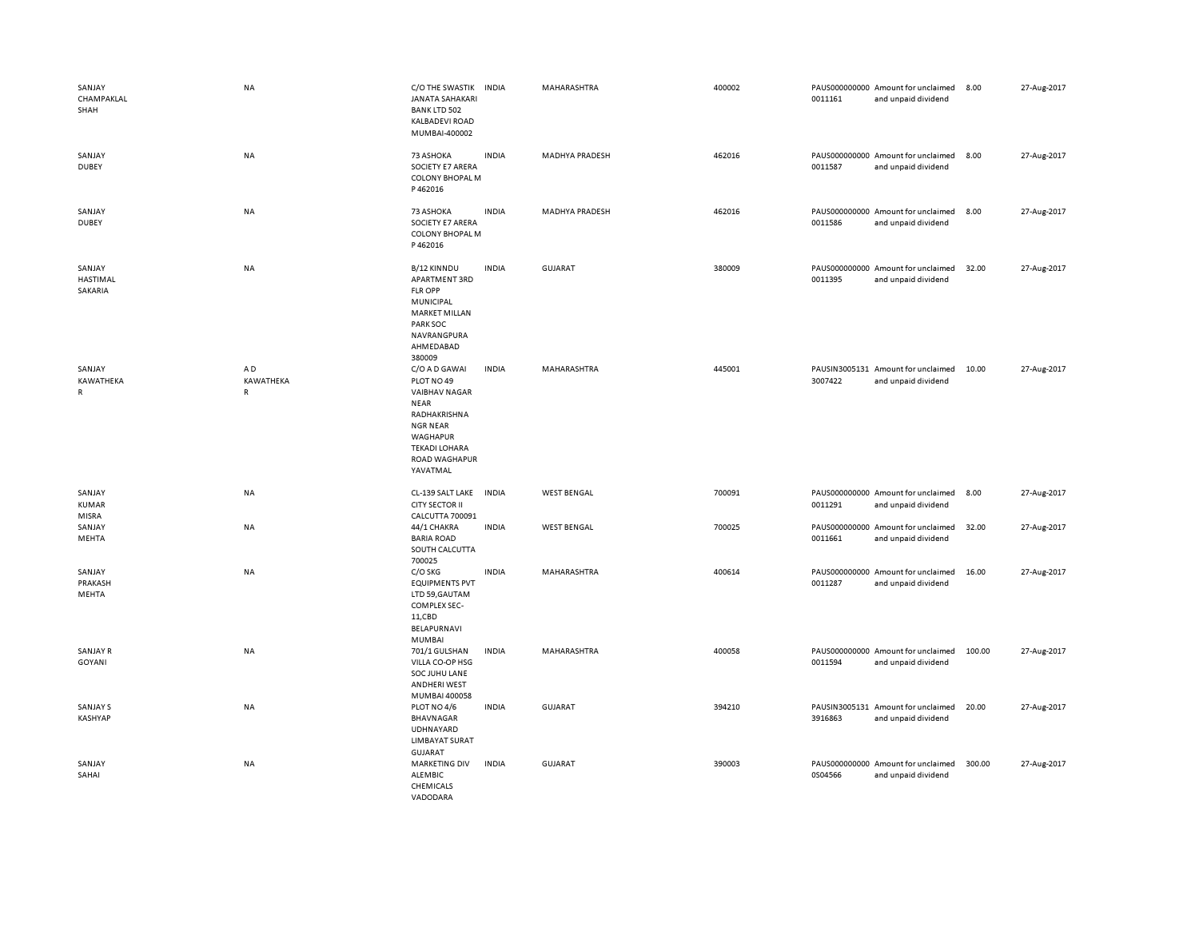| | | | | | | | | | |
|---|---|---|---|---|---|---|---|---|---|
| SANJAY CHAMPAKLAL SHAH | NA | C/O THE SWASTIK JANATA SAHAKARI BANK LTD 502 KALBADEVI ROAD MUMBAI-400002 | INDIA | MAHARASHTRA | 400002 | PAUS0000000000011161 | Amount for unclaimed and unpaid dividend | 8.00 | 27-Aug-2017 |
| SANJAY DUBEY | NA | 73 ASHOKA SOCIETY E7 ARERA COLONY BHOPAL M P 462016 | INDIA | MADHYA PRADESH | 462016 | PAUS0000000000011587 | Amount for unclaimed and unpaid dividend | 8.00 | 27-Aug-2017 |
| SANJAY DUBEY | NA | 73 ASHOKA SOCIETY E7 ARERA COLONY BHOPAL M P 462016 | INDIA | MADHYA PRADESH | 462016 | PAUS0000000000011586 | Amount for unclaimed and unpaid dividend | 8.00 | 27-Aug-2017 |
| SANJAY HASTIMAL SAKARIA | NA | B/12 KINNDU APARTMENT 3RD FLR OPP MUNICIPAL MARKET MILLAN PARK SOC NAVRANGPURA AHMEDABAD 380009 | INDIA | GUJARAT | 380009 | PAUS0000000000011395 | Amount for unclaimed and unpaid dividend | 32.00 | 27-Aug-2017 |
| SANJAY KAWATHEKAR | A D KAWATHEKAR | C/O A D GAWAI PLOT NO 49 VAIBHAV NAGAR NEAR RADHAKRISHNA NGR NEAR WAGHAPUR TEKADI LOHARA ROAD WAGHAPUR YAVATMAL | INDIA | MAHARASHTRA | 445001 | PAUSIN30051313007422 | Amount for unclaimed and unpaid dividend | 10.00 | 27-Aug-2017 |
| SANJAY KUMAR MISRA | NA | CL-139 SALT LAKE CITY SECTOR II CALCUTTA 700091 | INDIA | WEST BENGAL | 700091 | PAUS0000000000011291 | Amount for unclaimed and unpaid dividend | 8.00 | 27-Aug-2017 |
| SANJAY MEHTA | NA | 44/1 CHAKRA BARIA ROAD SOUTH CALCUTTA 700025 | INDIA | WEST BENGAL | 700025 | PAUS0000000000011661 | Amount for unclaimed and unpaid dividend | 32.00 | 27-Aug-2017 |
| SANJAY PRAKASH MEHTA | NA | C/O SKG EQUIPMENTS PVT LTD 59,GAUTAM COMPLEX SEC-11,CBD BELAPURNAVI MUMBAI | INDIA | MAHARASHTRA | 400614 | PAUS0000000000011287 | Amount for unclaimed and unpaid dividend | 16.00 | 27-Aug-2017 |
| SANJAY R GOYANI | NA | 701/1 GULSHAN VILLA CO-OP HSG SOC JUHU LANE ANDHERI WEST MUMBAI 400058 | INDIA | MAHARASHTRA | 400058 | PAUS0000000000011594 | Amount for unclaimed and unpaid dividend | 100.00 | 27-Aug-2017 |
| SANJAY S KASHYAP | NA | PLOT NO 4/6 BHAVNAGAR UDHNAYARD LIMBAYAT SURAT GUJARAT | INDIA | GUJARAT | 394210 | PAUSIN30051313916863 | Amount for unclaimed and unpaid dividend | 20.00 | 27-Aug-2017 |
| SANJAY SAHAI | NA | MARKETING DIV ALEMBIC CHEMICALS VADODARA | INDIA | GUJARAT | 390003 | PAUS0000000000S04566 | Amount for unclaimed and unpaid dividend | 300.00 | 27-Aug-2017 |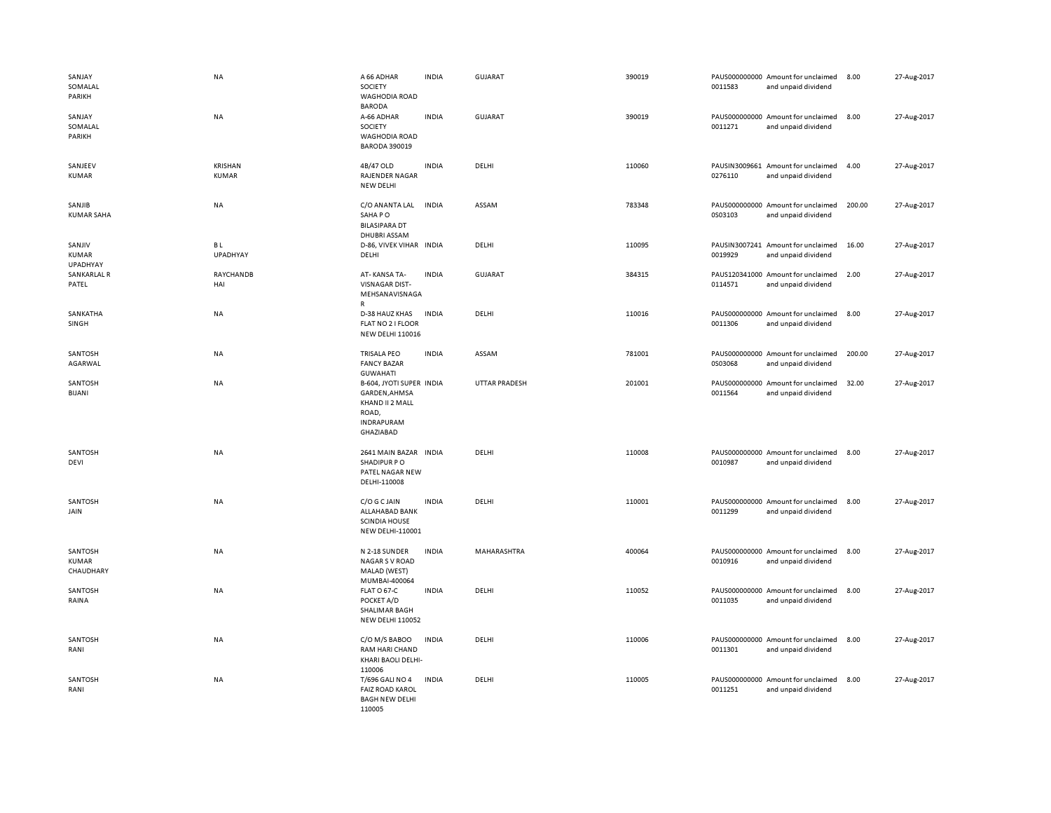| | | | | | | | | | |
|---|---|---|---|---|---|---|---|---|---|
| SANJAY SOMALAL PARIKH | NA | A 66 ADHAR SOCIETY WAGHODIA ROAD BARODA | INDIA | GUJARAT | 390019 | PAUS0000000000011583 | Amount for unclaimed and unpaid dividend | 8.00 | 27-Aug-2017 |
| SANJAY SOMALAL PARIKH | NA | A-66 ADHAR SOCIETY WAGHODIA ROAD BARODA 390019 | INDIA | GUJARAT | 390019 | PAUS0000000000011271 | Amount for unclaimed and unpaid dividend | 8.00 | 27-Aug-2017 |
| SANJEEV KUMAR | KRISHAN KUMAR | 4B/47 OLD RAJENDER NAGAR NEW DELHI | INDIA | DELHI | 110060 | PAUSIN30096610276110 | Amount for unclaimed and unpaid dividend | 4.00 | 27-Aug-2017 |
| SANJIB KUMAR SAHA | NA | C/O ANANTA LAL SAHA P O BILASIPARA DT DHUBRI ASSAM | INDIA | ASSAM | 783348 | PAUS0000000000S03103 | Amount for unclaimed and unpaid dividend | 200.00 | 27-Aug-2017 |
| SANJIV KUMAR UPADHYAY | B L UPADHYAY | D-86, VIVEK VIHAR DELHI | INDIA | DELHI | 110095 | PAUSIN30072410019929 | Amount for unclaimed and unpaid dividend | 16.00 | 27-Aug-2017 |
| SANKARLAL R PATEL | RAYCHANDBHAI | AT- KANSA TA-VISNAGAR DIST-MEHSANAVISNAGAR | INDIA | GUJARAT | 384315 | PAUS1203410000114571 | Amount for unclaimed and unpaid dividend | 2.00 | 27-Aug-2017 |
| SANKATHA SINGH | NA | D-38 HAUZ KHAS FLAT NO 2 I FLOOR NEW DELHI 110016 | INDIA | DELHI | 110016 | PAUS0000000000011306 | Amount for unclaimed and unpaid dividend | 8.00 | 27-Aug-2017 |
| SANTOSH AGARWAL | NA | TRISALA PEO FANCY BAZAR GUWAHATI | INDIA | ASSAM | 781001 | PAUS0000000000S03068 | Amount for unclaimed and unpaid dividend | 200.00 | 27-Aug-2017 |
| SANTOSH BIJANI | NA | B-604, JYOTI SUPER GARDEN,AHMSA KHAND II 2 MALL ROAD, INDRAPURAM GHAZIABAD | INDIA | UTTAR PRADESH | 201001 | PAUS0000000000011564 | Amount for unclaimed and unpaid dividend | 32.00 | 27-Aug-2017 |
| SANTOSH DEVI | NA | 2641 MAIN BAZAR SHADIPUR P O PATEL NAGAR NEW DELHI-110008 | INDIA | DELHI | 110008 | PAUS0000000000010987 | Amount for unclaimed and unpaid dividend | 8.00 | 27-Aug-2017 |
| SANTOSH JAIN | NA | C/O G C JAIN ALLAHABAD BANK SCINDIA HOUSE NEW DELHI-110001 | INDIA | DELHI | 110001 | PAUS0000000000011299 | Amount for unclaimed and unpaid dividend | 8.00 | 27-Aug-2017 |
| SANTOSH KUMAR CHAUDHARY | NA | N 2-18 SUNDER NAGAR S V ROAD MALAD (WEST) MUMBAI-400064 | INDIA | MAHARASHTRA | 400064 | PAUS0000000000010916 | Amount for unclaimed and unpaid dividend | 8.00 | 27-Aug-2017 |
| SANTOSH RAINA | NA | FLAT O 67-C POCKET A/D SHALIMAR BAGH NEW DELHI 110052 | INDIA | DELHI | 110052 | PAUS0000000000011035 | Amount for unclaimed and unpaid dividend | 8.00 | 27-Aug-2017 |
| SANTOSH RANI | NA | C/O M/S BABOO RAM HARI CHAND KHARI BAOLI DELHI-110006 | INDIA | DELHI | 110006 | PAUS0000000000011301 | Amount for unclaimed and unpaid dividend | 8.00 | 27-Aug-2017 |
| SANTOSH RANI | NA | T/696 GALI NO 4 FAIZ ROAD KAROL BAGH NEW DELHI 110005 | INDIA | DELHI | 110005 | PAUS0000000000011251 | Amount for unclaimed and unpaid dividend | 8.00 | 27-Aug-2017 |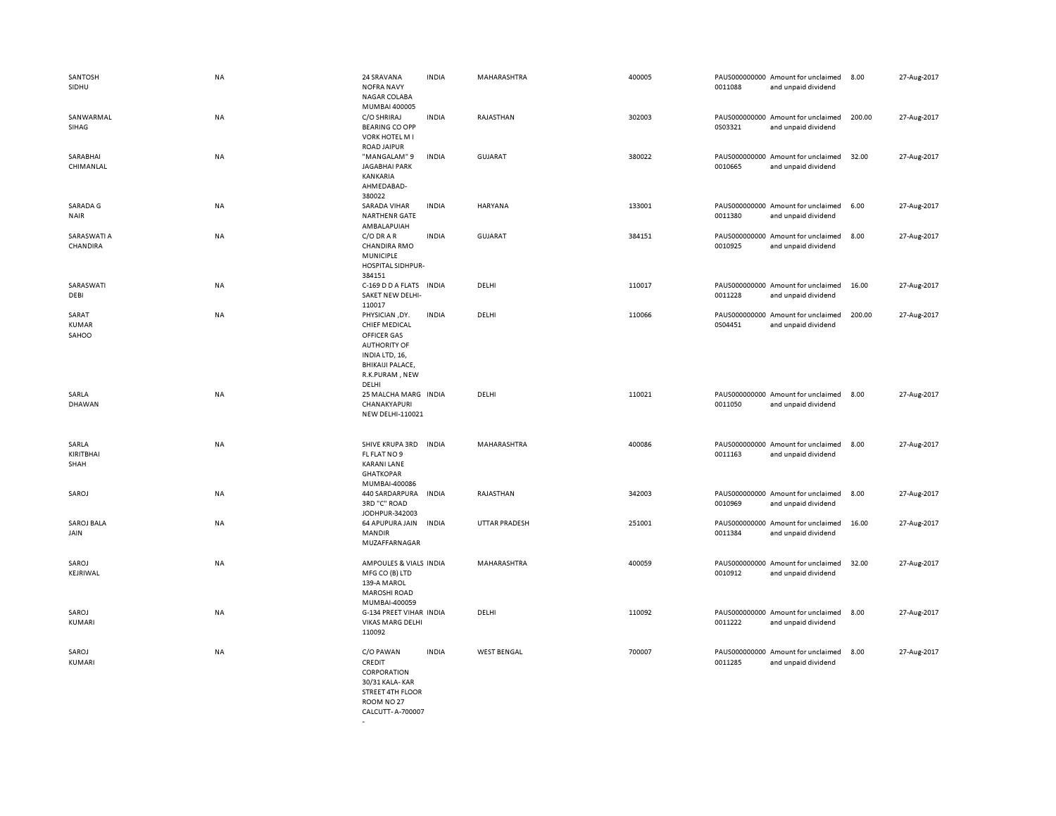| | | | | | | | | | |
|---|---|---|---|---|---|---|---|---|---|
| SANTOSH SIDHU | NA | 24 SRAVANA NOFRA NAVY NAGAR COLABA MUMBAI 400005 | INDIA | MAHARASHTRA | 400005 | PAUS000000000 0011088 | Amount for unclaimed and unpaid dividend | 8.00 | 27-Aug-2017 |
| SANWARMAL SIHAG | NA | C/O SHRIRAJ BEARING CO OPP VORK HOTEL M I ROAD JAIPUR | INDIA | RAJASTHAN | 302003 | PAUS000000000 0S03321 | Amount for unclaimed and unpaid dividend | 200.00 | 27-Aug-2017 |
| SARABHAI CHIMANLAL | NA | "MANGALAM" 9 JAGABHAI PARK KANKARIA AHMEDABAD-380022 | INDIA | GUJARAT | 380022 | PAUS000000000 0010665 | Amount for unclaimed and unpaid dividend | 32.00 | 27-Aug-2017 |
| SARADA G NAIR | NA | SARADA VIHAR NARTHENR GATE AMBALAPUIAH | INDIA | HARYANA | 133001 | PAUS000000000 0011380 | Amount for unclaimed and unpaid dividend | 6.00 | 27-Aug-2017 |
| SARASWATI A CHANDIRA | NA | C/O DR A R CHANDIRA RMO MUNICIPLE HOSPITAL SIDHPUR-384151 | INDIA | GUJARAT | 384151 | PAUS000000000 0010925 | Amount for unclaimed and unpaid dividend | 8.00 | 27-Aug-2017 |
| SARASWATI DEBI | NA | C-169 D D A FLATS SAKET NEW DELHI-110017 | INDIA | DELHI | 110017 | PAUS000000000 0011228 | Amount for unclaimed and unpaid dividend | 16.00 | 27-Aug-2017 |
| SARAT KUMAR SAHOO | NA | PHYSICIAN ,DY. CHIEF MEDICAL OFFICER GAS AUTHORITY OF INDIA LTD, 16, BHIKAIJI PALACE, R.K.PURAM , NEW DELHI | INDIA | DELHI | 110066 | PAUS000000000 0S04451 | Amount for unclaimed and unpaid dividend | 200.00 | 27-Aug-2017 |
| SARLA DHAWAN | NA | 25 MALCHA MARG CHANAKYAPURI NEW DELHI-110021 | INDIA | DELHI | 110021 | PAUS000000000 0011050 | Amount for unclaimed and unpaid dividend | 8.00 | 27-Aug-2017 |
| SARLA KIRITBHAI SHAH | NA | SHIVE KRUPA 3RD FL FLAT NO 9 KARANI LANE GHATKOPAR MUMBAI-400086 | INDIA | MAHARASHTRA | 400086 | PAUS000000000 0011163 | Amount for unclaimed and unpaid dividend | 8.00 | 27-Aug-2017 |
| SAROJ | NA | 440 SARDARPURA 3RD "C" ROAD JODHPUR-342003 | INDIA | RAJASTHAN | 342003 | PAUS000000000 0010969 | Amount for unclaimed and unpaid dividend | 8.00 | 27-Aug-2017 |
| SAROJ BALA JAIN | NA | 64 APUPURA JAIN MANDIR MUZAFFARNAGAR | INDIA | UTTAR PRADESH | 251001 | PAUS000000000 0011384 | Amount for unclaimed and unpaid dividend | 16.00 | 27-Aug-2017 |
| SAROJ KEJRIWAL | NA | AMPOULES & VIALS MFG CO (B) LTD 139-A MAROL MAROSHI ROAD MUMBAI-400059 | INDIA | MAHARASHTRA | 400059 | PAUS000000000 0010912 | Amount for unclaimed and unpaid dividend | 32.00 | 27-Aug-2017 |
| SAROJ KUMARI | NA | G-134 PREET VIHAR VIKAS MARG DELHI 110092 | INDIA | DELHI | 110092 | PAUS000000000 0011222 | Amount for unclaimed and unpaid dividend | 8.00 | 27-Aug-2017 |
| SAROJ KUMARI | NA | C/O PAWAN CREDIT CORPORATION 30/31 KALA- KAR STREET 4TH FLOOR ROOM NO 27 CALCUTT- A-700007 - | INDIA | WEST BENGAL | 700007 | PAUS000000000 0011285 | Amount for unclaimed and unpaid dividend | 8.00 | 27-Aug-2017 |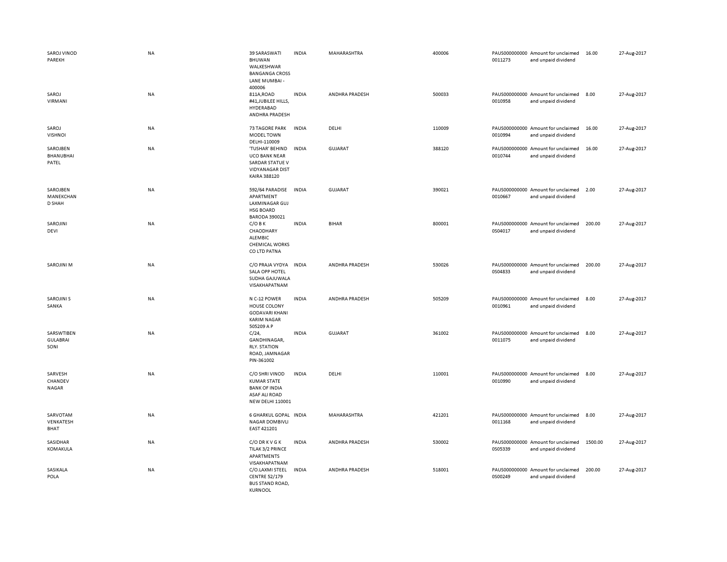| | | | | | | | | | |
|---|---|---|---|---|---|---|---|---|---|
| SAROJ VINOD PAREKH | NA | 39 SARASWATI BHUWAN WALKESHWAR BANGANGA CROSS LANE MUMBAI - 400006 | INDIA | MAHARASHTRA | 400006 | PAUS0000000000011273 | Amount for unclaimed and unpaid dividend | 16.00 | 27-Aug-2017 |
| SAROJ VIRMANI | NA | 811A,ROAD #41,JUBILEE HILLS, HYDERABAD ANDHRA PRADESH | INDIA | ANDHRA PRADESH | 500033 | PAUS0000000000010958 | Amount for unclaimed and unpaid dividend | 8.00 | 27-Aug-2017 |
| SAROJ VISHNOI | NA | 73 TAGORE PARK MODEL TOWN DELHI-110009 | INDIA | DELHI | 110009 | PAUS0000000000010994 | Amount for unclaimed and unpaid dividend | 16.00 | 27-Aug-2017 |
| SAROJBEN BHANUBHAI PATEL | NA | 'TUSHAR' BEHIND UCO BANK NEAR SARDAR STATUE V VIDYANAGAR DIST KAIRA 388120 | INDIA | GUJARAT | 388120 | PAUS0000000000010744 | Amount for unclaimed and unpaid dividend | 16.00 | 27-Aug-2017 |
| SAROJBEN MANEKCHAN D SHAH | NA | 592/64 PARADISE APARTMENT LAXMINAGAR GUJ HSG BOARD BARODA 390021 | INDIA | GUJARAT | 390021 | PAUS0000000000010667 | Amount for unclaimed and unpaid dividend | 2.00 | 27-Aug-2017 |
| SAROJINI DEVI | NA | C/O B K CHAODHARY ALEMBIC CHEMICAL WORKS CO LTD PATNA | INDIA | BIHAR | 800001 | PAUS0000000000S04017 | Amount for unclaimed and unpaid dividend | 200.00 | 27-Aug-2017 |
| SAROJINI M | NA | C/O PRAJA VYDYA SALA OPP HOTEL SUDHA GAJUWALA VISAKHAPATNAM | INDIA | ANDHRA PRADESH | 530026 | PAUS0000000000S04833 | Amount for unclaimed and unpaid dividend | 200.00 | 27-Aug-2017 |
| SAROJINI S SANKA | NA | N C-12 POWER HOUSE COLONY GODAVARI KHANI KARIM NAGAR 505209 A P | INDIA | ANDHRA PRADESH | 505209 | PAUS0000000000010961 | Amount for unclaimed and unpaid dividend | 8.00 | 27-Aug-2017 |
| SARSWTIBEN GULABRAI SONI | NA | C/24, GANDHINAGAR, RLY. STATION ROAD, JAMNAGAR PIN-361002 | INDIA | GUJARAT | 361002 | PAUS0000000000011075 | Amount for unclaimed and unpaid dividend | 8.00 | 27-Aug-2017 |
| SARVESH CHANDEV NAGAR | NA | C/O SHRI VINOD KUMAR STATE BANK OF INDIA ASAF ALI ROAD NEW DELHI 110001 | INDIA | DELHI | 110001 | PAUS0000000000010990 | Amount for unclaimed and unpaid dividend | 8.00 | 27-Aug-2017 |
| SARVOTAM VENKATESH BHAT | NA | 6 GHARKUL GOPAL NAGAR DOMBIVLI EAST 421201 | INDIA | MAHARASHTRA | 421201 | PAUS0000000000011168 | Amount for unclaimed and unpaid dividend | 8.00 | 27-Aug-2017 |
| SASIDHAR KOMAKULA | NA | C/O DR K V G K TILAK 3/2 PRINCE APARTMENTS VISAKHAPATNAM | INDIA | ANDHRA PRADESH | 530002 | PAUS0000000000S05339 | Amount for unclaimed and unpaid dividend | 1500.00 | 27-Aug-2017 |
| SASIKALA POLA | NA | C/O.LAXMI STEEL CENTRE 52/179 BUS STAND ROAD, KURNOOL | INDIA | ANDHRA PRADESH | 518001 | PAUS0000000000S00249 | Amount for unclaimed and unpaid dividend | 200.00 | 27-Aug-2017 |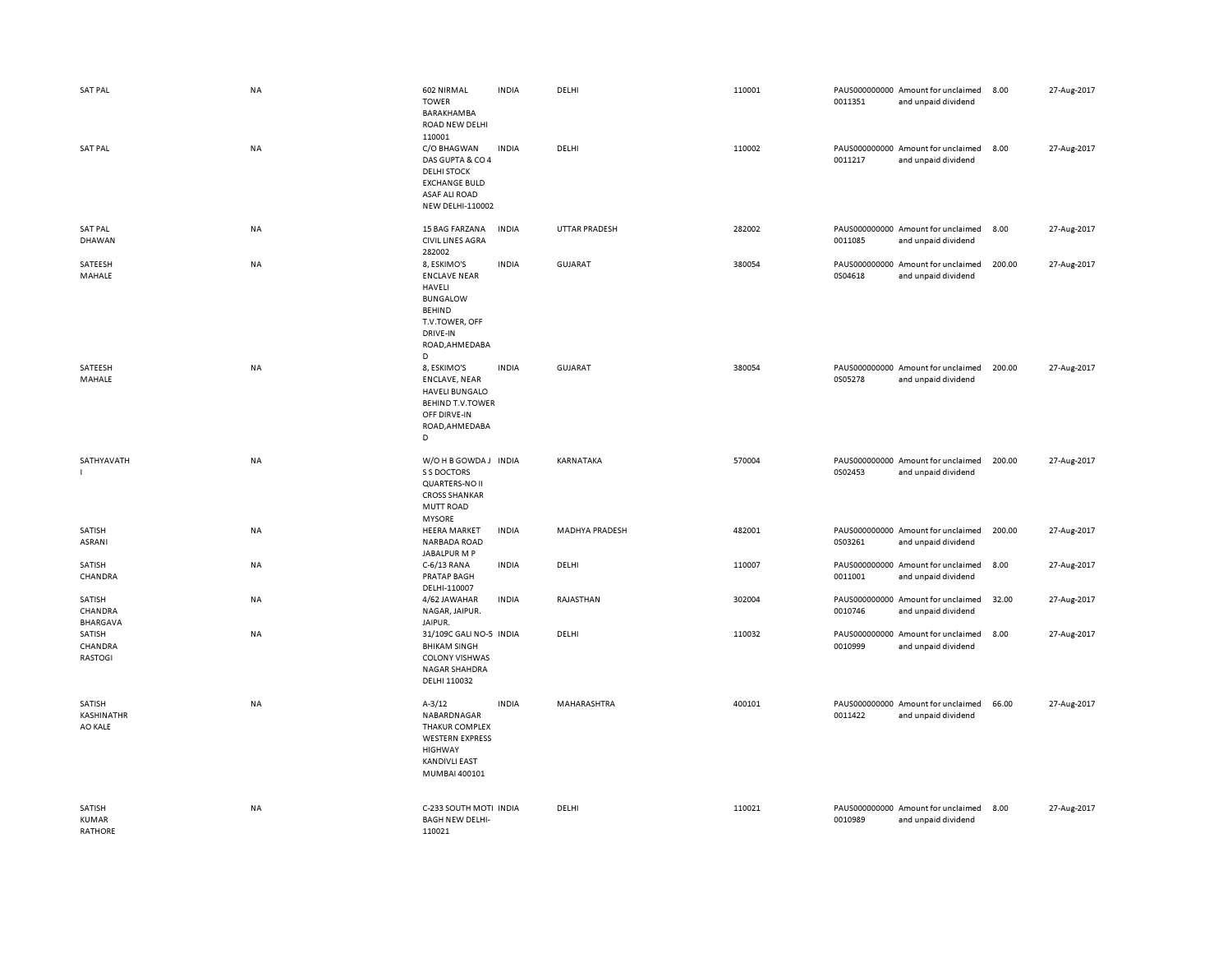| | | | | | | | | | |
|---|---|---|---|---|---|---|---|---|---|
| SAT PAL | NA | 602 NIRMAL TOWER BARAKHAMBA ROAD NEW DELHI 110001 | INDIA | DELHI | 110001 | PAUS0000000000011351 | Amount for unclaimed and unpaid dividend | 8.00 | 27-Aug-2017 |
| SAT PAL | NA | C/O BHAGWAN DAS GUPTA & CO 4 DELHI STOCK EXCHANGE BULD ASAF ALI ROAD NEW DELHI-110002 | INDIA | DELHI | 110002 | PAUS0000000000011217 | Amount for unclaimed and unpaid dividend | 8.00 | 27-Aug-2017 |
| SAT PAL DHAWAN | NA | 15 BAG FARZANA CIVIL LINES AGRA 282002 | INDIA | UTTAR PRADESH | 282002 | PAUS0000000000011085 | Amount for unclaimed and unpaid dividend | 8.00 | 27-Aug-2017 |
| SATEESH MAHALE | NA | 8, ESKIMO'S ENCLAVE NEAR HAVELI BUNGALOW BEHIND T.V.TOWER, OFF DRIVE-IN ROAD,AHMEDABAD | INDIA | GUJARAT | 380054 | PAUS0000000000S04618 | Amount for unclaimed and unpaid dividend | 200.00 | 27-Aug-2017 |
| SATEESH MAHALE | NA | 8, ESKIMO'S ENCLAVE, NEAR HAVELI BUNGALO BEHIND T.V.TOWER OFF DIRVE-IN ROAD,AHMEDABAD | INDIA | GUJARAT | 380054 | PAUS0000000000S05278 | Amount for unclaimed and unpaid dividend | 200.00 | 27-Aug-2017 |
| SATHYAVATHI | NA | W/O H B GOWDA J S S DOCTORS QUARTERS-NO II CROSS SHANKAR MUTT ROAD MYSORE | INDIA | KARNATAKA | 570004 | PAUS0000000000S02453 | Amount for unclaimed and unpaid dividend | 200.00 | 27-Aug-2017 |
| SATISH ASRANI | NA | HEERA MARKET NARBADA ROAD JABALPUR M P | INDIA | MADHYA PRADESH | 482001 | PAUS0000000000S03261 | Amount for unclaimed and unpaid dividend | 200.00 | 27-Aug-2017 |
| SATISH CHANDRA | NA | C-6/13 RANA PRATAP BAGH DELHI-110007 | INDIA | DELHI | 110007 | PAUS0000000000011001 | Amount for unclaimed and unpaid dividend | 8.00 | 27-Aug-2017 |
| SATISH CHANDRA BHARGAVA | NA | 4/62 JAWAHAR NAGAR, JAIPUR. JAIPUR. | INDIA | RAJASTHAN | 302004 | PAUS0000000000010746 | Amount for unclaimed and unpaid dividend | 32.00 | 27-Aug-2017 |
| SATISH CHANDRA RASTOGI | NA | 31/109C GALI NO-5 BHIKAM SINGH COLONY VISHWAS NAGAR SHAHDRA DELHI 110032 | INDIA | DELHI | 110032 | PAUS0000000000010999 | Amount for unclaimed and unpaid dividend | 8.00 | 27-Aug-2017 |
| SATISH KASHINATHRAO KALE | NA | A-3/12 NABARDNAGAR THAKUR COMPLEX WESTERN EXPRESS HIGHWAY KANDIVLI EAST MUMBAI 400101 | INDIA | MAHARASHTRA | 400101 | PAUS0000000000011422 | Amount for unclaimed and unpaid dividend | 66.00 | 27-Aug-2017 |
| SATISH KUMAR RATHORE | NA | C-233 SOUTH MOTI BAGH NEW DELHI-110021 | INDIA | DELHI | 110021 | PAUS0000000000010989 | Amount for unclaimed and unpaid dividend | 8.00 | 27-Aug-2017 |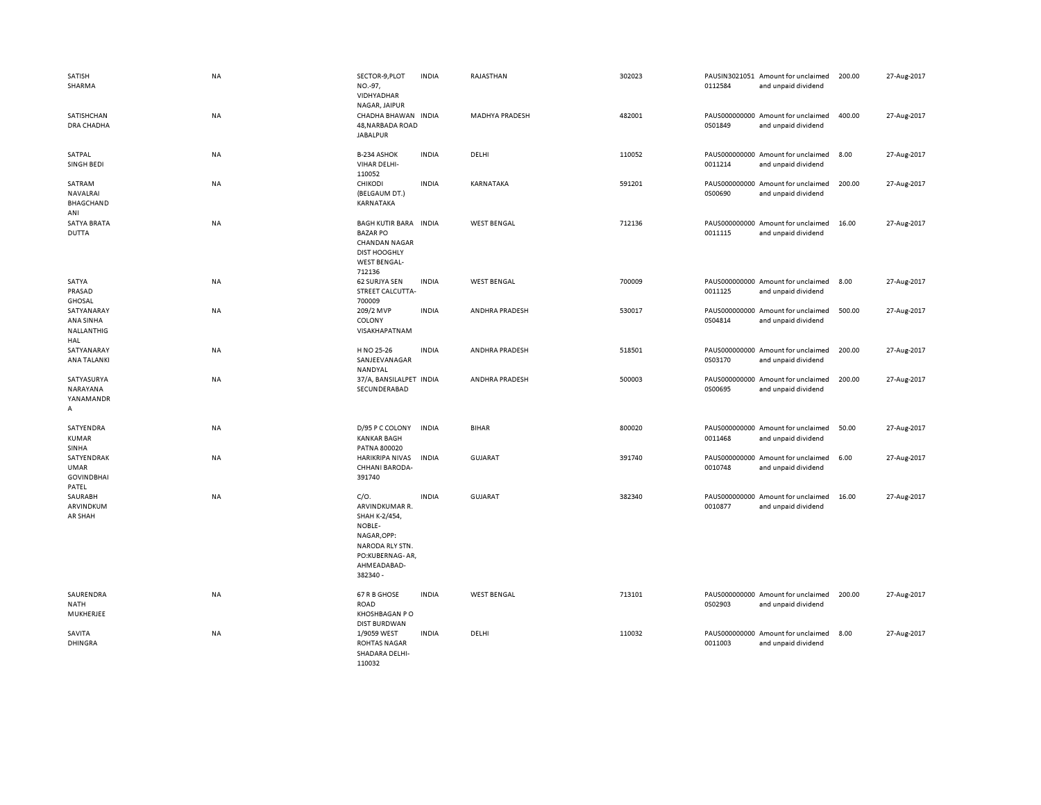| | | | | | | | | | |
|---|---|---|---|---|---|---|---|---|---|
| SATISH SHARMA | NA | SECTOR-9,PLOT NO.-97, VIDHYADHAR NAGAR, JAIPUR | INDIA | RAJASTHAN | 302023 | PAUSIN3021051 0112584 | Amount for unclaimed and unpaid dividend | 200.00 | 27-Aug-2017 |
| SATISHCHAN DRA CHADHA | NA | CHADHA BHAWAN 48,NARBADA ROAD JABALPUR | INDIA | MADHYA PRADESH | 482001 | PAUS000000000 0S01849 | Amount for unclaimed and unpaid dividend | 400.00 | 27-Aug-2017 |
| SATPAL SINGH BEDI | NA | B-234 ASHOK VIHAR DELHI-110052 | INDIA | DELHI | 110052 | PAUS000000000 0011214 | Amount for unclaimed and unpaid dividend | 8.00 | 27-Aug-2017 |
| SATRAM NAVALRAI BHAGCHAND ANI | NA | CHIKODI (BELGAUM DT.) KARNATAKA | INDIA | KARNATAKA | 591201 | PAUS000000000 0S00690 | Amount for unclaimed and unpaid dividend | 200.00 | 27-Aug-2017 |
| SATYA BRATA DUTTA | NA | BAGH KUTIR BARA BAZAR PO CHANDAN NAGAR DIST HOOGHLY WEST BENGAL-712136 | INDIA | WEST BENGAL | 712136 | PAUS000000000 0011115 | Amount for unclaimed and unpaid dividend | 16.00 | 27-Aug-2017 |
| SATYA PRASAD GHOSAL | NA | 62 SURJYA SEN STREET CALCUTTA-700009 | INDIA | WEST BENGAL | 700009 | PAUS000000000 0011125 | Amount for unclaimed and unpaid dividend | 8.00 | 27-Aug-2017 |
| SATYANARAY ANA SINHA NALLANTHIG HAL | NA | 209/2 MVP COLONY VISAKHAPATNAM | INDIA | ANDHRA PRADESH | 530017 | PAUS000000000 0S04814 | Amount for unclaimed and unpaid dividend | 500.00 | 27-Aug-2017 |
| SATYANARAY ANA TALANKI | NA | H NO 25-26 SANJEEVANAGAR NANDYAL | INDIA | ANDHRA PRADESH | 518501 | PAUS000000000 0S03170 | Amount for unclaimed and unpaid dividend | 200.00 | 27-Aug-2017 |
| SATYASURYA NARAYANA YANAMANDR A | NA | 37/A, BANSILALPET SECUNDERABAD | INDIA | ANDHRA PRADESH | 500003 | PAUS000000000 0S00695 | Amount for unclaimed and unpaid dividend | 200.00 | 27-Aug-2017 |
| SATYENDRA KUMAR SINHA | NA | D/95 P C COLONY KANKAR BAGH PATNA 800020 | INDIA | BIHAR | 800020 | PAUS000000000 0011468 | Amount for unclaimed and unpaid dividend | 50.00 | 27-Aug-2017 |
| SATYENDRAK UMAR GOVINDBHAI PATEL | NA | HARIKRIPA NIVAS CHHANI BARODA-391740 | INDIA | GUJARAT | 391740 | PAUS000000000 0010748 | Amount for unclaimed and unpaid dividend | 6.00 | 27-Aug-2017 |
| SAURABH ARVINDKUM AR SHAH | NA | C/O. ARVINDKUMAR R. SHAH K-2/454, NOBLE-NAGAR,OPP: NARODA RLY STN. PO:KUBERNAG- AR, AHMEADABAD-382340 - | INDIA | GUJARAT | 382340 | PAUS000000000 0010877 | Amount for unclaimed and unpaid dividend | 16.00 | 27-Aug-2017 |
| SAURENDRA NATH MUKHERJEE | NA | 67 R B GHOSE ROAD KHOSHBAGAN P O DIST BURDWAN | INDIA | WEST BENGAL | 713101 | PAUS000000000 0S02903 | Amount for unclaimed and unpaid dividend | 200.00 | 27-Aug-2017 |
| SAVITA DHINGRA | NA | 1/9059 WEST ROHTAS NAGAR SHADARA DELHI-110032 | INDIA | DELHI | 110032 | PAUS000000000 0011003 | Amount for unclaimed and unpaid dividend | 8.00 | 27-Aug-2017 |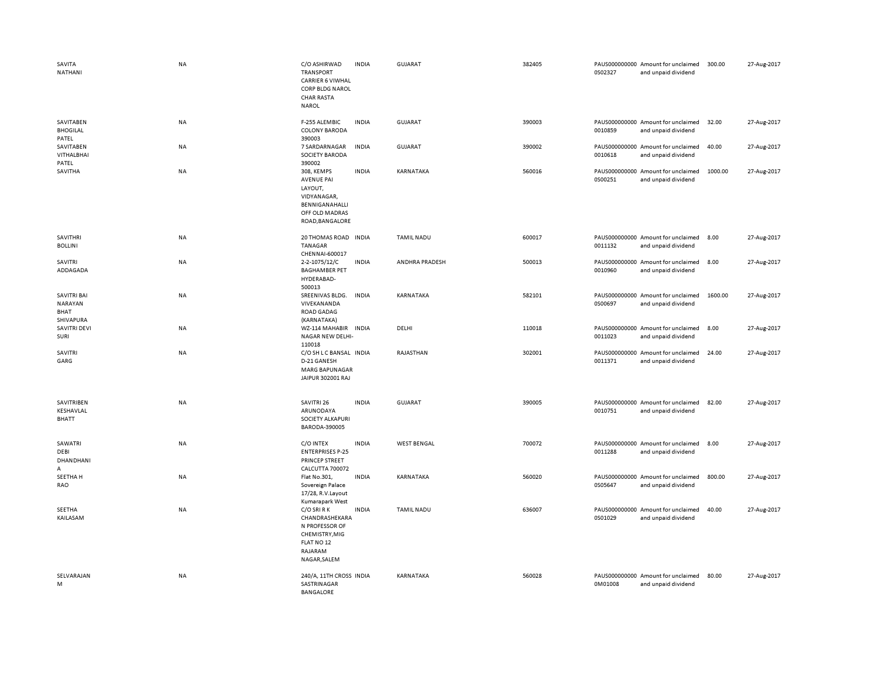| | | | | | | | | | |
|---|---|---|---|---|---|---|---|---|---|
| SAVITA NATHANI | NA | C/O ASHIRWAD TRANSPORT CARRIER 6 VIWHAL CORP BLDG NAROL CHAR RASTA NAROL | INDIA | GUJARAT | 382405 | PAUS0000000000S02327 | Amount for unclaimed and unpaid dividend | 300.00 | 27-Aug-2017 |
| SAVITABEN BHOGILAL PATEL | NA | F-255 ALEMBIC COLONY BARODA 390003 | INDIA | GUJARAT | 390003 | PAUS00000000000010859 | Amount for unclaimed and unpaid dividend | 32.00 | 27-Aug-2017 |
| SAVITABEN VITHALBHAI PATEL | NA | 7 SARDARNAGAR SOCIETY BARODA 390002 | INDIA | GUJARAT | 390002 | PAUS00000000000010618 | Amount for unclaimed and unpaid dividend | 40.00 | 27-Aug-2017 |
| SAVITHA | NA | 308, KEMPS AVENUE PAI LAYOUT, VIDYANAGAR, BENNIGANAHALLI OFF OLD MADRAS ROAD,BANGALORE | INDIA | KARNATAKA | 560016 | PAUS0000000000S00251 | Amount for unclaimed and unpaid dividend | 1000.00 | 27-Aug-2017 |
| SAVITHRI BOLLINI | NA | 20 THOMAS ROAD TANAGAR CHENNAI-600017 | INDIA | TAMIL NADU | 600017 | PAUS00000000000011132 | Amount for unclaimed and unpaid dividend | 8.00 | 27-Aug-2017 |
| SAVITRI ADDAGADA | NA | 2-2-1075/12/C BAGHAMBER PET HYDERABAD-500013 | INDIA | ANDHRA PRADESH | 500013 | PAUS00000000000010960 | Amount for unclaimed and unpaid dividend | 8.00 | 27-Aug-2017 |
| SAVITRI BAI NARAYAN BHAT SHIVAPURA | NA | SREENIVAS BLDG. VIVEKANANDA ROAD GADAG (KARNATAKA) | INDIA | KARNATAKA | 582101 | PAUS0000000000S00697 | Amount for unclaimed and unpaid dividend | 1600.00 | 27-Aug-2017 |
| SAVITRI DEVI SURI | NA | WZ-114 MAHABIR NAGAR NEW DELHI-110018 | INDIA | DELHI | 110018 | PAUS00000000000011023 | Amount for unclaimed and unpaid dividend | 8.00 | 27-Aug-2017 |
| SAVITRI GARG | NA | C/O SH L C BANSAL D-21 GANESH MARG BAPUNAGAR JAIPUR 302001 RAJ | INDIA | RAJASTHAN | 302001 | PAUS00000000000011371 | Amount for unclaimed and unpaid dividend | 24.00 | 27-Aug-2017 |
| SAVITRIBEN KESHAVLAL BHATT | NA | SAVITRI 26 ARUNODAYA SOCIETY ALKAPURI BARODA-390005 | INDIA | GUJARAT | 390005 | PAUS00000000000010751 | Amount for unclaimed and unpaid dividend | 82.00 | 27-Aug-2017 |
| SAWATRI DEBI DHANDHANI A | NA | C/O INTEX ENTERPRISES P-25 PRINCEP STREET CALCUTTA 700072 | INDIA | WEST BENGAL | 700072 | PAUS00000000000011288 | Amount for unclaimed and unpaid dividend | 8.00 | 27-Aug-2017 |
| SEETHA H RAO | NA | Flat No.301, Sovereign Palace 17/28, R.V.Layout Kumarapark West | INDIA | KARNATAKA | 560020 | PAUS0000000000S05647 | Amount for unclaimed and unpaid dividend | 800.00 | 27-Aug-2017 |
| SEETHA KAILASAM | NA | C/O SRI R K CHANDRASHEKARA N PROFESSOR OF CHEMISTRY,MIG FLAT NO 12 RAJARAM NAGAR,SALEM | INDIA | TAMIL NADU | 636007 | PAUS0000000000S01029 | Amount for unclaimed and unpaid dividend | 40.00 | 27-Aug-2017 |
| SELVARAJAN M | NA | 240/A, 11TH CROSS SASTRINAGAR BANGALORE | INDIA | KARNATAKA | 560028 | PAUS0000000000M01008 | Amount for unclaimed and unpaid dividend | 80.00 | 27-Aug-2017 |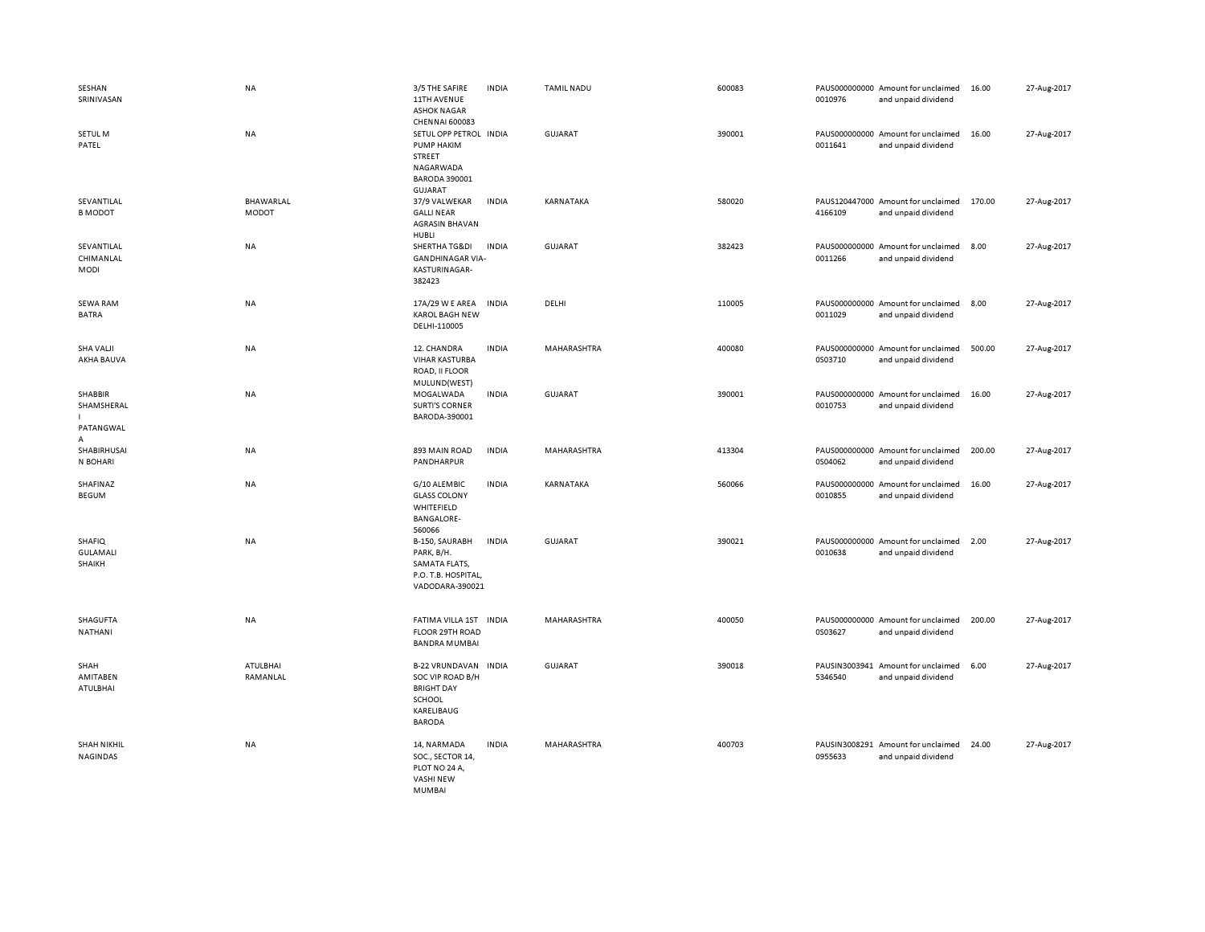| | | | | | | | | | |
|---|---|---|---|---|---|---|---|---|---|
| SESHAN SRINIVASAN | NA | 3/5 THE SAFIRE 11TH AVENUE ASHOK NAGAR CHENNAI 600083 | INDIA | TAMIL NADU | 600083 | PAUS0000000000010976 | Amount for unclaimed and unpaid dividend | 16.00 | 27-Aug-2017 |
| SETUL M PATEL | NA | SETUL OPP PETROL PUMP HAKIM STREET NAGARWADA BARODA 390001 GUJARAT | INDIA | GUJARAT | 390001 | PAUS0000000000011641 | Amount for unclaimed and unpaid dividend | 16.00 | 27-Aug-2017 |
| SEVANTILAL B MODOT | BHAWARLAL MODOT | 37/9 VALWEKAR GALLI NEAR AGRASIN BHAVAN HUBLI | INDIA | KARNATAKA | 580020 | PAUS1204470004166109 | Amount for unclaimed and unpaid dividend | 170.00 | 27-Aug-2017 |
| SEVANTILAL CHIMANLAL MODI | NA | SHERTHA TG&DI GANDHINAGAR VIA-KASTURINAGAR-382423 | INDIA | GUJARAT | 382423 | PAUS0000000000011266 | Amount for unclaimed and unpaid dividend | 8.00 | 27-Aug-2017 |
| SEWA RAM BATRA | NA | 17A/29 W E AREA KAROL BAGH NEW DELHI-110005 | INDIA | DELHI | 110005 | PAUS0000000000011029 | Amount for unclaimed and unpaid dividend | 8.00 | 27-Aug-2017 |
| SHA VALJI AKHA BAUVA | NA | 12. CHANDRA VIHAR KASTURBA ROAD, II FLOOR MULUND(WEST) | INDIA | MAHARASHTRA | 400080 | PAUS0000000000S03710 | Amount for unclaimed and unpaid dividend | 500.00 | 27-Aug-2017 |
| SHABBIR SHAMSHERALI PATANGWALA | NA | MOGALWADA SURTI'S CORNER BARODA-390001 | INDIA | GUJARAT | 390001 | PAUS0000000000010753 | Amount for unclaimed and unpaid dividend | 16.00 | 27-Aug-2017 |
| SHABIRHUSAIN BOHARI | NA | 893 MAIN ROAD PANDHARPUR | INDIA | MAHARASHTRA | 413304 | PAUS0000000000S04062 | Amount for unclaimed and unpaid dividend | 200.00 | 27-Aug-2017 |
| SHAFINAZ BEGUM | NA | G/10 ALEMBIC GLASS COLONY WHITEFIELD BANGALORE-560066 | INDIA | KARNATAKA | 560066 | PAUS0000000000010855 | Amount for unclaimed and unpaid dividend | 16.00 | 27-Aug-2017 |
| SHAFIQ GULAMALI SHAIKH | NA | B-150, SAURABH PARK, B/H. SAMATA FLATS, P.O. T.B. HOSPITAL, VADODARA-390021 | INDIA | GUJARAT | 390021 | PAUS0000000000010638 | Amount for unclaimed and unpaid dividend | 2.00 | 27-Aug-2017 |
| SHAGUFTA NATHANI | NA | FATIMA VILLA 1ST FLOOR 29TH ROAD BANDRA MUMBAI | INDIA | MAHARASHTRA | 400050 | PAUS0000000000S03627 | Amount for unclaimed and unpaid dividend | 200.00 | 27-Aug-2017 |
| SHAH AMITABEN ATULBHAI | ATULBHAI RAMANLAL | B-22 VRUNDAVAN SOC VIP ROAD B/H BRIGHT DAY SCHOOL KARELIBAUG BARODA | INDIA | GUJARAT | 390018 | PAUSIN30039415346540 | Amount for unclaimed and unpaid dividend | 6.00 | 27-Aug-2017 |
| SHAH NIKHIL NAGINDAS | NA | 14, NARMADA SOC., SECTOR 14, PLOT NO 24 A, VASHI NEW MUMBAI | INDIA | MAHARASHTRA | 400703 | PAUSIN30082910955633 | Amount for unclaimed and unpaid dividend | 24.00 | 27-Aug-2017 |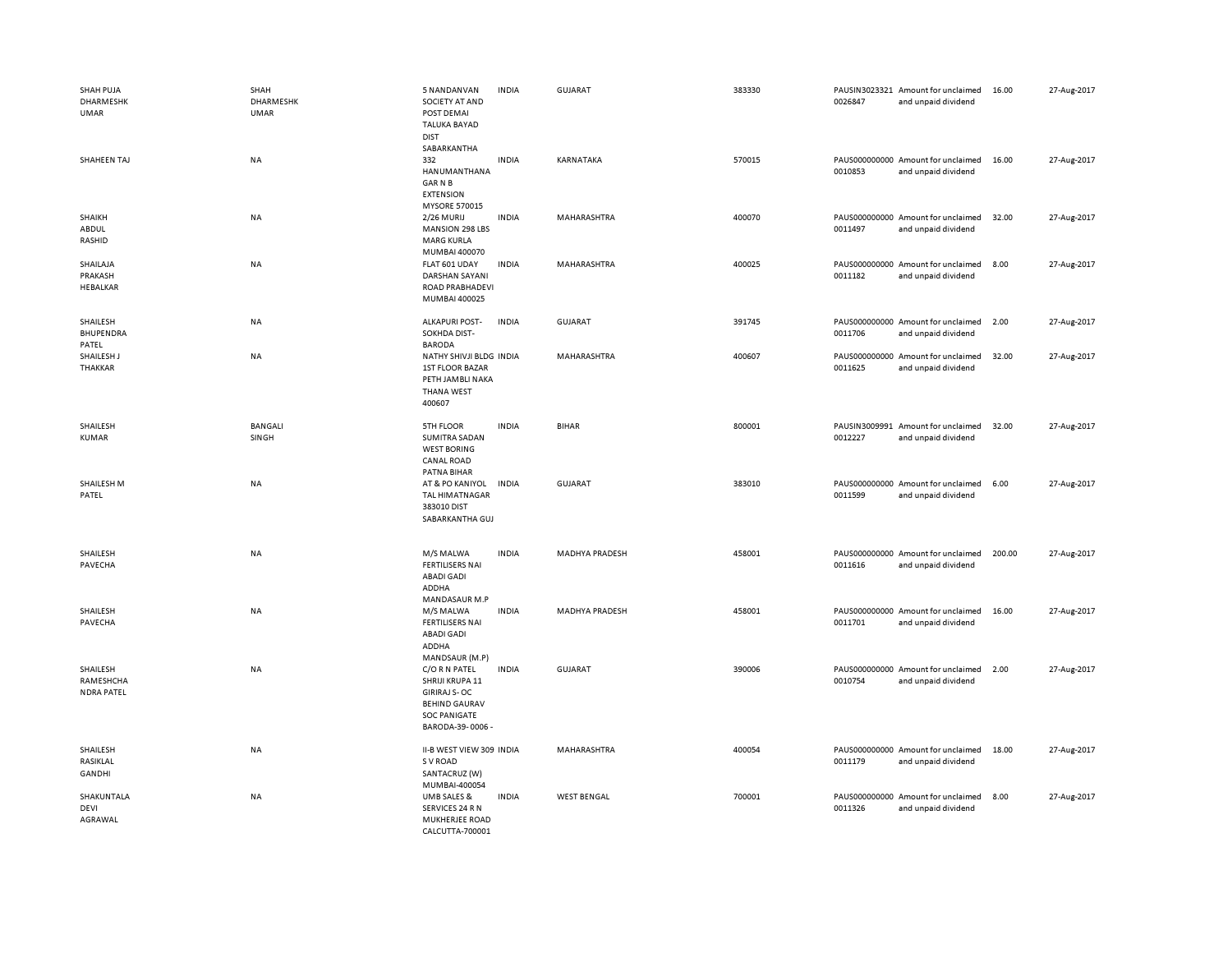| | | | | | | | | | |
|---|---|---|---|---|---|---|---|---|---|
| SHAH PUJA DHARMESHK UMAR | SHAH DHARMESHK UMAR | 5 NANDANVAN SOCIETY AT AND POST DEMAI TALUKA BAYAD DIST SABARKANTHA | INDIA | GUJARAT | 383330 | PAUSIN3023321 0026847 | Amount for unclaimed and unpaid dividend | 16.00 | 27-Aug-2017 |
| SHAHEEN TAJ | NA | 332 HANUMANTHANA GAR N B EXTENSION MYSORE 570015 | INDIA | KARNATAKA | 570015 | PAUS000000000 0010853 | Amount for unclaimed and unpaid dividend | 16.00 | 27-Aug-2017 |
| SHAIKH ABDUL RASHID | NA | 2/26 MURIJ MANSION 298 LBS MARG KURLA MUMBAI 400070 | INDIA | MAHARASHTRA | 400070 | PAUS000000000 0011497 | Amount for unclaimed and unpaid dividend | 32.00 | 27-Aug-2017 |
| SHAILAJA PRAKASH HEBALKAR | NA | FLAT 601 UDAY DARSHAN SAYANI ROAD PRABHADEVI MUMBAI 400025 | INDIA | MAHARASHTRA | 400025 | PAUS000000000 0011182 | Amount for unclaimed and unpaid dividend | 8.00 | 27-Aug-2017 |
| SHAILESH BHUPENDRA PATEL | NA | ALKAPURI POST- SOKHDA DIST- BARODA | INDIA | GUJARAT | 391745 | PAUS000000000 0011706 | Amount for unclaimed and unpaid dividend | 2.00 | 27-Aug-2017 |
| SHAILESH J THAKKAR | NA | NATHY SHIVJI BLDG 1ST FLOOR BAZAR PETH JAMBLI NAKA THANA WEST 400607 | INDIA | MAHARASHTRA | 400607 | PAUS000000000 0011625 | Amount for unclaimed and unpaid dividend | 32.00 | 27-Aug-2017 |
| SHAILESH KUMAR | BANGALI SINGH | 5TH FLOOR SUMITRA SADAN WEST BORING CANAL ROAD PATNA BIHAR | INDIA | BIHAR | 800001 | PAUSIN3009991 0012227 | Amount for unclaimed and unpaid dividend | 32.00 | 27-Aug-2017 |
| SHAILESH M PATEL | NA | AT & PO KANIYOL TAL HIMATNAGAR 383010 DIST SABARKANTHA GUJ | INDIA | GUJARAT | 383010 | PAUS000000000 0011599 | Amount for unclaimed and unpaid dividend | 6.00 | 27-Aug-2017 |
| SHAILESH PAVECHA | NA | M/S MALWA FERTILISERS NAI ABADI GADI ADDHA MANDASAUR M.P | INDIA | MADHYA PRADESH | 458001 | PAUS000000000 0011616 | Amount for unclaimed and unpaid dividend | 200.00 | 27-Aug-2017 |
| SHAILESH PAVECHA | NA | M/S MALWA FERTILISERS NAI ABADI GADI ADDHA MANDSAUR (M.P) | INDIA | MADHYA PRADESH | 458001 | PAUS000000000 0011701 | Amount for unclaimed and unpaid dividend | 16.00 | 27-Aug-2017 |
| SHAILESH RAMESHCHA NDRA PATEL | NA | C/O R N PATEL SHRIJI KRUPA 11 GIRIRAJ S- OC BEHIND GAURAV SOC PANIGATE BARODA-39- 0006 - | INDIA | GUJARAT | 390006 | PAUS000000000 0010754 | Amount for unclaimed and unpaid dividend | 2.00 | 27-Aug-2017 |
| SHAILESH RASIKLAL GANDHI | NA | II-B WEST VIEW 309 S V ROAD SANTACRUZ (W) MUMBAI-400054 | INDIA | MAHARASHTRA | 400054 | PAUS000000000 0011179 | Amount for unclaimed and unpaid dividend | 18.00 | 27-Aug-2017 |
| SHAKUNTALA DEVI AGRAWAL | NA | UMB SALES & SERVICES 24 R N MUKHERJEE ROAD CALCUTTA-700001 | INDIA | WEST BENGAL | 700001 | PAUS000000000 0011326 | Amount for unclaimed and unpaid dividend | 8.00 | 27-Aug-2017 |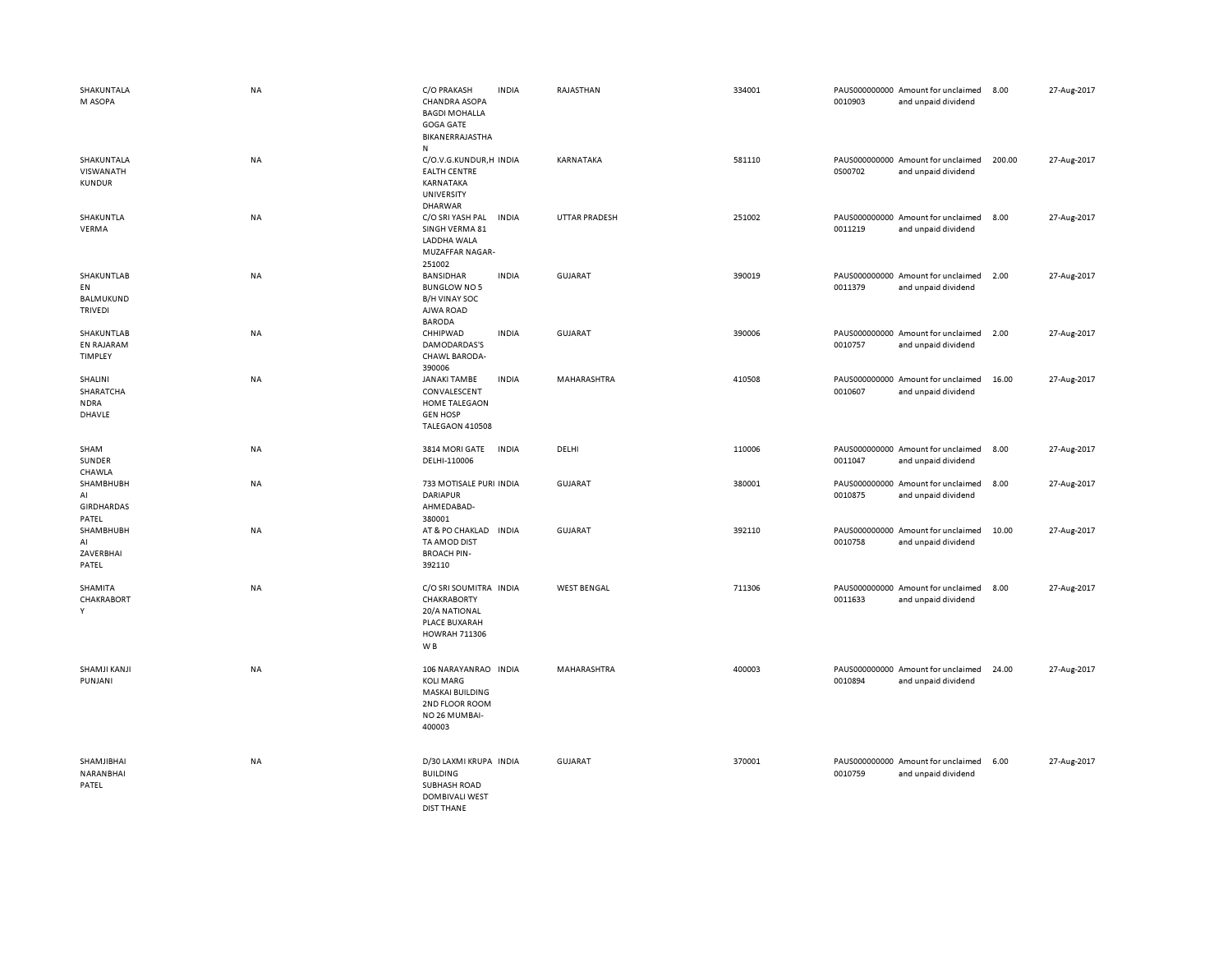| | | | | | | | | | |
|---|---|---|---|---|---|---|---|---|---|
| SHAKUNTALA M ASOPA | NA | C/O PRAKASH CHANDRA ASOPA BAGDI MOHALLA GOGA GATE BIKANERRAJASTHAN | INDIA | RAJASTHAN | 334001 | PAUS0000000000010903 | Amount for unclaimed and unpaid dividend | 8.00 | 27-Aug-2017 |
| SHAKUNTALA VISWANATH KUNDUR | NA | C/O.V.G.KUNDUR,HEALTH CENTRE KARNATAKA UNIVERSITY DHARWAR | INDIA | KARNATAKA | 581110 | PAUS0000000000S00702 | Amount for unclaimed and unpaid dividend | 200.00 | 27-Aug-2017 |
| SHAKUNTLA VERMA | NA | C/O SRI YASH PAL SINGH VERMA 81 LADDHA WALA MUZAFFAR NAGAR-251002 | INDIA | UTTAR PRADESH | 251002 | PAUS0000000000011219 | Amount for unclaimed and unpaid dividend | 8.00 | 27-Aug-2017 |
| SHAKUNTLABEN BALMUKUND TRIVEDI | NA | BANSIDHAR BUNGLOW NO 5 B/H VINAY SOC AJWA ROAD BARODA | INDIA | GUJARAT | 390019 | PAUS0000000000011379 | Amount for unclaimed and unpaid dividend | 2.00 | 27-Aug-2017 |
| SHAKUNTLABEN RAJARAM TIMPLEY | NA | CHHIPWAD DAMODARDAS'S CHAWL BARODA-390006 | INDIA | GUJARAT | 390006 | PAUS0000000000010757 | Amount for unclaimed and unpaid dividend | 2.00 | 27-Aug-2017 |
| SHALINI SHARATCHANDRA DHAVLE | NA | JANAKI TAMBE CONVALESCENT HOME TALEGAON GEN HOSP TALEGAON 410508 | INDIA | MAHARASHTRA | 410508 | PAUS0000000000010607 | Amount for unclaimed and unpaid dividend | 16.00 | 27-Aug-2017 |
| SHAM SUNDER CHAWLA | NA | 3814 MORI GATE DELHI-110006 | INDIA | DELHI | 110006 | PAUS0000000000011047 | Amount for unclaimed and unpaid dividend | 8.00 | 27-Aug-2017 |
| SHAMBHUBHAI GIRDHARDAS PATEL | NA | 733 MOTISALE PURI DARIAPUR AHMEDABAD-380001 | INDIA | GUJARAT | 380001 | PAUS0000000000010875 | Amount for unclaimed and unpaid dividend | 8.00 | 27-Aug-2017 |
| SHAMBHUBHAI ZAVERBHAI PATEL | NA | AT & PO CHAKLADTA AMOD DIST BROACH PIN-392110 | INDIA | GUJARAT | 392110 | PAUS0000000000010758 | Amount for unclaimed and unpaid dividend | 10.00 | 27-Aug-2017 |
| SHAMITA CHAKRABORTY | NA | C/O SRI SOUMITRA CHAKRABORTY 20/A NATIONAL PLACE BUXARAH HOWRAH 711306 W B | INDIA | WEST BENGAL | 711306 | PAUS0000000000011633 | Amount for unclaimed and unpaid dividend | 8.00 | 27-Aug-2017 |
| SHAMJI KANJI PUNJANI | NA | 106 NARAYANRAO KOLI MARG MASKAI BUILDING 2ND FLOOR ROOM NO 26 MUMBAI-400003 | INDIA | MAHARASHTRA | 400003 | PAUS0000000000010894 | Amount for unclaimed and unpaid dividend | 24.00 | 27-Aug-2017 |
| SHAMJIBHAI NARANBHAI PATEL | NA | D/30 LAXMI KRUPA BUILDING SUBHASH ROAD DOMBIVALI WEST DIST THANE | INDIA | GUJARAT | 370001 | PAUS0000000000010759 | Amount for unclaimed and unpaid dividend | 6.00 | 27-Aug-2017 |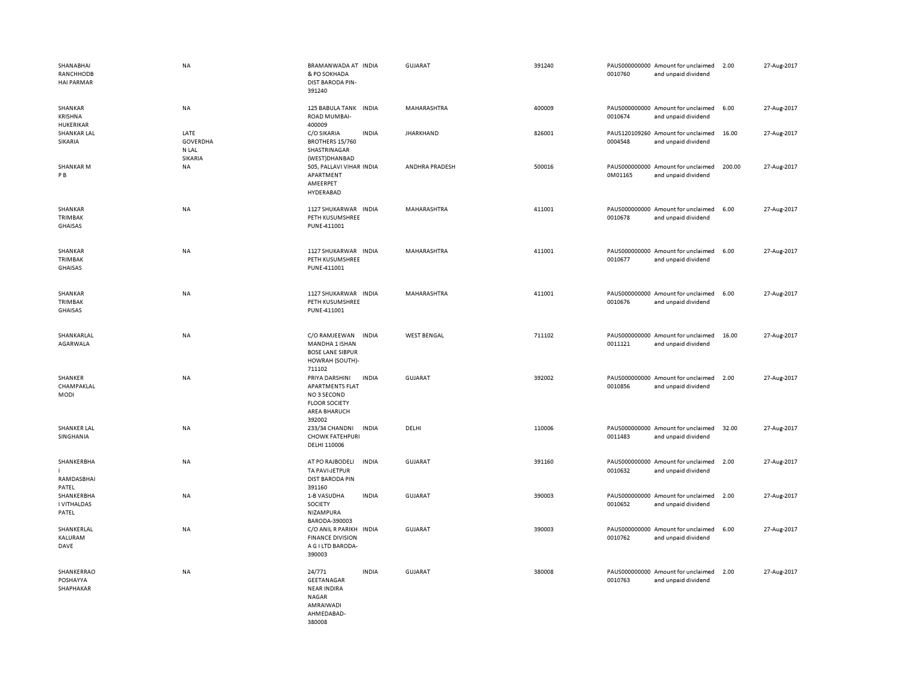| | | | | | | | | | |
|---|---|---|---|---|---|---|---|---|---|
| SHANABHAI RANCHHODB HAI PARMAR | NA | BRAMANWADA AT & PO SOKHADA DIST BARODA PIN-391240 | INDIA | GUJARAT | 391240 | PAUS000000000 0010760 | Amount for unclaimed and unpaid dividend | 2.00 | 27-Aug-2017 |
| SHANKAR KRISHNA HUKERIKAR | NA | 125 BABULA TANK ROAD MUMBAI-400009 | INDIA | MAHARASHTRA | 400009 | PAUS000000000 0010674 | Amount for unclaimed and unpaid dividend | 6.00 | 27-Aug-2017 |
| SHANKAR LAL SIKARIA | LATE GOVERDHA N LAL SIKARIA | C/O SIKARIA BROTHERS 15/760 SHASTRINAGAR (WEST)DHANBAD | INDIA | JHARKHAND | 826001 | PAUS120109260 0004548 | Amount for unclaimed and unpaid dividend | 16.00 | 27-Aug-2017 |
| SHANKAR M P B | NA | 505, PALLAVI VIHAR APARTMENT AMEERPET HYDERABAD | INDIA | ANDHRA PRADESH | 500016 | PAUS000000000 0M01165 | Amount for unclaimed and unpaid dividend | 200.00 | 27-Aug-2017 |
| SHANKAR TRIMBAK GHAISAS | NA | 1127 SHUKARWAR PETH KUSUMSHREE PUNE-411001 | INDIA | MAHARASHTRA | 411001 | PAUS000000000 0010678 | Amount for unclaimed and unpaid dividend | 6.00 | 27-Aug-2017 |
| SHANKAR TRIMBAK GHAISAS | NA | 1127 SHUKARWAR PETH KUSUMSHREE PUNE-411001 | INDIA | MAHARASHTRA | 411001 | PAUS000000000 0010677 | Amount for unclaimed and unpaid dividend | 6.00 | 27-Aug-2017 |
| SHANKAR TRIMBAK GHAISAS | NA | 1127 SHUKARWAR PETH KUSUMSHREE PUNE-411001 | INDIA | MAHARASHTRA | 411001 | PAUS000000000 0010676 | Amount for unclaimed and unpaid dividend | 6.00 | 27-Aug-2017 |
| SHANKARLAL AGARWALA | NA | C/O RAMJEEWAN MANDHA 1 ISHAN BOSE LANE SIBPUR HOWRAH (SOUTH)-711102 | INDIA | WEST BENGAL | 711102 | PAUS000000000 0011121 | Amount for unclaimed and unpaid dividend | 16.00 | 27-Aug-2017 |
| SHANKER CHAMPAKLAL MODI | NA | PRIYA DARSHINI APARTMENTS FLAT NO 3 SECOND FLOOR SOCIETY AREA BHARUCH 392002 | INDIA | GUJARAT | 392002 | PAUS000000000 0010856 | Amount for unclaimed and unpaid dividend | 2.00 | 27-Aug-2017 |
| SHANKER LAL SINGHANIA | NA | 233/34 CHANDNI CHOWK FATEHPURI DELHI 110006 | INDIA | DELHI | 110006 | PAUS000000000 0011483 | Amount for unclaimed and unpaid dividend | 32.00 | 27-Aug-2017 |
| SHANKERBHA I RAMDASBHAI PATEL | NA | AT PO RAJBODELI TA PAVI-JETPUR DIST BARODA PIN 391160 | INDIA | GUJARAT | 391160 | PAUS000000000 0010632 | Amount for unclaimed and unpaid dividend | 2.00 | 27-Aug-2017 |
| SHANKERBHA I VITHALDAS PATEL | NA | 1-B VASUDHA SOCIETY NIZAMPURA BARODA-390003 | INDIA | GUJARAT | 390003 | PAUS000000000 0010652 | Amount for unclaimed and unpaid dividend | 2.00 | 27-Aug-2017 |
| SHANKERLAL KALURAM DAVE | NA | C/O ANIL R PARIKH FINANCE DIVISION A G I LTD BARODA-390003 | INDIA | GUJARAT | 390003 | PAUS000000000 0010762 | Amount for unclaimed and unpaid dividend | 6.00 | 27-Aug-2017 |
| SHANKERRAO POSHAYYA SHAPHAKAR | NA | 24/771 GEETANAGAR NEAR INDIRA NAGAR AMRAIWADI AHMEDABAD-380008 | INDIA | GUJARAT | 380008 | PAUS000000000 0010763 | Amount for unclaimed and unpaid dividend | 2.00 | 27-Aug-2017 |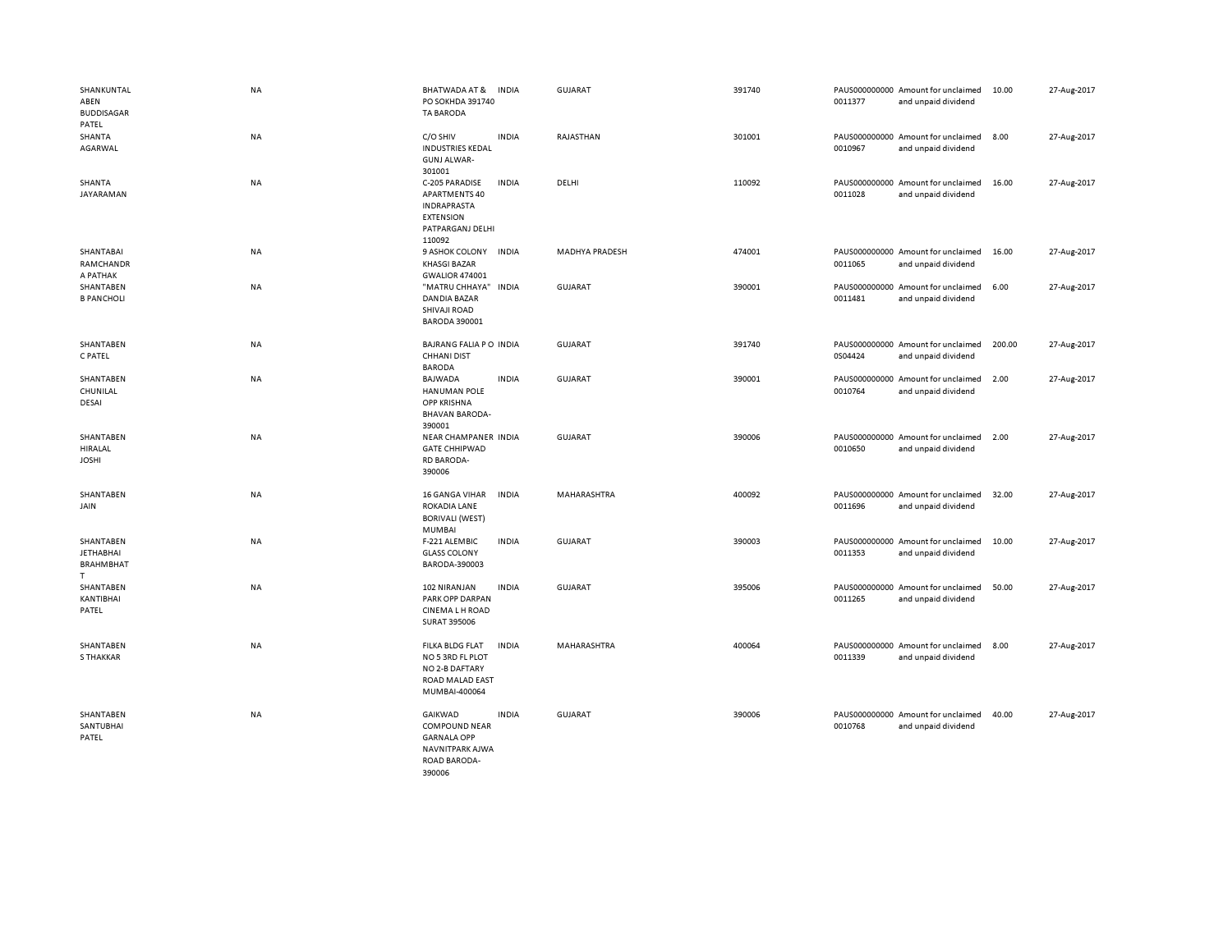| | | | | | | | | | |
|---|---|---|---|---|---|---|---|---|---|
| SHANKUNTALABEN BUDDISAGAR PATEL | NA | BHATWADA AT & PO SOKHDA 391740 TA BARODA | INDIA | GUJARAT | 391740 | PAUS0000000000011377 | Amount for unclaimed and unpaid dividend | 10.00 | 27-Aug-2017 |
| SHANTA AGARWAL | NA | C/O SHIV INDUSTRIES KEDAL GUNJ ALWAR-301001 | INDIA | RAJASTHAN | 301001 | PAUS0000000000010967 | Amount for unclaimed and unpaid dividend | 8.00 | 27-Aug-2017 |
| SHANTA JAYARAMAN | NA | C-205 PARADISE APARTMENTS 40 INDRAPRASTA EXTENSION PATPARGANJ DELHI 110092 | INDIA | DELHI | 110092 | PAUS0000000000011028 | Amount for unclaimed and unpaid dividend | 16.00 | 27-Aug-2017 |
| SHANTABAI RAMCHANDRA PATHAK | NA | 9 ASHOK COLONY KHASGI BAZAR GWALIOR 474001 | INDIA | MADHYA PRADESH | 474001 | PAUS0000000000011065 | Amount for unclaimed and unpaid dividend | 16.00 | 27-Aug-2017 |
| SHANTABEN B PANCHOLI | NA | "MATRU CHHAYA" DANDIA BAZAR SHIVAJI ROAD BARODA 390001 | INDIA | GUJARAT | 390001 | PAUS0000000000011481 | Amount for unclaimed and unpaid dividend | 6.00 | 27-Aug-2017 |
| SHANTABEN C PATEL | NA | BAJRANG FALIA P O CHHANI DIST BARODA | INDIA | GUJARAT | 391740 | PAUS0000000000S04424 | Amount for unclaimed and unpaid dividend | 200.00 | 27-Aug-2017 |
| SHANTABEN CHUNILAL DESAI | NA | BAJWADA HANUMAN POLE OPP KRISHNA BHAVAN BARODA-390001 | INDIA | GUJARAT | 390001 | PAUS0000000000010764 | Amount for unclaimed and unpaid dividend | 2.00 | 27-Aug-2017 |
| SHANTABEN HIRALAL JOSHI | NA | NEAR CHAMPANER GATE CHHIPWAD RD BARODA-390006 | INDIA | GUJARAT | 390006 | PAUS0000000000010650 | Amount for unclaimed and unpaid dividend | 2.00 | 27-Aug-2017 |
| SHANTABEN JAIN | NA | 16 GANGA VIHAR ROKADIA LANE BORIVALI (WEST) MUMBAI | INDIA | MAHARASHTRA | 400092 | PAUS0000000000011696 | Amount for unclaimed and unpaid dividend | 32.00 | 27-Aug-2017 |
| SHANTABEN JETHABHAI BRAHMBHATT | NA | F-221 ALEMBIC GLASS COLONY BARODA-390003 | INDIA | GUJARAT | 390003 | PAUS0000000000011353 | Amount for unclaimed and unpaid dividend | 10.00 | 27-Aug-2017 |
| SHANTABEN KANTIBHAI PATEL | NA | 102 NIRANJAN PARK OPP DARPAN CINEMA L H ROAD SURAT 395006 | INDIA | GUJARAT | 395006 | PAUS0000000000011265 | Amount for unclaimed and unpaid dividend | 50.00 | 27-Aug-2017 |
| SHANTABEN S THAKKAR | NA | FILKA BLDG FLAT NO 5 3RD FL PLOT NO 2-B DAFTARY ROAD MALAD EAST MUMBAI-400064 | INDIA | MAHARASHTRA | 400064 | PAUS0000000000011339 | Amount for unclaimed and unpaid dividend | 8.00 | 27-Aug-2017 |
| SHANTABEN SANTUBHAI PATEL | NA | GAIKWAD COMPOUND NEAR GARNALA OPP NAVNITPARK AJWA ROAD BARODA-390006 | INDIA | GUJARAT | 390006 | PAUS0000000000010768 | Amount for unclaimed and unpaid dividend | 40.00 | 27-Aug-2017 |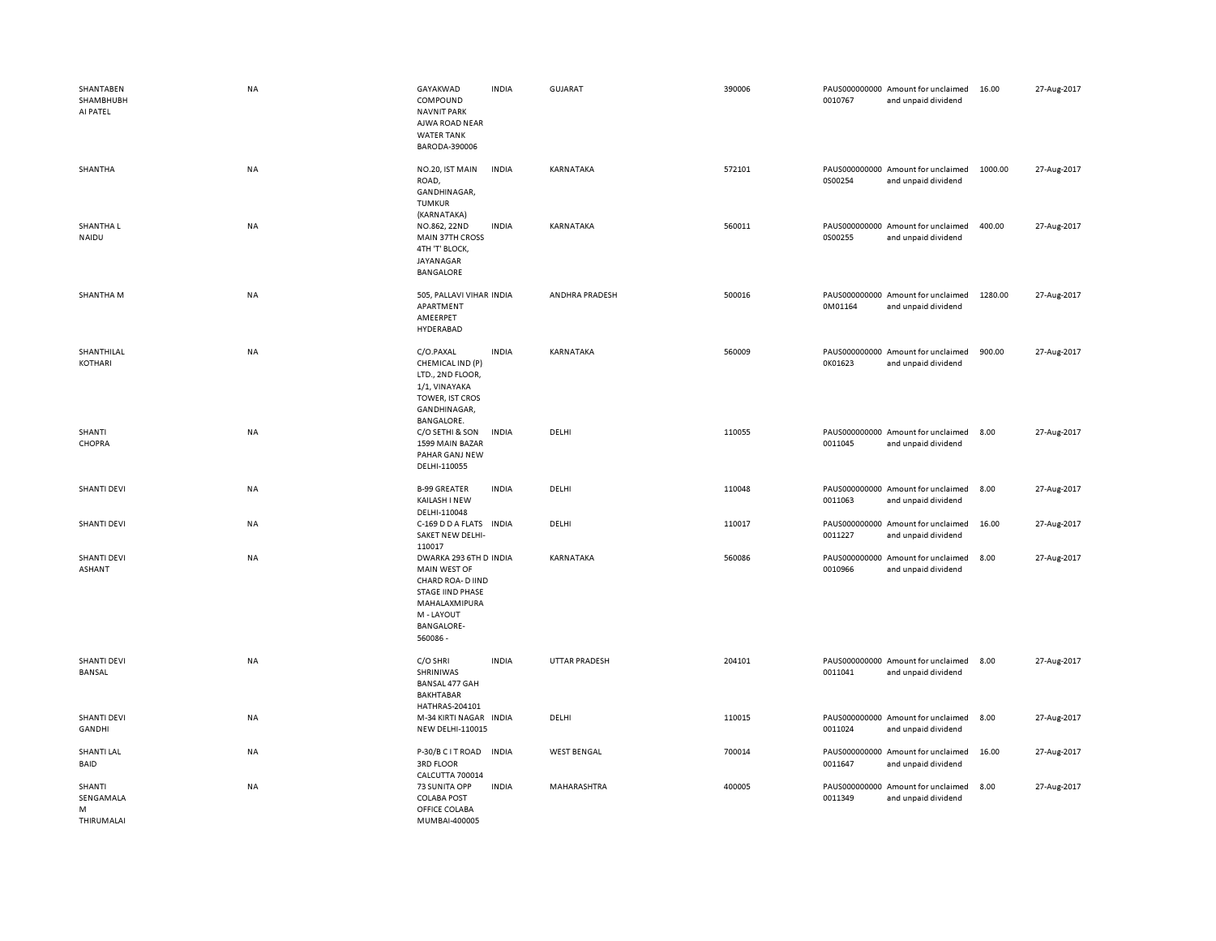| | | | | | | | | | |
|---|---|---|---|---|---|---|---|---|---|
| SHANTABEN SHAMBHUBH AI PATEL | NA | GAYAKWAD COMPOUND NAVNIT PARK AJWA ROAD NEAR WATER TANK BARODA-390006 | INDIA | GUJARAT | 390006 | PAUS000000000 0010767 | Amount for unclaimed and unpaid dividend | 16.00 | 27-Aug-2017 |
| SHANTHA | NA | NO.20, IST MAIN ROAD, GANDHINAGAR, TUMKUR (KARNATAKA) | INDIA | KARNATAKA | 572101 | PAUS000000000 0S00254 | Amount for unclaimed and unpaid dividend | 1000.00 | 27-Aug-2017 |
| SHANTHA L NAIDU | NA | NO.862, 22ND MAIN 37TH CROSS 4TH 'T' BLOCK, JAYANAGAR BANGALORE | INDIA | KARNATAKA | 560011 | PAUS000000000 0S00255 | Amount for unclaimed and unpaid dividend | 400.00 | 27-Aug-2017 |
| SHANTHA M | NA | 505, PALLAVI VIHAR APARTMENT AMEERPET HYDERABAD | INDIA | ANDHRA PRADESH | 500016 | PAUS000000000 0M01164 | Amount for unclaimed and unpaid dividend | 1280.00 | 27-Aug-2017 |
| SHANTHILAL KOTHARI | NA | C/O.PAXAL CHEMICAL IND (P) LTD., 2ND FLOOR, 1/1, VINAYAKA TOWER, IST CROS GANDHINAGAR, BANGALORE. | INDIA | KARNATAKA | 560009 | PAUS000000000 0K01623 | Amount for unclaimed and unpaid dividend | 900.00 | 27-Aug-2017 |
| SHANTI CHOPRA | NA | C/O SETHI & SON 1599 MAIN BAZAR PAHAR GANJ NEW DELHI-110055 | INDIA | DELHI | 110055 | PAUS000000000 0011045 | Amount for unclaimed and unpaid dividend | 8.00 | 27-Aug-2017 |
| SHANTI DEVI | NA | B-99 GREATER KAILASH I NEW DELHI-110048 | INDIA | DELHI | 110048 | PAUS000000000 0011063 | Amount for unclaimed and unpaid dividend | 8.00 | 27-Aug-2017 |
| SHANTI DEVI | NA | C-169 D D A FLATS SAKET NEW DELHI-110017 | INDIA | DELHI | 110017 | PAUS000000000 0011227 | Amount for unclaimed and unpaid dividend | 16.00 | 27-Aug-2017 |
| SHANTI DEVI ASHANT | NA | DWARKA 293 6TH D MAIN WEST OF CHARD ROA- D IIND STAGE IIND PHASE MAHALAXMIPURA M - LAYOUT BANGALORE-560086 - | INDIA | KARNATAKA | 560086 | PAUS000000000 0010966 | Amount for unclaimed and unpaid dividend | 8.00 | 27-Aug-2017 |
| SHANTI DEVI BANSAL | NA | C/O SHRI SHRINIWAS BANSAL 477 GAH BAKHTABAR HATHRAS-204101 | INDIA | UTTAR PRADESH | 204101 | PAUS000000000 0011041 | Amount for unclaimed and unpaid dividend | 8.00 | 27-Aug-2017 |
| SHANTI DEVI GANDHI | NA | M-34 KIRTI NAGAR NEW DELHI-110015 | INDIA | DELHI | 110015 | PAUS000000000 0011024 | Amount for unclaimed and unpaid dividend | 8.00 | 27-Aug-2017 |
| SHANTI LAL BAID | NA | P-30/B C I T ROAD 3RD FLOOR CALCUTTA 700014 | INDIA | WEST BENGAL | 700014 | PAUS000000000 0011647 | Amount for unclaimed and unpaid dividend | 16.00 | 27-Aug-2017 |
| SHANTI SENGAMALA M THIRUMALAI | NA | 73 SUNITA OPP COLABA POST OFFICE COLABA MUMBAI-400005 | INDIA | MAHARASHTRA | 400005 | PAUS000000000 0011349 | Amount for unclaimed and unpaid dividend | 8.00 | 27-Aug-2017 |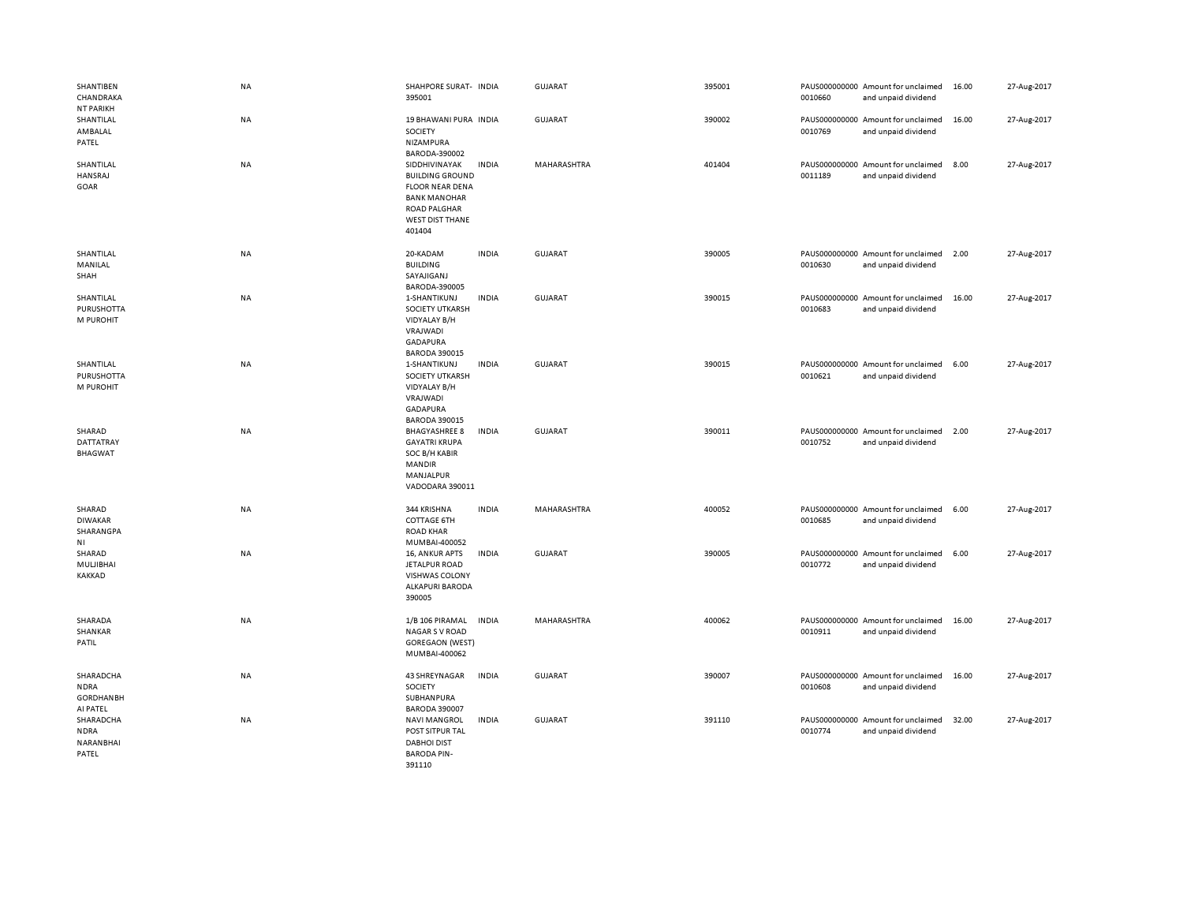| | | | | | | | | | |
|---|---|---|---|---|---|---|---|---|---|
| SHANTIBEN CHANDRAKANT PARIKH | NA | SHAHPORE SURAT-395001 | INDIA | GUJARAT | 395001 | PAUS0000000000010660 | Amount for unclaimed and unpaid dividend | 16.00 | 27-Aug-2017 |
| SHANTILAL AMBALAL PATEL | NA | 19 BHAWANI PURA SOCIETY NIZAMPURA BARODA-390002 | INDIA | GUJARAT | 390002 | PAUS0000000000010769 | Amount for unclaimed and unpaid dividend | 16.00 | 27-Aug-2017 |
| SHANTILAL HANSRAJ GOAR | NA | SIDDHIVINAYAK BUILDING GROUND FLOOR NEAR DENA BANK MANOHAR ROAD PALGHAR WEST DIST THANE 401404 | INDIA | MAHARASHTRA | 401404 | PAUS0000000000011189 | Amount for unclaimed and unpaid dividend | 8.00 | 27-Aug-2017 |
| SHANTILAL MANILAL SHAH | NA | 20-KADAM BUILDING SAYAJIGANJ BARODA-390005 | INDIA | GUJARAT | 390005 | PAUS0000000000010630 | Amount for unclaimed and unpaid dividend | 2.00 | 27-Aug-2017 |
| SHANTILAL PURUSHOTTAM PUROHIT | NA | 1-SHANTIKUNJ SOCIETY UTKARSH VIDYALAY B/H VRAJWADI GADAPURA BARODA 390015 | INDIA | GUJARAT | 390015 | PAUS0000000000010683 | Amount for unclaimed and unpaid dividend | 16.00 | 27-Aug-2017 |
| SHANTILAL PURUSHOTTAM PUROHIT | NA | 1-SHANTIKUNJ SOCIETY UTKARSH VIDYALAY B/H VRAJWADI GADAPURA BARODA 390015 | INDIA | GUJARAT | 390015 | PAUS0000000000010621 | Amount for unclaimed and unpaid dividend | 6.00 | 27-Aug-2017 |
| SHARAD DATTATRAY BHAGWAT | NA | BHAGYASHREE 8 GAYATRI KRUPA SOC B/H KABIR MANDIR MANJALPUR VADODARA 390011 | INDIA | GUJARAT | 390011 | PAUS0000000000010752 | Amount for unclaimed and unpaid dividend | 2.00 | 27-Aug-2017 |
| SHARAD DIWAKAR SHARANGPANI | NA | 344 KRISHNA COTTAGE 6TH ROAD KHAR MUMBAI-400052 | INDIA | MAHARASHTRA | 400052 | PAUS0000000000010685 | Amount for unclaimed and unpaid dividend | 6.00 | 27-Aug-2017 |
| SHARAD MULJIBHAI KAKKAD | NA | 16, ANKUR APTS JETALPUR ROAD VISHWAS COLONY ALKAPURI BARODA 390005 | INDIA | GUJARAT | 390005 | PAUS0000000000010772 | Amount for unclaimed and unpaid dividend | 6.00 | 27-Aug-2017 |
| SHARADA SHANKAR PATIL | NA | 1/B 106 PIRAMAL NAGAR S V ROAD GOREGAON (WEST) MUMBAI-400062 | INDIA | MAHARASHTRA | 400062 | PAUS0000000000010911 | Amount for unclaimed and unpaid dividend | 16.00 | 27-Aug-2017 |
| SHARADCHANDRA GORDHANBHAI PATEL | NA | 43 SHREYNAGAR SOCIETY SUBHANPURA BARODA 390007 | INDIA | GUJARAT | 390007 | PAUS0000000000010608 | Amount for unclaimed and unpaid dividend | 16.00 | 27-Aug-2017 |
| SHARADCHANDRA NARANBHAI PATEL | NA | NAVI MANGROL POST SITPUR TAL DABHOI DIST BARODA PIN-391110 | INDIA | GUJARAT | 391110 | PAUS0000000000010774 | Amount for unclaimed and unpaid dividend | 32.00 | 27-Aug-2017 |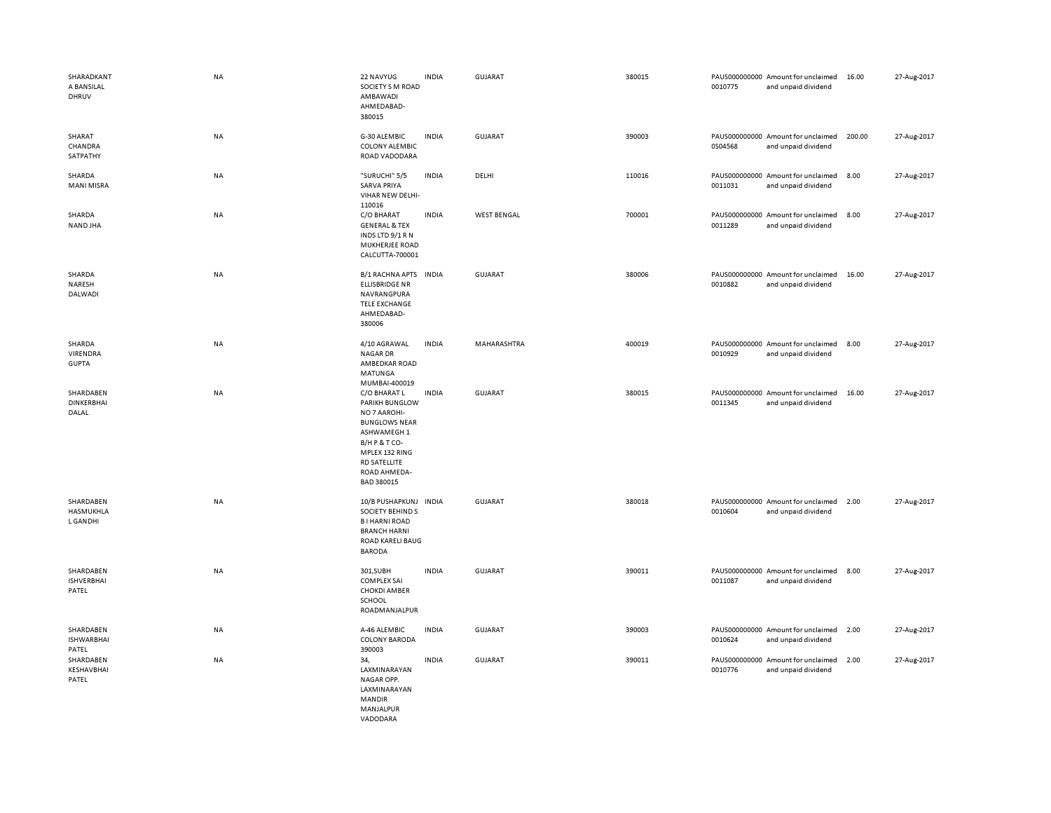| | | | | | | | | | |
|---|---|---|---|---|---|---|---|---|---|
| SHARADKANT A BANSILAL DHRUV | NA | 22 NAVYUG SOCIETY S M ROAD AMBAWADI AHMEDABAD-380015 | INDIA | GUJARAT | 380015 | PAUS0000000000010775 | Amount for unclaimed and unpaid dividend | 16.00 | 27-Aug-2017 |
| SHARAT CHANDRA SATPATHY | NA | G-30 ALEMBIC COLONY ALEMBIC ROAD VODADARA | INDIA | GUJARAT | 390003 | PAUS0000000000S04568 | Amount for unclaimed and unpaid dividend | 200.00 | 27-Aug-2017 |
| SHARDA MANI MISRA | NA | "SURUCHI" 5/5 SARVA PRIYA VIHAR NEW DELHI-110016 | INDIA | DELHI | 110016 | PAUS0000000000011031 | Amount for unclaimed and unpaid dividend | 8.00 | 27-Aug-2017 |
| SHARDA NAND JHA | NA | C/O BHARAT GENERAL & TEX INDS LTD 9/1 R N MUKHERJEE ROAD CALCUTTA-700001 | INDIA | WEST BENGAL | 700001 | PAUS0000000000011289 | Amount for unclaimed and unpaid dividend | 8.00 | 27-Aug-2017 |
| SHARDA NARESH DALWADI | NA | B/1 RACHNA APTS ELLISBRIDGE NR NAVRANGPURA TELE EXCHANGE AHMEDABAD-380006 | INDIA | GUJARAT | 380006 | PAUS0000000000010882 | Amount for unclaimed and unpaid dividend | 16.00 | 27-Aug-2017 |
| SHARDA VIRENDRA GUPTA | NA | 4/10 AGRAWAL NAGAR DR AMBEDKAR ROAD MATUNGA MUMBAI-400019 | INDIA | MAHARASHTRA | 400019 | PAUS0000000000010929 | Amount for unclaimed and unpaid dividend | 8.00 | 27-Aug-2017 |
| SHARDABEN DINKERBHAI DALAL | NA | C/O BHARAT L PARIKH BUNGLOW NO 7 AAROHI-BUNGLOWS NEAR ASHWAMEGH 1 B/H P & T CO-MPLEX 132 RING RD SATELLITE ROAD AHMEDA-BAD 380015 | INDIA | GUJARAT | 380015 | PAUS0000000000011345 | Amount for unclaimed and unpaid dividend | 16.00 | 27-Aug-2017 |
| SHARDABEN HASMUKHLAL GANDHI | NA | 10/B PUSHAPKUNJ SOCIETY BEHIND S B I HARNI ROAD BRANCH HARNI ROAD KARELI BAUG BARODA | INDIA | GUJARAT | 380018 | PAUS0000000000010604 | Amount for unclaimed and unpaid dividend | 2.00 | 27-Aug-2017 |
| SHARDABEN ISHVERBHAI PATEL | NA | 301,SUBH COMPLEX SAI CHOKDI AMBER SCHOOL ROADMANJALPUR | INDIA | GUJARAT | 390011 | PAUS0000000000011087 | Amount for unclaimed and unpaid dividend | 8.00 | 27-Aug-2017 |
| SHARDABEN ISHWARBHAI PATEL | NA | A-46 ALEMBIC COLONY BARODA 390003 | INDIA | GUJARAT | 390003 | PAUS0000000000010624 | Amount for unclaimed and unpaid dividend | 2.00 | 27-Aug-2017 |
| SHARDABEN KESHAVBHAI PATEL | NA | 34, LAXMINARAYAN NAGAR OPP. LAXMINARAYAN MANDIR MANJALPUR VODADARA | INDIA | GUJARAT | 390011 | PAUS0000000000010776 | Amount for unclaimed and unpaid dividend | 2.00 | 27-Aug-2017 |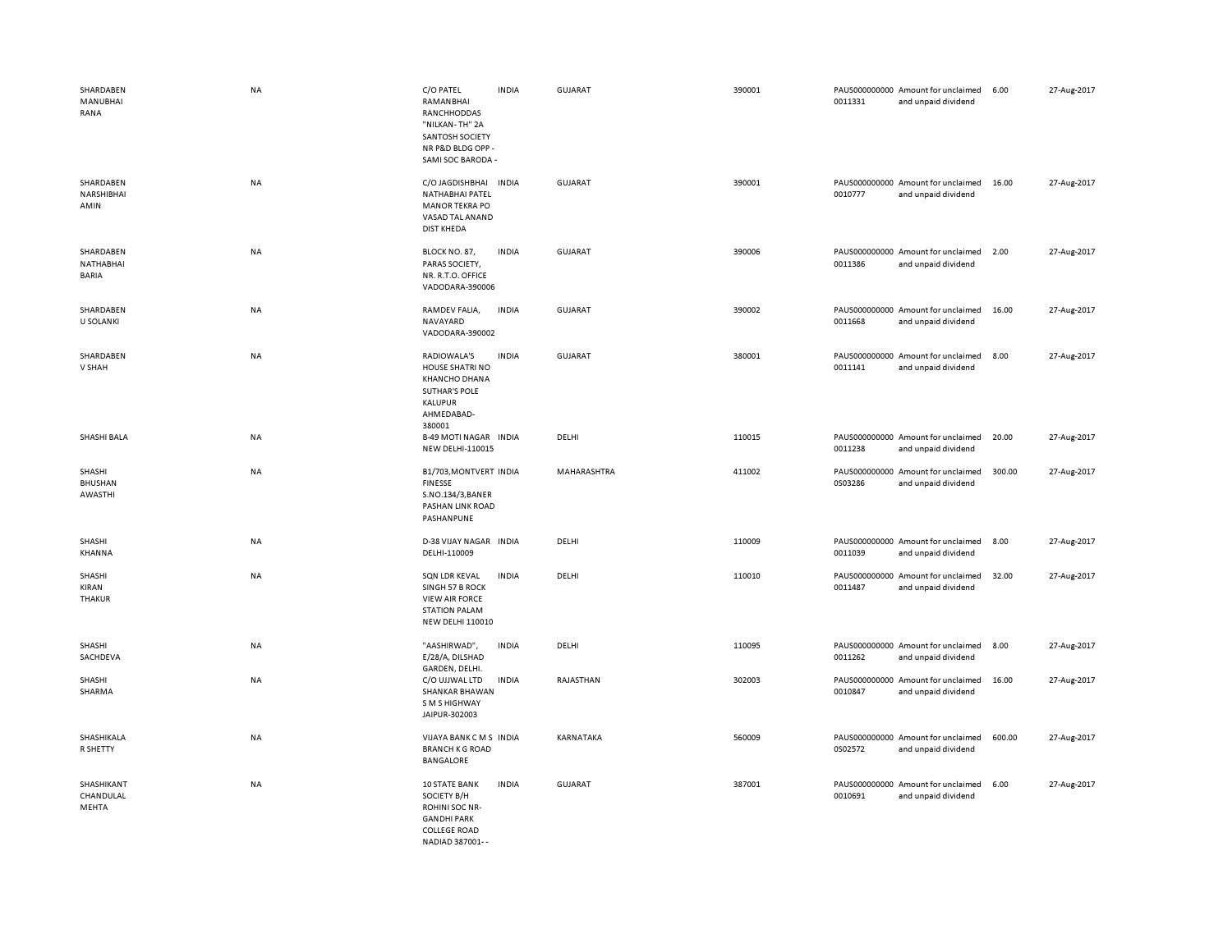| | | | | | | | | | | |
|---|---|---|---|---|---|---|---|---|---|---|
| SHARDABEN MANUBHAI RANA | NA | C/O PATEL RAMANBHAI RANCHHODDAS "NILKAN- TH" 2A SANTOSH SOCIETY NR P&D BLDG OPP - SAMI SOC BARODA - | INDIA | GUJARAT | 390001 | PAUS000000000 0011331 | Amount for unclaimed and unpaid dividend | 6.00 | 27-Aug-2017 |
| SHARDABEN NARSHIBHAI AMIN | NA | C/O JAGDISHBHAI NATHABHAI PATEL MANOR TEKRA PO VASAD TAL ANAND DIST KHEDA | INDIA | GUJARAT | 390001 | PAUS000000000 0010777 | Amount for unclaimed and unpaid dividend | 16.00 | 27-Aug-2017 |
| SHARDABEN NATHABHAI BARIA | NA | BLOCK NO. 87, PARAS SOCIETY, NR. R.T.O. OFFICE VADODARA-390006 | INDIA | GUJARAT | 390006 | PAUS000000000 0011386 | Amount for unclaimed and unpaid dividend | 2.00 | 27-Aug-2017 |
| SHARDABEN U SOLANKI | NA | RAMDEV FALIA, NAVAYARD VADODARA-390002 | INDIA | GUJARAT | 390002 | PAUS000000000 0011668 | Amount for unclaimed and unpaid dividend | 16.00 | 27-Aug-2017 |
| SHARDABEN V SHAH | NA | RADIOWALA'S HOUSE SHATRI NO KHANCHO DHANA SUTHAR'S POLE KALUPUR AHMEDABAD-380001 | INDIA | GUJARAT | 380001 | PAUS000000000 0011141 | Amount for unclaimed and unpaid dividend | 8.00 | 27-Aug-2017 |
| SHASHI BALA | NA | B-49 MOTI NAGAR NEW DELHI-110015 | INDIA | DELHI | 110015 | PAUS000000000 0011238 | Amount for unclaimed and unpaid dividend | 20.00 | 27-Aug-2017 |
| SHASHI BHUSHAN AWASTHI | NA | B1/703,MONTVERT FINESSE S.NO.134/3,BANER PASHAN LINK ROAD PASHANPUNE | INDIA | MAHARASHTRA | 411002 | PAUS000000000 0S03286 | Amount for unclaimed and unpaid dividend | 300.00 | 27-Aug-2017 |
| SHASHI KHANNA | NA | D-38 VIJAY NAGAR DELHI-110009 | INDIA | DELHI | 110009 | PAUS000000000 0011039 | Amount for unclaimed and unpaid dividend | 8.00 | 27-Aug-2017 |
| SHASHI KIRAN THAKUR | NA | SQN LDR KEVAL SINGH 57 B ROCK VIEW AIR FORCE STATION PALAM NEW DELHI 110010 | INDIA | DELHI | 110010 | PAUS000000000 0011487 | Amount for unclaimed and unpaid dividend | 32.00 | 27-Aug-2017 |
| SHASHI SACHDEVA | NA | "AASHIRWAD", E/28/A, DILSHAD GARDEN, DELHI. | INDIA | DELHI | 110095 | PAUS000000000 0011262 | Amount for unclaimed and unpaid dividend | 8.00 | 27-Aug-2017 |
| SHASHI SHARMA | NA | C/O UJJWAL LTD SHANKAR BHAWAN S M S HIGHWAY JAIPUR-302003 | INDIA | RAJASTHAN | 302003 | PAUS000000000 0010847 | Amount for unclaimed and unpaid dividend | 16.00 | 27-Aug-2017 |
| SHASHIKALA R SHETTY | NA | VIJAYA BANK C M S BRANCH K G ROAD BANGALORE | INDIA | KARNATAKA | 560009 | PAUS000000000 0S02572 | Amount for unclaimed and unpaid dividend | 600.00 | 27-Aug-2017 |
| SHASHIKANT CHANDULAL MEHTA | NA | 10 STATE BANK SOCIETY B/H ROHINI SOC NR-GANDHI PARK COLLEGE ROAD NADIAD 387001- - | INDIA | GUJARAT | 387001 | PAUS000000000 0010691 | Amount for unclaimed and unpaid dividend | 6.00 | 27-Aug-2017 |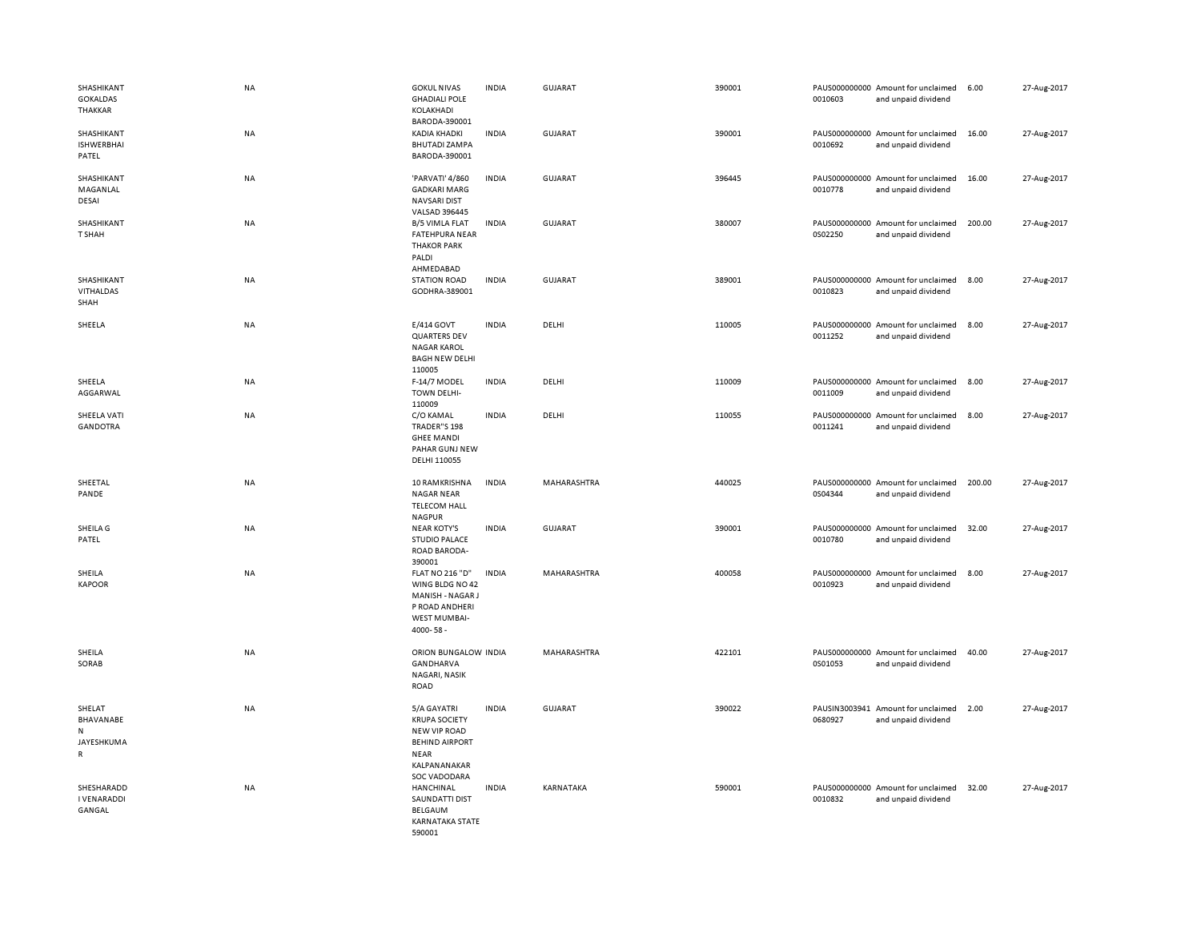| | | | | | | | | | |
|---|---|---|---|---|---|---|---|---|---|
| SHASHIKANT GOKALDAS THAKKAR | NA | GOKUL NIVAS GHADIALI POLE KOLAKHADI BARODA-390001 | INDIA | GUJARAT | 390001 | PAUS000000000 0010603 | Amount for unclaimed and unpaid dividend | 6.00 | 27-Aug-2017 |
| SHASHIKANT ISHWERBHAI PATEL | NA | KADIA KHADKI BHUTADI ZAMPA BARODA-390001 | INDIA | GUJARAT | 390001 | PAUS000000000 0010692 | Amount for unclaimed and unpaid dividend | 16.00 | 27-Aug-2017 |
| SHASHIKANT MAGANLAL DESAI | NA | 'PARVATI' 4/860 GADKARI MARG NAVSARI DIST VALSAD 396445 | INDIA | GUJARAT | 396445 | PAUS000000000 0010778 | Amount for unclaimed and unpaid dividend | 16.00 | 27-Aug-2017 |
| SHASHIKANT T SHAH | NA | B/5 VIMLA FLAT FATEHPURA NEAR THAKOR PARK PALDI AHMEDABAD | INDIA | GUJARAT | 380007 | PAUS000000000 0S02250 | Amount for unclaimed and unpaid dividend | 200.00 | 27-Aug-2017 |
| SHASHIKANT VITHALDAS SHAH | NA | STATION ROAD GODHRA-389001 | INDIA | GUJARAT | 389001 | PAUS000000000 0010823 | Amount for unclaimed and unpaid dividend | 8.00 | 27-Aug-2017 |
| SHEELA | NA | E/414 GOVT QUARTERS DEV NAGAR KAROL BAGH NEW DELHI 110005 | INDIA | DELHI | 110005 | PAUS000000000 0011252 | Amount for unclaimed and unpaid dividend | 8.00 | 27-Aug-2017 |
| SHEELA AGGARWAL | NA | F-14/7 MODEL TOWN DELHI-110009 | INDIA | DELHI | 110009 | PAUS000000000 0011009 | Amount for unclaimed and unpaid dividend | 8.00 | 27-Aug-2017 |
| SHEELA VATI GANDOTRA | NA | C/O KAMAL TRADER"S 198 GHEE MANDI PAHAR GUNJ NEW DELHI 110055 | INDIA | DELHI | 110055 | PAUS000000000 0011241 | Amount for unclaimed and unpaid dividend | 8.00 | 27-Aug-2017 |
| SHEETAL PANDE | NA | 10 RAMKRISHNA NAGAR NEAR TELECOM HALL NAGPUR | INDIA | MAHARASHTRA | 440025 | PAUS000000000 0S04344 | Amount for unclaimed and unpaid dividend | 200.00 | 27-Aug-2017 |
| SHEILA G PATEL | NA | NEAR KOTY'S STUDIO PALACE ROAD BARODA-390001 | INDIA | GUJARAT | 390001 | PAUS000000000 0010780 | Amount for unclaimed and unpaid dividend | 32.00 | 27-Aug-2017 |
| SHEILA KAPOOR | NA | FLAT NO 216 "D" WING BLDG NO 42 MANISH - NAGAR J P ROAD ANDHERI WEST MUMBAI-4000- 58 - | INDIA | MAHARASHTRA | 400058 | PAUS000000000 0010923 | Amount for unclaimed and unpaid dividend | 8.00 | 27-Aug-2017 |
| SHEILA SORAB | NA | ORION BUNGALOW GANDHARVA NAGARI, NASIK ROAD | INDIA | MAHARASHTRA | 422101 | PAUS000000000 0S01053 | Amount for unclaimed and unpaid dividend | 40.00 | 27-Aug-2017 |
| SHELAT BHAVANABEN JAYESHKUMAR | NA | 5/A GAYATRI KRUPA SOCIETY NEW VIP ROAD BEHIND AIRPORT NEAR KALPANANAKAR SOC VADODARA | INDIA | GUJARAT | 390022 | PAUSIN3003941 0680927 | Amount for unclaimed and unpaid dividend | 2.00 | 27-Aug-2017 |
| SHESHARADDI VENARADDI GANGAL | NA | HANCHINAL SAUNDATTI DIST BELGAUM KARNATAKA STATE 590001 | INDIA | KARNATAKA | 590001 | PAUS000000000 0010832 | Amount for unclaimed and unpaid dividend | 32.00 | 27-Aug-2017 |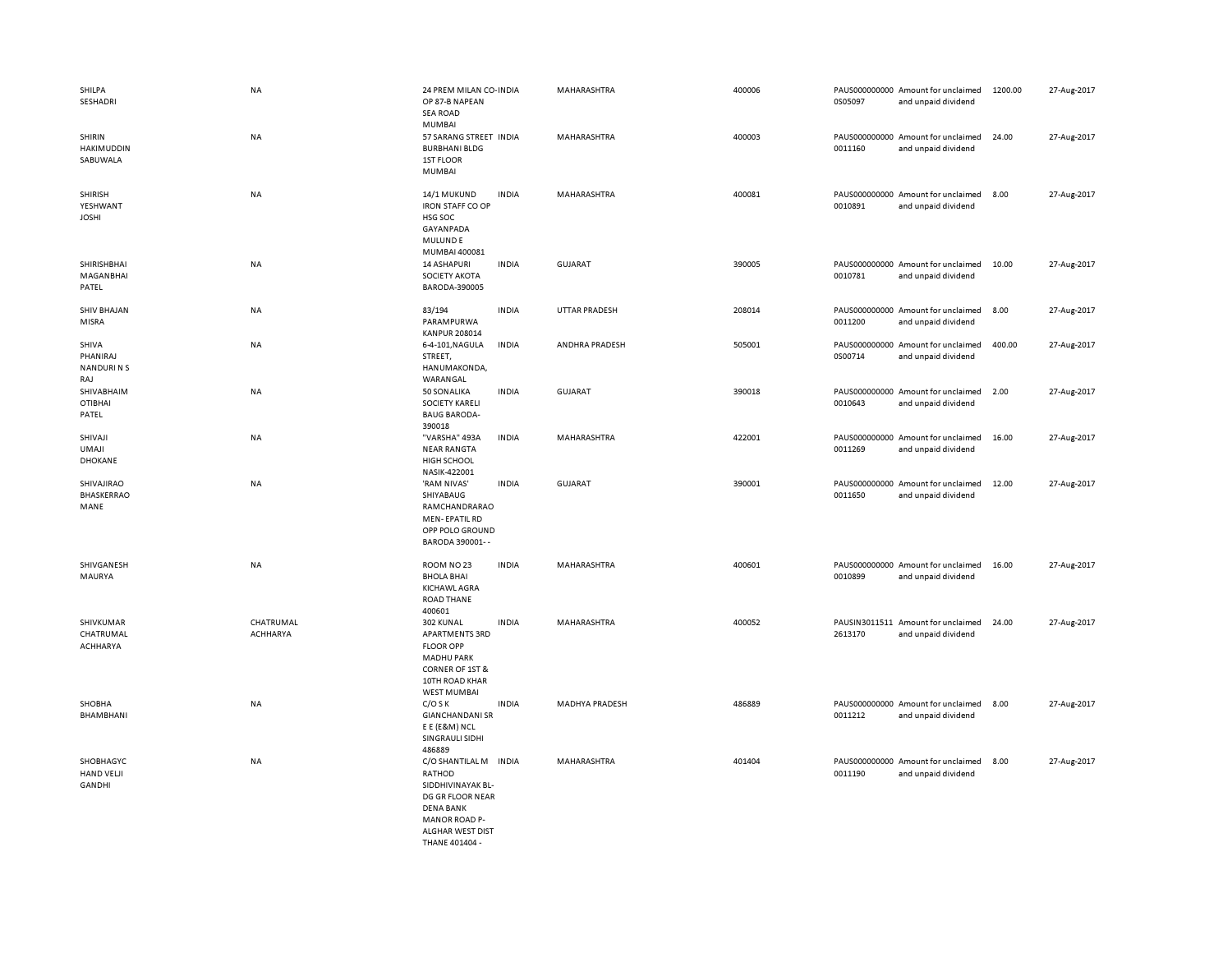| | | | | | | | | | |
|---|---|---|---|---|---|---|---|---|---|
| SHILPA SESHADRI | NA | 24 PREM MILAN CO-OP 87-B NAPEAN SEA ROAD MUMBAI | INDIA | MAHARASHTRA | 400006 | PAUS0000000000S05097 | Amount for unclaimed and unpaid dividend | 1200.00 | 27-Aug-2017 |
| SHIRIN HAKIMUDDIN SABUWALA | NA | 57 SARANG STREET BURBHANI BLDG 1ST FLOOR MUMBAI | INDIA | MAHARASHTRA | 400003 | PAUS0000000000011160 | Amount for unclaimed and unpaid dividend | 24.00 | 27-Aug-2017 |
| SHIRISH YESHWANT JOSHI | NA | 14/1 MUKUND IRON STAFF CO OP HSG SOC GAYANPADA MULUND E MUMBAI 400081 | INDIA | MAHARASHTRA | 400081 | PAUS0000000000010891 | Amount for unclaimed and unpaid dividend | 8.00 | 27-Aug-2017 |
| SHIRISHBHAI MAGANBHAI PATEL | NA | 14 ASHAPURI SOCIETY AKOTA BARODA-390005 | INDIA | GUJARAT | 390005 | PAUS0000000000010781 | Amount for unclaimed and unpaid dividend | 10.00 | 27-Aug-2017 |
| SHIV BHAJAN MISRA | NA | 83/194 PARAMPURWA KANPUR 208014 | INDIA | UTTAR PRADESH | 208014 | PAUS0000000000011200 | Amount for unclaimed and unpaid dividend | 8.00 | 27-Aug-2017 |
| SHIVA PHANIRAJ NANDURI N S RAJ | NA | 6-4-101,NAGULA STREET, HANUMAKONDA, WARANGAL | INDIA | ANDHRA PRADESH | 505001 | PAUS0000000000S00714 | Amount for unclaimed and unpaid dividend | 400.00 | 27-Aug-2017 |
| SHIVABHAIM OTIBHAI PATEL | NA | 50 SONALIKA SOCIETY KARELI BAUG BARODA-390018 | INDIA | GUJARAT | 390018 | PAUS0000000000010643 | Amount for unclaimed and unpaid dividend | 2.00 | 27-Aug-2017 |
| SHIVAJI UMAJI DHOKANE | NA | "VARSHA" 493A NEAR RANGTA HIGH SCHOOL NASIK-422001 | INDIA | MAHARASHTRA | 422001 | PAUS0000000000011269 | Amount for unclaimed and unpaid dividend | 16.00 | 27-Aug-2017 |
| SHIVAJIRAO BHASKERRAO MANE | NA | 'RAM NIVAS' SHIYABAUG RAMCHANDRARAO MEN- EPATIL RD OPP POLO GROUND BARODA 390001- - | INDIA | GUJARAT | 390001 | PAUS0000000000011650 | Amount for unclaimed and unpaid dividend | 12.00 | 27-Aug-2017 |
| SHIVGANESH MAURYA | NA | ROOM NO 23 BHOLA BHAI KICHAWL AGRA ROAD THANE 400601 | INDIA | MAHARASHTRA | 400601 | PAUS0000000000010899 | Amount for unclaimed and unpaid dividend | 16.00 | 27-Aug-2017 |
| SHIVKUMAR CHATRUMAL ACHHARYA | CHATRUMAL ACHHARYA | 302 KUNAL APARTMENTS 3RD FLOOR OPP MADHU PARK CORNER OF 1ST & 10TH ROAD KHAR WEST MUMBAI | INDIA | MAHARASHTRA | 400052 | PAUSIN30115112613170 | Amount for unclaimed and unpaid dividend | 24.00 | 27-Aug-2017 |
| SHOBHA BHAMBHANI | NA | C/O S K GIANCHANDANI SR E E (E&M) NCL SINGRAULI SIDHI 486889 | INDIA | MADHYA PRADESH | 486889 | PAUS0000000000011212 | Amount for unclaimed and unpaid dividend | 8.00 | 27-Aug-2017 |
| SHOBHAGYC HAND VELJI GANDHI | NA | C/O SHANTILAL M RATHOD SIDDHIVINAYAK BL- DG GR FLOOR NEAR DENA BANK MANOR ROAD P- ALGHAR WEST DIST THANE 401404 - | INDIA | MAHARASHTRA | 401404 | PAUS0000000000011190 | Amount for unclaimed and unpaid dividend | 8.00 | 27-Aug-2017 |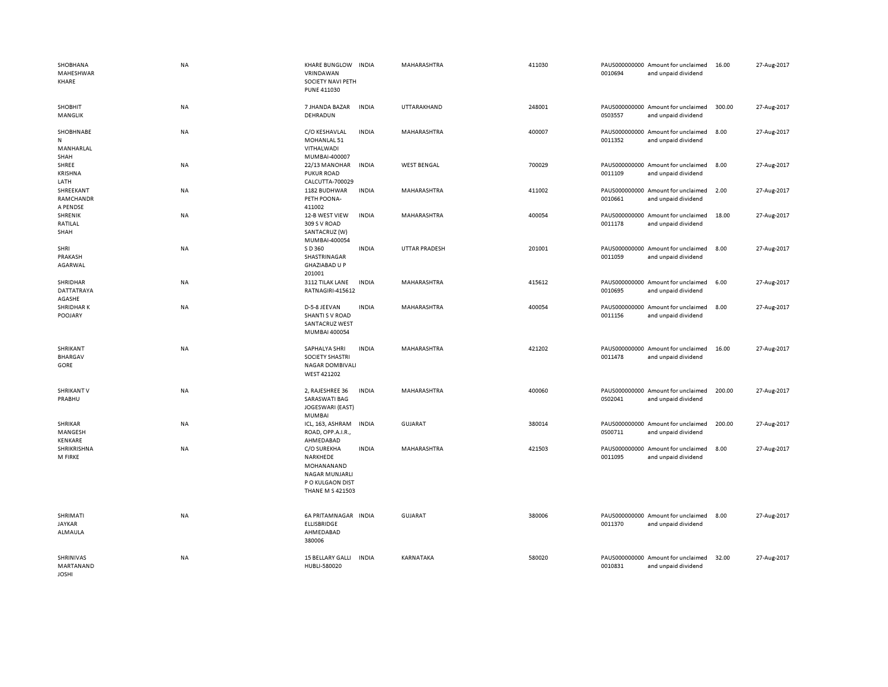| | | | | | | | | | |
|---|---|---|---|---|---|---|---|---|---|
| SHOBHANA MAHESHWAR KHARE | NA | KHARE BUNGLOW VRINDAWAN SOCIETY NAVI PETH PUNE 411030 | INDIA | MAHARASHTRA | 411030 | PAUS000000000 0010694 | Amount for unclaimed and unpaid dividend | 16.00 | 27-Aug-2017 |
| SHOBHIT MANGLIK | NA | 7 JHANDA BAZAR DEHRADUN | INDIA | UTTARAKHAND | 248001 | PAUS000000000 0S03557 | Amount for unclaimed and unpaid dividend | 300.00 | 27-Aug-2017 |
| SHOBHNABEN MANHARLAL SHAH | NA | C/O KESHAVLAL MOHANLAL 51 VITHALWADI MUMBAI-400007 | INDIA | MAHARASHTRA | 400007 | PAUS000000000 0011352 | Amount for unclaimed and unpaid dividend | 8.00 | 27-Aug-2017 |
| SHREE KRISHNA LATH | NA | 22/13 MANOHAR PUKUR ROAD CALCUTTA-700029 | INDIA | WEST BENGAL | 700029 | PAUS000000000 0011109 | Amount for unclaimed and unpaid dividend | 8.00 | 27-Aug-2017 |
| SHREEKANT RAMCHANDRA PENDSE | NA | 1182 BUDHWAR PETH POONA-411002 | INDIA | MAHARASHTRA | 411002 | PAUS000000000 0010661 | Amount for unclaimed and unpaid dividend | 2.00 | 27-Aug-2017 |
| SHRENIK RATILAL SHAH | NA | 12-B WEST VIEW 309 S V ROAD SANTACRUZ (W) MUMBAI-400054 | INDIA | MAHARASHTRA | 400054 | PAUS000000000 0011178 | Amount for unclaimed and unpaid dividend | 18.00 | 27-Aug-2017 |
| SHRI PRAKASH AGARWAL | NA | S D 360 SHASTRINAGAR GHAZIABAD U P 201001 | INDIA | UTTAR PRADESH | 201001 | PAUS000000000 0011059 | Amount for unclaimed and unpaid dividend | 8.00 | 27-Aug-2017 |
| SHRIDHAR DATTATRAYA AGASHE | NA | 3112 TILAK LANE RATNAGIRI-415612 | INDIA | MAHARASHTRA | 415612 | PAUS000000000 0010695 | Amount for unclaimed and unpaid dividend | 6.00 | 27-Aug-2017 |
| SHRIDHAR K POOJARY | NA | D-5-8 JEEVAN SHANTI S V ROAD SANTACRUZ WEST MUMBAI 400054 | INDIA | MAHARASHTRA | 400054 | PAUS000000000 0011156 | Amount for unclaimed and unpaid dividend | 8.00 | 27-Aug-2017 |
| SHRIKANT BHARGAV GORE | NA | SAPHALYA SHRI SOCIETY SHASTRI NAGAR DOMBIVALI WEST 421202 | INDIA | MAHARASHTRA | 421202 | PAUS000000000 0011478 | Amount for unclaimed and unpaid dividend | 16.00 | 27-Aug-2017 |
| SHRIKANT V PRABHU | NA | 2, RAJESHREE 36 SARASWATI BAG JOGESWARI (EAST) MUMBAI | INDIA | MAHARASHTRA | 400060 | PAUS000000000 0S02041 | Amount for unclaimed and unpaid dividend | 200.00 | 27-Aug-2017 |
| SHRIKAR MANGESH KENKARE | NA | ICL, 163, ASHRAM ROAD, OPP.A.I.R., AHMEDABAD | INDIA | GUJARAT | 380014 | PAUS000000000 0S00711 | Amount for unclaimed and unpaid dividend | 200.00 | 27-Aug-2017 |
| SHRIKRISHNA M FIRKE | NA | C/O SUREKHA NARKHEDE MOHANANAND NAGAR MUNJARLI P O KULGAON DIST THANE M S 421503 | INDIA | MAHARASHTRA | 421503 | PAUS000000000 0011095 | Amount for unclaimed and unpaid dividend | 8.00 | 27-Aug-2017 |
| SHRIMATI JAYKAR ALMAULA | NA | 6A PRITAMNAGAR ELLISBRIDGE AHMEDABAD 380006 | INDIA | GUJARAT | 380006 | PAUS000000000 0011370 | Amount for unclaimed and unpaid dividend | 8.00 | 27-Aug-2017 |
| SHRINIVAS MARTANAND JOSHI | NA | 15 BELLARY GALLI HUBLI-580020 | INDIA | KARNATAKA | 580020 | PAUS000000000 0010831 | Amount for unclaimed and unpaid dividend | 32.00 | 27-Aug-2017 |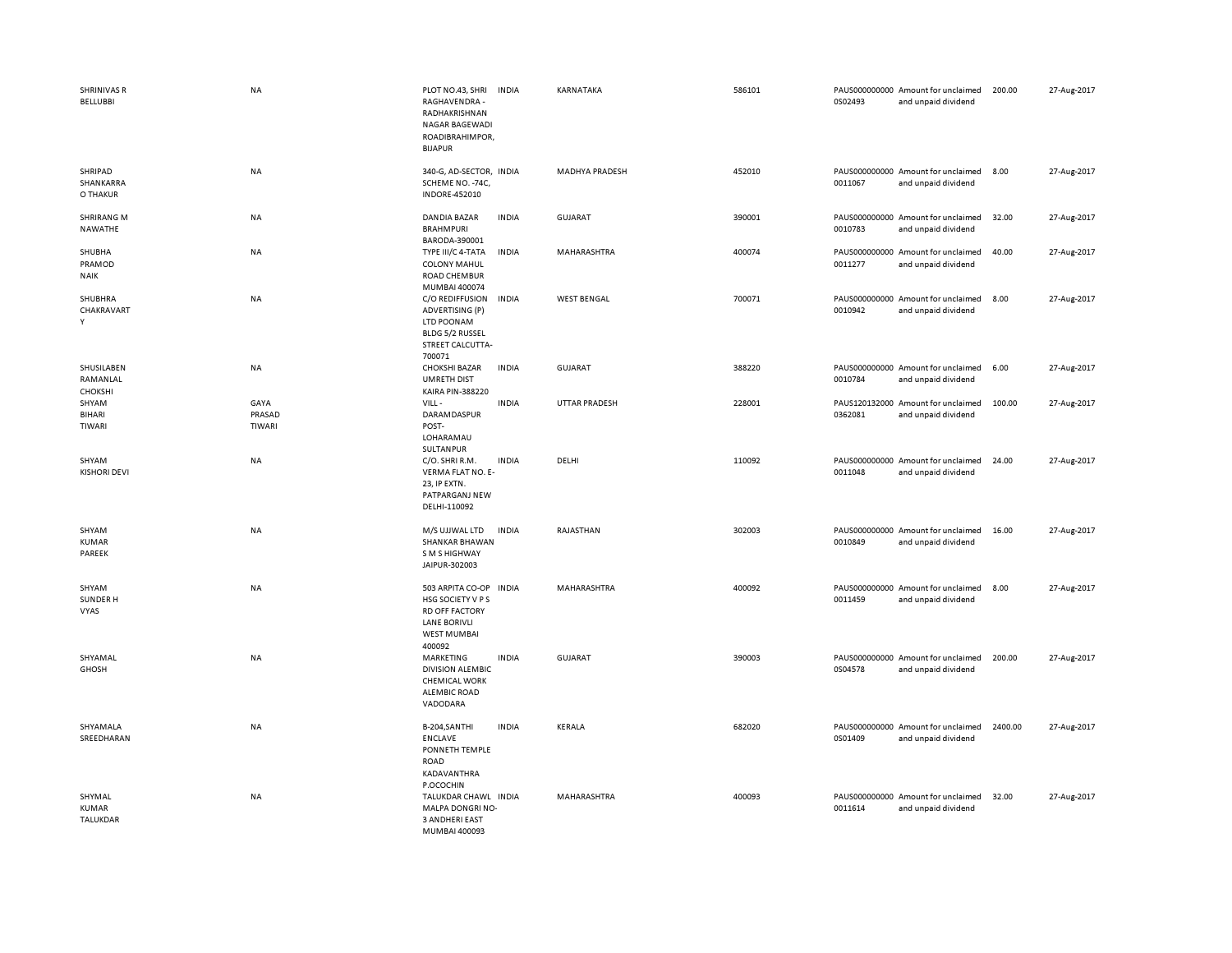| | | | | | | | | | |
|---|---|---|---|---|---|---|---|---|---|
| SHRINIVAS R BELLUBBI | NA | PLOT NO.43, SHRI RAGHAVENDRA - RADHAKRISHNAN NAGAR BAGEWADI ROADIBRAHIMPOR, BIJAPUR | INDIA | KARNATAKA | 586101 | PAUS0000000000S02493 | Amount for unclaimed and unpaid dividend | 200.00 | 27-Aug-2017 |
| SHRIPAD SHANKARRAO THAKUR | NA | 340-G, AD-SECTOR, SCHEME NO. -74C, INDORE-452010 | INDIA | MADHYA PRADESH | 452010 | PAUS00000000000011067 | Amount for unclaimed and unpaid dividend | 8.00 | 27-Aug-2017 |
| SHRIRANG M NAWATHE | NA | DANDIA BAZAR BRAHMPURI BARODA-390001 | INDIA | GUJARAT | 390001 | PAUS00000000000010783 | Amount for unclaimed and unpaid dividend | 32.00 | 27-Aug-2017 |
| SHUBHA PRAMOD NAIK | NA | TYPE III/C 4-TATA COLONY MAHUL ROAD CHEMBUR MUMBAI 400074 | INDIA | MAHARASHTRA | 400074 | PAUS00000000000011277 | Amount for unclaimed and unpaid dividend | 40.00 | 27-Aug-2017 |
| SHUBHRA CHAKRAVARTY | NA | C/O REDIFFUSION ADVERTISING (P) LTD POONAM BLDG 5/2 RUSSEL STREET CALCUTTA-700071 | INDIA | WEST BENGAL | 700071 | PAUS00000000000010942 | Amount for unclaimed and unpaid dividend | 8.00 | 27-Aug-2017 |
| SHUSILABEN RAMANLAL CHOKSHI | NA | CHOKSHI BAZAR UMRETH DIST KAIRA PIN-388220 | INDIA | GUJARAT | 388220 | PAUS00000000000010784 | Amount for unclaimed and unpaid dividend | 6.00 | 27-Aug-2017 |
| SHYAM BIHARI TIWARI | GAYA PRASAD TIWARI | VILL - DARAMDASPUR POST-LOHARAMAU SULTANPUR | INDIA | UTTAR PRADESH | 228001 | PAUS1201320000362081 | Amount for unclaimed and unpaid dividend | 100.00 | 27-Aug-2017 |
| SHYAM KISHORI DEVI | NA | C/O. SHRI R.M. VERMA FLAT NO. E-23, IP EXTN. PATPARGANJ NEW DELHI-110092 | INDIA | DELHI | 110092 | PAUS00000000000011048 | Amount for unclaimed and unpaid dividend | 24.00 | 27-Aug-2017 |
| SHYAM KUMAR PAREEK | NA | M/S UJJWAL LTD SHANKAR BHAWAN S M S HIGHWAY JAIPUR-302003 | INDIA | RAJASTHAN | 302003 | PAUS00000000000010849 | Amount for unclaimed and unpaid dividend | 16.00 | 27-Aug-2017 |
| SHYAM SUNDER H VYAS | NA | 503 ARPITA CO-OP HSG SOCIETY V P S RD OFF FACTORY LANE BORIVLI WEST MUMBAI 400092 | INDIA | MAHARASHTRA | 400092 | PAUS00000000000011459 | Amount for unclaimed and unpaid dividend | 8.00 | 27-Aug-2017 |
| SHYAMAL GHOSH | NA | MARKETING DIVISION ALEMBIC CHEMICAL WORK ALEMBIC ROAD VADODARA | INDIA | GUJARAT | 390003 | PAUS0000000000S04578 | Amount for unclaimed and unpaid dividend | 200.00 | 27-Aug-2017 |
| SHYAMALA SREEDHARAN | NA | B-204,SANTHI ENCLAVE PONNETH TEMPLE ROAD KADAVANTHRA P.OCOCHIN | INDIA | KERALA | 682020 | PAUS0000000000S01409 | Amount for unclaimed and unpaid dividend | 2400.00 | 27-Aug-2017 |
| SHYMAL KUMAR TALUKDAR | NA | TALUKDAR CHAWL MALPA DONGRI NO-3 ANDHERI EAST MUMBAI 400093 | INDIA | MAHARASHTRA | 400093 | PAUS00000000000011614 | Amount for unclaimed and unpaid dividend | 32.00 | 27-Aug-2017 |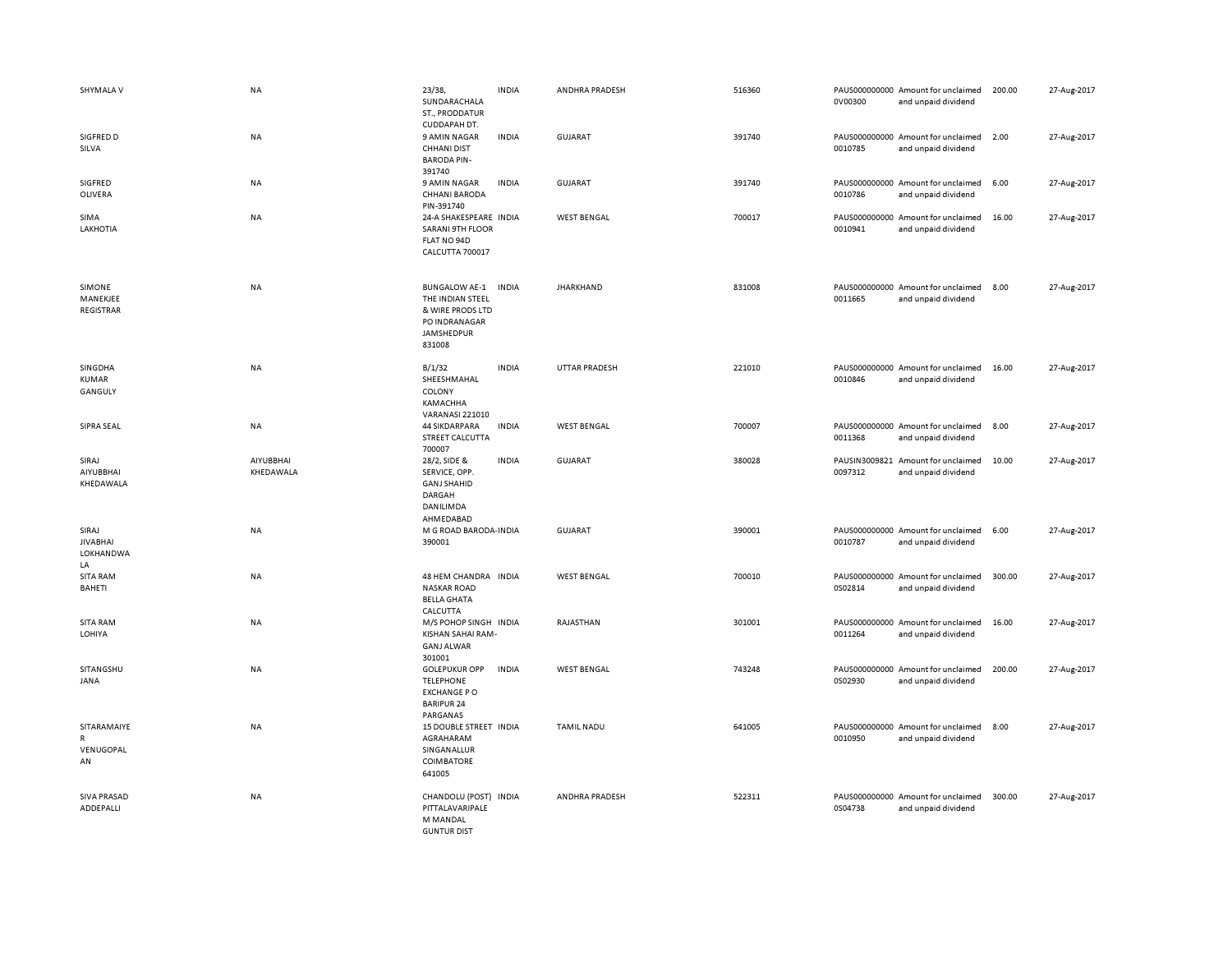| | | | | | | | | | |
|---|---|---|---|---|---|---|---|---|---|
| SHYMALA V | NA | 23/38, SUNDARACHALA ST., PRODDATUR CUDDAPAH DT. | INDIA | ANDHRA PRADESH | 516360 | PAUS0000000000V00300 | Amount for unclaimed and unpaid dividend | 200.00 | 27-Aug-2017 |
| SIGFRED D SILVA | NA | 9 AMIN NAGAR CHHANI DIST BARODA PIN-391740 | INDIA | GUJARAT | 391740 | PAUS0000000000010785 | Amount for unclaimed and unpaid dividend | 2.00 | 27-Aug-2017 |
| SIGFRED OLIVERA | NA | 9 AMIN NAGAR CHHANI BARODA PIN-391740 | INDIA | GUJARAT | 391740 | PAUS0000000000010786 | Amount for unclaimed and unpaid dividend | 6.00 | 27-Aug-2017 |
| SIMA LAKHOTIA | NA | 24-A SHAKESPEARE SARANI 9TH FLOOR FLAT NO 94D CALCUTTA 700017 | INDIA | WEST BENGAL | 700017 | PAUS0000000000010941 | Amount for unclaimed and unpaid dividend | 16.00 | 27-Aug-2017 |
| SIMONE MANEKJEE REGISTRAR | NA | BUNGALOW AE-1 THE INDIAN STEEL & WIRE PRODS LTD PO INDRANAGAR JAMSHEDPUR 831008 | INDIA | JHARKHAND | 831008 | PAUS0000000000011665 | Amount for unclaimed and unpaid dividend | 8.00 | 27-Aug-2017 |
| SINGDHA KUMAR GANGULY | NA | B/1/32 SHEESHMAHAL COLONY KAMACHHA VARANASI 221010 | INDIA | UTTAR PRADESH | 221010 | PAUS0000000000010846 | Amount for unclaimed and unpaid dividend | 16.00 | 27-Aug-2017 |
| SIPRA SEAL | NA | 44 SIKDARPARA STREET CALCUTTA 700007 | INDIA | WEST BENGAL | 700007 | PAUS0000000000011368 | Amount for unclaimed and unpaid dividend | 8.00 | 27-Aug-2017 |
| SIRAJ AIYUBBHAI KHEDAWALA | AIYUBBHAI KHEDAWALA | 28/2, SIDE & SERVICE, OPP. GANJ SHAHID DARGAH DANILIMDA AHMEDABAD | INDIA | GUJARAT | 380028 | PAUSIN30098210097312 | Amount for unclaimed and unpaid dividend | 10.00 | 27-Aug-2017 |
| SIRAJ JIVABHAI LOKHANDWALA | NA | M G ROAD BARODA-390001 | INDIA | GUJARAT | 390001 | PAUS0000000000010787 | Amount for unclaimed and unpaid dividend | 6.00 | 27-Aug-2017 |
| SITA RAM BAHETI | NA | 48 HEM CHANDRA NASKAR ROAD BELLA GHATA CALCUTTA | INDIA | WEST BENGAL | 700010 | PAUS0000000000S02814 | Amount for unclaimed and unpaid dividend | 300.00 | 27-Aug-2017 |
| SITA RAM LOHIYA | NA | M/S POHOP SINGH KISHAN SAHAI RAM-GANJ ALWAR 301001 | INDIA | RAJASTHAN | 301001 | PAUS0000000000011264 | Amount for unclaimed and unpaid dividend | 16.00 | 27-Aug-2017 |
| SITANGSHU JANA | NA | GOLEPUKUR OPP TELEPHONE EXCHANGE P O BARIPUR 24 PARGANAS | INDIA | WEST BENGAL | 743248 | PAUS0000000000S02930 | Amount for unclaimed and unpaid dividend | 200.00 | 27-Aug-2017 |
| SITARAMAIYER R VENUGOPALAN | NA | 15 DOUBLE STREET AGRAHARAM SINGANALLUR COIMBATORE 641005 | INDIA | TAMIL NADU | 641005 | PAUS0000000000010950 | Amount for unclaimed and unpaid dividend | 8.00 | 27-Aug-2017 |
| SIVA PRASAD ADDEPALLI | NA | CHANDOLU (POST) PITTALAVARIPALEM MANDAL GUNTUR DIST | INDIA | ANDHRA PRADESH | 522311 | PAUS0000000000S04738 | Amount for unclaimed and unpaid dividend | 300.00 | 27-Aug-2017 |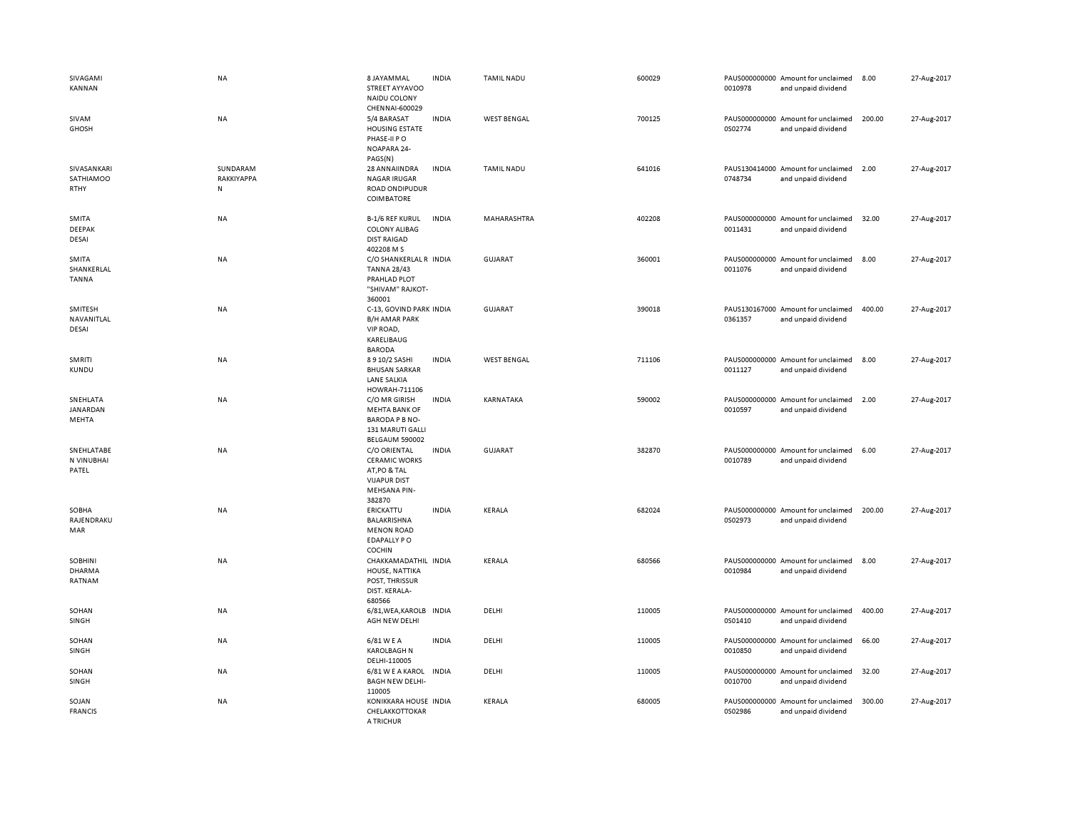| | | | | | | | | | |
|---|---|---|---|---|---|---|---|---|---|
| SIVAGAMI KANNAN | NA | 8 JAYAMMAL STREET AYYAVOO NAIDU COLONY CHENNAI-600029 | INDIA | TAMIL NADU | 600029 | PAUS000000000 0010978 | Amount for unclaimed and unpaid dividend | 8.00 | 27-Aug-2017 |
| SIVAM GHOSH | NA | 5/4 BARASAT HOUSING ESTATE PHASE-II P O NOAPARA 24-PAGS(N) | INDIA | WEST BENGAL | 700125 | PAUS000000000 0S02774 | Amount for unclaimed and unpaid dividend | 200.00 | 27-Aug-2017 |
| SIVASANKARI SATHIAMOO RTHY | SUNDARAM RAKKIYAPPA N | 28 ANNAIINDRA NAGAR IRUGAR ROAD ONDIPUDUR COIMBATORE | INDIA | TAMIL NADU | 641016 | PAUS130414000 0748734 | Amount for unclaimed and unpaid dividend | 2.00 | 27-Aug-2017 |
| SMITA DEEPAK DESAI | NA | B-1/6 REF KURUL COLONY ALIBAG DIST RAIGAD 402208 M S | INDIA | MAHARASHTRA | 402208 | PAUS000000000 0011431 | Amount for unclaimed and unpaid dividend | 32.00 | 27-Aug-2017 |
| SMITA SHANKERLAL TANNA | NA | C/O SHANKERLAL R TANNA 28/43 PRAHLAD PLOT "SHIVAM" RAJKOT-360001 | INDIA | GUJARAT | 360001 | PAUS000000000 0011076 | Amount for unclaimed and unpaid dividend | 8.00 | 27-Aug-2017 |
| SMITESH NAVANITLAL DESAI | NA | C-13, GOVIND PARK B/H AMAR PARK VIP ROAD, KARELIBAUG BARODA | INDIA | GUJARAT | 390018 | PAUS130167000 0361357 | Amount for unclaimed and unpaid dividend | 400.00 | 27-Aug-2017 |
| SMRITI KUNDU | NA | 8 9 10/2 SASHI BHUSAN SARKAR LANE SALKIA HOWRAH-711106 | INDIA | WEST BENGAL | 711106 | PAUS000000000 0011127 | Amount for unclaimed and unpaid dividend | 8.00 | 27-Aug-2017 |
| SNEHLATA JANARDAN MEHTA | NA | C/O MR GIRISH MEHTA BANK OF BARODA P B NO-131 MARUTI GALLI BELGAUM 590002 | INDIA | KARNATAKA | 590002 | PAUS000000000 0010597 | Amount for unclaimed and unpaid dividend | 2.00 | 27-Aug-2017 |
| SNEHLATABE N VINUBHAI PATEL | NA | C/O ORIENTAL CERAMIC WORKS AT,PO & TAL VIJAPUR DIST MEHSANA PIN-382870 | INDIA | GUJARAT | 382870 | PAUS000000000 0010789 | Amount for unclaimed and unpaid dividend | 6.00 | 27-Aug-2017 |
| SOBHA RAJENDRAKU MAR | NA | ERICKATTU BALAKRISHNA MENON ROAD EDAPALLY P O COCHIN | INDIA | KERALA | 682024 | PAUS000000000 0S02973 | Amount for unclaimed and unpaid dividend | 200.00 | 27-Aug-2017 |
| SOBHINI DHARMA RATNAM | NA | CHAKKAMADATHIL HOUSE, NATTIKA POST, THRISSUR DIST. KERALA-680566 | INDIA | KERALA | 680566 | PAUS000000000 0010984 | Amount for unclaimed and unpaid dividend | 8.00 | 27-Aug-2017 |
| SOHAN SINGH | NA | 6/81,WEA,KAROLB AGH NEW DELHI | INDIA | DELHI | 110005 | PAUS000000000 0S01410 | Amount for unclaimed and unpaid dividend | 400.00 | 27-Aug-2017 |
| SOHAN SINGH | NA | 6/81 W E A KAROLBAGH N DELHI-110005 | INDIA | DELHI | 110005 | PAUS000000000 0010850 | Amount for unclaimed and unpaid dividend | 66.00 | 27-Aug-2017 |
| SOHAN SINGH | NA | 6/81 W E A KAROL BAGH NEW DELHI-110005 | INDIA | DELHI | 110005 | PAUS000000000 0010700 | Amount for unclaimed and unpaid dividend | 32.00 | 27-Aug-2017 |
| SOJAN FRANCIS | NA | KONIKKARA HOUSE CHELAKKOTTOKAR A TRICHUR | INDIA | KERALA | 680005 | PAUS000000000 0S02986 | Amount for unclaimed and unpaid dividend | 300.00 | 27-Aug-2017 |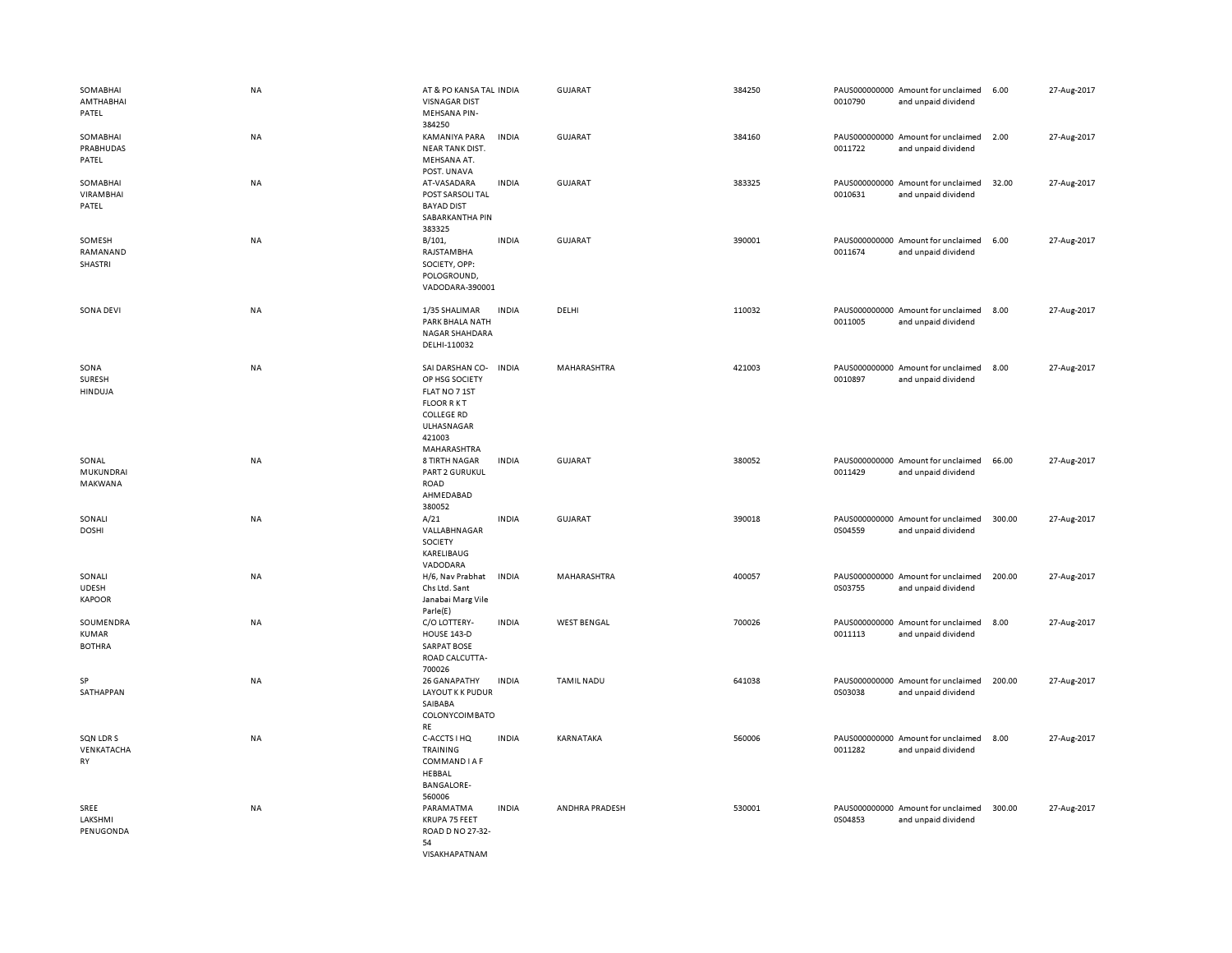| | | | | | | | | | |
|---|---|---|---|---|---|---|---|---|---|
| SOMABHAI AMTHABHAI PATEL | NA | AT & PO KANSA TAL VISNAGAR DIST MEHSANA PIN-384250 | INDIA | GUJARAT | 384250 | PAUS000000000 0010790 | Amount for unclaimed and unpaid dividend | 6.00 | 27-Aug-2017 |
| SOMABHAI PRABHUDAS PATEL | NA | KAMANIYA PARA NEAR TANK DIST. MEHSANA AT. POST. UNAVA | INDIA | GUJARAT | 384160 | PAUS000000000 0011722 | Amount for unclaimed and unpaid dividend | 2.00 | 27-Aug-2017 |
| SOMABHAI VIRAMBHAI PATEL | NA | AT-VASADARA POST SARSOLI TAL BAYAD DIST SABARKANTHA PIN 383325 | INDIA | GUJARAT | 383325 | PAUS000000000 0010631 | Amount for unclaimed and unpaid dividend | 32.00 | 27-Aug-2017 |
| SOMESH RAMANAND SHASTRI | NA | B/101, RAJSTAMBHA SOCIETY, OPP: POLOGROUND, VADODARA-390001 | INDIA | GUJARAT | 390001 | PAUS000000000 0011674 | Amount for unclaimed and unpaid dividend | 6.00 | 27-Aug-2017 |
| SONA DEVI | NA | 1/35 SHALIMAR PARK BHALA NATH NAGAR SHAHDARA DELHI-110032 | INDIA | DELHI | 110032 | PAUS000000000 0011005 | Amount for unclaimed and unpaid dividend | 8.00 | 27-Aug-2017 |
| SONA SURESH HINDUJA | NA | SAI DARSHAN CO-OP HSG SOCIETY FLAT NO 7 1ST FLOOR R K T COLLEGE RD ULHASNAGAR 421003 MAHARASHTRA | INDIA | MAHARASHTRA | 421003 | PAUS000000000 0010897 | Amount for unclaimed and unpaid dividend | 8.00 | 27-Aug-2017 |
| SONAL MUKUNDRAI MAKWANA | NA | 8 TIRTH NAGAR PART 2 GURUKUL ROAD AHMEDABAD 380052 | INDIA | GUJARAT | 380052 | PAUS000000000 0011429 | Amount for unclaimed and unpaid dividend | 66.00 | 27-Aug-2017 |
| SONALI DOSHI | NA | A/21 VALLABHNAGAR SOCIETY KARELIBAUG VADODARA | INDIA | GUJARAT | 390018 | PAUS000000000 0S04559 | Amount for unclaimed and unpaid dividend | 300.00 | 27-Aug-2017 |
| SONALI UDESH KAPOOR | NA | H/6, Nav Prabhat Chs Ltd. Sant Janabai Marg Vile Parle(E) | INDIA | MAHARASHTRA | 400057 | PAUS000000000 0S03755 | Amount for unclaimed and unpaid dividend | 200.00 | 27-Aug-2017 |
| SOUMENDRA KUMAR BOTHRA | NA | C/O LOTTERY-HOUSE 143-D SARPAT BOSE ROAD CALCUTTA-700026 | INDIA | WEST BENGAL | 700026 | PAUS000000000 0011113 | Amount for unclaimed and unpaid dividend | 8.00 | 27-Aug-2017 |
| SP SATHAPPAN | NA | 26 GANAPATHY LAYOUT K K PUDUR SAIBABA COLONYCOIMBATORE | INDIA | TAMIL NADU | 641038 | PAUS000000000 0S03038 | Amount for unclaimed and unpaid dividend | 200.00 | 27-Aug-2017 |
| SQN LDR S VENKATACHARY | NA | C-ACCTS I HQ TRAINING COMMAND I A F HEBBAL BANGALORE-560006 | INDIA | KARNATAKA | 560006 | PAUS000000000 0011282 | Amount for unclaimed and unpaid dividend | 8.00 | 27-Aug-2017 |
| SREE LAKSHMI PENUGONDA | NA | PARAMATMA KRUPA 75 FEET ROAD D NO 27-32-54 VISAKHAPATNAM | INDIA | ANDHRA PRADESH | 530001 | PAUS000000000 0S04853 | Amount for unclaimed and unpaid dividend | 300.00 | 27-Aug-2017 |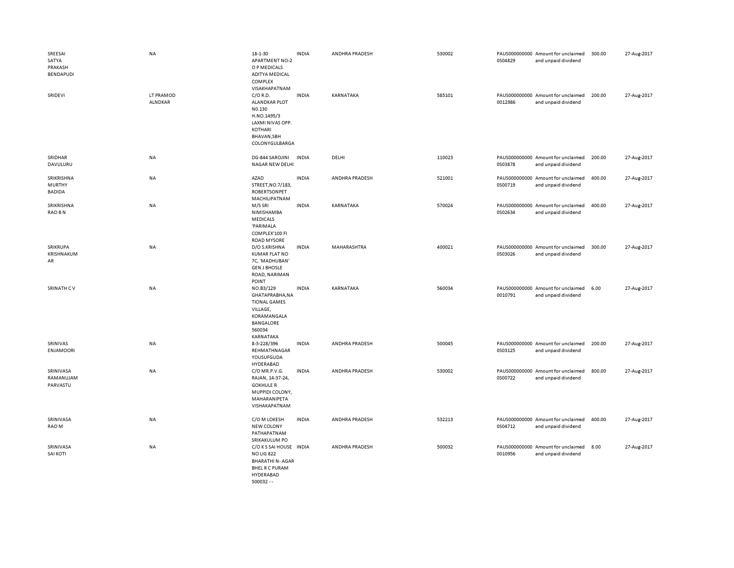| | | | | | | | | | |
|---|---|---|---|---|---|---|---|---|---|
| SREESAI SATYA PRAKASH BENDAPUDI | NA | 18-1-30 APARTMENT NO-2 O P MEDICALS ADITYA MEDICAL COMPLEX VISAKHAPATNAM | INDIA | ANDHRA PRADESH | 530002 | PAUS0000000000S04829 | Amount for unclaimed and unpaid dividend | 300.00 | 27-Aug-2017 |
| SRIDEVI | LT PRAMOD ALNDKAR | C/O R.D. ALANDKAR PLOT N0.130 H.NO.1495/3 LAXMI NIVAS OPP. KOTHARI BHAVAN,SBH COLONYGULBARGA | INDIA | KARNATAKA | 585101 | PAUS0000000000012986 | Amount for unclaimed and unpaid dividend | 200.00 | 27-Aug-2017 |
| SRIDHAR DAVULURU | NA | DG-844 SAROJINI NAGAR NEW DELHI | INDIA | DELHI | 110023 | PAUS0000000000S03878 | Amount for unclaimed and unpaid dividend | 200.00 | 27-Aug-2017 |
| SRIKRISHNA MURTHY BADIDA | NA | AZAD STREET,NO.7/183, ROBERTSONPET MACHILIPATNAM | INDIA | ANDHRA PRADESH | 521001 | PAUS0000000000S00719 | Amount for unclaimed and unpaid dividend | 400.00 | 27-Aug-2017 |
| SRIKRISHNA RAO B N | NA | M/S SRI NIMISHAMBA MEDICALS 'PARIMALA COMPLEX'100 FI ROAD MYSORE | INDIA | KARNATAKA | 570024 | PAUS0000000000S02634 | Amount for unclaimed and unpaid dividend | 400.00 | 27-Aug-2017 |
| SRIKRUPA KRISHNAKUMAR | NA | D/O S.KRISHNA KUMAR FLAT NO 7C, 'MADHUBAN' GEN J BHOSLE ROAD, NARIMAN POINT | INDIA | MAHARASHTRA | 400021 | PAUS0000000000S03026 | Amount for unclaimed and unpaid dividend | 300.00 | 27-Aug-2017 |
| SRINATH C V | NA | NO.B3/129 GHATAPRABHA,NATIONAL GAMES VILLAGE, KORAMANGALA BANGALORE 560034 KARNATAKA | INDIA | KARNATAKA | 560034 | PAUS0000000000010791 | Amount for unclaimed and unpaid dividend | 6.00 | 27-Aug-2017 |
| SRINIVAS ENJAMOORI | NA | 8-3-228/396 REHMATHNAGAR YOUSUFGUDA HYDERABAD | INDIA | ANDHRA PRADESH | 500045 | PAUS0000000000S03125 | Amount for unclaimed and unpaid dividend | 200.00 | 27-Aug-2017 |
| SRINIVASA RAMANUJAM PARVASTU | NA | C/O MR.P.V.G. RAJAN, 14-37-24, GOKHULE R MUPPIDI COLONY, MAHARANIPETA VISHAKAPATNAM | INDIA | ANDHRA PRADESH | 530002 | PAUS0000000000S00722 | Amount for unclaimed and unpaid dividend | 800.00 | 27-Aug-2017 |
| SRINIVASA RAO M | NA | C/O M LOKESH NEW COLONY PATHAPATNAM SRIKAKULUM PO | INDIA | ANDHRA PRADESH | 532213 | PAUS0000000000S04712 | Amount for unclaimed and unpaid dividend | 400.00 | 27-Aug-2017 |
| SRINIVASA SAI KOTI | NA | C/O K S SAI HOUSE NO LIG 822 BHARATHI N- AGAR BHEL R C PURAM HYDERABAD 500032 - - | INDIA | ANDHRA PRADESH | 500032 | PAUS0000000000010956 | Amount for unclaimed and unpaid dividend | 8.00 | 27-Aug-2017 |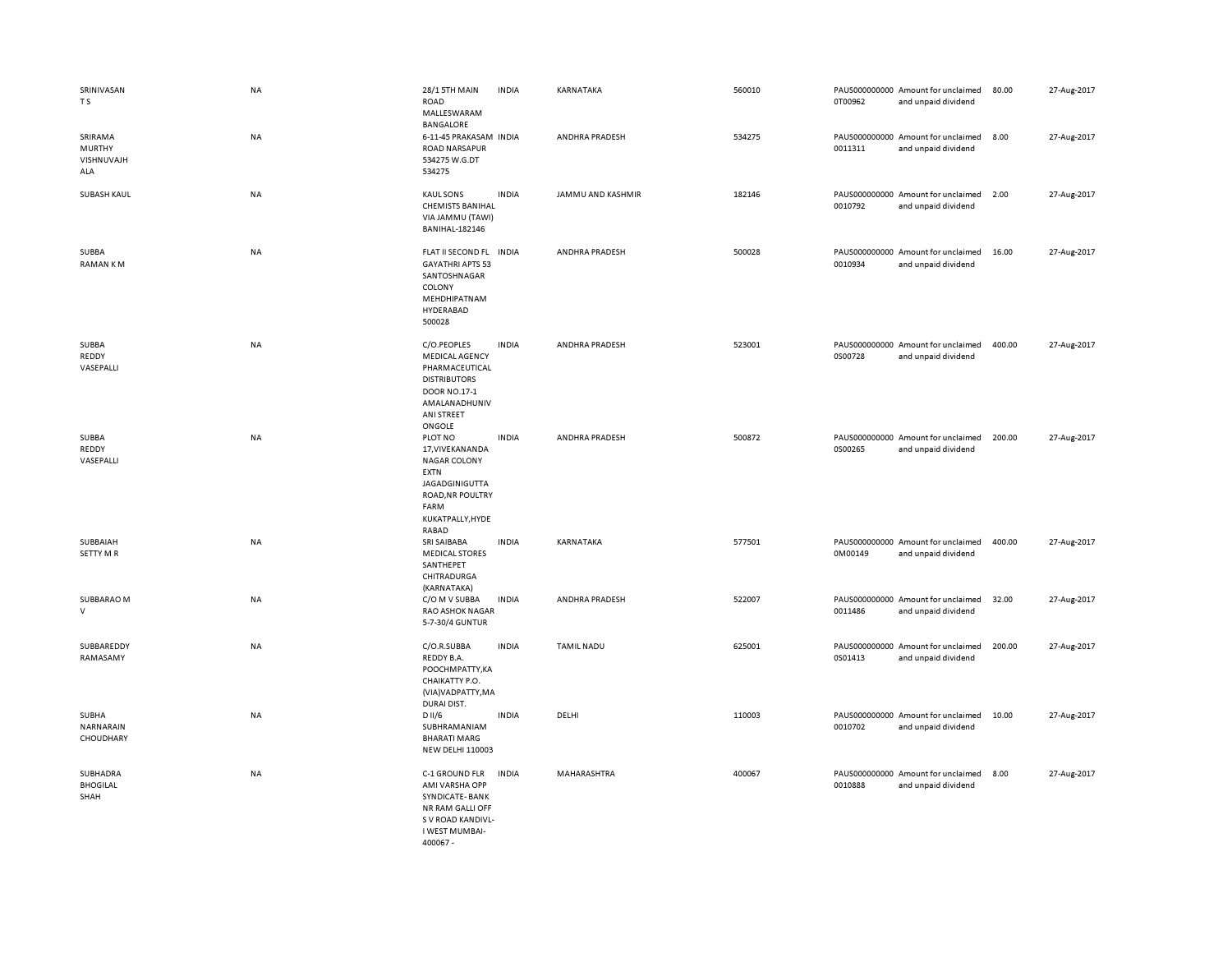| | | | | | | | | | |
|---|---|---|---|---|---|---|---|---|---|
| SRINIVASAN T S | NA | 28/1 5TH MAIN ROAD MALLESWARAM BANGALORE | INDIA | KARNATAKA | 560010 | PAUS0000000000T00962 | Amount for unclaimed and unpaid dividend | 80.00 | 27-Aug-2017 |
| SRIRAMA MURTHY VISHNUVAJH ALA | NA | 6-11-45 PRAKASAM ROAD NARSAPUR 534275 W.G.DT 534275 | INDIA | ANDHRA PRADESH | 534275 | PAUS0000000000011311 | Amount for unclaimed and unpaid dividend | 8.00 | 27-Aug-2017 |
| SUBASH KAUL | NA | KAUL SONS CHEMISTS BANIHAL VIA JAMMU (TAWI) BANIHAL-182146 | INDIA | JAMMU AND KASHMIR | 182146 | PAUS0000000000010792 | Amount for unclaimed and unpaid dividend | 2.00 | 27-Aug-2017 |
| SUBBA RAMAN K M | NA | FLAT II SECOND FL GAYATHRI APTS 53 SANTOSHNAGAR COLONY MEHDHIPATNAM HYDERABAD 500028 | INDIA | ANDHRA PRADESH | 500028 | PAUS0000000000010934 | Amount for unclaimed and unpaid dividend | 16.00 | 27-Aug-2017 |
| SUBBA REDDY VASEPALLI | NA | C/O.PEOPLES MEDICAL AGENCY PHARMACEUTICAL DISTRIBUTORS DOOR NO.17-1 AMALANADHUNIV ANI STREET ONGOLE | INDIA | ANDHRA PRADESH | 523001 | PAUS0000000000S00728 | Amount for unclaimed and unpaid dividend | 400.00 | 27-Aug-2017 |
| SUBBA REDDY VASEPALLI | NA | PLOT NO 17,VIVEKANANDA NAGAR COLONY EXTN JAGADGINIGUTTA ROAD,NR POULTRY FARM KUKATPALLY,HYDE RABAD | INDIA | ANDHRA PRADESH | 500872 | PAUS0000000000S00265 | Amount for unclaimed and unpaid dividend | 200.00 | 27-Aug-2017 |
| SUBBAIAH SETTY M R | NA | SRI SAIBABA MEDICAL STORES SANTHEPET CHITRADURGA (KARNATAKA) | INDIA | KARNATAKA | 577501 | PAUS0000000000M00149 | Amount for unclaimed and unpaid dividend | 400.00 | 27-Aug-2017 |
| SUBBARAO M V | NA | C/O M V SUBBA RAO ASHOK NAGAR 5-7-30/4 GUNTUR | INDIA | ANDHRA PRADESH | 522007 | PAUS0000000000011486 | Amount for unclaimed and unpaid dividend | 32.00 | 27-Aug-2017 |
| SUBBAREDDY RAMASAMY | NA | C/O.R.SUBBA REDDY B.A. POOCHMPATTY,KA CHAIKATTY P.O. (VIA)VADPATTY,MA DURAI DIST. | INDIA | TAMIL NADU | 625001 | PAUS0000000000S01413 | Amount for unclaimed and unpaid dividend | 200.00 | 27-Aug-2017 |
| SUBHA NARNARAIN CHOUDHARY | NA | D II/6 SUBHRAMANIAM BHARATI MARG NEW DELHI 110003 | INDIA | DELHI | 110003 | PAUS0000000000010702 | Amount for unclaimed and unpaid dividend | 10.00 | 27-Aug-2017 |
| SUBHADRA BHOGILAL SHAH | NA | C-1 GROUND FLR AMI VARSHA OPP SYNDICATE- BANK NR RAM GALLI OFF S V ROAD KANDIVL-I WEST MUMBAI-400067 - | INDIA | MAHARASHTRA | 400067 | PAUS0000000000010888 | Amount for unclaimed and unpaid dividend | 8.00 | 27-Aug-2017 |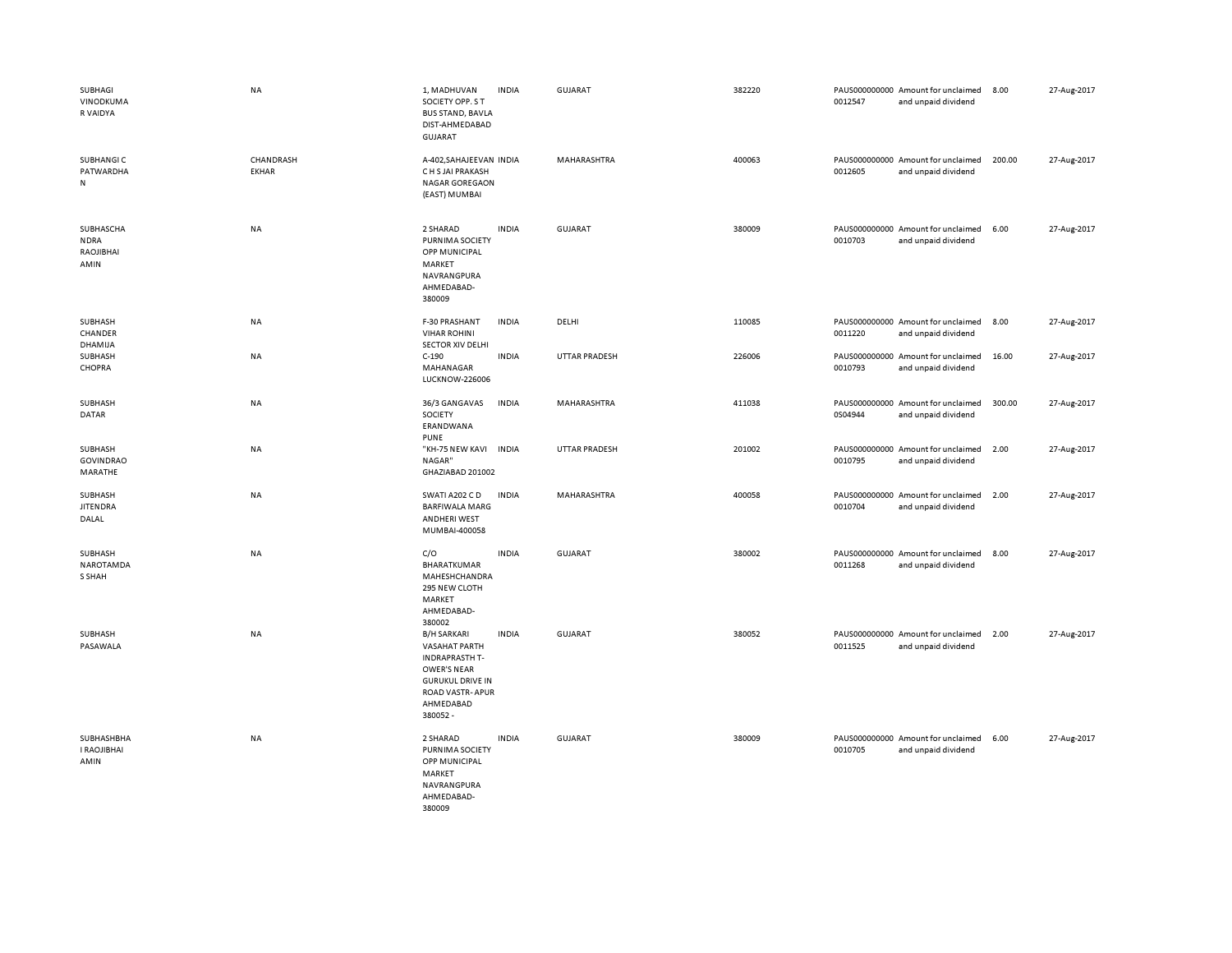| | | | | | | | | | |
|---|---|---|---|---|---|---|---|---|---|
| SUBHAGI VINODKUMAR VAIDYA | NA | 1, MADHUVAN SOCIETY OPP. S T BUS STAND, BAVLA DIST-AHMEDABAD GUJARAT | INDIA | GUJARAT | 382220 | PAUS0000000000012547 | Amount for unclaimed and unpaid dividend | 8.00 | 27-Aug-2017 |
| SUBHANGI C PATWARDHAN | CHANDRASHEKHAR | A-402,SAHAJEEVAN C H S JAI PRAKASH NAGAR GOREGAON (EAST) MUMBAI | INDIA | MAHARASHTRA | 400063 | PAUS0000000000012605 | Amount for unclaimed and unpaid dividend | 200.00 | 27-Aug-2017 |
| SUBHASCHANDRA RAOJIBHAI AMIN | NA | 2 SHARAD PURNIMA SOCIETY OPP MUNICIPAL MARKET NAVRANGPURA AHMEDABAD-380009 | INDIA | GUJARAT | 380009 | PAUS0000000000010703 | Amount for unclaimed and unpaid dividend | 6.00 | 27-Aug-2017 |
| SUBHASH CHANDER DHAMIJA | NA | F-30 PRASHANT VIHAR ROHINI SECTOR XIV DELHI | INDIA | DELHI | 110085 | PAUS0000000000011220 | Amount for unclaimed and unpaid dividend | 8.00 | 27-Aug-2017 |
| SUBHASH CHOPRA | NA | C-190 MAHANAGAR LUCKNOW-226006 | INDIA | UTTAR PRADESH | 226006 | PAUS0000000000010793 | Amount for unclaimed and unpaid dividend | 16.00 | 27-Aug-2017 |
| SUBHASH DATAR | NA | 36/3 GANGAVAS SOCIETY ERANDWANA PUNE | INDIA | MAHARASHTRA | 411038 | PAUS0000000000S04944 | Amount for unclaimed and unpaid dividend | 300.00 | 27-Aug-2017 |
| SUBHASH GOVINDRAO MARATHE | NA | "KH-75 NEW KAVI NAGAR" GHAZIABAD 201002 | INDIA | UTTAR PRADESH | 201002 | PAUS0000000000010795 | Amount for unclaimed and unpaid dividend | 2.00 | 27-Aug-2017 |
| SUBHASH JITENDRA DALAL | NA | SWATI A202 C D BARFIWALA MARG ANDHERI WEST MUMBAI-400058 | INDIA | MAHARASHTRA | 400058 | PAUS0000000000010704 | Amount for unclaimed and unpaid dividend | 2.00 | 27-Aug-2017 |
| SUBHASH NAROTAMDAS SHAH | NA | C/O BHARATKUMAR MAHESHCHANDRA 295 NEW CLOTH MARKET AHMEDABAD-380002 | INDIA | GUJARAT | 380002 | PAUS0000000000011268 | Amount for unclaimed and unpaid dividend | 8.00 | 27-Aug-2017 |
| SUBHASH PASAWALA | NA | B/H SARKARI VASAHAT PARTH INDRAPRASTH T-OWER'S NEAR GURUKUL DRIVE IN ROAD VASTR- APUR AHMEDABAD 380052 - | INDIA | GUJARAT | 380052 | PAUS0000000000011525 | Amount for unclaimed and unpaid dividend | 2.00 | 27-Aug-2017 |
| SUBHASHBHAI RAOJIBHAI AMIN | NA | 2 SHARAD PURNIMA SOCIETY OPP MUNICIPAL MARKET NAVRANGPURA AHMEDABAD-380009 | INDIA | GUJARAT | 380009 | PAUS0000000000010705 | Amount for unclaimed and unpaid dividend | 6.00 | 27-Aug-2017 |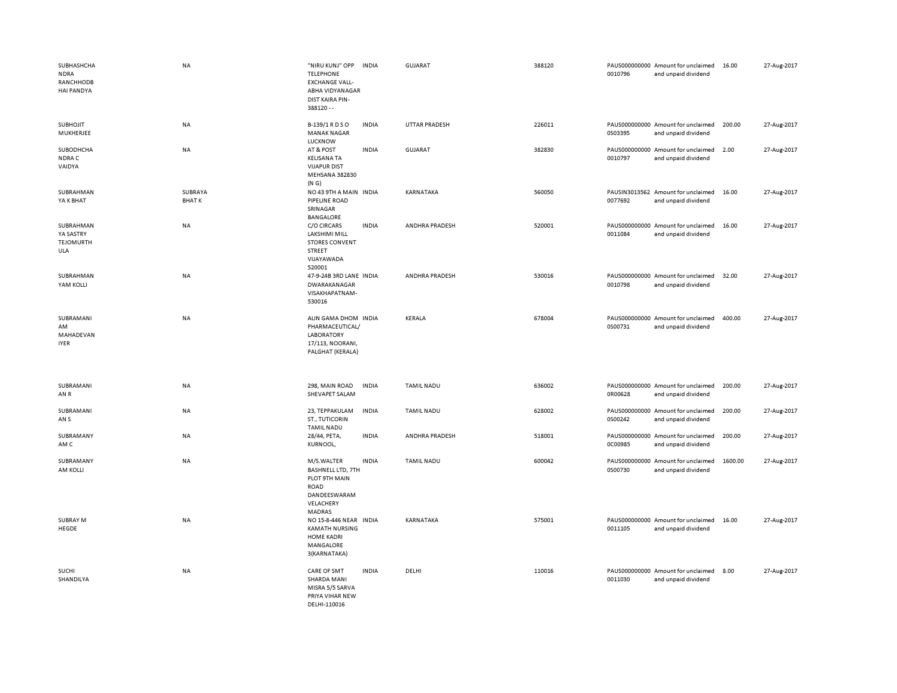| | | | | | | | | | |
|---|---|---|---|---|---|---|---|---|---|
| SUBHASHCHANDRA RANCHHODBHAI PANDYA | NA | "NIRU KUNJ" OPP TELEPHONE EXCHANGE VALL-ABHA VIDYANAGAR DIST KAIRA PIN-388120 - - | INDIA | GUJARAT | 388120 | PAUS0000000000010796 | Amount for unclaimed and unpaid dividend | 16.00 | 27-Aug-2017 |
| SUBHOJIT MUKHERJEE | NA | B-139/1 R D S O MANAK NAGAR LUCKNOW | INDIA | UTTAR PRADESH | 226011 | PAUS0000000000S03395 | Amount for unclaimed and unpaid dividend | 200.00 | 27-Aug-2017 |
| SUBODHCHANDRA C VAIDYA | NA | AT & POST KELISANA TA VIJAPUR DIST MEHSANA 382830 (N G) | INDIA | GUJARAT | 382830 | PAUS0000000000010797 | Amount for unclaimed and unpaid dividend | 2.00 | 27-Aug-2017 |
| SUBRAHMANYA K BHAT | SUBRAYA BHAT K | NO 43 9TH A MAIN PIPELINE ROAD SRINAGAR BANGALORE | INDIA | KARNATAKA | 560050 | PAUSIN30135620077692 | Amount for unclaimed and unpaid dividend | 16.00 | 27-Aug-2017 |
| SUBRAHMANYA SASTRY TEJOMURTHULA | NA | C/O CIRCARS LAKSHIMI MILL STORES CONVENT STREET VIJAYAWADA 520001 | INDIA | ANDHRA PRADESH | 520001 | PAUS0000000000011084 | Amount for unclaimed and unpaid dividend | 16.00 | 27-Aug-2017 |
| SUBRAHMANYAM KOLLI | NA | 47-9-24B 3RD LANE DWARAKANAGAR VISAKHAPATNAM-530016 | INDIA | ANDHRA PRADESH | 530016 | PAUS0000000000010798 | Amount for unclaimed and unpaid dividend | 32.00 | 27-Aug-2017 |
| SUBRAMANIAM MAHADEVAN IYER | NA | ALIN GAMA DHOM PHARMACEUTICAL/ LABORATORY 17/113, NOORANI, PALGHAT (KERALA) | INDIA | KERALA | 678004 | PAUS0000000000S00731 | Amount for unclaimed and unpaid dividend | 400.00 | 27-Aug-2017 |
| SUBRAMANIAN R | NA | 298, MAIN ROAD SHEVAPET SALAM | INDIA | TAMIL NADU | 636002 | PAUS0000000000R00628 | Amount for unclaimed and unpaid dividend | 200.00 | 27-Aug-2017 |
| SUBRAMANIAN S | NA | 23, TEPPAKULAM ST., TUTICORIN TAMIL NADU | INDIA | TAMIL NADU | 628002 | PAUS0000000000S00242 | Amount for unclaimed and unpaid dividend | 200.00 | 27-Aug-2017 |
| SUBRAMANYAM C | NA | 28/44, PETA, KURNOOL, | INDIA | ANDHRA PRADESH | 518001 | PAUS0000000000C00985 | Amount for unclaimed and unpaid dividend | 200.00 | 27-Aug-2017 |
| SUBRAMANYAM KOLLI | NA | M/S.WALTER BASHNELL LTD, 7TH PLOT 9TH MAIN ROAD DANDEESWARAM VELACHERY MADRAS | INDIA | TAMIL NADU | 600042 | PAUS0000000000S00730 | Amount for unclaimed and unpaid dividend | 1600.00 | 27-Aug-2017 |
| SUBRAY M HEGDE | NA | NO 15-8-446 NEAR KAMATH NURSING HOME KADRI MANGALORE 3(KARNATAKA) | INDIA | KARNATAKA | 575001 | PAUS0000000000011105 | Amount for unclaimed and unpaid dividend | 16.00 | 27-Aug-2017 |
| SUCHI SHANDILYA | NA | CARE OF SMT SHARDA MANI MISRA 5/5 SARVA PRIYA VIHAR NEW DELHI-110016 | INDIA | DELHI | 110016 | PAUS0000000000011030 | Amount for unclaimed and unpaid dividend | 8.00 | 27-Aug-2017 |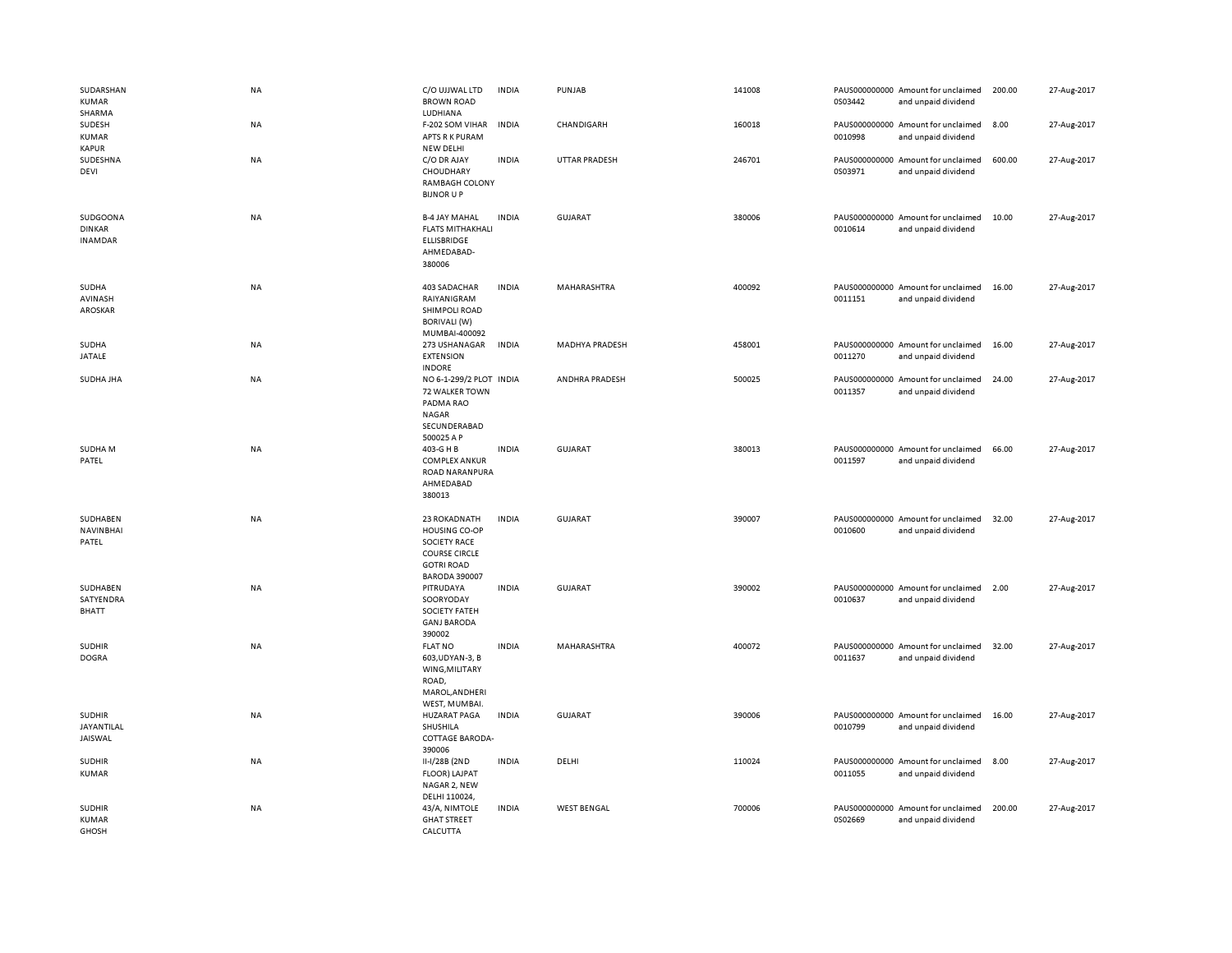| | | | | | | | | | |
|---|---|---|---|---|---|---|---|---|---|
| SUDARSHAN KUMAR SHARMA | NA | C/O UJJWAL LTD BROWN ROAD LUDHIANA | INDIA | PUNJAB | 141008 | PAUS0000000000S03442 | Amount for unclaimed and unpaid dividend | 200.00 | 27-Aug-2017 |
| SUDESH KUMAR KAPUR | NA | F-202 SOM VIHAR APTS R K PURAM NEW DELHI | INDIA | CHANDIGARH | 160018 | PAUS00000000000010998 | Amount for unclaimed and unpaid dividend | 8.00 | 27-Aug-2017 |
| SUDESHNA DEVI | NA | C/O DR AJAY CHOUDHARY RAMBAGH COLONY BIJNOR U P | INDIA | UTTAR PRADESH | 246701 | PAUS0000000000S03971 | Amount for unclaimed and unpaid dividend | 600.00 | 27-Aug-2017 |
| SUDGOONA DINKAR INAMDAR | NA | B-4 JAY MAHAL FLATS MITHAKHALI ELLISBRIDGE AHMEDABAD-380006 | INDIA | GUJARAT | 380006 | PAUS00000000000010614 | Amount for unclaimed and unpaid dividend | 10.00 | 27-Aug-2017 |
| SUDHA AVINASH AROSKAR | NA | 403 SADACHAR RAIYANIGRAM SHIMPOLI ROAD BORIVALI (W) MUMBAI-400092 | INDIA | MAHARASHTRA | 400092 | PAUS00000000000011151 | Amount for unclaimed and unpaid dividend | 16.00 | 27-Aug-2017 |
| SUDHA JATALE | NA | 273 USHANAGAR EXTENSION INDORE | INDIA | MADHYA PRADESH | 458001 | PAUS00000000000011270 | Amount for unclaimed and unpaid dividend | 16.00 | 27-Aug-2017 |
| SUDHA JHA | NA | NO 6-1-299/2 PLOT 72 WALKER TOWN PADMA RAO NAGAR SECUNDERABAD 500025 A P | INDIA | ANDHRA PRADESH | 500025 | PAUS00000000000011357 | Amount for unclaimed and unpaid dividend | 24.00 | 27-Aug-2017 |
| SUDHA M PATEL | NA | 403-G H B COMPLEX ANKUR ROAD NARANPURA AHMEDABAD 380013 | INDIA | GUJARAT | 380013 | PAUS00000000000011597 | Amount for unclaimed and unpaid dividend | 66.00 | 27-Aug-2017 |
| SUDHABEN NAVINBHAI PATEL | NA | 23 ROKADNATH HOUSING CO-OP SOCIETY RACE COURSE CIRCLE GOTRI ROAD BARODA 390007 | INDIA | GUJARAT | 390007 | PAUS00000000000010600 | Amount for unclaimed and unpaid dividend | 32.00 | 27-Aug-2017 |
| SUDHABEN SATYENDRA BHATT | NA | PITRUDAYA SOORYODAY SOCIETY FATEH GANJ BARODA 390002 | INDIA | GUJARAT | 390002 | PAUS00000000000010637 | Amount for unclaimed and unpaid dividend | 2.00 | 27-Aug-2017 |
| SUDHIR DOGRA | NA | FLAT NO 603,UDYAN-3, B WING,MILITARY ROAD, MAROL,ANDHERI WEST, MUMBAI. | INDIA | MAHARASHTRA | 400072 | PAUS00000000000011637 | Amount for unclaimed and unpaid dividend | 32.00 | 27-Aug-2017 |
| SUDHIR JAYANTILAL JAISWAL | NA | HUZARAT PAGA SHUSHILA COTTAGE BARODA-390006 | INDIA | GUJARAT | 390006 | PAUS00000000000010799 | Amount for unclaimed and unpaid dividend | 16.00 | 27-Aug-2017 |
| SUDHIR KUMAR | NA | II-I/28B (2ND FLOOR) LAJPAT NAGAR 2, NEW DELHI 110024, | INDIA | DELHI | 110024 | PAUS00000000000011055 | Amount for unclaimed and unpaid dividend | 8.00 | 27-Aug-2017 |
| SUDHIR KUMAR GHOSH | NA | 43/A, NIMTOLE GHAT STREET CALCUTTA | INDIA | WEST BENGAL | 700006 | PAUS0000000000S02669 | Amount for unclaimed and unpaid dividend | 200.00 | 27-Aug-2017 |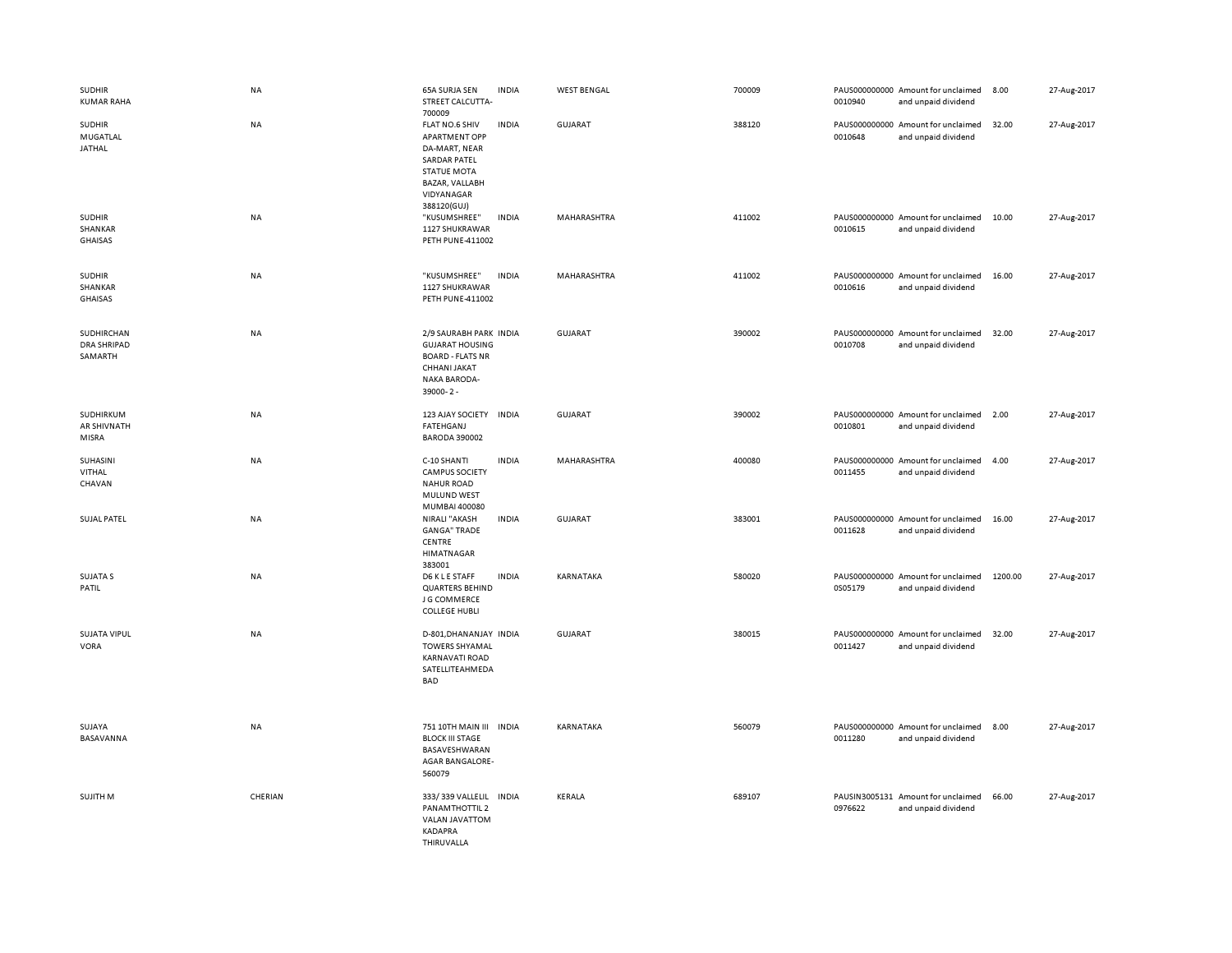| | | | | | | | | | |
|---|---|---|---|---|---|---|---|---|---|
| SUDHIR KUMAR RAHA | NA | 65A SURJA SEN STREET CALCUTTA-700009 | INDIA | WEST BENGAL | 700009 | PAUS0000000000010940 | Amount for unclaimed and unpaid dividend | 8.00 | 27-Aug-2017 |
| SUDHIR MUGATLAL JATHAL | NA | FLAT NO.6 SHIV APARTMENT OPP DA-MART, NEAR SARDAR PATEL STATUE MOTA BAZAR, VALLABH VIDYANAGAR 388120(GUJ) | INDIA | GUJARAT | 388120 | PAUS0000000000010648 | Amount for unclaimed and unpaid dividend | 32.00 | 27-Aug-2017 |
| SUDHIR SHANKAR GHAISAS | NA | "KUSUMSHREE" 1127 SHUKRAWAR PETH PUNE-411002 | INDIA | MAHARASHTRA | 411002 | PAUS0000000000010615 | Amount for unclaimed and unpaid dividend | 10.00 | 27-Aug-2017 |
| SUDHIR SHANKAR GHAISAS | NA | "KUSUMSHREE" 1127 SHUKRAWAR PETH PUNE-411002 | INDIA | MAHARASHTRA | 411002 | PAUS0000000000010616 | Amount for unclaimed and unpaid dividend | 16.00 | 27-Aug-2017 |
| SUDHIRCHANDRA SHRIPAD SAMARTH | NA | 2/9 SAURABH PARK GUJARAT HOUSING BOARD - FLATS NR CHHANI JAKAT NAKA BARODA-39000- 2 - | INDIA | GUJARAT | 390002 | PAUS0000000000010708 | Amount for unclaimed and unpaid dividend | 32.00 | 27-Aug-2017 |
| SUDHIRKUMAR SHIVNATH MISRA | NA | 123 AJAY SOCIETY FATEHGANJ BARODA 390002 | INDIA | GUJARAT | 390002 | PAUS0000000000010801 | Amount for unclaimed and unpaid dividend | 2.00 | 27-Aug-2017 |
| SUHASINI VITHAL CHAVAN | NA | C-10 SHANTI CAMPUS SOCIETY NAHUR ROAD MULUND WEST MUMBAI 400080 | INDIA | MAHARASHTRA | 400080 | PAUS0000000000011455 | Amount for unclaimed and unpaid dividend | 4.00 | 27-Aug-2017 |
| SUJAL PATEL | NA | NIRALI "AKASH GANGA" TRADE CENTRE HIMATNAGAR 383001 | INDIA | GUJARAT | 383001 | PAUS0000000000011628 | Amount for unclaimed and unpaid dividend | 16.00 | 27-Aug-2017 |
| SUJATA S PATIL | NA | D6 K L E STAFF QUARTERS BEHIND J G COMMERCE COLLEGE HUBLI | INDIA | KARNATAKA | 580020 | PAUS0000000000S05179 | Amount for unclaimed and unpaid dividend | 1200.00 | 27-Aug-2017 |
| SUJATA VIPUL VORA | NA | D-801,DHANANJAY TOWERS SHYAMAL KARNAVATI ROAD SATELLITEAHMEDABAD | INDIA | GUJARAT | 380015 | PAUS0000000000011427 | Amount for unclaimed and unpaid dividend | 32.00 | 27-Aug-2017 |
| SUJAYA BASAVANNA | NA | 751 10TH MAIN III BLOCK III STAGE BASAVESHWARANAGAR BANGALORE-560079 | INDIA | KARNATAKA | 560079 | PAUS0000000000011280 | Amount for unclaimed and unpaid dividend | 8.00 | 27-Aug-2017 |
| SUJITH M | CHERIAN | 333/ 339 VALLELIL PANAMTHOTTIL 2 VALAN JAVATTOM KADAPRA THIRUVALLA | INDIA | KERALA | 689107 | PAUSIN30051310976622 | Amount for unclaimed and unpaid dividend | 66.00 | 27-Aug-2017 |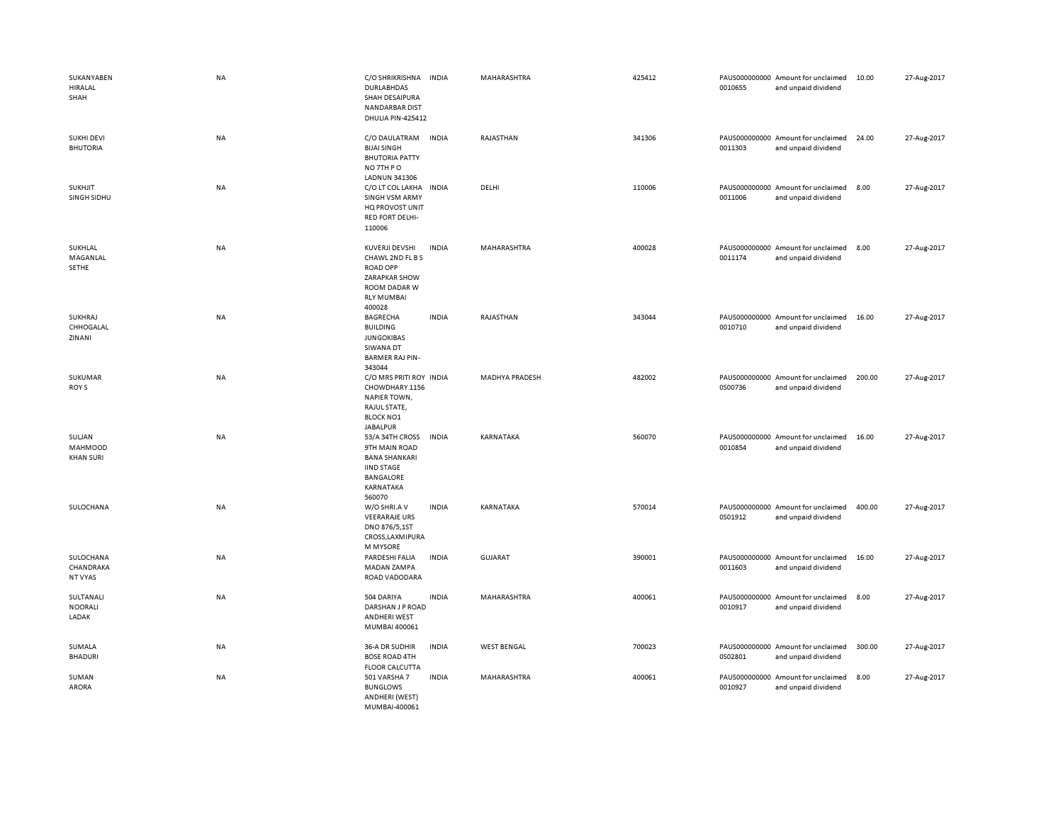| | | | | | | | | | |
|---|---|---|---|---|---|---|---|---|---|
| SUKANYABEN HIRALAL SHAH | NA | C/O SHRIKRISHNA DURLABHDAS SHAH DESAIPURA NANDARBAR DIST DHULIA PIN-425412 | INDIA | MAHARASHTRA | 425412 | PAUS000000000 0010655 | Amount for unclaimed and unpaid dividend | 10.00 | 27-Aug-2017 |
| SUKHI DEVI BHUTORIA | NA | C/O DAULATRAM BIJAI SINGH BHUTORIA PATTY NO 7TH P O LADNUN 341306 | INDIA | RAJASTHAN | 341306 | PAUS000000000 0011303 | Amount for unclaimed and unpaid dividend | 24.00 | 27-Aug-2017 |
| SUKHJIT SINGH SIDHU | NA | C/O LT COL LAKHA SINGH VSM ARMY HQ PROVOST UNIT RED FORT DELHI-110006 | INDIA | DELHI | 110006 | PAUS000000000 0011006 | Amount for unclaimed and unpaid dividend | 8.00 | 27-Aug-2017 |
| SUKHLAL MAGANLAL SETHE | NA | KUVERJI DEVSHI CHAWL 2ND FL B S ROAD OPP ZARAPKAR SHOW ROOM DADAR W RLY MUMBAI 400028 | INDIA | MAHARASHTRA | 400028 | PAUS000000000 0011174 | Amount for unclaimed and unpaid dividend | 8.00 | 27-Aug-2017 |
| SUKHRAJ CHHOGALAL ZINANI | NA | BAGRECHA BUILDING JUNGOKIBAS SIWANA DT BARMER RAJ PIN-343044 | INDIA | RAJASTHAN | 343044 | PAUS000000000 0010710 | Amount for unclaimed and unpaid dividend | 16.00 | 27-Aug-2017 |
| SUKUMAR ROY S | NA | C/O MRS PRITI ROY CHOWDHARY 1156 NAPIER TOWN, RAJUL STATE, BLOCK NO1 JABALPUR | INDIA | MADHYA PRADESH | 482002 | PAUS000000000 0S00736 | Amount for unclaimed and unpaid dividend | 200.00 | 27-Aug-2017 |
| SULJAN MAHMOOD KHAN SURI | NA | 53/A 34TH CROSS 9TH MAIN ROAD BANA SHANKARI IIND STAGE BANGALORE KARNATAKA 560070 | INDIA | KARNATAKA | 560070 | PAUS000000000 0010854 | Amount for unclaimed and unpaid dividend | 16.00 | 27-Aug-2017 |
| SULOCHANA | NA | W/O SHRI.A V VEERARAJE URS DNO 876/5,1ST CROSS,LAXMIPURA M MYSORE | INDIA | KARNATAKA | 570014 | PAUS000000000 0S01912 | Amount for unclaimed and unpaid dividend | 400.00 | 27-Aug-2017 |
| SULOCHANA CHANDRAKA NT VYAS | NA | PARDESHI FALIA MADAN ZAMPA ROAD VADODARA | INDIA | GUJARAT | 390001 | PAUS000000000 0011603 | Amount for unclaimed and unpaid dividend | 16.00 | 27-Aug-2017 |
| SULTANALI NOORALI LADAK | NA | 504 DARIYA DARSHAN J P ROAD ANDHERI WEST MUMBAI 400061 | INDIA | MAHARASHTRA | 400061 | PAUS000000000 0010917 | Amount for unclaimed and unpaid dividend | 8.00 | 27-Aug-2017 |
| SUMALA BHADURI | NA | 36-A DR SUDHIR BOSE ROAD 4TH FLOOR CALCUTTA | INDIA | WEST BENGAL | 700023 | PAUS000000000 0S02801 | Amount for unclaimed and unpaid dividend | 300.00 | 27-Aug-2017 |
| SUMAN ARORA | NA | 501 VARSHA 7 BUNGLOWS ANDHERI (WEST) MUMBAI-400061 | INDIA | MAHARASHTRA | 400061 | PAUS000000000 0010927 | Amount for unclaimed and unpaid dividend | 8.00 | 27-Aug-2017 |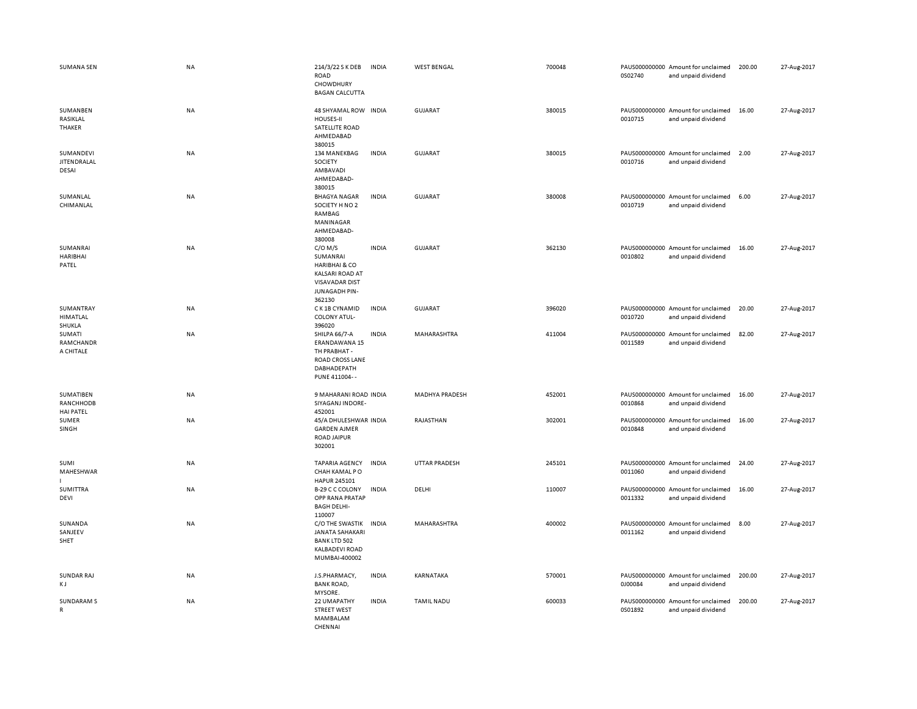| | | | | | | | | | |
|---|---|---|---|---|---|---|---|---|---|
| SUMANA SEN | NA | 214/3/22 S K DEB ROAD CHOWDHURY BAGAN CALCUTTA | INDIA | WEST BENGAL | 700048 | PAUS0000000000S02740 | Amount for unclaimed and unpaid dividend | 200.00 | 27-Aug-2017 |
| SUMANBEN RASIKLAL THAKER | NA | 48 SHYAMAL ROW HOUSES-II SATELLITE ROAD AHMEDABAD 380015 | INDIA | GUJARAT | 380015 | PAUS00000000000010715 | Amount for unclaimed and unpaid dividend | 16.00 | 27-Aug-2017 |
| SUMANDEVI JITENDRALAL DESAI | NA | 134 MANEKBAG SOCIETY AMBAVADI AHMEDABAD-380015 | INDIA | GUJARAT | 380015 | PAUS00000000000010716 | Amount for unclaimed and unpaid dividend | 2.00 | 27-Aug-2017 |
| SUMANLAL CHIMANLAL | NA | BHAGYA NAGAR SOCIETY H NO 2 RAMBAG MANINAGAR AHMEDABAD-380008 | INDIA | GUJARAT | 380008 | PAUS00000000000010719 | Amount for unclaimed and unpaid dividend | 6.00 | 27-Aug-2017 |
| SUMANRAI HARIBHAI PATEL | NA | C/O M/S SUMANRAI HARIBHAI & CO KALSARI ROAD AT VISAVADAR DIST JUNAGADH PIN-362130 | INDIA | GUJARAT | 362130 | PAUS00000000000010802 | Amount for unclaimed and unpaid dividend | 16.00 | 27-Aug-2017 |
| SUMANTRAY HIMATLAL SHUKLA | NA | C K 1B CYNAMID COLONY ATUL-396020 | INDIA | GUJARAT | 396020 | PAUS00000000000010720 | Amount for unclaimed and unpaid dividend | 20.00 | 27-Aug-2017 |
| SUMATI RAMCHANDR A CHITALE | NA | SHILPA 66/7-A ERANDAWANA 15 TH PRABHAT - ROAD CROSS LANE DABHADEPATH PUNE 411004- - | INDIA | MAHARASHTRA | 411004 | PAUS00000000000011589 | Amount for unclaimed and unpaid dividend | 82.00 | 27-Aug-2017 |
| SUMATIBEN RANCHHODB HAI PATEL | NA | 9 MAHARANI ROAD SIYAGANJ INDORE-452001 | INDIA | MADHYA PRADESH | 452001 | PAUS00000000000010868 | Amount for unclaimed and unpaid dividend | 16.00 | 27-Aug-2017 |
| SUMER SINGH | NA | 45/A DHULESHWAR GARDEN AJMER ROAD JAIPUR 302001 | INDIA | RAJASTHAN | 302001 | PAUS00000000000010848 | Amount for unclaimed and unpaid dividend | 16.00 | 27-Aug-2017 |
| SUMI MAHESHWAR I | NA | TAPARIA AGENCY CHAH KAMAL P O HAPUR 245101 | INDIA | UTTAR PRADESH | 245101 | PAUS00000000000011060 | Amount for unclaimed and unpaid dividend | 24.00 | 27-Aug-2017 |
| SUMITTRA DEVI | NA | B-29 C C COLONY OPP RANA PRATAP BAGH DELHI-110007 | INDIA | DELHI | 110007 | PAUS00000000000011332 | Amount for unclaimed and unpaid dividend | 16.00 | 27-Aug-2017 |
| SUNANDA SANJEEV SHET | NA | C/O THE SWASTIK JANATA SAHAKARI BANK LTD 502 KALBADEVI ROAD MUMBAI-400002 | INDIA | MAHARASHTRA | 400002 | PAUS00000000000011162 | Amount for unclaimed and unpaid dividend | 8.00 | 27-Aug-2017 |
| SUNDAR RAJ K J | NA | J.S.PHARMACY, BANK ROAD, MYSORE. | INDIA | KARNATAKA | 570001 | PAUS0000000000J00084 | Amount for unclaimed and unpaid dividend | 200.00 | 27-Aug-2017 |
| SUNDARAM S R | NA | 22 UMAPATHY STREET WEST MAMBALAM CHENNAI | INDIA | TAMIL NADU | 600033 | PAUS0000000000S01892 | Amount for unclaimed and unpaid dividend | 200.00 | 27-Aug-2017 |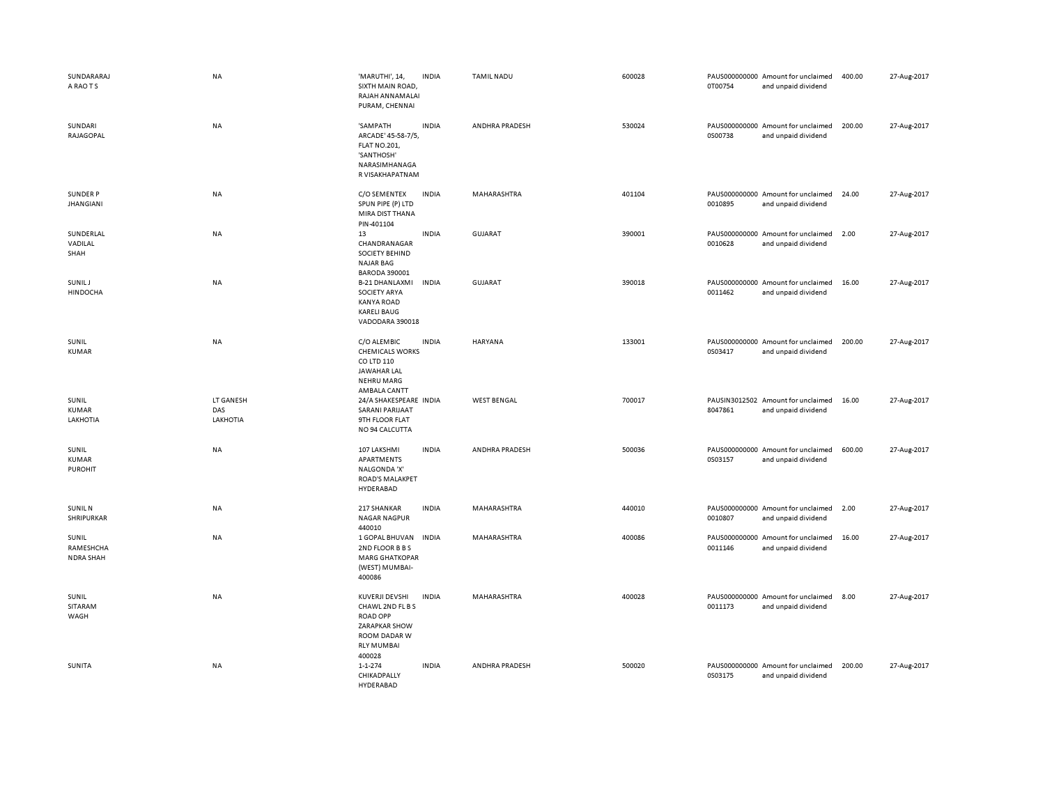| | | | | | | | | | |
|---|---|---|---|---|---|---|---|---|---|
| SUNDARARAJ A RAO T S | NA | 'MARUTHI', 14, SIXTH MAIN ROAD, RAJAH ANNAMALAI PURAM, CHENNAI | INDIA | TAMIL NADU | 600028 | PAUS0000000000T00754 | Amount for unclaimed and unpaid dividend | 400.00 | 27-Aug-2017 |
| SUNDARI RAJAGOPAL | NA | 'SAMPATH ARCADE' 45-58-7/5, FLAT NO.201, 'SANTHOSH' NARASIMHANAGAR VISAKHAPATNAM | INDIA | ANDHRA PRADESH | 530024 | PAUS0000000000S00738 | Amount for unclaimed and unpaid dividend | 200.00 | 27-Aug-2017 |
| SUNDER P JHANGIANI | NA | C/O SEMENTEX SPUN PIPE (P) LTD MIRA DIST THANA PIN-401104 | INDIA | MAHARASHTRA | 401104 | PAUS0000000000010895 | Amount for unclaimed and unpaid dividend | 24.00 | 27-Aug-2017 |
| SUNDERLAL VADILAL SHAH | NA | 13 CHANDRANAGAR SOCIETY BEHIND NAJAR BAG BARODA 390001 | INDIA | GUJARAT | 390001 | PAUS0000000000010628 | Amount for unclaimed and unpaid dividend | 2.00 | 27-Aug-2017 |
| SUNIL J HINDOCHA | NA | B-21 DHANLAXMI SOCIETY ARYA KANYA ROAD KARELI BAUG VADODARA 390018 | INDIA | GUJARAT | 390018 | PAUS0000000000011462 | Amount for unclaimed and unpaid dividend | 16.00 | 27-Aug-2017 |
| SUNIL KUMAR | NA | C/O ALEMBIC CHEMICALS WORKS CO LTD 110 JAWAHAR LAL NEHRU MARG AMBALA CANTT | INDIA | HARYANA | 133001 | PAUS0000000000S03417 | Amount for unclaimed and unpaid dividend | 200.00 | 27-Aug-2017 |
| SUNIL KUMAR LAKHOTIA | LT GANESH DAS LAKHOTIA | 24/A SHAKESPEARE SARANI PARIJAAT 9TH FLOOR FLAT NO 94 CALCUTTA | INDIA | WEST BENGAL | 700017 | PAUSIN30125028047861 | Amount for unclaimed and unpaid dividend | 16.00 | 27-Aug-2017 |
| SUNIL KUMAR PUROHIT | NA | 107 LAKSHMI APARTMENTS NALGONDA 'X' ROAD'S MALAKPET HYDERABAD | INDIA | ANDHRA PRADESH | 500036 | PAUS0000000000S03157 | Amount for unclaimed and unpaid dividend | 600.00 | 27-Aug-2017 |
| SUNIL N SHRIPURKAR | NA | 217 SHANKAR NAGAR NAGPUR 440010 | INDIA | MAHARASHTRA | 440010 | PAUS0000000000010807 | Amount for unclaimed and unpaid dividend | 2.00 | 27-Aug-2017 |
| SUNIL RAMESHCHANDRA SHAH | NA | 1 GOPAL BHUVAN 2ND FLOOR B B S MARG GHATKOPAR (WEST) MUMBAI-400086 | INDIA | MAHARASHTRA | 400086 | PAUS0000000000011146 | Amount for unclaimed and unpaid dividend | 16.00 | 27-Aug-2017 |
| SUNIL SITARAM WAGH | NA | KUVERJI DEVSHI CHAWL 2ND FL B S ROAD OPP ZARAPKAR SHOW ROOM DADAR W RLY MUMBAI 400028 | INDIA | MAHARASHTRA | 400028 | PAUS0000000000011173 | Amount for unclaimed and unpaid dividend | 8.00 | 27-Aug-2017 |
| SUNITA | NA | 1-1-274 CHIKADPALLY HYDERABAD | INDIA | ANDHRA PRADESH | 500020 | PAUS0000000000S03175 | Amount for unclaimed and unpaid dividend | 200.00 | 27-Aug-2017 |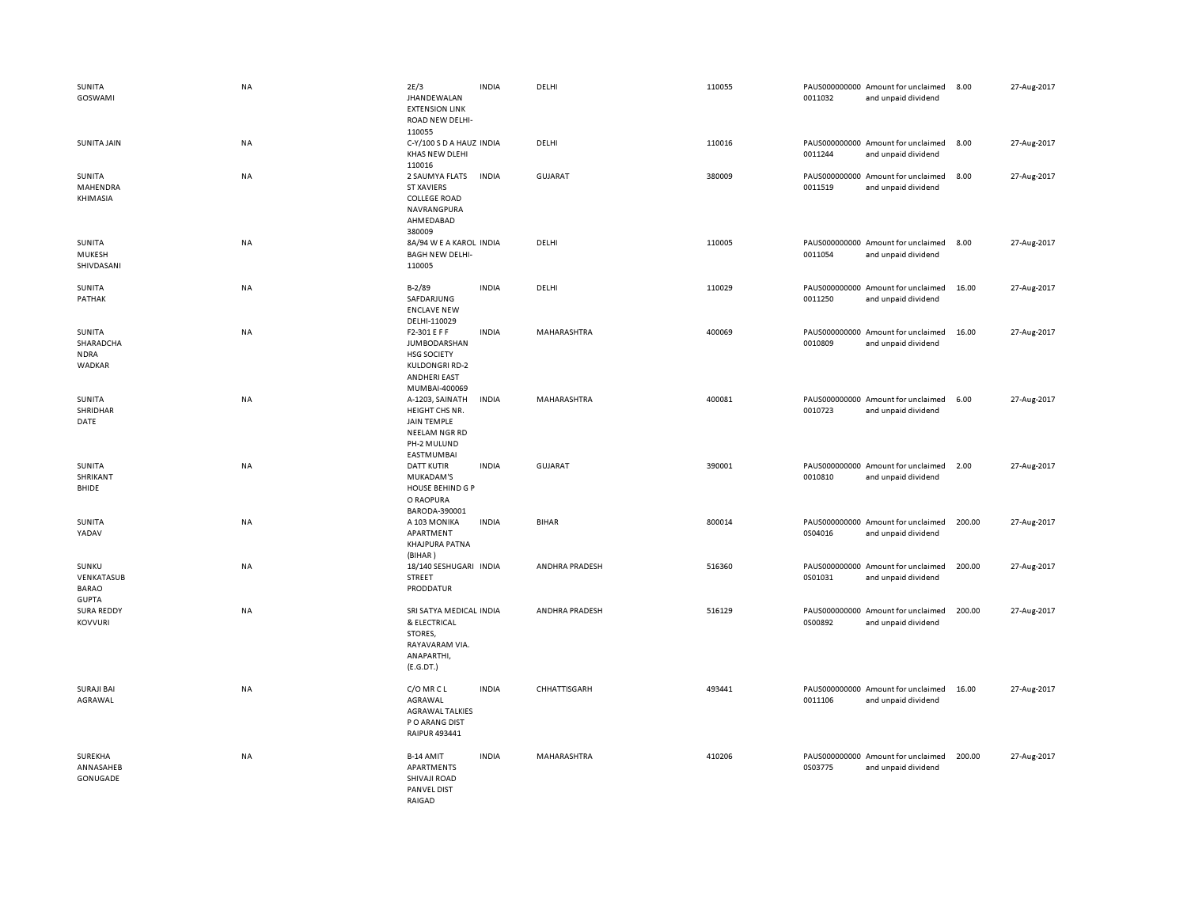| | | | | | | | | | |
|---|---|---|---|---|---|---|---|---|---|
| SUNITA GOSWAMI | NA | 2E/3 JHANDEWALAN EXTENSION LINK ROAD NEW DELHI-110055 | INDIA | DELHI | 110055 | PAUS0000000000011032 | Amount for unclaimed and unpaid dividend | 8.00 | 27-Aug-2017 |
| SUNITA JAIN | NA | C-Y/100 S D A HAUZ KHAS NEW DLEHI 110016 | INDIA | DELHI | 110016 | PAUS0000000000011244 | Amount for unclaimed and unpaid dividend | 8.00 | 27-Aug-2017 |
| SUNITA MAHENDRA KHIMASIA | NA | 2 SAUMYA FLATS ST XAVIERS COLLEGE ROAD NAVRANGPURA AHMEDABAD 380009 | INDIA | GUJARAT | 380009 | PAUS0000000000011519 | Amount for unclaimed and unpaid dividend | 8.00 | 27-Aug-2017 |
| SUNITA MUKESH SHIVDASANI | NA | 8A/94 W E A KAROL BAGH NEW DELHI-110005 | INDIA | DELHI | 110005 | PAUS0000000000011054 | Amount for unclaimed and unpaid dividend | 8.00 | 27-Aug-2017 |
| SUNITA PATHAK | NA | B-2/89 SAFDARJUNG ENCLAVE NEW DELHI-110029 | INDIA | DELHI | 110029 | PAUS0000000000011250 | Amount for unclaimed and unpaid dividend | 16.00 | 27-Aug-2017 |
| SUNITA SHARADCHANDRA WADKAR | NA | F2-301 E F F JUMBODARSHAN HSG SOCIETY KULDONGRI RD-2 ANDHERI EAST MUMBAI-400069 | INDIA | MAHARASHTRA | 400069 | PAUS0000000000010809 | Amount for unclaimed and unpaid dividend | 16.00 | 27-Aug-2017 |
| SUNITA SHRIDHAR DATE | NA | A-1203, SAINATH HEIGHT CHS NR. JAIN TEMPLE NEELAM NGR RD PH-2 MULUND EASTMUMBAI | INDIA | MAHARASHTRA | 400081 | PAUS0000000000010723 | Amount for unclaimed and unpaid dividend | 6.00 | 27-Aug-2017 |
| SUNITA SHRIKANT BHIDE | NA | DATT KUTIR MUKADAM'S HOUSE BEHIND G P O RAOPURA BARODA-390001 | INDIA | GUJARAT | 390001 | PAUS0000000000010810 | Amount for unclaimed and unpaid dividend | 2.00 | 27-Aug-2017 |
| SUNITA YADAV | NA | A 103 MONIKA APARTMENT KHAJPURA PATNA (BIHAR ) | INDIA | BIHAR | 800014 | PAUS0000000000S04016 | Amount for unclaimed and unpaid dividend | 200.00 | 27-Aug-2017 |
| SUNKU VENKATASUBBARAO GUPTA | NA | 18/140 SESHUGARI STREET PRODDATUR | INDIA | ANDHRA PRADESH | 516360 | PAUS0000000000S01031 | Amount for unclaimed and unpaid dividend | 200.00 | 27-Aug-2017 |
| SURA REDDY KOVVURI | NA | SRI SATYA MEDICAL & ELECTRICAL STORES, RAYAVARAM VIA. ANAPARTHI, (E.G.DT.) | INDIA | ANDHRA PRADESH | 516129 | PAUS0000000000S00892 | Amount for unclaimed and unpaid dividend | 200.00 | 27-Aug-2017 |
| SURAJI BAI AGRAWAL | NA | C/O MR C L AGRAWAL AGRAWAL TALKIES P O ARANG DIST RAIPUR 493441 | INDIA | CHHATTISGARH | 493441 | PAUS0000000000011106 | Amount for unclaimed and unpaid dividend | 16.00 | 27-Aug-2017 |
| SUREKHA ANNASAHEB GONUGADE | NA | B-14 AMIT APARTMENTS SHIVAJI ROAD PANVEL DIST RAIGAD | INDIA | MAHARASHTRA | 410206 | PAUS0000000000S03775 | Amount for unclaimed and unpaid dividend | 200.00 | 27-Aug-2017 |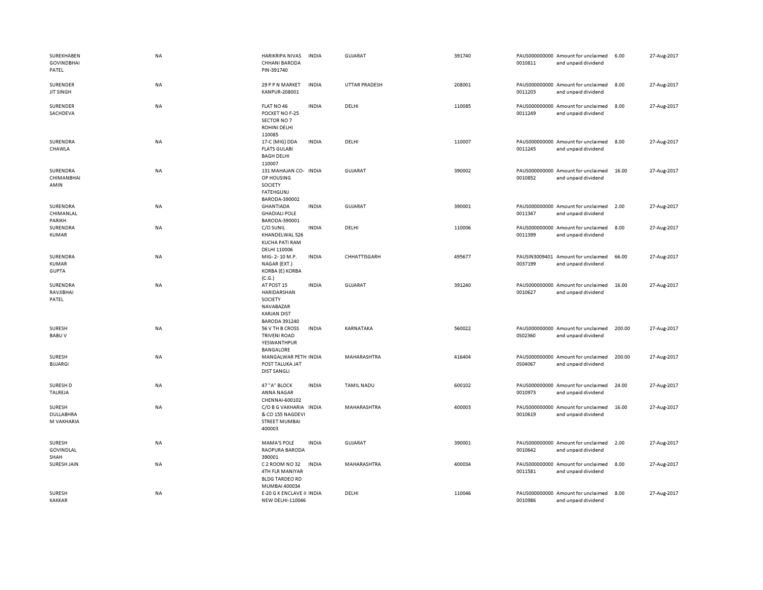| | | | | | | | | | |
|---|---|---|---|---|---|---|---|---|---|
| SUREKHABEN GOVINDBHAI PATEL | NA | HARIKRIPA NIVAS CHHANI BARODA PIN-391740 | INDIA | GUJARAT | 391740 | PAUS000000000 0010811 | Amount for unclaimed and unpaid dividend | 6.00 | 27-Aug-2017 |
| SURENDER JIT SINGH | NA | 29 P P N MARKET KANPUR-208001 | INDIA | UTTAR PRADESH | 208001 | PAUS000000000 0011203 | Amount for unclaimed and unpaid dividend | 8.00 | 27-Aug-2017 |
| SURENDER SACHDEVA | NA | FLAT NO 46 POCKET NO F-25 SECTOR NO 7 ROHINI DELHI 110085 | INDIA | DELHI | 110085 | PAUS000000000 0011249 | Amount for unclaimed and unpaid dividend | 8.00 | 27-Aug-2017 |
| SURENDRA CHAWLA | NA | 17-C (MIG) DDA FLATS GULABI BAGH DELHI 110007 | INDIA | DELHI | 110007 | PAUS000000000 0011245 | Amount for unclaimed and unpaid dividend | 8.00 | 27-Aug-2017 |
| SURENDRA CHIMANBHAI AMIN | NA | 131 MAHAJAN CO-OP HOUSING SOCIETY FATEHGUNJ BARODA-390002 | INDIA | GUJARAT | 390002 | PAUS000000000 0010852 | Amount for unclaimed and unpaid dividend | 16.00 | 27-Aug-2017 |
| SURENDRA CHIMANLAL PARIKH | NA | GHANTIADA GHADIALI POLE BARODA-390001 | INDIA | GUJARAT | 390001 | PAUS000000000 0011347 | Amount for unclaimed and unpaid dividend | 2.00 | 27-Aug-2017 |
| SURENDRA KUMAR | NA | C/O SUNIL KHANDELWAL 526 KUCHA PATI RAM DELHI 110006 | INDIA | DELHI | 110006 | PAUS000000000 0011399 | Amount for unclaimed and unpaid dividend | 8.00 | 27-Aug-2017 |
| SURENDRA KUMAR GUPTA | NA | MIG- 2- 10 M.P. NAGAR (EXT.) KORBA (E) KORBA (C.G.) | INDIA | CHHATTISGARH | 495677 | PAUSIN3009401 0037199 | Amount for unclaimed and unpaid dividend | 66.00 | 27-Aug-2017 |
| SURENDRA RAVJIBHAI PATEL | NA | AT POST 15 HARIDARSHAN SOCIETY NAVABAZAR KARJAN DIST BARODA 391240 | INDIA | GUJARAT | 391240 | PAUS000000000 0010627 | Amount for unclaimed and unpaid dividend | 16.00 | 27-Aug-2017 |
| SURESH BABU V | NA | 56 V TH B CROSS TRIVENI ROAD YESWANTHPUR BANGALORE | INDIA | KARNATAKA | 560022 | PAUS000000000 0S02360 | Amount for unclaimed and unpaid dividend | 200.00 | 27-Aug-2017 |
| SURESH BIJJARGI | NA | MANGALWAR PETH POST TALUKA JAT DIST SANGLI | INDIA | MAHARASHTRA | 416404 | PAUS000000000 0S04067 | Amount for unclaimed and unpaid dividend | 200.00 | 27-Aug-2017 |
| SURESH D TALREJA | NA | 47 "A" BLOCK ANNA NAGAR CHENNAI-600102 | INDIA | TAMIL NADU | 600102 | PAUS000000000 0010973 | Amount for unclaimed and unpaid dividend | 24.00 | 27-Aug-2017 |
| SURESH DULLABHRA M VAKHARIA | NA | C/O B G VAKHARIA & CO 155 NAGDEVI STREET MUMBAI 400003 | INDIA | MAHARASHTRA | 400003 | PAUS000000000 0010619 | Amount for unclaimed and unpaid dividend | 16.00 | 27-Aug-2017 |
| SURESH GOVINDLAL SHAH | NA | MAMA'S POLE RAOPURA BARODA 390001 | INDIA | GUJARAT | 390001 | PAUS000000000 0010642 | Amount for unclaimed and unpaid dividend | 2.00 | 27-Aug-2017 |
| SURESH JAIN | NA | C 2 ROOM NO 32 4TH FLR MANIYAR BLDG TARDEO RD MUMBAI 400034 | INDIA | MAHARASHTRA | 400034 | PAUS000000000 0011581 | Amount for unclaimed and unpaid dividend | 8.00 | 27-Aug-2017 |
| SURESH KAKKAR | NA | E-20 G K ENCLAVE II NEW DELHI-110046 | INDIA | DELHI | 110046 | PAUS000000000 0010986 | Amount for unclaimed and unpaid dividend | 8.00 | 27-Aug-2017 |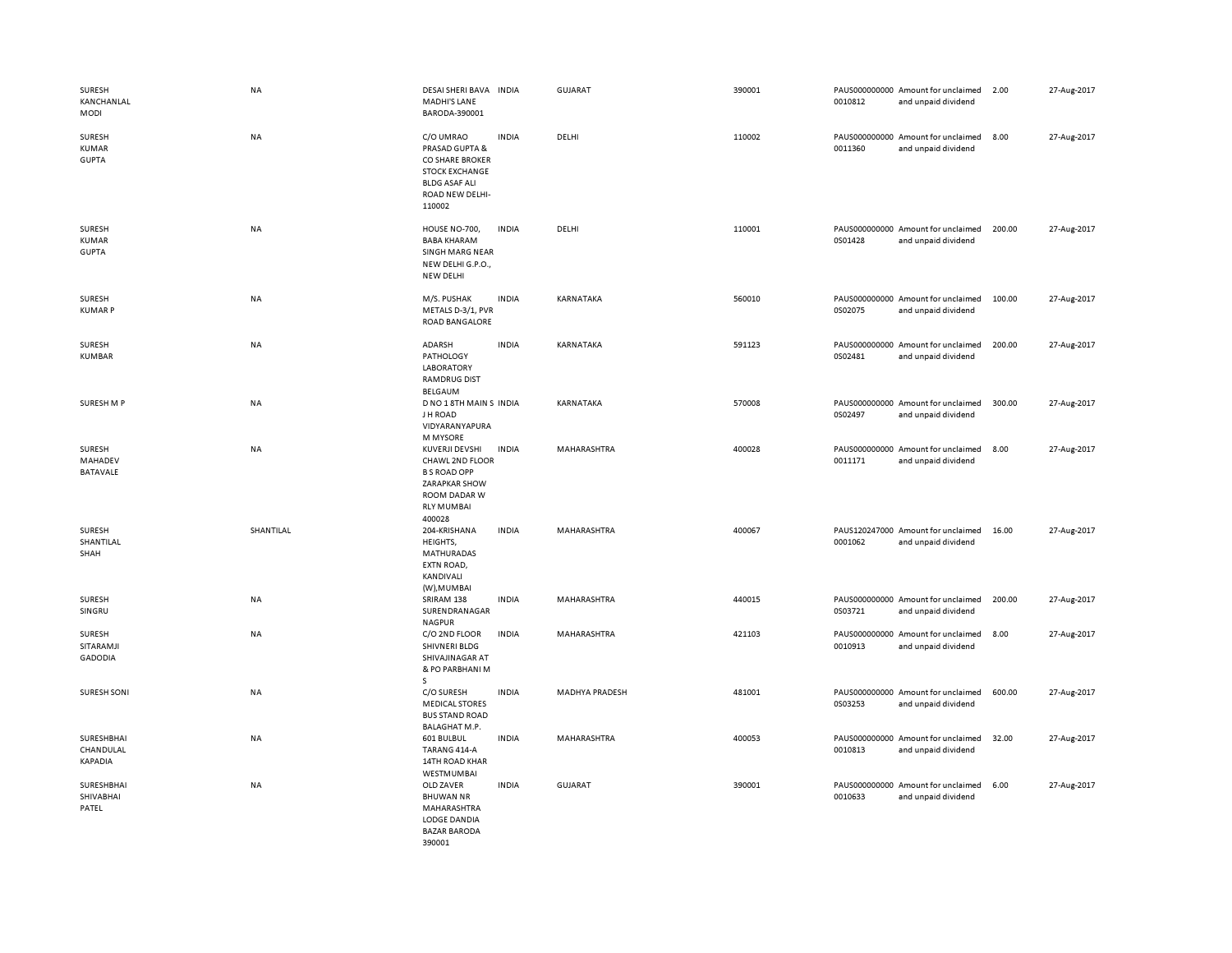| | | | | | | | | | |
|---|---|---|---|---|---|---|---|---|---|
| SURESH KANCHANLAL MODI | NA | DESAI SHERI BAVA MADHI'S LANE BARODA-390001 | INDIA | GUJARAT | 390001 | PAUS000000000 0010812 | Amount for unclaimed and unpaid dividend | 2.00 | 27-Aug-2017 |
| SURESH KUMAR GUPTA | NA | C/O UMRAO PRASAD GUPTA & CO SHARE BROKER STOCK EXCHANGE BLDG ASAF ALI ROAD NEW DELHI-110002 | INDIA | DELHI | 110002 | PAUS000000000 0011360 | Amount for unclaimed and unpaid dividend | 8.00 | 27-Aug-2017 |
| SURESH KUMAR GUPTA | NA | HOUSE NO-700, BABA KHARAM SINGH MARG NEAR NEW DELHI G.P.O., NEW DELHI | INDIA | DELHI | 110001 | PAUS000000000 0S01428 | Amount for unclaimed and unpaid dividend | 200.00 | 27-Aug-2017 |
| SURESH KUMAR P | NA | M/S. PUSHAK METALS D-3/1, PVR ROAD BANGALORE | INDIA | KARNATAKA | 560010 | PAUS000000000 0S02075 | Amount for unclaimed and unpaid dividend | 100.00 | 27-Aug-2017 |
| SURESH KUMBAR | NA | ADARSH PATHOLOGY LABORATORY RAMDRUG DIST BELGAUM | INDIA | KARNATAKA | 591123 | PAUS000000000 0S02481 | Amount for unclaimed and unpaid dividend | 200.00 | 27-Aug-2017 |
| SURESH M P | NA | D NO 1 8TH MAIN S J H ROAD VIDYARANYAPURA M MYSORE | INDIA | KARNATAKA | 570008 | PAUS000000000 0S02497 | Amount for unclaimed and unpaid dividend | 300.00 | 27-Aug-2017 |
| SURESH MAHADEV BATAVALE | NA | KUVERJI DEVSHI CHAWL 2ND FLOOR B S ROAD OPP ZARAPKAR SHOW ROOM DADAR W RLY MUMBAI 400028 | INDIA | MAHARASHTRA | 400028 | PAUS000000000 0011171 | Amount for unclaimed and unpaid dividend | 8.00 | 27-Aug-2017 |
| SURESH SHANTILAL SHAH | SHANTILAL | 204-KRISHANA HEIGHTS, MATHURADAS EXTN ROAD, KANDIVALI (W),MUMBAI | INDIA | MAHARASHTRA | 400067 | PAUS120247000 0001062 | Amount for unclaimed and unpaid dividend | 16.00 | 27-Aug-2017 |
| SURESH SINGRU | NA | SRIRAM 138 SURENDRANAGAR NAGPUR | INDIA | MAHARASHTRA | 440015 | PAUS000000000 0S03721 | Amount for unclaimed and unpaid dividend | 200.00 | 27-Aug-2017 |
| SURESH SITARAMJI GADODIA | NA | C/O 2ND FLOOR SHIVNERI BLDG SHIVAJINAGAR AT & PO PARBHANI M S | INDIA | MAHARASHTRA | 421103 | PAUS000000000 0010913 | Amount for unclaimed and unpaid dividend | 8.00 | 27-Aug-2017 |
| SURESH SONI | NA | C/O SURESH MEDICAL STORES BUS STAND ROAD BALAGHAT M.P. | INDIA | MADHYA PRADESH | 481001 | PAUS000000000 0S03253 | Amount for unclaimed and unpaid dividend | 600.00 | 27-Aug-2017 |
| SURESHBHAI CHANDULAL KAPADIA | NA | 601 BULBUL TARANG 414-A 14TH ROAD KHAR WESTMUMBAI | INDIA | MAHARASHTRA | 400053 | PAUS000000000 0010813 | Amount for unclaimed and unpaid dividend | 32.00 | 27-Aug-2017 |
| SURESHBHAI SHIVABHAI PATEL | NA | OLD ZAVER BHUWAN NR MAHARASHTRA LODGE DANDIA BAZAR BARODA 390001 | INDIA | GUJARAT | 390001 | PAUS000000000 0010633 | Amount for unclaimed and unpaid dividend | 6.00 | 27-Aug-2017 |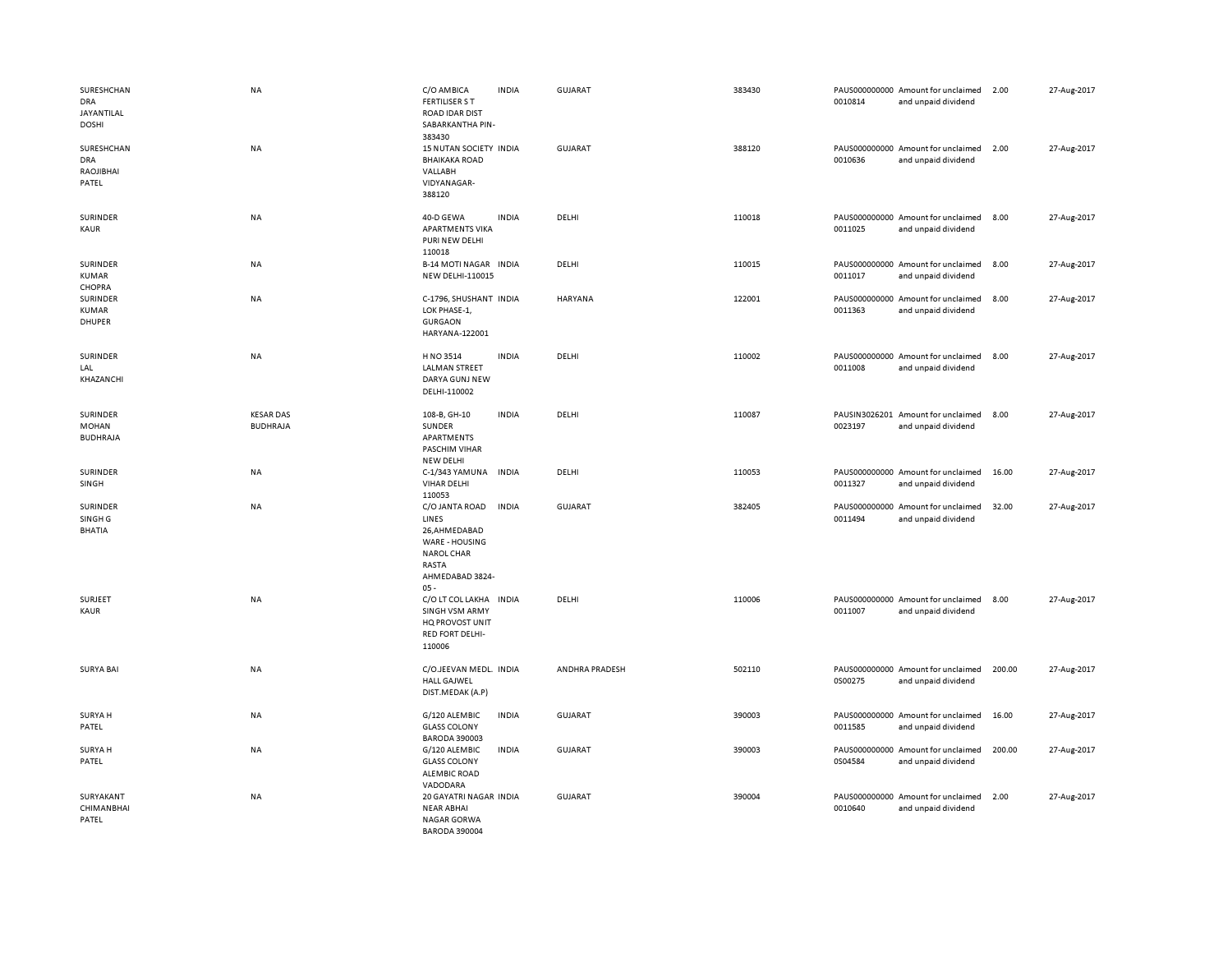| | | | | | | | | | |
|---|---|---|---|---|---|---|---|---|---|
| SURESHCHANDRA JAYANTILAL DOSHI | NA | C/O AMBICA FERTILISER S T ROAD IDAR DIST SABARKANTHA PIN-383430 | INDIA | GUJARAT | 383430 | PAUS0000000000010814 | Amount for unclaimed and unpaid dividend | 2.00 | 27-Aug-2017 |
| SURESHCHANDRA RAOJIBHAI PATEL | NA | 15 NUTAN SOCIETY BHAIKAKA ROAD VALLABH VIDYANAGAR-388120 | INDIA | GUJARAT | 388120 | PAUS0000000000010636 | Amount for unclaimed and unpaid dividend | 2.00 | 27-Aug-2017 |
| SURINDER KAUR | NA | 40-D GEWA APARTMENTS VIKA PURI NEW DELHI 110018 | INDIA | DELHI | 110018 | PAUS0000000000011025 | Amount for unclaimed and unpaid dividend | 8.00 | 27-Aug-2017 |
| SURINDER KUMAR CHOPRA | NA | B-14 MOTI NAGAR NEW DELHI-110015 | INDIA | DELHI | 110015 | PAUS0000000000011017 | Amount for unclaimed and unpaid dividend | 8.00 | 27-Aug-2017 |
| SURINDER KUMAR DHUPER | NA | C-1796, SHUSHANT LOK PHASE-1, GURGAON HARYANA-122001 | INDIA | HARYANA | 122001 | PAUS0000000000011363 | Amount for unclaimed and unpaid dividend | 8.00 | 27-Aug-2017 |
| SURINDER LAL KHAZANCHI | NA | H NO 3514 LALMAN STREET DARYA GUNJ NEW DELHI-110002 | INDIA | DELHI | 110002 | PAUS0000000000011008 | Amount for unclaimed and unpaid dividend | 8.00 | 27-Aug-2017 |
| SURINDER MOHAN BUDHRAJA | KESAR DAS BUDHRAJA | 108-B, GH-10 SUNDER APARTMENTS PASCHIM VIHAR NEW DELHI | INDIA | DELHI | 110087 | PAUSIN30262010023197 | Amount for unclaimed and unpaid dividend | 8.00 | 27-Aug-2017 |
| SURINDER SINGH | NA | C-1/343 YAMUNA VIHAR DELHI 110053 | INDIA | DELHI | 110053 | PAUS0000000000011327 | Amount for unclaimed and unpaid dividend | 16.00 | 27-Aug-2017 |
| SURINDER SINGH G BHATIA | NA | C/O JANTA ROAD LINES 26,AHMEDABAD WARE - HOUSING NAROL CHAR RASTA AHMEDABAD 3824-05 - | INDIA | GUJARAT | 382405 | PAUS0000000000011494 | Amount for unclaimed and unpaid dividend | 32.00 | 27-Aug-2017 |
| SURJEET KAUR | NA | C/O LT COL LAKHA SINGH VSM ARMY HQ PROVOST UNIT RED FORT DELHI-110006 | INDIA | DELHI | 110006 | PAUS0000000000011007 | Amount for unclaimed and unpaid dividend | 8.00 | 27-Aug-2017 |
| SURYA BAI | NA | C/O.JEEVAN MEDL. HALL GAJWEL DIST.MEDAK (A.P) | INDIA | ANDHRA PRADESH | 502110 | PAUS0000000000S00275 | Amount for unclaimed and unpaid dividend | 200.00 | 27-Aug-2017 |
| SURYA H PATEL | NA | G/120 ALEMBIC GLASS COLONY BARODA 390003 | INDIA | GUJARAT | 390003 | PAUS0000000000011585 | Amount for unclaimed and unpaid dividend | 16.00 | 27-Aug-2017 |
| SURYA H PATEL | NA | G/120 ALEMBIC GLASS COLONY ALEMBIC ROAD VADODARA | INDIA | GUJARAT | 390003 | PAUS0000000000S04584 | Amount for unclaimed and unpaid dividend | 200.00 | 27-Aug-2017 |
| SURYAKANT CHIMANBHAI PATEL | NA | 20 GAYATRI NAGAR NEAR ABHAI NAGAR GORWA BARODA 390004 | INDIA | GUJARAT | 390004 | PAUS0000000000010640 | Amount for unclaimed and unpaid dividend | 2.00 | 27-Aug-2017 |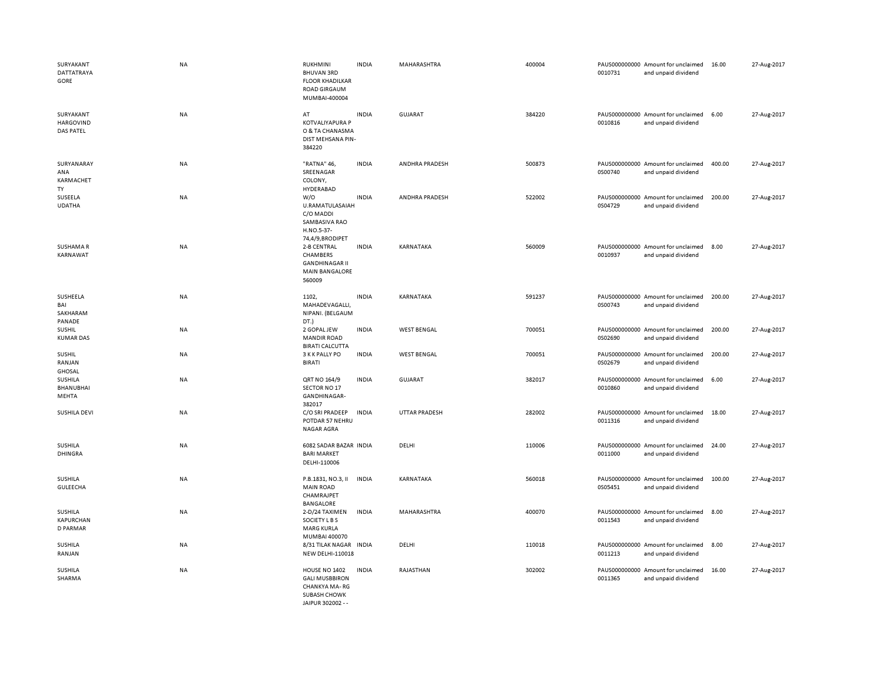| | | | | | | | | | |
|---|---|---|---|---|---|---|---|---|---|
| SURYAKANT DATTATRAYA GORE | NA | RUKHMINI BHUVAN 3RD FLOOR KHADILKAR ROAD GIRGAUM MUMBAI-400004 | INDIA | MAHARASHTRA | 400004 | PAUS0000000000010731 | Amount for unclaimed and unpaid dividend | 16.00 | 27-Aug-2017 |
| SURYAKANT HARGOVIND DAS PATEL | NA | AT KOTVALIYAPURA P O & TA CHANASMA DIST MEHSANA PIN-384220 | INDIA | GUJARAT | 384220 | PAUS0000000000010816 | Amount for unclaimed and unpaid dividend | 6.00 | 27-Aug-2017 |
| SURYANARAYANA KARMACHETTY | NA | "RATNA" 46, SREENAGAR COLONY, HYDERABAD | INDIA | ANDHRA PRADESH | 500873 | PAUS0000000000S00740 | Amount for unclaimed and unpaid dividend | 400.00 | 27-Aug-2017 |
| SUSEELA UDATHA | NA | W/O U.RAMATULASAIAH C/O MADDI SAMBASIVA RAO H.NO.5-37-74,4/9,BRODIPET | INDIA | ANDHRA PRADESH | 522002 | PAUS0000000000S04729 | Amount for unclaimed and unpaid dividend | 200.00 | 27-Aug-2017 |
| SUSHAMA R KARNAWAT | NA | 2-B CENTRAL CHAMBERS GANDHINAGAR II MAIN BANGALORE 560009 | INDIA | KARNATAKA | 560009 | PAUS0000000000010937 | Amount for unclaimed and unpaid dividend | 8.00 | 27-Aug-2017 |
| SUSHEELA BAI SAKHARAM PANADE | NA | 1102, MAHADEVAGALLI, NIPANI. (BELGAUM DT.) | INDIA | KARNATAKA | 591237 | PAUS0000000000S00743 | Amount for unclaimed and unpaid dividend | 200.00 | 27-Aug-2017 |
| SUSHIL KUMAR DAS | NA | 2 GOPAL JEW MANDIR ROAD BIRATI CALCUTTA | INDIA | WEST BENGAL | 700051 | PAUS0000000000S02690 | Amount for unclaimed and unpaid dividend | 200.00 | 27-Aug-2017 |
| SUSHIL RANJAN GHOSAL | NA | 3 K K PALLY PO BIRATI | INDIA | WEST BENGAL | 700051 | PAUS0000000000S02679 | Amount for unclaimed and unpaid dividend | 200.00 | 27-Aug-2017 |
| SUSHILA BHANUBHAI MEHTA | NA | QRT NO 164/9 SECTOR NO 17 GANDHINAGAR-382017 | INDIA | GUJARAT | 382017 | PAUS0000000000010860 | Amount for unclaimed and unpaid dividend | 6.00 | 27-Aug-2017 |
| SUSHILA DEVI | NA | C/O SRI PRADEEP POTDAR 57 NEHRU NAGAR AGRA | INDIA | UTTAR PRADESH | 282002 | PAUS0000000000011316 | Amount for unclaimed and unpaid dividend | 18.00 | 27-Aug-2017 |
| SUSHILA DHINGRA | NA | 6082 SADAR BAZAR BARI MARKET DELHI-110006 | INDIA | DELHI | 110006 | PAUS0000000000011000 | Amount for unclaimed and unpaid dividend | 24.00 | 27-Aug-2017 |
| SUSHILA GULEECHA | NA | P.B.1831, NO.3, II MAIN ROAD CHAMRAJPET BANGALORE | INDIA | KARNATAKA | 560018 | PAUS0000000000S05451 | Amount for unclaimed and unpaid dividend | 100.00 | 27-Aug-2017 |
| SUSHILA KAPURCHAND PARMAR | NA | 2-D/24 TAXIMEN SOCIETY L B S MARG KURLA MUMBAI 400070 | INDIA | MAHARASHTRA | 400070 | PAUS0000000000011543 | Amount for unclaimed and unpaid dividend | 8.00 | 27-Aug-2017 |
| SUSHILA RANJAN | NA | 8/31 TILAK NAGAR NEW DELHI-110018 | INDIA | DELHI | 110018 | PAUS0000000000011213 | Amount for unclaimed and unpaid dividend | 8.00 | 27-Aug-2017 |
| SUSHILA SHARMA | NA | HOUSE NO 1402 GALI MUSBBIRON CHANKYA MA- RG SUBASH CHOWK JAIPUR 302002 - - | INDIA | RAJASTHAN | 302002 | PAUS0000000000011365 | Amount for unclaimed and unpaid dividend | 16.00 | 27-Aug-2017 |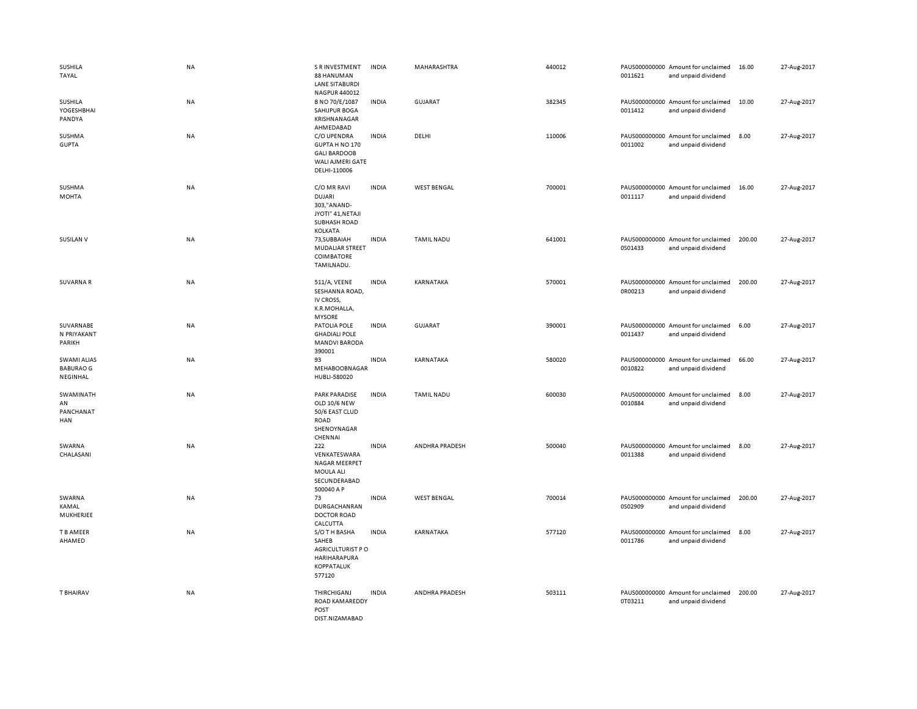| | | | | | | | | | |
|---|---|---|---|---|---|---|---|---|---|
| SUSHILA TAYAL | NA | S R INVESTMENT 88 HANUMAN LANE SITABURDI NAGPUR 440012 | INDIA | MAHARASHTRA | 440012 | PAUS0000000000011621 | Amount for unclaimed and unpaid dividend | 16.00 | 27-Aug-2017 |
| SUSHILA YOGESHBHAI PANDYA | NA | B NO 70/E/1087 SAHIJPUR BOGA KRISHNANAGAR AHMEDABAD | INDIA | GUJARAT | 382345 | PAUS0000000000011412 | Amount for unclaimed and unpaid dividend | 10.00 | 27-Aug-2017 |
| SUSHMA GUPTA | NA | C/O UPENDRA GUPTA H NO 170 GALI BARDOOB WALI AJMERI GATE DELHI-110006 | INDIA | DELHI | 110006 | PAUS0000000000011002 | Amount for unclaimed and unpaid dividend | 8.00 | 27-Aug-2017 |
| SUSHMA MOHTA | NA | C/O MR RAVI DUJARI 303,"ANAND-JYOTI" 41,NETAJI SUBHASH ROAD KOLKATA | INDIA | WEST BENGAL | 700001 | PAUS0000000000011117 | Amount for unclaimed and unpaid dividend | 16.00 | 27-Aug-2017 |
| SUSILAN V | NA | 73,SUBBAIAH MUDALIAR STREET COIMBATORE TAMILNADU. | INDIA | TAMIL NADU | 641001 | PAUS0000000000S01433 | Amount for unclaimed and unpaid dividend | 200.00 | 27-Aug-2017 |
| SUVARNA R | NA | 511/A, VEENE SESHANNA ROAD, IV CROSS, K.R.MOHALLA, MYSORE | INDIA | KARNATAKA | 570001 | PAUS0000000000R00213 | Amount for unclaimed and unpaid dividend | 200.00 | 27-Aug-2017 |
| SUVARNABEN PRIYAKANT PARIKH | NA | PATOLIA POLE GHADIALI POLE MANDVI BARODA 390001 | INDIA | GUJARAT | 390001 | PAUS0000000000011437 | Amount for unclaimed and unpaid dividend | 6.00 | 27-Aug-2017 |
| SWAMI ALIAS BABURAO G NEGINHAL | NA | 93 MEHABOOBNAGAR HUBLI-580020 | INDIA | KARNATAKA | 580020 | PAUS0000000000010822 | Amount for unclaimed and unpaid dividend | 66.00 | 27-Aug-2017 |
| SWAMINATHAN PANCHANATHAN | NA | PARK PARADISE OLD 10/6 NEW 50/6 EAST CLUD ROAD SHENOYNAGAR CHENNAI | INDIA | TAMIL NADU | 600030 | PAUS0000000000010884 | Amount for unclaimed and unpaid dividend | 8.00 | 27-Aug-2017 |
| SWARNA CHALASANI | NA | 222 VENKATESWARA NAGAR MEERPET MOULA ALI SECUNDERABAD 500040 A P | INDIA | ANDHRA PRADESH | 500040 | PAUS0000000000011388 | Amount for unclaimed and unpaid dividend | 8.00 | 27-Aug-2017 |
| SWARNA KAMAL MUKHERJEE | NA | 73 DURGACHANRAN DOCTOR ROAD CALCUTTA | INDIA | WEST BENGAL | 700014 | PAUS0000000000S02909 | Amount for unclaimed and unpaid dividend | 200.00 | 27-Aug-2017 |
| T B AMEER AHAMED | NA | S/O T H BASHA SAHEB AGRICULTURIST P O HARIHARAPURA KOPPATALUK 577120 | INDIA | KARNATAKA | 577120 | PAUS0000000000011786 | Amount for unclaimed and unpaid dividend | 8.00 | 27-Aug-2017 |
| T BHAIRAV | NA | THIRCHIGANJ ROAD KAMAREDDY POST DIST.NIZAMABAD | INDIA | ANDHRA PRADESH | 503111 | PAUS0000000000T03211 | Amount for unclaimed and unpaid dividend | 200.00 | 27-Aug-2017 |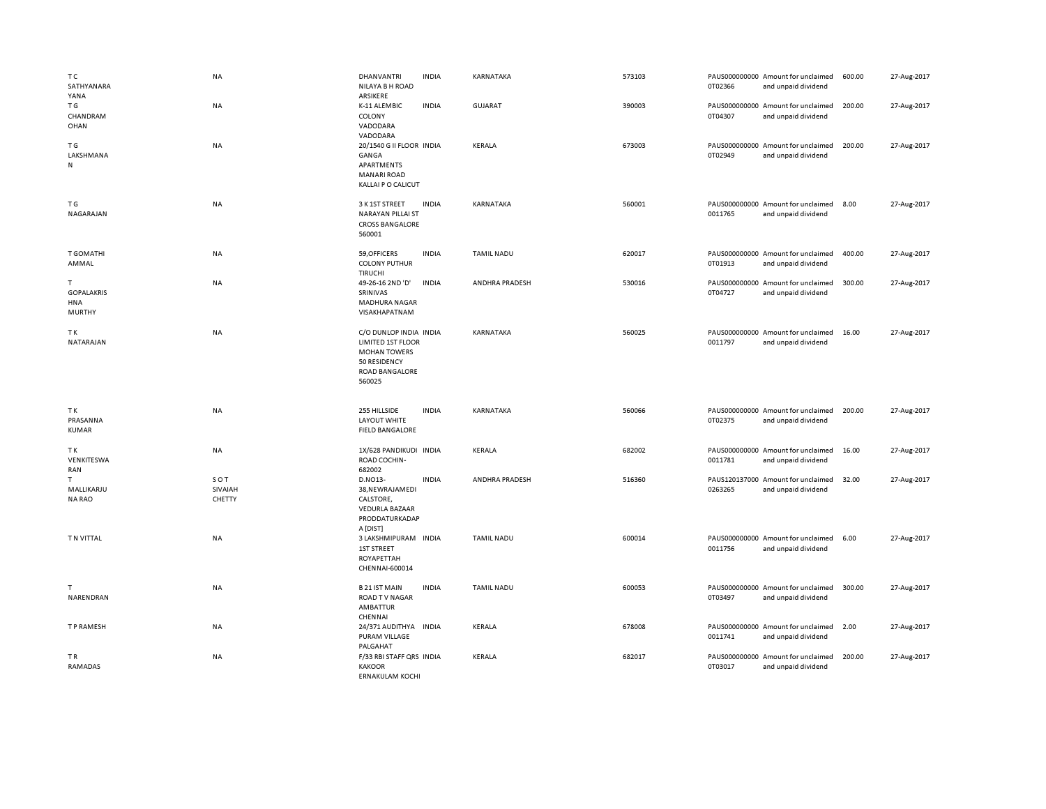| | | | | | | | | | |
|---|---|---|---|---|---|---|---|---|---|
| T C SATHYANARAYANA | NA | DHANVANTRI NILAYA B H ROAD ARSIKERE | INDIA | KARNATAKA | 573103 | PAUS0000000000T02366 | Amount for unclaimed and unpaid dividend | 600.00 | 27-Aug-2017 |
| T G CHANDRAMOHAN | NA | K-11 ALEMBIC COLONY VADODARA VADODARA | INDIA | GUJARAT | 390003 | PAUS0000000000T04307 | Amount for unclaimed and unpaid dividend | 200.00 | 27-Aug-2017 |
| T G LAKSHMANAN | NA | 20/1540 G II FLOOR GANGA APARTMENTS MANARI ROAD KALLAI P O CALICUT | INDIA | KERALA | 673003 | PAUS0000000000T02949 | Amount for unclaimed and unpaid dividend | 200.00 | 27-Aug-2017 |
| T G NAGARAJAN | NA | 3 K 1ST STREET NARAYAN PILLAI ST CROSS BANGALORE 560001 | INDIA | KARNATAKA | 560001 | PAUS00000000000011765 | Amount for unclaimed and unpaid dividend | 8.00 | 27-Aug-2017 |
| T GOMATHI AMMAL | NA | 59,OFFICERS COLONY PUTHUR TIRUCHI | INDIA | TAMIL NADU | 620017 | PAUS0000000000T01913 | Amount for unclaimed and unpaid dividend | 400.00 | 27-Aug-2017 |
| T GOPALAKRISHNA MURTHY | NA | 49-26-16 2ND 'D' SRINIVAS MADHURA NAGAR VISAKHAPATNAM | INDIA | ANDHRA PRADESH | 530016 | PAUS0000000000T04727 | Amount for unclaimed and unpaid dividend | 300.00 | 27-Aug-2017 |
| T K NATARAJAN | NA | C/O DUNLOP INDIA LIMITED 1ST FLOOR MOHAN TOWERS 50 RESIDENCY ROAD BANGALORE 560025 | INDIA | KARNATAKA | 560025 | PAUS00000000000011797 | Amount for unclaimed and unpaid dividend | 16.00 | 27-Aug-2017 |
| T K PRASANNA KUMAR | NA | 255 HILLSIDE LAYOUT WHITE FIELD BANGALORE | INDIA | KARNATAKA | 560066 | PAUS0000000000T02375 | Amount for unclaimed and unpaid dividend | 200.00 | 27-Aug-2017 |
| T K VENKITESWARAN | NA | 1X/628 PANDIKUDI ROAD COCHIN-682002 | INDIA | KERALA | 682002 | PAUS00000000000011781 | Amount for unclaimed and unpaid dividend | 16.00 | 27-Aug-2017 |
| T MALLIKARJUNA RAO | S O T SIVAIAH CHETTY | D.NO13-38,NEWRAJAMEDICALSTORE, VEDURLA BAZAAR PRODDATURKADAPA [DIST] | INDIA | ANDHRA PRADESH | 516360 | PAUS1201370000263265 | Amount for unclaimed and unpaid dividend | 32.00 | 27-Aug-2017 |
| T N VITTAL | NA | 3 LAKSHMIPURAM 1ST STREET ROYAPETTAH CHENNAI-600014 | INDIA | TAMIL NADU | 600014 | PAUS00000000000011756 | Amount for unclaimed and unpaid dividend | 6.00 | 27-Aug-2017 |
| T NARENDRAN | NA | B 21 IST MAIN ROAD T V NAGAR AMBATTUR CHENNAI | INDIA | TAMIL NADU | 600053 | PAUS0000000000T03497 | Amount for unclaimed and unpaid dividend | 300.00 | 27-Aug-2017 |
| T P RAMESH | NA | 24/371 AUDITHYA PURAM VILLAGE PALGAHAT | INDIA | KERALA | 678008 | PAUS00000000000011741 | Amount for unclaimed and unpaid dividend | 2.00 | 27-Aug-2017 |
| T R RAMADAS | NA | F/33 RBI STAFF QRS KAKOOR ERNAKULAM KOCHI | INDIA | KERALA | 682017 | PAUS0000000000T03017 | Amount for unclaimed and unpaid dividend | 200.00 | 27-Aug-2017 |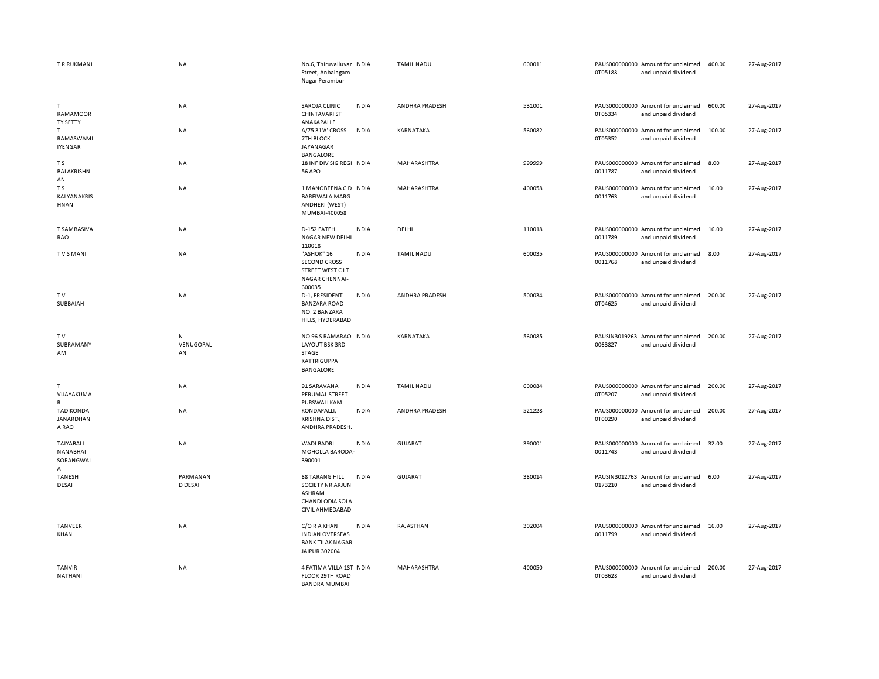| | | | | | | | | | |
|---|---|---|---|---|---|---|---|---|---|
| T R RUKMANI | NA | No.6, Thiruvalluvar Street, Anbalagam Nagar Perambur | INDIA | TAMIL NADU | 600011 | PAUS0000000000T05188 | Amount for unclaimed and unpaid dividend | 400.00 | 27-Aug-2017 |
| T RAMAMOORTY SETTY | NA | SAROJA CLINIC CHINTAVARI ST ANAKAPALLE | INDIA | ANDHRA PRADESH | 531001 | PAUS0000000000T05334 | Amount for unclaimed and unpaid dividend | 600.00 | 27-Aug-2017 |
| T RAMASWAMI IYENGAR | NA | A/75 31'A' CROSS 7TH BLOCK JAYANAGAR BANGALORE | INDIA | KARNATAKA | 560082 | PAUS0000000000T05352 | Amount for unclaimed and unpaid dividend | 100.00 | 27-Aug-2017 |
| T S BALAKRISHNAN | NA | 18 INF DIV SIG REGI 56 APO | INDIA | MAHARASHTRA | 999999 | PAUS00000000000011787 | Amount for unclaimed and unpaid dividend | 8.00 | 27-Aug-2017 |
| T S KALYANAKRISHNAN | NA | 1 MANOBEENA C D BARFIWALA MARG ANDHERI (WEST) MUMBAI-400058 | INDIA | MAHARASHTRA | 400058 | PAUS00000000000011763 | Amount for unclaimed and unpaid dividend | 16.00 | 27-Aug-2017 |
| T SAMBASIVA RAO | NA | D-152 FATEH NAGAR NEW DELHI 110018 | INDIA | DELHI | 110018 | PAUS00000000000011789 | Amount for unclaimed and unpaid dividend | 16.00 | 27-Aug-2017 |
| T V S MANI | NA | "ASHOK" 16 SECOND CROSS STREET WEST C I T NAGAR CHENNAI-600035 | INDIA | TAMIL NADU | 600035 | PAUS00000000000011768 | Amount for unclaimed and unpaid dividend | 8.00 | 27-Aug-2017 |
| T V SUBBAIAH | NA | D-1, PRESIDENT BANZARA ROAD NO. 2 BANZARA HILLS, HYDERABAD | INDIA | ANDHRA PRADESH | 500034 | PAUS0000000000T04625 | Amount for unclaimed and unpaid dividend | 200.00 | 27-Aug-2017 |
| T V SUBRAMANYAM | N VENUGOPALAN | NO 96 S RAMARAO LAYOUT BSK 3RD STAGE KATTRIGUPPA BANGALORE | INDIA | KARNATAKA | 560085 | PAUSIN30192630063827 | Amount for unclaimed and unpaid dividend | 200.00 | 27-Aug-2017 |
| T VIJAYAKUMAR | NA | 91 SARAVANA PERUMAL STREET PURSWALLKAM | INDIA | TAMIL NADU | 600084 | PAUS0000000000T05207 | Amount for unclaimed and unpaid dividend | 200.00 | 27-Aug-2017 |
| TADIKONDA JANARDHANA RAO | NA | KONDAPALLI, KRISHNA DIST., ANDHRA PRADESH. | INDIA | ANDHRA PRADESH | 521228 | PAUS0000000000T00290 | Amount for unclaimed and unpaid dividend | 200.00 | 27-Aug-2017 |
| TAIYABALI NANABHAI SORANGWALA | NA | WADI BADRI MOHOLLA BARODA-390001 | INDIA | GUJARAT | 390001 | PAUS00000000000011743 | Amount for unclaimed and unpaid dividend | 32.00 | 27-Aug-2017 |
| TANESH DESAI | PARMANAND DESAI | 88 TARANG HILL SOCIETY NR ARJUN ASHRAM CHANDLODIA SOLA CIVIL AHMEDABAD | INDIA | GUJARAT | 380014 | PAUSIN30127630173210 | Amount for unclaimed and unpaid dividend | 6.00 | 27-Aug-2017 |
| TANVEER KHAN | NA | C/O R A KHAN INDIAN OVERSEAS BANK TILAK NAGAR JAIPUR 302004 | INDIA | RAJASTHAN | 302004 | PAUS00000000000011799 | Amount for unclaimed and unpaid dividend | 16.00 | 27-Aug-2017 |
| TANVIR NATHANI | NA | 4 FATIMA VILLA 1ST FLOOR 29TH ROAD BANDRA MUMBAI | INDIA | MAHARASHTRA | 400050 | PAUS0000000000T03628 | Amount for unclaimed and unpaid dividend | 200.00 | 27-Aug-2017 |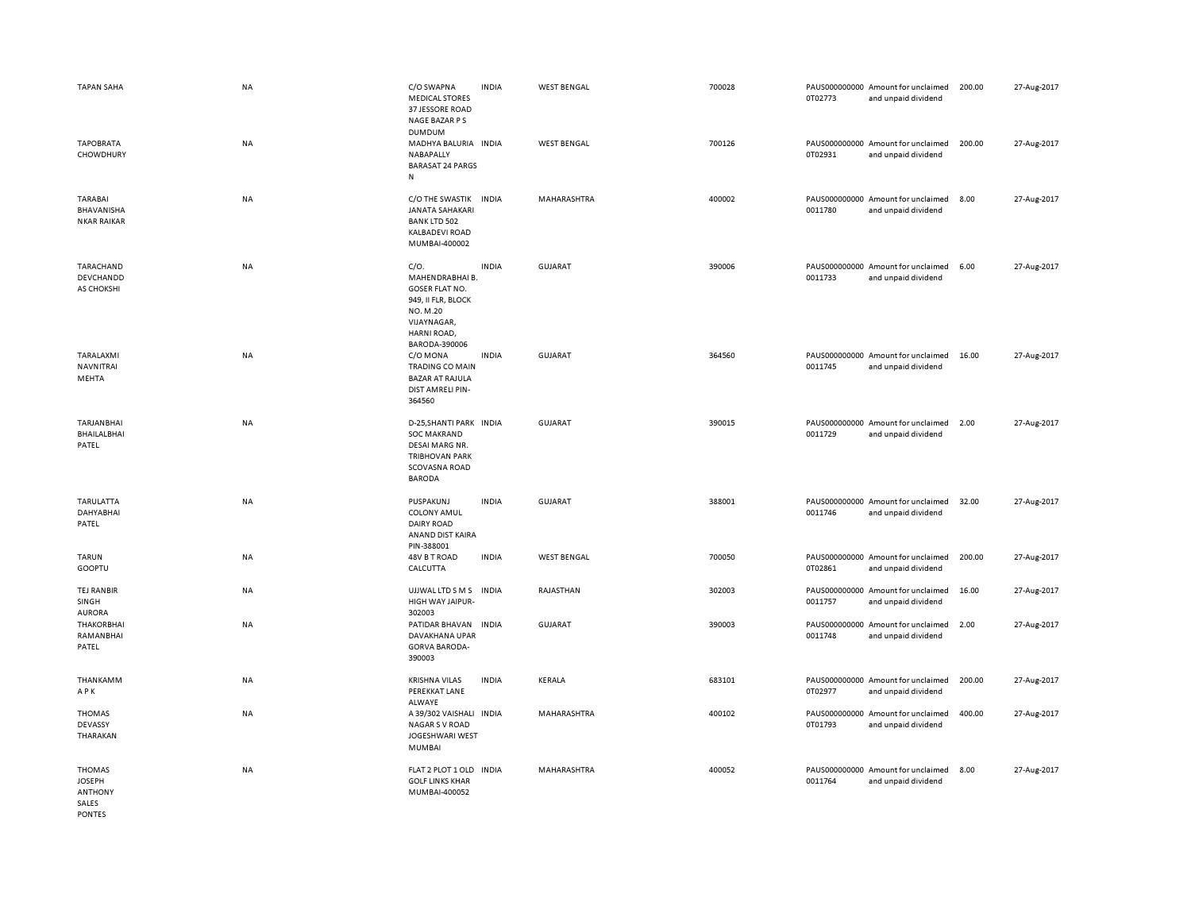| | | | | | | | | | |
|---|---|---|---|---|---|---|---|---|---|
| TAPAN SAHA | NA | C/O SWAPNA MEDICAL STORES 37 JESSORE ROAD NAGE BAZAR P S DUMDUM | INDIA | WEST BENGAL | 700028 | PAUS0000000000T02773 | Amount for unclaimed and unpaid dividend | 200.00 | 27-Aug-2017 |
| TAPOBRATA CHOWDHURY | NA | MADHYA BALURIA NABAPALLY BARASAT 24 PARGS N | INDIA | WEST BENGAL | 700126 | PAUS0000000000T02931 | Amount for unclaimed and unpaid dividend | 200.00 | 27-Aug-2017 |
| TARABAI BHAVANISHA NKAR RAIKAR | NA | C/O THE SWASTIK JANATA SAHAKARI BANK LTD 502 KALBADEVI ROAD MUMBAI-400002 | INDIA | MAHARASHTRA | 400002 | PAUS0000000000011780 | Amount for unclaimed and unpaid dividend | 8.00 | 27-Aug-2017 |
| TARACHAND DEVCHANDD AS CHOKSHI | NA | C/O. MAHENDRABHAI B. GOSER FLAT NO. 949, II FLR, BLOCK NO. M.20 VIJAYNAGAR, HARNI ROAD, BARODA-390006 | INDIA | GUJARAT | 390006 | PAUS0000000000011733 | Amount for unclaimed and unpaid dividend | 6.00 | 27-Aug-2017 |
| TARALAXMI NAVNITRAI MEHTA | NA | C/O MONA TRADING CO MAIN BAZAR AT RAJULA DIST AMRELI PIN-364560 | INDIA | GUJARAT | 364560 | PAUS0000000000011745 | Amount for unclaimed and unpaid dividend | 16.00 | 27-Aug-2017 |
| TARJANBHAI BHAILALBHAI PATEL | NA | D-25,SHANTI PARK SOC MAKRAND DESAI MARG NR. TRIBHOVAN PARK SCOVASNA ROAD BARODA | INDIA | GUJARAT | 390015 | PAUS0000000000011729 | Amount for unclaimed and unpaid dividend | 2.00 | 27-Aug-2017 |
| TARULATTA DAHYABHAI PATEL | NA | PUSPAKUNJ COLONY AMUL DAIRY ROAD ANAND DIST KAIRA PIN-388001 | INDIA | GUJARAT | 388001 | PAUS0000000000011746 | Amount for unclaimed and unpaid dividend | 32.00 | 27-Aug-2017 |
| TARUN GOOPTU | NA | 48V B T ROAD CALCUTTA | INDIA | WEST BENGAL | 700050 | PAUS0000000000T02861 | Amount for unclaimed and unpaid dividend | 200.00 | 27-Aug-2017 |
| TEJ RANBIR SINGH AURORA | NA | UJJWAL LTD S M S HIGH WAY JAIPUR-302003 | INDIA | RAJASTHAN | 302003 | PAUS0000000000011757 | Amount for unclaimed and unpaid dividend | 16.00 | 27-Aug-2017 |
| THAKORBHAI RAMANBHAI PATEL | NA | PATIDAR BHAVAN DAVAKHANA UPAR GORVA BARODA-390003 | INDIA | GUJARAT | 390003 | PAUS0000000000011748 | Amount for unclaimed and unpaid dividend | 2.00 | 27-Aug-2017 |
| THANKAMM A P K | NA | KRISHNA VILAS PEREKKAT LANE ALWAYE | INDIA | KERALA | 683101 | PAUS0000000000T02977 | Amount for unclaimed and unpaid dividend | 200.00 | 27-Aug-2017 |
| THOMAS DEVASSY THARAKAN | NA | A 39/302 VAISHALI NAGAR S V ROAD JOGESHWARI WEST MUMBAI | INDIA | MAHARASHTRA | 400102 | PAUS0000000000T01793 | Amount for unclaimed and unpaid dividend | 400.00 | 27-Aug-2017 |
| THOMAS JOSEPH ANTHONY SALES PONTES | NA | FLAT 2 PLOT 1 OLD GOLF LINKS KHAR MUMBAI-400052 | INDIA | MAHARASHTRA | 400052 | PAUS0000000000011764 | Amount for unclaimed and unpaid dividend | 8.00 | 27-Aug-2017 |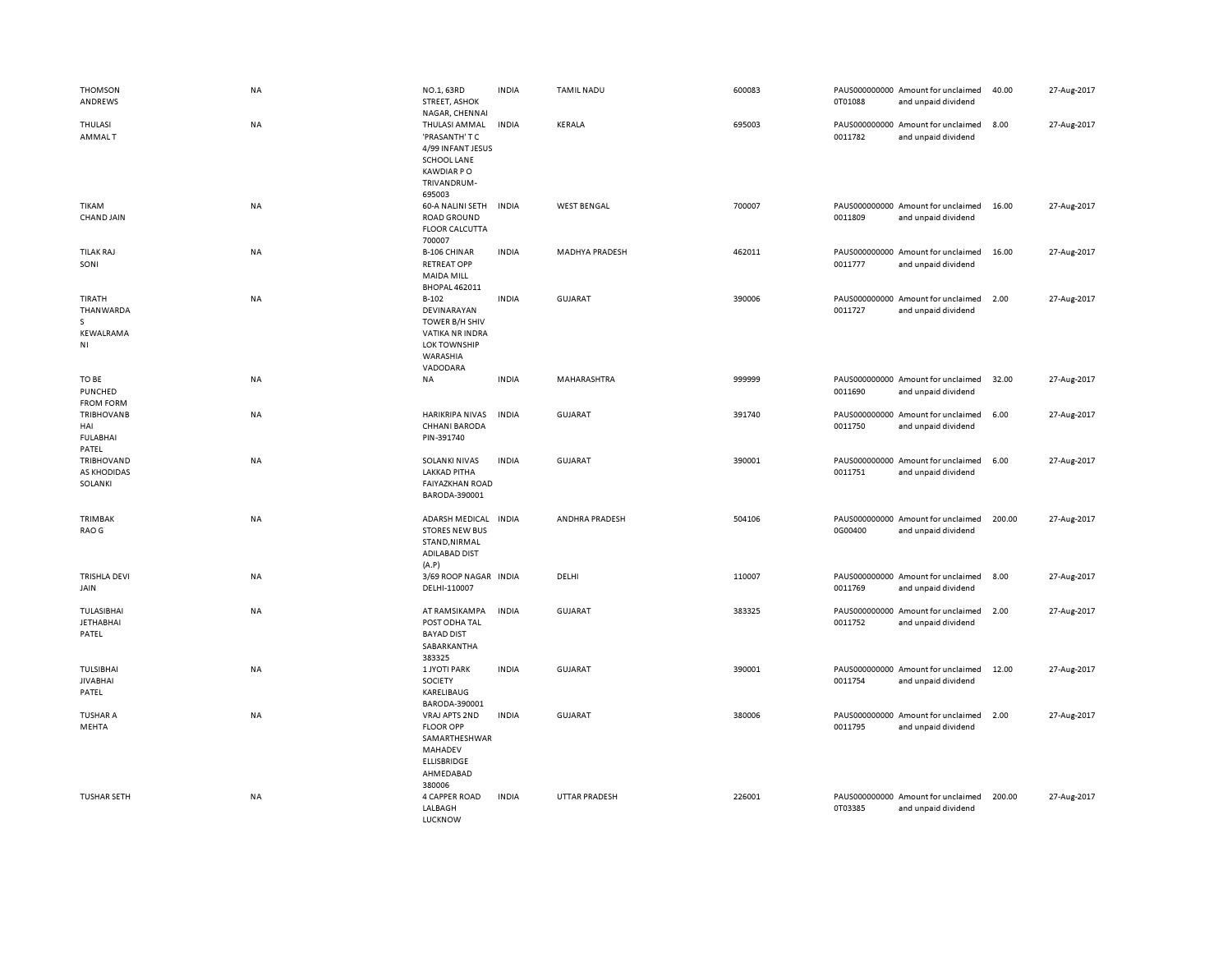| | | | | | | | | | |
|---|---|---|---|---|---|---|---|---|---|
| THOMSON ANDREWS | NA | NO.1, 63RD STREET, ASHOK NAGAR, CHENNAI | INDIA | TAMIL NADU | 600083 | PAUS0000000000T01088 | Amount for unclaimed and unpaid dividend | 40.00 | 27-Aug-2017 |
| THULASI AMMAL T | NA | THULASI AMMAL 'PRASANTH' T C 4/99 INFANT JESUS SCHOOL LANE KAWDIAR P O TRIVANDRUM-695003 | INDIA | KERALA | 695003 | PAUS0000000000011782 | Amount for unclaimed and unpaid dividend | 8.00 | 27-Aug-2017 |
| TIKAM CHAND JAIN | NA | 60-A NALINI SETH ROAD GROUND FLOOR CALCUTTA 700007 | INDIA | WEST BENGAL | 700007 | PAUS0000000000011809 | Amount for unclaimed and unpaid dividend | 16.00 | 27-Aug-2017 |
| TILAK RAJ SONI | NA | B-106 CHINAR RETREAT OPP MAIDA MILL BHOPAL 462011 | INDIA | MADHYA PRADESH | 462011 | PAUS0000000000011777 | Amount for unclaimed and unpaid dividend | 16.00 | 27-Aug-2017 |
| TIRATH THANWARDAS KEWALRAMANI | NA | B-102 DEVINARAYAN TOWER B/H SHIV VATIKA NR INDRA LOK TOWNSHIP WARASHIA VADODARA | INDIA | GUJARAT | 390006 | PAUS0000000000011727 | Amount for unclaimed and unpaid dividend | 2.00 | 27-Aug-2017 |
| TO BE PUNCHED FROM FORM | NA | NA | INDIA | MAHARASHTRA | 999999 | PAUS0000000000011690 | Amount for unclaimed and unpaid dividend | 32.00 | 27-Aug-2017 |
| TRIBHOVANBHAI FULABHAI PATEL | NA | HARIKRIPA NIVAS CHHANI BARODA PIN-391740 | INDIA | GUJARAT | 391740 | PAUS0000000000011750 | Amount for unclaimed and unpaid dividend | 6.00 | 27-Aug-2017 |
| TRIBHOVANDAS KHODIDAS SOLANKI | NA | SOLANKI NIVAS LAKKAD PITHA FAIYAZKHAN ROAD BARODA-390001 | INDIA | GUJARAT | 390001 | PAUS0000000000011751 | Amount for unclaimed and unpaid dividend | 6.00 | 27-Aug-2017 |
| TRIMBAK RAO G | NA | ADARSH MEDICAL STORES NEW BUS STAND,NIRMAL ADILABAD DIST (A.P) | INDIA | ANDHRA PRADESH | 504106 | PAUS0000000000G00400 | Amount for unclaimed and unpaid dividend | 200.00 | 27-Aug-2017 |
| TRISHLA DEVI JAIN | NA | 3/69 ROOP NAGAR DELHI-110007 | INDIA | DELHI | 110007 | PAUS0000000000011769 | Amount for unclaimed and unpaid dividend | 8.00 | 27-Aug-2017 |
| TULASIBHAI JETHABHAI PATEL | NA | AT RAMSIKAMPA POST ODHA TAL BAYAD DIST SABARKANTHA 383325 | INDIA | GUJARAT | 383325 | PAUS0000000000011752 | Amount for unclaimed and unpaid dividend | 2.00 | 27-Aug-2017 |
| TULSIBHAI JIVABHAI PATEL | NA | 1 JYOTI PARK SOCIETY KARELIBAUG BARODA-390001 | INDIA | GUJARAT | 390001 | PAUS0000000000011754 | Amount for unclaimed and unpaid dividend | 12.00 | 27-Aug-2017 |
| TUSHAR A MEHTA | NA | VRAJ APTS 2ND FLOOR OPP SAMARTHESHWAR MAHADEV ELLISBRIDGE AHMEDABAD 380006 | INDIA | GUJARAT | 380006 | PAUS0000000000011795 | Amount for unclaimed and unpaid dividend | 2.00 | 27-Aug-2017 |
| TUSHAR SETH | NA | 4 CAPPER ROAD LALBAGH LUCKNOW | INDIA | UTTAR PRADESH | 226001 | PAUS0000000000T03385 | Amount for unclaimed and unpaid dividend | 200.00 | 27-Aug-2017 |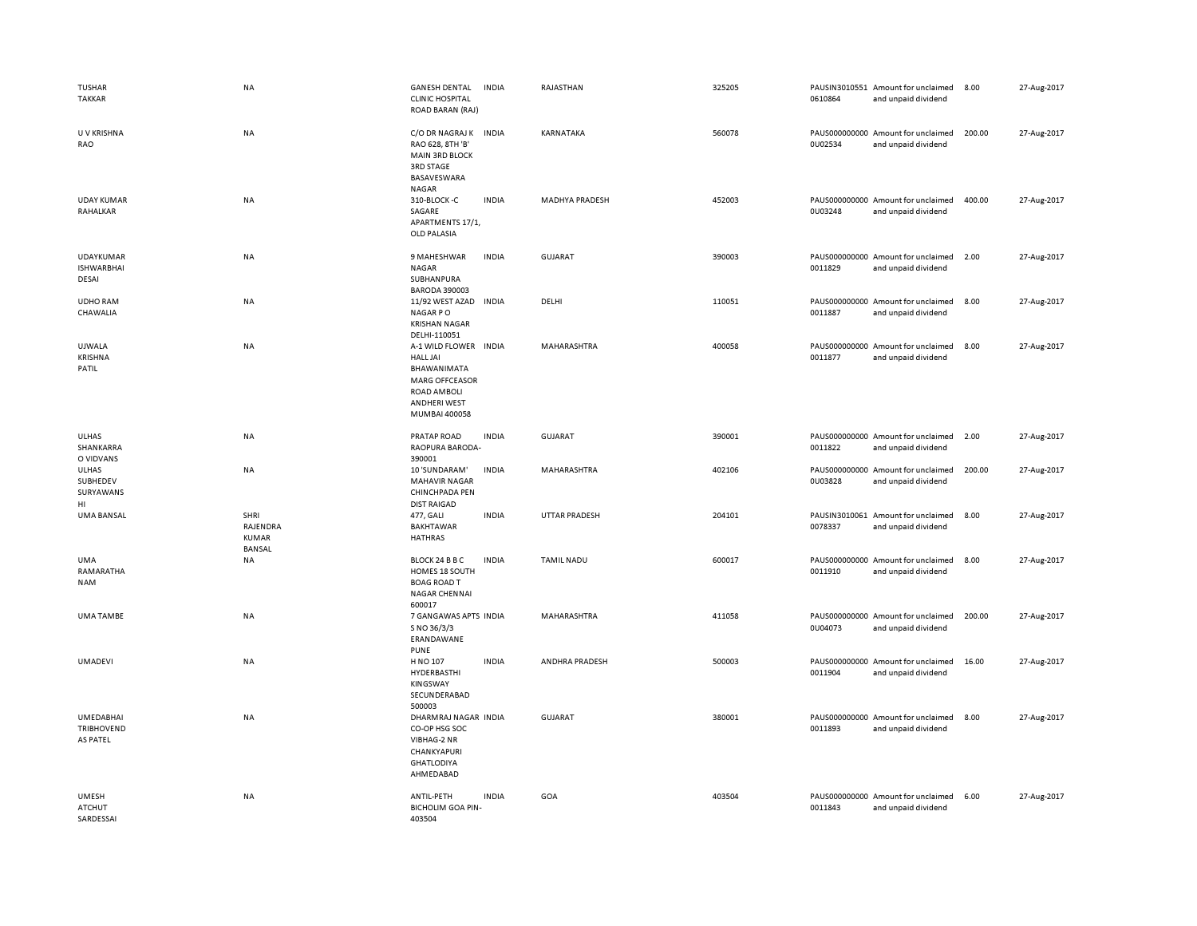| | | | | | | | | | |
|---|---|---|---|---|---|---|---|---|---|
| TUSHAR TAKKAR | NA | GANESH DENTAL CLINIC HOSPITAL ROAD BARAN (RAJ) | INDIA | RAJASTHAN | 325205 | PAUSIN3010551 0610864 | Amount for unclaimed and unpaid dividend | 8.00 | 27-Aug-2017 |
| U V KRISHNA RAO | NA | C/O DR NAGRAJ K RAO 628, 8TH 'B' MAIN 3RD BLOCK 3RD STAGE BASAVESWARA NAGAR | INDIA | KARNATAKA | 560078 | PAUS000000000 0U02534 | Amount for unclaimed and unpaid dividend | 200.00 | 27-Aug-2017 |
| UDAY KUMAR RAHALKAR | NA | 310-BLOCK -C SAGARE APARTMENTS 17/1, OLD PALASIA | INDIA | MADHYA PRADESH | 452003 | PAUS000000000 0U03248 | Amount for unclaimed and unpaid dividend | 400.00 | 27-Aug-2017 |
| UDAYKUMAR ISHWARBHAI DESAI | NA | 9 MAHESHWAR NAGAR SUBHANPURA BARODA 390003 | INDIA | GUJARAT | 390003 | PAUS000000000 0011829 | Amount for unclaimed and unpaid dividend | 2.00 | 27-Aug-2017 |
| UDHO RAM CHAWALIA | NA | 11/92 WEST AZAD NAGAR P O KRISHAN NAGAR DELHI-110051 | INDIA | DELHI | 110051 | PAUS000000000 0011887 | Amount for unclaimed and unpaid dividend | 8.00 | 27-Aug-2017 |
| UJWALA KRISHNA PATIL | NA | A-1 WILD FLOWER HALL JAI BHAWANIMATA MARG OFFCEASOR ROAD AMBOLI ANDHERI WEST MUMBAI 400058 | INDIA | MAHARASHTRA | 400058 | PAUS000000000 0011877 | Amount for unclaimed and unpaid dividend | 8.00 | 27-Aug-2017 |
| ULHAS SHANKARRA O VIDVANS | NA | PRATAP ROAD RAOPURA BARODA-390001 | INDIA | GUJARAT | 390001 | PAUS000000000 0011822 | Amount for unclaimed and unpaid dividend | 2.00 | 27-Aug-2017 |
| ULHAS SUBHEDEV SURYAWANS HI | NA | 10 'SUNDARAM' MAHAVIR NAGAR CHINCHPADA PEN DIST RAIGAD | INDIA | MAHARASHTRA | 402106 | PAUS000000000 0U03828 | Amount for unclaimed and unpaid dividend | 200.00 | 27-Aug-2017 |
| UMA BANSAL | SHRI RAJENDRA KUMAR BANSAL | 477, GALI BAKHTAWAR HATHRAS | INDIA | UTTAR PRADESH | 204101 | PAUSIN3010061 0078337 | Amount for unclaimed and unpaid dividend | 8.00 | 27-Aug-2017 |
| UMA RAMARATHA NAM | NA | BLOCK 24 B B C HOMES 18 SOUTH BOAG ROAD T NAGAR CHENNAI 600017 | INDIA | TAMIL NADU | 600017 | PAUS000000000 0011910 | Amount for unclaimed and unpaid dividend | 8.00 | 27-Aug-2017 |
| UMA TAMBE | NA | 7 GANGAWAS APTS S NO 36/3/3 ERANDAWANE PUNE | INDIA | MAHARASHTRA | 411058 | PAUS000000000 0U04073 | Amount for unclaimed and unpaid dividend | 200.00 | 27-Aug-2017 |
| UMADEVI | NA | H NO 107 HYDERBASTHI KINGSWAY SECUNDERABAD 500003 | INDIA | ANDHRA PRADESH | 500003 | PAUS000000000 0011904 | Amount for unclaimed and unpaid dividend | 16.00 | 27-Aug-2017 |
| UMEDABHAI TRIBHOVEND AS PATEL | NA | DHARMRAJ NAGAR CO-OP HSG SOC VIBHAG-2 NR CHANKYAPURI GHATLODIYA AHMEDABAD | INDIA | GUJARAT | 380001 | PAUS000000000 0011893 | Amount for unclaimed and unpaid dividend | 8.00 | 27-Aug-2017 |
| UMESH ATCHUT SARDESSAI | NA | ANTIL-PETH BICHOLIM GOA PIN-403504 | INDIA | GOA | 403504 | PAUS000000000 0011843 | Amount for unclaimed and unpaid dividend | 6.00 | 27-Aug-2017 |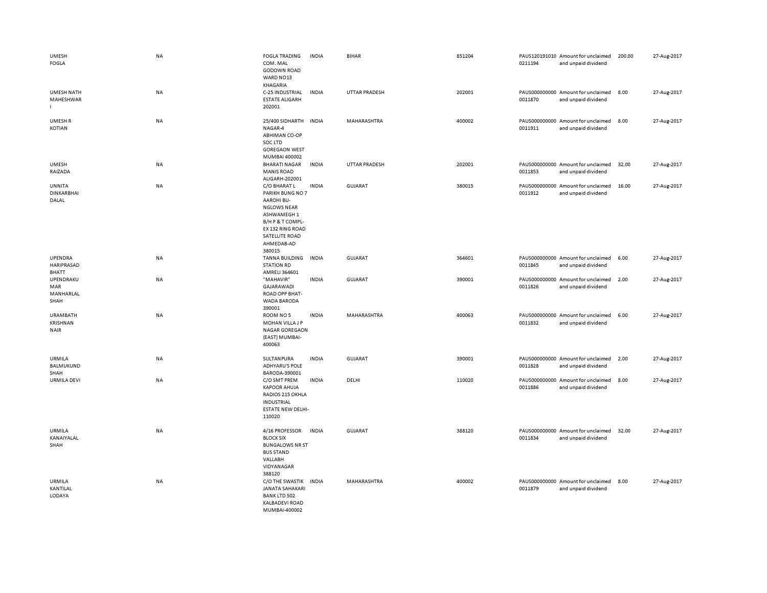| | | | | | | | | | |
|---|---|---|---|---|---|---|---|---|---|
| UMESH FOGLA | NA | FOGLA TRADING COM. MAL GODOWN ROAD WARD NO13 KHAGARIA | INDIA | BIHAR | 851204 | PAUS120191010 0211194 | Amount for unclaimed and unpaid dividend | 200.00 | 27-Aug-2017 |
| UMESH NATH MAHESHWAR I | NA | C-25 INDUSTRIAL ESTATE ALIGARH 202001 | INDIA | UTTAR PRADESH | 202001 | PAUS000000000 0011870 | Amount for unclaimed and unpaid dividend | 8.00 | 27-Aug-2017 |
| UMESH R KOTIAN | NA | 25/400 SIDHARTH NAGAR-4 ABHIMAN CO-OP SOC LTD GOREGAON WEST MUMBAI 400002 | INDIA | MAHARASHTRA | 400002 | PAUS000000000 0011911 | Amount for unclaimed and unpaid dividend | 8.00 | 27-Aug-2017 |
| UMESH RAIZADA | NA | BHARATI NAGAR MANIS ROAD ALIGARH-202001 | INDIA | UTTAR PRADESH | 202001 | PAUS000000000 0011853 | Amount for unclaimed and unpaid dividend | 32.00 | 27-Aug-2017 |
| UNNITA DINKARBHAI DALAL | NA | C/O BHARAT L PARIKH BUNG NO 7 AAROHI BU-NGLOWS NEAR ASHWAMEGH 1 B/H P & T COMPL-EX 132 RING ROAD SATELLITE ROAD AHMEDAB-AD 380015 | INDIA | GUJARAT | 380015 | PAUS000000000 0011912 | Amount for unclaimed and unpaid dividend | 16.00 | 27-Aug-2017 |
| UPENDRA HARIPRASAD BHATT | NA | TANNA BUILDING STATION RD AMRELI 364601 | INDIA | GUJARAT | 364601 | PAUS000000000 0011845 | Amount for unclaimed and unpaid dividend | 6.00 | 27-Aug-2017 |
| UPENDRAKU MAR MANHARLAL SHAH | NA | "MAHAVIR" GAJARAWADI ROAD OPP BHAT-WADA BARODA 390001 | INDIA | GUJARAT | 390001 | PAUS000000000 0011826 | Amount for unclaimed and unpaid dividend | 2.00 | 27-Aug-2017 |
| URAMBATH KRISHNAN NAIR | NA | ROOM NO 5 MOHAN VILLA J P NAGAR GOREGAON (EAST) MUMBAI-400063 | INDIA | MAHARASHTRA | 400063 | PAUS000000000 0011832 | Amount for unclaimed and unpaid dividend | 6.00 | 27-Aug-2017 |
| URMILA BALMUKUND SHAH | NA | SULTANPURA ADHYARU'S POLE BARODA-390001 | INDIA | GUJARAT | 390001 | PAUS000000000 0011828 | Amount for unclaimed and unpaid dividend | 2.00 | 27-Aug-2017 |
| URMILA DEVI | NA | C/O SMT PREM KAPOOR AHUJA RADIOS 215 OKHLA INDUSTRIAL ESTATE NEW DELHI-110020 | INDIA | DELHI | 110020 | PAUS000000000 0011886 | Amount for unclaimed and unpaid dividend | 8.00 | 27-Aug-2017 |
| URMILA KANAIYALAL SHAH | NA | 4/16 PROFESSOR BLOCK SIX BUNGALOWS NR ST BUS STAND VALLABH VIDYANAGAR 388120 | INDIA | GUJARAT | 388120 | PAUS000000000 0011834 | Amount for unclaimed and unpaid dividend | 32.00 | 27-Aug-2017 |
| URMILA KANTILAL LODAYA | NA | C/O THE SWASTIK JANATA SAHAKARI BANK LTD 502 KALBADEVI ROAD MUMBAI-400002 | INDIA | MAHARASHTRA | 400002 | PAUS000000000 0011879 | Amount for unclaimed and unpaid dividend | 8.00 | 27-Aug-2017 |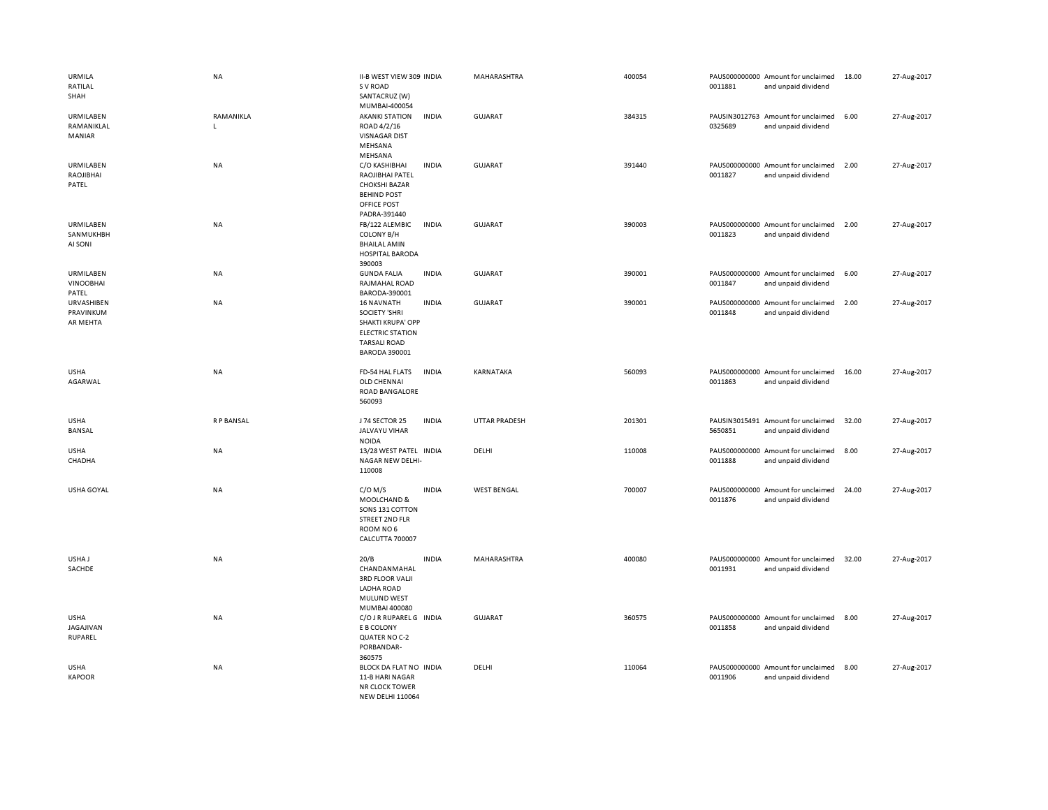| | | | | | | | | | |
|---|---|---|---|---|---|---|---|---|---|
| URMILA RATILAL SHAH | NA | II-B WEST VIEW 309 S V ROAD SANTACRUZ (W) MUMBAI-400054 | INDIA | MAHARASHTRA | 400054 | PAUS000000000 0011881 | Amount for unclaimed and unpaid dividend | 18.00 | 27-Aug-2017 |
| URMILABEN RAMANIKLAL MANIAR | RAMANIKLA L | AKANKI STATION ROAD 4/2/16 VISNAGAR DIST MEHSANA MEHSANA | INDIA | GUJARAT | 384315 | PAUSIN3012763 0325689 | Amount for unclaimed and unpaid dividend | 6.00 | 27-Aug-2017 |
| URMILABEN RAOJIBHAI PATEL | NA | C/O KASHIBHAI RAOJIBHAI PATEL CHOKSHI BAZAR BEHIND POST OFFICE POST PADRA-391440 | INDIA | GUJARAT | 391440 | PAUS000000000 0011827 | Amount for unclaimed and unpaid dividend | 2.00 | 27-Aug-2017 |
| URMILABEN SANMUKHBH AI SONI | NA | FB/122 ALEMBIC COLONY B/H BHAILAL AMIN HOSPITAL BARODA 390003 | INDIA | GUJARAT | 390003 | PAUS000000000 0011823 | Amount for unclaimed and unpaid dividend | 2.00 | 27-Aug-2017 |
| URMILABEN VINOOBHAI PATEL | NA | GUNDA FALIA RAJMAHAL ROAD BARODA-390001 | INDIA | GUJARAT | 390001 | PAUS000000000 0011847 | Amount for unclaimed and unpaid dividend | 6.00 | 27-Aug-2017 |
| URVASHIBEN PRAVINKUM AR MEHTA | NA | 16 NAVNATH SOCIETY 'SHRI SHAKTI KRUPA' OPP ELECTRIC STATION TARSALI ROAD BARODA 390001 | INDIA | GUJARAT | 390001 | PAUS000000000 0011848 | Amount for unclaimed and unpaid dividend | 2.00 | 27-Aug-2017 |
| USHA AGARWAL | NA | FD-54 HAL FLATS OLD CHENNAI ROAD BANGALORE 560093 | INDIA | KARNATAKA | 560093 | PAUS000000000 0011863 | Amount for unclaimed and unpaid dividend | 16.00 | 27-Aug-2017 |
| USHA BANSAL | R P BANSAL | J 74 SECTOR 25 JALVAYU VIHAR NOIDA | INDIA | UTTAR PRADESH | 201301 | PAUSIN3015491 5650851 | Amount for unclaimed and unpaid dividend | 32.00 | 27-Aug-2017 |
| USHA CHADHA | NA | 13/28 WEST PATEL NAGAR NEW DELHI-110008 | INDIA | DELHI | 110008 | PAUS000000000 0011888 | Amount for unclaimed and unpaid dividend | 8.00 | 27-Aug-2017 |
| USHA GOYAL | NA | C/O M/S MOOLCHAND & SONS 131 COTTON STREET 2ND FLR ROOM NO 6 CALCUTTA 700007 | INDIA | WEST BENGAL | 700007 | PAUS000000000 0011876 | Amount for unclaimed and unpaid dividend | 24.00 | 27-Aug-2017 |
| USHA J SACHDE | NA | 20/B CHANDANMAHAL 3RD FLOOR VALJI LADHA ROAD MULUND WEST MUMBAI 400080 | INDIA | MAHARASHTRA | 400080 | PAUS000000000 0011931 | Amount for unclaimed and unpaid dividend | 32.00 | 27-Aug-2017 |
| USHA JAGAJIVAN RUPAREL | NA | C/O J R RUPAREL G E B COLONY QUATER NO C-2 PORBANDAR-360575 | INDIA | GUJARAT | 360575 | PAUS000000000 0011858 | Amount for unclaimed and unpaid dividend | 8.00 | 27-Aug-2017 |
| USHA KAPOOR | NA | BLOCK DA FLAT NO 11-B HARI NAGAR NR CLOCK TOWER NEW DELHI 110064 | INDIA | DELHI | 110064 | PAUS000000000 0011906 | Amount for unclaimed and unpaid dividend | 8.00 | 27-Aug-2017 |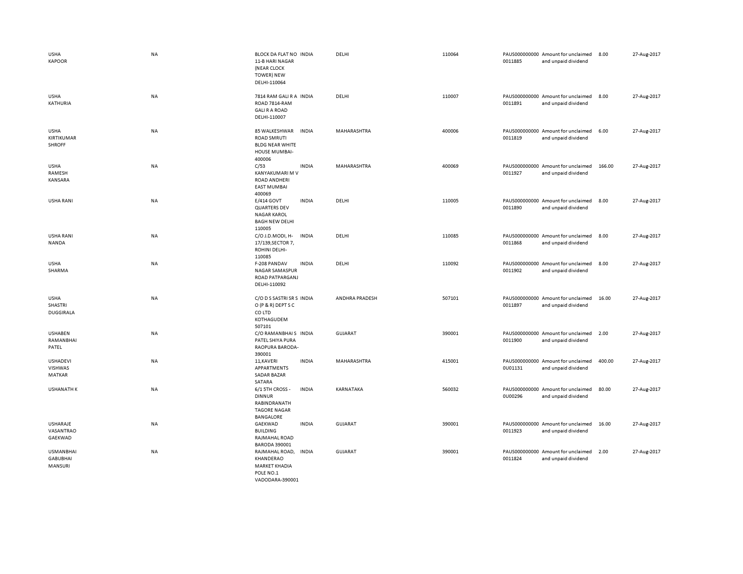| | | | | | | | | | |
|---|---|---|---|---|---|---|---|---|---|
| USHA KAPOOR | NA | BLOCK DA FLAT NO 11-B HARI NAGAR (NEAR CLOCK TOWER) NEW DELHI-110064 | INDIA | DELHI | 110064 | PAUS0000000000011885 | Amount for unclaimed and unpaid dividend | 8.00 | 27-Aug-2017 |
| USHA KATHURIA | NA | 7814 RAM GALI R A ROAD 7814-RAM GALI R A ROAD DELHI-110007 | INDIA | DELHI | 110007 | PAUS0000000000011891 | Amount for unclaimed and unpaid dividend | 8.00 | 27-Aug-2017 |
| USHA KIRTIKUMAR SHROFF | NA | 85 WALKESHWAR ROAD SMRUTI BLDG NEAR WHITE HOUSE MUMBAI-400006 | INDIA | MAHARASHTRA | 400006 | PAUS0000000000011819 | Amount for unclaimed and unpaid dividend | 6.00 | 27-Aug-2017 |
| USHA RAMESH KANSARA | NA | C/53 KANYAKUMARI M V ROAD ANDHERI EAST MUMBAI 400069 | INDIA | MAHARASHTRA | 400069 | PAUS0000000000011927 | Amount for unclaimed and unpaid dividend | 166.00 | 27-Aug-2017 |
| USHA RANI | NA | E/414 GOVT QUARTERS DEV NAGAR KAROL BAGH NEW DELHI 110005 | INDIA | DELHI | 110005 | PAUS0000000000011890 | Amount for unclaimed and unpaid dividend | 8.00 | 27-Aug-2017 |
| USHA RANI NANDA | NA | C/O J.D.MODI, H-17/139,SECTOR 7, ROHINI DELHI-110085 | INDIA | DELHI | 110085 | PAUS0000000000011868 | Amount for unclaimed and unpaid dividend | 8.00 | 27-Aug-2017 |
| USHA SHARMA | NA | F-208 PANDAV NAGAR SAMASPUR ROAD PATPARGANJ DELHI-110092 | INDIA | DELHI | 110092 | PAUS0000000000011902 | Amount for unclaimed and unpaid dividend | 8.00 | 27-Aug-2017 |
| USHA SHASTRI DUGGIRALA | NA | C/O D S SASTRI SR S O (P & R) DEPT S C CO LTD KOTHAGUDEM 507101 | INDIA | ANDHRA PRADESH | 507101 | PAUS0000000000011897 | Amount for unclaimed and unpaid dividend | 16.00 | 27-Aug-2017 |
| USHABEN RAMANBHAI PATEL | NA | C/O RAMANBHAI S PATEL SHIYA PURA RAOPURA BARODA-390001 | INDIA | GUJARAT | 390001 | PAUS0000000000011900 | Amount for unclaimed and unpaid dividend | 2.00 | 27-Aug-2017 |
| USHADEVI VISHWAS MATKAR | NA | 11,KAVERI APPARTMENTS SADAR BAZAR SATARA | INDIA | MAHARASHTRA | 415001 | PAUS0000000000U01131 | Amount for unclaimed and unpaid dividend | 400.00 | 27-Aug-2017 |
| USHANATH K | NA | 6/1 5TH CROSS - DINNUR RABINDRANATH TAGORE NAGAR BANGALORE | INDIA | KARNATAKA | 560032 | PAUS0000000000U00296 | Amount for unclaimed and unpaid dividend | 80.00 | 27-Aug-2017 |
| USHARAJE VASANTRAO GAEKWAD | NA | GAEKWAD BUILDING RAJMAHAL ROAD BARODA 390001 | INDIA | GUJARAT | 390001 | PAUS0000000000011923 | Amount for unclaimed and unpaid dividend | 16.00 | 27-Aug-2017 |
| USMANBHAI GABUBHAI MANSURI | NA | RAJMAHAL ROAD, KHANDERAO MARKET KHADIA POLE NO.1 VADODARA-390001 | INDIA | GUJARAT | 390001 | PAUS0000000000011824 | Amount for unclaimed and unpaid dividend | 2.00 | 27-Aug-2017 |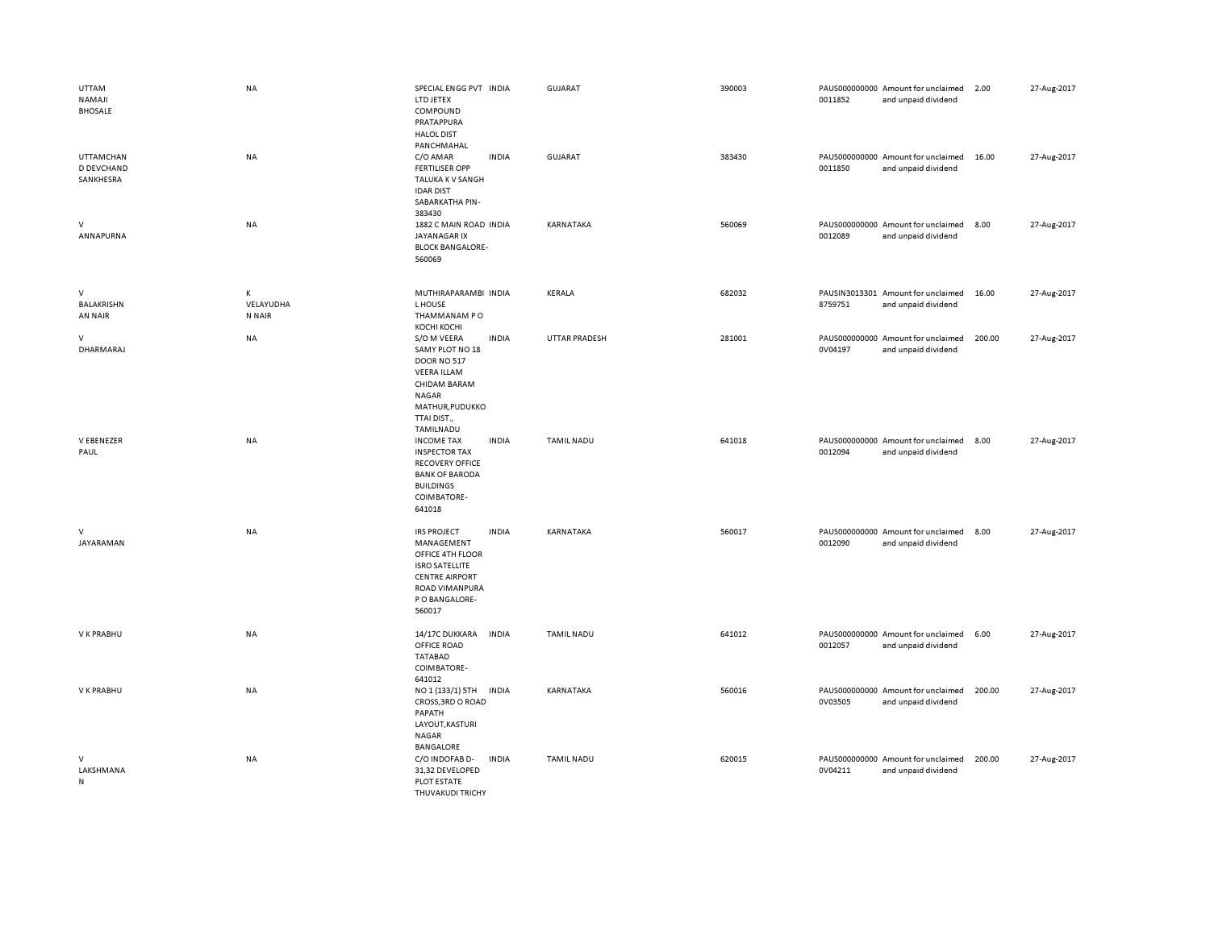| | | | | | | | | | |
|---|---|---|---|---|---|---|---|---|---|
| UTTAM NAMAJI BHOSALE | NA | SPECIAL ENGG PVT LTD JETEX COMPOUND PRATAPPURA HALOL DIST PANCHMAHAL | INDIA | GUJARAT | 390003 | PAUS0000000000011852 | Amount for unclaimed and unpaid dividend | 2.00 | 27-Aug-2017 |
| UTTAMCHAND DEVCHAND SANKHESRA | NA | C/O AMAR FERTILISER OPP TALUKA K V SANGH IDAR DIST SABARKATHA PIN-383430 | INDIA | GUJARAT | 383430 | PAUS0000000000011850 | Amount for unclaimed and unpaid dividend | 16.00 | 27-Aug-2017 |
| V ANNAPURNA | NA | 1882 C MAIN ROAD JAYANAGAR IX BLOCK BANGALORE-560069 | INDIA | KARNATAKA | 560069 | PAUS0000000000012089 | Amount for unclaimed and unpaid dividend | 8.00 | 27-Aug-2017 |
| V BALAKRISHNAN NAIR | K VELAYUDHAN NAIR | MUTHIRAPARAMBIL HOUSE THAMMANAM P O KOCHI KOCHI | INDIA | KERALA | 682032 | PAUSIN30133018759751 | Amount for unclaimed and unpaid dividend | 16.00 | 27-Aug-2017 |
| V DHARMARAJ | NA | S/O M VEERA SAMY PLOT NO 18 DOOR NO 517 VEERA ILLAM CHIDAM BARAM NAGAR MATHUR,PUDUKKOTTAI DIST., TAMILNADU | INDIA | UTTAR PRADESH | 281001 | PAUS0000000000V04197 | Amount for unclaimed and unpaid dividend | 200.00 | 27-Aug-2017 |
| V EBENEZER PAUL | NA | INCOME TAX INSPECTOR TAX RECOVERY OFFICE BANK OF BARODA BUILDINGS COIMBATORE-641018 | INDIA | TAMIL NADU | 641018 | PAUS0000000000012094 | Amount for unclaimed and unpaid dividend | 8.00 | 27-Aug-2017 |
| V JAYARAMAN | NA | IRS PROJECT MANAGEMENT OFFICE 4TH FLOOR ISRO SATELLITE CENTRE AIRPORT ROAD VIMANPURA P O BANGALORE-560017 | INDIA | KARNATAKA | 560017 | PAUS0000000000012090 | Amount for unclaimed and unpaid dividend | 8.00 | 27-Aug-2017 |
| V K PRABHU | NA | 14/17C DUKKARA OFFICE ROAD TATABAD COIMBATORE-641012 | INDIA | TAMIL NADU | 641012 | PAUS0000000000012057 | Amount for unclaimed and unpaid dividend | 6.00 | 27-Aug-2017 |
| V K PRABHU | NA | NO 1 (133/1) 5TH CROSS,3RD O ROAD PAPATH LAYOUT,KASTURI NAGAR BANGALORE | INDIA | KARNATAKA | 560016 | PAUS0000000000V03505 | Amount for unclaimed and unpaid dividend | 200.00 | 27-Aug-2017 |
| V LAKSHMANAN | NA | C/O INDOFAB D-31,32 DEVELOPED PLOT ESTATE THUVAKUDI TRICHY | INDIA | TAMIL NADU | 620015 | PAUS0000000000V04211 | Amount for unclaimed and unpaid dividend | 200.00 | 27-Aug-2017 |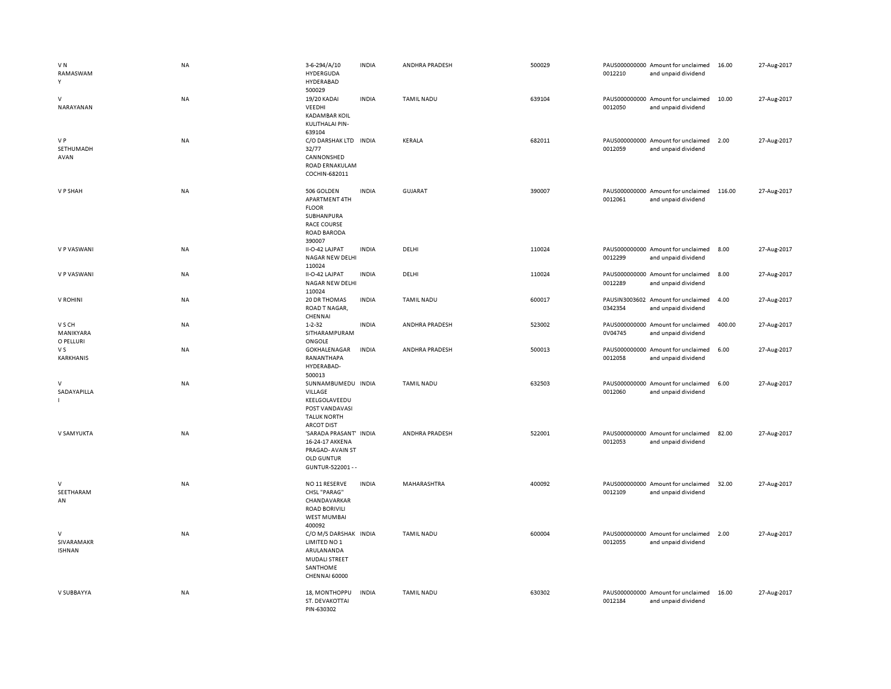| | | | | | | | | | |
|---|---|---|---|---|---|---|---|---|---|
| V N RAMASWAMY | NA | 3-6-294/A/10 HYDERGUDA HYDERABAD 500029 | INDIA | ANDHRA PRADESH | 500029 | PAUS0000000000012210 | Amount for unclaimed and unpaid dividend | 16.00 | 27-Aug-2017 |
| V NARAYANAN | NA | 19/20 KADAI VEEDHI KADAMBAR KOIL KULITHALAI PIN-639104 | INDIA | TAMIL NADU | 639104 | PAUS0000000000012050 | Amount for unclaimed and unpaid dividend | 10.00 | 27-Aug-2017 |
| V P SETHUMADHAVAN | NA | C/O DARSHAK LTD 32/77 CANNONSHED ROAD ERNAKULAM COCHIN-682011 | INDIA | KERALA | 682011 | PAUS0000000000012059 | Amount for unclaimed and unpaid dividend | 2.00 | 27-Aug-2017 |
| V P SHAH | NA | 506 GOLDEN APARTMENT 4TH FLOOR SUBHANPURA RACE COURSE ROAD BARODA 390007 | INDIA | GUJARAT | 390007 | PAUS0000000000012061 | Amount for unclaimed and unpaid dividend | 116.00 | 27-Aug-2017 |
| V P VASWANI | NA | II-O-42 LAJPAT NAGAR NEW DELHI 110024 | INDIA | DELHI | 110024 | PAUS0000000000012299 | Amount for unclaimed and unpaid dividend | 8.00 | 27-Aug-2017 |
| V P VASWANI | NA | II-O-42 LAJPAT NAGAR NEW DELHI 110024 | INDIA | DELHI | 110024 | PAUS0000000000012289 | Amount for unclaimed and unpaid dividend | 8.00 | 27-Aug-2017 |
| V ROHINI | NA | 20 DR THOMAS ROAD T NAGAR, CHENNAI | INDIA | TAMIL NADU | 600017 | PAUSIN30036020342354 | Amount for unclaimed and unpaid dividend | 4.00 | 27-Aug-2017 |
| V S CH MANIKYARAO PELLURI | NA | 1-2-32 SITHARAMPURAM ONGOLE | INDIA | ANDHRA PRADESH | 523002 | PAUS0000000000V04745 | Amount for unclaimed and unpaid dividend | 400.00 | 27-Aug-2017 |
| V S KARKHANIS | NA | GOKHALENAGAR RANANTHAPA HYDERABAD-500013 | INDIA | ANDHRA PRADESH | 500013 | PAUS0000000000012058 | Amount for unclaimed and unpaid dividend | 6.00 | 27-Aug-2017 |
| V SADAYAPILLAI | NA | SUNNAMBUMEDU VILLAGE KEELGOLAVEEDU POST VANDAVASI TALUK NORTH ARCOT DIST | INDIA | TAMIL NADU | 632503 | PAUS0000000000012060 | Amount for unclaimed and unpaid dividend | 6.00 | 27-Aug-2017 |
| V SAMYUKTA | NA | 'SARADA PRASANT' 16-24-17 AKKENA PRAGAD- AVAIN ST OLD GUNTUR GUNTUR-522001 - - | INDIA | ANDHRA PRADESH | 522001 | PAUS0000000000012053 | Amount for unclaimed and unpaid dividend | 82.00 | 27-Aug-2017 |
| V SEETHARAMAN | NA | NO 11 RESERVE CHSL "PARAG" CHANDAVARKAR ROAD BORIVILI WEST MUMBAI 400092 | INDIA | MAHARASHTRA | 400092 | PAUS0000000000012109 | Amount for unclaimed and unpaid dividend | 32.00 | 27-Aug-2017 |
| V SIVARAMAKRISHNAN | NA | C/O M/S DARSHAK LIMITED NO 1 ARULANANDA MUDALI STREET SANTHOME CHENNAI 60000 | INDIA | TAMIL NADU | 600004 | PAUS0000000000012055 | Amount for unclaimed and unpaid dividend | 2.00 | 27-Aug-2017 |
| V SUBBAYYA | NA | 18, MONTHOPPU ST. DEVAKOTTAI PIN-630302 | INDIA | TAMIL NADU | 630302 | PAUS0000000000012184 | Amount for unclaimed and unpaid dividend | 16.00 | 27-Aug-2017 |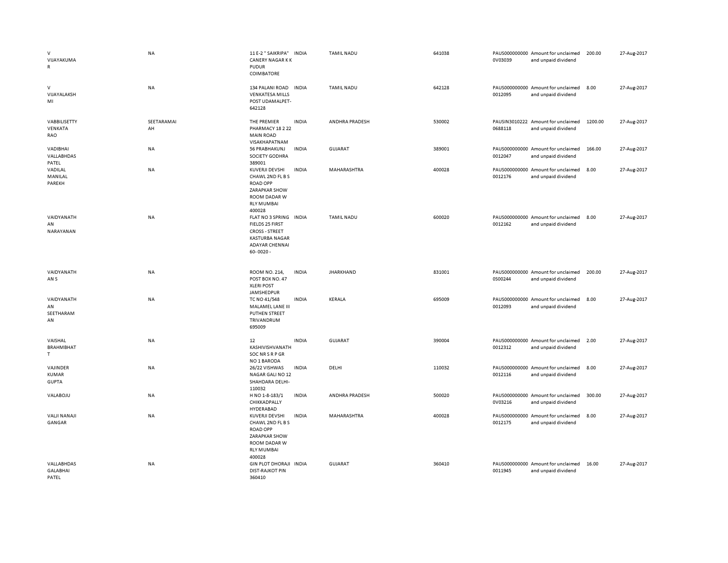| | | | | | | | | | |
|---|---|---|---|---|---|---|---|---|---|
| V VIJAYAKUMAR | NA | 11 E-2 " SAIKRIPA" CANERY NAGAR K K PUDUR COIMBATORE | INDIA | TAMIL NADU | 641038 | PAUS0000000000V03039 | Amount for unclaimed and unpaid dividend | 200.00 | 27-Aug-2017 |
| V VIJAYALAKSHMI | NA | 134 PALANI ROAD VENKATESA MILLS POST UDAMALPET-642128 | INDIA | TAMIL NADU | 642128 | PAUS00000000000012095 | Amount for unclaimed and unpaid dividend | 8.00 | 27-Aug-2017 |
| VABBILISETTY VENKATA RAO | SEETARAMAIAH | THE PREMIER PHARMACY 18 2 22 MAIN ROAD VISAKHAPATNAM | INDIA | ANDHRA PRADESH | 530002 | PAUSIN30102220688118 | Amount for unclaimed and unpaid dividend | 1200.00 | 27-Aug-2017 |
| VADIBHAI VALLABHDAS PATEL | NA | 56 PRABHAKUNJ SOCIETY GODHRA 389001 | INDIA | GUJARAT | 389001 | PAUS00000000000012047 | Amount for unclaimed and unpaid dividend | 166.00 | 27-Aug-2017 |
| VADILAL MANILAL PAREKH | NA | KUVERJI DEVSHI CHAWL 2ND FL B S ROAD OPP ZARAPKAR SHOW ROOM DADAR W RLY MUMBAI 400028 | INDIA | MAHARASHTRA | 400028 | PAUS00000000000012176 | Amount for unclaimed and unpaid dividend | 8.00 | 27-Aug-2017 |
| VAIDYANATHAN NARAYANAN | NA | FLAT NO 3 SPRING FIELDS 25 FIRST CROSS - STREET KASTURBA NAGAR ADAYAR CHENNAI 60- 0020 - | INDIA | TAMIL NADU | 600020 | PAUS00000000000012162 | Amount for unclaimed and unpaid dividend | 8.00 | 27-Aug-2017 |
| VAIDYANATHAN S | NA | ROOM NO. 214, POST BOX NO. 47 XLERI POST JAMSHEDPUR | INDIA | JHARKHAND | 831001 | PAUS0000000000S00244 | Amount for unclaimed and unpaid dividend | 200.00 | 27-Aug-2017 |
| VAIDYANATHAN SEETHARAMAN | NA | TC NO 41/548 MALAMEL LANE III PUTHEN STREET TRIVANDRUM 695009 | INDIA | KERALA | 695009 | PAUS00000000000012093 | Amount for unclaimed and unpaid dividend | 8.00 | 27-Aug-2017 |
| VAISHAL BRAHMBHATT | NA | 12 KASHIVISHVANATH SOC NR S R P GR NO 1 BARODA | INDIA | GUJARAT | 390004 | PAUS00000000000012312 | Amount for unclaimed and unpaid dividend | 2.00 | 27-Aug-2017 |
| VAJINDER KUMAR GUPTA | NA | 26/22 VISHWAS NAGAR GALI NO 12 SHAHDARA DELHI-110032 | INDIA | DELHI | 110032 | PAUS00000000000012116 | Amount for unclaimed and unpaid dividend | 8.00 | 27-Aug-2017 |
| VALABOJU | NA | H NO 1-8-183/1 CHIKKADPALLY HYDERABAD | INDIA | ANDHRA PRADESH | 500020 | PAUS0000000000V03216 | Amount for unclaimed and unpaid dividend | 300.00 | 27-Aug-2017 |
| VALJI NANAJI GANGAR | NA | KUVERJI DEVSHI CHAWL 2ND FL B S ROAD OPP ZARAPKAR SHOW ROOM DADAR W RLY MUMBAI 400028 | INDIA | MAHARASHTRA | 400028 | PAUS00000000000012175 | Amount for unclaimed and unpaid dividend | 8.00 | 27-Aug-2017 |
| VALLABHDAS GALABHAI PATEL | NA | GIN PLOT DHORAJI DIST-RAJKOT PIN 360410 | INDIA | GUJARAT | 360410 | PAUS00000000000011945 | Amount for unclaimed and unpaid dividend | 16.00 | 27-Aug-2017 |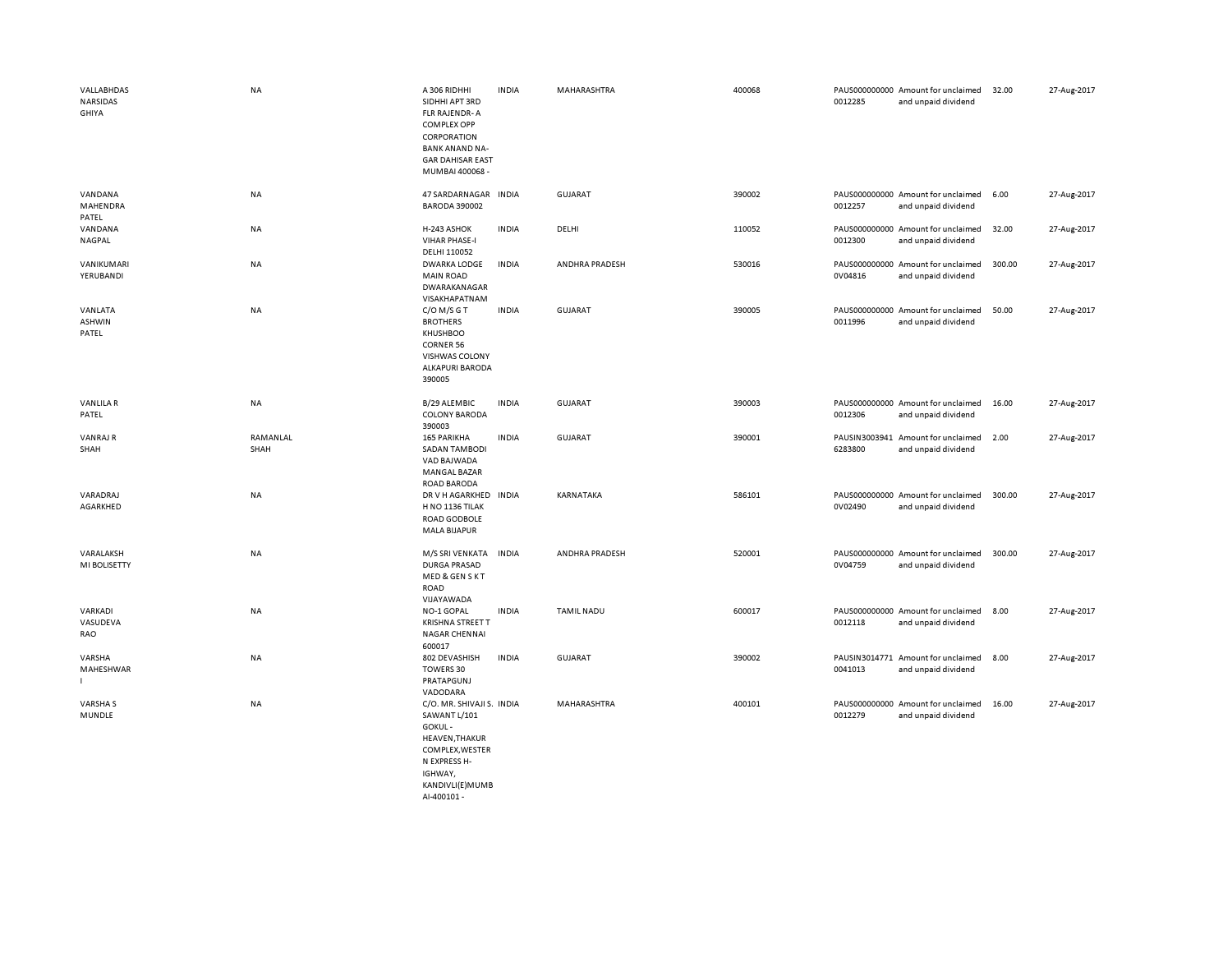| | | | | | | | | | |
|---|---|---|---|---|---|---|---|---|---|
| VALLABHDAS NARSIDAS GHIYA | NA | A 306 RIDHHI SIDHHI APT 3RD FLR RAJENDR- A COMPLEX OPP CORPORATION BANK ANAND NA- GAR DAHISAR EAST MUMBAI 400068 - | INDIA | MAHARASHTRA | 400068 | PAUS0000000000012285 | Amount for unclaimed and unpaid dividend | 32.00 | 27-Aug-2017 |
| VANDANA MAHENDRA PATEL | NA | 47 SARDARNAGAR BARODA 390002 | INDIA | GUJARAT | 390002 | PAUS0000000000012257 | Amount for unclaimed and unpaid dividend | 6.00 | 27-Aug-2017 |
| VANDANA NAGPAL | NA | H-243 ASHOK VIHAR PHASE-I DELHI 110052 | INDIA | DELHI | 110052 | PAUS0000000000012300 | Amount for unclaimed and unpaid dividend | 32.00 | 27-Aug-2017 |
| VANIKUMARI YERUBANDI | NA | DWARKA LODGE MAIN ROAD DWARAKANAGAR VISAKHAPATNAM | INDIA | ANDHRA PRADESH | 530016 | PAUS0000000000V04816 | Amount for unclaimed and unpaid dividend | 300.00 | 27-Aug-2017 |
| VANLATA ASHWIN PATEL | NA | C/O M/S G T BROTHERS KHUSHBOO CORNER 56 VISHWAS COLONY ALKAPURI BARODA 390005 | INDIA | GUJARAT | 390005 | PAUS0000000000011996 | Amount for unclaimed and unpaid dividend | 50.00 | 27-Aug-2017 |
| VANLILA R PATEL | NA | B/29 ALEMBIC COLONY BARODA 390003 | INDIA | GUJARAT | 390003 | PAUS0000000000012306 | Amount for unclaimed and unpaid dividend | 16.00 | 27-Aug-2017 |
| VANRAJ R SHAH | RAMANLAL SHAH | 165 PARIKHA SADAN TAMBODI VAD BAJWADA MANGAL BAZAR ROAD BARODA | INDIA | GUJARAT | 390001 | PAUSIN30039416283800 | Amount for unclaimed and unpaid dividend | 2.00 | 27-Aug-2017 |
| VARADRAJ AGARKHED | NA | DR V H AGARKHED H NO 1136 TILAK ROAD GODBOLE MALA BIJAPUR | INDIA | KARNATAKA | 586101 | PAUS0000000000V02490 | Amount for unclaimed and unpaid dividend | 300.00 | 27-Aug-2017 |
| VARALAKSH MI BOLISETTY | NA | M/S SRI VENKATA DURGA PRASAD MED & GEN S K T ROAD VIJAYAWADA | INDIA | ANDHRA PRADESH | 520001 | PAUS0000000000V04759 | Amount for unclaimed and unpaid dividend | 300.00 | 27-Aug-2017 |
| VARKADI VASUDEVA RAO | NA | NO-1 GOPAL KRISHNA STREET T NAGAR CHENNAI 600017 | INDIA | TAMIL NADU | 600017 | PAUS0000000000012118 | Amount for unclaimed and unpaid dividend | 8.00 | 27-Aug-2017 |
| VARSHA MAHESHWAR I | NA | 802 DEVASHISH TOWERS 30 PRATAPGUNJ VADODARA | INDIA | GUJARAT | 390002 | PAUSIN30147710041013 | Amount for unclaimed and unpaid dividend | 8.00 | 27-Aug-2017 |
| VARSHA S MUNDLE | NA | C/O. MR. SHIVAJI S. SAWANT L/101 GOKUL - HEAVEN,THAKUR COMPLEX,WESTER N EXPRESS H- IGHWAY, KANDIVLI(E)MUMB AI-400101 - | INDIA | MAHARASHTRA | 400101 | PAUS0000000000012279 | Amount for unclaimed and unpaid dividend | 16.00 | 27-Aug-2017 |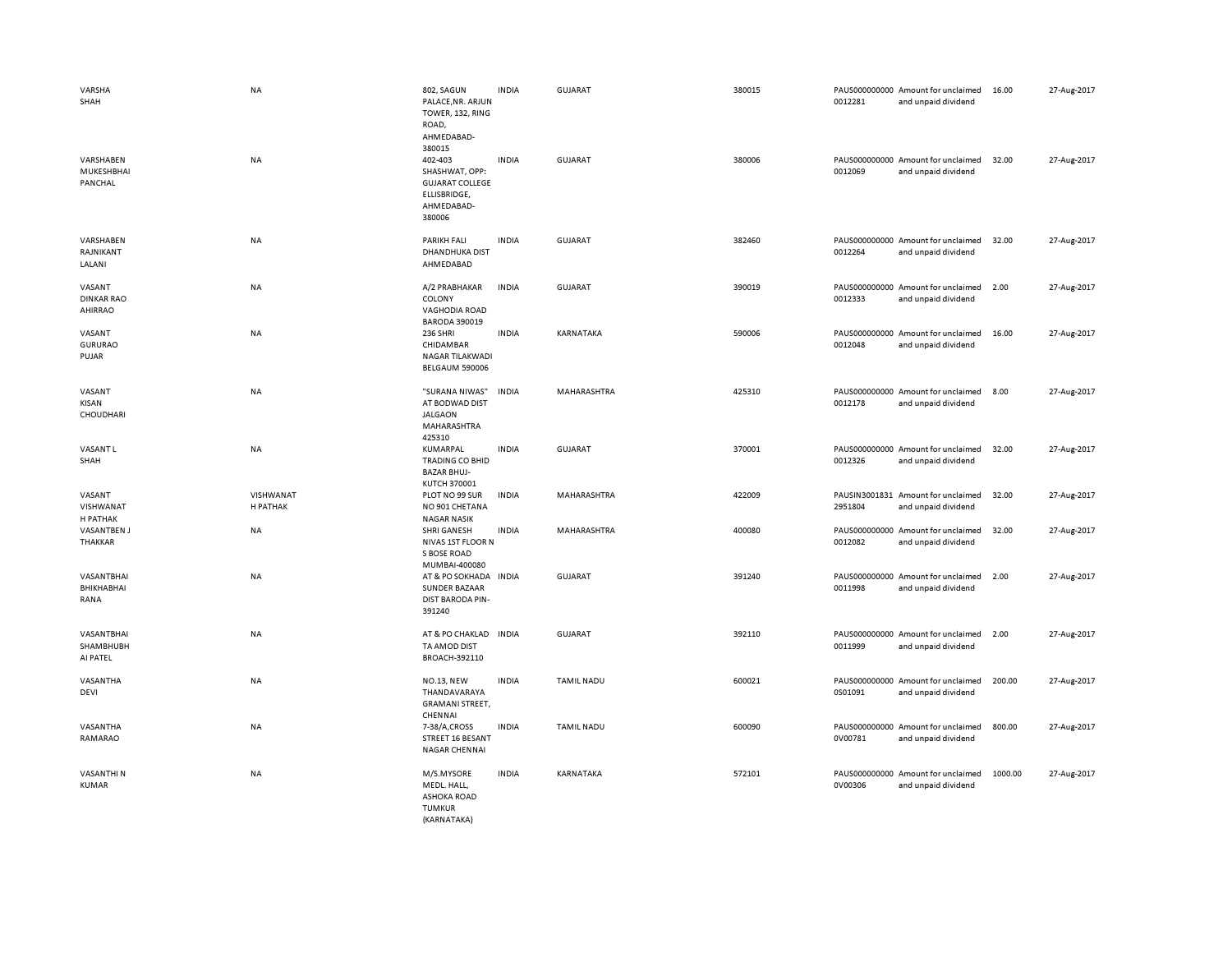| | | | | | | | | | |
|---|---|---|---|---|---|---|---|---|---|
| VARSHA SHAH | NA | 802, SAGUN PALACE,NR. ARJUN TOWER, 132, RING ROAD, AHMEDABAD-380015 | INDIA | GUJARAT | 380015 | PAUS0000000000012281 | Amount for unclaimed and unpaid dividend | 16.00 | 27-Aug-2017 |
| VARSHABEN MUKESHBHAI PANCHAL | NA | 402-403 SHASHWAT, OPP: GUJARAT COLLEGE ELLISBRIDGE, AHMEDABAD-380006 | INDIA | GUJARAT | 380006 | PAUS0000000000012069 | Amount for unclaimed and unpaid dividend | 32.00 | 27-Aug-2017 |
| VARSHABEN RAJNIKANT LALANI | NA | PARIKH FALI DHANDHUKA DIST AHMEDABAD | INDIA | GUJARAT | 382460 | PAUS0000000000012264 | Amount for unclaimed and unpaid dividend | 32.00 | 27-Aug-2017 |
| VASANT DINKAR RAO AHIRRAO | NA | A/2 PRABHAKAR COLONY VAGHODIA ROAD BARODA 390019 | INDIA | GUJARAT | 390019 | PAUS0000000000012333 | Amount for unclaimed and unpaid dividend | 2.00 | 27-Aug-2017 |
| VASANT GURURAO PUJAR | NA | 236 SHRI CHIDAMBAR NAGAR TILAKWADI BELGAUM 590006 | INDIA | KARNATAKA | 590006 | PAUS0000000000012048 | Amount for unclaimed and unpaid dividend | 16.00 | 27-Aug-2017 |
| VASANT KISAN CHOUDHARI | NA | "SURANA NIWAS" AT BODWAD DIST JALGAON MAHARASHTRA 425310 | INDIA | MAHARASHTRA | 425310 | PAUS0000000000012178 | Amount for unclaimed and unpaid dividend | 8.00 | 27-Aug-2017 |
| VASANT L SHAH | NA | KUMARPAL TRADING CO BHID BAZAR BHUJ-KUTCH 370001 | INDIA | GUJARAT | 370001 | PAUS0000000000012326 | Amount for unclaimed and unpaid dividend | 32.00 | 27-Aug-2017 |
| VASANT VISHWANAT H PATHAK | VISHWANAT H PATHAK | PLOT NO 99 SUR NO 901 CHETANA NAGAR NASIK | INDIA | MAHARASHTRA | 422009 | PAUSIN30018312951804 | Amount for unclaimed and unpaid dividend | 32.00 | 27-Aug-2017 |
| VASANTBEN J THAKKAR | NA | SHRI GANESH NIVAS 1ST FLOOR N S BOSE ROAD MUMBAI-400080 | INDIA | MAHARASHTRA | 400080 | PAUS0000000000012082 | Amount for unclaimed and unpaid dividend | 32.00 | 27-Aug-2017 |
| VASANTBHAI BHIKHABHAI RANA | NA | AT & PO SOKHADA SUNDER BAZAAR DIST BARODA PIN-391240 | INDIA | GUJARAT | 391240 | PAUS0000000000011998 | Amount for unclaimed and unpaid dividend | 2.00 | 27-Aug-2017 |
| VASANTBHAI SHAMBHUBH AI PATEL | NA | AT & PO CHAKLAD TA AMOD DIST BROACH-392110 | INDIA | GUJARAT | 392110 | PAUS0000000000011999 | Amount for unclaimed and unpaid dividend | 2.00 | 27-Aug-2017 |
| VASANTHA DEVI | NA | NO.13, NEW THANDAVARAYA GRAMANI STREET, CHENNAI | INDIA | TAMIL NADU | 600021 | PAUS0000000000S01091 | Amount for unclaimed and unpaid dividend | 200.00 | 27-Aug-2017 |
| VASANTHA RAMARAO | NA | 7-38/A,CROSS STREET 16 BESANT NAGAR CHENNAI | INDIA | TAMIL NADU | 600090 | PAUS0000000000V00781 | Amount for unclaimed and unpaid dividend | 800.00 | 27-Aug-2017 |
| VASANTHI N KUMAR | NA | M/S.MYSORE MEDL. HALL, ASHOKA ROAD TUMKUR (KARNATAKA) | INDIA | KARNATAKA | 572101 | PAUS0000000000V00306 | Amount for unclaimed and unpaid dividend | 1000.00 | 27-Aug-2017 |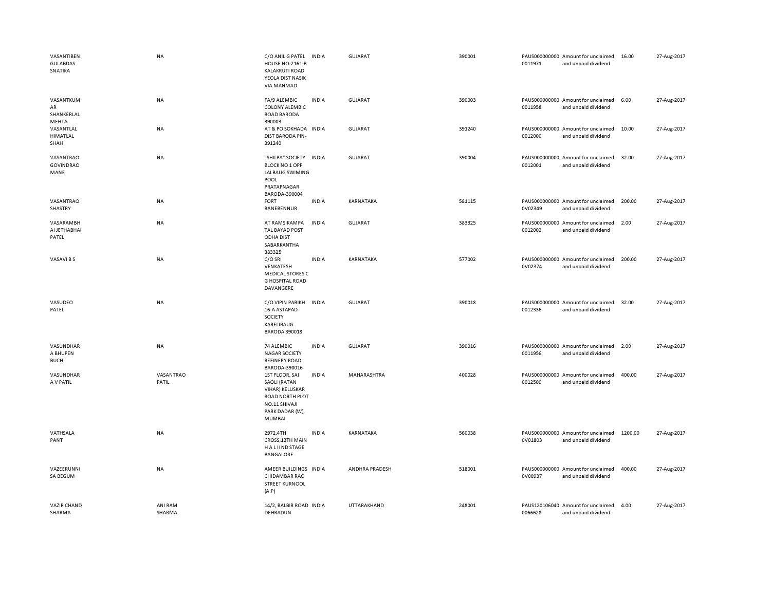| | | | | | | | | | |
|---|---|---|---|---|---|---|---|---|---|
| VASANTIBEN GULABDAS SNATIKA | NA | C/O ANIL G PATEL HOUSE NO-2161-B KALAKRUTI ROAD YEOLA DIST NASIK VIA MANMAD | INDIA | GUJARAT | 390001 | PAUS0000000000011971 | Amount for unclaimed and unpaid dividend | 16.00 | 27-Aug-2017 |
| VASANTKUMAR SHANKERLAL MEHTA | NA | FA/9 ALEMBIC COLONY ALEMBIC ROAD BARODA 390003 | INDIA | GUJARAT | 390003 | PAUS0000000000011958 | Amount for unclaimed and unpaid dividend | 6.00 | 27-Aug-2017 |
| VASANTLAL HIMATLAL SHAH | NA | AT & PO SOKHADA DIST BARODA PIN-391240 | INDIA | GUJARAT | 391240 | PAUS0000000000012000 | Amount for unclaimed and unpaid dividend | 10.00 | 27-Aug-2017 |
| VASANTRAO GOVINDRAO MANE | NA | "SHILPA" SOCIETY BLOCK NO 1 OPP LALBAUG SWIMING POOL PRATAPNAGAR BARODA-390004 | INDIA | GUJARAT | 390004 | PAUS0000000000012001 | Amount for unclaimed and unpaid dividend | 32.00 | 27-Aug-2017 |
| VASANTRAO SHASTRY | NA | FORT RANEBENNUR | INDIA | KARNATAKA | 581115 | PAUS0000000000V02349 | Amount for unclaimed and unpaid dividend | 200.00 | 27-Aug-2017 |
| VASARAMBHAI JETHABHAI PATEL | NA | AT RAMSIKAMPA TAL BAYAD POST ODHA DIST SABARKANTHA 383325 | INDIA | GUJARAT | 383325 | PAUS0000000000012002 | Amount for unclaimed and unpaid dividend | 2.00 | 27-Aug-2017 |
| VASAVI B S | NA | C/O SRI VENKATESH MEDICAL STORES C G HOSPITAL ROAD DAVANGERE | INDIA | KARNATAKA | 577002 | PAUS0000000000V02374 | Amount for unclaimed and unpaid dividend | 200.00 | 27-Aug-2017 |
| VASUDEO PATEL | NA | C/O VIPIN PARIKH 16-A ASTAPAD SOCIETY KARELIBAUG BARODA 390018 | INDIA | GUJARAT | 390018 | PAUS0000000000012336 | Amount for unclaimed and unpaid dividend | 32.00 | 27-Aug-2017 |
| VASUNDHARA BHUPEN BUCH | NA | 74 ALEMBIC NAGAR SOCIETY REFINERY ROAD BARODA-390016 | INDIA | GUJARAT | 390016 | PAUS0000000000011956 | Amount for unclaimed and unpaid dividend | 2.00 | 27-Aug-2017 |
| VASUNDHARA V PATIL | VASANTRAO PATIL | 1ST FLOOR, SAI SAOLI (RATAN VIHAR) KELUSKAR ROAD NORTH PLOT NO.11 SHIVAJI PARK DADAR (W), MUMBAI | INDIA | MAHARASHTRA | 400028 | PAUS0000000000012509 | Amount for unclaimed and unpaid dividend | 400.00 | 27-Aug-2017 |
| VATHSALA PANT | NA | 2972,4TH CROSS,13TH MAIN H A L II ND STAGE BANGALORE | INDIA | KARNATAKA | 560038 | PAUS0000000000V01803 | Amount for unclaimed and unpaid dividend | 1200.00 | 27-Aug-2017 |
| VAZEERUNNISA BEGUM | NA | AMEER BUILDINGS CHIDAMBAR RAO STREET KURNOOL (A.P) | INDIA | ANDHRA PRADESH | 518001 | PAUS0000000000V00937 | Amount for unclaimed and unpaid dividend | 400.00 | 27-Aug-2017 |
| VAZIR CHAND SHARMA | ANI RAM SHARMA | 14/2, BALBIR ROAD DEHRADUN | INDIA | UTTARAKHAND | 248001 | PAUS1201060400066628 | Amount for unclaimed and unpaid dividend | 4.00 | 27-Aug-2017 |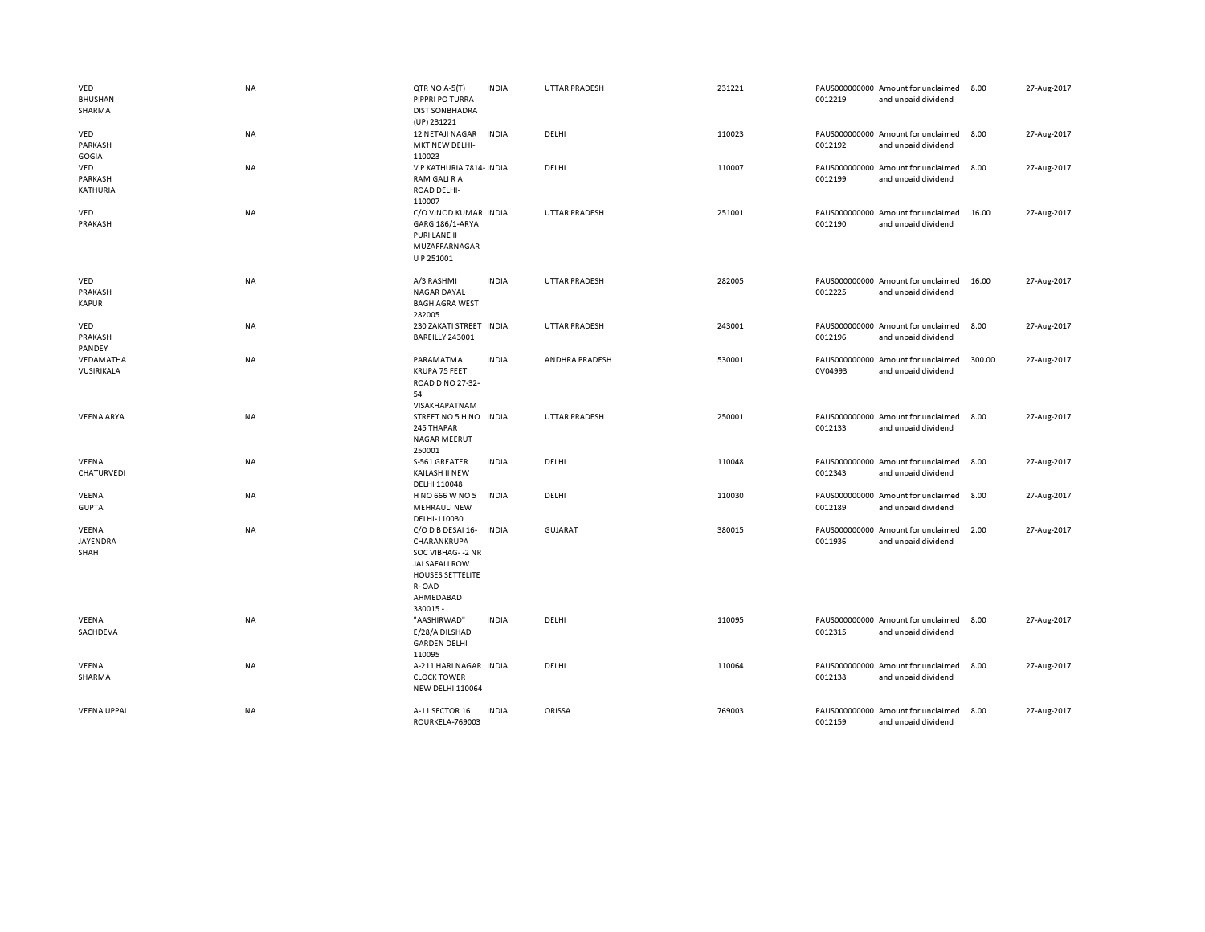| | | | | | | | | | |
|---|---|---|---|---|---|---|---|---|---|
| VED BHUSHAN SHARMA | NA | QTR NO A-5(T) PIPPRI PO TURRA DIST SONBHADRA (UP) 231221 | INDIA | UTTAR PRADESH | 231221 | PAUS0000000000012219 | Amount for unclaimed and unpaid dividend | 8.00 | 27-Aug-2017 |
| VED PARKASH GOGIA | NA | 12 NETAJI NAGAR MKT NEW DELHI-110023 | INDIA | DELHI | 110023 | PAUS0000000000012192 | Amount for unclaimed and unpaid dividend | 8.00 | 27-Aug-2017 |
| VED PARKASH KATHURIA | NA | V P KATHURIA 7814-RAM GALI R A ROAD DELHI-110007 | INDIA | DELHI | 110007 | PAUS0000000000012199 | Amount for unclaimed and unpaid dividend | 8.00 | 27-Aug-2017 |
| VED PRAKASH | NA | C/O VINOD KUMAR GARG 186/1-ARYA PURI LANE II MUZAFFARNAGAR U P 251001 | INDIA | UTTAR PRADESH | 251001 | PAUS0000000000012190 | Amount for unclaimed and unpaid dividend | 16.00 | 27-Aug-2017 |
| VED PRAKASH KAPUR | NA | A/3 RASHMI NAGAR DAYAL BAGH AGRA WEST 282005 | INDIA | UTTAR PRADESH | 282005 | PAUS0000000000012225 | Amount for unclaimed and unpaid dividend | 16.00 | 27-Aug-2017 |
| VED PRAKASH PANDEY | NA | 230 ZAKATI STREET BAREILLY 243001 | INDIA | UTTAR PRADESH | 243001 | PAUS0000000000012196 | Amount for unclaimed and unpaid dividend | 8.00 | 27-Aug-2017 |
| VEDAMATHA VUSIRIKALA | NA | PARAMATMA KRUPA 75 FEET ROAD D NO 27-32-54 VISAKHAPATNAM | INDIA | ANDHRA PRADESH | 530001 | PAUS0000000000V04993 | Amount for unclaimed and unpaid dividend | 300.00 | 27-Aug-2017 |
| VEENA ARYA | NA | STREET NO 5 H NO 245 THAPAR NAGAR MEERUT 250001 | INDIA | UTTAR PRADESH | 250001 | PAUS0000000000012133 | Amount for unclaimed and unpaid dividend | 8.00 | 27-Aug-2017 |
| VEENA CHATURVEDI | NA | S-561 GREATER KAILASH II NEW DELHI 110048 | INDIA | DELHI | 110048 | PAUS0000000000012343 | Amount for unclaimed and unpaid dividend | 8.00 | 27-Aug-2017 |
| VEENA GUPTA | NA | H NO 666 W NO 5 MEHRAULI NEW DELHI-110030 | INDIA | DELHI | 110030 | PAUS0000000000012189 | Amount for unclaimed and unpaid dividend | 8.00 | 27-Aug-2017 |
| VEENA JAYENDRA SHAH | NA | C/O D B DESAI 16-CHARANKRUPA SOC VIBHAG- -2 NR JAI SAFALI ROW HOUSES SETTELITE R- OAD AHMEDABAD 380015 - | INDIA | GUJARAT | 380015 | PAUS0000000000011936 | Amount for unclaimed and unpaid dividend | 2.00 | 27-Aug-2017 |
| VEENA SACHDEVA | NA | "AASHIRWAD" E/28/A DILSHAD GARDEN DELHI 110095 | INDIA | DELHI | 110095 | PAUS0000000000012315 | Amount for unclaimed and unpaid dividend | 8.00 | 27-Aug-2017 |
| VEENA SHARMA | NA | A-211 HARI NAGAR CLOCK TOWER NEW DELHI 110064 | INDIA | DELHI | 110064 | PAUS0000000000012138 | Amount for unclaimed and unpaid dividend | 8.00 | 27-Aug-2017 |
| VEENA UPPAL | NA | A-11 SECTOR 16 ROURKELA-769003 | INDIA | ORISSA | 769003 | PAUS0000000000012159 | Amount for unclaimed and unpaid dividend | 8.00 | 27-Aug-2017 |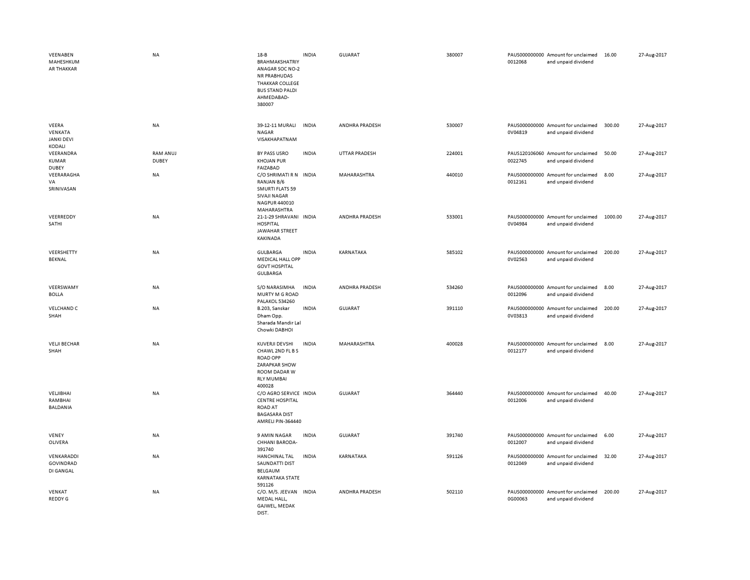| | | | | | | | | | |
|---|---|---|---|---|---|---|---|---|---|
| VEENABEN MAHESHKUMAR THAKKAR | NA | 18-B BRAHMAKSHATRIYANAGAR SOC NO-2 NR PRABHUDAS THAKKAR COLLEGE BUS STAND PALDI AHMEDABAD-380007 | INDIA | GUJARAT | 380007 | PAUS0000000000012068 | Amount for unclaimed and unpaid dividend | 16.00 | 27-Aug-2017 |
| VEERA VENKATA JANKI DEVI KODALI | NA | 39-12-11 MURALI NAGAR VISAKHAPATNAM | INDIA | ANDHRA PRADESH | 530007 | PAUS0000000000V04819 | Amount for unclaimed and unpaid dividend | 300.00 | 27-Aug-2017 |
| VEERANDRA KUMAR DUBEY | RAM ANUJ DUBEY | BY PASS USRO KHOJAN PUR FAIZABAD | INDIA | UTTAR PRADESH | 224001 | PAUS1201060600022745 | Amount for unclaimed and unpaid dividend | 50.00 | 27-Aug-2017 |
| VEERARAGHAVA SRINIVASAN | NA | C/O SHRIMATI R N RANJAN B/6 SMURTI FLATS 59 SIVAJI NAGAR NAGPUR 440010 MAHARASHTRA | INDIA | MAHARASHTRA | 440010 | PAUS0000000000012161 | Amount for unclaimed and unpaid dividend | 8.00 | 27-Aug-2017 |
| VEERREDDY SATHI | NA | 21-1-29 SHRAVANI HOSPITAL JAWAHAR STREET KAKINADA | INDIA | ANDHRA PRADESH | 533001 | PAUS0000000000V04984 | Amount for unclaimed and unpaid dividend | 1000.00 | 27-Aug-2017 |
| VEERSHETTY BEKNAL | NA | GULBARGA MEDICAL HALL OPP GOVT HOSPITAL GULBARGA | INDIA | KARNATAKA | 585102 | PAUS0000000000V02563 | Amount for unclaimed and unpaid dividend | 200.00 | 27-Aug-2017 |
| VEERSWAMY BOLLA | NA | S/O NARASIMHA MURTY M G ROAD PALAKOL 534260 | INDIA | ANDHRA PRADESH | 534260 | PAUS0000000000012096 | Amount for unclaimed and unpaid dividend | 8.00 | 27-Aug-2017 |
| VELCHAND C SHAH | NA | B.203, Sanskar Dham Opp. Sharada Mandir Lal Chowki DABHOI | INDIA | GUJARAT | 391110 | PAUS0000000000V03813 | Amount for unclaimed and unpaid dividend | 200.00 | 27-Aug-2017 |
| VELJI BECHAR SHAH | NA | KUVERJI DEVSHI CHAWL 2ND FL B S ROAD OPP ZARAPKAR SHOW ROOM DADAR W RLY MUMBAI 400028 | INDIA | MAHARASHTRA | 400028 | PAUS0000000000012177 | Amount for unclaimed and unpaid dividend | 8.00 | 27-Aug-2017 |
| VELJIBHAI RAMBHAI BALDANIA | NA | C/O AGRO SERVICE CENTRE HOSPITAL ROAD AT BAGASARA DIST AMRELI PIN-364440 | INDIA | GUJARAT | 364440 | PAUS0000000000012006 | Amount for unclaimed and unpaid dividend | 40.00 | 27-Aug-2017 |
| VENEY OLIVERA | NA | 9 AMIN NAGAR CHHANI BARODA-391740 | INDIA | GUJARAT | 391740 | PAUS0000000000012007 | Amount for unclaimed and unpaid dividend | 6.00 | 27-Aug-2017 |
| VENKARADDI GOVINDRADDI GANGAL | NA | HANCHINAL TAL SAUNDATTI DIST BELGAUM KARNATAKA STATE 591126 | INDIA | KARNATAKA | 591126 | PAUS0000000000012049 | Amount for unclaimed and unpaid dividend | 32.00 | 27-Aug-2017 |
| VENKAT REDDY G | NA | C/O. M/S. JEEVAN MEDAL HALL, GAJWEL, MEDAK DIST. | INDIA | ANDHRA PRADESH | 502110 | PAUS0000000000G00063 | Amount for unclaimed and unpaid dividend | 200.00 | 27-Aug-2017 |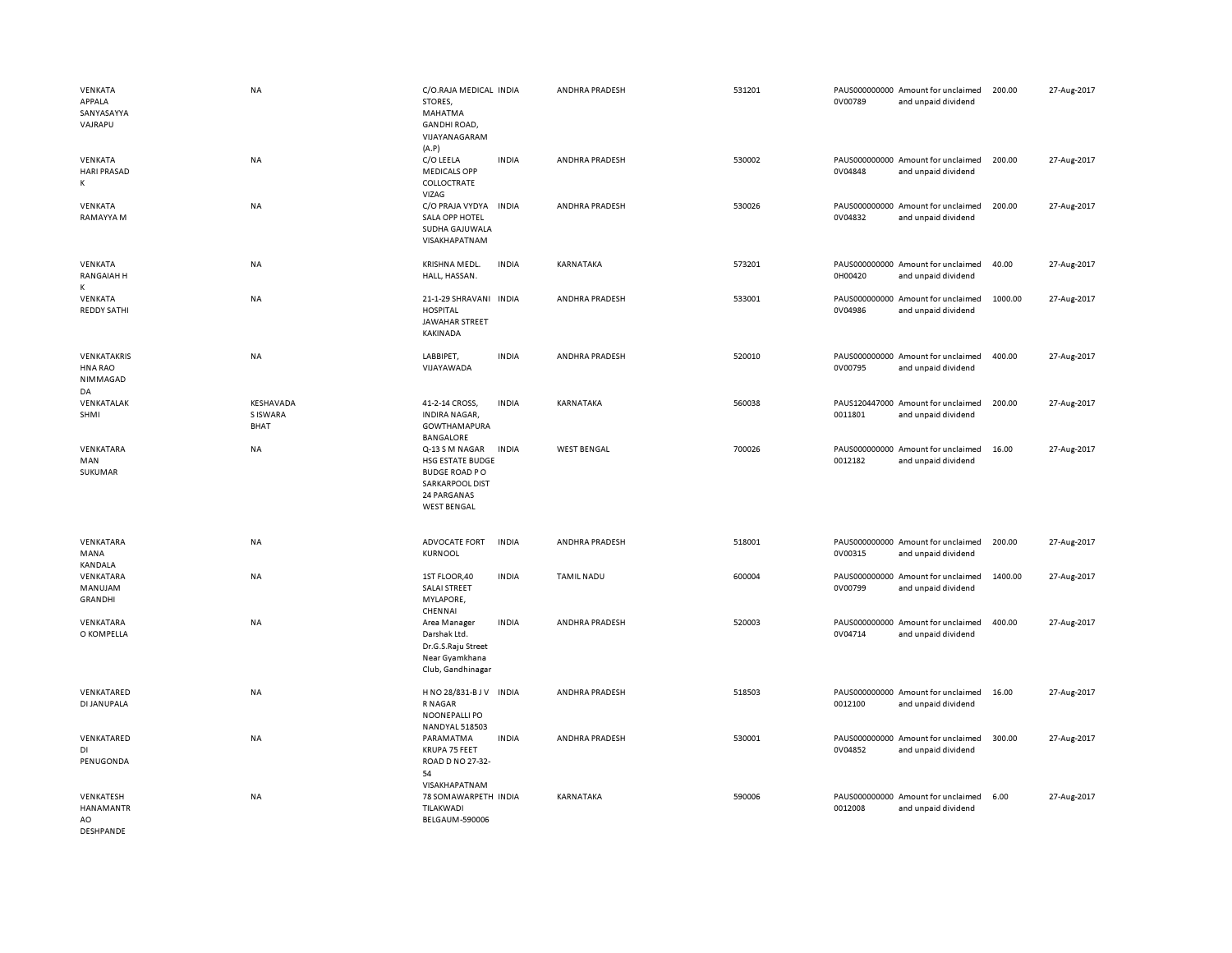| | | | | | | | | | |
|---|---|---|---|---|---|---|---|---|---|
| VENKATA APPALA SANYASAYYA VAJRAPU | NA | C/O.RAJA MEDICAL STORES, MAHATMA GANDHI ROAD, VIJAYANAGARAM (A.P) | INDIA | ANDHRA PRADESH | 531201 | PAUS0000000000V00789 | Amount for unclaimed and unpaid dividend | 200.00 | 27-Aug-2017 |
| VENKATA HARI PRASAD K | NA | C/O LEELA MEDICALS OPP COLLOCTRATE VIZAG | INDIA | ANDHRA PRADESH | 530002 | PAUS0000000000V04848 | Amount for unclaimed and unpaid dividend | 200.00 | 27-Aug-2017 |
| VENKATA RAMAYYA M | NA | C/O PRAJA VYDYA SALA OPP HOTEL SUDHA GAJUWALA VISAKHAPATNAM | INDIA | ANDHRA PRADESH | 530026 | PAUS0000000000V04832 | Amount for unclaimed and unpaid dividend | 200.00 | 27-Aug-2017 |
| VENKATA RANGAIAH H K | NA | KRISHNA MEDL. HALL, HASSAN. | INDIA | KARNATAKA | 573201 | PAUS0000000000H00420 | Amount for unclaimed and unpaid dividend | 40.00 | 27-Aug-2017 |
| VENKATA REDDY SATHI | NA | 21-1-29 SHRAVANI HOSPITAL JAWAHAR STREET KAKINADA | INDIA | ANDHRA PRADESH | 533001 | PAUS0000000000V04986 | Amount for unclaimed and unpaid dividend | 1000.00 | 27-Aug-2017 |
| VENKATAKRISHNA RAO NIMMAGADDA | NA | LABBIPET, VIJAYAWADA | INDIA | ANDHRA PRADESH | 520010 | PAUS0000000000V00795 | Amount for unclaimed and unpaid dividend | 400.00 | 27-Aug-2017 |
| VENKATALAKSHMI | KESHAVADAS ISWARA BHAT | 41-2-14 CROSS, INDIRA NAGAR, GOWTHAMAPURA BANGALORE | INDIA | KARNATAKA | 560038 | PAUS1204470000011801 | Amount for unclaimed and unpaid dividend | 200.00 | 27-Aug-2017 |
| VENKATARAMAN SUKUMAR | NA | Q-13 S M NAGAR HSG ESTATE BUDGE BUDGE ROAD P O SARKARPOOL DIST 24 PARGANAS WEST BENGAL | INDIA | WEST BENGAL | 700026 | PAUS0000000000012182 | Amount for unclaimed and unpaid dividend | 16.00 | 27-Aug-2017 |
| VENKATARAMANA KANDALA | NA | ADVOCATE FORT KURNOOL | INDIA | ANDHRA PRADESH | 518001 | PAUS0000000000V00315 | Amount for unclaimed and unpaid dividend | 200.00 | 27-Aug-2017 |
| VENKATARAMANUJAM GRANDHI | NA | 1ST FLOOR,40 SALAI STREET MYLAPORE, CHENNAI | INDIA | TAMIL NADU | 600004 | PAUS0000000000V00799 | Amount for unclaimed and unpaid dividend | 1400.00 | 27-Aug-2017 |
| VENKATARAO KOMPELLA | NA | Area Manager Darshak Ltd. Dr.G.S.Raju Street Near Gyamkhana Club, Gandhinagar | INDIA | ANDHRA PRADESH | 520003 | PAUS0000000000V04714 | Amount for unclaimed and unpaid dividend | 400.00 | 27-Aug-2017 |
| VENKATAREDDI JANUPALA | NA | H NO 28/831-B J V R NAGAR NOONEPALLI PO NANDYAL 518503 | INDIA | ANDHRA PRADESH | 518503 | PAUS0000000000012100 | Amount for unclaimed and unpaid dividend | 16.00 | 27-Aug-2017 |
| VENKATAREDDI PENUGONDA | NA | PARAMATMA KRUPA 75 FEET ROAD D NO 27-32-54 VISAKHAPATNAM | INDIA | ANDHRA PRADESH | 530001 | PAUS0000000000V04852 | Amount for unclaimed and unpaid dividend | 300.00 | 27-Aug-2017 |
| VENKATESH HANAMANTRAO DESHPANDE | NA | 78 SOMAWARPETH TILAKWADI BELGAUM-590006 | INDIA | KARNATAKA | 590006 | PAUS0000000000012008 | Amount for unclaimed and unpaid dividend | 6.00 | 27-Aug-2017 |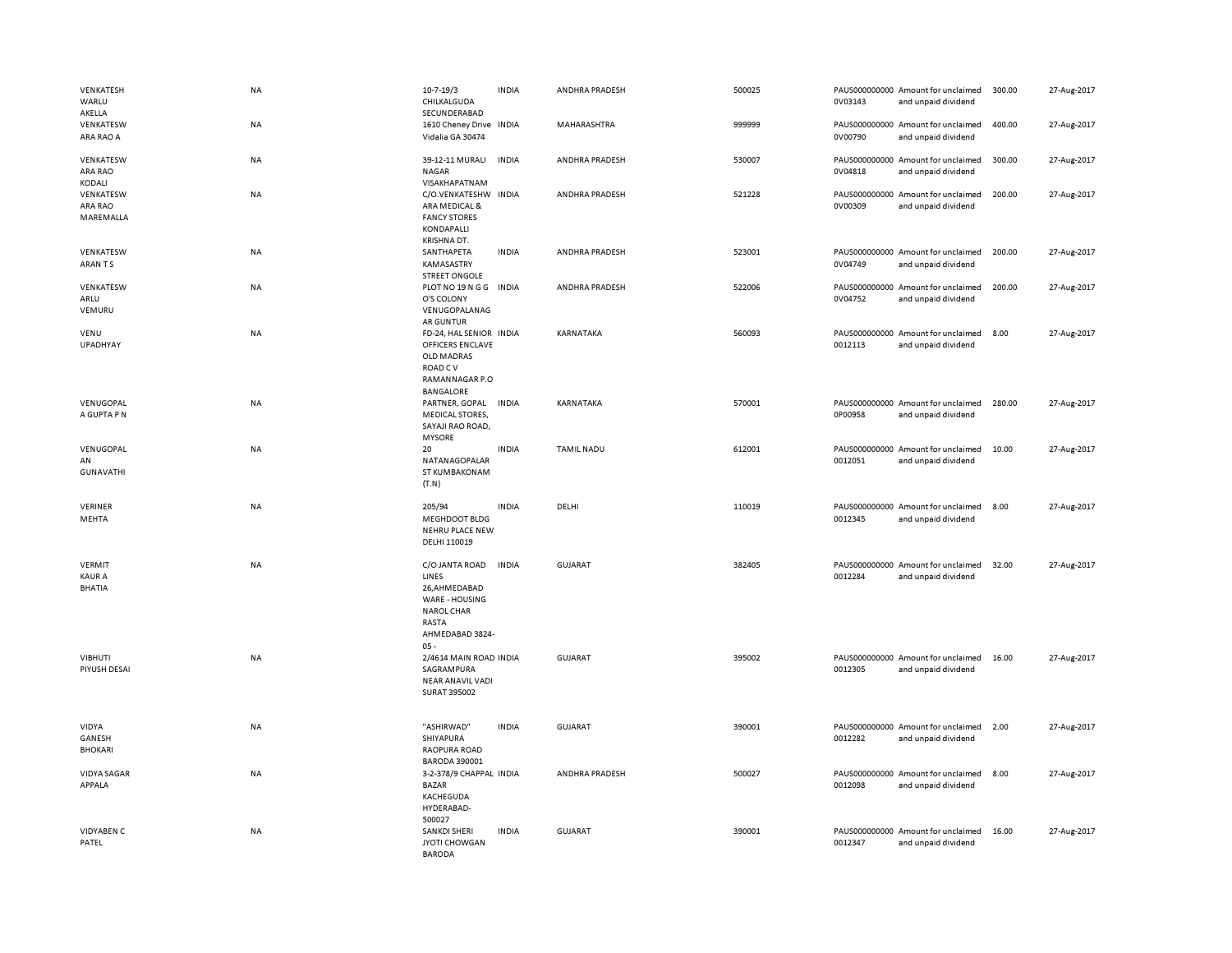| | | | | | | | | | |
|---|---|---|---|---|---|---|---|---|---|
| VENKATESH WARLU AKELLA | NA | 10-7-19/3 CHILKALGUDA SECUNDERABAD | INDIA | ANDHRA PRADESH | 500025 | PAUS0000000000V03143 | Amount for unclaimed and unpaid dividend | 300.00 | 27-Aug-2017 |
| VENKATESW ARA RAO A | NA | 1610 Cheney Drive Vidalia GA 30474 | INDIA | MAHARASHTRA | 999999 | PAUS0000000000V00790 | Amount for unclaimed and unpaid dividend | 400.00 | 27-Aug-2017 |
| VENKATESW ARA RAO KODALI | NA | 39-12-11 MURALI NAGAR VISAKHAPATNAM | INDIA | ANDHRA PRADESH | 530007 | PAUS0000000000V04818 | Amount for unclaimed and unpaid dividend | 300.00 | 27-Aug-2017 |
| VENKATESW ARA RAO MAREMALLA | NA | C/O.VENKATESHW ARA MEDICAL & FANCY STORES KONDAPALLI KRISHNA DT. | INDIA | ANDHRA PRADESH | 521228 | PAUS0000000000V00309 | Amount for unclaimed and unpaid dividend | 200.00 | 27-Aug-2017 |
| VENKATESW ARAN T S | NA | SANTHAPETA KAMASASTRY STREET ONGOLE | INDIA | ANDHRA PRADESH | 523001 | PAUS0000000000V04749 | Amount for unclaimed and unpaid dividend | 200.00 | 27-Aug-2017 |
| VENKATESW ARLU VEMURU | NA | PLOT NO 19 N G G O'S COLONY VENUGOPALANAG AR GUNTUR | INDIA | ANDHRA PRADESH | 522006 | PAUS0000000000V04752 | Amount for unclaimed and unpaid dividend | 200.00 | 27-Aug-2017 |
| VENU UPADHYAY | NA | FD-24, HAL SENIOR OFFICERS ENCLAVE OLD MADRAS ROAD C V RAMANNAGAR P.O BANGALORE | INDIA | KARNATAKA | 560093 | PAUS00000000000012113 | Amount for unclaimed and unpaid dividend | 8.00 | 27-Aug-2017 |
| VENUGOPAL A GUPTA P N | NA | PARTNER, GOPAL MEDICAL STORES, SAYAJI RAO ROAD, MYSORE | INDIA | KARNATAKA | 570001 | PAUS0000000000P00958 | Amount for unclaimed and unpaid dividend | 280.00 | 27-Aug-2017 |
| VENUGOPAL AN GUNAVATHI | NA | 20 NATANAGOPALAR ST KUMBAKONAM (T.N) | INDIA | TAMIL NADU | 612001 | PAUS00000000000012051 | Amount for unclaimed and unpaid dividend | 10.00 | 27-Aug-2017 |
| VERINER MEHTA | NA | 205/94 MEGHDOOT BLDG NEHRU PLACE NEW DELHI 110019 | INDIA | DELHI | 110019 | PAUS00000000000012345 | Amount for unclaimed and unpaid dividend | 8.00 | 27-Aug-2017 |
| VERMIT KAUR A BHATIA | NA | C/O JANTA ROAD LINES 26,AHMEDABAD WARE - HOUSING NAROL CHAR RASTA AHMEDABAD 3824-05 - | INDIA | GUJARAT | 382405 | PAUS00000000000012284 | Amount for unclaimed and unpaid dividend | 32.00 | 27-Aug-2017 |
| VIBHUTI PIYUSH DESAI | NA | 2/4614 MAIN ROAD SAGRAMPURA NEAR ANAVIL VADI SURAT 395002 | INDIA | GUJARAT | 395002 | PAUS00000000000012305 | Amount for unclaimed and unpaid dividend | 16.00 | 27-Aug-2017 |
| VIDYA GANESH BHOKARI | NA | "ASHIRWAD" SHIYAPURA RAOPURA ROAD BARODA 390001 | INDIA | GUJARAT | 390001 | PAUS00000000000012282 | Amount for unclaimed and unpaid dividend | 2.00 | 27-Aug-2017 |
| VIDYA SAGAR APPALA | NA | 3-2-378/9 CHAPPAL BAZAR KACHEGUDA HYDERABAD-500027 | INDIA | ANDHRA PRADESH | 500027 | PAUS00000000000012098 | Amount for unclaimed and unpaid dividend | 8.00 | 27-Aug-2017 |
| VIDYABEN C PATEL | NA | SANKDI SHERI JYOTI CHOWGAN BARODA | INDIA | GUJARAT | 390001 | PAUS00000000000012347 | Amount for unclaimed and unpaid dividend | 16.00 | 27-Aug-2017 |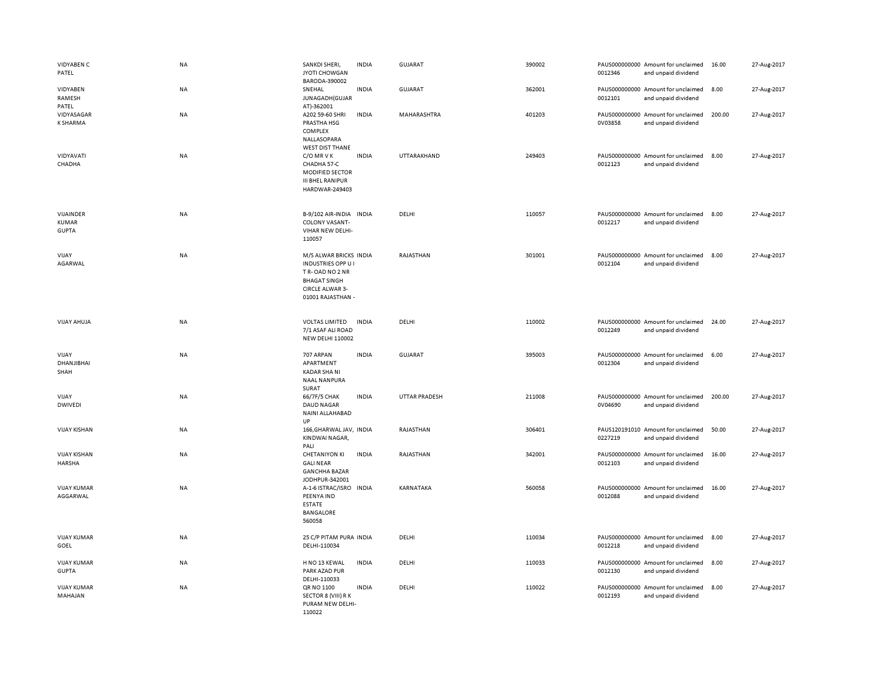| | | | | | | | | | |
|---|---|---|---|---|---|---|---|---|---|
| VIDYABEN C PATEL | NA | SANKDI SHERI, JYOTI CHOWGAN BARODA-390002 | INDIA | GUJARAT | 390002 | PAUS0000000000012346 | Amount for unclaimed and unpaid dividend | 16.00 | 27-Aug-2017 |
| VIDYABEN RAMESH PATEL | NA | SNEHAL JUNAGADH(GUJARAT)-362001 | INDIA | GUJARAT | 362001 | PAUS0000000000012101 | Amount for unclaimed and unpaid dividend | 8.00 | 27-Aug-2017 |
| VIDYASAGAR K SHARMA | NA | A202 59-60 SHRI PRASTHA HSG COMPLEX NALLASOPARA WEST DIST THANE | INDIA | MAHARASHTRA | 401203 | PAUS0000000000V03858 | Amount for unclaimed and unpaid dividend | 200.00 | 27-Aug-2017 |
| VIDYAVATI CHADHA | NA | C/O MR V K CHADHA 57-C MODIFIED SECTOR III BHEL RANIPUR HARDWAR-249403 | INDIA | UTTARAKHAND | 249403 | PAUS0000000000012123 | Amount for unclaimed and unpaid dividend | 8.00 | 27-Aug-2017 |
| VIJAINDER KUMAR GUPTA | NA | B-9/102 AIR-INDIA COLONY VASANT-VIHAR NEW DELHI-110057 | INDIA | DELHI | 110057 | PAUS0000000000012217 | Amount for unclaimed and unpaid dividend | 8.00 | 27-Aug-2017 |
| VIJAY AGARWAL | NA | M/S ALWAR BRICKS INDUSTRIES OPP U I T R- OAD NO 2 NR BHAGAT SINGH CIRCLE ALWAR 3-01001 RAJASTHAN - | INDIA | RAJASTHAN | 301001 | PAUS0000000000012104 | Amount for unclaimed and unpaid dividend | 8.00 | 27-Aug-2017 |
| VIJAY AHUJA | NA | VOLTAS LIMITED 7/1 ASAF ALI ROAD NEW DELHI 110002 | INDIA | DELHI | 110002 | PAUS0000000000012249 | Amount for unclaimed and unpaid dividend | 24.00 | 27-Aug-2017 |
| VIJAY DHANJIBHAI SHAH | NA | 707 ARPAN APARTMENT KADAR SHA NI NAAL NANPURA SURAT | INDIA | GUJARAT | 395003 | PAUS0000000000012304 | Amount for unclaimed and unpaid dividend | 6.00 | 27-Aug-2017 |
| VIJAY DWIVEDI | NA | 66/7F/5 CHAK DAUD NAGAR NAINI ALLAHABAD UP | INDIA | UTTAR PRADESH | 211008 | PAUS0000000000V04690 | Amount for unclaimed and unpaid dividend | 200.00 | 27-Aug-2017 |
| VIJAY KISHAN | NA | 166,GHARWAL JAV, KINDWAI NAGAR, PALI | INDIA | RAJASTHAN | 306401 | PAUS1201910100227219 | Amount for unclaimed and unpaid dividend | 50.00 | 27-Aug-2017 |
| VIJAY KISHAN HARSHA | NA | CHETANIYON KI GALI NEAR GANCHHA BAZAR JODHPUR-342001 | INDIA | RAJASTHAN | 342001 | PAUS0000000000012103 | Amount for unclaimed and unpaid dividend | 16.00 | 27-Aug-2017 |
| VIJAY KUMAR AGGARWAL | NA | A-1-6 ISTRAC/ISRO PEENYA IND ESTATE BANGALORE 560058 | INDIA | KARNATAKA | 560058 | PAUS0000000000012088 | Amount for unclaimed and unpaid dividend | 16.00 | 27-Aug-2017 |
| VIJAY KUMAR GOEL | NA | 25 C/P PITAM PURA DELHI-110034 | INDIA | DELHI | 110034 | PAUS0000000000012218 | Amount for unclaimed and unpaid dividend | 8.00 | 27-Aug-2017 |
| VIJAY KUMAR GUPTA | NA | H NO 13 KEWAL PARK AZAD PUR DELHI-110033 | INDIA | DELHI | 110033 | PAUS0000000000012130 | Amount for unclaimed and unpaid dividend | 8.00 | 27-Aug-2017 |
| VIJAY KUMAR MAHAJAN | NA | QR NO 1100 SECTOR 8 (VIII) R K PURAM NEW DELHI-110022 | INDIA | DELHI | 110022 | PAUS0000000000012193 | Amount for unclaimed and unpaid dividend | 8.00 | 27-Aug-2017 |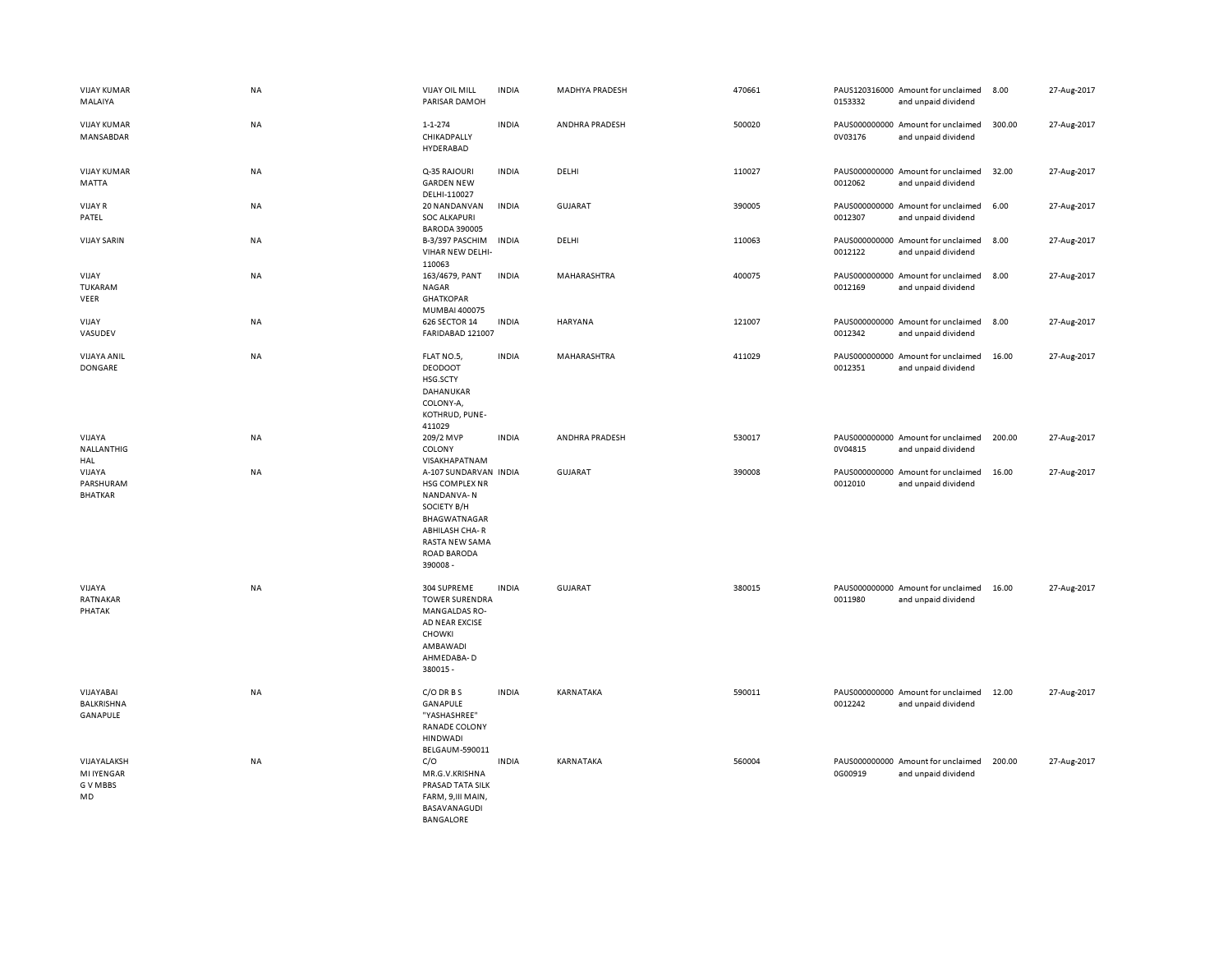| | | | | | | | | | |
|---|---|---|---|---|---|---|---|---|---|
| VIJAY KUMAR MALAIYA | NA | VIJAY OIL MILL PARISAR DAMOH | INDIA | MADHYA PRADESH | 470661 | PAUS120316000 0153332 | Amount for unclaimed and unpaid dividend | 8.00 | 27-Aug-2017 |
| VIJAY KUMAR MANSABDAR | NA | 1-1-274 CHIKADPALLY HYDERABAD | INDIA | ANDHRA PRADESH | 500020 | PAUS000000000 0V03176 | Amount for unclaimed and unpaid dividend | 300.00 | 27-Aug-2017 |
| VIJAY KUMAR MATTA | NA | Q-35 RAJOURI GARDEN NEW DELHI-110027 | INDIA | DELHI | 110027 | PAUS000000000 0012062 | Amount for unclaimed and unpaid dividend | 32.00 | 27-Aug-2017 |
| VIJAY R PATEL | NA | 20 NANDANVAN SOC ALKAPURI BARODA 390005 | INDIA | GUJARAT | 390005 | PAUS000000000 0012307 | Amount for unclaimed and unpaid dividend | 6.00 | 27-Aug-2017 |
| VIJAY SARIN | NA | B-3/397 PASCHIM VIHAR NEW DELHI-110063 | INDIA | DELHI | 110063 | PAUS000000000 0012122 | Amount for unclaimed and unpaid dividend | 8.00 | 27-Aug-2017 |
| VIJAY TUKARAM VEER | NA | 163/4679, PANT NAGAR GHATKOPAR MUMBAI 400075 | INDIA | MAHARASHTRA | 400075 | PAUS000000000 0012169 | Amount for unclaimed and unpaid dividend | 8.00 | 27-Aug-2017 |
| VIJAY VASUDEV | NA | 626 SECTOR 14 FARIDABAD 121007 | INDIA | HARYANA | 121007 | PAUS000000000 0012342 | Amount for unclaimed and unpaid dividend | 8.00 | 27-Aug-2017 |
| VIJAYA ANIL DONGARE | NA | FLAT NO.5, DEODOOT HSG.SCTY DAHANUKAR COLONY-A, KOTHRUD, PUNE-411029 | INDIA | MAHARASHTRA | 411029 | PAUS000000000 0012351 | Amount for unclaimed and unpaid dividend | 16.00 | 27-Aug-2017 |
| VIJAYA NALLANTHIG HAL | NA | 209/2 MVP COLONY VISAKHAPATNAM | INDIA | ANDHRA PRADESH | 530017 | PAUS000000000 0V04815 | Amount for unclaimed and unpaid dividend | 200.00 | 27-Aug-2017 |
| VIJAYA PARSHURAM BHATKAR | NA | A-107 SUNDARVAN HSG COMPLEX NR NANDANVA- N SOCIETY B/H BHAGWATNAGAR ABHILASH CHA- R RASTA NEW SAMA ROAD BARODA 390008 - | INDIA | GUJARAT | 390008 | PAUS000000000 0012010 | Amount for unclaimed and unpaid dividend | 16.00 | 27-Aug-2017 |
| VIJAYA RATNAKAR PHATAK | NA | 304 SUPREME TOWER SURENDRA MANGALDAS RO- AD NEAR EXCISE CHOWKI AMBAWADI AHMEDABA- D 380015 - | INDIA | GUJARAT | 380015 | PAUS000000000 0011980 | Amount for unclaimed and unpaid dividend | 16.00 | 27-Aug-2017 |
| VIJAYABAI BALKRISHNA GANAPULE | NA | C/O DR B S GANAPULE "YASHASHREE" RANADE COLONY HINDWADI BELGAUM-590011 | INDIA | KARNATAKA | 590011 | PAUS000000000 0012242 | Amount for unclaimed and unpaid dividend | 12.00 | 27-Aug-2017 |
| VIJAYALAKSH MI IYENGAR G V MBBS MD | NA | C/O MR.G.V.KRISHNA PRASAD TATA SILK FARM, 9,III MAIN, BASAVANAGUDI BANGALORE | INDIA | KARNATAKA | 560004 | PAUS000000000 0G00919 | Amount for unclaimed and unpaid dividend | 200.00 | 27-Aug-2017 |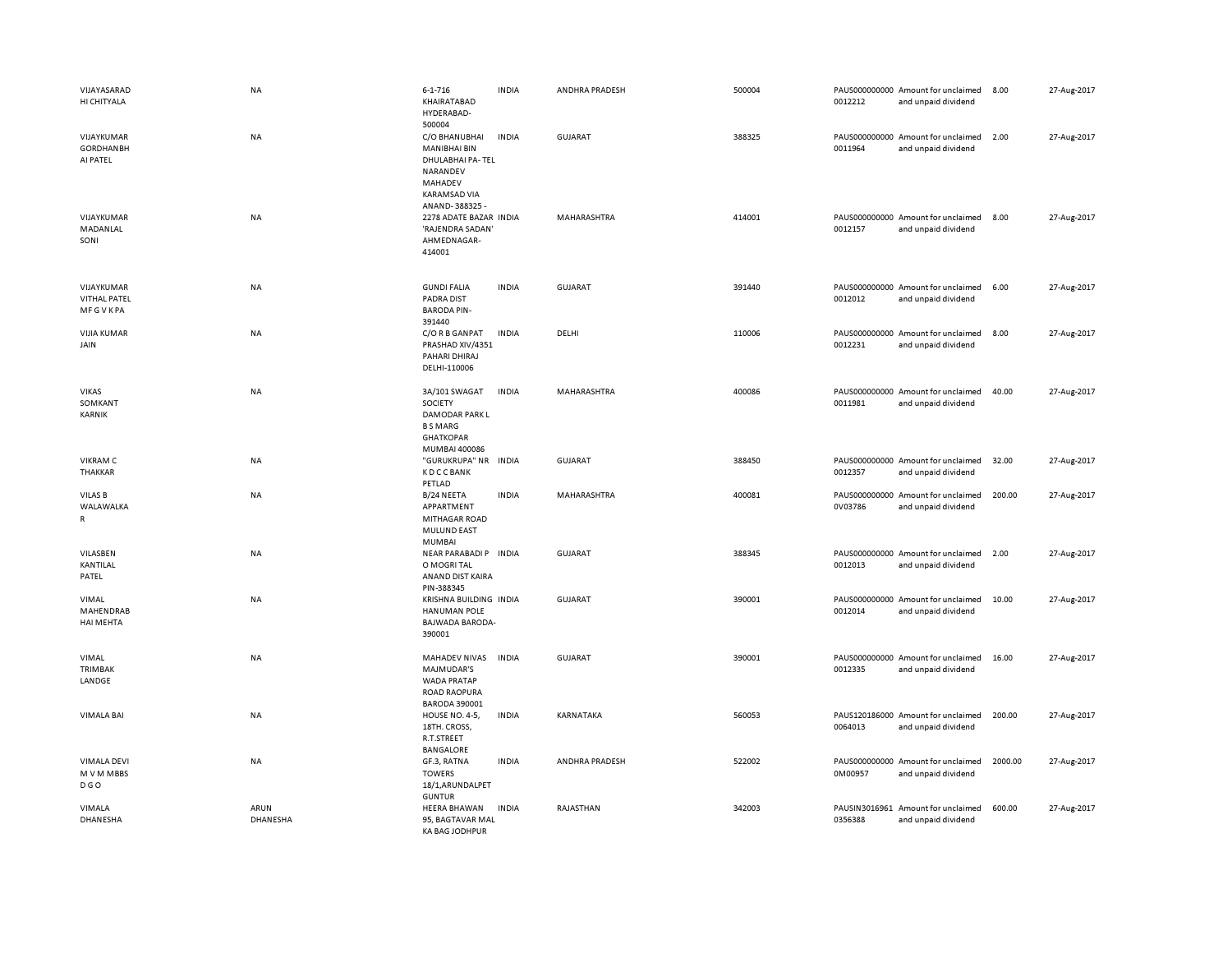| | | | | | | | | | |
|---|---|---|---|---|---|---|---|---|---|
| VIJAYASARADHI CHITYALA | NA | 6-1-716 KHAIRATABAD HYDERABAD-500004 | INDIA | ANDHRA PRADESH | 500004 | PAUS0000000000012212 | Amount for unclaimed and unpaid dividend | 8.00 | 27-Aug-2017 |
| VIJAYKUMAR GORDHANBHAI PATEL | NA | C/O BHANUBHAI MANIBHAI BIN DHULABHAI PA- TEL NARANDEV MAHADEV KARAMSAD VIA ANAND- 388325 - | INDIA | GUJARAT | 388325 | PAUS0000000000011964 | Amount for unclaimed and unpaid dividend | 2.00 | 27-Aug-2017 |
| VIJAYKUMAR MADANLAL SONI | NA | 2278 ADATE BAZAR 'RAJENDRA SADAN' AHMEDNAGAR-414001 | INDIA | MAHARASHTRA | 414001 | PAUS0000000000012157 | Amount for unclaimed and unpaid dividend | 8.00 | 27-Aug-2017 |
| VIJAYKUMAR VITHAL PATEL M F G V K PA | NA | GUNDI FALIA PADRA DIST BARODA PIN-391440 | INDIA | GUJARAT | 391440 | PAUS0000000000012012 | Amount for unclaimed and unpaid dividend | 6.00 | 27-Aug-2017 |
| VIJIA KUMAR JAIN | NA | C/O R B GANPAT PRASHAD XIV/4351 PAHARI DHIRAJ DELHI-110006 | INDIA | DELHI | 110006 | PAUS0000000000012231 | Amount for unclaimed and unpaid dividend | 8.00 | 27-Aug-2017 |
| VIKAS SOMKANT KARNIK | NA | 3A/101 SWAGAT SOCIETY DAMODAR PARK L B S MARG GHATKOPAR MUMBAI 400086 | INDIA | MAHARASHTRA | 400086 | PAUS0000000000011981 | Amount for unclaimed and unpaid dividend | 40.00 | 27-Aug-2017 |
| VIKRAM C THAKKAR | NA | "GURUKRUPA" NR K D C C BANK PETLAD | INDIA | GUJARAT | 388450 | PAUS0000000000012357 | Amount for unclaimed and unpaid dividend | 32.00 | 27-Aug-2017 |
| VILAS B WALAWALKAR | NA | B/24 NEETA APPARTMENT MITHAGAR ROAD MULUND EAST MUMBAI | INDIA | MAHARASHTRA | 400081 | PAUS0000000000V03786 | Amount for unclaimed and unpaid dividend | 200.00 | 27-Aug-2017 |
| VILASBEN KANTILAL PATEL | NA | NEAR PARABADI P O MOGRI TAL ANAND DIST KAIRA PIN-388345 | INDIA | GUJARAT | 388345 | PAUS0000000000012013 | Amount for unclaimed and unpaid dividend | 2.00 | 27-Aug-2017 |
| VIMAL MAHENDRABHAI MEHTA | NA | KRISHNA BUILDING HANUMAN POLE BAJWADA BARODA-390001 | INDIA | GUJARAT | 390001 | PAUS0000000000012014 | Amount for unclaimed and unpaid dividend | 10.00 | 27-Aug-2017 |
| VIMAL TRIMBAK LANDGE | NA | MAHADEV NIVAS MAJMUDAR'S WADA PRATAP ROAD RAOPURA BARODA 390001 | INDIA | GUJARAT | 390001 | PAUS0000000000012335 | Amount for unclaimed and unpaid dividend | 16.00 | 27-Aug-2017 |
| VIMALA BAI | NA | HOUSE NO. 4-5, 18TH. CROSS, R.T.STREET BANGALORE | INDIA | KARNATAKA | 560053 | PAUS1201860000064013 | Amount for unclaimed and unpaid dividend | 200.00 | 27-Aug-2017 |
| VIMALA DEVI M V M MBBS D G O | NA | GF.3, RATNA TOWERS 18/1,ARUNDALPET GUNTUR | INDIA | ANDHRA PRADESH | 522002 | PAUS0000000000M00957 | Amount for unclaimed and unpaid dividend | 2000.00 | 27-Aug-2017 |
| VIMALA DHANESHA | ARUN DHANESHA | HEERA BHAWAN 95, BAGTAVAR MAL KA BAG JODHPUR | INDIA | RAJASTHAN | 342003 | PAUSIN30169610356388 | Amount for unclaimed and unpaid dividend | 600.00 | 27-Aug-2017 |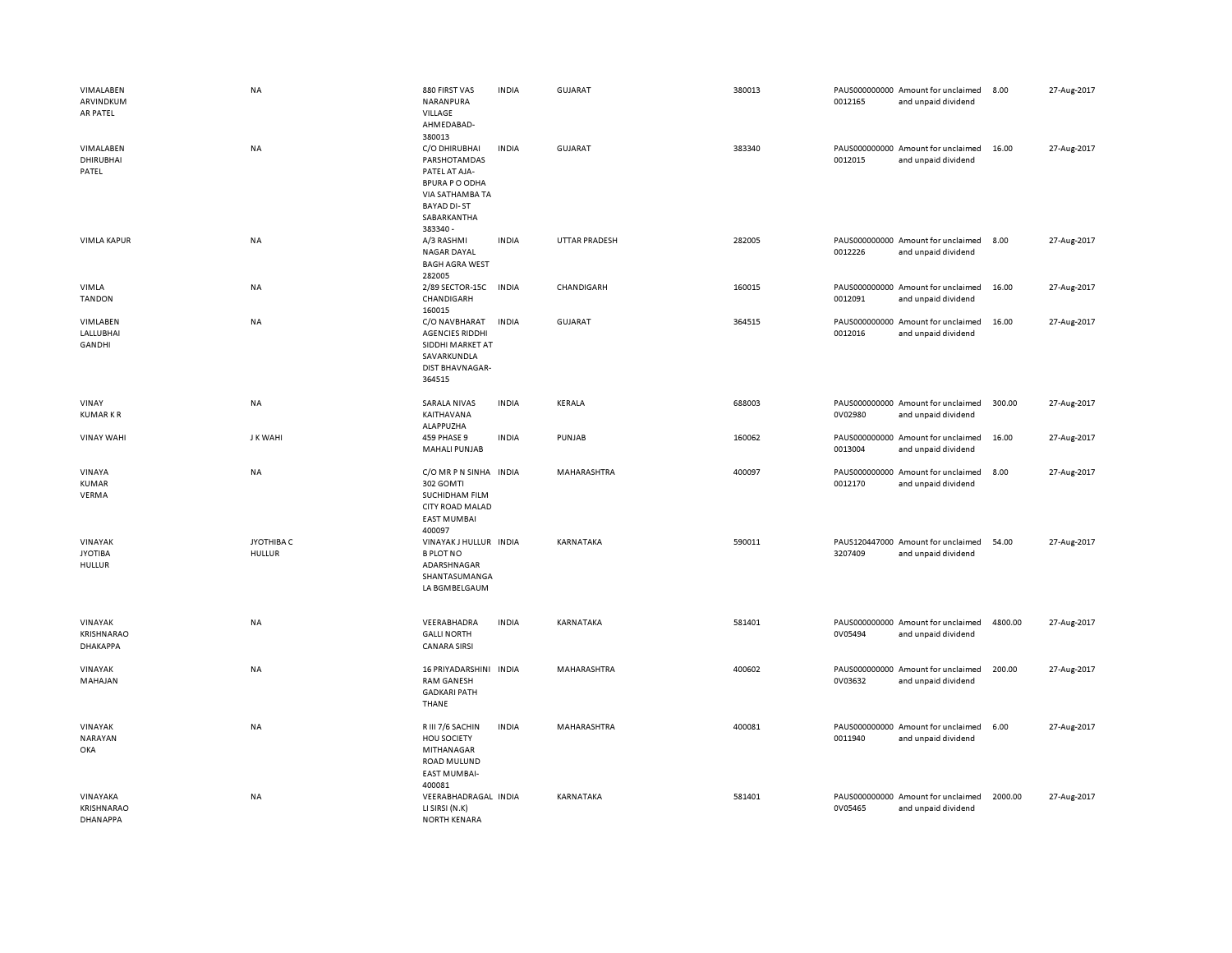| | | | | | | | | | |
|---|---|---|---|---|---|---|---|---|---|
| VIMALABEN ARVINDKUM AR PATEL | NA | 880 FIRST VAS NARANPURA VILLAGE AHMEDABAD-380013 | INDIA | GUJARAT | 380013 | PAUS000000000 0012165 | Amount for unclaimed and unpaid dividend | 8.00 | 27-Aug-2017 |
| VIMALABEN DHIRUBHAI PATEL | NA | C/O DHIRUBHAI PARSHOTAMDAS PATEL AT AJA-BPURA P O ODHA VIA SATHAMBA TA BAYAD DI- ST SABARKANTHA 383340 - | INDIA | GUJARAT | 383340 | PAUS000000000 0012015 | Amount for unclaimed and unpaid dividend | 16.00 | 27-Aug-2017 |
| VIMLA KAPUR | NA | A/3 RASHMI NAGAR DAYAL BAGH AGRA WEST 282005 | INDIA | UTTAR PRADESH | 282005 | PAUS000000000 0012226 | Amount for unclaimed and unpaid dividend | 8.00 | 27-Aug-2017 |
| VIMLA TANDON | NA | 2/89 SECTOR-15C CHANDIGARH 160015 | INDIA | CHANDIGARH | 160015 | PAUS000000000 0012091 | Amount for unclaimed and unpaid dividend | 16.00 | 27-Aug-2017 |
| VIMLABEN LALLUBHAI GANDHI | NA | C/O NAVBHARAT AGENCIES RIDDHI SIDDHI MARKET AT SAVARKUNDLA DIST BHAVNAGAR-364515 | INDIA | GUJARAT | 364515 | PAUS000000000 0012016 | Amount for unclaimed and unpaid dividend | 16.00 | 27-Aug-2017 |
| VINAY KUMAR K R | NA | SARALA NIVAS KAITHAVANA ALAPPUZHA | INDIA | KERALA | 688003 | PAUS000000000 0V02980 | Amount for unclaimed and unpaid dividend | 300.00 | 27-Aug-2017 |
| VINAY WAHI | J K WAHI | 459 PHASE 9 MAHALI PUNJAB | INDIA | PUNJAB | 160062 | PAUS000000000 0013004 | Amount for unclaimed and unpaid dividend | 16.00 | 27-Aug-2017 |
| VINAYA KUMAR VERMA | NA | C/O MR P N SINHA 302 GOMTI SUCHIDHAM FILM CITY ROAD MALAD EAST MUMBAI 400097 | INDIA | MAHARASHTRA | 400097 | PAUS000000000 0012170 | Amount for unclaimed and unpaid dividend | 8.00 | 27-Aug-2017 |
| VINAYAK JYOTIBA HULLUR | JYOTHIBA C HULLUR | VINAYAK J HULLUR B PLOT NO ADARSHNAGAR SHANTASUMANGA LA BGMBELGAUM | INDIA | KARNATAKA | 590011 | PAUS120447000 3207409 | Amount for unclaimed and unpaid dividend | 54.00 | 27-Aug-2017 |
| VINAYAK KRISHNARAO DHAKAPPA | NA | VEERABHADRA GALLI NORTH CANARA SIRSI | INDIA | KARNATAKA | 581401 | PAUS000000000 0V05494 | Amount for unclaimed and unpaid dividend | 4800.00 | 27-Aug-2017 |
| VINAYAK MAHAJAN | NA | 16 PRIYADARSHINI RAM GANESH GADKARI PATH THANE | INDIA | MAHARASHTRA | 400602 | PAUS000000000 0V03632 | Amount for unclaimed and unpaid dividend | 200.00 | 27-Aug-2017 |
| VINAYAK NARAYAN OKA | NA | R III 7/6 SACHIN HOU SOCIETY MITHANAGAR ROAD MULUND EAST MUMBAI-400081 | INDIA | MAHARASHTRA | 400081 | PAUS000000000 0011940 | Amount for unclaimed and unpaid dividend | 6.00 | 27-Aug-2017 |
| VINAYAKA KRISHNARAO DHANAPPA | NA | VEERABHADRAGAL LI SIRSI (N.K) NORTH KENARA | INDIA | KARNATAKA | 581401 | PAUS000000000 0V05465 | Amount for unclaimed and unpaid dividend | 2000.00 | 27-Aug-2017 |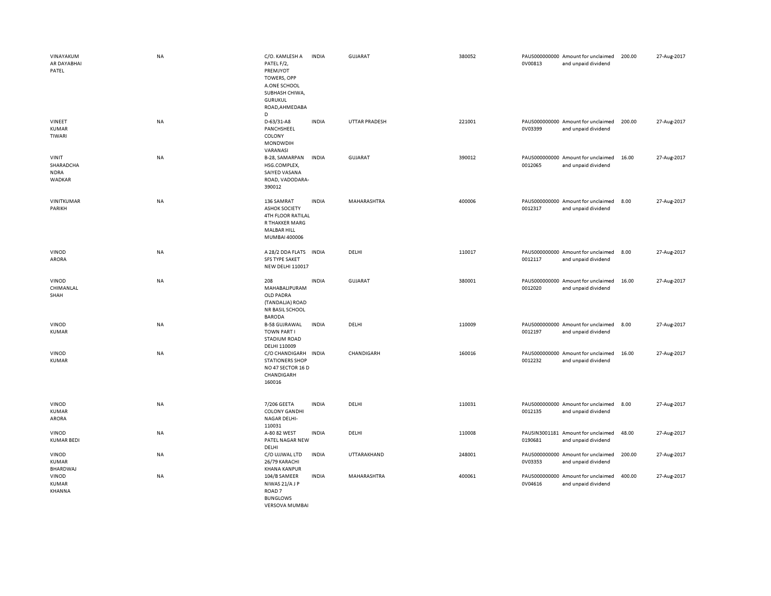| | | | | | | | | | | |
|---|---|---|---|---|---|---|---|---|---|---|
| VINAYAKUMAR DAYABHAI PATEL | NA | C/O. KAMLESH A PATEL F/2, PREMJYOT TOWERS, OPP A.ONE SCHOOL SUBHASH CHIWA, GURUKUL ROAD,AHMEDABAD | INDIA | GUJARAT | 380052 | PAUS0000000000V00813 | Amount for unclaimed and unpaid dividend | 200.00 | 27-Aug-2017 |
| VINEET KUMAR TIWARI | NA | D-63/31-A8 PANCHSHEEL COLONY MONDWDIH VARANASI | INDIA | UTTAR PRADESH | 221001 | PAUS0000000000V03399 | Amount for unclaimed and unpaid dividend | 200.00 | 27-Aug-2017 |
| VINIT SHARADCHANDRA WADKAR | NA | B-28, SAMARPAN HSG.COMPLEX, SAIYED VASANA ROAD, VADODARA-390012 | INDIA | GUJARAT | 390012 | PAUS0000000000012065 | Amount for unclaimed and unpaid dividend | 16.00 | 27-Aug-2017 |
| VINITKUMAR PARIKH | NA | 136 SAMRAT ASHOK SOCIETY 4TH FLOOR RATILAL R THAKKER MARG MALBAR HILL MUMBAI 400006 | INDIA | MAHARASHTRA | 400006 | PAUS0000000000012317 | Amount for unclaimed and unpaid dividend | 8.00 | 27-Aug-2017 |
| VINOD ARORA | NA | A 28/2 DDA FLATS SFS TYPE SAKET NEW DELHI 110017 | INDIA | DELHI | 110017 | PAUS0000000000012117 | Amount for unclaimed and unpaid dividend | 8.00 | 27-Aug-2017 |
| VINOD CHIMANLAL SHAH | NA | 208 MAHABALIPURAM OLD PADRA (TANDALJA) ROAD NR BASIL SCHOOL BARODA | INDIA | GUJARAT | 380001 | PAUS0000000000012020 | Amount for unclaimed and unpaid dividend | 16.00 | 27-Aug-2017 |
| VINOD KUMAR | NA | B-58 GUJRAWAL TOWN PART I STADIUM ROAD DELHI 110009 | INDIA | DELHI | 110009 | PAUS0000000000012197 | Amount for unclaimed and unpaid dividend | 8.00 | 27-Aug-2017 |
| VINOD KUMAR | NA | C/O CHANDIGARH STATIONERS SHOP NO 47 SECTOR 16 D CHANDIGARH 160016 | INDIA | CHANDIGARH | 160016 | PAUS0000000000012232 | Amount for unclaimed and unpaid dividend | 16.00 | 27-Aug-2017 |
| VINOD KUMAR ARORA | NA | 7/206 GEETA COLONY GANDHI NAGAR DELHI-110031 | INDIA | DELHI | 110031 | PAUS0000000000012135 | Amount for unclaimed and unpaid dividend | 8.00 | 27-Aug-2017 |
| VINOD KUMAR BEDI | NA | A-80 82 WEST PATEL NAGAR NEW DELHI | INDIA | DELHI | 110008 | PAUSIN30011810190681 | Amount for unclaimed and unpaid dividend | 48.00 | 27-Aug-2017 |
| VINOD KUMAR BHARDWAJ | NA | C/O UJJWAL LTD 26/79 KARACHI KHANA KANPUR | INDIA | UTTARAKHAND | 248001 | PAUS0000000000V03353 | Amount for unclaimed and unpaid dividend | 200.00 | 27-Aug-2017 |
| VINOD KUMAR KHANNA | NA | 104/B SAMEER NIWAS 21/A J P ROAD 7 BUNGLOWS VERSOVA MUMBAI | INDIA | MAHARASHTRA | 400061 | PAUS0000000000V04616 | Amount for unclaimed and unpaid dividend | 400.00 | 27-Aug-2017 |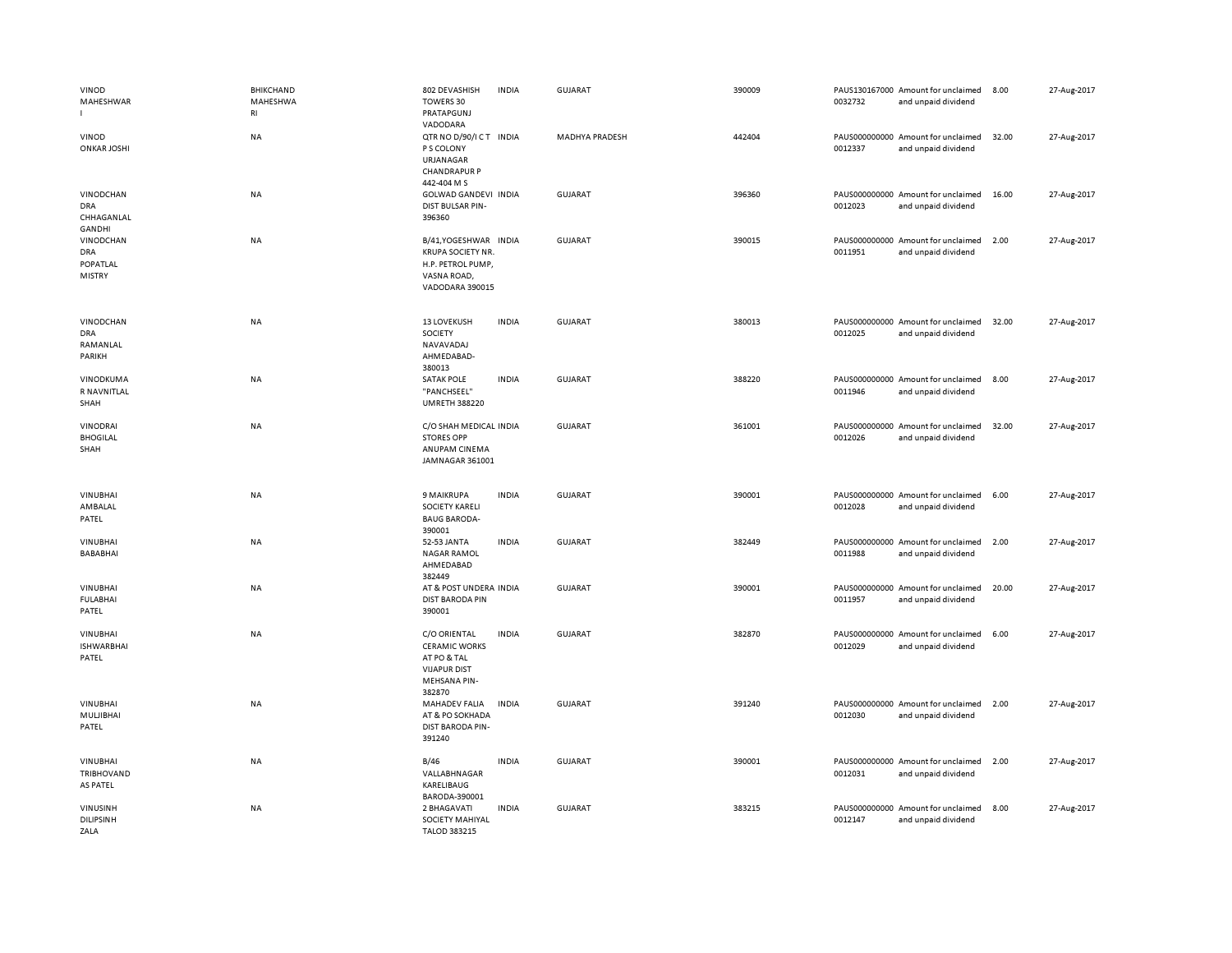| | | | | | | | | | |
|---|---|---|---|---|---|---|---|---|---|
| VINOD MAHESHWARI | BHIKCHAND MAHESHWARI | 802 DEVASHISH TOWERS 30 PRATAPGUNJ VADODARA | INDIA | GUJARAT | 390009 | PAUS130167000 0032732 | Amount for unclaimed and unpaid dividend | 8.00 | 27-Aug-2017 |
| VINOD ONKAR JOSHI | NA | QTR NO D/90/I C T P S COLONY URJANAGAR CHANDRAPUR P 442-404 M S | INDIA | MADHYA PRADESH | 442404 | PAUS000000000 0012337 | Amount for unclaimed and unpaid dividend | 32.00 | 27-Aug-2017 |
| VINODCHANDRA CHHAGANLAL GANDHI | NA | GOLWAD GANDEVI DIST BULSAR PIN-396360 | INDIA | GUJARAT | 396360 | PAUS000000000 0012023 | Amount for unclaimed and unpaid dividend | 16.00 | 27-Aug-2017 |
| VINODCHANDRA POPATLAL MISTRY | NA | B/41,YOGESHWAR KRUPA SOCIETY NR. H.P. PETROL PUMP, VASNA ROAD, VADODARA 390015 | INDIA | GUJARAT | 390015 | PAUS000000000 0011951 | Amount for unclaimed and unpaid dividend | 2.00 | 27-Aug-2017 |
| VINODCHANDRA RAMANLAL PARIKH | NA | 13 LOVEKUSH SOCIETY NAVAVADAJ AHMEDABAD-380013 | INDIA | GUJARAT | 380013 | PAUS000000000 0012025 | Amount for unclaimed and unpaid dividend | 32.00 | 27-Aug-2017 |
| VINODKUMAR NAVNITLAL SHAH | NA | SATAK POLE "PANCHSEEL" UMRETH 388220 | INDIA | GUJARAT | 388220 | PAUS000000000 0011946 | Amount for unclaimed and unpaid dividend | 8.00 | 27-Aug-2017 |
| VINODRAI BHOGILAL SHAH | NA | C/O SHAH MEDICAL STORES OPP ANUPAM CINEMA JAMNAGAR 361001 | INDIA | GUJARAT | 361001 | PAUS000000000 0012026 | Amount for unclaimed and unpaid dividend | 32.00 | 27-Aug-2017 |
| VINUBHAI AMBALAL PATEL | NA | 9 MAIKRUPA SOCIETY KARELI BAUG BARODA-390001 | INDIA | GUJARAT | 390001 | PAUS000000000 0012028 | Amount for unclaimed and unpaid dividend | 6.00 | 27-Aug-2017 |
| VINUBHAI BABABHAI | NA | 52-53 JANTA NAGAR RAMOL AHMEDABAD 382449 | INDIA | GUJARAT | 382449 | PAUS000000000 0011988 | Amount for unclaimed and unpaid dividend | 2.00 | 27-Aug-2017 |
| VINUBHAI FULABHAI PATEL | NA | AT & POST UNDERA DIST BARODA PIN 390001 | INDIA | GUJARAT | 390001 | PAUS000000000 0011957 | Amount for unclaimed and unpaid dividend | 20.00 | 27-Aug-2017 |
| VINUBHAI ISHWARBHAI PATEL | NA | C/O ORIENTAL CERAMIC WORKS AT PO & TAL VIJAPUR DIST MEHSANA PIN-382870 | INDIA | GUJARAT | 382870 | PAUS000000000 0012029 | Amount for unclaimed and unpaid dividend | 6.00 | 27-Aug-2017 |
| VINUBHAI MULJIBHAI PATEL | NA | MAHADEV FALIA AT & PO SOKHADA DIST BARODA PIN-391240 | INDIA | GUJARAT | 391240 | PAUS000000000 0012030 | Amount for unclaimed and unpaid dividend | 2.00 | 27-Aug-2017 |
| VINUBHAI TRIBHOVANDAS PATEL | NA | B/46 VALLABHNAGAR KARELIBAUG BARODA-390001 | INDIA | GUJARAT | 390001 | PAUS000000000 0012031 | Amount for unclaimed and unpaid dividend | 2.00 | 27-Aug-2017 |
| VINUSINH DILIPSINH ZALA | NA | 2 BHAGAVATI SOCIETY MAHIYAL TALOD 383215 | INDIA | GUJARAT | 383215 | PAUS000000000 0012147 | Amount for unclaimed and unpaid dividend | 8.00 | 27-Aug-2017 |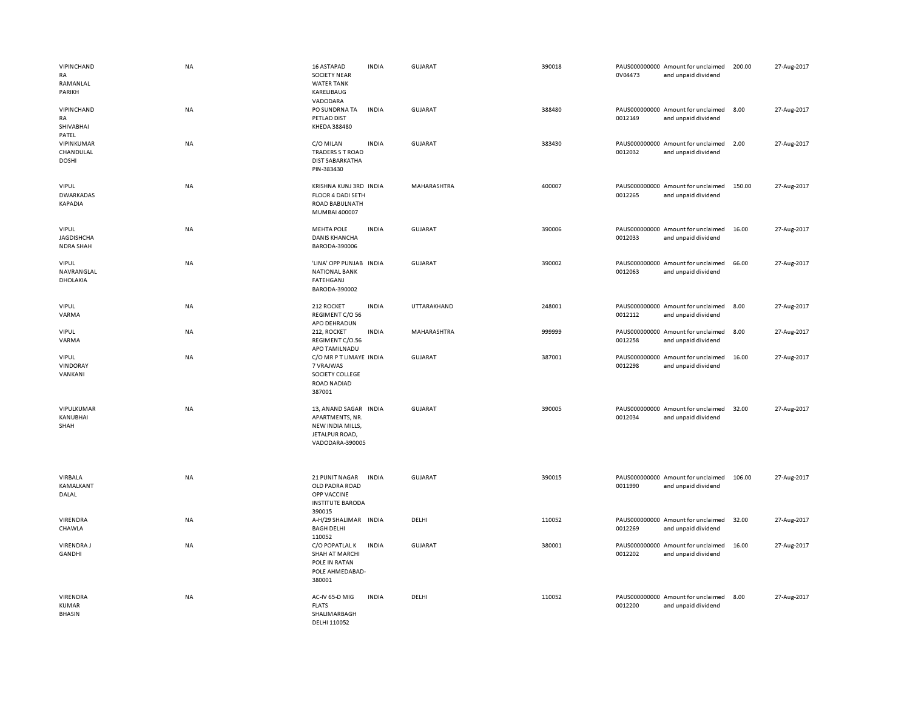| | | | | | | | | | |
|---|---|---|---|---|---|---|---|---|---|
| VIPINCHANDRA RAMANLAL PARIKH | NA | 16 ASTAPAD SOCIETY NEAR WATER TANK KARELIBAUG VADODARA | INDIA | GUJARAT | 390018 | PAUS0000000000V04473 | Amount for unclaimed and unpaid dividend | 200.00 | 27-Aug-2017 |
| VIPINCHANDRA SHIVABHAI PATEL | NA | PO SUNDRNA TA PETLAD DIST KHEDA 388480 | INDIA | GUJARAT | 388480 | PAUS00000000000012149 | Amount for unclaimed and unpaid dividend | 8.00 | 27-Aug-2017 |
| VIPINKUMAR CHANDULAL DOSHI | NA | C/O MILAN TRADERS S T ROAD DIST SABARKATHA PIN-383430 | INDIA | GUJARAT | 383430 | PAUS00000000000012032 | Amount for unclaimed and unpaid dividend | 2.00 | 27-Aug-2017 |
| VIPUL DWARKADAS KAPADIA | NA | KRISHNA KUNJ 3RD FLOOR 4 DADI SETH ROAD BABULNATH MUMBAI 400007 | INDIA | MAHARASHTRA | 400007 | PAUS00000000000012265 | Amount for unclaimed and unpaid dividend | 150.00 | 27-Aug-2017 |
| VIPUL JAGDISHCHANDRA SHAH | NA | MEHTA POLE DANIS KHANCHA BARODA-390006 | INDIA | GUJARAT | 390006 | PAUS00000000000012033 | Amount for unclaimed and unpaid dividend | 16.00 | 27-Aug-2017 |
| VIPUL NAVRANGLAL DHOLAKIA | NA | 'LINA' OPP PUNJAB NATIONAL BANK FATEHGANJ BARODA-390002 | INDIA | GUJARAT | 390002 | PAUS00000000000012063 | Amount for unclaimed and unpaid dividend | 66.00 | 27-Aug-2017 |
| VIPUL VARMA | NA | 212 ROCKET REGIMENT C/O 56 APO DEHRADUN | INDIA | UTTARAKHAND | 248001 | PAUS00000000000012112 | Amount for unclaimed and unpaid dividend | 8.00 | 27-Aug-2017 |
| VIPUL VARMA | NA | 212, ROCKET REGIMENT C/O.56 APO TAMILNADU | INDIA | MAHARASHTRA | 999999 | PAUS00000000000012258 | Amount for unclaimed and unpaid dividend | 8.00 | 27-Aug-2017 |
| VIPUL VINDORAY VANKANI | NA | C/O MR P T LIMAYE 7 VRAJWAS SOCIETY COLLEGE ROAD NADIAD 387001 | INDIA | GUJARAT | 387001 | PAUS00000000000012298 | Amount for unclaimed and unpaid dividend | 16.00 | 27-Aug-2017 |
| VIPULKUMAR KANUBHAI SHAH | NA | 13, ANAND SAGAR APARTMENTS, NR. NEW INDIA MILLS, JETALPUR ROAD, VADODARA-390005 | INDIA | GUJARAT | 390005 | PAUS00000000000012034 | Amount for unclaimed and unpaid dividend | 32.00 | 27-Aug-2017 |
| VIRBALA KAMALKANT DALAL | NA | 21 PUNIT NAGAR OLD PADRA ROAD OPP VACCINE INSTITUTE BARODA 390015 | INDIA | GUJARAT | 390015 | PAUS00000000000011990 | Amount for unclaimed and unpaid dividend | 106.00 | 27-Aug-2017 |
| VIRENDRA CHAWLA | NA | A-H/29 SHALIMAR BAGH DELHI 110052 | INDIA | DELHI | 110052 | PAUS00000000000012269 | Amount for unclaimed and unpaid dividend | 32.00 | 27-Aug-2017 |
| VIRENDRA J GANDHI | NA | C/O POPATLAL K SHAH AT MARCHI POLE IN RATAN POLE AHMEDABAD-380001 | INDIA | GUJARAT | 380001 | PAUS00000000000012202 | Amount for unclaimed and unpaid dividend | 16.00 | 27-Aug-2017 |
| VIRENDRA KUMAR BHASIN | NA | AC-IV 65-D MIG FLATS SHALIMARBAGH DELHI 110052 | INDIA | DELHI | 110052 | PAUS00000000000012200 | Amount for unclaimed and unpaid dividend | 8.00 | 27-Aug-2017 |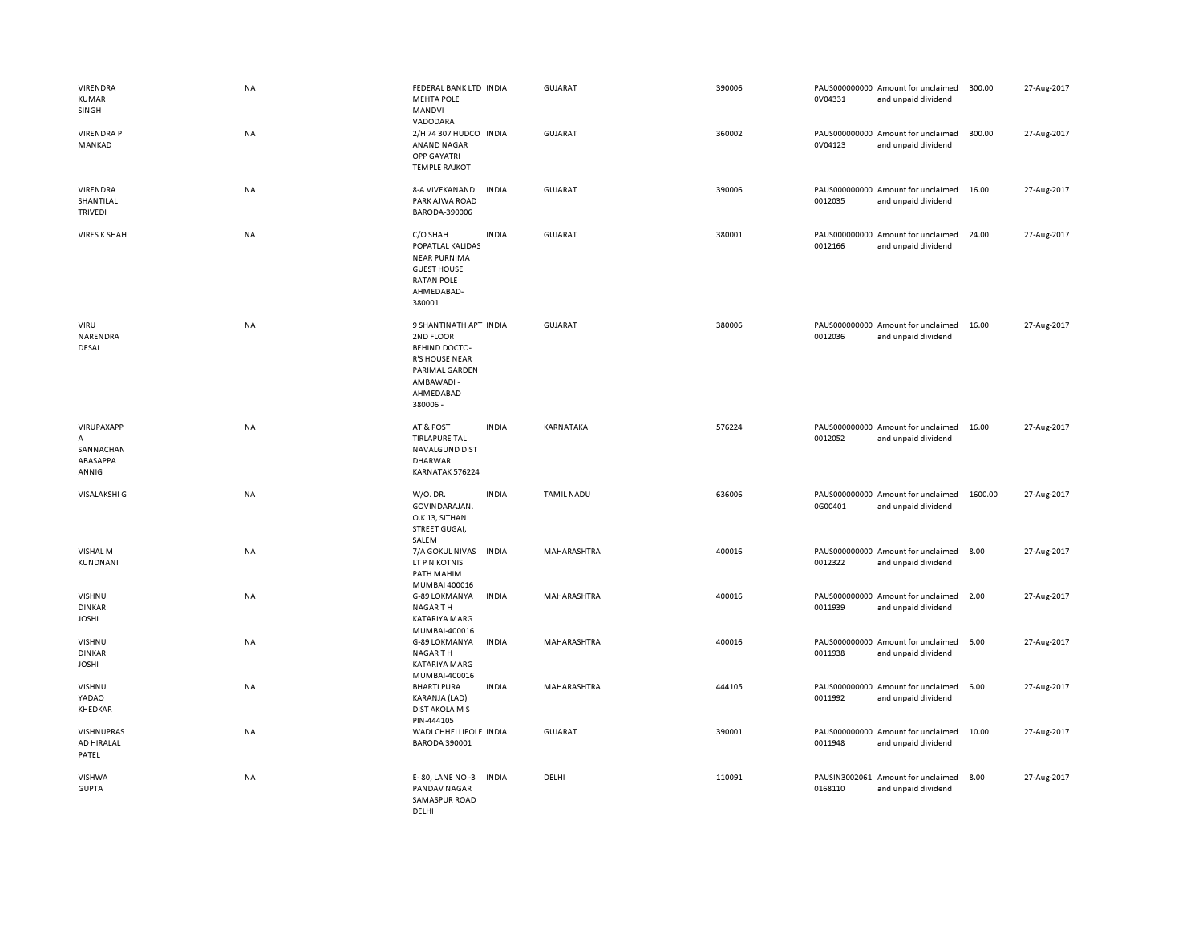| | | | | | | | | | |
|---|---|---|---|---|---|---|---|---|---|
| VIRENDRA KUMAR SINGH | NA | FEDERAL BANK LTD MEHTA POLE MANDVI VADODARA | INDIA | GUJARAT | 390006 | PAUS0000000000V04331 | Amount for unclaimed and unpaid dividend | 300.00 | 27-Aug-2017 |
| VIRENDRA P MANKAD | NA | 2/H 74 307 HUDCO ANAND NAGAR OPP GAYATRI TEMPLE RAJKOT | INDIA | GUJARAT | 360002 | PAUS0000000000V04123 | Amount for unclaimed and unpaid dividend | 300.00 | 27-Aug-2017 |
| VIRENDRA SHANTILAL TRIVEDI | NA | 8-A VIVEKANAND PARK AJWA ROAD BARODA-390006 | INDIA | GUJARAT | 390006 | PAUS0000000000012035 | Amount for unclaimed and unpaid dividend | 16.00 | 27-Aug-2017 |
| VIRES K SHAH | NA | C/O SHAH POPATLAL KALIDAS NEAR PURNIMA GUEST HOUSE RATAN POLE AHMEDABAD-380001 | INDIA | GUJARAT | 380001 | PAUS0000000000012166 | Amount for unclaimed and unpaid dividend | 24.00 | 27-Aug-2017 |
| VIRU NARENDRA DESAI | NA | 9 SHANTINATH APT 2ND FLOOR BEHIND DOCTO-R'S HOUSE NEAR PARIMAL GARDEN AMBAWADI - AHMEDABAD 380006 - | INDIA | GUJARAT | 380006 | PAUS0000000000012036 | Amount for unclaimed and unpaid dividend | 16.00 | 27-Aug-2017 |
| VIRUPAXAPPA SANNACHAN ABASAPPA ANNIG | NA | AT & POST TIRLAPURE TAL NAVALGUND DIST DHARWAR KARNATAK 576224 | INDIA | KARNATAKA | 576224 | PAUS0000000000012052 | Amount for unclaimed and unpaid dividend | 16.00 | 27-Aug-2017 |
| VISALAKSHI G | NA | W/O. DR. GOVINDARAJAN. O.K 13, SITHAN STREET GUGAI, SALEM | INDIA | TAMIL NADU | 636006 | PAUS0000000000G00401 | Amount for unclaimed and unpaid dividend | 1600.00 | 27-Aug-2017 |
| VISHAL M KUNDNANI | NA | 7/A GOKUL NIVAS LT P N KOTNIS PATH MAHIM MUMBAI 400016 | INDIA | MAHARASHTRA | 400016 | PAUS0000000000012322 | Amount for unclaimed and unpaid dividend | 8.00 | 27-Aug-2017 |
| VISHNU DINKAR JOSHI | NA | G-89 LOKMANYA NAGAR T H KATARIYA MARG MUMBAI-400016 | INDIA | MAHARASHTRA | 400016 | PAUS0000000000011939 | Amount for unclaimed and unpaid dividend | 2.00 | 27-Aug-2017 |
| VISHNU DINKAR JOSHI | NA | G-89 LOKMANYA NAGAR T H KATARIYA MARG MUMBAI-400016 | INDIA | MAHARASHTRA | 400016 | PAUS0000000000011938 | Amount for unclaimed and unpaid dividend | 6.00 | 27-Aug-2017 |
| VISHNU YADAO KHEDKAR | NA | BHARTI PURA KARANJA (LAD) DIST AKOLA M S PIN-444105 | INDIA | MAHARASHTRA | 444105 | PAUS0000000000011992 | Amount for unclaimed and unpaid dividend | 6.00 | 27-Aug-2017 |
| VISHNUPRASAD HIRALAL PATEL | NA | WADI CHHELLIPOLE BARODA 390001 | INDIA | GUJARAT | 390001 | PAUS0000000000011948 | Amount for unclaimed and unpaid dividend | 10.00 | 27-Aug-2017 |
| VISHWA GUPTA | NA | E- 80, LANE NO -3 PANDAV NAGAR SAMASPUR ROAD DELHI | INDIA | DELHI | 110091 | PAUSIN30020610168110 | Amount for unclaimed and unpaid dividend | 8.00 | 27-Aug-2017 |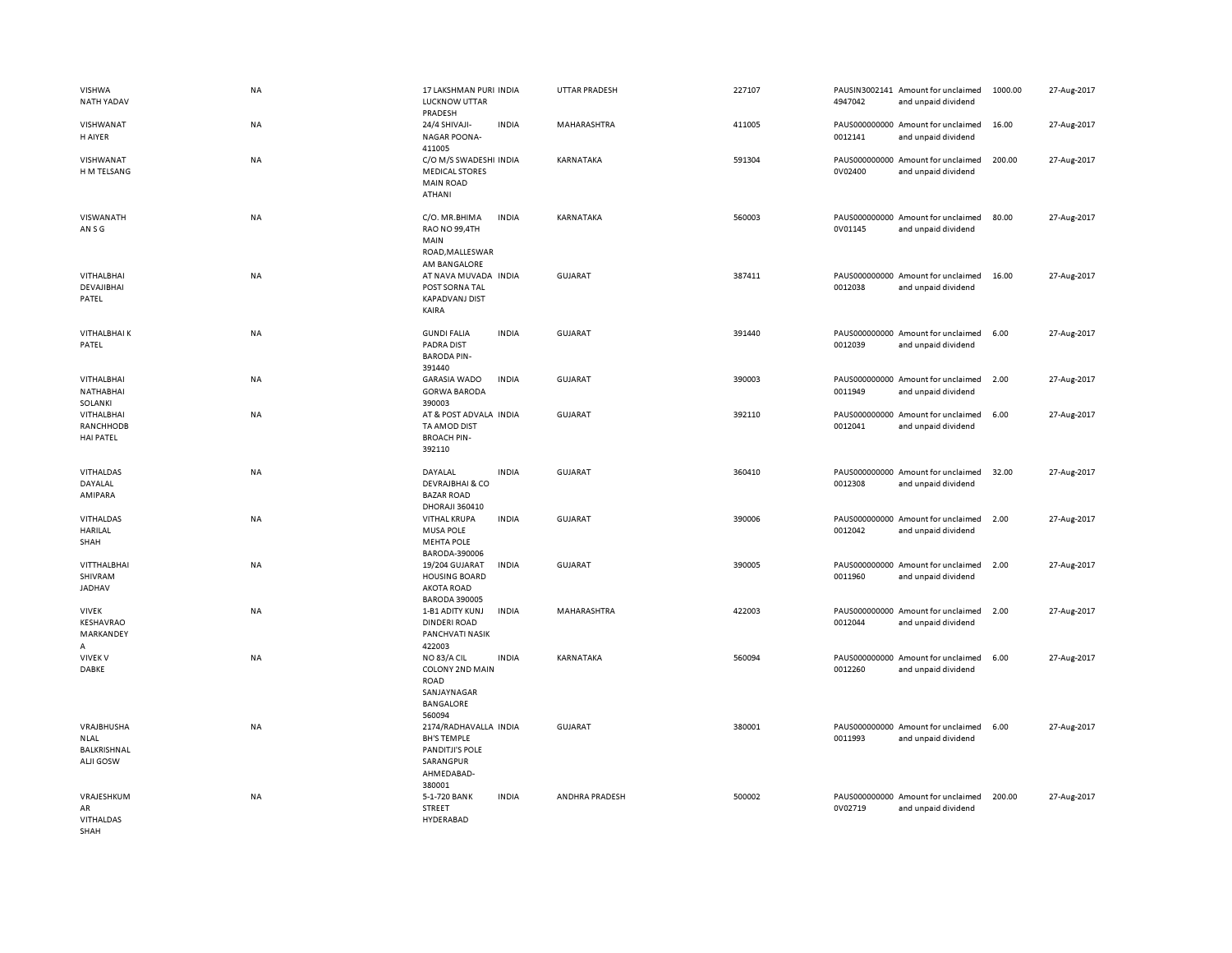| | | | | | | | | | |
|---|---|---|---|---|---|---|---|---|---|
| VISHWA NATH YADAV | NA | 17 LAKSHMAN PURI LUCKNOW UTTAR PRADESH | INDIA | UTTAR PRADESH | 227107 | PAUSIN3002141 4947042 | Amount for unclaimed and unpaid dividend | 1000.00 | 27-Aug-2017 |
| VISHWANAT H AIYER | NA | 24/4 SHIVAJI-NAGAR POONA-411005 | INDIA | MAHARASHTRA | 411005 | PAUS000000000 0012141 | Amount for unclaimed and unpaid dividend | 16.00 | 27-Aug-2017 |
| VISHWANAT H M TELSANG | NA | C/O M/S SWADESHI MEDICAL STORES MAIN ROAD ATHANI | INDIA | KARNATAKA | 591304 | PAUS000000000 0V02400 | Amount for unclaimed and unpaid dividend | 200.00 | 27-Aug-2017 |
| VISWANATH AN S G | NA | C/O. MR.BHIMA RAO NO 99,4TH MAIN ROAD,MALLESWAR AM BANGALORE | INDIA | KARNATAKA | 560003 | PAUS000000000 0V01145 | Amount for unclaimed and unpaid dividend | 80.00 | 27-Aug-2017 |
| VITHALBHAI DEVAJIBHAI PATEL | NA | AT NAVA MUVADA POST SORNA TAL KAPADVANJ DIST KAIRA | INDIA | GUJARAT | 387411 | PAUS000000000 0012038 | Amount for unclaimed and unpaid dividend | 16.00 | 27-Aug-2017 |
| VITHALBHAI K PATEL | NA | GUNDI FALIA PADRA DIST BARODA PIN-391440 | INDIA | GUJARAT | 391440 | PAUS000000000 0012039 | Amount for unclaimed and unpaid dividend | 6.00 | 27-Aug-2017 |
| VITHALBHAI NATHABHAI SOLANKI | NA | GARASIA WADO GORWA BARODA 390003 | INDIA | GUJARAT | 390003 | PAUS000000000 0011949 | Amount for unclaimed and unpaid dividend | 2.00 | 27-Aug-2017 |
| VITHALBHAI RANCHHODB HAI PATEL | NA | AT & POST ADVALA TA AMOD DIST BROACH PIN-392110 | INDIA | GUJARAT | 392110 | PAUS000000000 0012041 | Amount for unclaimed and unpaid dividend | 6.00 | 27-Aug-2017 |
| VITHALDAS DAYALAL AMIPARA | NA | DAYALAL DEVRAJBHAI & CO BAZAR ROAD DHORAJI 360410 | INDIA | GUJARAT | 360410 | PAUS000000000 0012308 | Amount for unclaimed and unpaid dividend | 32.00 | 27-Aug-2017 |
| VITHALDAS HARILAL SHAH | NA | VITHAL KRUPA MUSA POLE MEHTA POLE BARODA-390006 | INDIA | GUJARAT | 390006 | PAUS000000000 0012042 | Amount for unclaimed and unpaid dividend | 2.00 | 27-Aug-2017 |
| VITTHALBHAI SHIVRAM JADHAV | NA | 19/204 GUJARAT HOUSING BOARD AKOTA ROAD BARODA 390005 | INDIA | GUJARAT | 390005 | PAUS000000000 0011960 | Amount for unclaimed and unpaid dividend | 2.00 | 27-Aug-2017 |
| VIVEK KESHAVRAO MARKANDEY A | NA | 1-B1 ADITY KUNJ DINDERI ROAD PANCHVATI NASIK 422003 | INDIA | MAHARASHTRA | 422003 | PAUS000000000 0012044 | Amount for unclaimed and unpaid dividend | 2.00 | 27-Aug-2017 |
| VIVEK V DABKE | NA | NO 83/A CIL COLONY 2ND MAIN ROAD SANJAYNAGAR BANGALORE 560094 | INDIA | KARNATAKA | 560094 | PAUS000000000 0012260 | Amount for unclaimed and unpaid dividend | 6.00 | 27-Aug-2017 |
| VRAJBHUSHA NLAL BALKRISHNAL ALJI GOSW | NA | 2174/RADHAVALLA BH'S TEMPLE PANDITJI'S POLE SARANGPUR AHMEDABAD-380001 | INDIA | GUJARAT | 380001 | PAUS000000000 0011993 | Amount for unclaimed and unpaid dividend | 6.00 | 27-Aug-2017 |
| VRAJESHKUM AR VITHALDAS SHAH | NA | 5-1-720 BANK STREET HYDERABAD | INDIA | ANDHRA PRADESH | 500002 | PAUS000000000 0V02719 | Amount for unclaimed and unpaid dividend | 200.00 | 27-Aug-2017 |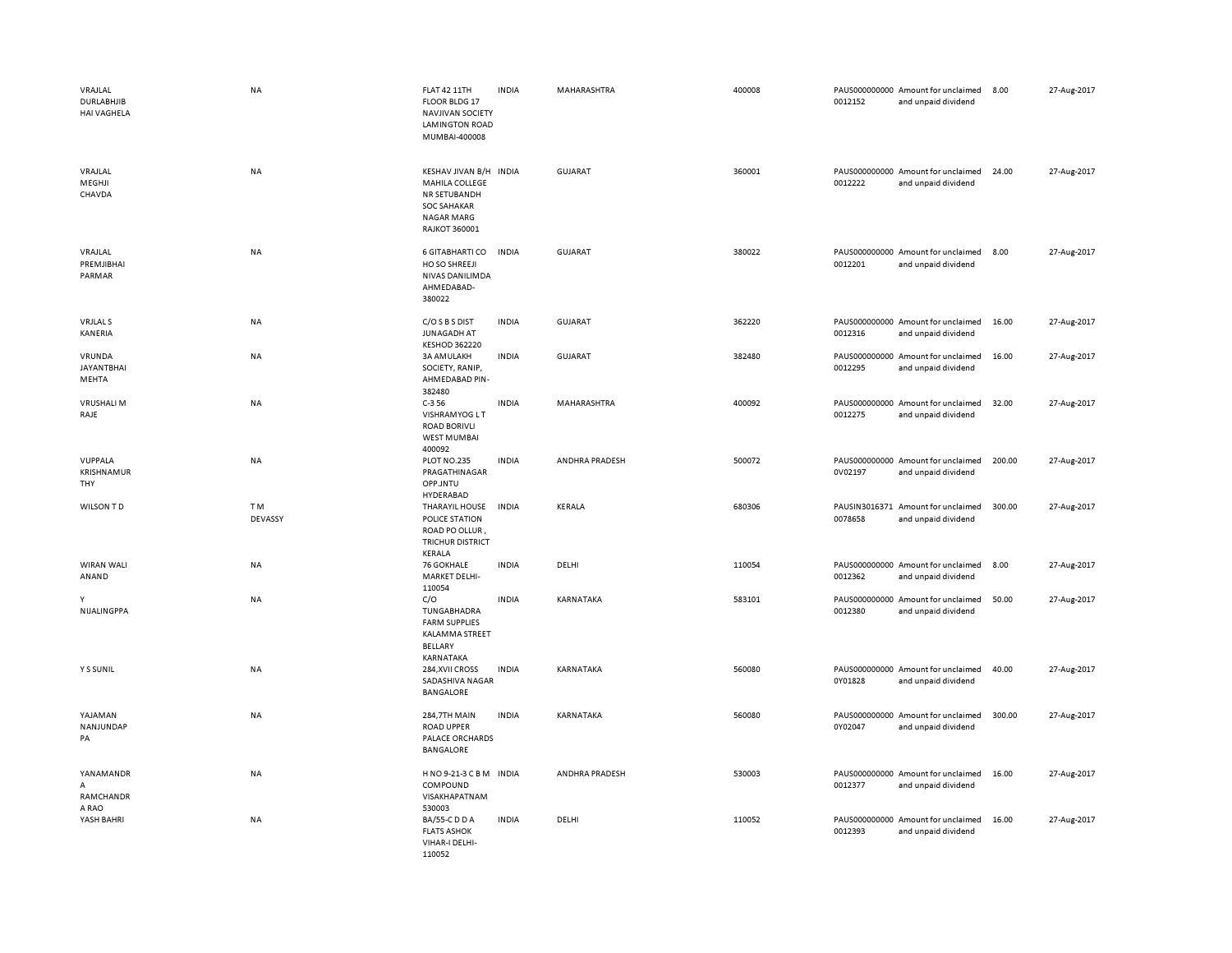| | | | | | | | | | |
|---|---|---|---|---|---|---|---|---|---|
| VRAJLAL DURLABHJIB HAI VAGHELA | NA | FLAT 42 11TH FLOOR BLDG 17 NAVJIVAN SOCIETY LAMINGTON ROAD MUMBAI-400008 | INDIA | MAHARASHTRA | 400008 | PAUS000000000 0012152 | Amount for unclaimed and unpaid dividend | 8.00 | 27-Aug-2017 |
| VRAJLAL MEGHJI CHAVDA | NA | KESHAV JIVAN B/H MAHILA COLLEGE NR SETUBANDH SOC SAHAKAR NAGAR MARG RAJKOT 360001 | INDIA | GUJARAT | 360001 | PAUS000000000 0012222 | Amount for unclaimed and unpaid dividend | 24.00 | 27-Aug-2017 |
| VRAJLAL PREMJIBHAI PARMAR | NA | 6 GITABHARTI CO HO SO SHREEJI NIVAS DANILIMDA AHMEDABAD-380022 | INDIA | GUJARAT | 380022 | PAUS000000000 0012201 | Amount for unclaimed and unpaid dividend | 8.00 | 27-Aug-2017 |
| VRJLAL S KANERIA | NA | C/O S B S DIST JUNAGADH AT KESHOD 362220 | INDIA | GUJARAT | 362220 | PAUS000000000 0012316 | Amount for unclaimed and unpaid dividend | 16.00 | 27-Aug-2017 |
| VRUNDA JAYANTBHAI MEHTA | NA | 3A AMULAKH SOCIETY, RANIP, AHMEDABAD PIN-382480 | INDIA | GUJARAT | 382480 | PAUS000000000 0012295 | Amount for unclaimed and unpaid dividend | 16.00 | 27-Aug-2017 |
| VRUSHALI M RAJE | NA | C-3 56 VISHRAMYOG L T ROAD BORIVLI WEST MUMBAI 400092 | INDIA | MAHARASHTRA | 400092 | PAUS000000000 0012275 | Amount for unclaimed and unpaid dividend | 32.00 | 27-Aug-2017 |
| VUPPALA KRISHNAMUR THY | NA | PLOT NO.235 PRAGATHINAGAR OPP.JNTU HYDERABAD | INDIA | ANDHRA PRADESH | 500072 | PAUS000000000 0V02197 | Amount for unclaimed and unpaid dividend | 200.00 | 27-Aug-2017 |
| WILSON T D | T M DEVASSY | THARAYIL HOUSE POLICE STATION ROAD PO OLLUR , TRICHUR DISTRICT KERALA | INDIA | KERALA | 680306 | PAUSIN3016371 0078658 | Amount for unclaimed and unpaid dividend | 300.00 | 27-Aug-2017 |
| WIRAN WALI ANAND | NA | 76 GOKHALE MARKET DELHI-110054 | INDIA | DELHI | 110054 | PAUS000000000 0012362 | Amount for unclaimed and unpaid dividend | 8.00 | 27-Aug-2017 |
| Y NIJALINGPPA | NA | C/O TUNGABHADRA FARM SUPPLIES KALAMMA STREET BELLARY KARNATAKA | INDIA | KARNATAKA | 583101 | PAUS000000000 0012380 | Amount for unclaimed and unpaid dividend | 50.00 | 27-Aug-2017 |
| Y S SUNIL | NA | 284,XVII CROSS SADASHIVA NAGAR BANGALORE | INDIA | KARNATAKA | 560080 | PAUS000000000 0Y01828 | Amount for unclaimed and unpaid dividend | 40.00 | 27-Aug-2017 |
| YAJAMAN NANJUNDAP PA | NA | 284,7TH MAIN ROAD UPPER PALACE ORCHARDS BANGALORE | INDIA | KARNATAKA | 560080 | PAUS000000000 0Y02047 | Amount for unclaimed and unpaid dividend | 300.00 | 27-Aug-2017 |
| YANAMANDR A RAMCHANDR A RAO | NA | H NO 9-21-3 C B M COMPOUND VISAKHAPATNAM 530003 | INDIA | ANDHRA PRADESH | 530003 | PAUS000000000 0012377 | Amount for unclaimed and unpaid dividend | 16.00 | 27-Aug-2017 |
| YASH BAHRI | NA | BA/55-C D D A FLATS ASHOK VIHAR-I DELHI-110052 | INDIA | DELHI | 110052 | PAUS000000000 0012393 | Amount for unclaimed and unpaid dividend | 16.00 | 27-Aug-2017 |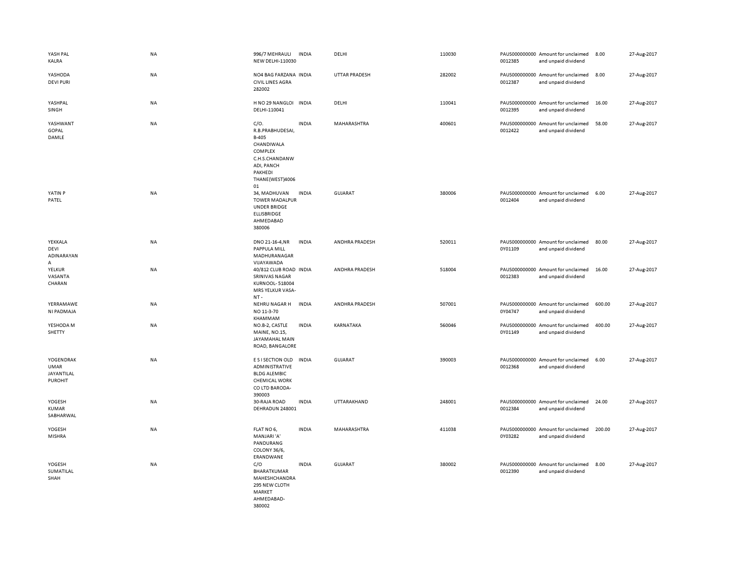| | | | | | | | | | |
|---|---|---|---|---|---|---|---|---|---|
| YASH PAL KALRA | NA | 996/7 MEHRAULI NEW DELHI-110030 | INDIA | DELHI | 110030 | PAUS0000000000012385 | Amount for unclaimed and unpaid dividend | 8.00 | 27-Aug-2017 |
| YASHODA DEVI PURI | NA | NO4 BAG FARZANA CIVIL LINES AGRA 282002 | INDIA | UTTAR PRADESH | 282002 | PAUS0000000000012387 | Amount for unclaimed and unpaid dividend | 8.00 | 27-Aug-2017 |
| YASHPAL SINGH | NA | H NO 29 NANGLOI DELHI-110041 | INDIA | DELHI | 110041 | PAUS0000000000012395 | Amount for unclaimed and unpaid dividend | 16.00 | 27-Aug-2017 |
| YASHWANT GOPAL DAMLE | NA | C/O. R.B.PRABHUDESAI, B-405 CHANDIWALA COMPLEX C.H.S.CHANDANWADI, PANCH PAKHEDI THANE(WEST)400601 | INDIA | MAHARASHTRA | 400601 | PAUS0000000000012422 | Amount for unclaimed and unpaid dividend | 58.00 | 27-Aug-2017 |
| YATIN P PATEL | NA | 34, MADHUVAN TOWER MADALPUR UNDER BRIDGE ELLISBRIDGE AHMEDABAD 380006 | INDIA | GUJARAT | 380006 | PAUS0000000000012404 | Amount for unclaimed and unpaid dividend | 6.00 | 27-Aug-2017 |
| YEKKALA DEVI ADINARAYANA | NA | DNO 21-16-4,NR PAPPULA MILL MADHURANAGAR VIJAYAWADA | INDIA | ANDHRA PRADESH | 520011 | PAUS0000000000Y01109 | Amount for unclaimed and unpaid dividend | 80.00 | 27-Aug-2017 |
| YELKUR VASANTA CHARAN | NA | 40/812 CLUB ROAD SRINIVAS NAGAR KURNOOL- 518004 MRS YELKUR VASA-NT - | INDIA | ANDHRA PRADESH | 518004 | PAUS0000000000012383 | Amount for unclaimed and unpaid dividend | 16.00 | 27-Aug-2017 |
| YERRAMAWENI PADMAJA | NA | NEHRU NAGAR H NO 11-3-70 KHAMMAM | INDIA | ANDHRA PRADESH | 507001 | PAUS0000000000Y04747 | Amount for unclaimed and unpaid dividend | 600.00 | 27-Aug-2017 |
| YESHODA M SHETTY | NA | NO.B-2, CASTLE MAINE, NO.15, JAYAMAHAL MAIN ROAD, BANGALORE | INDIA | KARNATAKA | 560046 | PAUS0000000000Y01149 | Amount for unclaimed and unpaid dividend | 400.00 | 27-Aug-2017 |
| YOGENDRAKUMAR JAYANTILAL PUROHIT | NA | E S I SECTION OLD ADMINISTRATIVE BLDG ALEMBIC CHEMICAL WORK CO LTD BARODA-390003 | INDIA | GUJARAT | 390003 | PAUS0000000000012368 | Amount for unclaimed and unpaid dividend | 6.00 | 27-Aug-2017 |
| YOGESH KUMAR SABHARWAL | NA | 30-RAJA ROAD DEHRADUN 248001 | INDIA | UTTARAKHAND | 248001 | PAUS0000000000012384 | Amount for unclaimed and unpaid dividend | 24.00 | 27-Aug-2017 |
| YOGESH MISHRA | NA | FLAT NO 6, MANJARI 'A' PANDURANG COLONY 36/6, ERANDWANE | INDIA | MAHARASHTRA | 411038 | PAUS0000000000Y03282 | Amount for unclaimed and unpaid dividend | 200.00 | 27-Aug-2017 |
| YOGESH SUMATILAL SHAH | NA | C/O BHARATKUMAR MAHESHCHANDRA 295 NEW CLOTH MARKET AHMEDABAD-380002 | INDIA | GUJARAT | 380002 | PAUS0000000000012390 | Amount for unclaimed and unpaid dividend | 8.00 | 27-Aug-2017 |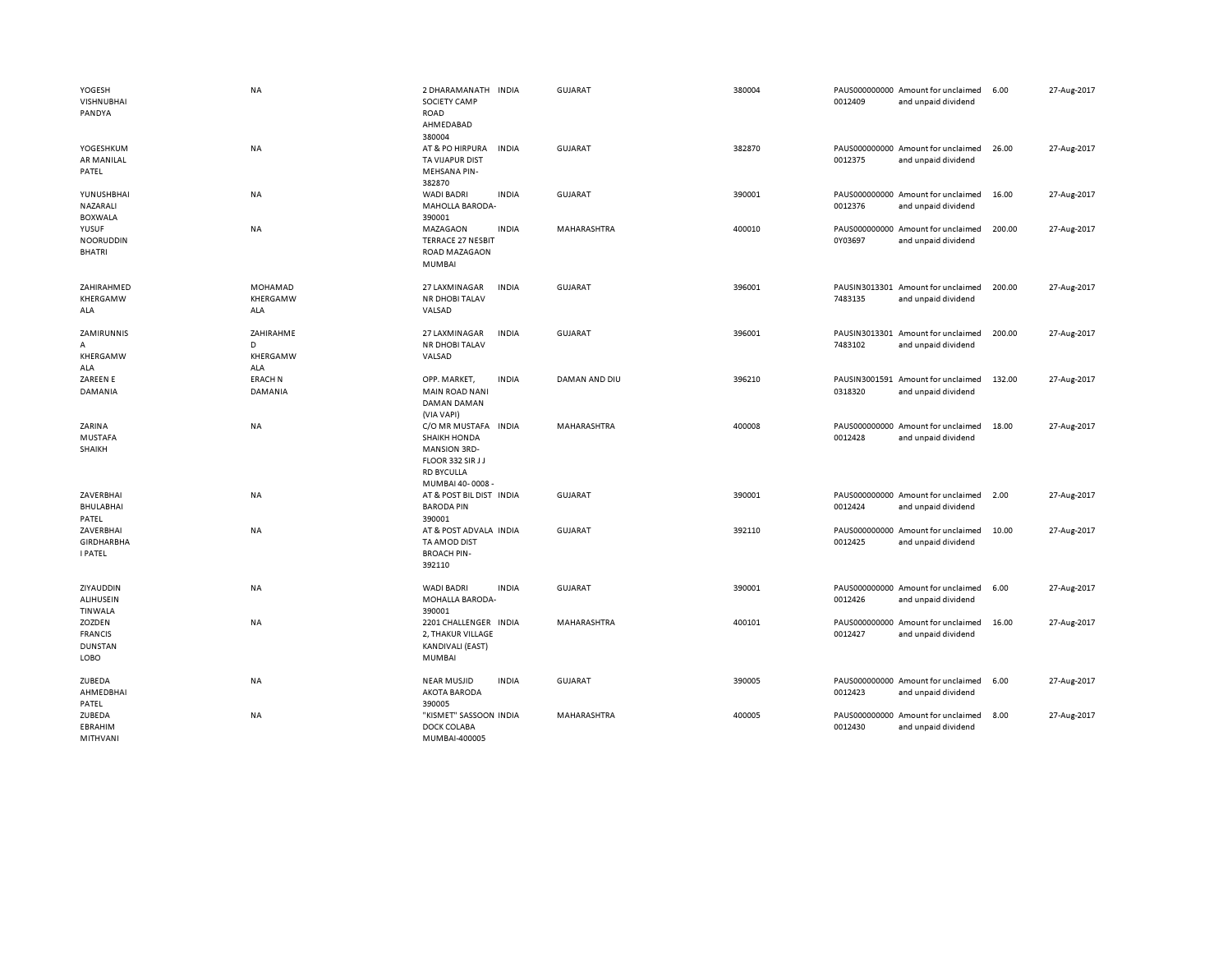| | | | | | | | | | |
|---|---|---|---|---|---|---|---|---|---|
| YOGESH VISHNUBHAI PANDYA | NA | 2 DHARAMANATH SOCIETY CAMP ROAD AHMEDABAD 380004 | INDIA | GUJARAT | 380004 | PAUS000000000 0012409 | Amount for unclaimed and unpaid dividend | 6.00 | 27-Aug-2017 |
| YOGESHKUM AR MANILAL PATEL | NA | AT & PO HIRPURA TA VIJAPUR DIST MEHSANA PIN-382870 | INDIA | GUJARAT | 382870 | PAUS000000000 0012375 | Amount for unclaimed and unpaid dividend | 26.00 | 27-Aug-2017 |
| YUNUSHBHAI NAZARALI BOXWALA | NA | WADI BADRI MAHOLLA BARODA-390001 | INDIA | GUJARAT | 390001 | PAUS000000000 0012376 | Amount for unclaimed and unpaid dividend | 16.00 | 27-Aug-2017 |
| YUSUF NOORUDDIN BHATRI | NA | MAZAGAON TERRACE 27 NESBIT ROAD MAZAGAON MUMBAI | INDIA | MAHARASHTRA | 400010 | PAUS000000000 0Y03697 | Amount for unclaimed and unpaid dividend | 200.00 | 27-Aug-2017 |
| ZAHIRAHMED KHERGAMW ALA | MOHAMAD KHERGAMW ALA | 27 LAXMINAGAR NR DHOBI TALAV VALSAD | INDIA | GUJARAT | 396001 | PAUSIN3013301 7483135 | Amount for unclaimed and unpaid dividend | 200.00 | 27-Aug-2017 |
| ZAMIRUNNIS A KHERGAMW ALA | ZAHIRAHME D KHERGAMW ALA | 27 LAXMINAGAR NR DHOBI TALAV VALSAD | INDIA | GUJARAT | 396001 | PAUSIN3013301 7483102 | Amount for unclaimed and unpaid dividend | 200.00 | 27-Aug-2017 |
| ZAREEN E DAMANIA | ERACH N DAMANIA | OPP. MARKET, MAIN ROAD NANI DAMAN DAMAN (VIA VAPI) | INDIA | DAMAN AND DIU | 396210 | PAUSIN3001591 0318320 | Amount for unclaimed and unpaid dividend | 132.00 | 27-Aug-2017 |
| ZARINA MUSTAFA SHAIKH | NA | C/O MR MUSTAFA SHAIKH HONDA MANSION 3RD-FLOOR 332 SIR J J RD BYCULLA MUMBAI 40- 0008 - | INDIA | MAHARASHTRA | 400008 | PAUS000000000 0012428 | Amount for unclaimed and unpaid dividend | 18.00 | 27-Aug-2017 |
| ZAVERBHAI BHULABHAI PATEL | NA | AT & POST BIL DIST BARODA PIN 390001 | INDIA | GUJARAT | 390001 | PAUS000000000 0012424 | Amount for unclaimed and unpaid dividend | 2.00 | 27-Aug-2017 |
| ZAVERBHAI GIRDHARBHA I PATEL | NA | AT & POST ADVALA TA AMOD DIST BROACH PIN-392110 | INDIA | GUJARAT | 392110 | PAUS000000000 0012425 | Amount for unclaimed and unpaid dividend | 10.00 | 27-Aug-2017 |
| ZIYAUDDIN ALIHUSEIN TINWALA | NA | WADI BADRI MOHALLA BARODA-390001 | INDIA | GUJARAT | 390001 | PAUS000000000 0012426 | Amount for unclaimed and unpaid dividend | 6.00 | 27-Aug-2017 |
| ZOZDEN FRANCIS DUNSTAN LOBO | NA | 2201 CHALLENGER 2, THAKUR VILLAGE KANDIVALI (EAST) MUMBAI | INDIA | MAHARASHTRA | 400101 | PAUS000000000 0012427 | Amount for unclaimed and unpaid dividend | 16.00 | 27-Aug-2017 |
| ZUBEDA AHMEDBHAI PATEL | NA | NEAR MUSJID AKOTA BARODA 390005 | INDIA | GUJARAT | 390005 | PAUS000000000 0012423 | Amount for unclaimed and unpaid dividend | 6.00 | 27-Aug-2017 |
| ZUBEDA EBRAHIM MITHVANI | NA | "KISMET" SASSOON DOCK COLABA MUMBAI-400005 | INDIA | MAHARASHTRA | 400005 | PAUS000000000 0012430 | Amount for unclaimed and unpaid dividend | 8.00 | 27-Aug-2017 |